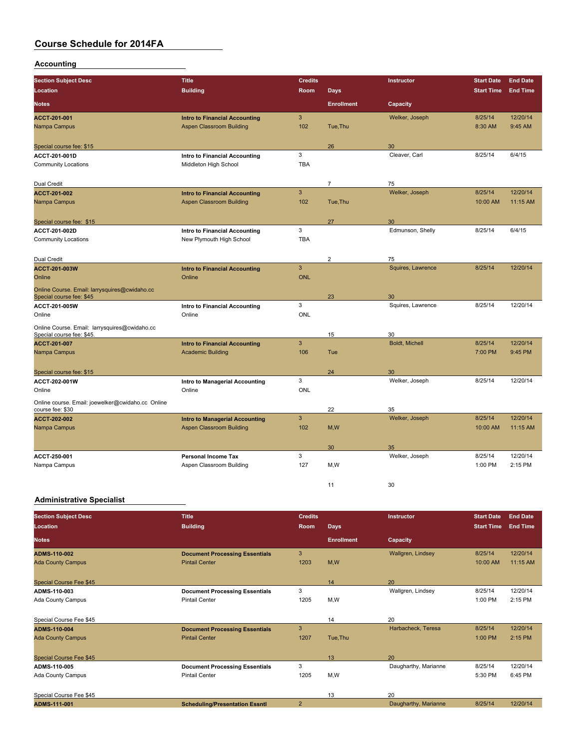# Course Schedule for 2014FA

## Accounting

| Section Subject Desc / Location / Notes | Title / Building | Credits / Room | Days / Enrollment | Instructor / Capacity | Start Date / Start Time | End Date / End Time |
|---|---|---|---|---|---|---|
| **ACCT-201-001** | **Intro to Financial Accounting** | 3 | | Welker, Joseph | 8/25/14 | 12/20/14 |
| Nampa Campus | Aspen Classroom Building | 102 | Tue,Thu | | 8:30 AM | 9:45 AM |
| Special course fee: $15 | | | 26 | 30 | | |
| **ACCT-201-001D** | **Intro to Financial Accounting** | 3 | | Cleaver, Carl | 8/25/14 | 6/4/15 |
| Community Locations | Middleton High School | TBA | | | | |
| Dual Credit | | | 7 | 75 | | |
| **ACCT-201-002** | **Intro to Financial Accounting** | 3 | | Welker, Joseph | 8/25/14 | 12/20/14 |
| Nampa Campus | Aspen Classroom Building | 102 | Tue,Thu | | 10:00 AM | 11:15 AM |
| Special course fee: $15 | | | 27 | 30 | | |
| **ACCT-201-002D** | **Intro to Financial Accounting** | 3 | | Edmunson, Shelly | 8/25/14 | 6/4/15 |
| Community Locations | New Plymouth High School | TBA | | | | |
| Dual Credit | | | 2 | 75 | | |
| **ACCT-201-003W** | **Intro to Financial Accounting** | 3 | | Squires, Lawrence | 8/25/14 | 12/20/14 |
| Online | Online | ONL | | | | |
| Online Course. Email: larrysquires@cwidaho.cc Special course fee: $45 | | | 23 | 30 | | |
| **ACCT-201-005W** | **Intro to Financial Accounting** | 3 | | Squires, Lawrence | 8/25/14 | 12/20/14 |
| Online | Online | ONL | | | | |
| Online Course. Email: larrysquires@cwidaho.cc Special course fee: $45. | | | 15 | 30 | | |
| **ACCT-201-007** | **Intro to Financial Accounting** | 3 | | Boldt, Michell | 8/25/14 | 12/20/14 |
| Nampa Campus | Academic Building | 106 | Tue | | 7:00 PM | 9:45 PM |
| Special course fee: $15 | | | 24 | 30 | | |
| **ACCT-202-001W** | **Intro to Managerial Accounting** | 3 | | Welker, Joseph | 8/25/14 | 12/20/14 |
| Online | Online | ONL | | | | |
| Online course. Email: joewelker@cwidaho.cc Online course fee: $30 | | | 22 | 35 | | |
| **ACCT-202-002** | **Intro to Managerial Accounting** | 3 | | Welker, Joseph | 8/25/14 | 12/20/14 |
| Nampa Campus | Aspen Classroom Building | 102 | M,W | | 10:00 AM | 11:15 AM |
| | | | 30 | 35 | | |
| **ACCT-250-001** | **Personal Income Tax** | 3 | | Welker, Joseph | 8/25/14 | 12/20/14 |
| Nampa Campus | Aspen Classroom Building | 127 | M,W | | 1:00 PM | 2:15 PM |
| | | | 11 | 30 | | |

## Administrative Specialist

| Section Subject Desc / Location / Notes | Title / Building | Credits / Room | Days / Enrollment | Instructor / Capacity | Start Date / Start Time | End Date / End Time |
|---|---|---|---|---|---|---|
| **ADMS-110-002** | **Document Processing Essentials** | 3 | | Wallgren, Lindsey | 8/25/14 | 12/20/14 |
| Ada County Campus | Pintail Center | 1203 | M,W | | 10:00 AM | 11:15 AM |
| Special Course Fee $45 | | | 14 | 20 | | |
| **ADMS-110-003** | **Document Processing Essentials** | 3 | | Wallgren, Lindsey | 8/25/14 | 12/20/14 |
| Ada County Campus | Pintail Center | 1205 | M,W | | 1:00 PM | 2:15 PM |
| Special Course Fee $45 | | | 14 | 20 | | |
| **ADMS-110-004** | **Document Processing Essentials** | 3 | | Harbacheck, Teresa | 8/25/14 | 12/20/14 |
| Ada County Campus | Pintail Center | 1207 | Tue,Thu | | 1:00 PM | 2:15 PM |
| Special Course Fee $45 | | | 13 | 20 | | |
| **ADMS-110-005** | **Document Processing Essentials** | 3 | | Daugharthy, Marianne | 8/25/14 | 12/20/14 |
| Ada County Campus | Pintail Center | 1205 | M,W | | 5:30 PM | 6:45 PM |
| Special Course Fee $45 | | | 13 | 20 | | |
| **ADMS-111-001** | **Scheduling/Presentation Essntl** | 2 | | Daugharthy, Marianne | 8/25/14 | 12/20/14 |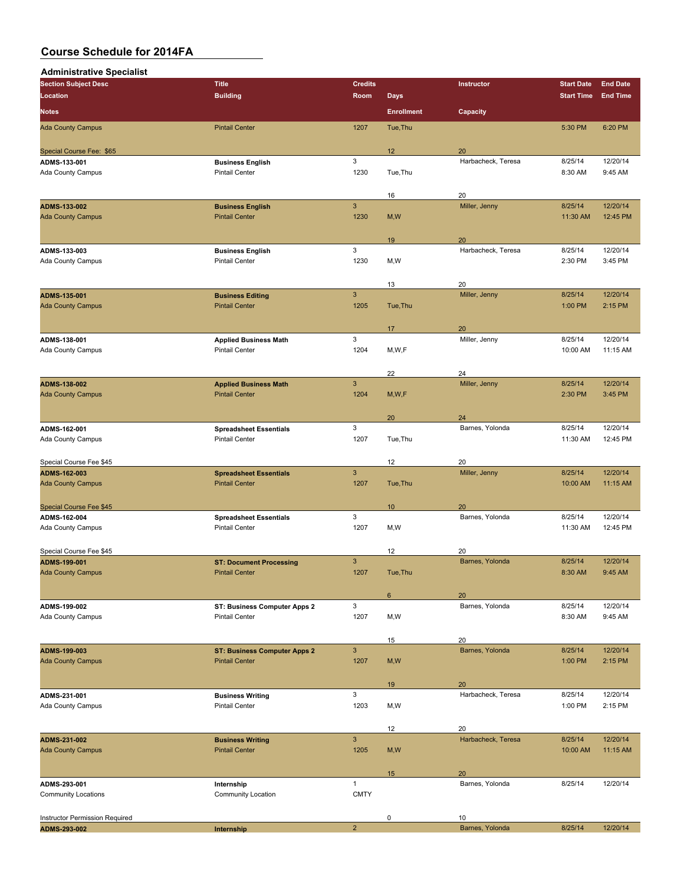# Course Schedule for 2014FA

## Administrative Specialist

| Section Subject Desc / Location / Notes | Title / Building | Credits / Room | Days / Enrollment | Instructor / Capacity | Start Date / Start Time | End Date / End Time |
|---|---|---|---|---|---|---|
| Ada County Campus | Pintail Center | 1207 | Tue,Thu | | 5:30 PM | 6:20 PM |
| Special Course Fee: $65 | | | 12 | 20 | | |
| **ADMS-133-001** | **Business English** | 3 | | Harbacheck, Teresa | 8/25/14 | 12/20/14 |
| Ada County Campus | Pintail Center | 1230 | Tue,Thu | | 8:30 AM | 9:45 AM |
| | | | 16 | 20 | | |
| **ADMS-133-002** | **Business English** | 3 | | Miller, Jenny | 8/25/14 | 12/20/14 |
| Ada County Campus | Pintail Center | 1230 | M,W | | 11:30 AM | 12:45 PM |
| | | | 19 | 20 | | |
| **ADMS-133-003** | **Business English** | 3 | | Harbacheck, Teresa | 8/25/14 | 12/20/14 |
| Ada County Campus | Pintail Center | 1230 | M,W | | 2:30 PM | 3:45 PM |
| | | | 13 | 20 | | |
| **ADMS-135-001** | **Business Editing** | 3 | | Miller, Jenny | 8/25/14 | 12/20/14 |
| Ada County Campus | Pintail Center | 1205 | Tue,Thu | | 1:00 PM | 2:15 PM |
| | | | 17 | 20 | | |
| **ADMS-138-001** | **Applied Business Math** | 3 | | Miller, Jenny | 8/25/14 | 12/20/14 |
| Ada County Campus | Pintail Center | 1204 | M,W,F | | 10:00 AM | 11:15 AM |
| | | | 22 | 24 | | |
| **ADMS-138-002** | **Applied Business Math** | 3 | | Miller, Jenny | 8/25/14 | 12/20/14 |
| Ada County Campus | Pintail Center | 1204 | M,W,F | | 2:30 PM | 3:45 PM |
| | | | 20 | 24 | | |
| **ADMS-162-001** | **Spreadsheet Essentials** | 3 | | Barnes, Yolonda | 8/25/14 | 12/20/14 |
| Ada County Campus | Pintail Center | 1207 | Tue,Thu | | 11:30 AM | 12:45 PM |
| Special Course Fee $45 | | | 12 | 20 | | |
| **ADMS-162-003** | **Spreadsheet Essentials** | 3 | | Miller, Jenny | 8/25/14 | 12/20/14 |
| Ada County Campus | Pintail Center | 1207 | Tue,Thu | | 10:00 AM | 11:15 AM |
| Special Course Fee $45 | | | 10 | 20 | | |
| **ADMS-162-004** | **Spreadsheet Essentials** | 3 | | Barnes, Yolonda | 8/25/14 | 12/20/14 |
| Ada County Campus | Pintail Center | 1207 | M,W | | 11:30 AM | 12:45 PM |
| Special Course Fee $45 | | | 12 | 20 | | |
| **ADMS-199-001** | **ST: Document Processing** | 3 | | Barnes, Yolonda | 8/25/14 | 12/20/14 |
| Ada County Campus | Pintail Center | 1207 | Tue,Thu | | 8:30 AM | 9:45 AM |
| | | | 6 | 20 | | |
| **ADMS-199-002** | **ST: Business Computer Apps 2** | 3 | | Barnes, Yolonda | 8/25/14 | 12/20/14 |
| Ada County Campus | Pintail Center | 1207 | M,W | | 8:30 AM | 9:45 AM |
| | | | 15 | 20 | | |
| **ADMS-199-003** | **ST: Business Computer Apps 2** | 3 | | Barnes, Yolonda | 8/25/14 | 12/20/14 |
| Ada County Campus | Pintail Center | 1207 | M,W | | 1:00 PM | 2:15 PM |
| | | | 19 | 20 | | |
| **ADMS-231-001** | **Business Writing** | 3 | | Harbacheck, Teresa | 8/25/14 | 12/20/14 |
| Ada County Campus | Pintail Center | 1203 | M,W | | 1:00 PM | 2:15 PM |
| | | | 12 | 20 | | |
| **ADMS-231-002** | **Business Writing** | 3 | | Harbacheck, Teresa | 8/25/14 | 12/20/14 |
| Ada County Campus | Pintail Center | 1205 | M,W | | 10:00 AM | 11:15 AM |
| | | | 15 | 20 | | |
| **ADMS-293-001** | **Internship** | 1 | | Barnes, Yolonda | 8/25/14 | 12/20/14 |
| Community Locations | Community Location | CMTY | | | | |
| Instructor Permission Required | | | 0 | 10 | | |
| **ADMS-293-002** | **Internship** | 2 | | Barnes, Yolonda | 8/25/14 | 12/20/14 |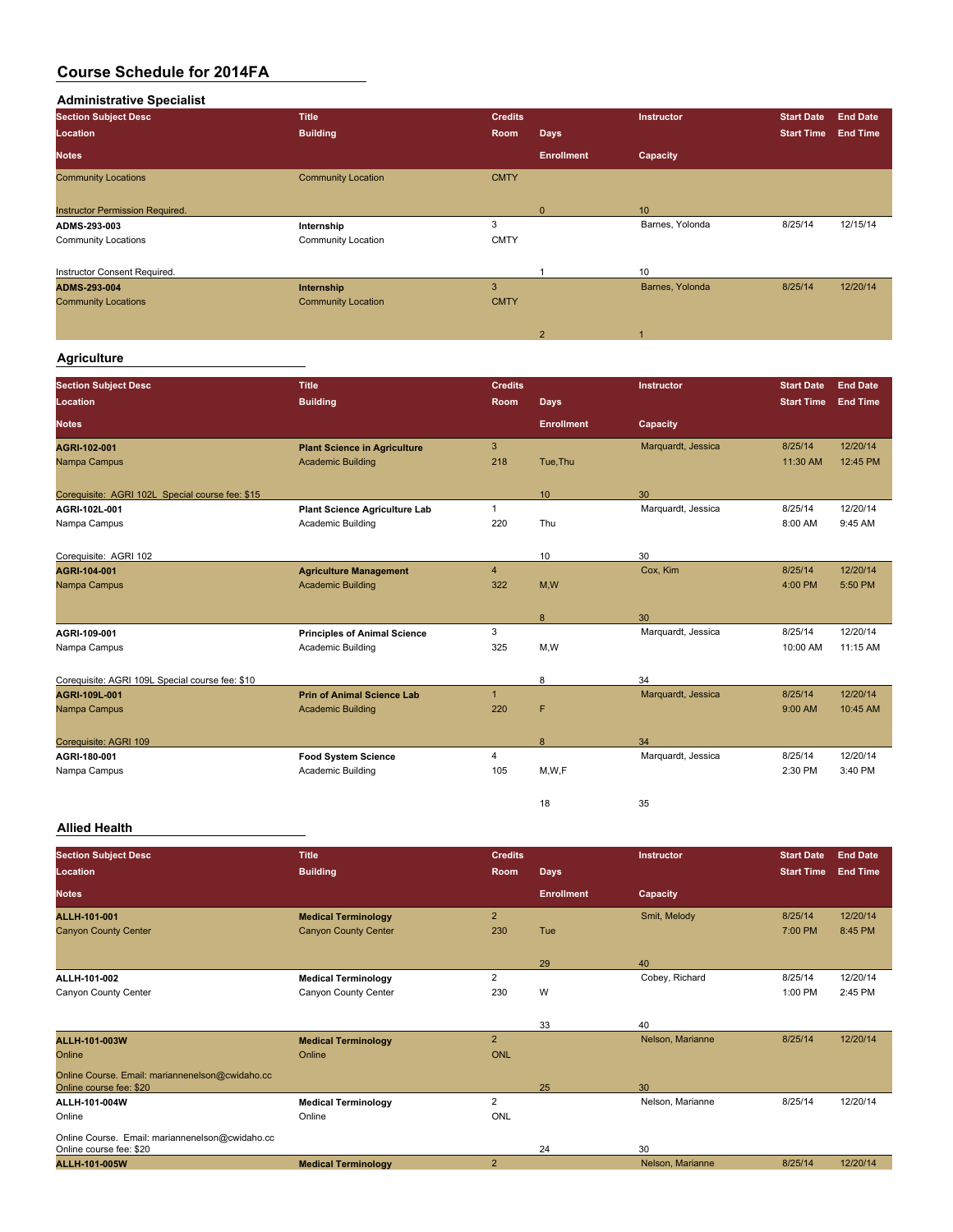# Course Schedule for 2014FA

## Administrative Specialist

| Section Subject Desc | Title | Credits | | Instructor | Start Date | End Date |
|---|---|---|---|---|---|---|
| Location | Building | Room | Days | | Start Time | End Time |
| Notes | | | Enrollment | Capacity | | |
| Community Locations | Community Location | CMTY | | | | |
| Instructor Permission Required. | | | 0 | 10 | | |
| **ADMS-293-003** | **Internship** | 3 | | Barnes, Yolonda | 8/25/14 | 12/15/14 |
| Community Locations | Community Location | CMTY | | | | |
| Instructor Consent Required. | | | 1 | 10 | | |
| **ADMS-293-004** | **Internship** | 3 | | Barnes, Yolonda | 8/25/14 | 12/20/14 |
| Community Locations | Community Location | CMTY | | | | |
| | | | 2 | 1 | | |

## Agriculture

| Section Subject Desc | Title | Credits | | Instructor | Start Date | End Date |
|---|---|---|---|---|---|---|
| Location | Building | Room | Days | | Start Time | End Time |
| Notes | | | Enrollment | Capacity | | |
| **AGRI-102-001** | **Plant Science in Agriculture** | 3 | | Marquardt, Jessica | 8/25/14 | 12/20/14 |
| Nampa Campus | Academic Building | 218 | Tue,Thu | | 11:30 AM | 12:45 PM |
| Corequisite: AGRI 102L Special course fee: $15 | | | 10 | 30 | | |
| **AGRI-102L-001** | **Plant Science Agriculture Lab** | 1 | | Marquardt, Jessica | 8/25/14 | 12/20/14 |
| Nampa Campus | Academic Building | 220 | Thu | | 8:00 AM | 9:45 AM |
| Corequisite: AGRI 102 | | | 10 | 30 | | |
| **AGRI-104-001** | **Agriculture Management** | 4 | | Cox, Kim | 8/25/14 | 12/20/14 |
| Nampa Campus | Academic Building | 322 | M,W | | 4:00 PM | 5:50 PM |
| | | | 8 | 30 | | |
| **AGRI-109-001** | **Principles of Animal Science** | 3 | | Marquardt, Jessica | 8/25/14 | 12/20/14 |
| Nampa Campus | Academic Building | 325 | M,W | | 10:00 AM | 11:15 AM |
| Corequisite: AGRI 109L Special course fee: $10 | | | 8 | 34 | | |
| **AGRI-109L-001** | **Prin of Animal Science Lab** | 1 | | Marquardt, Jessica | 8/25/14 | 12/20/14 |
| Nampa Campus | Academic Building | 220 | F | | 9:00 AM | 10:45 AM |
| Corequisite: AGRI 109 | | | 8 | 34 | | |
| **AGRI-180-001** | **Food System Science** | 4 | | Marquardt, Jessica | 8/25/14 | 12/20/14 |
| Nampa Campus | Academic Building | 105 | M,W,F | | 2:30 PM | 3:40 PM |
| | | | 18 | 35 | | |

## Allied Health

| Section Subject Desc | Title | Credits | | Instructor | Start Date | End Date |
|---|---|---|---|---|---|---|
| Location | Building | Room | Days | | Start Time | End Time |
| Notes | | | Enrollment | Capacity | | |
| **ALLH-101-001** | **Medical Terminology** | 2 | | Smit, Melody | 8/25/14 | 12/20/14 |
| Canyon County Center | Canyon County Center | 230 | Tue | | 7:00 PM | 8:45 PM |
| | | | 29 | 40 | | |
| **ALLH-101-002** | **Medical Terminology** | 2 | | Cobey, Richard | 8/25/14 | 12/20/14 |
| Canyon County Center | Canyon County Center | 230 | W | | 1:00 PM | 2:45 PM |
| | | | 33 | 40 | | |
| **ALLH-101-003W** | **Medical Terminology** | 2 | | Nelson, Marianne | 8/25/14 | 12/20/14 |
| Online | Online | ONL | | | | |
| Online Course. Email: mariannenelson@cwidaho.cc Online course fee: $20 | | | 25 | 30 | | |
| **ALLH-101-004W** | **Medical Terminology** | 2 | | Nelson, Marianne | 8/25/14 | 12/20/14 |
| Online | Online | ONL | | | | |
| Online Course. Email: mariannenelson@cwidaho.cc Online course fee: $20 | | | 24 | 30 | | |
| **ALLH-101-005W** | **Medical Terminology** | 2 | | Nelson, Marianne | 8/25/14 | 12/20/14 |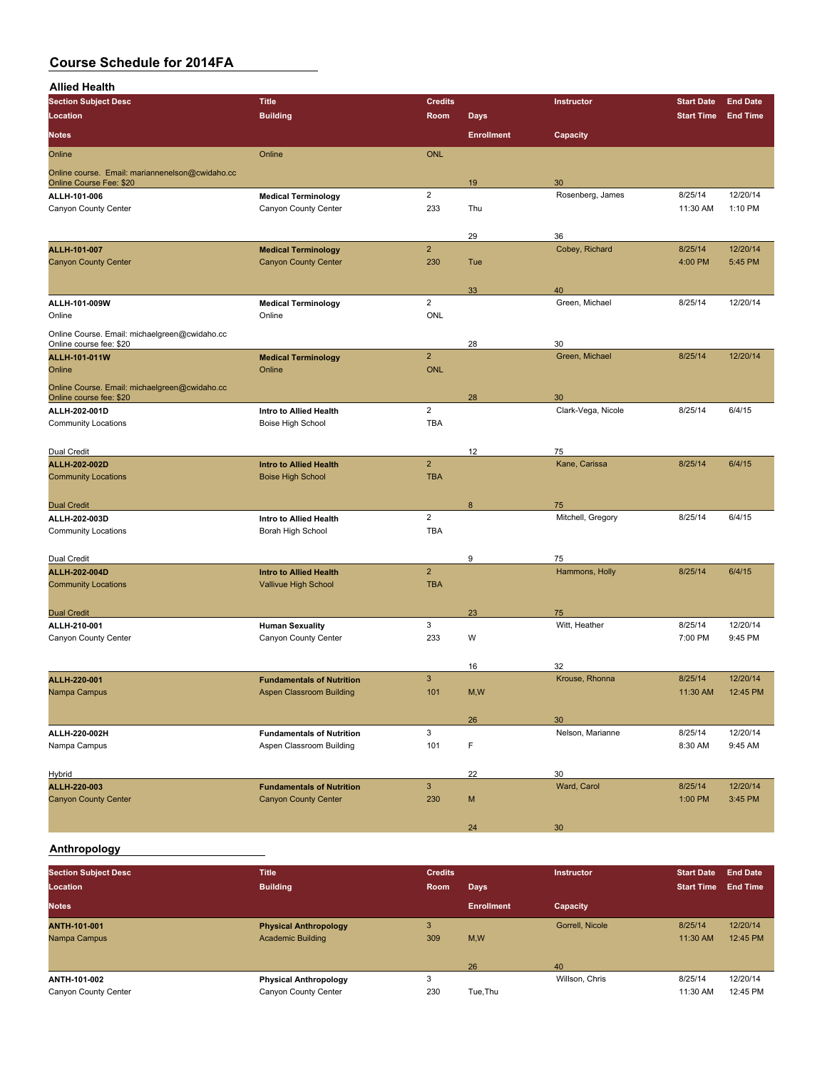# Course Schedule for 2014FA

## Allied Health

| Section Subject Desc | Title | Credits | Days | Instructor | Start Date | End Date |
|---|---|---|---|---|---|---|
| Location | Building | Room | | | Start Time | End Time |
| Notes | | | Enrollment | Capacity | | |
| Online | Online | ONL | | | | |
| Online course. Email: mariannenelson@cwidaho.cc Online Course Fee: $20 | | | 19 | 30 | | |
| ALLH-101-006 | Medical Terminology | 2 | | Rosenberg, James | 8/25/14 | 12/20/14 |
| Canyon County Center | Canyon County Center | 233 | Thu | | 11:30 AM | 1:10 PM |
| | | | 29 | 36 | | |
| ALLH-101-007 | Medical Terminology | 2 | | Cobey, Richard | 8/25/14 | 12/20/14 |
| Canyon County Center | Canyon County Center | 230 | Tue | | 4:00 PM | 5:45 PM |
| | | | 33 | 40 | | |
| ALLH-101-009W | Medical Terminology | 2 | | Green, Michael | 8/25/14 | 12/20/14 |
| Online | Online | ONL | | | | |
| Online Course. Email: michaelgreen@cwidaho.cc Online course fee: $20 | | | 28 | 30 | | |
| ALLH-101-011W | Medical Terminology | 2 | | Green, Michael | 8/25/14 | 12/20/14 |
| Online | Online | ONL | | | | |
| Online Course. Email: michaelgreen@cwidaho.cc Online course fee: $20 | | | 28 | 30 | | |
| ALLH-202-001D | Intro to Allied Health | 2 | | Clark-Vega, Nicole | 8/25/14 | 6/4/15 |
| Community Locations | Boise High School | TBA | | | | |
| Dual Credit | | | 12 | 75 | | |
| ALLH-202-002D | Intro to Allied Health | 2 | | Kane, Carissa | 8/25/14 | 6/4/15 |
| Community Locations | Boise High School | TBA | | | | |
| Dual Credit | | | 8 | 75 | | |
| ALLH-202-003D | Intro to Allied Health | 2 | | Mitchell, Gregory | 8/25/14 | 6/4/15 |
| Community Locations | Borah High School | TBA | | | | |
| Dual Credit | | | 9 | 75 | | |
| ALLH-202-004D | Intro to Allied Health | 2 | | Hammons, Holly | 8/25/14 | 6/4/15 |
| Community Locations | Vallivue High School | TBA | | | | |
| Dual Credit | | | 23 | 75 | | |
| ALLH-210-001 | Human Sexuality | 3 | | Witt, Heather | 8/25/14 | 12/20/14 |
| Canyon County Center | Canyon County Center | 233 | W | | 7:00 PM | 9:45 PM |
| | | | 16 | 32 | | |
| ALLH-220-001 | Fundamentals of Nutrition | 3 | | Krouse, Rhonna | 8/25/14 | 12/20/14 |
| Nampa Campus | Aspen Classroom Building | 101 | M,W | | 11:30 AM | 12:45 PM |
| | | | 26 | 30 | | |
| ALLH-220-002H | Fundamentals of Nutrition | 3 | | Nelson, Marianne | 8/25/14 | 12/20/14 |
| Nampa Campus | Aspen Classroom Building | 101 | F | | 8:30 AM | 9:45 AM |
| Hybrid | | | 22 | 30 | | |
| ALLH-220-003 | Fundamentals of Nutrition | 3 | | Ward, Carol | 8/25/14 | 12/20/14 |
| Canyon County Center | Canyon County Center | 230 | M | | 1:00 PM | 3:45 PM |
| | | | 24 | 30 | | |

## Anthropology

| Section Subject Desc | Title | Credits | Days | Instructor | Start Date | End Date |
|---|---|---|---|---|---|---|
| Location | Building | Room | | | Start Time | End Time |
| Notes | | | Enrollment | Capacity | | |
| ANTH-101-001 | Physical Anthropology | 3 | | Gorrell, Nicole | 8/25/14 | 12/20/14 |
| Nampa Campus | Academic Building | 309 | M,W | | 11:30 AM | 12:45 PM |
| | | | 26 | 40 | | |
| ANTH-101-002 | Physical Anthropology | 3 | | Willson, Chris | 8/25/14 | 12/20/14 |
| Canyon County Center | Canyon County Center | 230 | Tue,Thu | | 11:30 AM | 12:45 PM |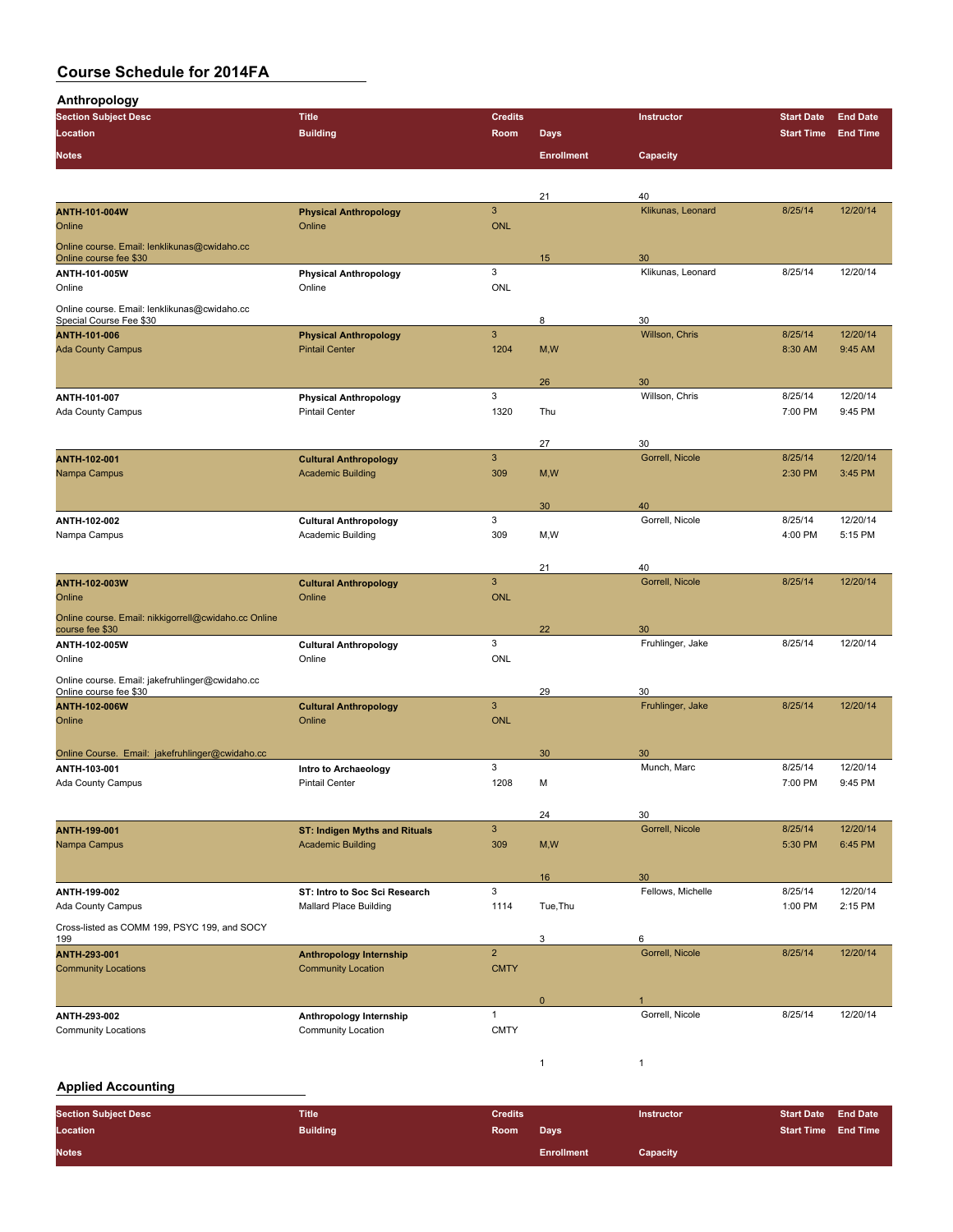## Anthropology

| Section Subject Desc | Title | Credits | Instructor | Start Date | End Date | Location | Building | Room | Days | Start Time | End Time | Notes | Enrollment | Capacity |
|---|---|---|---|---|---|---|---|---|---|---|---|---|---|---|
| | | | | | | | | | | | | | 21 | 40 |
| **ANTH-101-004W** | **Physical Anthropology** | 3 | Klikunas, Leonard | 8/25/14 | 12/20/14 | Online | Online | ONL | | | | Online course. Email: lenklikunas@cwidaho.cc Online course fee $30 | 15 | 30 |
| **ANTH-101-005W** | **Physical Anthropology** | 3 | Klikunas, Leonard | 8/25/14 | 12/20/14 | Online | Online | ONL | | | | Online course. Email: lenklikunas@cwidaho.cc Special Course Fee $30 | 8 | 30 |
| **ANTH-101-006** | **Physical Anthropology** | 3 | Willson, Chris | 8/25/14 | 12/20/14 | Ada County Campus | Pintail Center | 1204 | M,W | 8:30 AM | 9:45 AM | | 26 | 30 |
| **ANTH-101-007** | **Physical Anthropology** | 3 | Willson, Chris | 8/25/14 | 12/20/14 | Ada County Campus | Pintail Center | 1320 | Thu | 7:00 PM | 9:45 PM | | 27 | 30 |
| **ANTH-102-001** | **Cultural Anthropology** | 3 | Gorrell, Nicole | 8/25/14 | 12/20/14 | Nampa Campus | Academic Building | 309 | M,W | 2:30 PM | 3:45 PM | | 30 | 40 |
| **ANTH-102-002** | **Cultural Anthropology** | 3 | Gorrell, Nicole | 8/25/14 | 12/20/14 | Nampa Campus | Academic Building | 309 | M,W | 4:00 PM | 5:15 PM | | 21 | 40 |
| **ANTH-102-003W** | **Cultural Anthropology** | 3 | Gorrell, Nicole | 8/25/14 | 12/20/14 | Online | Online | ONL | | | | Online course. Email: nikkigorrell@cwidaho.cc Online course fee $30 | 22 | 30 |
| **ANTH-102-005W** | **Cultural Anthropology** | 3 | Fruhlinger, Jake | 8/25/14 | 12/20/14 | Online | Online | ONL | | | | Online course. Email: jakefruhlinger@cwidaho.cc Online course fee $30 | 29 | 30 |
| **ANTH-102-006W** | **Cultural Anthropology** | 3 | Fruhlinger, Jake | 8/25/14 | 12/20/14 | Online | Online | ONL | | | | Online Course. Email: jakefruhlinger@cwidaho.cc | 30 | 30 |
| **ANTH-103-001** | **Intro to Archaeology** | 3 | Munch, Marc | 8/25/14 | 12/20/14 | Ada County Campus | Pintail Center | 1208 | M | 7:00 PM | 9:45 PM | | 24 | 30 |
| **ANTH-199-001** | **ST: Indigen Myths and Rituals** | 3 | Gorrell, Nicole | 8/25/14 | 12/20/14 | Nampa Campus | Academic Building | 309 | M,W | 5:30 PM | 6:45 PM | | 16 | 30 |
| **ANTH-199-002** | **ST: Intro to Soc Sci Research** | 3 | Fellows, Michelle | 8/25/14 | 12/20/14 | Ada County Campus | Mallard Place Building | 1114 | Tue,Thu | 1:00 PM | 2:15 PM | Cross-listed as COMM 199, PSYC 199, and SOCY 199 | 3 | 6 |
| **ANTH-293-001** | **Anthropology Internship** | 2 | Gorrell, Nicole | 8/25/14 | 12/20/14 | Community Locations | Community Location | CMTY | | | | | 0 | 1 |
| **ANTH-293-002** | **Anthropology Internship** | 1 | Gorrell, Nicole | 8/25/14 | 12/20/14 | Community Locations | Community Location | CMTY | | | | | 1 | 1 |

## Applied Accounting

| Section Subject Desc | Title | Credits | Instructor | Start Date | End Date | Location | Building | Room | Days | Start Time | End Time | Notes | Enrollment | Capacity |
|---|---|---|---|---|---|---|---|---|---|---|---|---|---|---|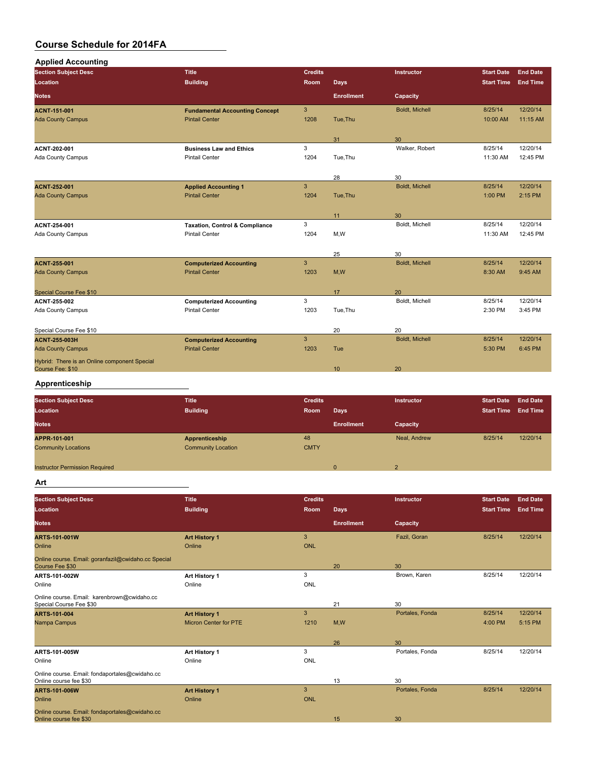# Course Schedule for 2014FA

## Applied Accounting

| Section Subject Desc / Location / Notes | Title / Building | Credits / Room | Days / Enrollment | Instructor / Capacity | Start Date / Start Time | End Date / End Time |
|---|---|---|---|---|---|---|
| **ACNT-151-001** | **Fundamental Accounting Concept** | 3 | | Boldt, Michell | 8/25/14 | 12/20/14 |
| Ada County Campus | Pintail Center | 1208 | Tue,Thu | | 10:00 AM | 11:15 AM |
| | | | 31 | 30 | | |
| **ACNT-202-001** | **Business Law and Ethics** | 3 | | Walker, Robert | 8/25/14 | 12/20/14 |
| Ada County Campus | Pintail Center | 1204 | Tue,Thu | | 11:30 AM | 12:45 PM |
| | | | 28 | 30 | | |
| **ACNT-252-001** | **Applied Accounting 1** | 3 | | Boldt, Michell | 8/25/14 | 12/20/14 |
| Ada County Campus | Pintail Center | 1204 | Tue,Thu | | 1:00 PM | 2:15 PM |
| | | | 11 | 30 | | |
| **ACNT-254-001** | **Taxation, Control & Compliance** | 3 | | Boldt, Michell | 8/25/14 | 12/20/14 |
| Ada County Campus | Pintail Center | 1204 | M,W | | 11:30 AM | 12:45 PM |
| | | | 25 | 30 | | |
| **ACNT-255-001** | **Computerized Accounting** | 3 | | Boldt, Michell | 8/25/14 | 12/20/14 |
| Ada County Campus | Pintail Center | 1203 | M,W | | 8:30 AM | 9:45 AM |
| Special Course Fee $10 | | | 17 | 20 | | |
| **ACNT-255-002** | **Computerized Accounting** | 3 | | Boldt, Michell | 8/25/14 | 12/20/14 |
| Ada County Campus | Pintail Center | 1203 | Tue,Thu | | 2:30 PM | 3:45 PM |
| Special Course Fee $10 | | | 20 | 20 | | |
| **ACNT-255-003H** | **Computerized Accounting** | 3 | | Boldt, Michell | 8/25/14 | 12/20/14 |
| Ada County Campus | Pintail Center | 1203 | Tue | | 5:30 PM | 6:45 PM |
| Hybrid: There is an Online component Special Course Fee: $10 | | | 10 | 20 | | |

## Apprenticeship

| Section Subject Desc / Location / Notes | Title / Building | Credits / Room | Days / Enrollment | Instructor / Capacity | Start Date / Start Time | End Date / End Time |
|---|---|---|---|---|---|---|
| **APPR-101-001** | **Apprenticeship** | 48 | | Neal, Andrew | 8/25/14 | 12/20/14 |
| Community Locations | Community Location | CMTY | | | | |
| Instructor Permission Required | | | 0 | 2 | | |

## Art

| Section Subject Desc / Location / Notes | Title / Building | Credits / Room | Days / Enrollment | Instructor / Capacity | Start Date / Start Time | End Date / End Time |
|---|---|---|---|---|---|---|
| **ARTS-101-001W** | **Art History 1** | 3 | | Fazil, Goran | 8/25/14 | 12/20/14 |
| Online | Online | ONL | | | | |
| Online course. Email: goranfazil@cwidaho.cc Special Course Fee $30 | | | 20 | 30 | | |
| **ARTS-101-002W** | **Art History 1** | 3 | | Brown, Karen | 8/25/14 | 12/20/14 |
| Online | Online | ONL | | | | |
| Online course. Email: karenbrown@cwidaho.cc Special Course Fee $30 | | | 21 | 30 | | |
| **ARTS-101-004** | **Art History 1** | 3 | | Portales, Fonda | 8/25/14 | 12/20/14 |
| Nampa Campus | Micron Center for PTE | 1210 | M,W | | 4:00 PM | 5:15 PM |
| | | | 26 | 30 | | |
| **ARTS-101-005W** | **Art History 1** | 3 | | Portales, Fonda | 8/25/14 | 12/20/14 |
| Online | Online | ONL | | | | |
| Online course. Email: fondaportales@cwidaho.cc Online course fee $30 | | | 13 | 30 | | |
| **ARTS-101-006W** | **Art History 1** | 3 | | Portales, Fonda | 8/25/14 | 12/20/14 |
| Online | Online | ONL | | | | |
| Online course. Email: fondaportales@cwidaho.cc Online course fee $30 | | | 15 | 30 | | |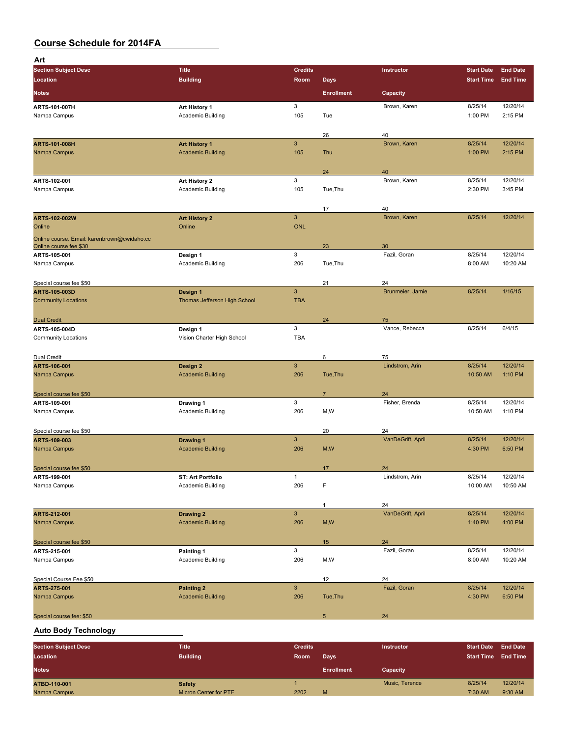# Course Schedule for 2014FA

## Art

| Section Subject Desc | Title | Credits | | Instructor | Start Date | End Date |
|---|---|---|---|---|---|---|
| **Location** | **Building** | **Room** | **Days** | | **Start Time** | **End Time** |
| **Notes** | | | **Enrollment** | **Capacity** | | |
| **ARTS-101-007H** | **Art History 1** | 3 | | Brown, Karen | 8/25/14 | 12/20/14 |
| Nampa Campus | Academic Building | 105 | Tue | | 1:00 PM | 2:15 PM |
| | | | 26 | 40 | | |
| **ARTS-101-008H** | **Art History 1** | 3 | | Brown, Karen | 8/25/14 | 12/20/14 |
| Nampa Campus | Academic Building | 105 | Thu | | 1:00 PM | 2:15 PM |
| | | | 24 | 40 | | |
| **ARTS-102-001** | **Art History 2** | 3 | | Brown, Karen | 8/25/14 | 12/20/14 |
| Nampa Campus | Academic Building | 105 | Tue,Thu | | 2:30 PM | 3:45 PM |
| | | | 17 | 40 | | |
| **ARTS-102-002W** | **Art History 2** | 3 | | Brown, Karen | 8/25/14 | 12/20/14 |
| Online | Online | ONL | | | | |
| Online course. Email: karenbrown@cwidaho.cc Online course fee $30 | | | 23 | 30 | | |
| **ARTS-105-001** | **Design 1** | 3 | | Fazil, Goran | 8/25/14 | 12/20/14 |
| Nampa Campus | Academic Building | 206 | Tue,Thu | | 8:00 AM | 10:20 AM |
| Special course fee $50 | | | 21 | 24 | | |
| **ARTS-105-003D** | **Design 1** | 3 | | Brunmeier, Jamie | 8/25/14 | 1/16/15 |
| Community Locations | Thomas Jefferson High School | TBA | | | | |
| Dual Credit | | | 24 | 75 | | |
| **ARTS-105-004D** | **Design 1** | 3 | | Vance, Rebecca | 8/25/14 | 6/4/15 |
| Community Locations | Vision Charter High School | TBA | | | | |
| Dual Credit | | | 6 | 75 | | |
| **ARTS-106-001** | **Design 2** | 3 | | Lindstrom, Arin | 8/25/14 | 12/20/14 |
| Nampa Campus | Academic Building | 206 | Tue,Thu | | 10:50 AM | 1:10 PM |
| Special course fee $50 | | | 7 | 24 | | |
| **ARTS-109-001** | **Drawing 1** | 3 | | Fisher, Brenda | 8/25/14 | 12/20/14 |
| Nampa Campus | Academic Building | 206 | M,W | | 10:50 AM | 1:10 PM |
| Special course fee $50 | | | 20 | 24 | | |
| **ARTS-109-003** | **Drawing 1** | 3 | | VanDeGrift, April | 8/25/14 | 12/20/14 |
| Nampa Campus | Academic Building | 206 | M,W | | 4:30 PM | 6:50 PM |
| Special course fee $50 | | | 17 | 24 | | |
| **ARTS-199-001** | **ST: Art Portfolio** | 1 | | Lindstrom, Arin | 8/25/14 | 12/20/14 |
| Nampa Campus | Academic Building | 206 | F | | 10:00 AM | 10:50 AM |
| | | | 1 | 24 | | |
| **ARTS-212-001** | **Drawing 2** | 3 | | VanDeGrift, April | 8/25/14 | 12/20/14 |
| Nampa Campus | Academic Building | 206 | M,W | | 1:40 PM | 4:00 PM |
| Special course fee $50 | | | 15 | 24 | | |
| **ARTS-215-001** | **Painting 1** | 3 | | Fazil, Goran | 8/25/14 | 12/20/14 |
| Nampa Campus | Academic Building | 206 | M,W | | 8:00 AM | 10:20 AM |
| Special Course Fee $50 | | | 12 | 24 | | |
| **ARTS-275-001** | **Painting 2** | 3 | | Fazil, Goran | 8/25/14 | 12/20/14 |
| Nampa Campus | Academic Building | 206 | Tue,Thu | | 4:30 PM | 6:50 PM |
| Special course fee: $50 | | | 5 | 24 | | |

## Auto Body Technology

| Section Subject Desc | Title | Credits | | Instructor | Start Date | End Date |
|---|---|---|---|---|---|---|
| **Location** | **Building** | **Room** | **Days** | | **Start Time** | **End Time** |
| **Notes** | | | **Enrollment** | **Capacity** | | |
| **ATBD-110-001** | **Safety** | 1 | | Music, Terence | 8/25/14 | 12/20/14 |
| Nampa Campus | Micron Center for PTE | 2202 | M | | 7:30 AM | 9:30 AM |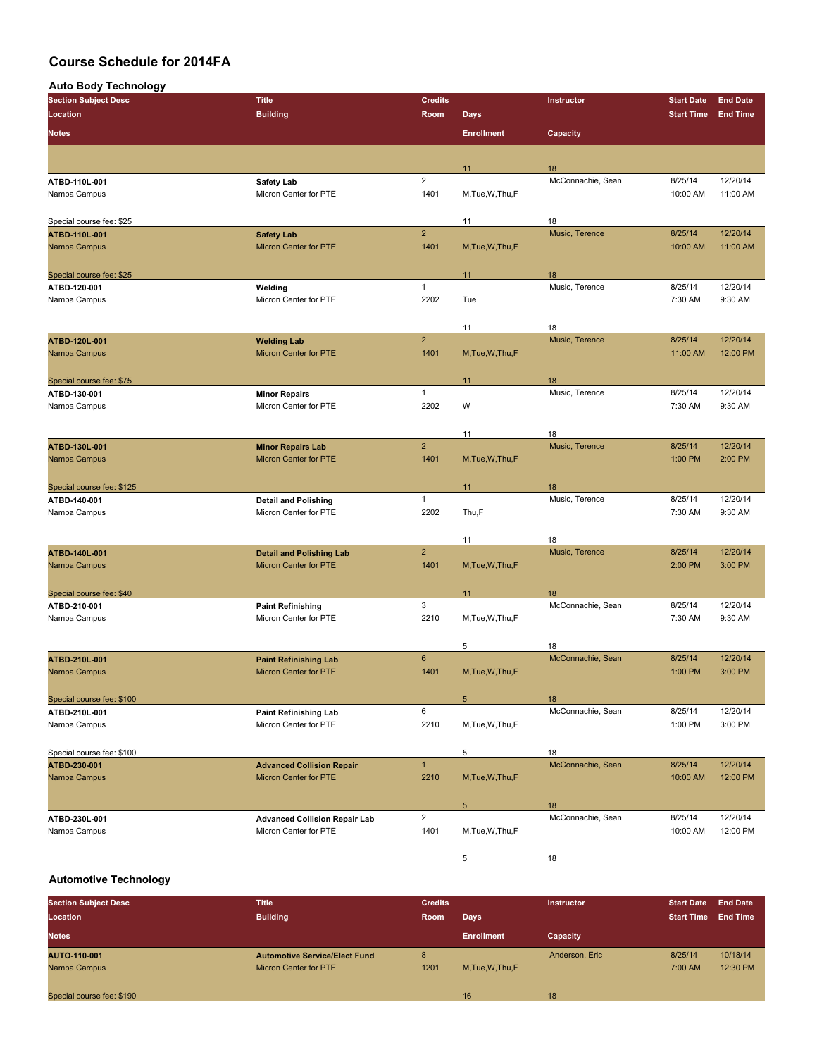# Course Schedule for 2014FA

## Auto Body Technology

| Section Subject Desc | Title | Credits | Days | Instructor | Start Date | End Date |
|---|---|---|---|---|---|---|
| Location | Building | Room | | | Start Time | End Time |
| Notes | | | Enrollment | Capacity | | |
| | | | 11 | 18 | | |
| ATBD-110L-001 | Safety Lab | 2 | | McConnachie, Sean | 8/25/14 | 12/20/14 |
| Nampa Campus | Micron Center for PTE | 1401 | M,Tue,W,Thu,F | | 10:00 AM | 11:00 AM |
| Special course fee: $25 | | | 11 | 18 | | |
| ATBD-110L-001 | Safety Lab | 2 | | Music, Terence | 8/25/14 | 12/20/14 |
| Nampa Campus | Micron Center for PTE | 1401 | M,Tue,W,Thu,F | | 10:00 AM | 11:00 AM |
| Special course fee: $25 | | | 11 | 18 | | |
| ATBD-120-001 | Welding | 1 | | Music, Terence | 8/25/14 | 12/20/14 |
| Nampa Campus | Micron Center for PTE | 2202 | Tue | | 7:30 AM | 9:30 AM |
| | | | 11 | 18 | | |
| ATBD-120L-001 | Welding Lab | 2 | | Music, Terence | 8/25/14 | 12/20/14 |
| Nampa Campus | Micron Center for PTE | 1401 | M,Tue,W,Thu,F | | 11:00 AM | 12:00 PM |
| Special course fee: $75 | | | 11 | 18 | | |
| ATBD-130-001 | Minor Repairs | 1 | | Music, Terence | 8/25/14 | 12/20/14 |
| Nampa Campus | Micron Center for PTE | 2202 | W | | 7:30 AM | 9:30 AM |
| | | | 11 | 18 | | |
| ATBD-130L-001 | Minor Repairs Lab | 2 | | Music, Terence | 8/25/14 | 12/20/14 |
| Nampa Campus | Micron Center for PTE | 1401 | M,Tue,W,Thu,F | | 1:00 PM | 2:00 PM |
| Special course fee: $125 | | | 11 | 18 | | |
| ATBD-140-001 | Detail and Polishing | 1 | | Music, Terence | 8/25/14 | 12/20/14 |
| Nampa Campus | Micron Center for PTE | 2202 | Thu,F | | 7:30 AM | 9:30 AM |
| | | | 11 | 18 | | |
| ATBD-140L-001 | Detail and Polishing Lab | 2 | | Music, Terence | 8/25/14 | 12/20/14 |
| Nampa Campus | Micron Center for PTE | 1401 | M,Tue,W,Thu,F | | 2:00 PM | 3:00 PM |
| Special course fee: $40 | | | 11 | 18 | | |
| ATBD-210-001 | Paint Refinishing | 3 | | McConnachie, Sean | 8/25/14 | 12/20/14 |
| Nampa Campus | Micron Center for PTE | 2210 | M,Tue,W,Thu,F | | 7:30 AM | 9:30 AM |
| | | | 5 | 18 | | |
| ATBD-210L-001 | Paint Refinishing Lab | 6 | | McConnachie, Sean | 8/25/14 | 12/20/14 |
| Nampa Campus | Micron Center for PTE | 1401 | M,Tue,W,Thu,F | | 1:00 PM | 3:00 PM |
| Special course fee: $100 | | | 5 | 18 | | |
| ATBD-210L-001 | Paint Refinishing Lab | 6 | | McConnachie, Sean | 8/25/14 | 12/20/14 |
| Nampa Campus | Micron Center for PTE | 2210 | M,Tue,W,Thu,F | | 1:00 PM | 3:00 PM |
| Special course fee: $100 | | | 5 | 18 | | |
| ATBD-230-001 | Advanced Collision Repair | 1 | | McConnachie, Sean | 8/25/14 | 12/20/14 |
| Nampa Campus | Micron Center for PTE | 2210 | M,Tue,W,Thu,F | | 10:00 AM | 12:00 PM |
| | | | 5 | 18 | | |
| ATBD-230L-001 | Advanced Collision Repair Lab | 2 | | McConnachie, Sean | 8/25/14 | 12/20/14 |
| Nampa Campus | Micron Center for PTE | 1401 | M,Tue,W,Thu,F | | 10:00 AM | 12:00 PM |
| | | | 5 | 18 | | |

## Automotive Technology

| Section Subject Desc | Title | Credits | Days | Instructor | Start Date | End Date |
|---|---|---|---|---|---|---|
| Location | Building | Room | | | Start Time | End Time |
| Notes | | | Enrollment | Capacity | | |
| AUTO-110-001 | Automotive Service/Elect Fund | 8 | | Anderson, Eric | 8/25/14 | 10/18/14 |
| Nampa Campus | Micron Center for PTE | 1201 | M,Tue,W,Thu,F | | 7:00 AM | 12:30 PM |
| Special course fee: $190 | | | 16 | 18 | | |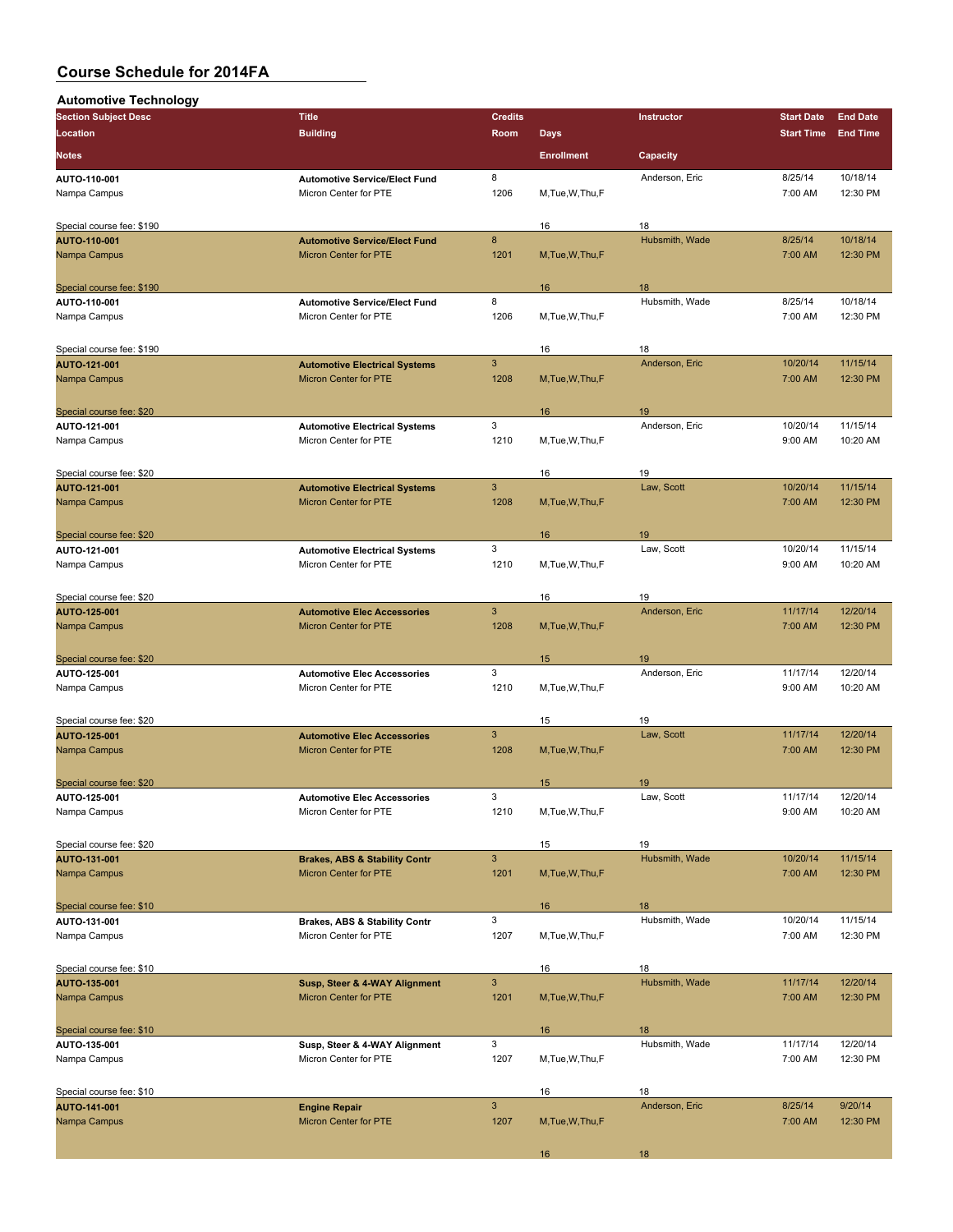# Course Schedule for 2014FA

## Automotive Technology

| Section Subject Desc | Title | Credits | | Instructor | Start Date | End Date |
|---|---|---|---|---|---|---|
| Location | Building | Room | Days | | Start Time | End Time |
| Notes | | | Enrollment | Capacity | | |
| AUTO-110-001 | Automotive Service/Elect Fund | 8 | | Anderson, Eric | 8/25/14 | 10/18/14 |
| Nampa Campus | Micron Center for PTE | 1206 | M,Tue,W,Thu,F | | 7:00 AM | 12:30 PM |
| Special course fee: $190 | | | 16 | 18 | | |
| AUTO-110-001 | Automotive Service/Elect Fund | 8 | | Hubsmith, Wade | 8/25/14 | 10/18/14 |
| Nampa Campus | Micron Center for PTE | 1201 | M,Tue,W,Thu,F | | 7:00 AM | 12:30 PM |
| Special course fee: $190 | | | 16 | 18 | | |
| AUTO-110-001 | Automotive Service/Elect Fund | 8 | | Hubsmith, Wade | 8/25/14 | 10/18/14 |
| Nampa Campus | Micron Center for PTE | 1206 | M,Tue,W,Thu,F | | 7:00 AM | 12:30 PM |
| Special course fee: $190 | | | 16 | 18 | | |
| AUTO-121-001 | Automotive Electrical Systems | 3 | | Anderson, Eric | 10/20/14 | 11/15/14 |
| Nampa Campus | Micron Center for PTE | 1208 | M,Tue,W,Thu,F | | 7:00 AM | 12:30 PM |
| Special course fee: $20 | | | 16 | 19 | | |
| AUTO-121-001 | Automotive Electrical Systems | 3 | | Anderson, Eric | 10/20/14 | 11/15/14 |
| Nampa Campus | Micron Center for PTE | 1210 | M,Tue,W,Thu,F | | 9:00 AM | 10:20 AM |
| Special course fee: $20 | | | 16 | 19 | | |
| AUTO-121-001 | Automotive Electrical Systems | 3 | | Law, Scott | 10/20/14 | 11/15/14 |
| Nampa Campus | Micron Center for PTE | 1208 | M,Tue,W,Thu,F | | 7:00 AM | 12:30 PM |
| Special course fee: $20 | | | 16 | 19 | | |
| AUTO-121-001 | Automotive Electrical Systems | 3 | | Law, Scott | 10/20/14 | 11/15/14 |
| Nampa Campus | Micron Center for PTE | 1210 | M,Tue,W,Thu,F | | 9:00 AM | 10:20 AM |
| Special course fee: $20 | | | 16 | 19 | | |
| AUTO-125-001 | Automotive Elec Accessories | 3 | | Anderson, Eric | 11/17/14 | 12/20/14 |
| Nampa Campus | Micron Center for PTE | 1208 | M,Tue,W,Thu,F | | 7:00 AM | 12:30 PM |
| Special course fee: $20 | | | 15 | 19 | | |
| AUTO-125-001 | Automotive Elec Accessories | 3 | | Anderson, Eric | 11/17/14 | 12/20/14 |
| Nampa Campus | Micron Center for PTE | 1210 | M,Tue,W,Thu,F | | 9:00 AM | 10:20 AM |
| Special course fee: $20 | | | 15 | 19 | | |
| AUTO-125-001 | Automotive Elec Accessories | 3 | | Law, Scott | 11/17/14 | 12/20/14 |
| Nampa Campus | Micron Center for PTE | 1208 | M,Tue,W,Thu,F | | 7:00 AM | 12:30 PM |
| Special course fee: $20 | | | 15 | 19 | | |
| AUTO-125-001 | Automotive Elec Accessories | 3 | | Law, Scott | 11/17/14 | 12/20/14 |
| Nampa Campus | Micron Center for PTE | 1210 | M,Tue,W,Thu,F | | 9:00 AM | 10:20 AM |
| Special course fee: $20 | | | 15 | 19 | | |
| AUTO-131-001 | Brakes, ABS & Stability Contr | 3 | | Hubsmith, Wade | 10/20/14 | 11/15/14 |
| Nampa Campus | Micron Center for PTE | 1201 | M,Tue,W,Thu,F | | 7:00 AM | 12:30 PM |
| Special course fee: $10 | | | 16 | 18 | | |
| AUTO-131-001 | Brakes, ABS & Stability Contr | 3 | | Hubsmith, Wade | 10/20/14 | 11/15/14 |
| Nampa Campus | Micron Center for PTE | 1207 | M,Tue,W,Thu,F | | 7:00 AM | 12:30 PM |
| Special course fee: $10 | | | 16 | 18 | | |
| AUTO-135-001 | Susp, Steer & 4-WAY Alignment | 3 | | Hubsmith, Wade | 11/17/14 | 12/20/14 |
| Nampa Campus | Micron Center for PTE | 1201 | M,Tue,W,Thu,F | | 7:00 AM | 12:30 PM |
| Special course fee: $10 | | | 16 | 18 | | |
| AUTO-135-001 | Susp, Steer & 4-WAY Alignment | 3 | | Hubsmith, Wade | 11/17/14 | 12/20/14 |
| Nampa Campus | Micron Center for PTE | 1207 | M,Tue,W,Thu,F | | 7:00 AM | 12:30 PM |
| Special course fee: $10 | | | 16 | 18 | | |
| AUTO-141-001 | Engine Repair | 3 | | Anderson, Eric | 8/25/14 | 9/20/14 |
| Nampa Campus | Micron Center for PTE | 1207 | M,Tue,W,Thu,F | | 7:00 AM | 12:30 PM |
| | | | 16 | 18 | | |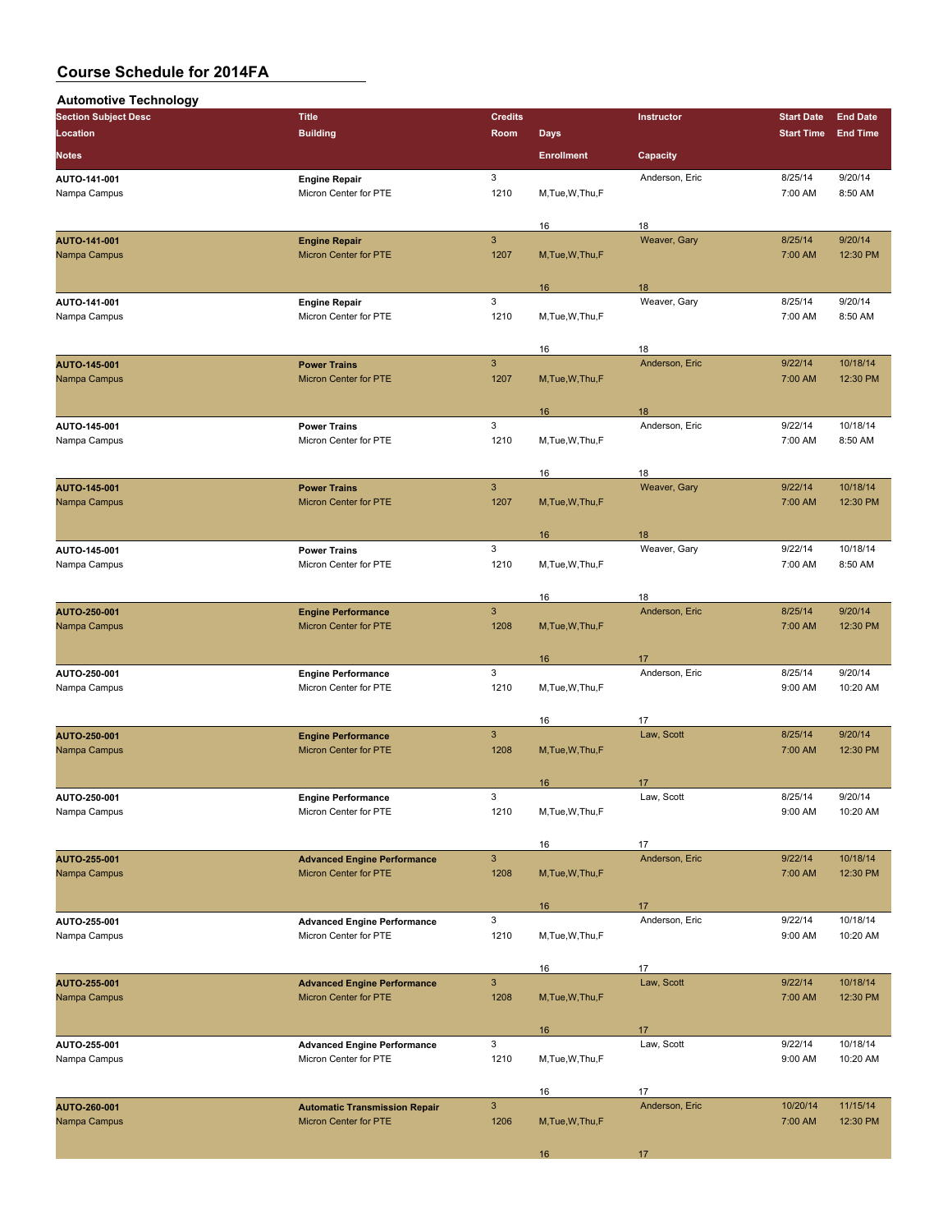# Course Schedule for 2014FA

## Automotive Technology

| Section Subject Desc / Location / Notes | Title / Building | Credits / Room | Days / Enrollment | Instructor / Capacity | Start Date / Start Time | End Date / End Time |
|---|---|---|---|---|---|---|
| AUTO-141-001 | Engine Repair | 3 | | Anderson, Eric | 8/25/14 | 9/20/14 |
| Nampa Campus | Micron Center for PTE | 1210 | M,Tue,W,Thu,F | | 7:00 AM | 8:50 AM |
| | | | 16 | 18 | | |
| AUTO-141-001 | Engine Repair | 3 | | Weaver, Gary | 8/25/14 | 9/20/14 |
| Nampa Campus | Micron Center for PTE | 1207 | M,Tue,W,Thu,F | | 7:00 AM | 12:30 PM |
| | | | 16 | 18 | | |
| AUTO-141-001 | Engine Repair | 3 | | Weaver, Gary | 8/25/14 | 9/20/14 |
| Nampa Campus | Micron Center for PTE | 1210 | M,Tue,W,Thu,F | | 7:00 AM | 8:50 AM |
| | | | 16 | 18 | | |
| AUTO-145-001 | Power Trains | 3 | | Anderson, Eric | 9/22/14 | 10/18/14 |
| Nampa Campus | Micron Center for PTE | 1207 | M,Tue,W,Thu,F | | 7:00 AM | 12:30 PM |
| | | | 16 | 18 | | |
| AUTO-145-001 | Power Trains | 3 | | Anderson, Eric | 9/22/14 | 10/18/14 |
| Nampa Campus | Micron Center for PTE | 1210 | M,Tue,W,Thu,F | | 7:00 AM | 8:50 AM |
| | | | 16 | 18 | | |
| AUTO-145-001 | Power Trains | 3 | | Weaver, Gary | 9/22/14 | 10/18/14 |
| Nampa Campus | Micron Center for PTE | 1207 | M,Tue,W,Thu,F | | 7:00 AM | 12:30 PM |
| | | | 16 | 18 | | |
| AUTO-145-001 | Power Trains | 3 | | Weaver, Gary | 9/22/14 | 10/18/14 |
| Nampa Campus | Micron Center for PTE | 1210 | M,Tue,W,Thu,F | | 7:00 AM | 8:50 AM |
| | | | 16 | 18 | | |
| AUTO-250-001 | Engine Performance | 3 | | Anderson, Eric | 8/25/14 | 9/20/14 |
| Nampa Campus | Micron Center for PTE | 1208 | M,Tue,W,Thu,F | | 7:00 AM | 12:30 PM |
| | | | 16 | 17 | | |
| AUTO-250-001 | Engine Performance | 3 | | Anderson, Eric | 8/25/14 | 9/20/14 |
| Nampa Campus | Micron Center for PTE | 1210 | M,Tue,W,Thu,F | | 9:00 AM | 10:20 AM |
| | | | 16 | 17 | | |
| AUTO-250-001 | Engine Performance | 3 | | Law, Scott | 8/25/14 | 9/20/14 |
| Nampa Campus | Micron Center for PTE | 1208 | M,Tue,W,Thu,F | | 7:00 AM | 12:30 PM |
| | | | 16 | 17 | | |
| AUTO-250-001 | Engine Performance | 3 | | Law, Scott | 8/25/14 | 9/20/14 |
| Nampa Campus | Micron Center for PTE | 1210 | M,Tue,W,Thu,F | | 9:00 AM | 10:20 AM |
| | | | 16 | 17 | | |
| AUTO-255-001 | Advanced Engine Performance | 3 | | Anderson, Eric | 9/22/14 | 10/18/14 |
| Nampa Campus | Micron Center for PTE | 1208 | M,Tue,W,Thu,F | | 7:00 AM | 12:30 PM |
| | | | 16 | 17 | | |
| AUTO-255-001 | Advanced Engine Performance | 3 | | Anderson, Eric | 9/22/14 | 10/18/14 |
| Nampa Campus | Micron Center for PTE | 1210 | M,Tue,W,Thu,F | | 9:00 AM | 10:20 AM |
| | | | 16 | 17 | | |
| AUTO-255-001 | Advanced Engine Performance | 3 | | Law, Scott | 9/22/14 | 10/18/14 |
| Nampa Campus | Micron Center for PTE | 1208 | M,Tue,W,Thu,F | | 7:00 AM | 12:30 PM |
| | | | 16 | 17 | | |
| AUTO-255-001 | Advanced Engine Performance | 3 | | Law, Scott | 9/22/14 | 10/18/14 |
| Nampa Campus | Micron Center for PTE | 1210 | M,Tue,W,Thu,F | | 9:00 AM | 10:20 AM |
| | | | 16 | 17 | | |
| AUTO-260-001 | Automatic Transmission Repair | 3 | | Anderson, Eric | 10/20/14 | 11/15/14 |
| Nampa Campus | Micron Center for PTE | 1206 | M,Tue,W,Thu,F | | 7:00 AM | 12:30 PM |
| | | | 16 | 17 | | |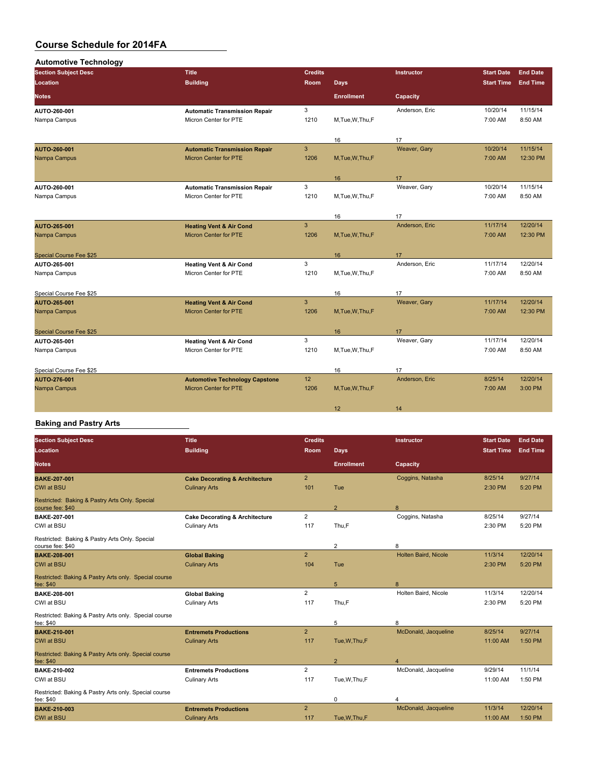# Course Schedule for 2014FA

## Automotive Technology

| Section Subject Desc | Title | Credits | | Instructor | Start Date | End Date |
|---|---|---|---|---|---|---|
| Location | Building | Room | Days | | Start Time | End Time |
| Notes | | | Enrollment | Capacity | | |
| AUTO-260-001 | Automatic Transmission Repair | 3 | | Anderson, Eric | 10/20/14 | 11/15/14 |
| Nampa Campus | Micron Center for PTE | 1210 | M,Tue,W,Thu,F | | 7:00 AM | 8:50 AM |
| | | | 16 | 17 | | |
| AUTO-260-001 | Automatic Transmission Repair | 3 | | Weaver, Gary | 10/20/14 | 11/15/14 |
| Nampa Campus | Micron Center for PTE | 1206 | M,Tue,W,Thu,F | | 7:00 AM | 12:30 PM |
| | | | 16 | 17 | | |
| AUTO-260-001 | Automatic Transmission Repair | 3 | | Weaver, Gary | 10/20/14 | 11/15/14 |
| Nampa Campus | Micron Center for PTE | 1210 | M,Tue,W,Thu,F | | 7:00 AM | 8:50 AM |
| | | | 16 | 17 | | |
| AUTO-265-001 | Heating Vent & Air Cond | 3 | | Anderson, Eric | 11/17/14 | 12/20/14 |
| Nampa Campus | Micron Center for PTE | 1206 | M,Tue,W,Thu,F | | 7:00 AM | 12:30 PM |
| Special Course Fee $25 | | | 16 | 17 | | |
| AUTO-265-001 | Heating Vent & Air Cond | 3 | | Anderson, Eric | 11/17/14 | 12/20/14 |
| Nampa Campus | Micron Center for PTE | 1210 | M,Tue,W,Thu,F | | 7:00 AM | 8:50 AM |
| Special Course Fee $25 | | | 16 | 17 | | |
| AUTO-265-001 | Heating Vent & Air Cond | 3 | | Weaver, Gary | 11/17/14 | 12/20/14 |
| Nampa Campus | Micron Center for PTE | 1206 | M,Tue,W,Thu,F | | 7:00 AM | 12:30 PM |
| Special Course Fee $25 | | | 16 | 17 | | |
| AUTO-265-001 | Heating Vent & Air Cond | 3 | | Weaver, Gary | 11/17/14 | 12/20/14 |
| Nampa Campus | Micron Center for PTE | 1210 | M,Tue,W,Thu,F | | 7:00 AM | 8:50 AM |
| Special Course Fee $25 | | | 16 | 17 | | |
| AUTO-276-001 | Automotive Technology Capstone | 12 | | Anderson, Eric | 8/25/14 | 12/20/14 |
| Nampa Campus | Micron Center for PTE | 1206 | M,Tue,W,Thu,F | | 7:00 AM | 3:00 PM |
| | | | 12 | 14 | | |

## Baking and Pastry Arts

| Section Subject Desc | Title | Credits | | Instructor | Start Date | End Date |
|---|---|---|---|---|---|---|
| Location | Building | Room | Days | | Start Time | End Time |
| Notes | | | Enrollment | Capacity | | |
| BAKE-207-001 | Cake Decorating & Architecture | 2 | | Coggins, Natasha | 8/25/14 | 9/27/14 |
| CWI at BSU | Culinary Arts | 101 | Tue | | 2:30 PM | 5:20 PM |
| Restricted: Baking & Pastry Arts Only. Special course fee: $40 | | | 2 | 8 | | |
| BAKE-207-001 | Cake Decorating & Architecture | 2 | | Coggins, Natasha | 8/25/14 | 9/27/14 |
| CWI at BSU | Culinary Arts | 117 | Thu,F | | 2:30 PM | 5:20 PM |
| Restricted: Baking & Pastry Arts Only. Special course fee: $40 | | | 2 | 8 | | |
| BAKE-208-001 | Global Baking | 2 | | Holten Baird, Nicole | 11/3/14 | 12/20/14 |
| CWI at BSU | Culinary Arts | 104 | Tue | | 2:30 PM | 5:20 PM |
| Restricted: Baking & Pastry Arts only. Special course fee: $40 | | | 5 | 8 | | |
| BAKE-208-001 | Global Baking | 2 | | Holten Baird, Nicole | 11/3/14 | 12/20/14 |
| CWI at BSU | Culinary Arts | 117 | Thu,F | | 2:30 PM | 5:20 PM |
| Restricted: Baking & Pastry Arts only. Special course fee: $40 | | | 5 | 8 | | |
| BAKE-210-001 | Entremets Productions | 2 | | McDonald, Jacqueline | 8/25/14 | 9/27/14 |
| CWI at BSU | Culinary Arts | 117 | Tue,W,Thu,F | | 11:00 AM | 1:50 PM |
| Restricted: Baking & Pastry Arts only. Special course fee: $40 | | | 2 | 4 | | |
| BAKE-210-002 | Entremets Productions | 2 | | McDonald, Jacqueline | 9/29/14 | 11/1/14 |
| CWI at BSU | Culinary Arts | 117 | Tue,W,Thu,F | | 11:00 AM | 1:50 PM |
| Restricted: Baking & Pastry Arts only. Special course fee: $40 | | | 0 | 4 | | |
| BAKE-210-003 | Entremets Productions | 2 | | McDonald, Jacqueline | 11/3/14 | 12/20/14 |
| CWI at BSU | Culinary Arts | 117 | Tue,W,Thu,F | | 11:00 AM | 1:50 PM |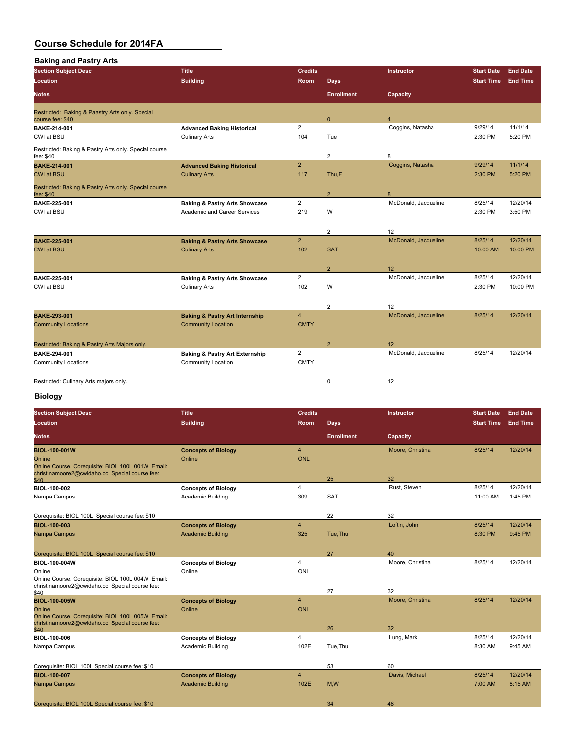# Course Schedule for 2014FA

## Baking and Pastry Arts

| Section Subject Desc / Location / Notes | Title / Building | Credits / Room | Days / Enrollment | Instructor / Capacity | Start Date / Start Time | End Date / End Time |
|---|---|---|---|---|---|---|
| Restricted: Baking & Paastry Arts only. Special course fee: $40 | | | 0 | 4 | | |
| **BAKE-214-001** | **Advanced Baking Historical** | 2 | | Coggins, Natasha | 9/29/14 | 11/1/14 |
| CWI at BSU | Culinary Arts | 104 | Tue | | 2:30 PM | 5:20 PM |
| Restricted: Baking & Pastry Arts only. Special course fee: $40 | | | 2 | 8 | | |
| **BAKE-214-001** | **Advanced Baking Historical** | 2 | | Coggins, Natasha | 9/29/14 | 11/1/14 |
| CWI at BSU | Culinary Arts | 117 | Thu,F | | 2:30 PM | 5:20 PM |
| Restricted: Baking & Pastry Arts only. Special course fee: $40 | | | 2 | 8 | | |
| **BAKE-225-001** | **Baking & Pastry Arts Showcase** | 2 | | McDonald, Jacqueline | 8/25/14 | 12/20/14 |
| CWI at BSU | Academic and Career Services | 219 | W | | 2:30 PM | 3:50 PM |
| | | | 2 | 12 | | |
| **BAKE-225-001** | **Baking & Pastry Arts Showcase** | 2 | | McDonald, Jacqueline | 8/25/14 | 12/20/14 |
| CWI at BSU | Culinary Arts | 102 | SAT | | 10:00 AM | 10:00 PM |
| | | | 2 | 12 | | |
| **BAKE-225-001** | **Baking & Pastry Arts Showcase** | 2 | | McDonald, Jacqueline | 8/25/14 | 12/20/14 |
| CWI at BSU | Culinary Arts | 102 | W | | 2:30 PM | 10:00 PM |
| | | | 2 | 12 | | |
| **BAKE-293-001** | **Baking & Pastry Art Internship** | 4 | | McDonald, Jacqueline | 8/25/14 | 12/20/14 |
| Community Locations | Community Location | CMTY | | | | |
| Restricted: Baking & Pastry Arts Majors only. | | | 2 | 12 | | |
| **BAKE-294-001** | **Baking & Pastry Art Externship** | 2 | | McDonald, Jacqueline | 8/25/14 | 12/20/14 |
| Community Locations | Community Location | CMTY | | | | |
| Restricted: Culinary Arts majors only. | | | 0 | 12 | | |

## Biology

| Section Subject Desc / Location / Notes | Title / Building | Credits / Room | Days / Enrollment | Instructor / Capacity | Start Date / Start Time | End Date / End Time |
|---|---|---|---|---|---|---|
| **BIOL-100-001W** | **Concepts of Biology** | 4 | | Moore, Christina | 8/25/14 | 12/20/14 |
| Online | Online | ONL | | | | |
| Online Course. Corequisite: BIOL 100L 001W Email: christinamoore2@cwidaho.cc Special course fee: $40 | | | 25 | 32 | | |
| **BIOL-100-002** | **Concepts of Biology** | 4 | | Rust, Steven | 8/25/14 | 12/20/14 |
| Nampa Campus | Academic Building | 309 | SAT | | 11:00 AM | 1:45 PM |
| Corequisite: BIOL 100L Special course fee: $10 | | | 22 | 32 | | |
| **BIOL-100-003** | **Concepts of Biology** | 4 | | Loftin, John | 8/25/14 | 12/20/14 |
| Nampa Campus | Academic Building | 325 | Tue,Thu | | 8:30 PM | 9:45 PM |
| Corequisite: BIOL 100L Special course fee: $10 | | | 27 | 40 | | |
| **BIOL-100-004W** | **Concepts of Biology** | 4 | | Moore, Christina | 8/25/14 | 12/20/14 |
| Online | Online | ONL | | | | |
| Online Course. Corequisite: BIOL 100L 004W Email: christinamoore2@cwidaho.cc Special course fee: $40 | | | 27 | 32 | | |
| **BIOL-100-005W** | **Concepts of Biology** | 4 | | Moore, Christina | 8/25/14 | 12/20/14 |
| Online | Online | ONL | | | | |
| Online Course. Corequisite: BIOL 100L 005W Email: christinamoore2@cwidaho.cc Special course fee: $40 | | | 26 | 32 | | |
| **BIOL-100-006** | **Concepts of Biology** | 4 | | Lung, Mark | 8/25/14 | 12/20/14 |
| Nampa Campus | Academic Building | 102E | Tue,Thu | | 8:30 AM | 9:45 AM |
| Corequisite: BIOL 100L Special course fee: $10 | | | 53 | 60 | | |
| **BIOL-100-007** | **Concepts of Biology** | 4 | | Davis, Michael | 8/25/14 | 12/20/14 |
| Nampa Campus | Academic Building | 102E | M,W | | 7:00 AM | 8:15 AM |
| Corequisite: BIOL 100L Special course fee: $10 | | | 34 | 48 | | |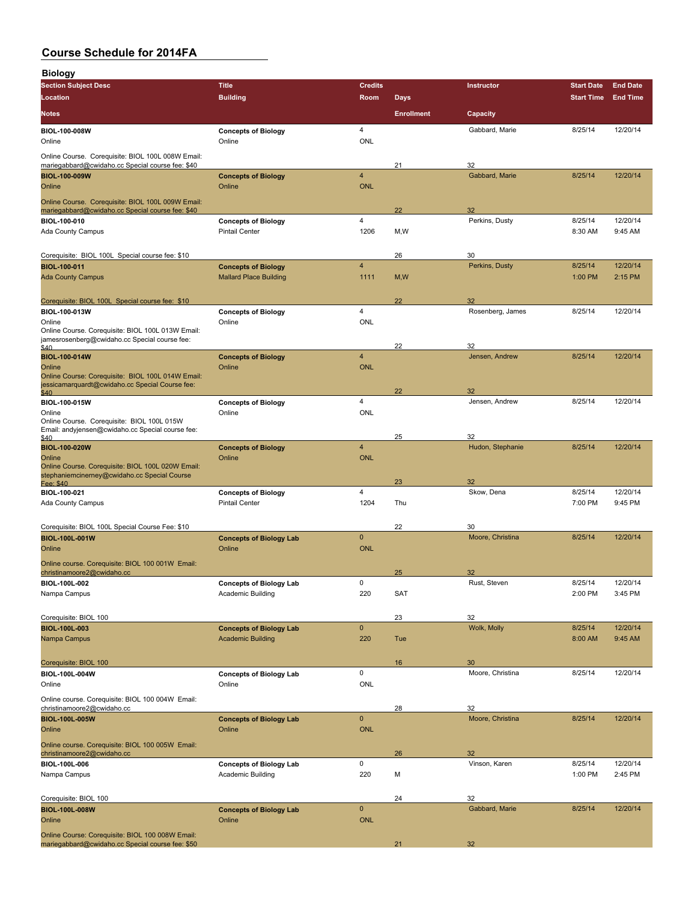# Course Schedule for 2014FA

## Biology

| Section Subject Desc / Location / Notes | Title / Building | Credits / Room | Days / Enrollment | Instructor / Capacity | Start Date / Start Time | End Date / End Time |
|---|---|---|---|---|---|---|
| BIOL-100-008W | Concepts of Biology | 4 | | Gabbard, Marie | 8/25/14 | 12/20/14 |
| Online | Online | ONL | | | | |
| Online Course. Corequisite: BIOL 100L 008W Email: mariegabbard@cwidaho.cc Special course fee: $40 | | | 21 | 32 | | |
| BIOL-100-009W | Concepts of Biology | 4 | | Gabbard, Marie | 8/25/14 | 12/20/14 |
| Online | Online | ONL | | | | |
| Online Course. Corequisite: BIOL 100L 009W Email: mariegabbard@cwidaho.cc Special course fee: $40 | | | 22 | 32 | | |
| BIOL-100-010 | Concepts of Biology | 4 | | Perkins, Dusty | 8/25/14 | 12/20/14 |
| Ada County Campus | Pintail Center | 1206 | M,W | | 8:30 AM | 9:45 AM |
| Corequisite: BIOL 100L Special course fee: $10 | | | 26 | 30 | | |
| BIOL-100-011 | Concepts of Biology | 4 | | Perkins, Dusty | 8/25/14 | 12/20/14 |
| Ada County Campus | Mallard Place Building | 1111 | M,W | | 1:00 PM | 2:15 PM |
| Corequisite: BIOL 100L Special course fee: $10 | | | 22 | 32 | | |
| BIOL-100-013W | Concepts of Biology | 4 | | Rosenberg, James | 8/25/14 | 12/20/14 |
| Online | Online | ONL | | | | |
| Online Course. Corequisite: BIOL 100L 013W Email: jamesrosenberg@cwidaho.cc Special course fee: $40 | | | 22 | 32 | | |
| BIOL-100-014W | Concepts of Biology | 4 | | Jensen, Andrew | 8/25/14 | 12/20/14 |
| Online | Online | ONL | | | | |
| Online Course: Corequisite: BIOL 100L 014W Email: jessicamarquardt@cwidaho.cc Special Course fee: $40 | | | 22 | 32 | | |
| BIOL-100-015W | Concepts of Biology | 4 | | Jensen, Andrew | 8/25/14 | 12/20/14 |
| Online | Online | ONL | | | | |
| Online Course. Corequisite: BIOL 100L 015W Email: andyjensen@cwidaho.cc Special course fee: $40 | | | 25 | 32 | | |
| BIOL-100-020W | Concepts of Biology | 4 | | Hudon, Stephanie | 8/25/14 | 12/20/14 |
| Online | Online | ONL | | | | |
| Online Course. Corequisite: BIOL 100L 020W Email: stephaniemcinerney@cwidaho.cc Special Course Fee: $40 | | | 23 | 32 | | |
| BIOL-100-021 | Concepts of Biology | 4 | | Skow, Dena | 8/25/14 | 12/20/14 |
| Ada County Campus | Pintail Center | 1204 | Thu | | 7:00 PM | 9:45 PM |
| Corequisite: BIOL 100L Special Course Fee: $10 | | | 22 | 30 | | |
| BIOL-100L-001W | Concepts of Biology Lab | 0 | | Moore, Christina | 8/25/14 | 12/20/14 |
| Online | Online | ONL | | | | |
| Online course. Corequisite: BIOL 100 001W Email: christinamoore2@cwidaho.cc | | | 25 | 32 | | |
| BIOL-100L-002 | Concepts of Biology Lab | 0 | | Rust, Steven | 8/25/14 | 12/20/14 |
| Nampa Campus | Academic Building | 220 | SAT | | 2:00 PM | 3:45 PM |
| Corequisite: BIOL 100 | | | 23 | 32 | | |
| BIOL-100L-003 | Concepts of Biology Lab | 0 | | Wolk, Molly | 8/25/14 | 12/20/14 |
| Nampa Campus | Academic Building | 220 | Tue | | 8:00 AM | 9:45 AM |
| Corequisite: BIOL 100 | | | 16 | 30 | | |
| BIOL-100L-004W | Concepts of Biology Lab | 0 | | Moore, Christina | 8/25/14 | 12/20/14 |
| Online | Online | ONL | | | | |
| Online course. Corequisite: BIOL 100 004W Email: christinamoore2@cwidaho.cc | | | 28 | 32 | | |
| BIOL-100L-005W | Concepts of Biology Lab | 0 | | Moore, Christina | 8/25/14 | 12/20/14 |
| Online | Online | ONL | | | | |
| Online course. Corequisite: BIOL 100 005W Email: christinamoore2@cwidaho.cc | | | 26 | 32 | | |
| BIOL-100L-006 | Concepts of Biology Lab | 0 | | Vinson, Karen | 8/25/14 | 12/20/14 |
| Nampa Campus | Academic Building | 220 | M | | 1:00 PM | 2:45 PM |
| Corequisite: BIOL 100 | | | 24 | 32 | | |
| BIOL-100L-008W | Concepts of Biology Lab | 0 | | Gabbard, Marie | 8/25/14 | 12/20/14 |
| Online | Online | ONL | | | | |
| Online Course: Corequisite: BIOL 100 008W Email: mariegabbard@cwidaho.cc Special course fee: $50 | | | 21 | 32 | | |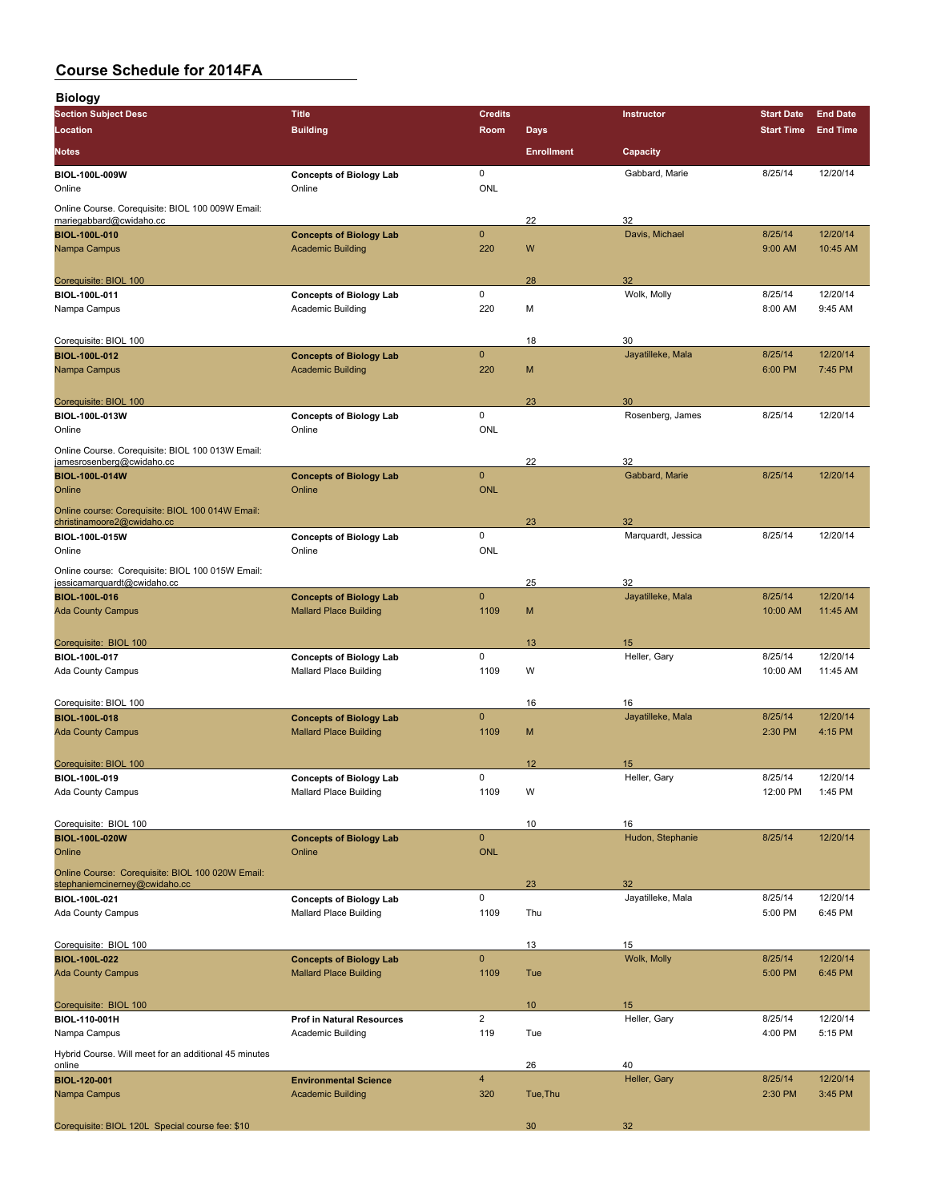# Course Schedule for 2014FA

## Biology

| Section Subject Desc / Location / Notes | Title / Building | Credits / Room | Days / Enrollment | Instructor / Capacity | Start Date / Start Time | End Date / End Time |
|---|---|---|---|---|---|---|
| BIOL-100L-009W | Concepts of Biology Lab | 0 | | Gabbard, Marie | 8/25/14 | 12/20/14 |
| Online | Online | ONL | | | | |
| Online Course. Corequisite: BIOL 100 009W Email: mariegabbard@cwidaho.cc | | | 22 | 32 | | |
| BIOL-100L-010 | Concepts of Biology Lab | 0 | | Davis, Michael | 8/25/14 | 12/20/14 |
| Nampa Campus | Academic Building | 220 | W | | 9:00 AM | 10:45 AM |
| Corequisite: BIOL 100 | | | 28 | 32 | | |
| BIOL-100L-011 | Concepts of Biology Lab | 0 | | Wolk, Molly | 8/25/14 | 12/20/14 |
| Nampa Campus | Academic Building | 220 | M | | 8:00 AM | 9:45 AM |
| Corequisite: BIOL 100 | | | 18 | 30 | | |
| BIOL-100L-012 | Concepts of Biology Lab | 0 | | Jayatilleke, Mala | 8/25/14 | 12/20/14 |
| Nampa Campus | Academic Building | 220 | M | | 6:00 PM | 7:45 PM |
| Corequisite: BIOL 100 | | | 23 | 30 | | |
| BIOL-100L-013W | Concepts of Biology Lab | 0 | | Rosenberg, James | 8/25/14 | 12/20/14 |
| Online | Online | ONL | | | | |
| Online Course. Corequisite: BIOL 100 013W Email: jamesrosenberg@cwidaho.cc | | | 22 | 32 | | |
| BIOL-100L-014W | Concepts of Biology Lab | 0 | | Gabbard, Marie | 8/25/14 | 12/20/14 |
| Online | Online | ONL | | | | |
| Online course: Corequisite: BIOL 100 014W Email: christinamoore2@cwidaho.cc | | | 23 | 32 | | |
| BIOL-100L-015W | Concepts of Biology Lab | 0 | | Marquardt, Jessica | 8/25/14 | 12/20/14 |
| Online | Online | ONL | | | | |
| Online course: Corequisite: BIOL 100 015W Email: jessicamarquardt@cwidaho.cc | | | 25 | 32 | | |
| BIOL-100L-016 | Concepts of Biology Lab | 0 | | Jayatilleke, Mala | 8/25/14 | 12/20/14 |
| Ada County Campus | Mallard Place Building | 1109 | M | | 10:00 AM | 11:45 AM |
| Corequisite: BIOL 100 | | | 13 | 15 | | |
| BIOL-100L-017 | Concepts of Biology Lab | 0 | | Heller, Gary | 8/25/14 | 12/20/14 |
| Ada County Campus | Mallard Place Building | 1109 | W | | 10:00 AM | 11:45 AM |
| Corequisite: BIOL 100 | | | 16 | 16 | | |
| BIOL-100L-018 | Concepts of Biology Lab | 0 | | Jayatilleke, Mala | 8/25/14 | 12/20/14 |
| Ada County Campus | Mallard Place Building | 1109 | M | | 2:30 PM | 4:15 PM |
| Corequisite: BIOL 100 | | | 12 | 15 | | |
| BIOL-100L-019 | Concepts of Biology Lab | 0 | | Heller, Gary | 8/25/14 | 12/20/14 |
| Ada County Campus | Mallard Place Building | 1109 | W | | 12:00 PM | 1:45 PM |
| Corequisite: BIOL 100 | | | 10 | 16 | | |
| BIOL-100L-020W | Concepts of Biology Lab | 0 | | Hudon, Stephanie | 8/25/14 | 12/20/14 |
| Online | Online | ONL | | | | |
| Online Course: Corequisite: BIOL 100 020W Email: stephaniemcinerney@cwidaho.cc | | | 23 | 32 | | |
| BIOL-100L-021 | Concepts of Biology Lab | 0 | | Jayatilleke, Mala | 8/25/14 | 12/20/14 |
| Ada County Campus | Mallard Place Building | 1109 | Thu | | 5:00 PM | 6:45 PM |
| Corequisite: BIOL 100 | | | 13 | 15 | | |
| BIOL-100L-022 | Concepts of Biology Lab | 0 | | Wolk, Molly | 8/25/14 | 12/20/14 |
| Ada County Campus | Mallard Place Building | 1109 | Tue | | 5:00 PM | 6:45 PM |
| Corequisite: BIOL 100 | | | 10 | 15 | | |
| BIOL-110-001H | Prof in Natural Resources | 2 | | Heller, Gary | 8/25/14 | 12/20/14 |
| Nampa Campus | Academic Building | 119 | Tue | | 4:00 PM | 5:15 PM |
| Hybrid Course. Will meet for an additional 45 minutes online | | | 26 | 40 | | |
| BIOL-120-001 | Environmental Science | 4 | | Heller, Gary | 8/25/14 | 12/20/14 |
| Nampa Campus | Academic Building | 320 | Tue,Thu | | 2:30 PM | 3:45 PM |
| Corequisite: BIOL 120L Special course fee: $10 | | | 30 | 32 | | |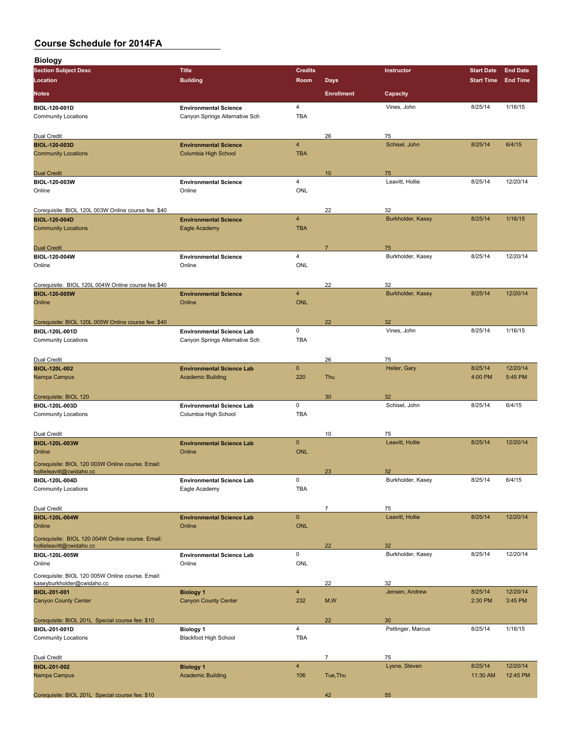# Course Schedule for 2014FA

## Biology

| Section Subject Desc / Location / Notes | Title / Building | Credits / Room | Days / Enrollment | Instructor / Capacity | Start Date / Start Time | End Date / End Time |
|---|---|---|---|---|---|---|
| BIOL-120-001D | Environmental Science | 4 | | Vines, John | 8/25/14 | 1/16/15 |
| Community Locations | Canyon Springs Alternative Sch | TBA | | | | |
| Dual Credit | | | 26 | 75 | | |
| BIOL-120-003D | Environmental Science | 4 | | Schisel, John | 8/25/14 | 6/4/15 |
| Community Locations | Columbia High School | TBA | | | | |
| Dual Credit | | | 10 | 75 | | |
| BIOL-120-003W | Environmental Science | 4 | | Leavitt, Hollie | 8/25/14 | 12/20/14 |
| Online | Online | ONL | | | | |
| Corequisite: BIOL 120L 003W Online course fee: $40 | | | 22 | 32 | | |
| BIOL-120-004D | Environmental Science | 4 | | Burkholder, Kasey | 8/25/14 | 1/16/15 |
| Community Locations | Eagle Academy | TBA | | | | |
| Dual Credit | | | 7 | 75 | | |
| BIOL-120-004W | Environmental Science | 4 | | Burkholder, Kasey | 8/25/14 | 12/20/14 |
| Online | Online | ONL | | | | |
| Corequisite: BIOL 120L 004W Online course fee:$40 | | | 22 | 32 | | |
| BIOL-120-005W | Environmental Science | 4 | | Burkholder, Kasey | 8/25/14 | 12/20/14 |
| Online | Online | ONL | | | | |
| Corequisite: BIOL 120L 005W Online course fee: $40 | | | 22 | 32 | | |
| BIOL-120L-001D | Environmental Science Lab | 0 | | Vines, John | 8/25/14 | 1/16/15 |
| Community Locations | Canyon Springs Alternative Sch | TBA | | | | |
| Dual Credit | | | 26 | 75 | | |
| BIOL-120L-002 | Environmental Science Lab | 0 | | Heller, Gary | 8/25/14 | 12/20/14 |
| Nampa Campus | Academic Building | 220 | Thu | | 4:00 PM | 5:45 PM |
| Corequisite: BIOL 120 | | | 30 | 32 | | |
| BIOL-120L-003D | Environmental Science Lab | 0 | | Schisel, John | 8/25/14 | 6/4/15 |
| Community Locations | Columbia High School | TBA | | | | |
| Dual Credit | | | 10 | 75 | | |
| BIOL-120L-003W | Environmental Science Lab | 0 | | Leavitt, Hollie | 8/25/14 | 12/20/14 |
| Online | Online | ONL | | | | |
| Corequisite: BIOL 120 003W Online course. Email: hollieleavitt@cwidaho.cc | | | 23 | 32 | | |
| BIOL-120L-004D | Environmental Science Lab | 0 | | Burkholder, Kasey | 8/25/14 | 6/4/15 |
| Community Locations | Eagle Academy | TBA | | | | |
| Dual Credit | | | 7 | 75 | | |
| BIOL-120L-004W | Environmental Science Lab | 0 | | Leavitt, Hollie | 8/25/14 | 12/20/14 |
| Online | Online | ONL | | | | |
| Corequisite: BIOL 120 004W Online course. Email: hollieleavitt@cwidaho.cc | | | 22 | 32 | | |
| BIOL-120L-005W | Environmental Science Lab | 0 | | Burkholder, Kasey | 8/25/14 | 12/20/14 |
| Online | Online | ONL | | | | |
| Corequisite: BIOL 120 005W Online course. Email: kaseyburkholder@cwidaho.cc | | | 22 | 32 | | |
| BIOL-201-001 | Biology 1 | 4 | | Jensen, Andrew | 8/25/14 | 12/20/14 |
| Canyon County Center | Canyon County Center | 232 | M,W | | 2:30 PM | 3:45 PM |
| Corequisite: BIOL 201L Special course fee: $10 | | | 22 | 30 | | |
| BIOL-201-001D | Biology 1 | 4 | | Pettinger, Marcus | 8/25/14 | 1/16/15 |
| Community Locations | Blackfoot High School | TBA | | | | |
| Dual Credit | | | 7 | 75 | | |
| BIOL-201-002 | Biology 1 | 4 | | Lysne, Steven | 8/25/14 | 12/20/14 |
| Nampa Campus | Academic Building | 106 | Tue,Thu | | 11:30 AM | 12:45 PM |
| Corequisite: BIOL 201L Special course fee: $10 | | | 42 | 55 | | |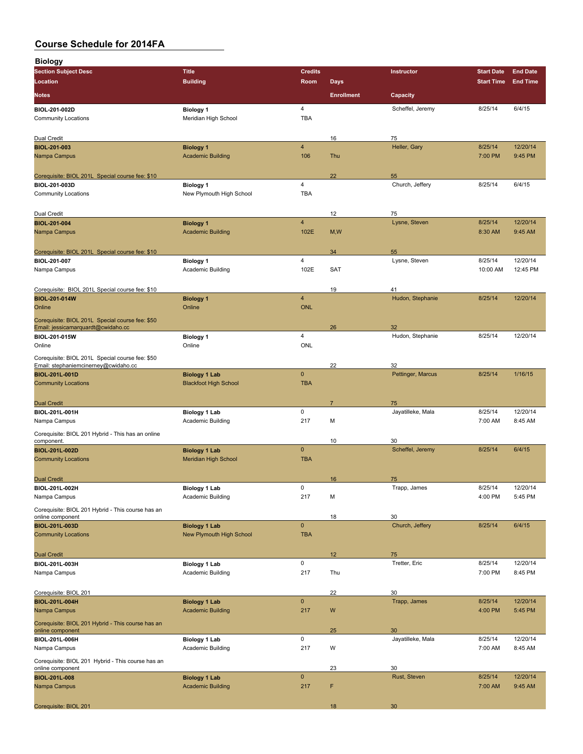# Course Schedule for 2014FA

## Biology

| Section Subject Desc | Title | Credits | | Instructor | Start Date | End Date |
|---|---|---|---|---|---|---|
| Location | Building | Room | Days | | Start Time | End Time |
| Notes | | | Enrollment | Capacity | | |
| **BIOL-201-002D** | **Biology 1** | 4 | | Scheffel, Jeremy | 8/25/14 | 6/4/15 |
| Community Locations | Meridian High School | TBA | | | | |
| Dual Credit | | | 16 | 75 | | |
| **BIOL-201-003** | **Biology 1** | 4 | | Heller, Gary | 8/25/14 | 12/20/14 |
| Nampa Campus | Academic Building | 106 | Thu | | 7:00 PM | 9:45 PM |
| Corequisite: BIOL 201L Special course fee: $10 | | | 22 | 55 | | |
| **BIOL-201-003D** | **Biology 1** | 4 | | Church, Jeffery | 8/25/14 | 6/4/15 |
| Community Locations | New Plymouth High School | TBA | | | | |
| Dual Credit | | | 12 | 75 | | |
| **BIOL-201-004** | **Biology 1** | 4 | | Lysne, Steven | 8/25/14 | 12/20/14 |
| Nampa Campus | Academic Building | 102E | M,W | | 8:30 AM | 9:45 AM |
| Corequisite: BIOL 201L Special course fee: $10 | | | 34 | 55 | | |
| **BIOL-201-007** | **Biology 1** | 4 | | Lysne, Steven | 8/25/14 | 12/20/14 |
| Nampa Campus | Academic Building | 102E | SAT | | 10:00 AM | 12:45 PM |
| Corequisite: BIOL 201L Special course fee: $10 | | | 19 | 41 | | |
| **BIOL-201-014W** | **Biology 1** | 4 | | Hudon, Stephanie | 8/25/14 | 12/20/14 |
| Online | Online | ONL | | | | |
| Corequisite: BIOL 201L Special course fee: $50 Email: jessicamarquardt@cwidaho.cc | | | 26 | 32 | | |
| **BIOL-201-015W** | **Biology 1** | 4 | | Hudon, Stephanie | 8/25/14 | 12/20/14 |
| Online | Online | ONL | | | | |
| Corequisite: BIOL 201L Special course fee: $50 Email: stephaniemcinerney@cwidaho.cc | | | 22 | 32 | | |
| **BIOL-201L-001D** | **Biology 1 Lab** | 0 | | Pettinger, Marcus | 8/25/14 | 1/16/15 |
| Community Locations | Blackfoot High School | TBA | | | | |
| Dual Credit | | | 7 | 75 | | |
| **BIOL-201L-001H** | **Biology 1 Lab** | 0 | | Jayatilleke, Mala | 8/25/14 | 12/20/14 |
| Nampa Campus | Academic Building | 217 | M | | 7:00 AM | 8:45 AM |
| Corequisite: BIOL 201 Hybrid - This has an online component. | | | 10 | 30 | | |
| **BIOL-201L-002D** | **Biology 1 Lab** | 0 | | Scheffel, Jeremy | 8/25/14 | 6/4/15 |
| Community Locations | Meridian High School | TBA | | | | |
| Dual Credit | | | 16 | 75 | | |
| **BIOL-201L-002H** | **Biology 1 Lab** | 0 | | Trapp, James | 8/25/14 | 12/20/14 |
| Nampa Campus | Academic Building | 217 | M | | 4:00 PM | 5:45 PM |
| Corequisite: BIOL 201 Hybrid - This course has an online component | | | 18 | 30 | | |
| **BIOL-201L-003D** | **Biology 1 Lab** | 0 | | Church, Jeffery | 8/25/14 | 6/4/15 |
| Community Locations | New Plymouth High School | TBA | | | | |
| Dual Credit | | | 12 | 75 | | |
| **BIOL-201L-003H** | **Biology 1 Lab** | 0 | | Tretter, Eric | 8/25/14 | 12/20/14 |
| Nampa Campus | Academic Building | 217 | Thu | | 7:00 PM | 8:45 PM |
| Corequisite: BIOL 201 | | | 22 | 30 | | |
| **BIOL-201L-004H** | **Biology 1 Lab** | 0 | | Trapp, James | 8/25/14 | 12/20/14 |
| Nampa Campus | Academic Building | 217 | W | | 4:00 PM | 5:45 PM |
| Corequisite: BIOL 201 Hybrid - This course has an online component | | | 25 | 30 | | |
| **BIOL-201L-006H** | **Biology 1 Lab** | 0 | | Jayatilleke, Mala | 8/25/14 | 12/20/14 |
| Nampa Campus | Academic Building | 217 | W | | 7:00 AM | 8:45 AM |
| Corequisite: BIOL 201 Hybrid - This course has an online component | | | 23 | 30 | | |
| **BIOL-201L-008** | **Biology 1 Lab** | 0 | | Rust, Steven | 8/25/14 | 12/20/14 |
| Nampa Campus | Academic Building | 217 | F | | 7:00 AM | 9:45 AM |
| Corequisite: BIOL 201 | | | 18 | 30 | | |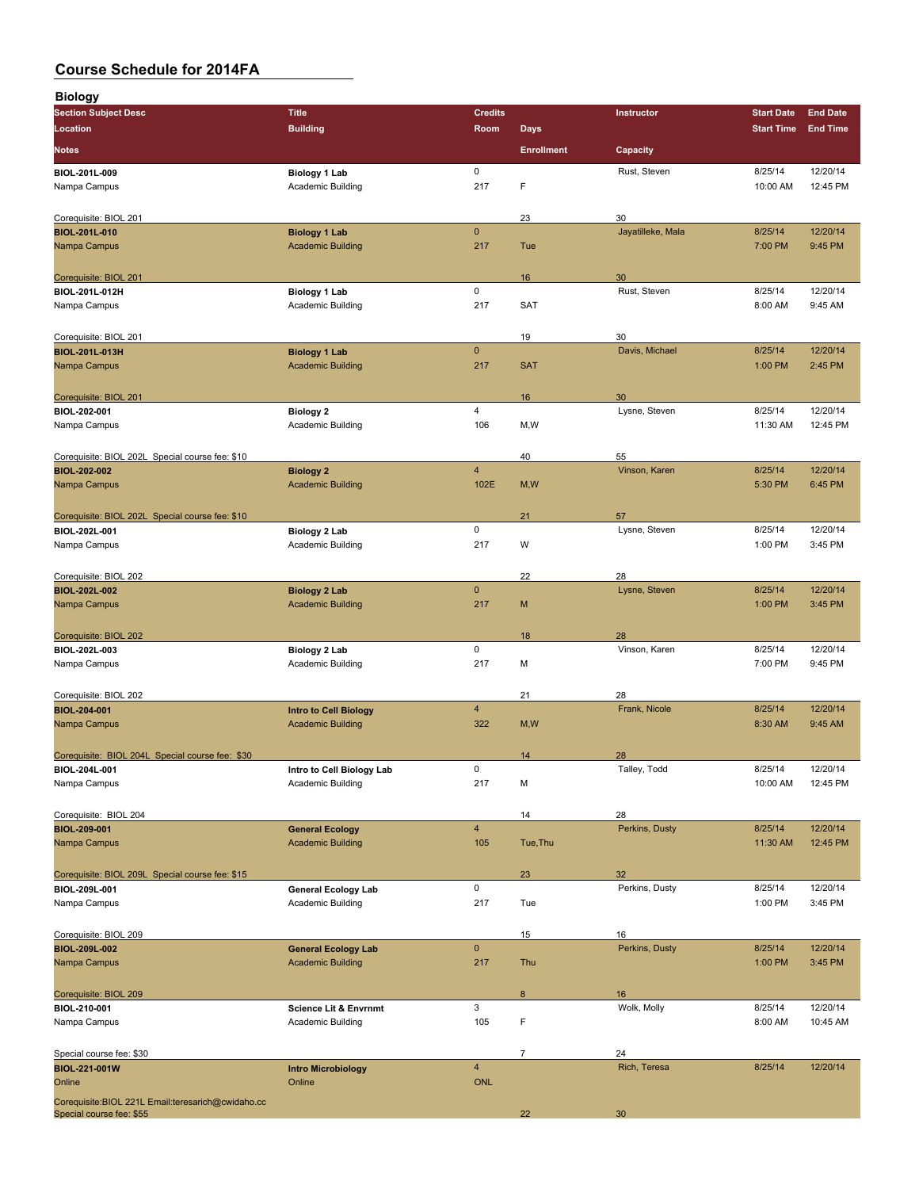# Course Schedule for 2014FA

## Biology

| Section Subject Desc / Location / Notes | Title / Building | Credits / Room | Days / Enrollment | Instructor / Capacity | Start Date / Start Time | End Date / End Time |
|---|---|---|---|---|---|---|
| BIOL-201L-009 | Biology 1 Lab | 0 | | Rust, Steven | 8/25/14 | 12/20/14 |
| Nampa Campus | Academic Building | 217 | F | | 10:00 AM | 12:45 PM |
| Corequisite: BIOL 201 | | | 23 | 30 | | |
| BIOL-201L-010 | Biology 1 Lab | 0 | | Jayatilleke, Mala | 8/25/14 | 12/20/14 |
| Nampa Campus | Academic Building | 217 | Tue | | 7:00 PM | 9:45 PM |
| Corequisite: BIOL 201 | | | 16 | 30 | | |
| BIOL-201L-012H | Biology 1 Lab | 0 | | Rust, Steven | 8/25/14 | 12/20/14 |
| Nampa Campus | Academic Building | 217 | SAT | | 8:00 AM | 9:45 AM |
| Corequisite: BIOL 201 | | | 19 | 30 | | |
| BIOL-201L-013H | Biology 1 Lab | 0 | | Davis, Michael | 8/25/14 | 12/20/14 |
| Nampa Campus | Academic Building | 217 | SAT | | 1:00 PM | 2:45 PM |
| Corequisite: BIOL 201 | | | 16 | 30 | | |
| BIOL-202-001 | Biology 2 | 4 | | Lysne, Steven | 8/25/14 | 12/20/14 |
| Nampa Campus | Academic Building | 106 | M,W | | 11:30 AM | 12:45 PM |
| Corequisite: BIOL 202L Special course fee: $10 | | | 40 | 55 | | |
| BIOL-202-002 | Biology 2 | 4 | | Vinson, Karen | 8/25/14 | 12/20/14 |
| Nampa Campus | Academic Building | 102E | M,W | | 5:30 PM | 6:45 PM |
| Corequisite: BIOL 202L Special course fee: $10 | | | 21 | 57 | | |
| BIOL-202L-001 | Biology 2 Lab | 0 | | Lysne, Steven | 8/25/14 | 12/20/14 |
| Nampa Campus | Academic Building | 217 | W | | 1:00 PM | 3:45 PM |
| Corequisite: BIOL 202 | | | 22 | 28 | | |
| BIOL-202L-002 | Biology 2 Lab | 0 | | Lysne, Steven | 8/25/14 | 12/20/14 |
| Nampa Campus | Academic Building | 217 | M | | 1:00 PM | 3:45 PM |
| Corequisite: BIOL 202 | | | 18 | 28 | | |
| BIOL-202L-003 | Biology 2 Lab | 0 | | Vinson, Karen | 8/25/14 | 12/20/14 |
| Nampa Campus | Academic Building | 217 | M | | 7:00 PM | 9:45 PM |
| Corequisite: BIOL 202 | | | 21 | 28 | | |
| BIOL-204-001 | Intro to Cell Biology | 4 | | Frank, Nicole | 8/25/14 | 12/20/14 |
| Nampa Campus | Academic Building | 322 | M,W | | 8:30 AM | 9:45 AM |
| Corequisite: BIOL 204L Special course fee: $30 | | | 14 | 28 | | |
| BIOL-204L-001 | Intro to Cell Biology Lab | 0 | | Talley, Todd | 8/25/14 | 12/20/14 |
| Nampa Campus | Academic Building | 217 | M | | 10:00 AM | 12:45 PM |
| Corequisite: BIOL 204 | | | 14 | 28 | | |
| BIOL-209-001 | General Ecology | 4 | | Perkins, Dusty | 8/25/14 | 12/20/14 |
| Nampa Campus | Academic Building | 105 | Tue,Thu | | 11:30 AM | 12:45 PM |
| Corequisite: BIOL 209L Special course fee: $15 | | | 23 | 32 | | |
| BIOL-209L-001 | General Ecology Lab | 0 | | Perkins, Dusty | 8/25/14 | 12/20/14 |
| Nampa Campus | Academic Building | 217 | Tue | | 1:00 PM | 3:45 PM |
| Corequisite: BIOL 209 | | | 15 | 16 | | |
| BIOL-209L-002 | General Ecology Lab | 0 | | Perkins, Dusty | 8/25/14 | 12/20/14 |
| Nampa Campus | Academic Building | 217 | Thu | | 1:00 PM | 3:45 PM |
| Corequisite: BIOL 209 | | | 8 | 16 | | |
| BIOL-210-001 | Science Lit & Envrnmt | 3 | | Wolk, Molly | 8/25/14 | 12/20/14 |
| Nampa Campus | Academic Building | 105 | F | | 8:00 AM | 10:45 AM |
| Special course fee: $30 | | | 7 | 24 | | |
| BIOL-221-001W | Intro Microbiology | 4 | | Rich, Teresa | 8/25/14 | 12/20/14 |
| Online | Online | ONL | | | | |
| Corequisite:BIOL 221L Email:teresarich@cwidaho.cc Special course fee: $55 | | | 22 | 30 | | |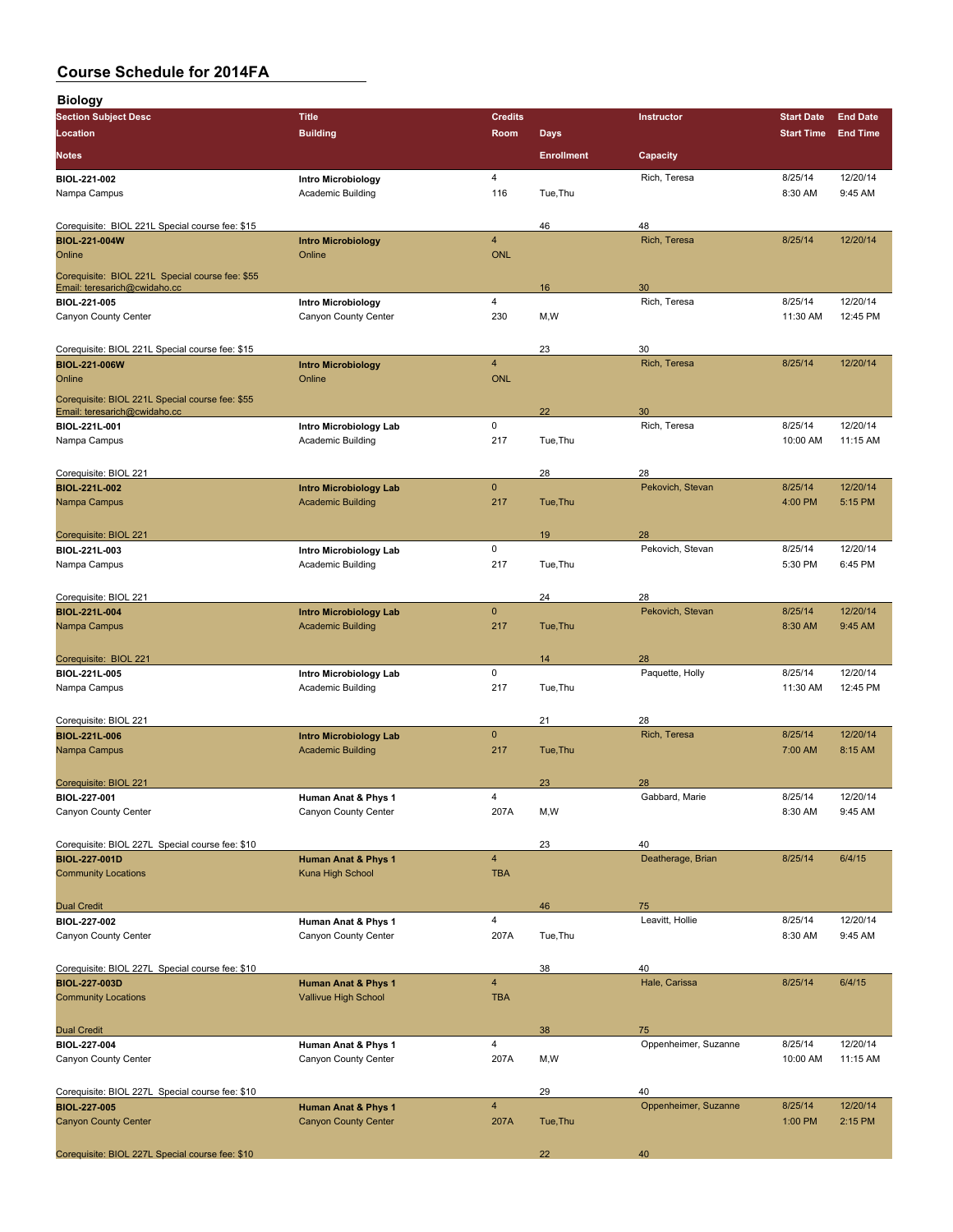# Course Schedule for 2014FA

## Biology

| Section Subject Desc | Title | Credits | | Instructor | Start Date | End Date |
|---|---|---|---|---|---|---|
| **Location** | **Building** | **Room** | **Days** | | **Start Time** | **End Time** |
| **Notes** | | | **Enrollment** | **Capacity** | | |
| **BIOL-221-002** | **Intro Microbiology** | 4 | | Rich, Teresa | 8/25/14 | 12/20/14 |
| Nampa Campus | Academic Building | 116 | Tue,Thu | | 8:30 AM | 9:45 AM |
| Corequisite: BIOL 221L Special course fee: $15 | | | 46 | 48 | | |
| **BIOL-221-004W** | **Intro Microbiology** | 4 | | Rich, Teresa | 8/25/14 | 12/20/14 |
| Online | Online | ONL | | | | |
| Corequisite: BIOL 221L Special course fee: $55 Email: teresarich@cwidaho.cc | | | 16 | 30 | | |
| **BIOL-221-005** | **Intro Microbiology** | 4 | | Rich, Teresa | 8/25/14 | 12/20/14 |
| Canyon County Center | Canyon County Center | 230 | M,W | | 11:30 AM | 12:45 PM |
| Corequisite: BIOL 221L Special course fee: $15 | | | 23 | 30 | | |
| **BIOL-221-006W** | **Intro Microbiology** | 4 | | Rich, Teresa | 8/25/14 | 12/20/14 |
| Online | Online | ONL | | | | |
| Corequisite: BIOL 221L Special course fee: $55 Email: teresarich@cwidaho.cc | | | 22 | 30 | | |
| **BIOL-221L-001** | **Intro Microbiology Lab** | 0 | | Rich, Teresa | 8/25/14 | 12/20/14 |
| Nampa Campus | Academic Building | 217 | Tue,Thu | | 10:00 AM | 11:15 AM |
| Corequisite: BIOL 221 | | | 28 | 28 | | |
| **BIOL-221L-002** | **Intro Microbiology Lab** | 0 | | Pekovich, Stevan | 8/25/14 | 12/20/14 |
| Nampa Campus | Academic Building | 217 | Tue,Thu | | 4:00 PM | 5:15 PM |
| Corequisite: BIOL 221 | | | 19 | 28 | | |
| **BIOL-221L-003** | **Intro Microbiology Lab** | 0 | | Pekovich, Stevan | 8/25/14 | 12/20/14 |
| Nampa Campus | Academic Building | 217 | Tue,Thu | | 5:30 PM | 6:45 PM |
| Corequisite: BIOL 221 | | | 24 | 28 | | |
| **BIOL-221L-004** | **Intro Microbiology Lab** | 0 | | Pekovich, Stevan | 8/25/14 | 12/20/14 |
| Nampa Campus | Academic Building | 217 | Tue,Thu | | 8:30 AM | 9:45 AM |
| Corequisite: BIOL 221 | | | 14 | 28 | | |
| **BIOL-221L-005** | **Intro Microbiology Lab** | 0 | | Paquette, Holly | 8/25/14 | 12/20/14 |
| Nampa Campus | Academic Building | 217 | Tue,Thu | | 11:30 AM | 12:45 PM |
| Corequisite: BIOL 221 | | | 21 | 28 | | |
| **BIOL-221L-006** | **Intro Microbiology Lab** | 0 | | Rich, Teresa | 8/25/14 | 12/20/14 |
| Nampa Campus | Academic Building | 217 | Tue,Thu | | 7:00 AM | 8:15 AM |
| Corequisite: BIOL 221 | | | 23 | 28 | | |
| **BIOL-227-001** | **Human Anat & Phys 1** | 4 | | Gabbard, Marie | 8/25/14 | 12/20/14 |
| Canyon County Center | Canyon County Center | 207A | M,W | | 8:30 AM | 9:45 AM |
| Corequisite: BIOL 227L Special course fee: $10 | | | 23 | 40 | | |
| **BIOL-227-001D** | **Human Anat & Phys 1** | 4 | | Deatherage, Brian | 8/25/14 | 6/4/15 |
| Community Locations | Kuna High School | TBA | | | | |
| Dual Credit | | | 46 | 75 | | |
| **BIOL-227-002** | **Human Anat & Phys 1** | 4 | | Leavitt, Hollie | 8/25/14 | 12/20/14 |
| Canyon County Center | Canyon County Center | 207A | Tue,Thu | | 8:30 AM | 9:45 AM |
| Corequisite: BIOL 227L Special course fee: $10 | | | 38 | 40 | | |
| **BIOL-227-003D** | **Human Anat & Phys 1** | 4 | | Hale, Carissa | 8/25/14 | 6/4/15 |
| Community Locations | Vallivue High School | TBA | | | | |
| Dual Credit | | | 38 | 75 | | |
| **BIOL-227-004** | **Human Anat & Phys 1** | 4 | | Oppenheimer, Suzanne | 8/25/14 | 12/20/14 |
| Canyon County Center | Canyon County Center | 207A | M,W | | 10:00 AM | 11:15 AM |
| Corequisite: BIOL 227L Special course fee: $10 | | | 29 | 40 | | |
| **BIOL-227-005** | **Human Anat & Phys 1** | 4 | | Oppenheimer, Suzanne | 8/25/14 | 12/20/14 |
| Canyon County Center | Canyon County Center | 207A | Tue,Thu | | 1:00 PM | 2:15 PM |
| Corequisite: BIOL 227L Special course fee: $10 | | | 22 | 40 | | |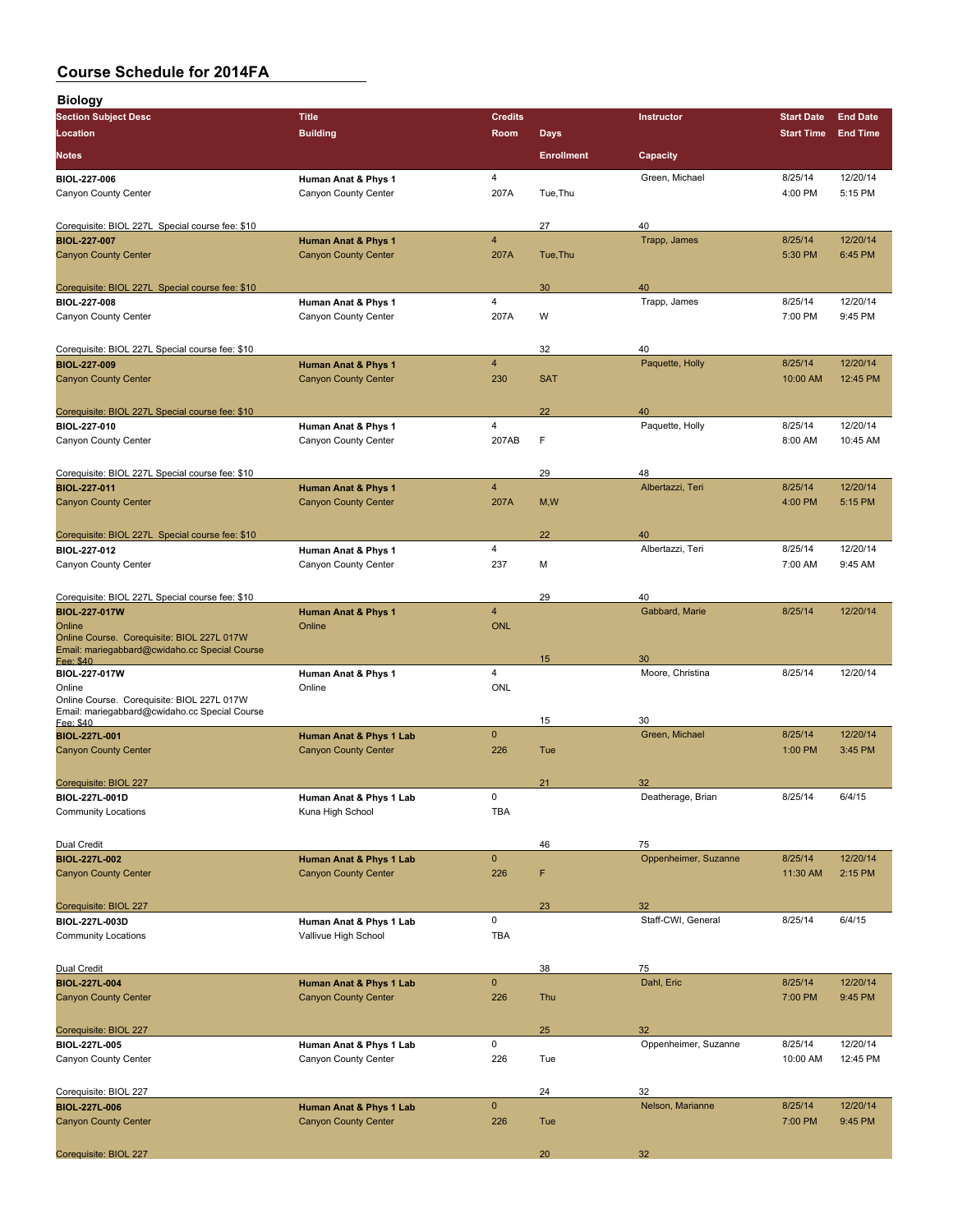# Course Schedule for 2014FA

## Biology

| Section Subject Desc | Title | Credits | | Instructor | Start Date | End Date |
|---|---|---|---|---|---|---|
| Location | Building | Room | Days | | Start Time | End Time |
| Notes | | | Enrollment | Capacity | | |
| BIOL-227-006 | Human Anat & Phys 1 | 4 | | Green, Michael | 8/25/14 | 12/20/14 |
| Canyon County Center | Canyon County Center | 207A | Tue,Thu | | 4:00 PM | 5:15 PM |
| Corequisite: BIOL 227L Special course fee: $10 | | | 27 | 40 | | |
| BIOL-227-007 | Human Anat & Phys 1 | 4 | | Trapp, James | 8/25/14 | 12/20/14 |
| Canyon County Center | Canyon County Center | 207A | Tue,Thu | | 5:30 PM | 6:45 PM |
| Corequisite: BIOL 227L Special course fee: $10 | | | 30 | 40 | | |
| BIOL-227-008 | Human Anat & Phys 1 | 4 | | Trapp, James | 8/25/14 | 12/20/14 |
| Canyon County Center | Canyon County Center | 207A | W | | 7:00 PM | 9:45 PM |
| Corequisite: BIOL 227L Special course fee: $10 | | | 32 | 40 | | |
| BIOL-227-009 | Human Anat & Phys 1 | 4 | | Paquette, Holly | 8/25/14 | 12/20/14 |
| Canyon County Center | Canyon County Center | 230 | SAT | | 10:00 AM | 12:45 PM |
| Corequisite: BIOL 227L Special course fee: $10 | | | 22 | 40 | | |
| BIOL-227-010 | Human Anat & Phys 1 | 4 | | Paquette, Holly | 8/25/14 | 12/20/14 |
| Canyon County Center | Canyon County Center | 207AB | F | | 8:00 AM | 10:45 AM |
| Corequisite: BIOL 227L Special course fee: $10 | | | 29 | 48 | | |
| BIOL-227-011 | Human Anat & Phys 1 | 4 | | Albertazzi, Teri | 8/25/14 | 12/20/14 |
| Canyon County Center | Canyon County Center | 207A | M,W | | 4:00 PM | 5:15 PM |
| Corequisite: BIOL 227L Special course fee: $10 | | | 22 | 40 | | |
| BIOL-227-012 | Human Anat & Phys 1 | 4 | | Albertazzi, Teri | 8/25/14 | 12/20/14 |
| Canyon County Center | Canyon County Center | 237 | M | | 7:00 AM | 9:45 AM |
| Corequisite: BIOL 227L Special course fee: $10 | | | 29 | 40 | | |
| BIOL-227-017W | Human Anat & Phys 1 | 4 | | Gabbard, Marie | 8/25/14 | 12/20/14 |
| Online | Online | ONL | | | | |
| Online Course. Corequisite: BIOL 227L 017W Email: mariegabbard@cwidaho.cc Special Course Fee: $40 | | | 15 | 30 | | |
| BIOL-227-017W | Human Anat & Phys 1 | 4 | | Moore, Christina | 8/25/14 | 12/20/14 |
| Online | Online | ONL | | | | |
| Online Course. Corequisite: BIOL 227L 017W Email: mariegabbard@cwidaho.cc Special Course Fee: $40 | | | 15 | 30 | | |
| BIOL-227L-001 | Human Anat & Phys 1 Lab | 0 | | Green, Michael | 8/25/14 | 12/20/14 |
| Canyon County Center | Canyon County Center | 226 | Tue | | 1:00 PM | 3:45 PM |
| Corequisite: BIOL 227 | | | 21 | 32 | | |
| BIOL-227L-001D | Human Anat & Phys 1 Lab | 0 | | Deatherage, Brian | 8/25/14 | 6/4/15 |
| Community Locations | Kuna High School | TBA | | | | |
| Dual Credit | | | 46 | 75 | | |
| BIOL-227L-002 | Human Anat & Phys 1 Lab | 0 | | Oppenheimer, Suzanne | 8/25/14 | 12/20/14 |
| Canyon County Center | Canyon County Center | 226 | F | | 11:30 AM | 2:15 PM |
| Corequisite: BIOL 227 | | | 23 | 32 | | |
| BIOL-227L-003D | Human Anat & Phys 1 Lab | 0 | | Staff-CWI, General | 8/25/14 | 6/4/15 |
| Community Locations | Vallivue High School | TBA | | | | |
| Dual Credit | | | 38 | 75 | | |
| BIOL-227L-004 | Human Anat & Phys 1 Lab | 0 | | Dahl, Eric | 8/25/14 | 12/20/14 |
| Canyon County Center | Canyon County Center | 226 | Thu | | 7:00 PM | 9:45 PM |
| Corequisite: BIOL 227 | | | 25 | 32 | | |
| BIOL-227L-005 | Human Anat & Phys 1 Lab | 0 | | Oppenheimer, Suzanne | 8/25/14 | 12/20/14 |
| Canyon County Center | Canyon County Center | 226 | Tue | | 10:00 AM | 12:45 PM |
| Corequisite: BIOL 227 | | | 24 | 32 | | |
| BIOL-227L-006 | Human Anat & Phys 1 Lab | 0 | | Nelson, Marianne | 8/25/14 | 12/20/14 |
| Canyon County Center | Canyon County Center | 226 | Tue | | 7:00 PM | 9:45 PM |
| Corequisite: BIOL 227 | | | 20 | 32 | | |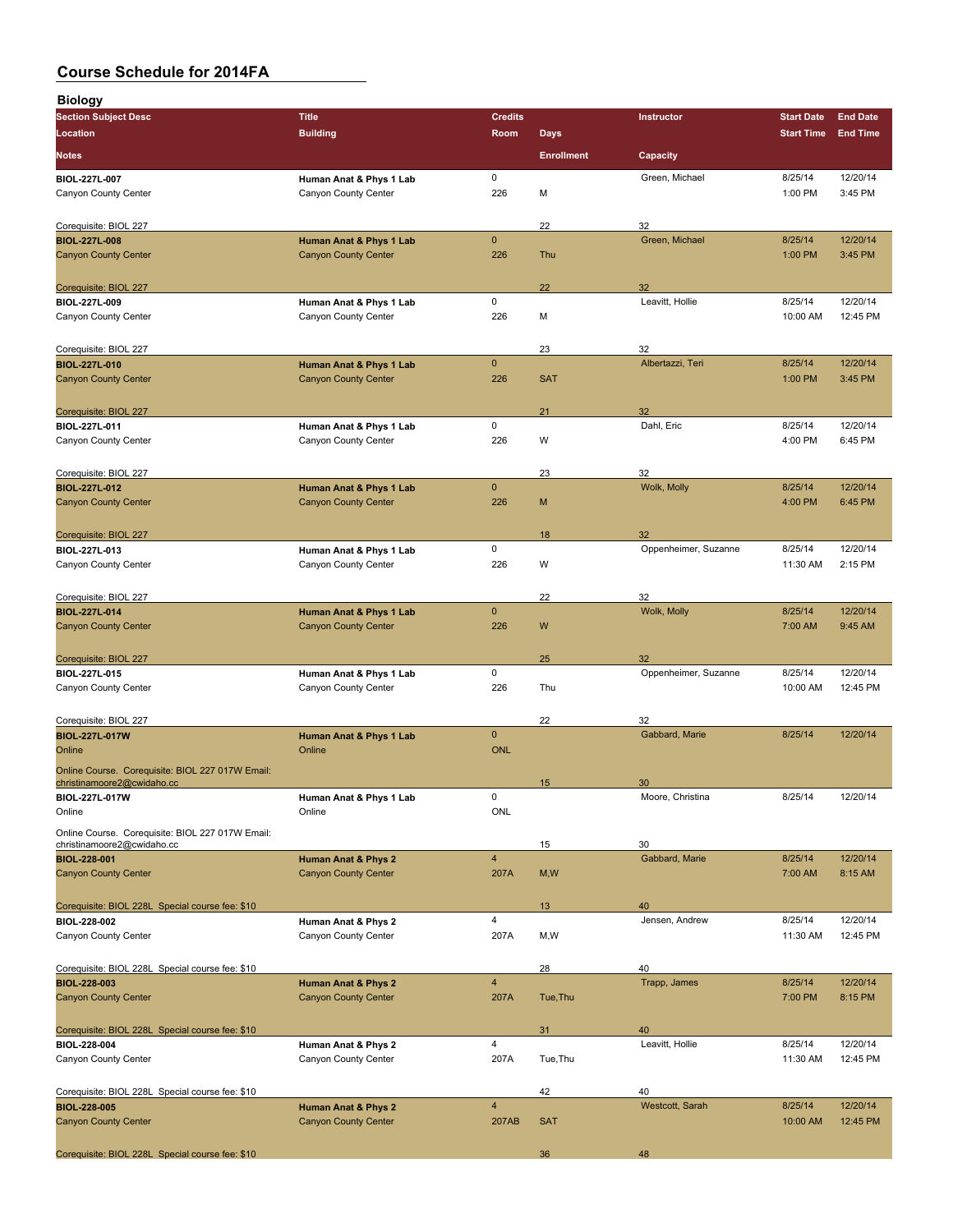# Course Schedule for 2014FA

## Biology

| Section Subject Desc / Location / Notes | Title / Building | Credits / Room | Days / Enrollment | Instructor / Capacity | Start Date / Start Time | End Date / End Time |
|---|---|---|---|---|---|---|
| BIOL-227L-007 | Human Anat & Phys 1 Lab | 0 | | Green, Michael | 8/25/14 | 12/20/14 |
| Canyon County Center | Canyon County Center | 226 | M | | 1:00 PM | 3:45 PM |
| Corequisite: BIOL 227 | | | 22 | 32 | | |
| BIOL-227L-008 | Human Anat & Phys 1 Lab | 0 | | Green, Michael | 8/25/14 | 12/20/14 |
| Canyon County Center | Canyon County Center | 226 | Thu | | 1:00 PM | 3:45 PM |
| Corequisite: BIOL 227 | | | 22 | 32 | | |
| BIOL-227L-009 | Human Anat & Phys 1 Lab | 0 | | Leavitt, Hollie | 8/25/14 | 12/20/14 |
| Canyon County Center | Canyon County Center | 226 | M | | 10:00 AM | 12:45 PM |
| Corequisite: BIOL 227 | | | 23 | 32 | | |
| BIOL-227L-010 | Human Anat & Phys 1 Lab | 0 | | Albertazzi, Teri | 8/25/14 | 12/20/14 |
| Canyon County Center | Canyon County Center | 226 | SAT | | 1:00 PM | 3:45 PM |
| Corequisite: BIOL 227 | | | 21 | 32 | | |
| BIOL-227L-011 | Human Anat & Phys 1 Lab | 0 | | Dahl, Eric | 8/25/14 | 12/20/14 |
| Canyon County Center | Canyon County Center | 226 | W | | 4:00 PM | 6:45 PM |
| Corequisite: BIOL 227 | | | 23 | 32 | | |
| BIOL-227L-012 | Human Anat & Phys 1 Lab | 0 | | Wolk, Molly | 8/25/14 | 12/20/14 |
| Canyon County Center | Canyon County Center | 226 | M | | 4:00 PM | 6:45 PM |
| Corequisite: BIOL 227 | | | 18 | 32 | | |
| BIOL-227L-013 | Human Anat & Phys 1 Lab | 0 | | Oppenheimer, Suzanne | 8/25/14 | 12/20/14 |
| Canyon County Center | Canyon County Center | 226 | W | | 11:30 AM | 2:15 PM |
| Corequisite: BIOL 227 | | | 22 | 32 | | |
| BIOL-227L-014 | Human Anat & Phys 1 Lab | 0 | | Wolk, Molly | 8/25/14 | 12/20/14 |
| Canyon County Center | Canyon County Center | 226 | W | | 7:00 AM | 9:45 AM |
| Corequisite: BIOL 227 | | | 25 | 32 | | |
| BIOL-227L-015 | Human Anat & Phys 1 Lab | 0 | | Oppenheimer, Suzanne | 8/25/14 | 12/20/14 |
| Canyon County Center | Canyon County Center | 226 | Thu | | 10:00 AM | 12:45 PM |
| Corequisite: BIOL 227 | | | 22 | 32 | | |
| BIOL-227L-017W | Human Anat & Phys 1 Lab | 0 | | Gabbard, Marie | 8/25/14 | 12/20/14 |
| Online | Online | ONL | | | | |
| Online Course. Corequisite: BIOL 227 017W Email: christinamoore2@cwidaho.cc | | | 15 | 30 | | |
| BIOL-227L-017W | Human Anat & Phys 1 Lab | 0 | | Moore, Christina | 8/25/14 | 12/20/14 |
| Online | Online | ONL | | | | |
| Online Course. Corequisite: BIOL 227 017W Email: christinamoore2@cwidaho.cc | | | 15 | 30 | | |
| BIOL-228-001 | Human Anat & Phys 2 | 4 | | Gabbard, Marie | 8/25/14 | 12/20/14 |
| Canyon County Center | Canyon County Center | 207A | M,W | | 7:00 AM | 8:15 AM |
| Corequisite: BIOL 228L Special course fee: $10 | | | 13 | 40 | | |
| BIOL-228-002 | Human Anat & Phys 2 | 4 | | Jensen, Andrew | 8/25/14 | 12/20/14 |
| Canyon County Center | Canyon County Center | 207A | M,W | | 11:30 AM | 12:45 PM |
| Corequisite: BIOL 228L Special course fee: $10 | | | 28 | 40 | | |
| BIOL-228-003 | Human Anat & Phys 2 | 4 | | Trapp, James | 8/25/14 | 12/20/14 |
| Canyon County Center | Canyon County Center | 207A | Tue,Thu | | 7:00 PM | 8:15 PM |
| Corequisite: BIOL 228L Special course fee: $10 | | | 31 | 40 | | |
| BIOL-228-004 | Human Anat & Phys 2 | 4 | | Leavitt, Hollie | 8/25/14 | 12/20/14 |
| Canyon County Center | Canyon County Center | 207A | Tue,Thu | | 11:30 AM | 12:45 PM |
| Corequisite: BIOL 228L Special course fee: $10 | | | 42 | 40 | | |
| BIOL-228-005 | Human Anat & Phys 2 | 4 | | Westcott, Sarah | 8/25/14 | 12/20/14 |
| Canyon County Center | Canyon County Center | 207AB | SAT | | 10:00 AM | 12:45 PM |
| Corequisite: BIOL 228L Special course fee: $10 | | | 36 | 48 | | |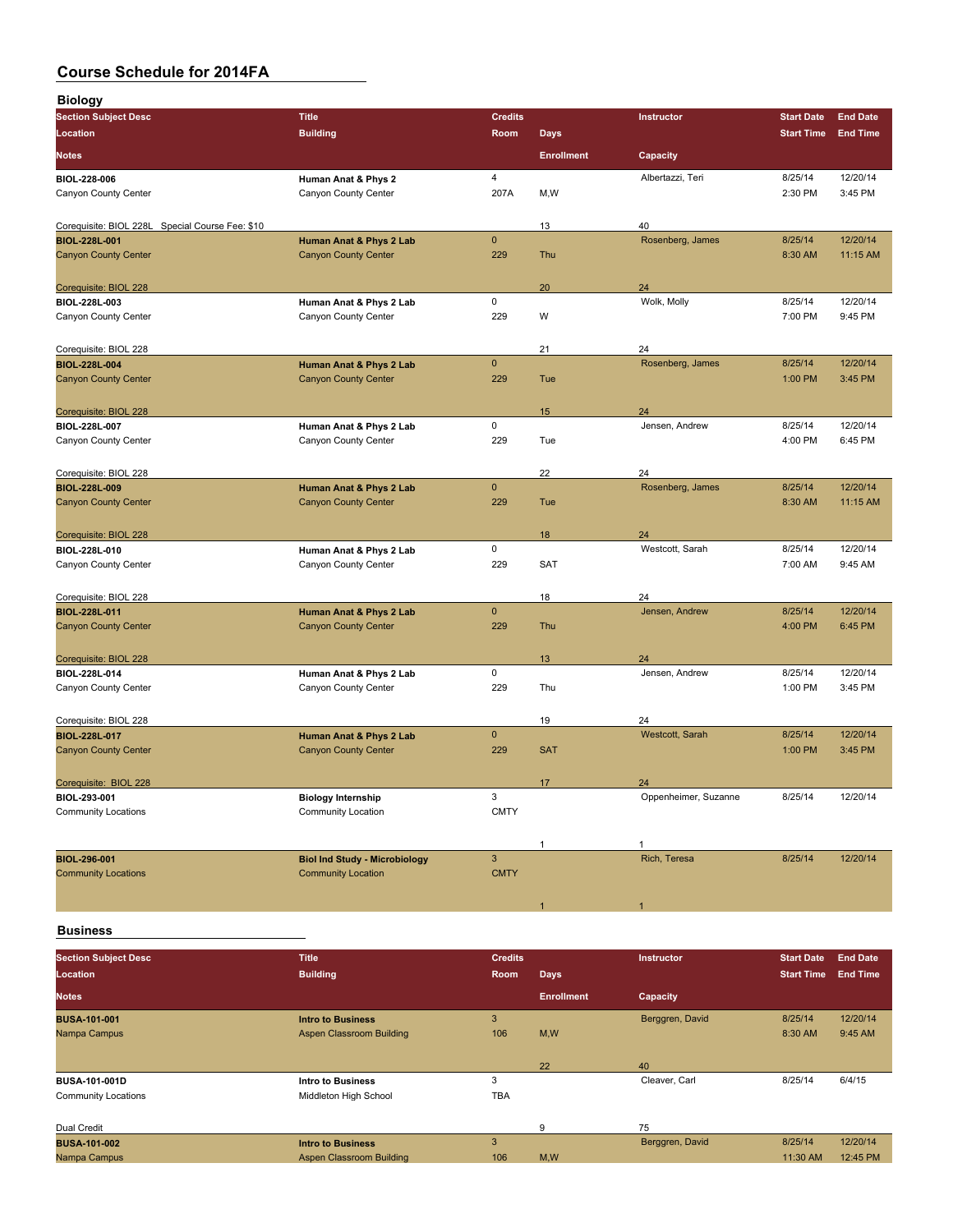# Course Schedule for 2014FA

## Biology

| Section Subject Desc | Title | Credits | | Instructor | Start Date | End Date |
|---|---|---|---|---|---|---|
| Location | Building | Room | Days | | Start Time | End Time |
| Notes | | | Enrollment | Capacity | | |
| **BIOL-228-006** | **Human Anat & Phys 2** | 4 | | Albertazzi, Teri | 8/25/14 | 12/20/14 |
| Canyon County Center | Canyon County Center | 207A | M,W | | 2:30 PM | 3:45 PM |
| Corequisite: BIOL 228L Special Course Fee: $10 | | | 13 | 40 | | |
| **BIOL-228L-001** | **Human Anat & Phys 2 Lab** | 0 | | Rosenberg, James | 8/25/14 | 12/20/14 |
| Canyon County Center | Canyon County Center | 229 | Thu | | 8:30 AM | 11:15 AM |
| Corequisite: BIOL 228 | | | 20 | 24 | | |
| **BIOL-228L-003** | **Human Anat & Phys 2 Lab** | 0 | | Wolk, Molly | 8/25/14 | 12/20/14 |
| Canyon County Center | Canyon County Center | 229 | W | | 7:00 PM | 9:45 PM |
| Corequisite: BIOL 228 | | | 21 | 24 | | |
| **BIOL-228L-004** | **Human Anat & Phys 2 Lab** | 0 | | Rosenberg, James | 8/25/14 | 12/20/14 |
| Canyon County Center | Canyon County Center | 229 | Tue | | 1:00 PM | 3:45 PM |
| Corequisite: BIOL 228 | | | 15 | 24 | | |
| **BIOL-228L-007** | **Human Anat & Phys 2 Lab** | 0 | | Jensen, Andrew | 8/25/14 | 12/20/14 |
| Canyon County Center | Canyon County Center | 229 | Tue | | 4:00 PM | 6:45 PM |
| Corequisite: BIOL 228 | | | 22 | 24 | | |
| **BIOL-228L-009** | **Human Anat & Phys 2 Lab** | 0 | | Rosenberg, James | 8/25/14 | 12/20/14 |
| Canyon County Center | Canyon County Center | 229 | Tue | | 8:30 AM | 11:15 AM |
| Corequisite: BIOL 228 | | | 18 | 24 | | |
| **BIOL-228L-010** | **Human Anat & Phys 2 Lab** | 0 | | Westcott, Sarah | 8/25/14 | 12/20/14 |
| Canyon County Center | Canyon County Center | 229 | SAT | | 7:00 AM | 9:45 AM |
| Corequisite: BIOL 228 | | | 18 | 24 | | |
| **BIOL-228L-011** | **Human Anat & Phys 2 Lab** | 0 | | Jensen, Andrew | 8/25/14 | 12/20/14 |
| Canyon County Center | Canyon County Center | 229 | Thu | | 4:00 PM | 6:45 PM |
| Corequisite: BIOL 228 | | | 13 | 24 | | |
| **BIOL-228L-014** | **Human Anat & Phys 2 Lab** | 0 | | Jensen, Andrew | 8/25/14 | 12/20/14 |
| Canyon County Center | Canyon County Center | 229 | Thu | | 1:00 PM | 3:45 PM |
| Corequisite: BIOL 228 | | | 19 | 24 | | |
| **BIOL-228L-017** | **Human Anat & Phys 2 Lab** | 0 | | Westcott, Sarah | 8/25/14 | 12/20/14 |
| Canyon County Center | Canyon County Center | 229 | SAT | | 1:00 PM | 3:45 PM |
| Corequisite: BIOL 228 | | | 17 | 24 | | |
| **BIOL-293-001** | **Biology Internship** | 3 | | Oppenheimer, Suzanne | 8/25/14 | 12/20/14 |
| Community Locations | Community Location | CMTY | | | | |
| | | | 1 | 1 | | |
| **BIOL-296-001** | **Biol Ind Study - Microbiology** | 3 | | Rich, Teresa | 8/25/14 | 12/20/14 |
| Community Locations | Community Location | CMTY | | | | |
| | | | 1 | 1 | | |

## Business

| Section Subject Desc | Title | Credits | | Instructor | Start Date | End Date |
|---|---|---|---|---|---|---|
| Location | Building | Room | Days | | Start Time | End Time |
| Notes | | | Enrollment | Capacity | | |
| **BUSA-101-001** | **Intro to Business** | 3 | | Berggren, David | 8/25/14 | 12/20/14 |
| Nampa Campus | Aspen Classroom Building | 106 | M,W | | 8:30 AM | 9:45 AM |
| | | | 22 | 40 | | |
| **BUSA-101-001D** | **Intro to Business** | 3 | | Cleaver, Carl | 8/25/14 | 6/4/15 |
| Community Locations | Middleton High School | TBA | | | | |
| Dual Credit | | | 9 | 75 | | |
| **BUSA-101-002** | **Intro to Business** | 3 | | Berggren, David | 8/25/14 | 12/20/14 |
| Nampa Campus | Aspen Classroom Building | 106 | M,W | | 11:30 AM | 12:45 PM |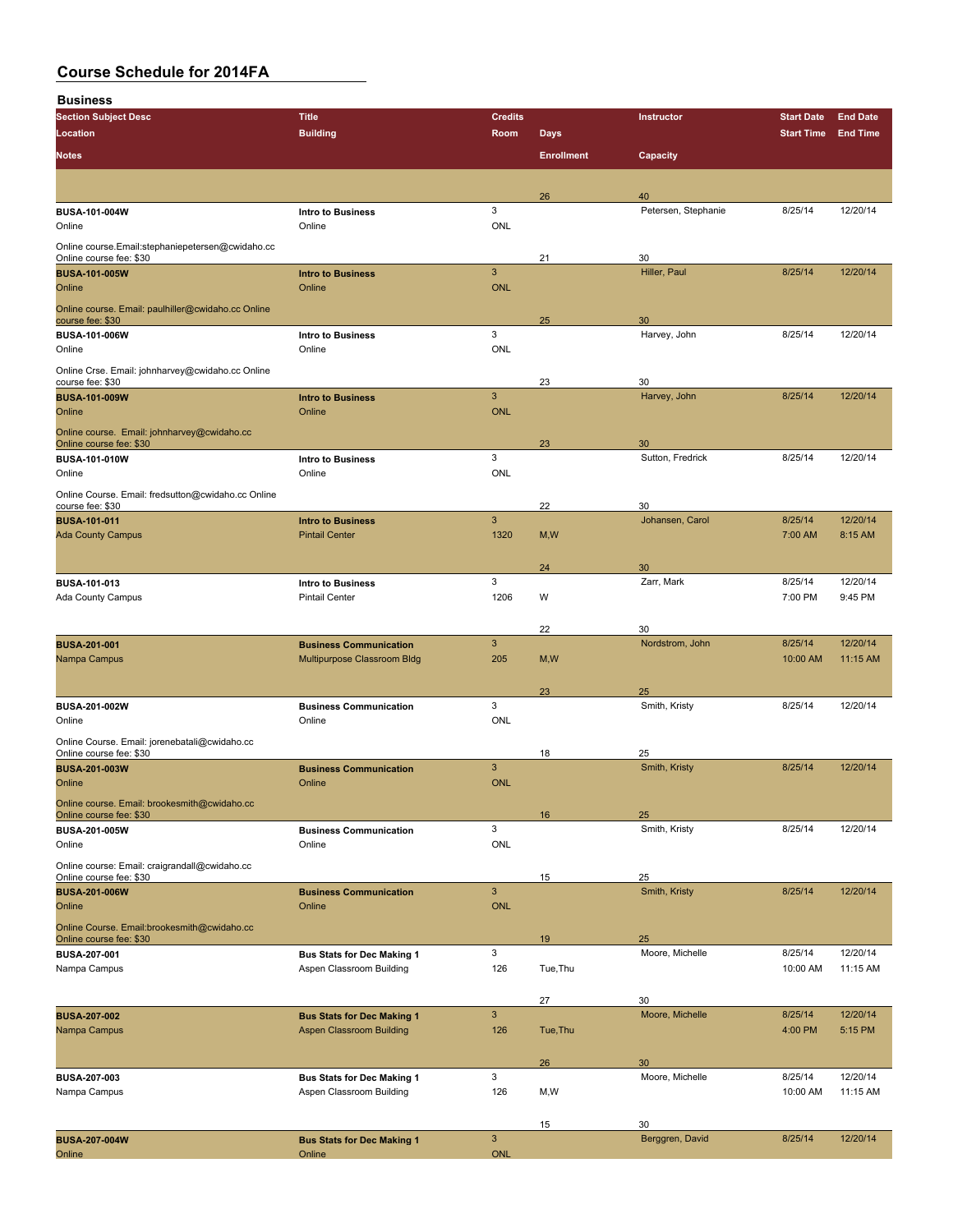# Course Schedule for 2014FA

## Business

| Section Subject Desc | Location | Title | Building | Credits | Room | Days | Instructor | Start Date | End Date | Start Time | End Time | Notes | Enrollment | Capacity |
|---|---|---|---|---|---|---|---|---|---|---|---|---|---|---|
| | | | | | | | | | | | | | 26 | 40 |
| BUSA-101-004W | Online | Intro to Business | Online | 3 | ONL | | Petersen, Stephanie | 8/25/14 | 12/20/14 | | | Online course.Email:stephaniepetersen@cwidaho.cc Online course fee: $30 | 21 | 30 |
| BUSA-101-005W | Online | Intro to Business | Online | 3 | ONL | | Hiller, Paul | 8/25/14 | 12/20/14 | | | Online course. Email: paulhiller@cwidaho.cc Online course fee: $30 | 25 | 30 |
| BUSA-101-006W | Online | Intro to Business | Online | 3 | ONL | | Harvey, John | 8/25/14 | 12/20/14 | | | Online Crse. Email: johnharvey@cwidaho.cc Online course fee: $30 | 23 | 30 |
| BUSA-101-009W | Online | Intro to Business | Online | 3 | ONL | | Harvey, John | 8/25/14 | 12/20/14 | | | Online course. Email: johnharvey@cwidaho.cc Online course fee: $30 | 23 | 30 |
| BUSA-101-010W | Online | Intro to Business | Online | 3 | ONL | | Sutton, Fredrick | 8/25/14 | 12/20/14 | | | Online Course. Email: fredsutton@cwidaho.cc Online course fee: $30 | 22 | 30 |
| BUSA-101-011 | Ada County Campus | Intro to Business | Pintail Center | 3 | 1320 | M,W | Johansen, Carol | 8/25/14 | 12/20/14 | 7:00 AM | 8:15 AM | | 24 | 30 |
| BUSA-101-013 | Ada County Campus | Intro to Business | Pintail Center | 3 | 1206 | W | Zarr, Mark | 8/25/14 | 12/20/14 | 7:00 PM | 9:45 PM | | 22 | 30 |
| BUSA-201-001 | Nampa Campus | Business Communication | Multipurpose Classroom Bldg | 3 | 205 | M,W | Nordstrom, John | 8/25/14 | 12/20/14 | 10:00 AM | 11:15 AM | | 23 | 25 |
| BUSA-201-002W | Online | Business Communication | Online | 3 | ONL | | Smith, Kristy | 8/25/14 | 12/20/14 | | | Online Course. Email: jorenebatali@cwidaho.cc Online course fee: $30 | 18 | 25 |
| BUSA-201-003W | Online | Business Communication | Online | 3 | ONL | | Smith, Kristy | 8/25/14 | 12/20/14 | | | Online course. Email: brookesmith@cwidaho.cc Online course fee: $30 | 16 | 25 |
| BUSA-201-005W | Online | Business Communication | Online | 3 | ONL | | Smith, Kristy | 8/25/14 | 12/20/14 | | | Online course: Email: craigrandall@cwidaho.cc Online course fee: $30 | 15 | 25 |
| BUSA-201-006W | Online | Business Communication | Online | 3 | ONL | | Smith, Kristy | 8/25/14 | 12/20/14 | | | Online Course. Email:brookesmith@cwidaho.cc Online course fee: $30 | 19 | 25 |
| BUSA-207-001 | Nampa Campus | Bus Stats for Dec Making 1 | Aspen Classroom Building | 3 | 126 | Tue,Thu | Moore, Michelle | 8/25/14 | 12/20/14 | 10:00 AM | 11:15 AM | | 27 | 30 |
| BUSA-207-002 | Nampa Campus | Bus Stats for Dec Making 1 | Aspen Classroom Building | 3 | 126 | Tue,Thu | Moore, Michelle | 8/25/14 | 12/20/14 | 4:00 PM | 5:15 PM | | 26 | 30 |
| BUSA-207-003 | Nampa Campus | Bus Stats for Dec Making 1 | Aspen Classroom Building | 3 | 126 | M,W | Moore, Michelle | 8/25/14 | 12/20/14 | 10:00 AM | 11:15 AM | | 15 | 30 |
| BUSA-207-004W | Online | Bus Stats for Dec Making 1 | Online | 3 | ONL | | Berggren, David | 8/25/14 | 12/20/14 | | | | | |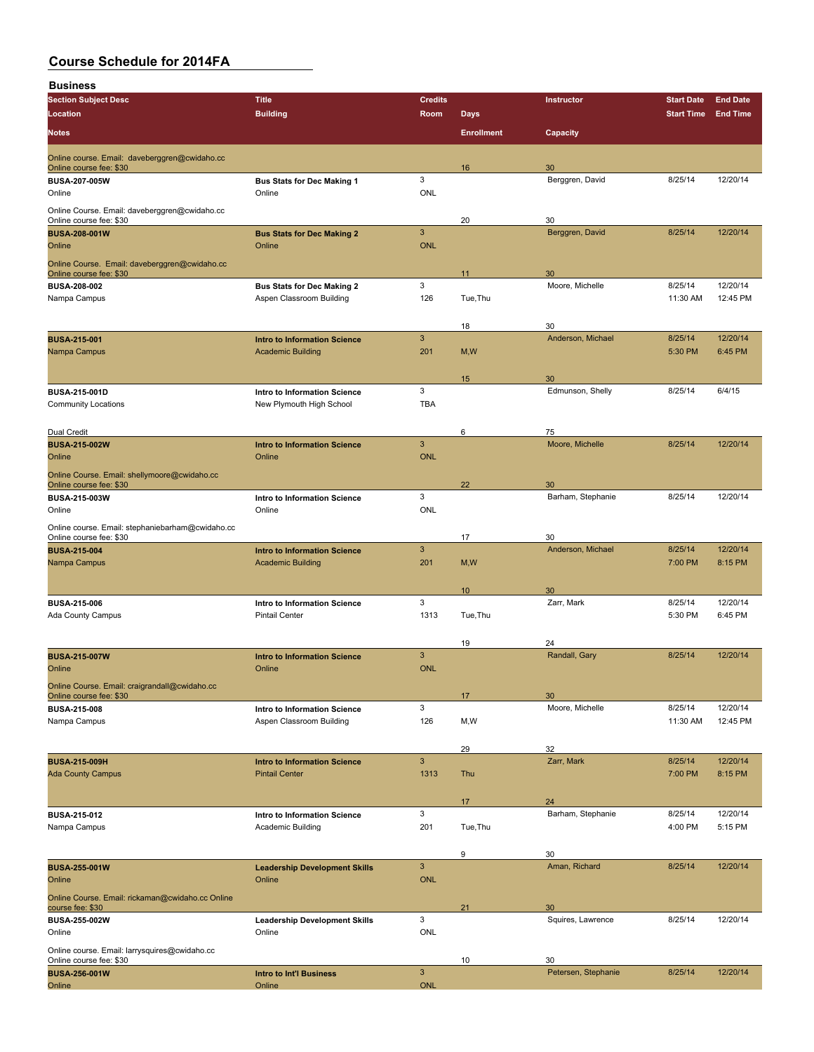# Course Schedule for 2014FA

## Business

| Section Subject Desc | Title | Credits | | Instructor | Start Date | End Date |
|---|---|---|---|---|---|---|
| Location | Building | Room | Days | | Start Time | End Time |
| Notes | | | Enrollment | Capacity | | |
| Online course. Email: daveberggren@cwidaho.cc Online course fee: $30 | | | 16 | 30 | | |
| BUSA-207-005W | Bus Stats for Dec Making 1 | 3 | | Berggren, David | 8/25/14 | 12/20/14 |
| Online | Online | ONL | | | | |
| Online Course. Email: daveberggren@cwidaho.cc Online course fee: $30 | | | 20 | 30 | | |
| BUSA-208-001W | Bus Stats for Dec Making 2 | 3 | | Berggren, David | 8/25/14 | 12/20/14 |
| Online | Online | ONL | | | | |
| Online Course. Email: daveberggren@cwidaho.cc Online course fee: $30 | | | 11 | 30 | | |
| BUSA-208-002 | Bus Stats for Dec Making 2 | 3 | | Moore, Michelle | 8/25/14 | 12/20/14 |
| Nampa Campus | Aspen Classroom Building | 126 | Tue,Thu | | 11:30 AM | 12:45 PM |
| | | | 18 | 30 | | |
| BUSA-215-001 | Intro to Information Science | 3 | | Anderson, Michael | 8/25/14 | 12/20/14 |
| Nampa Campus | Academic Building | 201 | M,W | | 5:30 PM | 6:45 PM |
| | | | 15 | 30 | | |
| BUSA-215-001D | Intro to Information Science | 3 | | Edmunson, Shelly | 8/25/14 | 6/4/15 |
| Community Locations | New Plymouth High School | TBA | | | | |
| Dual Credit | | | 6 | 75 | | |
| BUSA-215-002W | Intro to Information Science | 3 | | Moore, Michelle | 8/25/14 | 12/20/14 |
| Online | Online | ONL | | | | |
| Online Course. Email: shellymoore@cwidaho.cc Online course fee: $30 | | | 22 | 30 | | |
| BUSA-215-003W | Intro to Information Science | 3 | | Barham, Stephanie | 8/25/14 | 12/20/14 |
| Online | Online | ONL | | | | |
| Online course. Email: stephaniebarham@cwidaho.cc Online course fee: $30 | | | 17 | 30 | | |
| BUSA-215-004 | Intro to Information Science | 3 | | Anderson, Michael | 8/25/14 | 12/20/14 |
| Nampa Campus | Academic Building | 201 | M,W | | 7:00 PM | 8:15 PM |
| | | | 10 | 30 | | |
| BUSA-215-006 | Intro to Information Science | 3 | | Zarr, Mark | 8/25/14 | 12/20/14 |
| Ada County Campus | Pintail Center | 1313 | Tue,Thu | | 5:30 PM | 6:45 PM |
| | | | 19 | 24 | | |
| BUSA-215-007W | Intro to Information Science | 3 | | Randall, Gary | 8/25/14 | 12/20/14 |
| Online | Online | ONL | | | | |
| Online Course. Email: craigrandall@cwidaho.cc Online course fee: $30 | | | 17 | 30 | | |
| BUSA-215-008 | Intro to Information Science | 3 | | Moore, Michelle | 8/25/14 | 12/20/14 |
| Nampa Campus | Aspen Classroom Building | 126 | M,W | | 11:30 AM | 12:45 PM |
| | | | 29 | 32 | | |
| BUSA-215-009H | Intro to Information Science | 3 | | Zarr, Mark | 8/25/14 | 12/20/14 |
| Ada County Campus | Pintail Center | 1313 | Thu | | 7:00 PM | 8:15 PM |
| | | | 17 | 24 | | |
| BUSA-215-012 | Intro to Information Science | 3 | | Barham, Stephanie | 8/25/14 | 12/20/14 |
| Nampa Campus | Academic Building | 201 | Tue,Thu | | 4:00 PM | 5:15 PM |
| | | | 9 | 30 | | |
| BUSA-255-001W | Leadership Development Skills | 3 | | Aman, Richard | 8/25/14 | 12/20/14 |
| Online | Online | ONL | | | | |
| Online Course. Email: rickaman@cwidaho.cc Online course fee: $30 | | | 21 | 30 | | |
| BUSA-255-002W | Leadership Development Skills | 3 | | Squires, Lawrence | 8/25/14 | 12/20/14 |
| Online | Online | ONL | | | | |
| Online course. Email: larrysquires@cwidaho.cc Online course fee: $30 | | | 10 | 30 | | |
| BUSA-256-001W | Intro to Int'l Business | 3 | | Petersen, Stephanie | 8/25/14 | 12/20/14 |
| Online | Online | ONL | | | | |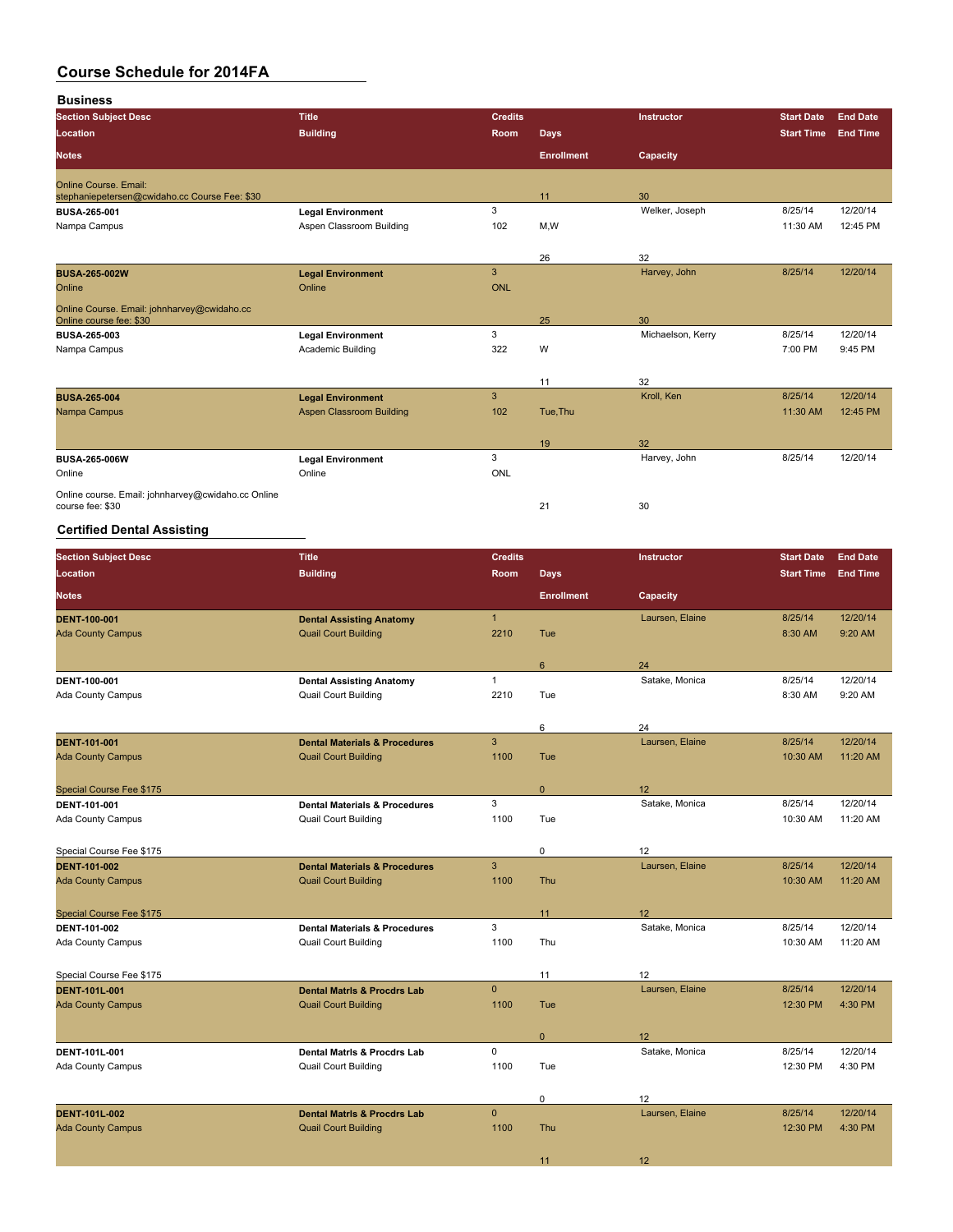# Course Schedule for 2014FA

## Business

| Section Subject Desc / Location / Notes | Title / Building | Credits / Room | Days / Enrollment | Instructor / Capacity | Start Date / Start Time | End Date / End Time |
|---|---|---|---|---|---|---|
| Online Course. Email: stephaniepetersen@cwidaho.cc Course Fee: $30 | | | 11 | 30 | | |
| **BUSA-265-001** | **Legal Environment** | 3 | | Welker, Joseph | 8/25/14 | 12/20/14 |
| Nampa Campus | Aspen Classroom Building | 102 | M,W | | 11:30 AM | 12:45 PM |
| | | | 26 | 32 | | |
| **BUSA-265-002W** | **Legal Environment** | 3 | | Harvey, John | 8/25/14 | 12/20/14 |
| Online | Online | ONL | | | | |
| Online Course. Email: johnharvey@cwidaho.cc Online course fee: $30 | | | 25 | 30 | | |
| **BUSA-265-003** | **Legal Environment** | 3 | | Michaelson, Kerry | 8/25/14 | 12/20/14 |
| Nampa Campus | Academic Building | 322 | W | | 7:00 PM | 9:45 PM |
| | | | 11 | 32 | | |
| **BUSA-265-004** | **Legal Environment** | 3 | | Kroll, Ken | 8/25/14 | 12/20/14 |
| Nampa Campus | Aspen Classroom Building | 102 | Tue,Thu | | 11:30 AM | 12:45 PM |
| | | | 19 | 32 | | |
| **BUSA-265-006W** | **Legal Environment** | 3 | | Harvey, John | 8/25/14 | 12/20/14 |
| Online | Online | ONL | | | | |
| Online course. Email: johnharvey@cwidaho.cc Online course fee: $30 | | | 21 | 30 | | |

## Certified Dental Assisting

| Section Subject Desc / Location / Notes | Title / Building | Credits / Room | Days / Enrollment | Instructor / Capacity | Start Date / Start Time | End Date / End Time |
|---|---|---|---|---|---|---|
| **DENT-100-001** | **Dental Assisting Anatomy** | 1 | | Laursen, Elaine | 8/25/14 | 12/20/14 |
| Ada County Campus | Quail Court Building | 2210 | Tue | | 8:30 AM | 9:20 AM |
| | | | 6 | 24 | | |
| **DENT-100-001** | **Dental Assisting Anatomy** | 1 | | Satake, Monica | 8/25/14 | 12/20/14 |
| Ada County Campus | Quail Court Building | 2210 | Tue | | 8:30 AM | 9:20 AM |
| | | | 6 | 24 | | |
| **DENT-101-001** | **Dental Materials & Procedures** | 3 | | Laursen, Elaine | 8/25/14 | 12/20/14 |
| Ada County Campus | Quail Court Building | 1100 | Tue | | 10:30 AM | 11:20 AM |
| Special Course Fee $175 | | | 0 | 12 | | |
| **DENT-101-001** | **Dental Materials & Procedures** | 3 | | Satake, Monica | 8/25/14 | 12/20/14 |
| Ada County Campus | Quail Court Building | 1100 | Tue | | 10:30 AM | 11:20 AM |
| Special Course Fee $175 | | | 0 | 12 | | |
| **DENT-101-002** | **Dental Materials & Procedures** | 3 | | Laursen, Elaine | 8/25/14 | 12/20/14 |
| Ada County Campus | Quail Court Building | 1100 | Thu | | 10:30 AM | 11:20 AM |
| Special Course Fee $175 | | | 11 | 12 | | |
| **DENT-101-002** | **Dental Materials & Procedures** | 3 | | Satake, Monica | 8/25/14 | 12/20/14 |
| Ada County Campus | Quail Court Building | 1100 | Thu | | 10:30 AM | 11:20 AM |
| Special Course Fee $175 | | | 11 | 12 | | |
| **DENT-101L-001** | **Dental Matrls & Procdrs Lab** | 0 | | Laursen, Elaine | 8/25/14 | 12/20/14 |
| Ada County Campus | Quail Court Building | 1100 | Tue | | 12:30 PM | 4:30 PM |
| | | | 0 | 12 | | |
| **DENT-101L-001** | **Dental Matrls & Procdrs Lab** | 0 | | Satake, Monica | 8/25/14 | 12/20/14 |
| Ada County Campus | Quail Court Building | 1100 | Tue | | 12:30 PM | 4:30 PM |
| | | | 0 | 12 | | |
| **DENT-101L-002** | **Dental Matrls & Procdrs Lab** | 0 | | Laursen, Elaine | 8/25/14 | 12/20/14 |
| Ada County Campus | Quail Court Building | 1100 | Thu | | 12:30 PM | 4:30 PM |
| | | | 11 | 12 | | |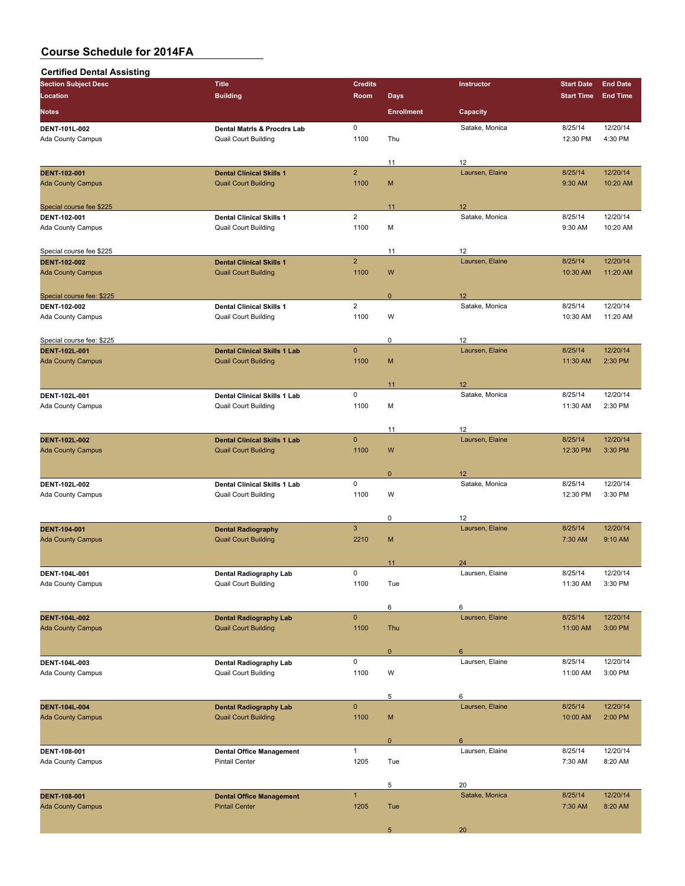# Course Schedule for 2014FA

## Certified Dental Assisting

| Section Subject Desc / Location / Notes | Title / Building | Credits / Room | Days / Enrollment | Instructor / Capacity | Start Date / Start Time | End Date / End Time |
|---|---|---|---|---|---|---|
| **DENT-101L-002** | **Dental Matrls & Procdrs Lab** | 0 | | Satake, Monica | 8/25/14 | 12/20/14 |
| Ada County Campus | Quail Court Building | 1100 | Thu | | 12:30 PM | 4:30 PM |
| | | | 11 | 12 | | |
| **DENT-102-001** | **Dental Clinical Skills 1** | 2 | | Laursen, Elaine | 8/25/14 | 12/20/14 |
| Ada County Campus | Quail Court Building | 1100 | M | | 9:30 AM | 10:20 AM |
| Special course fee $225 | | | 11 | 12 | | |
| **DENT-102-001** | **Dental Clinical Skills 1** | 2 | | Satake, Monica | 8/25/14 | 12/20/14 |
| Ada County Campus | Quail Court Building | 1100 | M | | 9:30 AM | 10:20 AM |
| Special course fee $225 | | | 11 | 12 | | |
| **DENT-102-002** | **Dental Clinical Skills 1** | 2 | | Laursen, Elaine | 8/25/14 | 12/20/14 |
| Ada County Campus | Quail Court Building | 1100 | W | | 10:30 AM | 11:20 AM |
| Special course fee: $225 | | | 0 | 12 | | |
| **DENT-102-002** | **Dental Clinical Skills 1** | 2 | | Satake, Monica | 8/25/14 | 12/20/14 |
| Ada County Campus | Quail Court Building | 1100 | W | | 10:30 AM | 11:20 AM |
| Special course fee: $225 | | | 0 | 12 | | |
| **DENT-102L-001** | **Dental Clinical Skills 1 Lab** | 0 | | Laursen, Elaine | 8/25/14 | 12/20/14 |
| Ada County Campus | Quail Court Building | 1100 | M | | 11:30 AM | 2:30 PM |
| | | | 11 | 12 | | |
| **DENT-102L-001** | **Dental Clinical Skills 1 Lab** | 0 | | Satake, Monica | 8/25/14 | 12/20/14 |
| Ada County Campus | Quail Court Building | 1100 | M | | 11:30 AM | 2:30 PM |
| | | | 11 | 12 | | |
| **DENT-102L-002** | **Dental Clinical Skills 1 Lab** | 0 | | Laursen, Elaine | 8/25/14 | 12/20/14 |
| Ada County Campus | Quail Court Building | 1100 | W | | 12:30 PM | 3:30 PM |
| | | | 0 | 12 | | |
| **DENT-102L-002** | **Dental Clinical Skills 1 Lab** | 0 | | Satake, Monica | 8/25/14 | 12/20/14 |
| Ada County Campus | Quail Court Building | 1100 | W | | 12:30 PM | 3:30 PM |
| | | | 0 | 12 | | |
| **DENT-104-001** | **Dental Radiography** | 3 | | Laursen, Elaine | 8/25/14 | 12/20/14 |
| Ada County Campus | Quail Court Building | 2210 | M | | 7:30 AM | 9:10 AM |
| | | | 11 | 24 | | |
| **DENT-104L-001** | **Dental Radiography Lab** | 0 | | Laursen, Elaine | 8/25/14 | 12/20/14 |
| Ada County Campus | Quail Court Building | 1100 | Tue | | 11:30 AM | 3:30 PM |
| | | | 6 | 6 | | |
| **DENT-104L-002** | **Dental Radiography Lab** | 0 | | Laursen, Elaine | 8/25/14 | 12/20/14 |
| Ada County Campus | Quail Court Building | 1100 | Thu | | 11:00 AM | 3:00 PM |
| | | | 0 | 6 | | |
| **DENT-104L-003** | **Dental Radiography Lab** | 0 | | Laursen, Elaine | 8/25/14 | 12/20/14 |
| Ada County Campus | Quail Court Building | 1100 | W | | 11:00 AM | 3:00 PM |
| | | | 5 | 6 | | |
| **DENT-104L-004** | **Dental Radiography Lab** | 0 | | Laursen, Elaine | 8/25/14 | 12/20/14 |
| Ada County Campus | Quail Court Building | 1100 | M | | 10:00 AM | 2:00 PM |
| | | | 0 | 6 | | |
| **DENT-108-001** | **Dental Office Management** | 1 | | Laursen, Elaine | 8/25/14 | 12/20/14 |
| Ada County Campus | Pintail Center | 1205 | Tue | | 7:30 AM | 8:20 AM |
| | | | 5 | 20 | | |
| **DENT-108-001** | **Dental Office Management** | 1 | | Satake, Monica | 8/25/14 | 12/20/14 |
| Ada County Campus | Pintail Center | 1205 | Tue | | 7:30 AM | 8:20 AM |
| | | | 5 | 20 | | |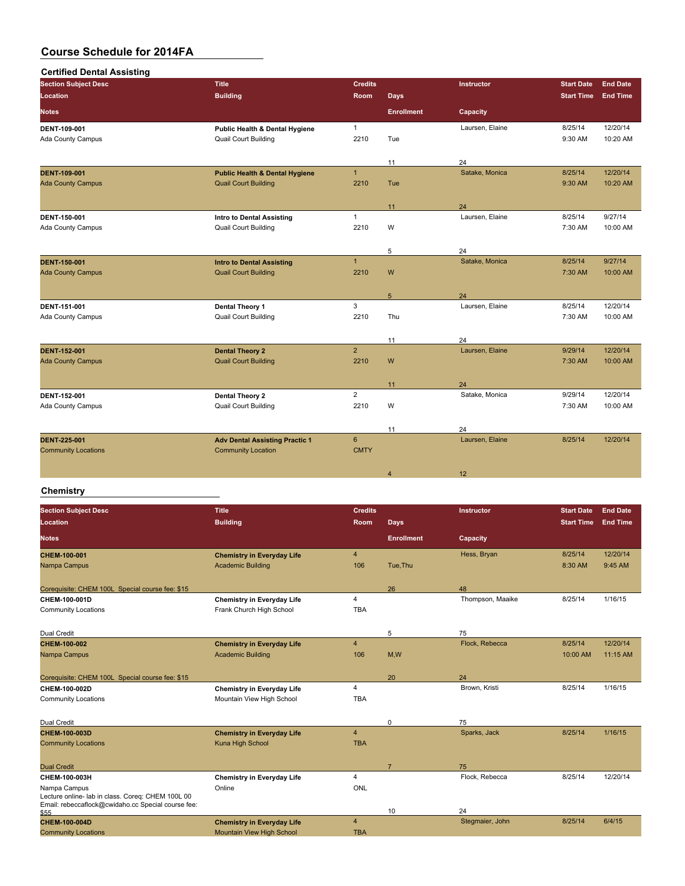# Course Schedule for 2014FA

## Certified Dental Assisting

| Section Subject Desc / Location / Notes | Title / Building | Credits / Room | Days / Enrollment | Instructor / Capacity | Start Date / Start Time | End Date / End Time |
|---|---|---|---|---|---|---|
| DENT-109-001 | Public Health & Dental Hygiene | 1 | | Laursen, Elaine | 8/25/14 | 12/20/14 |
| Ada County Campus | Quail Court Building | 2210 | Tue | | 9:30 AM | 10:20 AM |
| | | | 11 | 24 | | |
| DENT-109-001 | Public Health & Dental Hygiene | 1 | | Satake, Monica | 8/25/14 | 12/20/14 |
| Ada County Campus | Quail Court Building | 2210 | Tue | | 9:30 AM | 10:20 AM |
| | | | 11 | 24 | | |
| DENT-150-001 | Intro to Dental Assisting | 1 | | Laursen, Elaine | 8/25/14 | 9/27/14 |
| Ada County Campus | Quail Court Building | 2210 | W | | 7:30 AM | 10:00 AM |
| | | | 5 | 24 | | |
| DENT-150-001 | Intro to Dental Assisting | 1 | | Satake, Monica | 8/25/14 | 9/27/14 |
| Ada County Campus | Quail Court Building | 2210 | W | | 7:30 AM | 10:00 AM |
| | | | 5 | 24 | | |
| DENT-151-001 | Dental Theory 1 | 3 | | Laursen, Elaine | 8/25/14 | 12/20/14 |
| Ada County Campus | Quail Court Building | 2210 | Thu | | 7:30 AM | 10:00 AM |
| | | | 11 | 24 | | |
| DENT-152-001 | Dental Theory 2 | 2 | | Laursen, Elaine | 9/29/14 | 12/20/14 |
| Ada County Campus | Quail Court Building | 2210 | W | | 7:30 AM | 10:00 AM |
| | | | 11 | 24 | | |
| DENT-152-001 | Dental Theory 2 | 2 | | Satake, Monica | 9/29/14 | 12/20/14 |
| Ada County Campus | Quail Court Building | 2210 | W | | 7:30 AM | 10:00 AM |
| | | | 11 | 24 | | |
| DENT-225-001 | Adv Dental Assisting Practic 1 | 6 | | Laursen, Elaine | 8/25/14 | 12/20/14 |
| Community Locations | Community Location | CMTY | | | | |
| | | | 4 | 12 | | |

## Chemistry

| Section Subject Desc / Location / Notes | Title / Building | Credits / Room | Days / Enrollment | Instructor / Capacity | Start Date / Start Time | End Date / End Time |
|---|---|---|---|---|---|---|
| CHEM-100-001 | Chemistry in Everyday Life | 4 | | Hess, Bryan | 8/25/14 | 12/20/14 |
| Nampa Campus | Academic Building | 106 | Tue,Thu | | 8:30 AM | 9:45 AM |
| Corequisite: CHEM 100L Special course fee: $15 | | | 26 | 48 | | |
| CHEM-100-001D | Chemistry in Everyday Life | 4 | | Thompson, Maaike | 8/25/14 | 1/16/15 |
| Community Locations | Frank Church High School | TBA | | | | |
| Dual Credit | | | 5 | 75 | | |
| CHEM-100-002 | Chemistry in Everyday Life | 4 | | Flock, Rebecca | 8/25/14 | 12/20/14 |
| Nampa Campus | Academic Building | 106 | M,W | | 10:00 AM | 11:15 AM |
| Corequisite: CHEM 100L Special course fee: $15 | | | 20 | 24 | | |
| CHEM-100-002D | Chemistry in Everyday Life | 4 | | Brown, Kristi | 8/25/14 | 1/16/15 |
| Community Locations | Mountain View High School | TBA | | | | |
| Dual Credit | | | 0 | 75 | | |
| CHEM-100-003D | Chemistry in Everyday Life | 4 | | Sparks, Jack | 8/25/14 | 1/16/15 |
| Community Locations | Kuna High School | TBA | | | | |
| Dual Credit | | | 7 | 75 | | |
| CHEM-100-003H | Chemistry in Everyday Life | 4 | | Flock, Rebecca | 8/25/14 | 12/20/14 |
| Nampa Campus | Online | ONL | | | | |
| Lecture online- lab in class. Coreq: CHEM 100L 00 Email: rebeccaflock@cwidaho.cc Special course fee: $55 | | | 10 | 24 | | |
| CHEM-100-004D | Chemistry in Everyday Life | 4 | | Stegmaier, John | 8/25/14 | 6/4/15 |
| Community Locations | Mountain View High School | TBA | | | | |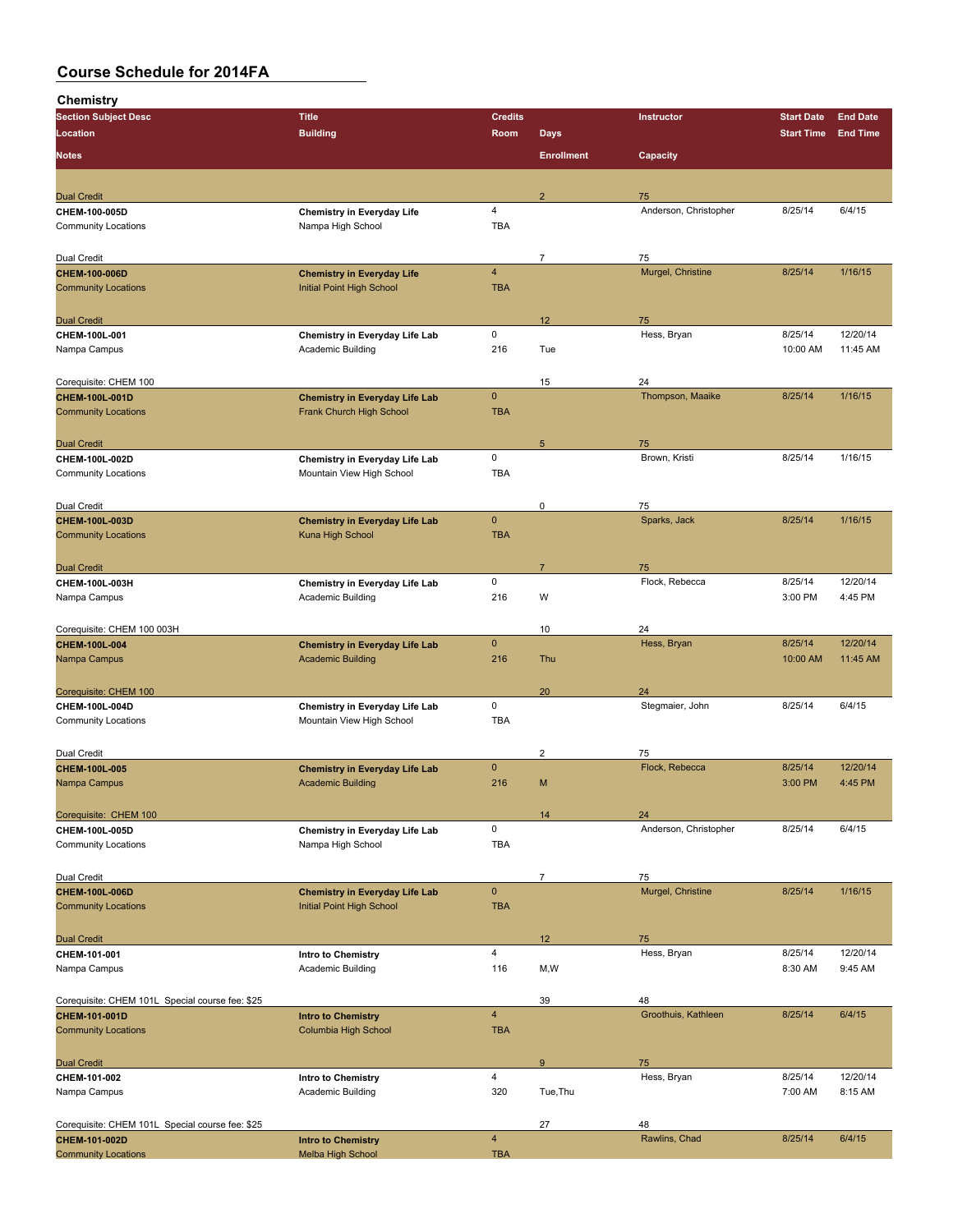# Course Schedule for 2014FA

## Chemistry

| Section Subject Desc | Title | Credits | | Instructor | Start Date | End Date |
|---|---|---|---|---|---|---|
| Location | Building | Room | Days | | Start Time | End Time |
| Notes | | | Enrollment | Capacity | | |
| Dual Credit | | | 2 | 75 | | |
| CHEM-100-005D | Chemistry in Everyday Life | 4 | | Anderson, Christopher | 8/25/14 | 6/4/15 |
| Community Locations | Nampa High School | TBA | | | | |
| Dual Credit | | | 7 | 75 | | |
| CHEM-100-006D | Chemistry in Everyday Life | 4 | | Murgel, Christine | 8/25/14 | 1/16/15 |
| Community Locations | Initial Point High School | TBA | | | | |
| Dual Credit | | | 12 | 75 | | |
| CHEM-100L-001 | Chemistry in Everyday Life Lab | 0 | | Hess, Bryan | 8/25/14 | 12/20/14 |
| Nampa Campus | Academic Building | 216 | Tue | | 10:00 AM | 11:45 AM |
| Corequisite: CHEM 100 | | | 15 | 24 | | |
| CHEM-100L-001D | Chemistry in Everyday Life Lab | 0 | | Thompson, Maaike | 8/25/14 | 1/16/15 |
| Community Locations | Frank Church High School | TBA | | | | |
| Dual Credit | | | 5 | 75 | | |
| CHEM-100L-002D | Chemistry in Everyday Life Lab | 0 | | Brown, Kristi | 8/25/14 | 1/16/15 |
| Community Locations | Mountain View High School | TBA | | | | |
| Dual Credit | | | 0 | 75 | | |
| CHEM-100L-003D | Chemistry in Everyday Life Lab | 0 | | Sparks, Jack | 8/25/14 | 1/16/15 |
| Community Locations | Kuna High School | TBA | | | | |
| Dual Credit | | | 7 | 75 | | |
| CHEM-100L-003H | Chemistry in Everyday Life Lab | 0 | | Flock, Rebecca | 8/25/14 | 12/20/14 |
| Nampa Campus | Academic Building | 216 | W | | 3:00 PM | 4:45 PM |
| Corequisite: CHEM 100 003H | | | 10 | 24 | | |
| CHEM-100L-004 | Chemistry in Everyday Life Lab | 0 | | Hess, Bryan | 8/25/14 | 12/20/14 |
| Nampa Campus | Academic Building | 216 | Thu | | 10:00 AM | 11:45 AM |
| Corequisite: CHEM 100 | | | 20 | 24 | | |
| CHEM-100L-004D | Chemistry in Everyday Life Lab | 0 | | Stegmaier, John | 8/25/14 | 6/4/15 |
| Community Locations | Mountain View High School | TBA | | | | |
| Dual Credit | | | 2 | 75 | | |
| CHEM-100L-005 | Chemistry in Everyday Life Lab | 0 | | Flock, Rebecca | 8/25/14 | 12/20/14 |
| Nampa Campus | Academic Building | 216 | M | | 3:00 PM | 4:45 PM |
| Corequisite: CHEM 100 | | | 14 | 24 | | |
| CHEM-100L-005D | Chemistry in Everyday Life Lab | 0 | | Anderson, Christopher | 8/25/14 | 6/4/15 |
| Community Locations | Nampa High School | TBA | | | | |
| Dual Credit | | | 7 | 75 | | |
| CHEM-100L-006D | Chemistry in Everyday Life Lab | 0 | | Murgel, Christine | 8/25/14 | 1/16/15 |
| Community Locations | Initial Point High School | TBA | | | | |
| Dual Credit | | | 12 | 75 | | |
| CHEM-101-001 | Intro to Chemistry | 4 | | Hess, Bryan | 8/25/14 | 12/20/14 |
| Nampa Campus | Academic Building | 116 | M,W | | 8:30 AM | 9:45 AM |
| Corequisite: CHEM 101L Special course fee: $25 | | | 39 | 48 | | |
| CHEM-101-001D | Intro to Chemistry | 4 | | Groothuis, Kathleen | 8/25/14 | 6/4/15 |
| Community Locations | Columbia High School | TBA | | | | |
| Dual Credit | | | 9 | 75 | | |
| CHEM-101-002 | Intro to Chemistry | 4 | | Hess, Bryan | 8/25/14 | 12/20/14 |
| Nampa Campus | Academic Building | 320 | Tue,Thu | | 7:00 AM | 8:15 AM |
| Corequisite: CHEM 101L Special course fee: $25 | | | 27 | 48 | | |
| CHEM-101-002D | Intro to Chemistry | 4 | | Rawlins, Chad | 8/25/14 | 6/4/15 |
| Community Locations | Melba High School | TBA | | | | |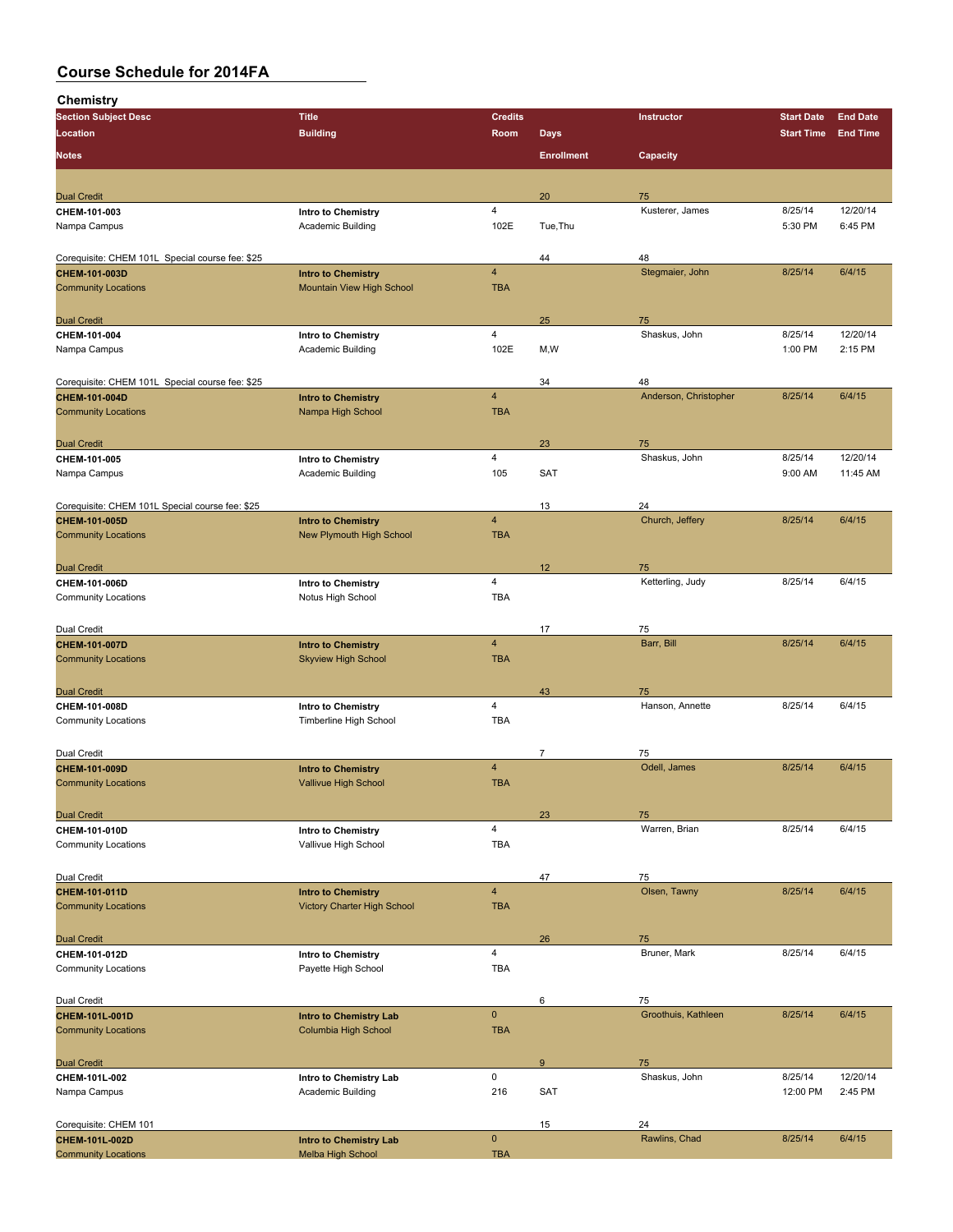# Course Schedule for 2014FA

## Chemistry

| Section Subject Desc / Location / Notes | Title / Building | Credits / Room | Days / Enrollment | Instructor / Capacity | Start Date / Start Time | End Date / End Time |
|---|---|---|---|---|---|---|
| Dual Credit | | | 20 | 75 | | |
| CHEM-101-003 | Intro to Chemistry | 4 | | Kusterer, James | 8/25/14 | 12/20/14 |
| Nampa Campus | Academic Building | 102E | Tue,Thu | | 5:30 PM | 6:45 PM |
| Corequisite: CHEM 101L Special course fee: $25 | | | 44 | 48 | | |
| CHEM-101-003D | Intro to Chemistry | 4 | | Stegmaier, John | 8/25/14 | 6/4/15 |
| Community Locations | Mountain View High School | TBA | | | | |
| Dual Credit | | | 25 | 75 | | |
| CHEM-101-004 | Intro to Chemistry | 4 | | Shaskus, John | 8/25/14 | 12/20/14 |
| Nampa Campus | Academic Building | 102E | M,W | | 1:00 PM | 2:15 PM |
| Corequisite: CHEM 101L Special course fee: $25 | | | 34 | 48 | | |
| CHEM-101-004D | Intro to Chemistry | 4 | | Anderson, Christopher | 8/25/14 | 6/4/15 |
| Community Locations | Nampa High School | TBA | | | | |
| Dual Credit | | | 23 | 75 | | |
| CHEM-101-005 | Intro to Chemistry | 4 | | Shaskus, John | 8/25/14 | 12/20/14 |
| Nampa Campus | Academic Building | 105 | SAT | | 9:00 AM | 11:45 AM |
| Corequisite: CHEM 101L Special course fee: $25 | | | 13 | 24 | | |
| CHEM-101-005D | Intro to Chemistry | 4 | | Church, Jeffery | 8/25/14 | 6/4/15 |
| Community Locations | New Plymouth High School | TBA | | | | |
| Dual Credit | | | 12 | 75 | | |
| CHEM-101-006D | Intro to Chemistry | 4 | | Ketterling, Judy | 8/25/14 | 6/4/15 |
| Community Locations | Notus High School | TBA | | | | |
| Dual Credit | | | 17 | 75 | | |
| CHEM-101-007D | Intro to Chemistry | 4 | | Barr, Bill | 8/25/14 | 6/4/15 |
| Community Locations | Skyview High School | TBA | | | | |
| Dual Credit | | | 43 | 75 | | |
| CHEM-101-008D | Intro to Chemistry | 4 | | Hanson, Annette | 8/25/14 | 6/4/15 |
| Community Locations | Timberline High School | TBA | | | | |
| Dual Credit | | | 7 | 75 | | |
| CHEM-101-009D | Intro to Chemistry | 4 | | Odell, James | 8/25/14 | 6/4/15 |
| Community Locations | Vallivue High School | TBA | | | | |
| Dual Credit | | | 23 | 75 | | |
| CHEM-101-010D | Intro to Chemistry | 4 | | Warren, Brian | 8/25/14 | 6/4/15 |
| Community Locations | Vallivue High School | TBA | | | | |
| Dual Credit | | | 47 | 75 | | |
| CHEM-101-011D | Intro to Chemistry | 4 | | Olsen, Tawny | 8/25/14 | 6/4/15 |
| Community Locations | Victory Charter High School | TBA | | | | |
| Dual Credit | | | 26 | 75 | | |
| CHEM-101-012D | Intro to Chemistry | 4 | | Bruner, Mark | 8/25/14 | 6/4/15 |
| Community Locations | Payette High School | TBA | | | | |
| Dual Credit | | | 6 | 75 | | |
| CHEM-101L-001D | Intro to Chemistry Lab | 0 | | Groothuis, Kathleen | 8/25/14 | 6/4/15 |
| Community Locations | Columbia High School | TBA | | | | |
| Dual Credit | | | 9 | 75 | | |
| CHEM-101L-002 | Intro to Chemistry Lab | 0 | | Shaskus, John | 8/25/14 | 12/20/14 |
| Nampa Campus | Academic Building | 216 | SAT | | 12:00 PM | 2:45 PM |
| Corequisite: CHEM 101 | | | 15 | 24 | | |
| CHEM-101L-002D | Intro to Chemistry Lab | 0 | | Rawlins, Chad | 8/25/14 | 6/4/15 |
| Community Locations | Melba High School | TBA | | | | |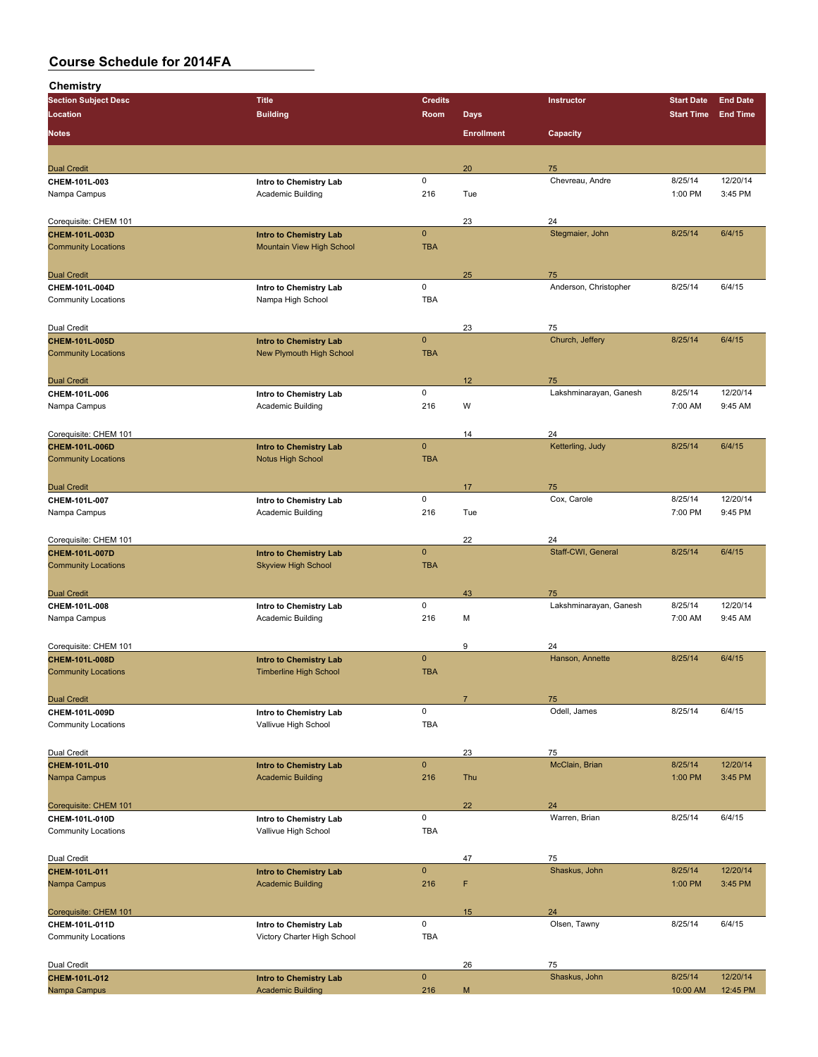# Course Schedule for 2014FA

## Chemistry

| Section Subject Desc / Location / Notes | Title / Building | Credits / Room | Days / Enrollment | Instructor / Capacity | Start Date / Start Time | End Date / End Time |
|---|---|---|---|---|---|---|
| Dual Credit | | | 20 | 75 | | |
| CHEM-101L-003 | Intro to Chemistry Lab | 0 | | Chevreau, Andre | 8/25/14 | 12/20/14 |
| Nampa Campus | Academic Building | 216 | Tue | | 1:00 PM | 3:45 PM |
| Corequisite: CHEM 101 | | | 23 | 24 | | |
| CHEM-101L-003D | Intro to Chemistry Lab | 0 | | Stegmaier, John | 8/25/14 | 6/4/15 |
| Community Locations | Mountain View High School | TBA | | | | |
| Dual Credit | | | 25 | 75 | | |
| CHEM-101L-004D | Intro to Chemistry Lab | 0 | | Anderson, Christopher | 8/25/14 | 6/4/15 |
| Community Locations | Nampa High School | TBA | | | | |
| Dual Credit | | | 23 | 75 | | |
| CHEM-101L-005D | Intro to Chemistry Lab | 0 | | Church, Jeffery | 8/25/14 | 6/4/15 |
| Community Locations | New Plymouth High School | TBA | | | | |
| Dual Credit | | | 12 | 75 | | |
| CHEM-101L-006 | Intro to Chemistry Lab | 0 | | Lakshminarayan, Ganesh | 8/25/14 | 12/20/14 |
| Nampa Campus | Academic Building | 216 | W | | 7:00 AM | 9:45 AM |
| Corequisite: CHEM 101 | | | 14 | 24 | | |
| CHEM-101L-006D | Intro to Chemistry Lab | 0 | | Ketterling, Judy | 8/25/14 | 6/4/15 |
| Community Locations | Notus High School | TBA | | | | |
| Dual Credit | | | 17 | 75 | | |
| CHEM-101L-007 | Intro to Chemistry Lab | 0 | | Cox, Carole | 8/25/14 | 12/20/14 |
| Nampa Campus | Academic Building | 216 | Tue | | 7:00 PM | 9:45 PM |
| Corequisite: CHEM 101 | | | 22 | 24 | | |
| CHEM-101L-007D | Intro to Chemistry Lab | 0 | | Staff-CWI, General | 8/25/14 | 6/4/15 |
| Community Locations | Skyview High School | TBA | | | | |
| Dual Credit | | | 43 | 75 | | |
| CHEM-101L-008 | Intro to Chemistry Lab | 0 | | Lakshminarayan, Ganesh | 8/25/14 | 12/20/14 |
| Nampa Campus | Academic Building | 216 | M | | 7:00 AM | 9:45 AM |
| Corequisite: CHEM 101 | | | 9 | 24 | | |
| CHEM-101L-008D | Intro to Chemistry Lab | 0 | | Hanson, Annette | 8/25/14 | 6/4/15 |
| Community Locations | Timberline High School | TBA | | | | |
| Dual Credit | | | 7 | 75 | | |
| CHEM-101L-009D | Intro to Chemistry Lab | 0 | | Odell, James | 8/25/14 | 6/4/15 |
| Community Locations | Vallivue High School | TBA | | | | |
| Dual Credit | | | 23 | 75 | | |
| CHEM-101L-010 | Intro to Chemistry Lab | 0 | | McClain, Brian | 8/25/14 | 12/20/14 |
| Nampa Campus | Academic Building | 216 | Thu | | 1:00 PM | 3:45 PM |
| Corequisite: CHEM 101 | | | 22 | 24 | | |
| CHEM-101L-010D | Intro to Chemistry Lab | 0 | | Warren, Brian | 8/25/14 | 6/4/15 |
| Community Locations | Vallivue High School | TBA | | | | |
| Dual Credit | | | 47 | 75 | | |
| CHEM-101L-011 | Intro to Chemistry Lab | 0 | | Shaskus, John | 8/25/14 | 12/20/14 |
| Nampa Campus | Academic Building | 216 | F | | 1:00 PM | 3:45 PM |
| Corequisite: CHEM 101 | | | 15 | 24 | | |
| CHEM-101L-011D | Intro to Chemistry Lab | 0 | | Olsen, Tawny | 8/25/14 | 6/4/15 |
| Community Locations | Victory Charter High School | TBA | | | | |
| Dual Credit | | | 26 | 75 | | |
| CHEM-101L-012 | Intro to Chemistry Lab | 0 | | Shaskus, John | 8/25/14 | 12/20/14 |
| Nampa Campus | Academic Building | 216 | M | | 10:00 AM | 12:45 PM |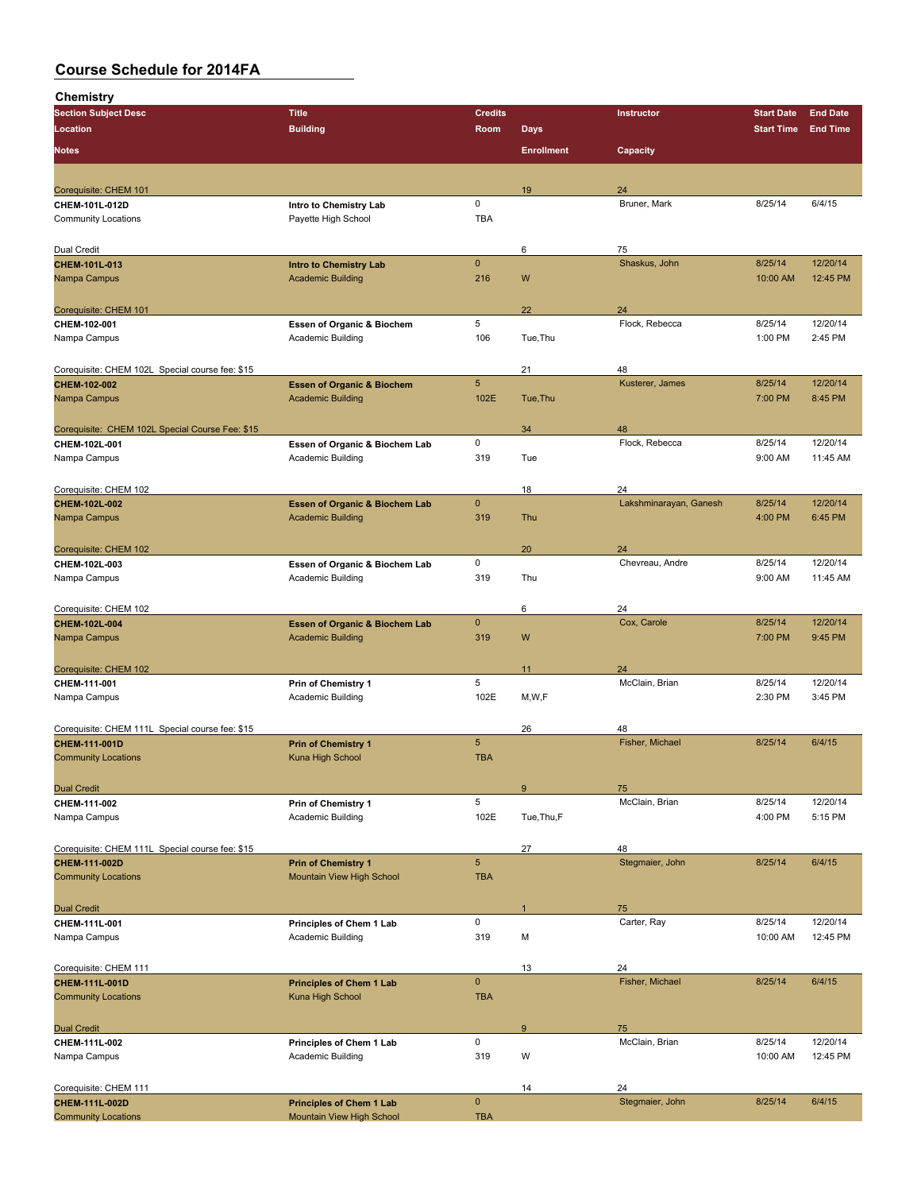# Course Schedule for 2014FA

## Chemistry

| Section Subject Desc / Location / Notes | Title / Building | Credits / Room | Days / Enrollment | Instructor / Capacity | Start Date / Start Time | End Date / End Time |
|---|---|---|---|---|---|---|
| Corequisite: CHEM 101 | | | 19 | 24 | | |
| CHEM-101L-012D | Intro to Chemistry Lab | 0 | | Bruner, Mark | 8/25/14 | 6/4/15 |
| Community Locations | Payette High School | TBA | | | | |
| Dual Credit | | | 6 | 75 | | |
| CHEM-101L-013 | Intro to Chemistry Lab | 0 | | Shaskus, John | 8/25/14 | 12/20/14 |
| Nampa Campus | Academic Building | 216 | W | | 10:00 AM | 12:45 PM |
| Corequisite: CHEM 101 | | | 22 | 24 | | |
| CHEM-102-001 | Essen of Organic & Biochem | 5 | | Flock, Rebecca | 8/25/14 | 12/20/14 |
| Nampa Campus | Academic Building | 106 | Tue,Thu | | 1:00 PM | 2:45 PM |
| Corequisite: CHEM 102L Special course fee: $15 | | | 21 | 48 | | |
| CHEM-102-002 | Essen of Organic & Biochem | 5 | | Kusterer, James | 8/25/14 | 12/20/14 |
| Nampa Campus | Academic Building | 102E | Tue,Thu | | 7:00 PM | 8:45 PM |
| Corequisite: CHEM 102L Special Course Fee: $15 | | | 34 | 48 | | |
| CHEM-102L-001 | Essen of Organic & Biochem Lab | 0 | | Flock, Rebecca | 8/25/14 | 12/20/14 |
| Nampa Campus | Academic Building | 319 | Tue | | 9:00 AM | 11:45 AM |
| Corequisite: CHEM 102 | | | 18 | 24 | | |
| CHEM-102L-002 | Essen of Organic & Biochem Lab | 0 | | Lakshminarayan, Ganesh | 8/25/14 | 12/20/14 |
| Nampa Campus | Academic Building | 319 | Thu | | 4:00 PM | 6:45 PM |
| Corequisite: CHEM 102 | | | 20 | 24 | | |
| CHEM-102L-003 | Essen of Organic & Biochem Lab | 0 | | Chevreau, Andre | 8/25/14 | 12/20/14 |
| Nampa Campus | Academic Building | 319 | Thu | | 9:00 AM | 11:45 AM |
| Corequisite: CHEM 102 | | | 6 | 24 | | |
| CHEM-102L-004 | Essen of Organic & Biochem Lab | 0 | | Cox, Carole | 8/25/14 | 12/20/14 |
| Nampa Campus | Academic Building | 319 | W | | 7:00 PM | 9:45 PM |
| Corequisite: CHEM 102 | | | 11 | 24 | | |
| CHEM-111-001 | Prin of Chemistry 1 | 5 | | McClain, Brian | 8/25/14 | 12/20/14 |
| Nampa Campus | Academic Building | 102E | M,W,F | | 2:30 PM | 3:45 PM |
| Corequisite: CHEM 111L Special course fee: $15 | | | 26 | 48 | | |
| CHEM-111-001D | Prin of Chemistry 1 | 5 | | Fisher, Michael | 8/25/14 | 6/4/15 |
| Community Locations | Kuna High School | TBA | | | | |
| Dual Credit | | | 9 | 75 | | |
| CHEM-111-002 | Prin of Chemistry 1 | 5 | | McClain, Brian | 8/25/14 | 12/20/14 |
| Nampa Campus | Academic Building | 102E | Tue,Thu,F | | 4:00 PM | 5:15 PM |
| Corequisite: CHEM 111L Special course fee: $15 | | | 27 | 48 | | |
| CHEM-111-002D | Prin of Chemistry 1 | 5 | | Stegmaier, John | 8/25/14 | 6/4/15 |
| Community Locations | Mountain View High School | TBA | | | | |
| Dual Credit | | | 1 | 75 | | |
| CHEM-111L-001 | Principles of Chem 1 Lab | 0 | | Carter, Ray | 8/25/14 | 12/20/14 |
| Nampa Campus | Academic Building | 319 | M | | 10:00 AM | 12:45 PM |
| Corequisite: CHEM 111 | | | 13 | 24 | | |
| CHEM-111L-001D | Principles of Chem 1 Lab | 0 | | Fisher, Michael | 8/25/14 | 6/4/15 |
| Community Locations | Kuna High School | TBA | | | | |
| Dual Credit | | | 9 | 75 | | |
| CHEM-111L-002 | Principles of Chem 1 Lab | 0 | | McClain, Brian | 8/25/14 | 12/20/14 |
| Nampa Campus | Academic Building | 319 | W | | 10:00 AM | 12:45 PM |
| Corequisite: CHEM 111 | | | 14 | 24 | | |
| CHEM-111L-002D | Principles of Chem 1 Lab | 0 | | Stegmaier, John | 8/25/14 | 6/4/15 |
| Community Locations | Mountain View High School | TBA | | | | |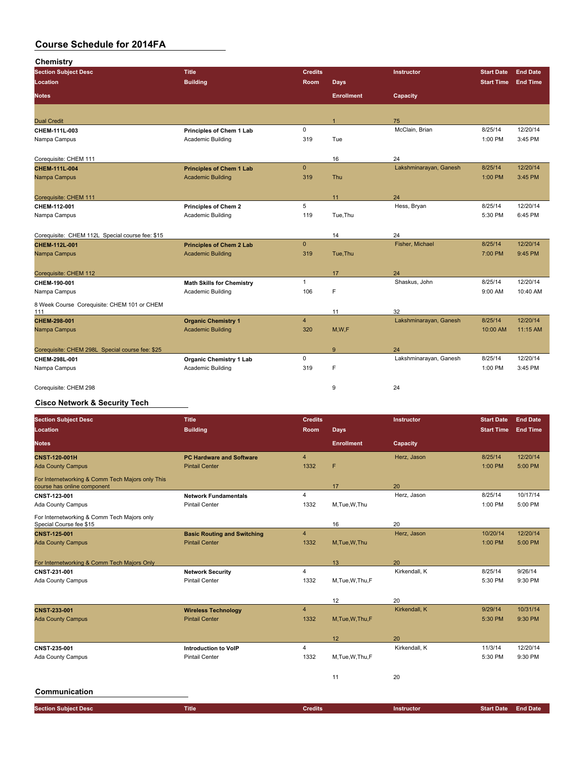# Course Schedule for 2014FA

## Chemistry

| Section Subject Desc / Location / Notes | Title / Building | Credits / Room | Days / Enrollment | Instructor / Capacity | Start Date / Start Time | End Date / End Time |
|---|---|---|---|---|---|---|
| Dual Credit | | | 1 | 75 | | |
| **CHEM-111L-003** | **Principles of Chem 1 Lab** | 0 | | McClain, Brian | 8/25/14 | 12/20/14 |
| Nampa Campus | Academic Building | 319 | Tue | | 1:00 PM | 3:45 PM |
| Corequisite: CHEM 111 | | | 16 | 24 | | |
| **CHEM-111L-004** | **Principles of Chem 1 Lab** | 0 | | Lakshminarayan, Ganesh | 8/25/14 | 12/20/14 |
| Nampa Campus | Academic Building | 319 | Thu | | 1:00 PM | 3:45 PM |
| Corequisite: CHEM 111 | | | 11 | 24 | | |
| **CHEM-112-001** | **Principles of Chem 2** | 5 | | Hess, Bryan | 8/25/14 | 12/20/14 |
| Nampa Campus | Academic Building | 119 | Tue,Thu | | 5:30 PM | 6:45 PM |
| Corequisite: CHEM 112L Special course fee: $15 | | | 14 | 24 | | |
| **CHEM-112L-001** | **Principles of Chem 2 Lab** | 0 | | Fisher, Michael | 8/25/14 | 12/20/14 |
| Nampa Campus | Academic Building | 319 | Tue,Thu | | 7:00 PM | 9:45 PM |
| Corequisite: CHEM 112 | | | 17 | 24 | | |
| **CHEM-190-001** | **Math Skills for Chemistry** | 1 | | Shaskus, John | 8/25/14 | 12/20/14 |
| Nampa Campus | Academic Building | 106 | F | | 9:00 AM | 10:40 AM |
| 8 Week Course Corequisite: CHEM 101 or CHEM 111 | | | 11 | 32 | | |
| **CHEM-298-001** | **Organic Chemistry 1** | 4 | | Lakshminarayan, Ganesh | 8/25/14 | 12/20/14 |
| Nampa Campus | Academic Building | 320 | M,W,F | | 10:00 AM | 11:15 AM |
| Corequisite: CHEM 298L Special course fee: $25 | | | 9 | 24 | | |
| **CHEM-298L-001** | **Organic Chemistry 1 Lab** | 0 | | Lakshminarayan, Ganesh | 8/25/14 | 12/20/14 |
| Nampa Campus | Academic Building | 319 | F | | 1:00 PM | 3:45 PM |
| Corequisite: CHEM 298 | | | 9 | 24 | | |

## Cisco Network & Security Tech

| Section Subject Desc / Location / Notes | Title / Building | Credits / Room | Days / Enrollment | Instructor / Capacity | Start Date / Start Time | End Date / End Time |
|---|---|---|---|---|---|---|
| **CNST-120-001H** | **PC Hardware and Software** | 4 | | Herz, Jason | 8/25/14 | 12/20/14 |
| Ada County Campus | Pintail Center | 1332 | F | | 1:00 PM | 5:00 PM |
| For Internetworking & Comm Tech Majors only This course has online component | | | 17 | 20 | | |
| **CNST-123-001** | **Network Fundamentals** | 4 | | Herz, Jason | 8/25/14 | 10/17/14 |
| Ada County Campus | Pintail Center | 1332 | M,Tue,W,Thu | | 1:00 PM | 5:00 PM |
| For Internetworking & Comm Tech Majors only Special Course fee $15 | | | 16 | 20 | | |
| **CNST-125-001** | **Basic Routing and Switching** | 4 | | Herz, Jason | 10/20/14 | 12/20/14 |
| Ada County Campus | Pintail Center | 1332 | M,Tue,W,Thu | | 1:00 PM | 5:00 PM |
| For Internetworking & Comm Tech Majors Only | | | 13 | 20 | | |
| **CNST-231-001** | **Network Security** | 4 | | Kirkendall, K | 8/25/14 | 9/26/14 |
| Ada County Campus | Pintail Center | 1332 | M,Tue,W,Thu,F | | 5:30 PM | 9:30 PM |
| | | | 12 | 20 | | |
| **CNST-233-001** | **Wireless Technology** | 4 | | Kirkendall, K | 9/29/14 | 10/31/14 |
| Ada County Campus | Pintail Center | 1332 | M,Tue,W,Thu,F | | 5:30 PM | 9:30 PM |
| | | | 12 | 20 | | |
| **CNST-235-001** | **Introduction to VoIP** | 4 | | Kirkendall, K | 11/3/14 | 12/20/14 |
| Ada County Campus | Pintail Center | 1332 | M,Tue,W,Thu,F | | 5:30 PM | 9:30 PM |
| | | | 11 | 20 | | |

## Communication

| Section Subject Desc | Title | Credits | | Instructor | Start Date | End Date |
|---|---|---|---|---|---|---|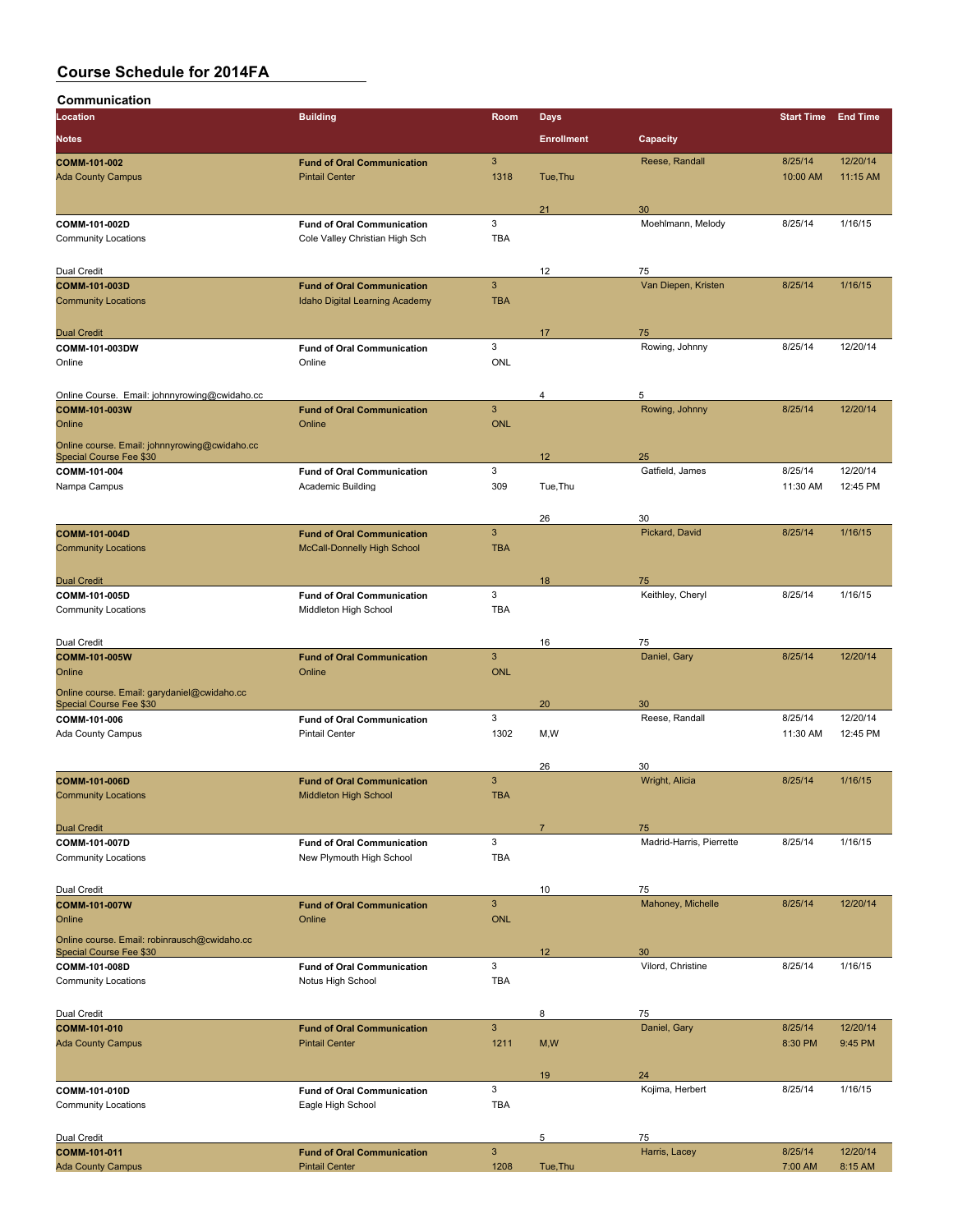# Course Schedule for 2014FA

## Communication

| Location | Building | Room | Days | | Start Time | End Time |
|---|---|---|---|---|---|---|
| **Notes** | | | **Enrollment** | **Capacity** | | |
| **COMM-101-002** | **Fund of Oral Communication** | 3 | | Reese, Randall | 8/25/14 | 12/20/14 |
| Ada County Campus | Pintail Center | 1318 | Tue,Thu | | 10:00 AM | 11:15 AM |
| | | | 21 | 30 | | |
| **COMM-101-002D** | **Fund of Oral Communication** | 3 | | Moehlmann, Melody | 8/25/14 | 1/16/15 |
| Community Locations | Cole Valley Christian High Sch | TBA | | | | |
| Dual Credit | | | 12 | 75 | | |
| **COMM-101-003D** | **Fund of Oral Communication** | 3 | | Van Diepen, Kristen | 8/25/14 | 1/16/15 |
| Community Locations | Idaho Digital Learning Academy | TBA | | | | |
| Dual Credit | | | 17 | 75 | | |
| **COMM-101-003DW** | **Fund of Oral Communication** | 3 | | Rowing, Johnny | 8/25/14 | 12/20/14 |
| Online | Online | ONL | | | | |
| Online Course. Email: johnnyrowing@cwidaho.cc | | | 4 | 5 | | |
| **COMM-101-003W** | **Fund of Oral Communication** | 3 | | Rowing, Johnny | 8/25/14 | 12/20/14 |
| Online | Online | ONL | | | | |
| Online course. Email: johnnyrowing@cwidaho.cc Special Course Fee $30 | | | 12 | 25 | | |
| **COMM-101-004** | **Fund of Oral Communication** | 3 | | Gatfield, James | 8/25/14 | 12/20/14 |
| Nampa Campus | Academic Building | 309 | Tue,Thu | | 11:30 AM | 12:45 PM |
| | | | 26 | 30 | | |
| **COMM-101-004D** | **Fund of Oral Communication** | 3 | | Pickard, David | 8/25/14 | 1/16/15 |
| Community Locations | McCall-Donnelly High School | TBA | | | | |
| Dual Credit | | | 18 | 75 | | |
| **COMM-101-005D** | **Fund of Oral Communication** | 3 | | Keithley, Cheryl | 8/25/14 | 1/16/15 |
| Community Locations | Middleton High School | TBA | | | | |
| Dual Credit | | | 16 | 75 | | |
| **COMM-101-005W** | **Fund of Oral Communication** | 3 | | Daniel, Gary | 8/25/14 | 12/20/14 |
| Online | Online | ONL | | | | |
| Online course. Email: garydaniel@cwidaho.cc Special Course Fee $30 | | | 20 | 30 | | |
| **COMM-101-006** | **Fund of Oral Communication** | 3 | | Reese, Randall | 8/25/14 | 12/20/14 |
| Ada County Campus | Pintail Center | 1302 | M,W | | 11:30 AM | 12:45 PM |
| | | | 26 | 30 | | |
| **COMM-101-006D** | **Fund of Oral Communication** | 3 | | Wright, Alicia | 8/25/14 | 1/16/15 |
| Community Locations | Middleton High School | TBA | | | | |
| Dual Credit | | | 7 | 75 | | |
| **COMM-101-007D** | **Fund of Oral Communication** | 3 | | Madrid-Harris, Pierrette | 8/25/14 | 1/16/15 |
| Community Locations | New Plymouth High School | TBA | | | | |
| Dual Credit | | | 10 | 75 | | |
| **COMM-101-007W** | **Fund of Oral Communication** | 3 | | Mahoney, Michelle | 8/25/14 | 12/20/14 |
| Online | Online | ONL | | | | |
| Online course. Email: robinrausch@cwidaho.cc Special Course Fee $30 | | | 12 | 30 | | |
| **COMM-101-008D** | **Fund of Oral Communication** | 3 | | Vilord, Christine | 8/25/14 | 1/16/15 |
| Community Locations | Notus High School | TBA | | | | |
| Dual Credit | | | 8 | 75 | | |
| **COMM-101-010** | **Fund of Oral Communication** | 3 | | Daniel, Gary | 8/25/14 | 12/20/14 |
| Ada County Campus | Pintail Center | 1211 | M,W | | 8:30 PM | 9:45 PM |
| | | | 19 | 24 | | |
| **COMM-101-010D** | **Fund of Oral Communication** | 3 | | Kojima, Herbert | 8/25/14 | 1/16/15 |
| Community Locations | Eagle High School | TBA | | | | |
| Dual Credit | | | 5 | 75 | | |
| **COMM-101-011** | **Fund of Oral Communication** | 3 | | Harris, Lacey | 8/25/14 | 12/20/14 |
| Ada County Campus | Pintail Center | 1208 | Tue,Thu | | 7:00 AM | 8:15 AM |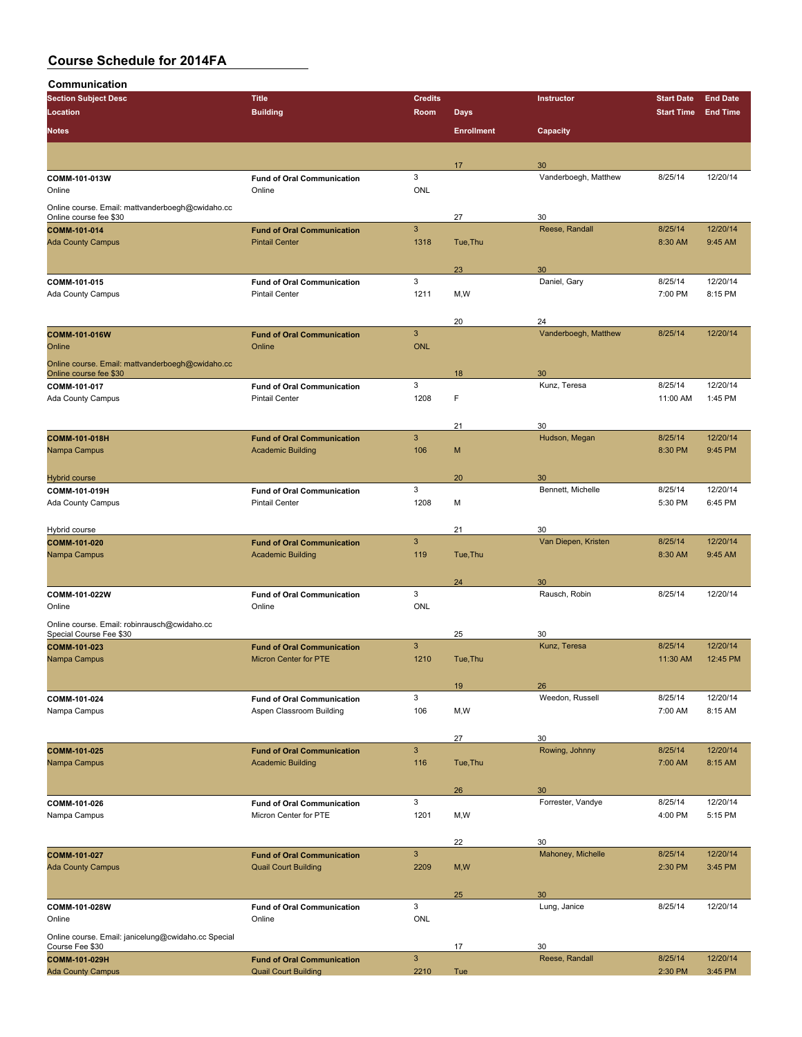# Course Schedule for 2014FA

## Communication

| Section Subject Desc / Location / Notes | Title / Building | Credits / Room | Days / Enrollment | Instructor / Capacity | Start Date / Start Time | End Date / End Time |
|---|---|---|---|---|---|---|
| | | | 17 | 30 | | |
| **COMM-101-013W** | **Fund of Oral Communication** | 3 | | Vanderboegh, Matthew | 8/25/14 | 12/20/14 |
| Online | Online | ONL | | | | |
| Online course. Email: mattvanderboegh@cwidaho.cc Online course fee $30 | | | 27 | 30 | | |
| **COMM-101-014** | **Fund of Oral Communication** | 3 | | Reese, Randall | 8/25/14 | 12/20/14 |
| Ada County Campus | Pintail Center | 1318 | Tue,Thu | | 8:30 AM | 9:45 AM |
| | | | 23 | 30 | | |
| **COMM-101-015** | **Fund of Oral Communication** | 3 | | Daniel, Gary | 8/25/14 | 12/20/14 |
| Ada County Campus | Pintail Center | 1211 | M,W | | 7:00 PM | 8:15 PM |
| | | | 20 | 24 | | |
| **COMM-101-016W** | **Fund of Oral Communication** | 3 | | Vanderboegh, Matthew | 8/25/14 | 12/20/14 |
| Online | Online | ONL | | | | |
| Online course. Email: mattvanderboegh@cwidaho.cc Online course fee $30 | | | 18 | 30 | | |
| **COMM-101-017** | **Fund of Oral Communication** | 3 | | Kunz, Teresa | 8/25/14 | 12/20/14 |
| Ada County Campus | Pintail Center | 1208 | F | | 11:00 AM | 1:45 PM |
| | | | 21 | 30 | | |
| **COMM-101-018H** | **Fund of Oral Communication** | 3 | | Hudson, Megan | 8/25/14 | 12/20/14 |
| Nampa Campus | Academic Building | 106 | M | | 8:30 PM | 9:45 PM |
| Hybrid course | | | 20 | 30 | | |
| **COMM-101-019H** | **Fund of Oral Communication** | 3 | | Bennett, Michelle | 8/25/14 | 12/20/14 |
| Ada County Campus | Pintail Center | 1208 | M | | 5:30 PM | 6:45 PM |
| Hybrid course | | | 21 | 30 | | |
| **COMM-101-020** | **Fund of Oral Communication** | 3 | | Van Diepen, Kristen | 8/25/14 | 12/20/14 |
| Nampa Campus | Academic Building | 119 | Tue,Thu | | 8:30 AM | 9:45 AM |
| | | | 24 | 30 | | |
| **COMM-101-022W** | **Fund of Oral Communication** | 3 | | Rausch, Robin | 8/25/14 | 12/20/14 |
| Online | Online | ONL | | | | |
| Online course. Email: robinrausch@cwidaho.cc Special Course Fee $30 | | | 25 | 30 | | |
| **COMM-101-023** | **Fund of Oral Communication** | 3 | | Kunz, Teresa | 8/25/14 | 12/20/14 |
| Nampa Campus | Micron Center for PTE | 1210 | Tue,Thu | | 11:30 AM | 12:45 PM |
| | | | 19 | 26 | | |
| **COMM-101-024** | **Fund of Oral Communication** | 3 | | Weedon, Russell | 8/25/14 | 12/20/14 |
| Nampa Campus | Aspen Classroom Building | 106 | M,W | | 7:00 AM | 8:15 AM |
| | | | 27 | 30 | | |
| **COMM-101-025** | **Fund of Oral Communication** | 3 | | Rowing, Johnny | 8/25/14 | 12/20/14 |
| Nampa Campus | Academic Building | 116 | Tue,Thu | | 7:00 AM | 8:15 AM |
| | | | 26 | 30 | | |
| **COMM-101-026** | **Fund of Oral Communication** | 3 | | Forrester, Vandye | 8/25/14 | 12/20/14 |
| Nampa Campus | Micron Center for PTE | 1201 | M,W | | 4:00 PM | 5:15 PM |
| | | | 22 | 30 | | |
| **COMM-101-027** | **Fund of Oral Communication** | 3 | | Mahoney, Michelle | 8/25/14 | 12/20/14 |
| Ada County Campus | Quail Court Building | 2209 | M,W | | 2:30 PM | 3:45 PM |
| | | | 25 | 30 | | |
| **COMM-101-028W** | **Fund of Oral Communication** | 3 | | Lung, Janice | 8/25/14 | 12/20/14 |
| Online | Online | ONL | | | | |
| Online course. Email: janicelung@cwidaho.cc Special Course Fee $30 | | | 17 | 30 | | |
| **COMM-101-029H** | **Fund of Oral Communication** | 3 | | Reese, Randall | 8/25/14 | 12/20/14 |
| Ada County Campus | Quail Court Building | 2210 | Tue | | 2:30 PM | 3:45 PM |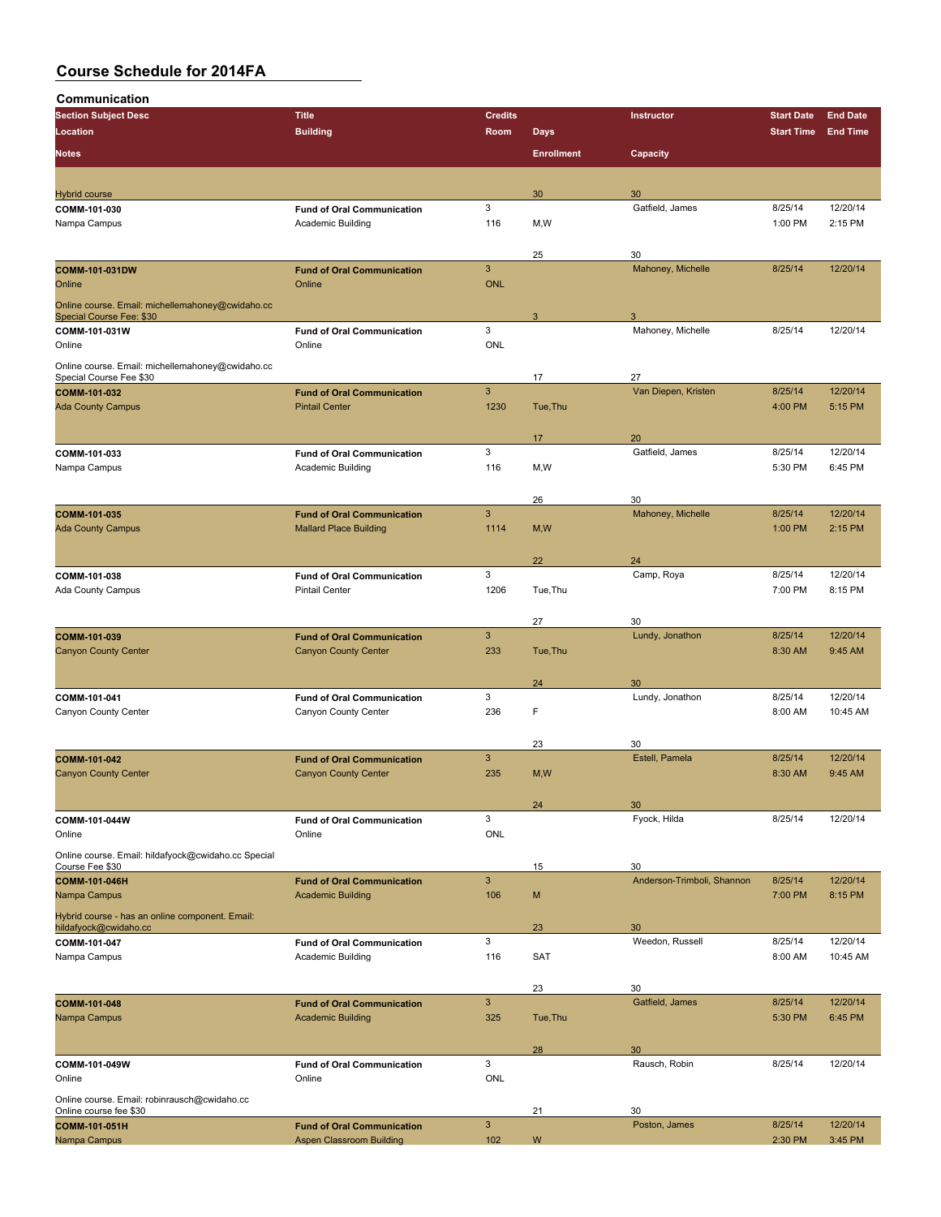# Course Schedule for 2014FA

## Communication

| Section Subject Desc | Title | Credits | | Instructor | Start Date | End Date |
|---|---|---|---|---|---|---|
| Location | Building | Room | Days | | Start Time | End Time |
| Notes | | | Enrollment | Capacity | | |
| Hybrid course | | | 30 | 30 | | |
| COMM-101-030 | Fund of Oral Communication | 3 | | Gatfield, James | 8/25/14 | 12/20/14 |
| Nampa Campus | Academic Building | 116 | M,W | | 1:00 PM | 2:15 PM |
| | | | 25 | 30 | | |
| COMM-101-031DW | Fund of Oral Communication | 3 | | Mahoney, Michelle | 8/25/14 | 12/20/14 |
| Online | Online | ONL | | | | |
| Online course. Email: michellemahoney@cwidaho.cc Special Course Fee: $30 | | | 3 | 3 | | |
| COMM-101-031W | Fund of Oral Communication | 3 | | Mahoney, Michelle | 8/25/14 | 12/20/14 |
| Online | Online | ONL | | | | |
| Online course. Email: michellemahoney@cwidaho.cc Special Course Fee $30 | | | 17 | 27 | | |
| COMM-101-032 | Fund of Oral Communication | 3 | | Van Diepen, Kristen | 8/25/14 | 12/20/14 |
| Ada County Campus | Pintail Center | 1230 | Tue,Thu | | 4:00 PM | 5:15 PM |
| | | | 17 | 20 | | |
| COMM-101-033 | Fund of Oral Communication | 3 | | Gatfield, James | 8/25/14 | 12/20/14 |
| Nampa Campus | Academic Building | 116 | M,W | | 5:30 PM | 6:45 PM |
| | | | 26 | 30 | | |
| COMM-101-035 | Fund of Oral Communication | 3 | | Mahoney, Michelle | 8/25/14 | 12/20/14 |
| Ada County Campus | Mallard Place Building | 1114 | M,W | | 1:00 PM | 2:15 PM |
| | | | 22 | 24 | | |
| COMM-101-038 | Fund of Oral Communication | 3 | | Camp, Roya | 8/25/14 | 12/20/14 |
| Ada County Campus | Pintail Center | 1206 | Tue,Thu | | 7:00 PM | 8:15 PM |
| | | | 27 | 30 | | |
| COMM-101-039 | Fund of Oral Communication | 3 | | Lundy, Jonathon | 8/25/14 | 12/20/14 |
| Canyon County Center | Canyon County Center | 233 | Tue,Thu | | 8:30 AM | 9:45 AM |
| | | | 24 | 30 | | |
| COMM-101-041 | Fund of Oral Communication | 3 | | Lundy, Jonathon | 8/25/14 | 12/20/14 |
| Canyon County Center | Canyon County Center | 236 | F | | 8:00 AM | 10:45 AM |
| | | | 23 | 30 | | |
| COMM-101-042 | Fund of Oral Communication | 3 | | Estell, Pamela | 8/25/14 | 12/20/14 |
| Canyon County Center | Canyon County Center | 235 | M,W | | 8:30 AM | 9:45 AM |
| | | | 24 | 30 | | |
| COMM-101-044W | Fund of Oral Communication | 3 | | Fyock, Hilda | 8/25/14 | 12/20/14 |
| Online | Online | ONL | | | | |
| Online course. Email: hildafyock@cwidaho.cc Special Course Fee $30 | | | 15 | 30 | | |
| COMM-101-046H | Fund of Oral Communication | 3 | | Anderson-Trimboli, Shannon | 8/25/14 | 12/20/14 |
| Nampa Campus | Academic Building | 106 | M | | 7:00 PM | 8:15 PM |
| Hybrid course - has an online component. Email: hildafyock@cwidaho.cc | | | 23 | 30 | | |
| COMM-101-047 | Fund of Oral Communication | 3 | | Weedon, Russell | 8/25/14 | 12/20/14 |
| Nampa Campus | Academic Building | 116 | SAT | | 8:00 AM | 10:45 AM |
| | | | 23 | 30 | | |
| COMM-101-048 | Fund of Oral Communication | 3 | | Gatfield, James | 8/25/14 | 12/20/14 |
| Nampa Campus | Academic Building | 325 | Tue,Thu | | 5:30 PM | 6:45 PM |
| | | | 28 | 30 | | |
| COMM-101-049W | Fund of Oral Communication | 3 | | Rausch, Robin | 8/25/14 | 12/20/14 |
| Online | Online | ONL | | | | |
| Online course. Email: robinrausch@cwidaho.cc Online course fee $30 | | | 21 | 30 | | |
| COMM-101-051H | Fund of Oral Communication | 3 | | Poston, James | 8/25/14 | 12/20/14 |
| Nampa Campus | Aspen Classroom Building | 102 | W | | 2:30 PM | 3:45 PM |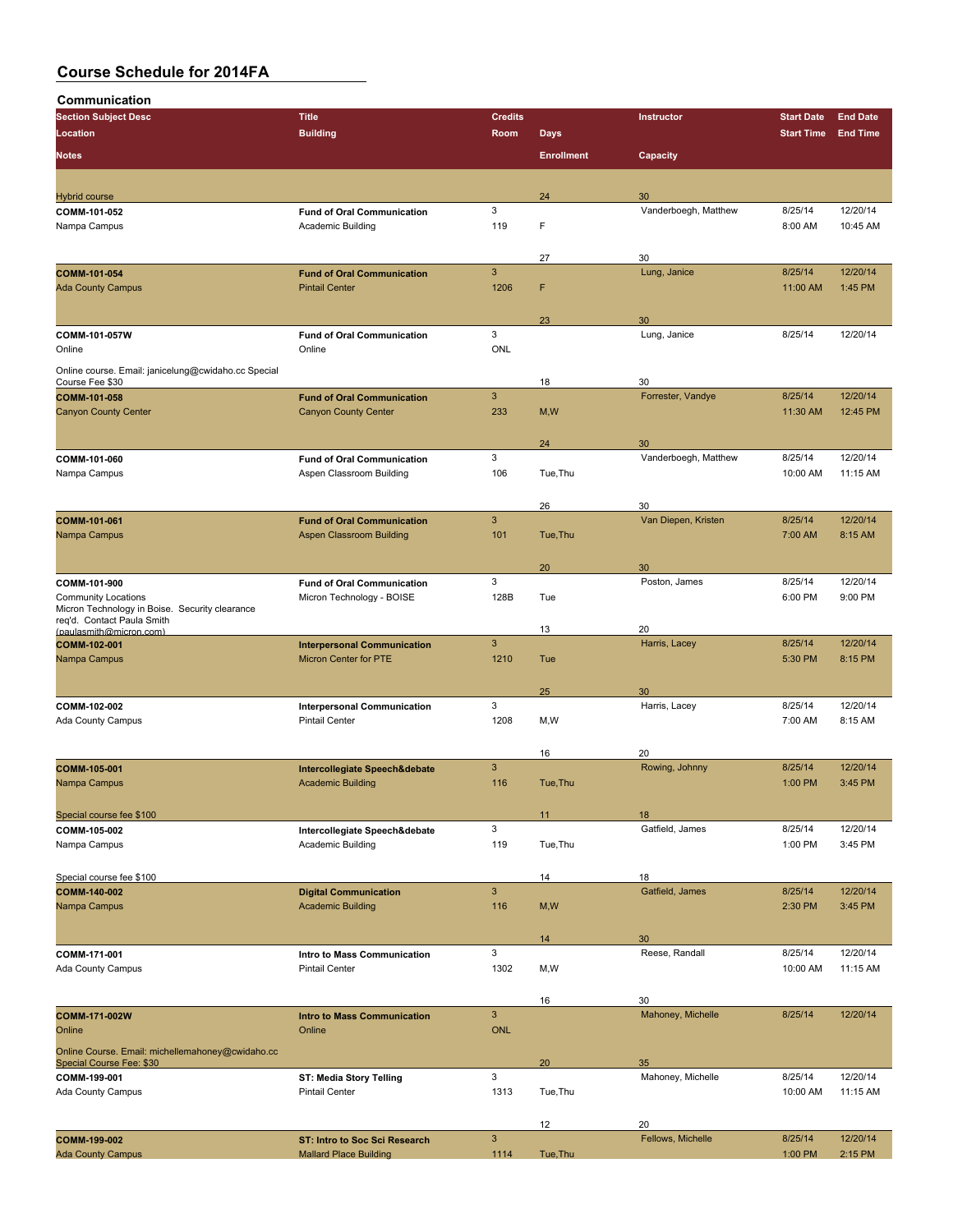# Course Schedule for 2014FA

## Communication

| Section Subject Desc / Location / Notes | Title / Building | Credits / Room | Days / Enrollment | Instructor / Capacity | Start Date / Start Time | End Date / End Time |
|---|---|---|---|---|---|---|
| Hybrid course | | | 24 | 30 | | |
| COMM-101-052 | Fund of Oral Communication | 3 | | Vanderboegh, Matthew | 8/25/14 | 12/20/14 |
| Nampa Campus | Academic Building | 119 | F | | 8:00 AM | 10:45 AM |
| | | | 27 | 30 | | |
| COMM-101-054 | Fund of Oral Communication | 3 | | Lung, Janice | 8/25/14 | 12/20/14 |
| Ada County Campus | Pintail Center | 1206 | F | | 11:00 AM | 1:45 PM |
| | | | 23 | 30 | | |
| COMM-101-057W | Fund of Oral Communication | 3 | | Lung, Janice | 8/25/14 | 12/20/14 |
| Online | Online | ONL | | | | |
| Online course. Email: janicelung@cwidaho.cc Special Course Fee $30 | | | 18 | 30 | | |
| COMM-101-058 | Fund of Oral Communication | 3 | | Forrester, Vandye | 8/25/14 | 12/20/14 |
| Canyon County Center | Canyon County Center | 233 | M,W | | 11:30 AM | 12:45 PM |
| | | | 24 | 30 | | |
| COMM-101-060 | Fund of Oral Communication | 3 | | Vanderboegh, Matthew | 8/25/14 | 12/20/14 |
| Nampa Campus | Aspen Classroom Building | 106 | Tue,Thu | | 10:00 AM | 11:15 AM |
| | | | 26 | 30 | | |
| COMM-101-061 | Fund of Oral Communication | 3 | | Van Diepen, Kristen | 8/25/14 | 12/20/14 |
| Nampa Campus | Aspen Classroom Building | 101 | Tue,Thu | | 7:00 AM | 8:15 AM |
| | | | 20 | 30 | | |
| COMM-101-900 | Fund of Oral Communication | 3 | | Poston, James | 8/25/14 | 12/20/14 |
| Community Locations | Micron Technology - BOISE | 128B | Tue | | 6:00 PM | 9:00 PM |
| Micron Technology in Boise. Security clearance req'd. Contact Paula Smith (paulasmith@micron.com) | | | 13 | 20 | | |
| COMM-102-001 | Interpersonal Communication | 3 | | Harris, Lacey | 8/25/14 | 12/20/14 |
| Nampa Campus | Micron Center for PTE | 1210 | Tue | | 5:30 PM | 8:15 PM |
| | | | 25 | 30 | | |
| COMM-102-002 | Interpersonal Communication | 3 | | Harris, Lacey | 8/25/14 | 12/20/14 |
| Ada County Campus | Pintail Center | 1208 | M,W | | 7:00 AM | 8:15 AM |
| | | | 16 | 20 | | |
| COMM-105-001 | Intercollegiate Speech&debate | 3 | | Rowing, Johnny | 8/25/14 | 12/20/14 |
| Nampa Campus | Academic Building | 116 | Tue,Thu | | 1:00 PM | 3:45 PM |
| Special course fee $100 | | | 11 | 18 | | |
| COMM-105-002 | Intercollegiate Speech&debate | 3 | | Gatfield, James | 8/25/14 | 12/20/14 |
| Nampa Campus | Academic Building | 119 | Tue,Thu | | 1:00 PM | 3:45 PM |
| Special course fee $100 | | | 14 | 18 | | |
| COMM-140-002 | Digital Communication | 3 | | Gatfield, James | 8/25/14 | 12/20/14 |
| Nampa Campus | Academic Building | 116 | M,W | | 2:30 PM | 3:45 PM |
| | | | 14 | 30 | | |
| COMM-171-001 | Intro to Mass Communication | 3 | | Reese, Randall | 8/25/14 | 12/20/14 |
| Ada County Campus | Pintail Center | 1302 | M,W | | 10:00 AM | 11:15 AM |
| | | | 16 | 30 | | |
| COMM-171-002W | Intro to Mass Communication | 3 | | Mahoney, Michelle | 8/25/14 | 12/20/14 |
| Online | Online | ONL | | | | |
| Online Course. Email: michellemahoney@cwidaho.cc Special Course Fee: $30 | | | 20 | 35 | | |
| COMM-199-001 | ST: Media Story Telling | 3 | | Mahoney, Michelle | 8/25/14 | 12/20/14 |
| Ada County Campus | Pintail Center | 1313 | Tue,Thu | | 10:00 AM | 11:15 AM |
| | | | 12 | 20 | | |
| COMM-199-002 | ST: Intro to Soc Sci Research | 3 | | Fellows, Michelle | 8/25/14 | 12/20/14 |
| Ada County Campus | Mallard Place Building | 1114 | Tue,Thu | | 1:00 PM | 2:15 PM |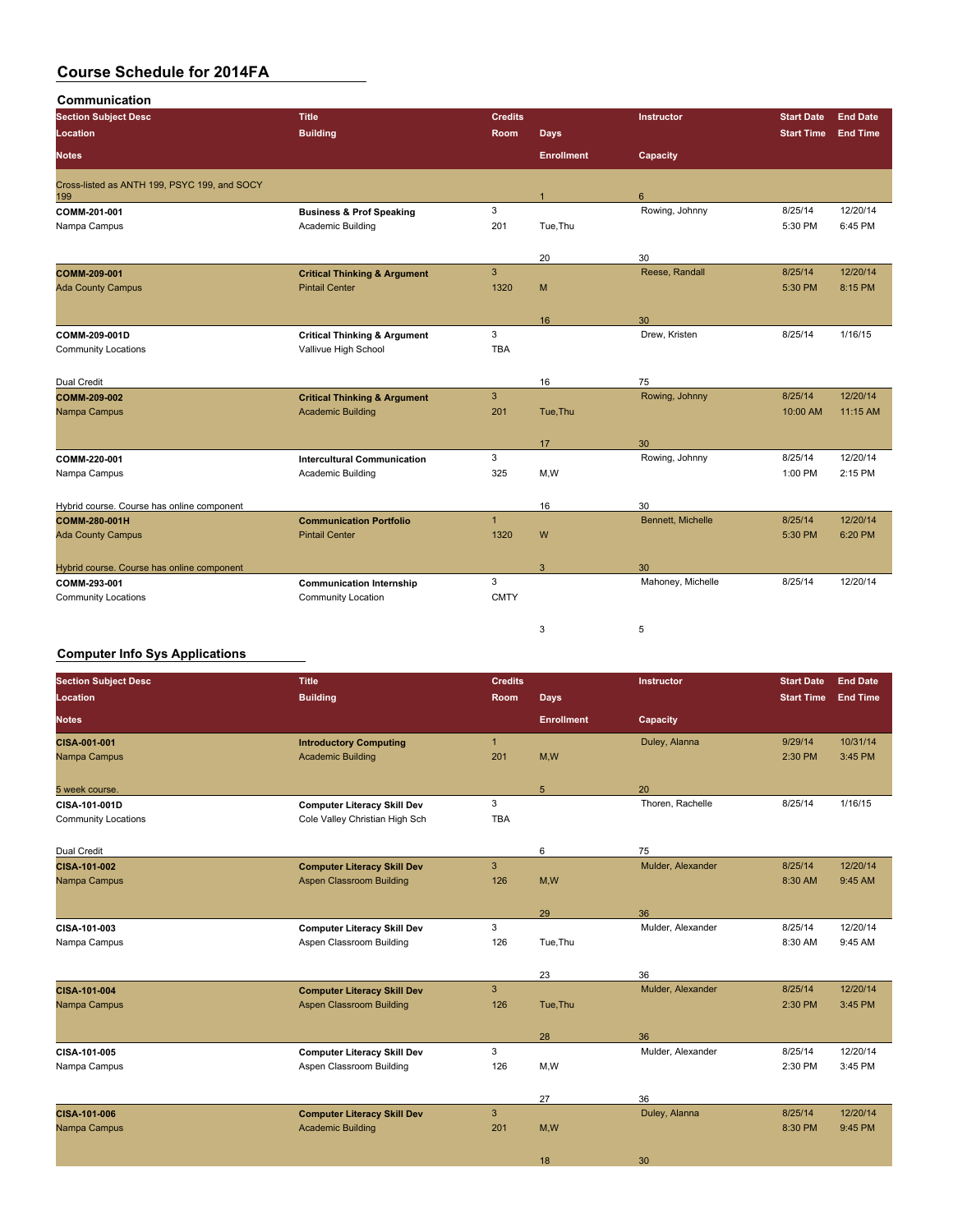# Course Schedule for 2014FA

## Communication

| Section Subject Desc / Location / Notes | Title / Building | Credits / Room | Days / Enrollment | Instructor / Capacity | Start Date / Start Time | End Date / End Time |
|---|---|---|---|---|---|---|
| Cross-listed as ANTH 199, PSYC 199, and SOCY 199 | | | 1 | 6 | | |
| COMM-201-001 | **Business & Prof Speaking** | 3 | | Rowing, Johnny | 8/25/14 | 12/20/14 |
| Nampa Campus | Academic Building | 201 | Tue,Thu | | 5:30 PM | 6:45 PM |
| | | | 20 | 30 | | |
| COMM-209-001 | **Critical Thinking & Argument** | 3 | | Reese, Randall | 8/25/14 | 12/20/14 |
| Ada County Campus | Pintail Center | 1320 | M | | 5:30 PM | 8:15 PM |
| | | | 16 | 30 | | |
| COMM-209-001D | **Critical Thinking & Argument** | 3 | | Drew, Kristen | 8/25/14 | 1/16/15 |
| Community Locations | Vallivue High School | TBA | | | | |
| Dual Credit | | | 16 | 75 | | |
| COMM-209-002 | **Critical Thinking & Argument** | 3 | | Rowing, Johnny | 8/25/14 | 12/20/14 |
| Nampa Campus | Academic Building | 201 | Tue,Thu | | 10:00 AM | 11:15 AM |
| | | | 17 | 30 | | |
| COMM-220-001 | **Intercultural Communication** | 3 | | Rowing, Johnny | 8/25/14 | 12/20/14 |
| Nampa Campus | Academic Building | 325 | M,W | | 1:00 PM | 2:15 PM |
| Hybrid course. Course has online component | | | 16 | 30 | | |
| COMM-280-001H | **Communication Portfolio** | 1 | | Bennett, Michelle | 8/25/14 | 12/20/14 |
| Ada County Campus | Pintail Center | 1320 | W | | 5:30 PM | 6:20 PM |
| Hybrid course. Course has online component | | | 3 | 30 | | |
| COMM-293-001 | **Communication Internship** | 3 | | Mahoney, Michelle | 8/25/14 | 12/20/14 |
| Community Locations | Community Location | CMTY | | | | |
| | | | 3 | 5 | | |

## Computer Info Sys Applications

| Section Subject Desc / Location / Notes | Title / Building | Credits / Room | Days / Enrollment | Instructor / Capacity | Start Date / Start Time | End Date / End Time |
|---|---|---|---|---|---|---|
| CISA-001-001 | **Introductory Computing** | 1 | | Duley, Alanna | 9/29/14 | 10/31/14 |
| Nampa Campus | Academic Building | 201 | M,W | | 2:30 PM | 3:45 PM |
| 5 week course. | | | 5 | 20 | | |
| CISA-101-001D | **Computer Literacy Skill Dev** | 3 | | Thoren, Rachelle | 8/25/14 | 1/16/15 |
| Community Locations | Cole Valley Christian High Sch | TBA | | | | |
| Dual Credit | | | 6 | 75 | | |
| CISA-101-002 | **Computer Literacy Skill Dev** | 3 | | Mulder, Alexander | 8/25/14 | 12/20/14 |
| Nampa Campus | Aspen Classroom Building | 126 | M,W | | 8:30 AM | 9:45 AM |
| | | | 29 | 36 | | |
| CISA-101-003 | **Computer Literacy Skill Dev** | 3 | | Mulder, Alexander | 8/25/14 | 12/20/14 |
| Nampa Campus | Aspen Classroom Building | 126 | Tue,Thu | | 8:30 AM | 9:45 AM |
| | | | 23 | 36 | | |
| CISA-101-004 | **Computer Literacy Skill Dev** | 3 | | Mulder, Alexander | 8/25/14 | 12/20/14 |
| Nampa Campus | Aspen Classroom Building | 126 | Tue,Thu | | 2:30 PM | 3:45 PM |
| | | | 28 | 36 | | |
| CISA-101-005 | **Computer Literacy Skill Dev** | 3 | | Mulder, Alexander | 8/25/14 | 12/20/14 |
| Nampa Campus | Aspen Classroom Building | 126 | M,W | | 2:30 PM | 3:45 PM |
| | | | 27 | 36 | | |
| CISA-101-006 | **Computer Literacy Skill Dev** | 3 | | Duley, Alanna | 8/25/14 | 12/20/14 |
| Nampa Campus | Academic Building | 201 | M,W | | 8:30 PM | 9:45 PM |
| | | | 18 | 30 | | |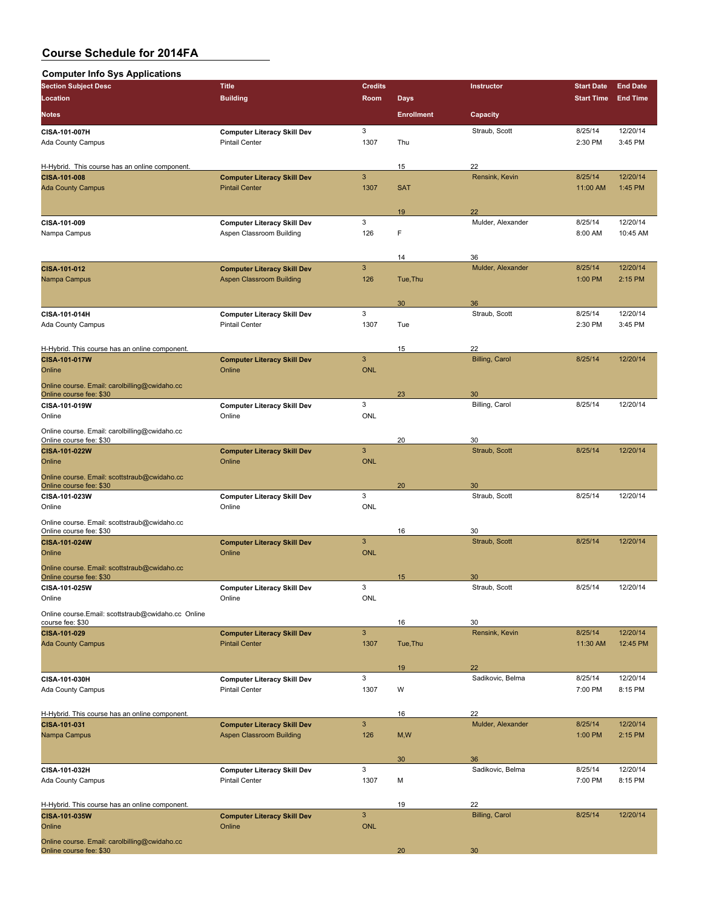# Course Schedule for 2014FA

## Computer Info Sys Applications

| Section Subject Desc / Location / Notes | Title / Building | Credits / Room | Days / Enrollment | Instructor / Capacity | Start Date / Start Time | End Date / End Time |
|---|---|---|---|---|---|---|
| CISA-101-007H | Computer Literacy Skill Dev | 3 | | Straub, Scott | 8/25/14 | 12/20/14 |
| Ada County Campus | Pintail Center | 1307 | Thu | | 2:30 PM | 3:45 PM |
| H-Hybrid. This course has an online component. | | | 15 | 22 | | |
| CISA-101-008 | Computer Literacy Skill Dev | 3 | | Rensink, Kevin | 8/25/14 | 12/20/14 |
| Ada County Campus | Pintail Center | 1307 | SAT | | 11:00 AM | 1:45 PM |
| | | | 19 | 22 | | |
| CISA-101-009 | Computer Literacy Skill Dev | 3 | | Mulder, Alexander | 8/25/14 | 12/20/14 |
| Nampa Campus | Aspen Classroom Building | 126 | F | | 8:00 AM | 10:45 AM |
| | | | 14 | 36 | | |
| CISA-101-012 | Computer Literacy Skill Dev | 3 | | Mulder, Alexander | 8/25/14 | 12/20/14 |
| Nampa Campus | Aspen Classroom Building | 126 | Tue,Thu | | 1:00 PM | 2:15 PM |
| | | | 30 | 36 | | |
| CISA-101-014H | Computer Literacy Skill Dev | 3 | | Straub, Scott | 8/25/14 | 12/20/14 |
| Ada County Campus | Pintail Center | 1307 | Tue | | 2:30 PM | 3:45 PM |
| H-Hybrid. This course has an online component. | | | 15 | 22 | | |
| CISA-101-017W | Computer Literacy Skill Dev | 3 | | Billing, Carol | 8/25/14 | 12/20/14 |
| Online | Online | ONL | | | | |
| Online course. Email: carolbilling@cwidaho.cc Online course fee: $30 | | | 23 | 30 | | |
| CISA-101-019W | Computer Literacy Skill Dev | 3 | | Billing, Carol | 8/25/14 | 12/20/14 |
| Online | Online | ONL | | | | |
| Online course. Email: carolbilling@cwidaho.cc Online course fee: $30 | | | 20 | 30 | | |
| CISA-101-022W | Computer Literacy Skill Dev | 3 | | Straub, Scott | 8/25/14 | 12/20/14 |
| Online | Online | ONL | | | | |
| Online course. Email: scottstraub@cwidaho.cc Online course fee: $30 | | | 20 | 30 | | |
| CISA-101-023W | Computer Literacy Skill Dev | 3 | | Straub, Scott | 8/25/14 | 12/20/14 |
| Online | Online | ONL | | | | |
| Online course. Email: scottstraub@cwidaho.cc Online course fee: $30 | | | 16 | 30 | | |
| CISA-101-024W | Computer Literacy Skill Dev | 3 | | Straub, Scott | 8/25/14 | 12/20/14 |
| Online | Online | ONL | | | | |
| Online course. Email: scottstraub@cwidaho.cc Online course fee: $30 | | | 15 | 30 | | |
| CISA-101-025W | Computer Literacy Skill Dev | 3 | | Straub, Scott | 8/25/14 | 12/20/14 |
| Online | Online | ONL | | | | |
| Online course.Email: scottstraub@cwidaho.cc Online course fee: $30 | | | 16 | 30 | | |
| CISA-101-029 | Computer Literacy Skill Dev | 3 | | Rensink, Kevin | 8/25/14 | 12/20/14 |
| Ada County Campus | Pintail Center | 1307 | Tue,Thu | | 11:30 AM | 12:45 PM |
| | | | 19 | 22 | | |
| CISA-101-030H | Computer Literacy Skill Dev | 3 | | Sadikovic, Belma | 8/25/14 | 12/20/14 |
| Ada County Campus | Pintail Center | 1307 | W | | 7:00 PM | 8:15 PM |
| H-Hybrid. This course has an online component. | | | 16 | 22 | | |
| CISA-101-031 | Computer Literacy Skill Dev | 3 | | Mulder, Alexander | 8/25/14 | 12/20/14 |
| Nampa Campus | Aspen Classroom Building | 126 | M,W | | 1:00 PM | 2:15 PM |
| | | | 30 | 36 | | |
| CISA-101-032H | Computer Literacy Skill Dev | 3 | | Sadikovic, Belma | 8/25/14 | 12/20/14 |
| Ada County Campus | Pintail Center | 1307 | M | | 7:00 PM | 8:15 PM |
| H-Hybrid. This course has an online component. | | | 19 | 22 | | |
| CISA-101-035W | Computer Literacy Skill Dev | 3 | | Billing, Carol | 8/25/14 | 12/20/14 |
| Online | Online | ONL | | | | |
| Online course. Email: carolbilling@cwidaho.cc Online course fee: $30 | | | 20 | 30 | | |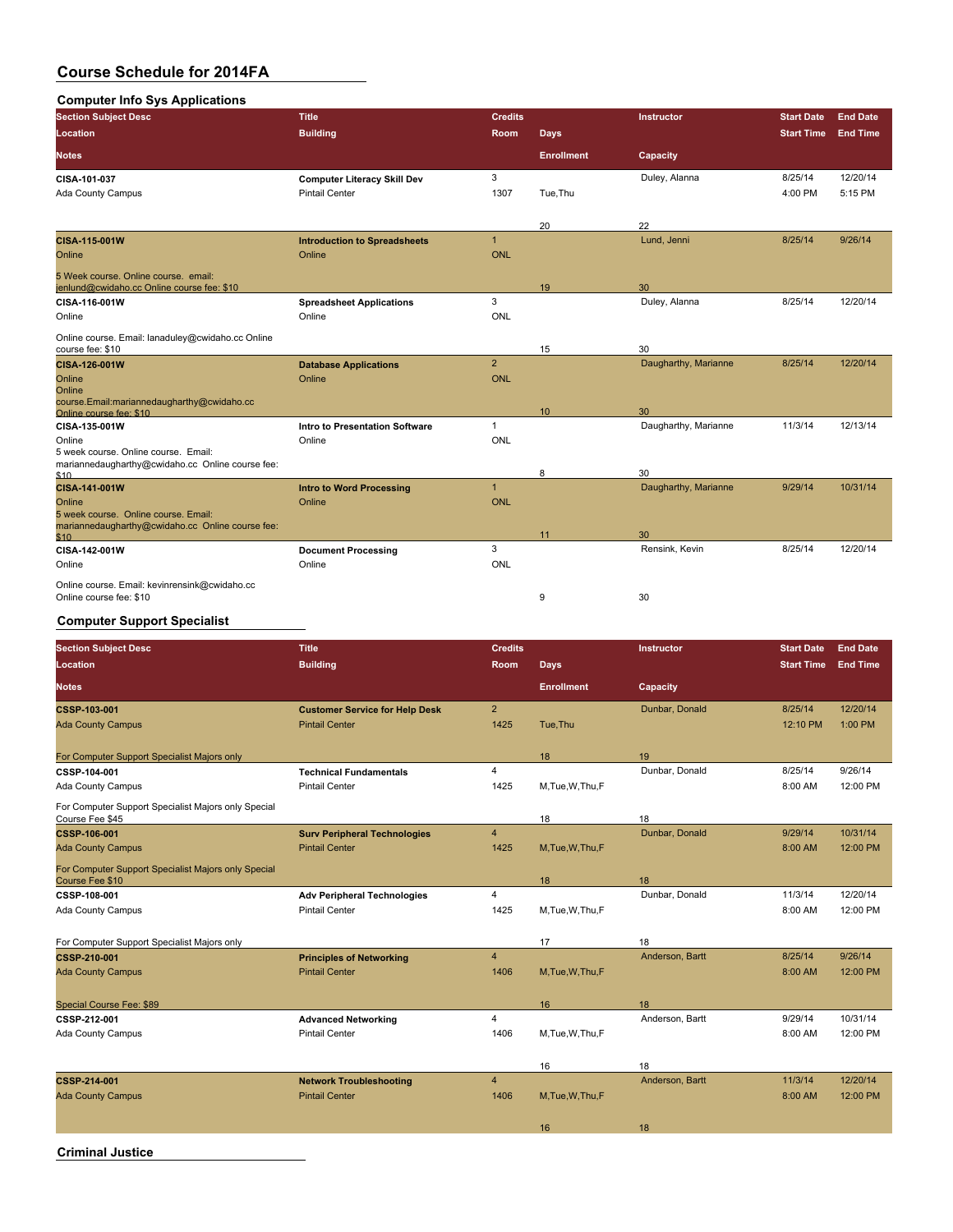# Course Schedule for 2014FA

## Computer Info Sys Applications

| Section Subject Desc / Location / Notes | Title / Building | Credits / Room | Days / Enrollment | Instructor / Capacity | Start Date / Start Time | End Date / End Time |
|---|---|---|---|---|---|---|
| CISA-101-037 | Computer Literacy Skill Dev | 3 | | Duley, Alanna | 8/25/14 | 12/20/14 |
| Ada County Campus | Pintail Center | 1307 | Tue,Thu | | 4:00 PM | 5:15 PM |
| | | | 20 | 22 | | |
| CISA-115-001W | Introduction to Spreadsheets | 1 | | Lund, Jenni | 8/25/14 | 9/26/14 |
| Online | Online | ONL | | | | |
| 5 Week course. Online course. email: jenlund@cwidaho.cc Online course fee: $10 | | | 19 | 30 | | |
| CISA-116-001W | Spreadsheet Applications | 3 | | Duley, Alanna | 8/25/14 | 12/20/14 |
| Online | Online | ONL | | | | |
| Online course. Email: lanaduley@cwidaho.cc Online course fee: $10 | | | 15 | 30 | | |
| CISA-126-001W | Database Applications | 2 | | Daugharthy, Marianne | 8/25/14 | 12/20/14 |
| Online | Online | ONL | | | | |
| Online course.Email:mariannedaugharthy@cwidaho.cc Online course fee: $10 | | | 10 | 30 | | |
| CISA-135-001W | Intro to Presentation Software | 1 | | Daugharthy, Marianne | 11/3/14 | 12/13/14 |
| Online | Online | ONL | | | | |
| 5 week course. Online course. Email: mariannedaugharthy@cwidaho.cc Online course fee: $10 | | | 8 | 30 | | |
| CISA-141-001W | Intro to Word Processing | 1 | | Daugharthy, Marianne | 9/29/14 | 10/31/14 |
| Online | Online | ONL | | | | |
| 5 week course. Online course. Email: mariannedaugharthy@cwidaho.cc Online course fee: $10 | | | 11 | 30 | | |
| CISA-142-001W | Document Processing | 3 | | Rensink, Kevin | 8/25/14 | 12/20/14 |
| Online | Online | ONL | | | | |
| Online course. Email: kevinrensink@cwidaho.cc Online course fee: $10 | | | 9 | 30 | | |

## Computer Support Specialist

| Section Subject Desc / Location / Notes | Title / Building | Credits / Room | Days / Enrollment | Instructor / Capacity | Start Date / Start Time | End Date / End Time |
|---|---|---|---|---|---|---|
| CSSP-103-001 | Customer Service for Help Desk | 2 | | Dunbar, Donald | 8/25/14 | 12/20/14 |
| Ada County Campus | Pintail Center | 1425 | Tue,Thu | | 12:10 PM | 1:00 PM |
| For Computer Support Specialist Majors only | | | 18 | 19 | | |
| CSSP-104-001 | Technical Fundamentals | 4 | | Dunbar, Donald | 8/25/14 | 9/26/14 |
| Ada County Campus | Pintail Center | 1425 | M,Tue,W,Thu,F | | 8:00 AM | 12:00 PM |
| For Computer Support Specialist Majors only Special Course Fee $45 | | | 18 | 18 | | |
| CSSP-106-001 | Surv Peripheral Technologies | 4 | | Dunbar, Donald | 9/29/14 | 10/31/14 |
| Ada County Campus | Pintail Center | 1425 | M,Tue,W,Thu,F | | 8:00 AM | 12:00 PM |
| For Computer Support Specialist Majors only Special Course Fee $10 | | | 18 | 18 | | |
| CSSP-108-001 | Adv Peripheral Technologies | 4 | | Dunbar, Donald | 11/3/14 | 12/20/14 |
| Ada County Campus | Pintail Center | 1425 | M,Tue,W,Thu,F | | 8:00 AM | 12:00 PM |
| For Computer Support Specialist Majors only | | | 17 | 18 | | |
| CSSP-210-001 | Principles of Networking | 4 | | Anderson, Bartt | 8/25/14 | 9/26/14 |
| Ada County Campus | Pintail Center | 1406 | M,Tue,W,Thu,F | | 8:00 AM | 12:00 PM |
| Special Course Fee: $89 | | | 16 | 18 | | |
| CSSP-212-001 | Advanced Networking | 4 | | Anderson, Bartt | 9/29/14 | 10/31/14 |
| Ada County Campus | Pintail Center | 1406 | M,Tue,W,Thu,F | | 8:00 AM | 12:00 PM |
| | | | 16 | 18 | | |
| CSSP-214-001 | Network Troubleshooting | 4 | | Anderson, Bartt | 11/3/14 | 12/20/14 |
| Ada County Campus | Pintail Center | 1406 | M,Tue,W,Thu,F | | 8:00 AM | 12:00 PM |
| | | | 16 | 18 | | |

## Criminal Justice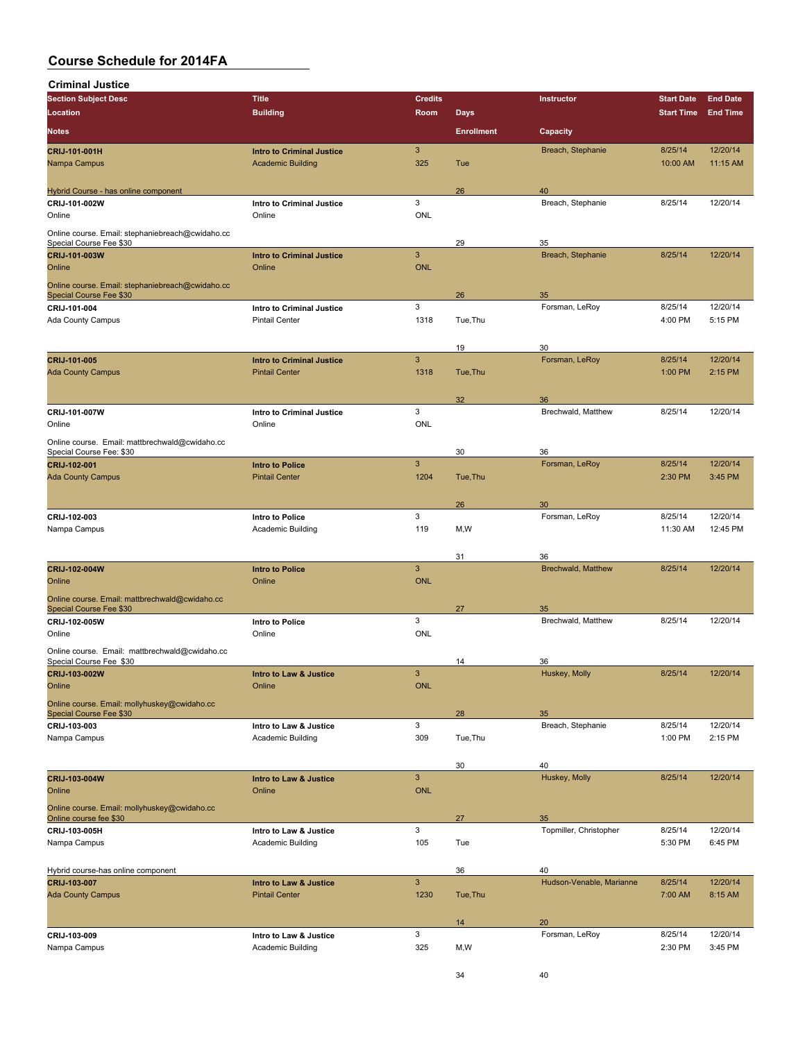# Course Schedule for 2014FA

## Criminal Justice

| Section Subject Desc / Location / Notes | Title / Building | Credits / Room | Days / Enrollment | Instructor / Capacity | Start Date / Start Time | End Date / End Time |
|---|---|---|---|---|---|---|
| CRIJ-101-001H<br>Nampa Campus<br>Hybrid Course - has online component | Intro to Criminal Justice<br>Academic Building | 3<br>325 | Tue<br>26 | Breach, Stephanie<br>40 | 8/25/14<br>10:00 AM | 12/20/14<br>11:15 AM |
| CRIJ-101-002W<br>Online<br>Online course. Email: stephaniebreach@cwidaho.cc<br>Special Course Fee $30 | Intro to Criminal Justice<br>Online | 3<br>ONL | <br>29 | Breach, Stephanie<br>35 | 8/25/14 | 12/20/14 |
| CRIJ-101-003W<br>Online<br>Online course. Email: stephaniebreach@cwidaho.cc<br>Special Course Fee $30 | Intro to Criminal Justice<br>Online | 3<br>ONL | <br>26 | Breach, Stephanie<br>35 | 8/25/14 | 12/20/14 |
| CRIJ-101-004<br>Ada County Campus | Intro to Criminal Justice<br>Pintail Center | 3<br>1318 | Tue,Thu<br>19 | Forsman, LeRoy<br>30 | 8/25/14<br>4:00 PM | 12/20/14<br>5:15 PM |
| CRIJ-101-005<br>Ada County Campus | Intro to Criminal Justice<br>Pintail Center | 3<br>1318 | Tue,Thu<br>32 | Forsman, LeRoy<br>36 | 8/25/14<br>1:00 PM | 12/20/14<br>2:15 PM |
| CRIJ-101-007W<br>Online<br>Online course. Email: mattbrechwald@cwidaho.cc<br>Special Course Fee: $30 | Intro to Criminal Justice<br>Online | 3<br>ONL | <br>30 | Brechwald, Matthew<br>36 | 8/25/14 | 12/20/14 |
| CRIJ-102-001<br>Ada County Campus | Intro to Police<br>Pintail Center | 3<br>1204 | Tue,Thu<br>26 | Forsman, LeRoy<br>30 | 8/25/14<br>2:30 PM | 12/20/14<br>3:45 PM |
| CRIJ-102-003<br>Nampa Campus | Intro to Police<br>Academic Building | 3<br>119 | M,W<br>31 | Forsman, LeRoy<br>36 | 8/25/14<br>11:30 AM | 12/20/14<br>12:45 PM |
| CRIJ-102-004W<br>Online<br>Online course. Email: mattbrechwald@cwidaho.cc<br>Special Course Fee $30 | Intro to Police<br>Online | 3<br>ONL | <br>27 | Brechwald, Matthew<br>35 | 8/25/14 | 12/20/14 |
| CRIJ-102-005W<br>Online<br>Online course. Email: mattbrechwald@cwidaho.cc<br>Special Course Fee $30 | Intro to Police<br>Online | 3<br>ONL | <br>14 | Brechwald, Matthew<br>36 | 8/25/14 | 12/20/14 |
| CRIJ-103-002W<br>Online<br>Online course. Email: mollyhuskey@cwidaho.cc<br>Special Course Fee $30 | Intro to Law & Justice<br>Online | 3<br>ONL | <br>28 | Huskey, Molly<br>35 | 8/25/14 | 12/20/14 |
| CRIJ-103-003<br>Nampa Campus | Intro to Law & Justice<br>Academic Building | 3<br>309 | Tue,Thu<br>30 | Breach, Stephanie<br>40 | 8/25/14<br>1:00 PM | 12/20/14<br>2:15 PM |
| CRIJ-103-004W<br>Online<br>Online course. Email: mollyhuskey@cwidaho.cc<br>Online course fee $30 | Intro to Law & Justice<br>Online | 3<br>ONL | <br>27 | Huskey, Molly<br>35 | 8/25/14 | 12/20/14 |
| CRIJ-103-005H<br>Nampa Campus<br>Hybrid course-has online component | Intro to Law & Justice<br>Academic Building | 3<br>105 | Tue<br>36 | Topmiller, Christopher<br>40 | 8/25/14<br>5:30 PM | 12/20/14<br>6:45 PM |
| CRIJ-103-007<br>Ada County Campus | Intro to Law & Justice<br>Pintail Center | 3<br>1230 | Tue,Thu<br>14 | Hudson-Venable, Marianne<br>20 | 8/25/14<br>7:00 AM | 12/20/14<br>8:15 AM |
| CRIJ-103-009<br>Nampa Campus | Intro to Law & Justice<br>Academic Building | 3<br>325 | M,W<br>34 | Forsman, LeRoy<br>40 | 8/25/14<br>2:30 PM | 12/20/14<br>3:45 PM |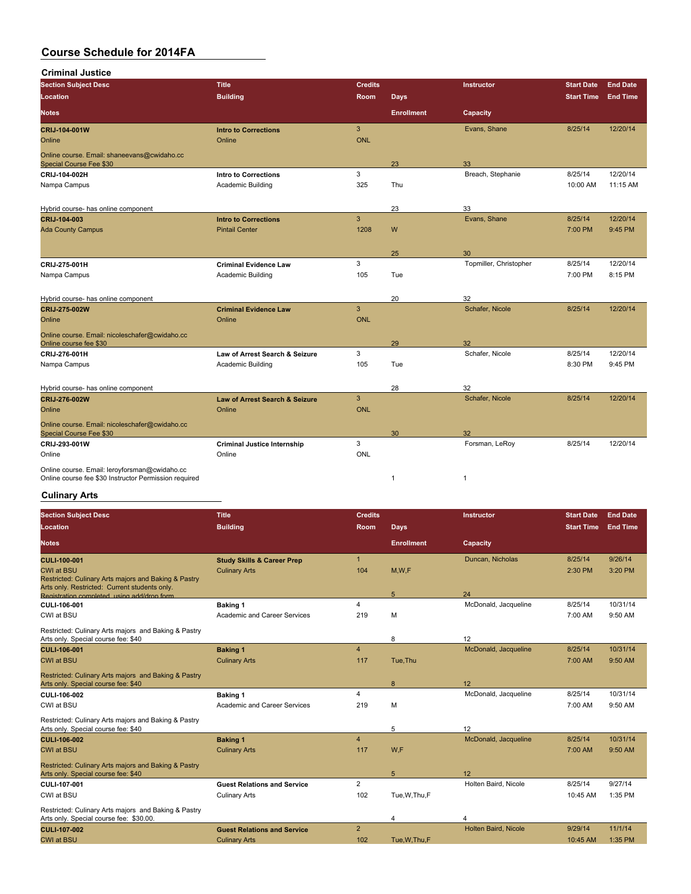# Course Schedule for 2014FA

## Criminal Justice

| Section Subject Desc / Location / Notes | Title / Building | Credits / Room | Days / Enrollment | Instructor / Capacity | Start Date / Start Time | End Date / End Time |
|---|---|---|---|---|---|---|
| **CRIJ-104-001W** | **Intro to Corrections** | 3 | | Evans, Shane | 8/25/14 | 12/20/14 |
| Online | Online | ONL | | | | |
| Online course. Email: shaneevans@cwidaho.cc Special Course Fee $30 | | | 23 | 33 | | |
| **CRIJ-104-002H** | **Intro to Corrections** | 3 | | Breach, Stephanie | 8/25/14 | 12/20/14 |
| Nampa Campus | Academic Building | 325 | Thu | | 10:00 AM | 11:15 AM |
| Hybrid course- has online component | | | 23 | 33 | | |
| **CRIJ-104-003** | **Intro to Corrections** | 3 | | Evans, Shane | 8/25/14 | 12/20/14 |
| Ada County Campus | Pintail Center | 1208 | W | | 7:00 PM | 9:45 PM |
| | | | 25 | 30 | | |
| **CRIJ-275-001H** | **Criminal Evidence Law** | 3 | | Topmiller, Christopher | 8/25/14 | 12/20/14 |
| Nampa Campus | Academic Building | 105 | Tue | | 7:00 PM | 8:15 PM |
| Hybrid course- has online component | | | 20 | 32 | | |
| **CRIJ-275-002W** | **Criminal Evidence Law** | 3 | | Schafer, Nicole | 8/25/14 | 12/20/14 |
| Online | Online | ONL | | | | |
| Online course. Email: nicoleschafer@cwidaho.cc Online course fee $30 | | | 29 | 32 | | |
| **CRIJ-276-001H** | **Law of Arrest Search & Seizure** | 3 | | Schafer, Nicole | 8/25/14 | 12/20/14 |
| Nampa Campus | Academic Building | 105 | Tue | | 8:30 PM | 9:45 PM |
| Hybrid course- has online component | | | 28 | 32 | | |
| **CRIJ-276-002W** | **Law of Arrest Search & Seizure** | 3 | | Schafer, Nicole | 8/25/14 | 12/20/14 |
| Online | Online | ONL | | | | |
| Online course. Email: nicoleschafer@cwidaho.cc Special Course Fee $30 | | | 30 | 32 | | |
| **CRIJ-293-001W** | **Criminal Justice Internship** | 3 | | Forsman, LeRoy | 8/25/14 | 12/20/14 |
| Online | Online | ONL | | | | |
| Online course. Email: leroyforsman@cwidaho.cc Online course fee $30 Instructor Permission required | | | 1 | 1 | | |

## Culinary Arts

| Section Subject Desc / Location / Notes | Title / Building | Credits / Room | Days / Enrollment | Instructor / Capacity | Start Date / Start Time | End Date / End Time |
|---|---|---|---|---|---|---|
| **CULI-100-001** | **Study Skills & Career Prep** | 1 | | Duncan, Nicholas | 8/25/14 | 9/26/14 |
| CWI at BSU | Culinary Arts | 104 | M,W,F | | 2:30 PM | 3:20 PM |
| Restricted: Culinary Arts majors and Baking & Pastry Arts only. Restricted: Current students only. Registration completed using add/drop form | | | 5 | 24 | | |
| **CULI-106-001** | **Baking 1** | 4 | | McDonald, Jacqueline | 8/25/14 | 10/31/14 |
| CWI at BSU | Academic and Career Services | 219 | M | | 7:00 AM | 9:50 AM |
| Restricted: Culinary Arts majors and Baking & Pastry Arts only. Special course fee: $40 | | | 8 | 12 | | |
| **CULI-106-001** | **Baking 1** | 4 | | McDonald, Jacqueline | 8/25/14 | 10/31/14 |
| CWI at BSU | Culinary Arts | 117 | Tue,Thu | | 7:00 AM | 9:50 AM |
| Restricted: Culinary Arts majors and Baking & Pastry Arts only. Special course fee: $40 | | | 8 | 12 | | |
| **CULI-106-002** | **Baking 1** | 4 | | McDonald, Jacqueline | 8/25/14 | 10/31/14 |
| CWI at BSU | Academic and Career Services | 219 | M | | 7:00 AM | 9:50 AM |
| Restricted: Culinary Arts majors and Baking & Pastry Arts only. Special course fee: $40 | | | 5 | 12 | | |
| **CULI-106-002** | **Baking 1** | 4 | | McDonald, Jacqueline | 8/25/14 | 10/31/14 |
| CWI at BSU | Culinary Arts | 117 | W,F | | 7:00 AM | 9:50 AM |
| Restricted: Culinary Arts majors and Baking & Pastry Arts only. Special course fee: $40 | | | 5 | 12 | | |
| **CULI-107-001** | **Guest Relations and Service** | 2 | | Holten Baird, Nicole | 8/25/14 | 9/27/14 |
| CWI at BSU | Culinary Arts | 102 | Tue,W,Thu,F | | 10:45 AM | 1:35 PM |
| Restricted: Culinary Arts majors and Baking & Pastry Arts only. Special course fee: $30.00. | | | 4 | 4 | | |
| **CULI-107-002** | **Guest Relations and Service** | 2 | | Holten Baird, Nicole | 9/29/14 | 11/1/14 |
| CWI at BSU | Culinary Arts | 102 | Tue,W,Thu,F | | 10:45 AM | 1:35 PM |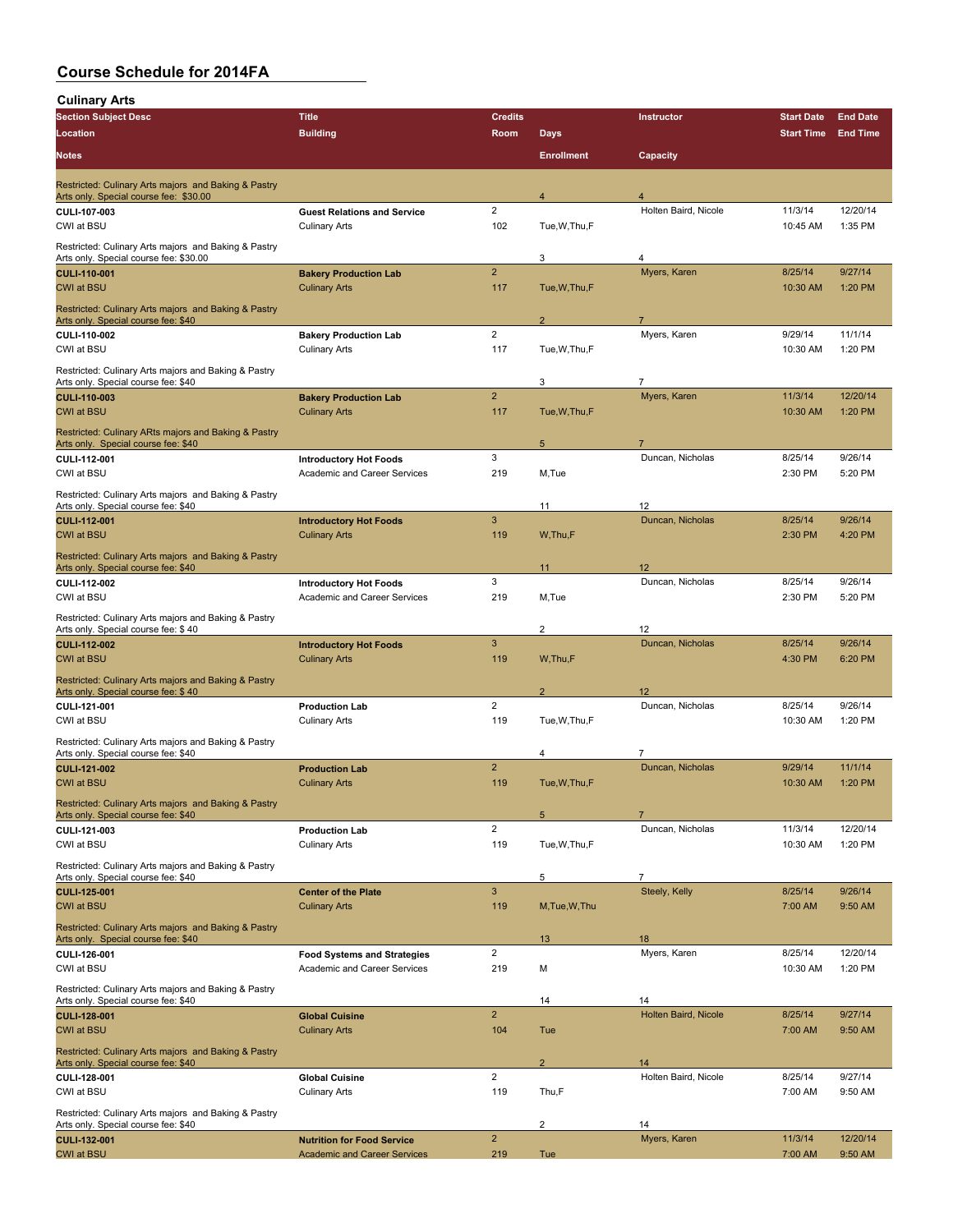# Course Schedule for 2014FA

## Culinary Arts

| Section Subject Desc / Location / Notes | Title / Building | Credits / Room | Days / Enrollment | Instructor / Capacity | Start Date / Start Time | End Date / End Time |
|---|---|---|---|---|---|---|
| Restricted: Culinary Arts majors and Baking & Pastry Arts only. Special course fee: $30.00 | | | 4 | 4 | | |
| **CULI-107-003** | **Guest Relations and Service** | 2 | | Holten Baird, Nicole | 11/3/14 | 12/20/14 |
| CWI at BSU | Culinary Arts | 102 | Tue,W,Thu,F | | 10:45 AM | 1:35 PM |
| Restricted: Culinary Arts majors and Baking & Pastry Arts only. Special course fee: $30.00 | | | 3 | 4 | | |
| **CULI-110-001** | **Bakery Production Lab** | 2 | | Myers, Karen | 8/25/14 | 9/27/14 |
| CWI at BSU | Culinary Arts | 117 | Tue,W,Thu,F | | 10:30 AM | 1:20 PM |
| Restricted: Culinary Arts majors and Baking & Pastry Arts only. Special course fee: $40 | | | 2 | 7 | | |
| **CULI-110-002** | **Bakery Production Lab** | 2 | | Myers, Karen | 9/29/14 | 11/1/14 |
| CWI at BSU | Culinary Arts | 117 | Tue,W,Thu,F | | 10:30 AM | 1:20 PM |
| Restricted: Culinary Arts majors and Baking & Pastry Arts only. Special course fee: $40 | | | 3 | 7 | | |
| **CULI-110-003** | **Bakery Production Lab** | 2 | | Myers, Karen | 11/3/14 | 12/20/14 |
| CWI at BSU | Culinary Arts | 117 | Tue,W,Thu,F | | 10:30 AM | 1:20 PM |
| Restricted: Culinary ARts majors and Baking & Pastry Arts only. Special course fee: $40 | | | 5 | 7 | | |
| **CULI-112-001** | **Introductory Hot Foods** | 3 | | Duncan, Nicholas | 8/25/14 | 9/26/14 |
| CWI at BSU | Academic and Career Services | 219 | M,Tue | | 2:30 PM | 5:20 PM |
| Restricted: Culinary Arts majors and Baking & Pastry Arts only. Special course fee: $40 | | | 11 | 12 | | |
| **CULI-112-001** | **Introductory Hot Foods** | 3 | | Duncan, Nicholas | 8/25/14 | 9/26/14 |
| CWI at BSU | Culinary Arts | 119 | W,Thu,F | | 2:30 PM | 4:20 PM |
| Restricted: Culinary Arts majors and Baking & Pastry Arts only. Special course fee: $40 | | | 11 | 12 | | |
| **CULI-112-002** | **Introductory Hot Foods** | 3 | | Duncan, Nicholas | 8/25/14 | 9/26/14 |
| CWI at BSU | Academic and Career Services | 219 | M,Tue | | 2:30 PM | 5:20 PM |
| Restricted: Culinary Arts majors and Baking & Pastry Arts only. Special course fee: $ 40 | | | 2 | 12 | | |
| **CULI-112-002** | **Introductory Hot Foods** | 3 | | Duncan, Nicholas | 8/25/14 | 9/26/14 |
| CWI at BSU | Culinary Arts | 119 | W,Thu,F | | 4:30 PM | 6:20 PM |
| Restricted: Culinary Arts majors and Baking & Pastry Arts only. Special course fee: $ 40 | | | 2 | 12 | | |
| **CULI-121-001** | **Production Lab** | 2 | | Duncan, Nicholas | 8/25/14 | 9/26/14 |
| CWI at BSU | Culinary Arts | 119 | Tue,W,Thu,F | | 10:30 AM | 1:20 PM |
| Restricted: Culinary Arts majors and Baking & Pastry Arts only. Special course fee: $40 | | | 4 | 7 | | |
| **CULI-121-002** | **Production Lab** | 2 | | Duncan, Nicholas | 9/29/14 | 11/1/14 |
| CWI at BSU | Culinary Arts | 119 | Tue,W,Thu,F | | 10:30 AM | 1:20 PM |
| Restricted: Culinary Arts majors and Baking & Pastry Arts only. Special course fee: $40 | | | 5 | 7 | | |
| **CULI-121-003** | **Production Lab** | 2 | | Duncan, Nicholas | 11/3/14 | 12/20/14 |
| CWI at BSU | Culinary Arts | 119 | Tue,W,Thu,F | | 10:30 AM | 1:20 PM |
| Restricted: Culinary Arts majors and Baking & Pastry Arts only. Special course fee: $40 | | | 5 | 7 | | |
| **CULI-125-001** | **Center of the Plate** | 3 | | Steely, Kelly | 8/25/14 | 9/26/14 |
| CWI at BSU | Culinary Arts | 119 | M,Tue,W,Thu | | 7:00 AM | 9:50 AM |
| Restricted: Culinary Arts majors and Baking & Pastry Arts only. Special course fee: $40 | | | 13 | 18 | | |
| **CULI-126-001** | **Food Systems and Strategies** | 2 | | Myers, Karen | 8/25/14 | 12/20/14 |
| CWI at BSU | Academic and Career Services | 219 | M | | 10:30 AM | 1:20 PM |
| Restricted: Culinary Arts majors and Baking & Pastry Arts only. Special course fee: $40 | | | 14 | 14 | | |
| **CULI-128-001** | **Global Cuisine** | 2 | | Holten Baird, Nicole | 8/25/14 | 9/27/14 |
| CWI at BSU | Culinary Arts | 104 | Tue | | 7:00 AM | 9:50 AM |
| Restricted: Culinary Arts majors and Baking & Pastry Arts only. Special course fee: $40 | | | 2 | 14 | | |
| **CULI-128-001** | **Global Cuisine** | 2 | | Holten Baird, Nicole | 8/25/14 | 9/27/14 |
| CWI at BSU | Culinary Arts | 119 | Thu,F | | 7:00 AM | 9:50 AM |
| Restricted: Culinary Arts majors and Baking & Pastry Arts only. Special course fee: $40 | | | 2 | 14 | | |
| **CULI-132-001** | **Nutrition for Food Service** | 2 | | Myers, Karen | 11/3/14 | 12/20/14 |
| CWI at BSU | Academic and Career Services | 219 | Tue | | 7:00 AM | 9:50 AM |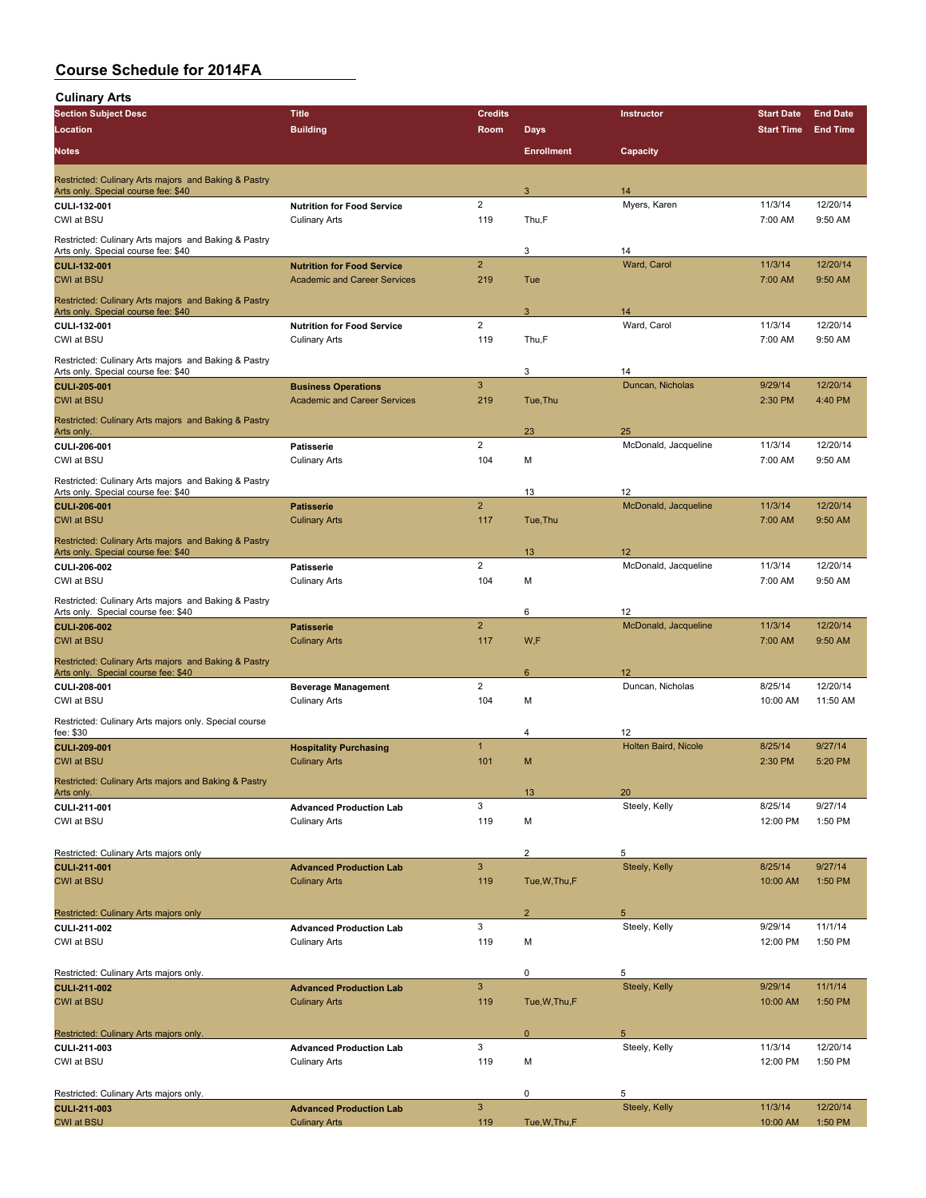# Course Schedule for 2014FA

## Culinary Arts

| Section Subject Desc | Title | Credits | | Instructor | Start Date | End Date |
|---|---|---|---|---|---|---|
| Location | Building | Room | Days | | Start Time | End Time |
| Notes | | | Enrollment | Capacity | | |
| Restricted: Culinary Arts majors and Baking & Pastry Arts only. Special course fee: $40 | | | 3 | 14 | | |
| CULI-132-001 | Nutrition for Food Service | 2 | | Myers, Karen | 11/3/14 | 12/20/14 |
| CWI at BSU | Culinary Arts | 119 | Thu,F | | 7:00 AM | 9:50 AM |
| Restricted: Culinary Arts majors and Baking & Pastry Arts only. Special course fee: $40 | | | 3 | 14 | | |
| CULI-132-001 | Nutrition for Food Service | 2 | | Ward, Carol | 11/3/14 | 12/20/14 |
| CWI at BSU | Academic and Career Services | 219 | Tue | | 7:00 AM | 9:50 AM |
| Restricted: Culinary Arts majors and Baking & Pastry Arts only. Special course fee: $40 | | | 3 | 14 | | |
| CULI-132-001 | Nutrition for Food Service | 2 | | Ward, Carol | 11/3/14 | 12/20/14 |
| CWI at BSU | Culinary Arts | 119 | Thu,F | | 7:00 AM | 9:50 AM |
| Restricted: Culinary Arts majors and Baking & Pastry Arts only. Special course fee: $40 | | | 3 | 14 | | |
| CULI-205-001 | Business Operations | 3 | | Duncan, Nicholas | 9/29/14 | 12/20/14 |
| CWI at BSU | Academic and Career Services | 219 | Tue,Thu | | 2:30 PM | 4:40 PM |
| Restricted: Culinary Arts majors and Baking & Pastry Arts only. | | | 23 | 25 | | |
| CULI-206-001 | Patisserie | 2 | | McDonald, Jacqueline | 11/3/14 | 12/20/14 |
| CWI at BSU | Culinary Arts | 104 | M | | 7:00 AM | 9:50 AM |
| Restricted: Culinary Arts majors and Baking & Pastry Arts only. Special course fee: $40 | | | 13 | 12 | | |
| CULI-206-001 | Patisserie | 2 | | McDonald, Jacqueline | 11/3/14 | 12/20/14 |
| CWI at BSU | Culinary Arts | 117 | Tue,Thu | | 7:00 AM | 9:50 AM |
| Restricted: Culinary Arts majors and Baking & Pastry Arts only. Special course fee: $40 | | | 13 | 12 | | |
| CULI-206-002 | Patisserie | 2 | | McDonald, Jacqueline | 11/3/14 | 12/20/14 |
| CWI at BSU | Culinary Arts | 104 | M | | 7:00 AM | 9:50 AM |
| Restricted: Culinary Arts majors and Baking & Pastry Arts only. Special course fee: $40 | | | 6 | 12 | | |
| CULI-206-002 | Patisserie | 2 | | McDonald, Jacqueline | 11/3/14 | 12/20/14 |
| CWI at BSU | Culinary Arts | 117 | W,F | | 7:00 AM | 9:50 AM |
| Restricted: Culinary Arts majors and Baking & Pastry Arts only. Special course fee: $40 | | | 6 | 12 | | |
| CULI-208-001 | Beverage Management | 2 | | Duncan, Nicholas | 8/25/14 | 12/20/14 |
| CWI at BSU | Culinary Arts | 104 | M | | 10:00 AM | 11:50 AM |
| Restricted: Culinary Arts majors only. Special course fee: $30 | | | 4 | 12 | | |
| CULI-209-001 | Hospitality Purchasing | 1 | | Holten Baird, Nicole | 8/25/14 | 9/27/14 |
| CWI at BSU | Culinary Arts | 101 | M | | 2:30 PM | 5:20 PM |
| Restricted: Culinary Arts majors and Baking & Pastry Arts only. | | | 13 | 20 | | |
| CULI-211-001 | Advanced Production Lab | 3 | | Steely, Kelly | 8/25/14 | 9/27/14 |
| CWI at BSU | Culinary Arts | 119 | M | | 12:00 PM | 1:50 PM |
| Restricted: Culinary Arts majors only | | | 2 | 5 | | |
| CULI-211-001 | Advanced Production Lab | 3 | | Steely, Kelly | 8/25/14 | 9/27/14 |
| CWI at BSU | Culinary Arts | 119 | Tue,W,Thu,F | | 10:00 AM | 1:50 PM |
| Restricted: Culinary Arts majors only | | | 2 | 5 | | |
| CULI-211-002 | Advanced Production Lab | 3 | | Steely, Kelly | 9/29/14 | 11/1/14 |
| CWI at BSU | Culinary Arts | 119 | M | | 12:00 PM | 1:50 PM |
| Restricted: Culinary Arts majors only. | | | 0 | 5 | | |
| CULI-211-002 | Advanced Production Lab | 3 | | Steely, Kelly | 9/29/14 | 11/1/14 |
| CWI at BSU | Culinary Arts | 119 | Tue,W,Thu,F | | 10:00 AM | 1:50 PM |
| Restricted: Culinary Arts majors only. | | | 0 | 5 | | |
| CULI-211-003 | Advanced Production Lab | 3 | | Steely, Kelly | 11/3/14 | 12/20/14 |
| CWI at BSU | Culinary Arts | 119 | M | | 12:00 PM | 1:50 PM |
| Restricted: Culinary Arts majors only. | | | 0 | 5 | | |
| CULI-211-003 | Advanced Production Lab | 3 | | Steely, Kelly | 11/3/14 | 12/20/14 |
| CWI at BSU | Culinary Arts | 119 | Tue,W,Thu,F | | 10:00 AM | 1:50 PM |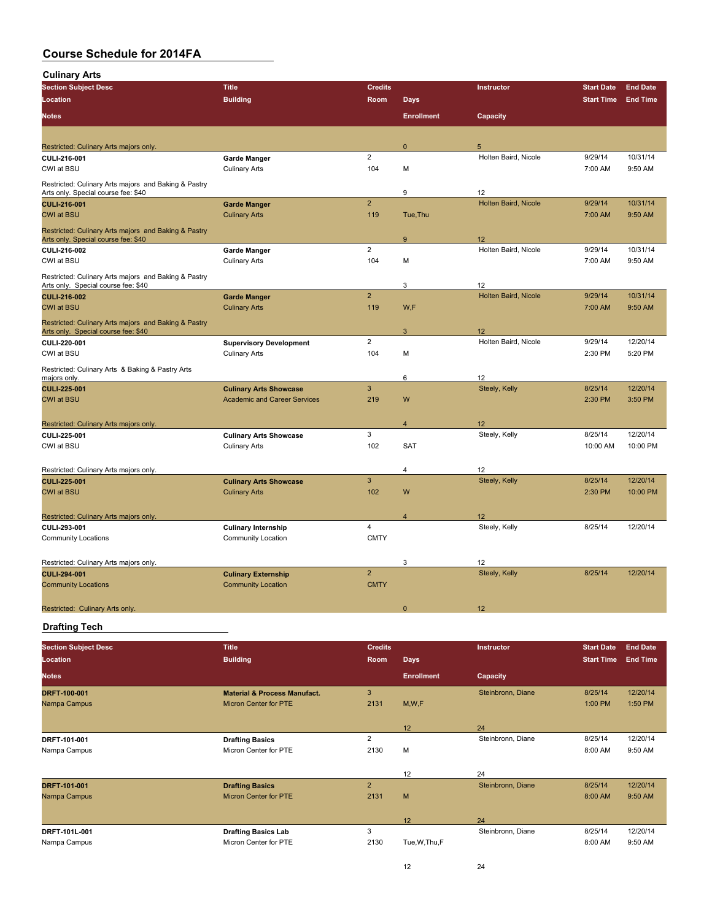# Course Schedule for 2014FA

## Culinary Arts

| Section Subject Desc / Location / Notes | Title / Building | Credits / Room | Days / Enrollment | Instructor / Capacity | Start Date / Start Time | End Date / End Time |
|---|---|---|---|---|---|---|
| Restricted: Culinary Arts majors only. | | | 0 | 5 | | |
| CULI-216-001 | Garde Manger | 2 | | Holten Baird, Nicole | 9/29/14 | 10/31/14 |
| CWI at BSU | Culinary Arts | 104 | M | | 7:00 AM | 9:50 AM |
| Restricted: Culinary Arts majors and Baking & Pastry Arts only. Special course fee: $40 | | | 9 | 12 | | |
| CULI-216-001 | Garde Manger | 2 | | Holten Baird, Nicole | 9/29/14 | 10/31/14 |
| CWI at BSU | Culinary Arts | 119 | Tue,Thu | | 7:00 AM | 9:50 AM |
| Restricted: Culinary Arts majors and Baking & Pastry Arts only. Special course fee: $40 | | | 9 | 12 | | |
| CULI-216-002 | Garde Manger | 2 | | Holten Baird, Nicole | 9/29/14 | 10/31/14 |
| CWI at BSU | Culinary Arts | 104 | M | | 7:00 AM | 9:50 AM |
| Restricted: Culinary Arts majors and Baking & Pastry Arts only. Special course fee: $40 | | | 3 | 12 | | |
| CULI-216-002 | Garde Manger | 2 | | Holten Baird, Nicole | 9/29/14 | 10/31/14 |
| CWI at BSU | Culinary Arts | 119 | W,F | | 7:00 AM | 9:50 AM |
| Restricted: Culinary Arts majors and Baking & Pastry Arts only. Special course fee: $40 | | | 3 | 12 | | |
| CULI-220-001 | Supervisory Development | 2 | | Holten Baird, Nicole | 9/29/14 | 12/20/14 |
| CWI at BSU | Culinary Arts | 104 | M | | 2:30 PM | 5:20 PM |
| Restricted: Culinary Arts & Baking & Pastry Arts majors only. | | | 6 | 12 | | |
| CULI-225-001 | Culinary Arts Showcase | 3 | | Steely, Kelly | 8/25/14 | 12/20/14 |
| CWI at BSU | Academic and Career Services | 219 | W | | 2:30 PM | 3:50 PM |
| Restricted: Culinary Arts majors only. | | | 4 | 12 | | |
| CULI-225-001 | Culinary Arts Showcase | 3 | | Steely, Kelly | 8/25/14 | 12/20/14 |
| CWI at BSU | Culinary Arts | 102 | SAT | | 10:00 AM | 10:00 PM |
| Restricted: Culinary Arts majors only. | | | 4 | 12 | | |
| CULI-225-001 | Culinary Arts Showcase | 3 | | Steely, Kelly | 8/25/14 | 12/20/14 |
| CWI at BSU | Culinary Arts | 102 | W | | 2:30 PM | 10:00 PM |
| Restricted: Culinary Arts majors only. | | | 4 | 12 | | |
| CULI-293-001 | Culinary Internship | 4 | | Steely, Kelly | 8/25/14 | 12/20/14 |
| Community Locations | Community Location | CMTY | | | | |
| Restricted: Culinary Arts majors only. | | | 3 | 12 | | |
| CULI-294-001 | Culinary Externship | 2 | | Steely, Kelly | 8/25/14 | 12/20/14 |
| Community Locations | Community Location | CMTY | | | | |
| Restricted: Culinary Arts only. | | | 0 | 12 | | |

## Drafting Tech

| Section Subject Desc / Location / Notes | Title / Building | Credits / Room | Days / Enrollment | Instructor / Capacity | Start Date / Start Time | End Date / End Time |
|---|---|---|---|---|---|---|
| DRFT-100-001 | Material & Process Manufact. | 3 | | Steinbronn, Diane | 8/25/14 | 12/20/14 |
| Nampa Campus | Micron Center for PTE | 2131 | M,W,F | | 1:00 PM | 1:50 PM |
| | | | 12 | 24 | | |
| DRFT-101-001 | Drafting Basics | 2 | | Steinbronn, Diane | 8/25/14 | 12/20/14 |
| Nampa Campus | Micron Center for PTE | 2130 | M | | 8:00 AM | 9:50 AM |
| | | | 12 | 24 | | |
| DRFT-101-001 | Drafting Basics | 2 | | Steinbronn, Diane | 8/25/14 | 12/20/14 |
| Nampa Campus | Micron Center for PTE | 2131 | M | | 8:00 AM | 9:50 AM |
| | | | 12 | 24 | | |
| DRFT-101L-001 | Drafting Basics Lab | 3 | | Steinbronn, Diane | 8/25/14 | 12/20/14 |
| Nampa Campus | Micron Center for PTE | 2130 | Tue,W,Thu,F | | 8:00 AM | 9:50 AM |
| | | | 12 | 24 | | |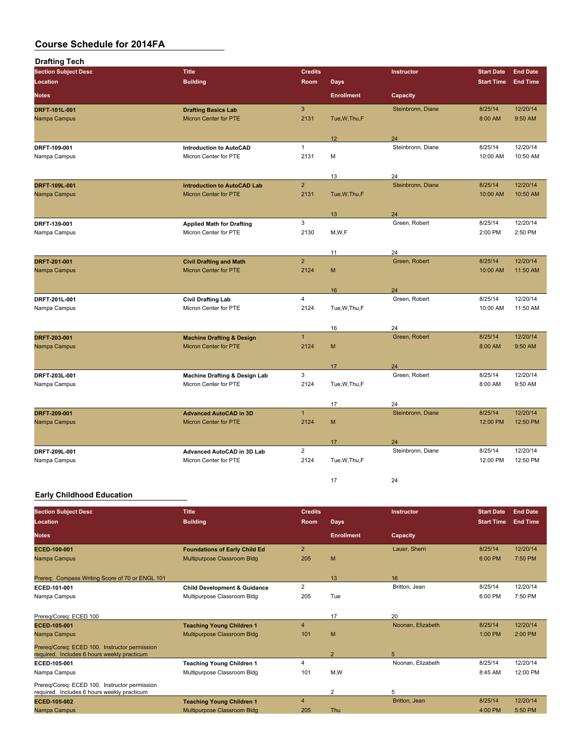# Course Schedule for 2014FA

## Drafting Tech

| Section Subject Desc / Location / Notes | Title / Building | Credits / Room | Days / Enrollment | Instructor / Capacity | Start Date / Start Time | End Date / End Time |
|---|---|---|---|---|---|---|
| **DRFT-101L-001** | **Drafting Basics Lab** | 3 | | Steinbronn, Diane | 8/25/14 | 12/20/14 |
| Nampa Campus | Micron Center for PTE | 2131 | Tue,W,Thu,F | | 8:00 AM | 9:50 AM |
| | | | 12 | 24 | | |
| **DRFT-109-001** | **Introduction to AutoCAD** | 1 | | Steinbronn, Diane | 8/25/14 | 12/20/14 |
| Nampa Campus | Micron Center for PTE | 2131 | M | | 10:00 AM | 10:50 AM |
| | | | 13 | 24 | | |
| **DRFT-109L-001** | **Introduction to AutoCAD Lab** | 2 | | Steinbronn, Diane | 8/25/14 | 12/20/14 |
| Nampa Campus | Micron Center for PTE | 2131 | Tue,W,Thu,F | | 10:00 AM | 10:50 AM |
| | | | 13 | 24 | | |
| **DRFT-139-001** | **Applied Math for Drafting** | 3 | | Green, Robert | 8/25/14 | 12/20/14 |
| Nampa Campus | Micron Center for PTE | 2130 | M,W,F | | 2:00 PM | 2:50 PM |
| | | | 11 | 24 | | |
| **DRFT-201-001** | **Civil Drafting and Math** | 2 | | Green, Robert | 8/25/14 | 12/20/14 |
| Nampa Campus | Micron Center for PTE | 2124 | M | | 10:00 AM | 11:50 AM |
| | | | 16 | 24 | | |
| **DRFT-201L-001** | **Civil Drafting Lab** | 4 | | Green, Robert | 8/25/14 | 12/20/14 |
| Nampa Campus | Micron Center for PTE | 2124 | Tue,W,Thu,F | | 10:00 AM | 11:50 AM |
| | | | 16 | 24 | | |
| **DRFT-203-001** | **Machine Drafting & Design** | 1 | | Green, Robert | 8/25/14 | 12/20/14 |
| Nampa Campus | Micron Center for PTE | 2124 | M | | 8:00 AM | 9:50 AM |
| | | | 17 | 24 | | |
| **DRFT-203L-001** | **Machine Drafting & Design Lab** | 3 | | Green, Robert | 8/25/14 | 12/20/14 |
| Nampa Campus | Micron Center for PTE | 2124 | Tue,W,Thu,F | | 8:00 AM | 9:50 AM |
| | | | 17 | 24 | | |
| **DRFT-209-001** | **Advanced AutoCAD in 3D** | 1 | | Steinbronn, Diane | 8/25/14 | 12/20/14 |
| Nampa Campus | Micron Center for PTE | 2124 | M | | 12:00 PM | 12:50 PM |
| | | | 17 | 24 | | |
| **DRFT-209L-001** | **Advanced AutoCAD in 3D Lab** | 2 | | Steinbronn, Diane | 8/25/14 | 12/20/14 |
| Nampa Campus | Micron Center for PTE | 2124 | Tue,W,Thu,F | | 12:00 PM | 12:50 PM |
| | | | 17 | 24 | | |

## Early Childhood Education

| Section Subject Desc / Location / Notes | Title / Building | Credits / Room | Days / Enrollment | Instructor / Capacity | Start Date / Start Time | End Date / End Time |
|---|---|---|---|---|---|---|
| **ECED-100-001** | **Foundations of Early Child Ed** | 2 | | Lauer, Sherri | 8/25/14 | 12/20/14 |
| Nampa Campus | Multipurpose Classroom Bldg | 205 | M | | 6:00 PM | 7:50 PM |
| Prereq: Compass Writing Score of 70 or ENGL 101 | | | 13 | 16 | | |
| **ECED-101-001** | **Child Development & Guidance** | 2 | | Britton, Jean | 8/25/14 | 12/20/14 |
| Nampa Campus | Multipurpose Classroom Bldg | 205 | Tue | | 6:00 PM | 7:50 PM |
| Prereq/Coreq: ECED 100 | | | 17 | 20 | | |
| **ECED-105-001** | **Teaching Young Children 1** | 4 | | Noonan, Elizabeth | 8/25/14 | 12/20/14 |
| Nampa Campus | Multipurpose Classroom Bldg | 101 | M | | 1:00 PM | 2:00 PM |
| Prereq/Coreq: ECED 100. Instructor permission required. Includes 6 hours weekly practicum | | | 2 | 5 | | |
| **ECED-105-001** | **Teaching Young Children 1** | 4 | | Noonan, Elizabeth | 8/25/14 | 12/20/14 |
| Nampa Campus | Multipurpose Classroom Bldg | 101 | M,W | | 8:45 AM | 12:00 PM |
| Prereq/Coreq: ECED 100. Instructor permission required. Includes 6 hours weekly practicum | | | 2 | 5 | | |
| **ECED-105-002** | **Teaching Young Children 1** | 4 | | Britton, Jean | 8/25/14 | 12/20/14 |
| Nampa Campus | Multipurpose Classroom Bldg | 205 | Thu | | 4:00 PM | 5:50 PM |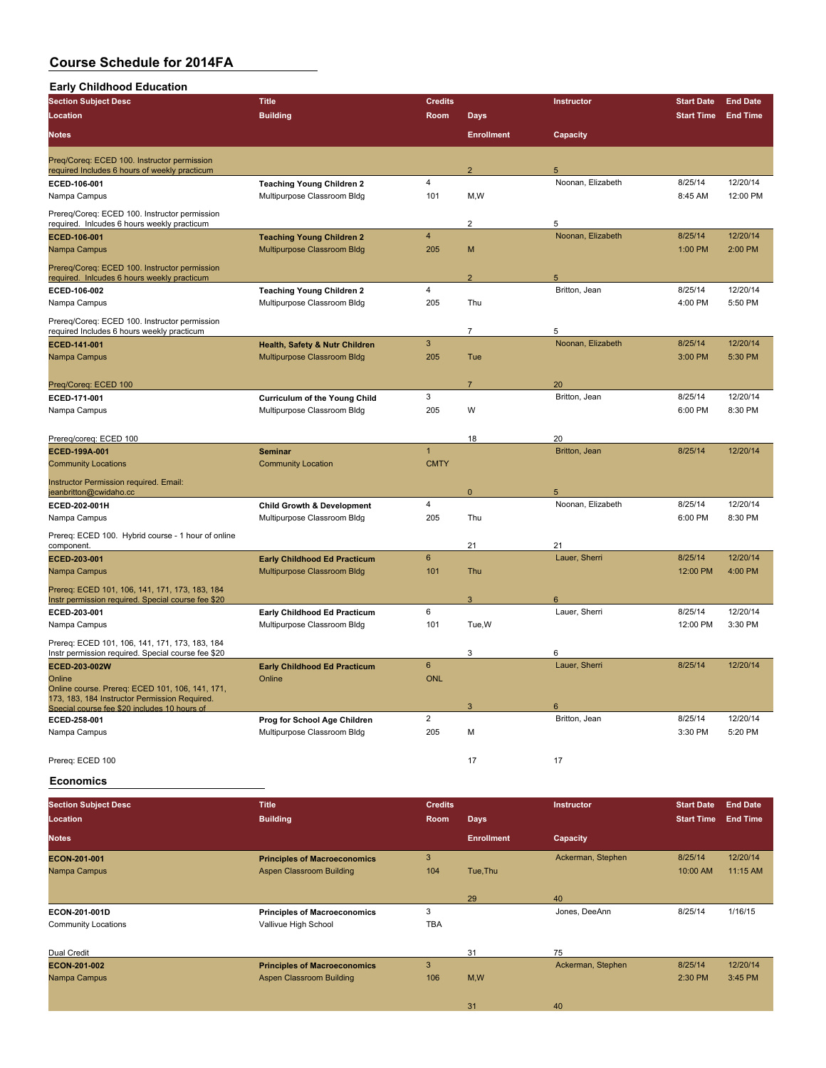# Course Schedule for 2014FA

## Early Childhood Education

| Section Subject Desc / Location / Notes | Title / Building | Credits / Room | Days / Enrollment | Instructor / Capacity | Start Date / Start Time | End Date / End Time |
|---|---|---|---|---|---|---|
| Preq/Coreq: ECED 100. Instructor permission required Includes 6 hours of weekly practicum | | | 2 | 5 | | |
| ECED-106-001 | Teaching Young Children 2 | 4 | | Noonan, Elizabeth | 8/25/14 | 12/20/14 |
| Nampa Campus | Multipurpose Classroom Bldg | 101 | M,W | | 8:45 AM | 12:00 PM |
| Prereq/Coreq: ECED 100. Instructor permission required. Inlcudes 6 hours weekly practicum | | | 2 | 5 | | |
| ECED-106-001 | Teaching Young Children 2 | 4 | | Noonan, Elizabeth | 8/25/14 | 12/20/14 |
| Nampa Campus | Multipurpose Classroom Bldg | 205 | M | | 1:00 PM | 2:00 PM |
| Prereq/Coreq: ECED 100. Instructor permission required. Inlcudes 6 hours weekly practicum | | | 2 | 5 | | |
| ECED-106-002 | Teaching Young Children 2 | 4 | | Britton, Jean | 8/25/14 | 12/20/14 |
| Nampa Campus | Multipurpose Classroom Bldg | 205 | Thu | | 4:00 PM | 5:50 PM |
| Prereq/Coreq: ECED 100. Instructor permission required Includes 6 hours weekly practicum | | | 7 | 5 | | |
| ECED-141-001 | Health, Safety & Nutr Children | 3 | | Noonan, Elizabeth | 8/25/14 | 12/20/14 |
| Nampa Campus | Multipurpose Classroom Bldg | 205 | Tue | | 3:00 PM | 5:30 PM |
| Preq/Coreq: ECED 100 | | | 7 | 20 | | |
| ECED-171-001 | Curriculum of the Young Child | 3 | | Britton, Jean | 8/25/14 | 12/20/14 |
| Nampa Campus | Multipurpose Classroom Bldg | 205 | W | | 6:00 PM | 8:30 PM |
| Prereq/coreq: ECED 100 | | | 18 | 20 | | |
| ECED-199A-001 | Seminar | 1 | | Britton, Jean | 8/25/14 | 12/20/14 |
| Community Locations | Community Location | CMTY | | | | |
| Instructor Permission required. Email: jeanbritton@cwidaho.cc | | | 0 | 5 | | |
| ECED-202-001H | Child Growth & Development | 4 | | Noonan, Elizabeth | 8/25/14 | 12/20/14 |
| Nampa Campus | Multipurpose Classroom Bldg | 205 | Thu | | 6:00 PM | 8:30 PM |
| Prereq: ECED 100. Hybrid course - 1 hour of online component. | | | 21 | 21 | | |
| ECED-203-001 | Early Childhood Ed Practicum | 6 | | Lauer, Sherri | 8/25/14 | 12/20/14 |
| Nampa Campus | Multipurpose Classroom Bldg | 101 | Thu | | 12:00 PM | 4:00 PM |
| Prereq: ECED 101, 106, 141, 171, 173, 183, 184 Instr permission required. Special course fee $20 | | | 3 | 6 | | |
| ECED-203-001 | Early Childhood Ed Practicum | 6 | | Lauer, Sherri | 8/25/14 | 12/20/14 |
| Nampa Campus | Multipurpose Classroom Bldg | 101 | Tue,W | | 12:00 PM | 3:30 PM |
| Prereq: ECED 101, 106, 141, 171, 173, 183, 184 Instr permission required. Special course fee $20 | | | 3 | 6 | | |
| ECED-203-002W | Early Childhood Ed Practicum | 6 | | Lauer, Sherri | 8/25/14 | 12/20/14 |
| Online | Online | ONL | | | | |
| Online course. Prereq: ECED 101, 106, 141, 171, 173, 183, 184 Instructor Permission Required. Special course fee $20 includes 10 hours of | | | 3 | 6 | | |
| ECED-258-001 | Prog for School Age Children | 2 | | Britton, Jean | 8/25/14 | 12/20/14 |
| Nampa Campus | Multipurpose Classroom Bldg | 205 | M | | 3:30 PM | 5:20 PM |
| Prereq: ECED 100 | | | 17 | 17 | | |

## Economics

| Section Subject Desc / Location / Notes | Title / Building | Credits / Room | Days / Enrollment | Instructor / Capacity | Start Date / Start Time | End Date / End Time |
|---|---|---|---|---|---|---|
| ECON-201-001 | Principles of Macroeconomics | 3 | | Ackerman, Stephen | 8/25/14 | 12/20/14 |
| Nampa Campus | Aspen Classroom Building | 104 | Tue,Thu | | 10:00 AM | 11:15 AM |
| | | | 29 | 40 | | |
| ECON-201-001D | Principles of Macroeconomics | 3 | | Jones, DeeAnn | 8/25/14 | 1/16/15 |
| Community Locations | Vallivue High School | TBA | | | | |
| Dual Credit | | | 31 | 75 | | |
| ECON-201-002 | Principles of Macroeconomics | 3 | | Ackerman, Stephen | 8/25/14 | 12/20/14 |
| Nampa Campus | Aspen Classroom Building | 106 | M,W | | 2:30 PM | 3:45 PM |
| | | | 31 | 40 | | |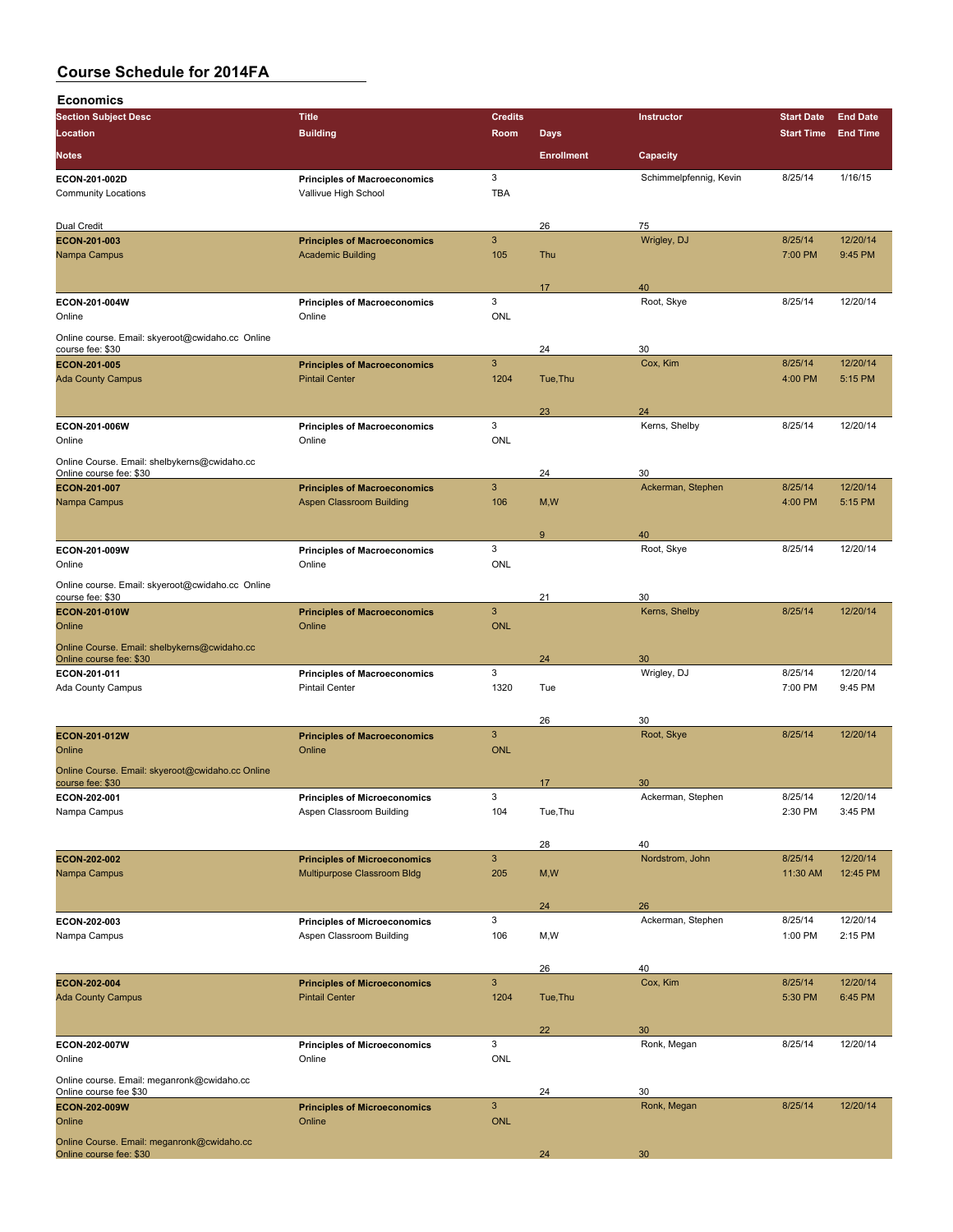# Course Schedule for 2014FA

## Economics

| Section Subject Desc | Title | Credits | | Instructor | Start Date | End Date |
|---|---|---|---|---|---|---|
| Location | Building | Room | Days | | Start Time | End Time |
| Notes | | | Enrollment | Capacity | | |
| ECON-201-002D | Principles of Macroeconomics | 3 | | Schimmelpfennig, Kevin | 8/25/14 | 1/16/15 |
| Community Locations | Vallivue High School | TBA | | | | |
| Dual Credit | | | 26 | 75 | | |
| ECON-201-003 | Principles of Macroeconomics | 3 | | Wrigley, DJ | 8/25/14 | 12/20/14 |
| Nampa Campus | Academic Building | 105 | Thu | | 7:00 PM | 9:45 PM |
| | | | 17 | 40 | | |
| ECON-201-004W | Principles of Macroeconomics | 3 | | Root, Skye | 8/25/14 | 12/20/14 |
| Online | Online | ONL | | | | |
| Online course. Email: skyeroot@cwidaho.cc Online course fee: $30 | | | 24 | 30 | | |
| ECON-201-005 | Principles of Macroeconomics | 3 | | Cox, Kim | 8/25/14 | 12/20/14 |
| Ada County Campus | Pintail Center | 1204 | Tue,Thu | | 4:00 PM | 5:15 PM |
| | | | 23 | 24 | | |
| ECON-201-006W | Principles of Macroeconomics | 3 | | Kerns, Shelby | 8/25/14 | 12/20/14 |
| Online | Online | ONL | | | | |
| Online Course. Email: shelbykerns@cwidaho.cc Online course fee: $30 | | | 24 | 30 | | |
| ECON-201-007 | Principles of Macroeconomics | 3 | | Ackerman, Stephen | 8/25/14 | 12/20/14 |
| Nampa Campus | Aspen Classroom Building | 106 | M,W | | 4:00 PM | 5:15 PM |
| | | | 9 | 40 | | |
| ECON-201-009W | Principles of Macroeconomics | 3 | | Root, Skye | 8/25/14 | 12/20/14 |
| Online | Online | ONL | | | | |
| Online course. Email: skyeroot@cwidaho.cc Online course fee: $30 | | | 21 | 30 | | |
| ECON-201-010W | Principles of Macroeconomics | 3 | | Kerns, Shelby | 8/25/14 | 12/20/14 |
| Online | Online | ONL | | | | |
| Online Course. Email: shelbykerns@cwidaho.cc Online course fee: $30 | | | 24 | 30 | | |
| ECON-201-011 | Principles of Macroeconomics | 3 | | Wrigley, DJ | 8/25/14 | 12/20/14 |
| Ada County Campus | Pintail Center | 1320 | Tue | | 7:00 PM | 9:45 PM |
| | | | 26 | 30 | | |
| ECON-201-012W | Principles of Macroeconomics | 3 | | Root, Skye | 8/25/14 | 12/20/14 |
| Online | Online | ONL | | | | |
| Online Course. Email: skyeroot@cwidaho.cc Online course fee: $30 | | | 17 | 30 | | |
| ECON-202-001 | Principles of Microeconomics | 3 | | Ackerman, Stephen | 8/25/14 | 12/20/14 |
| Nampa Campus | Aspen Classroom Building | 104 | Tue,Thu | | 2:30 PM | 3:45 PM |
| | | | 28 | 40 | | |
| ECON-202-002 | Principles of Microeconomics | 3 | | Nordstrom, John | 8/25/14 | 12/20/14 |
| Nampa Campus | Multipurpose Classroom Bldg | 205 | M,W | | 11:30 AM | 12:45 PM |
| | | | 24 | 26 | | |
| ECON-202-003 | Principles of Microeconomics | 3 | | Ackerman, Stephen | 8/25/14 | 12/20/14 |
| Nampa Campus | Aspen Classroom Building | 106 | M,W | | 1:00 PM | 2:15 PM |
| | | | 26 | 40 | | |
| ECON-202-004 | Principles of Microeconomics | 3 | | Cox, Kim | 8/25/14 | 12/20/14 |
| Ada County Campus | Pintail Center | 1204 | Tue,Thu | | 5:30 PM | 6:45 PM |
| | | | 22 | 30 | | |
| ECON-202-007W | Principles of Microeconomics | 3 | | Ronk, Megan | 8/25/14 | 12/20/14 |
| Online | Online | ONL | | | | |
| Online course. Email: meganronk@cwidaho.cc Online course fee $30 | | | 24 | 30 | | |
| ECON-202-009W | Principles of Microeconomics | 3 | | Ronk, Megan | 8/25/14 | 12/20/14 |
| Online | Online | ONL | | | | |
| Online Course. Email: meganronk@cwidaho.cc Online course fee: $30 | | | 24 | 30 | | |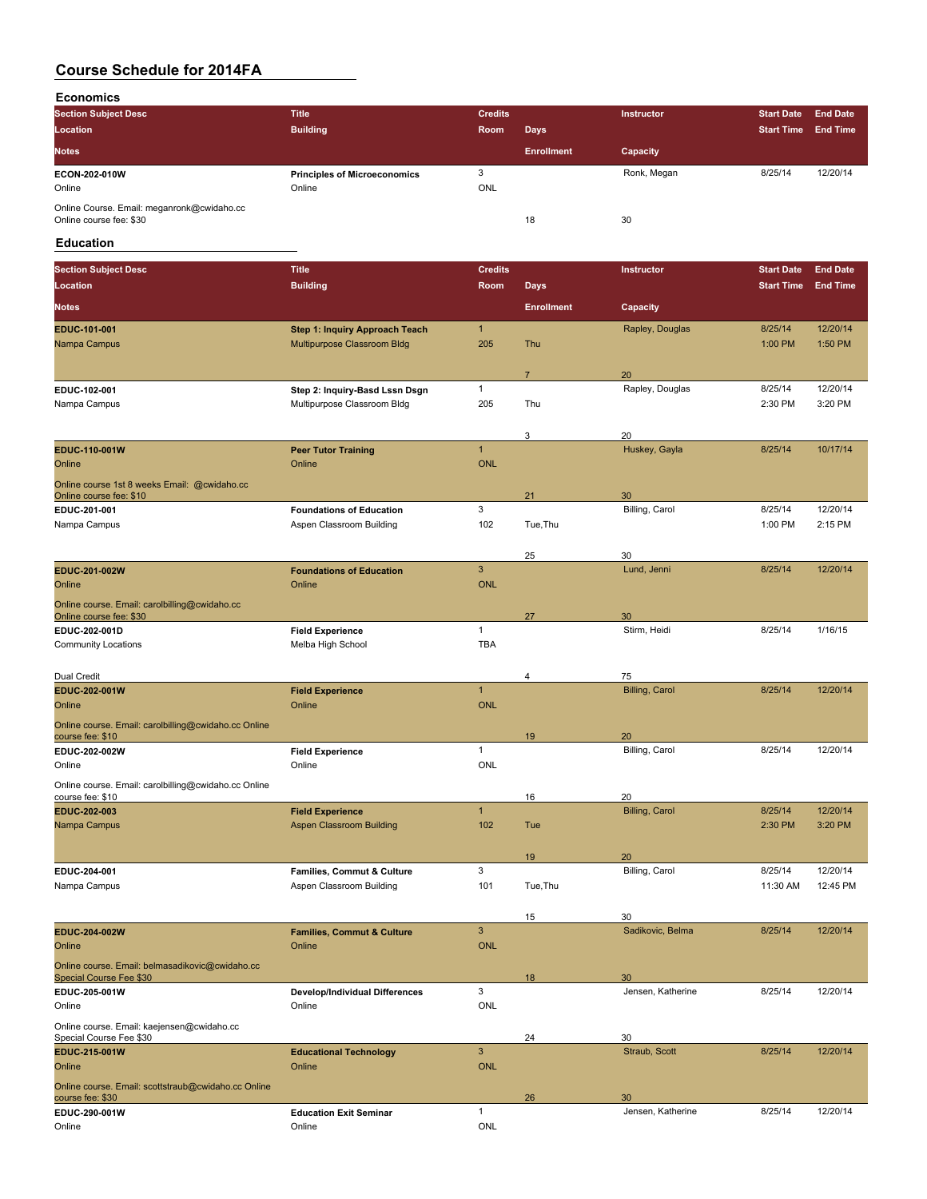# Course Schedule for 2014FA

## Economics

| Section Subject Desc | Title | Credits | | Instructor | Start Date | End Date |
|---|---|---|---|---|---|---|
| Location | Building | Room | Days | | Start Time | End Time |
| Notes | | | Enrollment | Capacity | | |
| **ECON-202-010W** | **Principles of Microeconomics** | 3 | | Ronk, Megan | 8/25/14 | 12/20/14 |
| Online | Online | ONL | | | | |
| Online Course. Email: meganronk@cwidaho.cc Online course fee: $30 | | | 18 | 30 | | |

## Education

| Section Subject Desc | Title | Credits | | Instructor | Start Date | End Date |
|---|---|---|---|---|---|---|
| Location | Building | Room | Days | | Start Time | End Time |
| Notes | | | Enrollment | Capacity | | |
| **EDUC-101-001** | **Step 1: Inquiry Approach Teach** | 1 | | Rapley, Douglas | 8/25/14 | 12/20/14 |
| Nampa Campus | Multipurpose Classroom Bldg | 205 | Thu | | 1:00 PM | 1:50 PM |
| | | | 7 | 20 | | |
| **EDUC-102-001** | **Step 2: Inquiry-Basd Lssn Dsgn** | 1 | | Rapley, Douglas | 8/25/14 | 12/20/14 |
| Nampa Campus | Multipurpose Classroom Bldg | 205 | Thu | | 2:30 PM | 3:20 PM |
| | | | 3 | 20 | | |
| **EDUC-110-001W** | **Peer Tutor Training** | 1 | | Huskey, Gayla | 8/25/14 | 10/17/14 |
| Online | Online | ONL | | | | |
| Online course 1st 8 weeks Email: @cwidaho.cc Online course fee: $10 | | | 21 | 30 | | |
| **EDUC-201-001** | **Foundations of Education** | 3 | | Billing, Carol | 8/25/14 | 12/20/14 |
| Nampa Campus | Aspen Classroom Building | 102 | Tue,Thu | | 1:00 PM | 2:15 PM |
| | | | 25 | 30 | | |
| **EDUC-201-002W** | **Foundations of Education** | 3 | | Lund, Jenni | 8/25/14 | 12/20/14 |
| Online | Online | ONL | | | | |
| Online course. Email: carolbilling@cwidaho.cc Online course fee: $30 | | | 27 | 30 | | |
| **EDUC-202-001D** | **Field Experience** | 1 | | Stirm, Heidi | 8/25/14 | 1/16/15 |
| Community Locations | Melba High School | TBA | | | | |
| Dual Credit | | | 4 | 75 | | |
| **EDUC-202-001W** | **Field Experience** | 1 | | Billing, Carol | 8/25/14 | 12/20/14 |
| Online | Online | ONL | | | | |
| Online course. Email: carolbilling@cwidaho.cc Online course fee: $10 | | | 19 | 20 | | |
| **EDUC-202-002W** | **Field Experience** | 1 | | Billing, Carol | 8/25/14 | 12/20/14 |
| Online | Online | ONL | | | | |
| Online course. Email: carolbilling@cwidaho.cc Online course fee: $10 | | | 16 | 20 | | |
| **EDUC-202-003** | **Field Experience** | 1 | | Billing, Carol | 8/25/14 | 12/20/14 |
| Nampa Campus | Aspen Classroom Building | 102 | Tue | | 2:30 PM | 3:20 PM |
| | | | 19 | 20 | | |
| **EDUC-204-001** | **Families, Commut & Culture** | 3 | | Billing, Carol | 8/25/14 | 12/20/14 |
| Nampa Campus | Aspen Classroom Building | 101 | Tue,Thu | | 11:30 AM | 12:45 PM |
| | | | 15 | 30 | | |
| **EDUC-204-002W** | **Families, Commut & Culture** | 3 | | Sadikovic, Belma | 8/25/14 | 12/20/14 |
| Online | Online | ONL | | | | |
| Online course. Email: belmasadikovic@cwidaho.cc Special Course Fee $30 | | | 18 | 30 | | |
| **EDUC-205-001W** | **Develop/Individual Differences** | 3 | | Jensen, Katherine | 8/25/14 | 12/20/14 |
| Online | Online | ONL | | | | |
| Online course. Email: kaejensen@cwidaho.cc Special Course Fee $30 | | | 24 | 30 | | |
| **EDUC-215-001W** | **Educational Technology** | 3 | | Straub, Scott | 8/25/14 | 12/20/14 |
| Online | Online | ONL | | | | |
| Online course. Email: scottstraub@cwidaho.cc Online course fee: $30 | | | 26 | 30 | | |
| **EDUC-290-001W** | **Education Exit Seminar** | 1 | | Jensen, Katherine | 8/25/14 | 12/20/14 |
| Online | Online | ONL | | | | |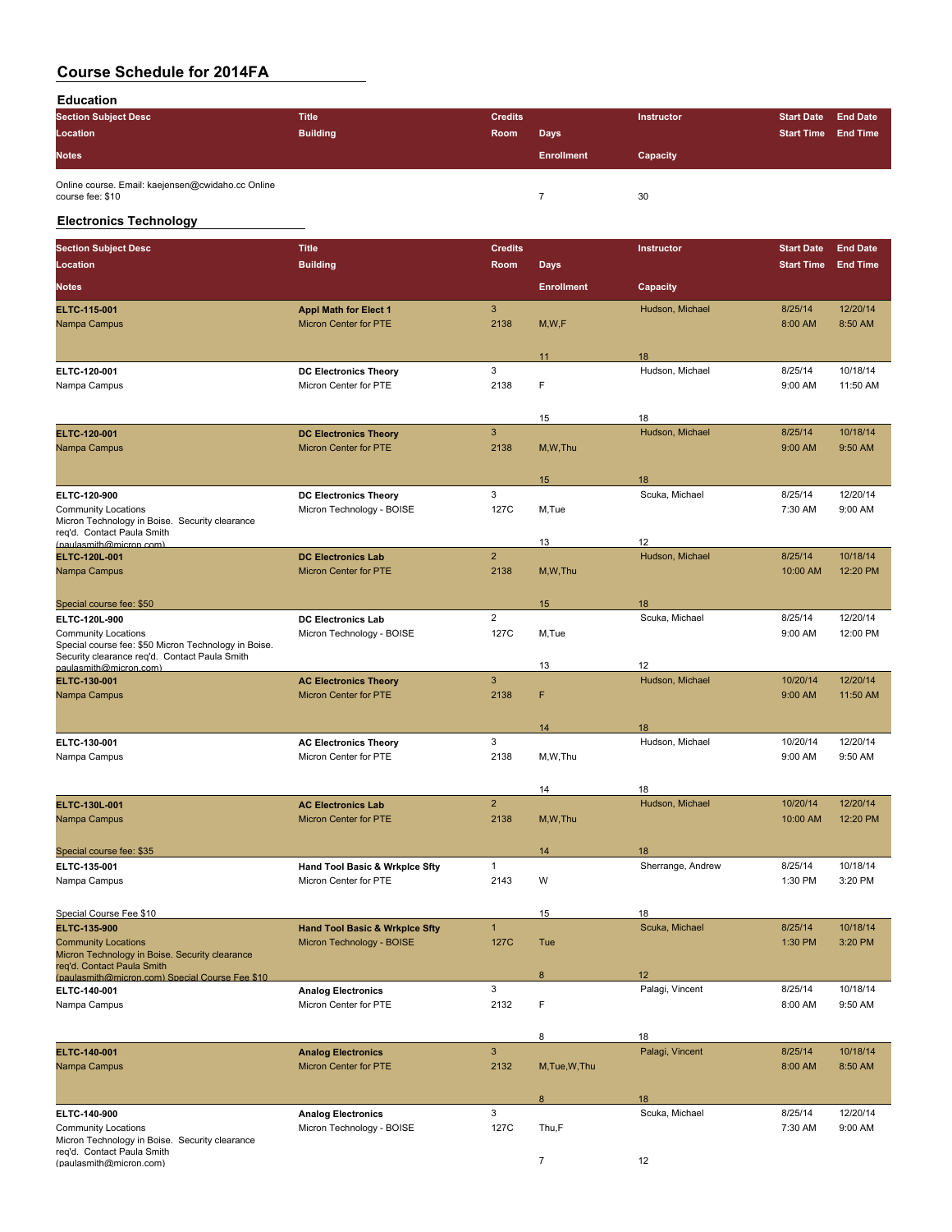# Course Schedule for 2014FA

## Education

| Section Subject Desc / Location / Notes | Title / Building | Credits / Room | Days / Enrollment | Instructor / Capacity | Start Date / Start Time | End Date / End Time |
|---|---|---|---|---|---|---|
| Online course. Email: kaejensen@cwidaho.cc Online course fee: $10 | | | 7 | 30 | | |

## Electronics Technology

| Section Subject Desc | Title | Credits | Days | Instructor | Start Date | End Date |
|---|---|---|---|---|---|---|
| **Location** | **Building** | **Room** | **Days** | | **Start Time** | **End Time** |
| **Notes** | | | **Enrollment** | **Capacity** | | |
| ELTC-115-001 | Appl Math for Elect 1 | 3 | | Hudson, Michael | 8/25/14 | 12/20/14 |
| Nampa Campus | Micron Center for PTE | 2138 | M,W,F | | 8:00 AM | 8:50 AM |
| | | | 11 | 18 | | |
| ELTC-120-001 | DC Electronics Theory | 3 | | Hudson, Michael | 8/25/14 | 10/18/14 |
| Nampa Campus | Micron Center for PTE | 2138 | F | | 9:00 AM | 11:50 AM |
| | | | 15 | 18 | | |
| ELTC-120-001 | DC Electronics Theory | 3 | | Hudson, Michael | 8/25/14 | 10/18/14 |
| Nampa Campus | Micron Center for PTE | 2138 | M,W,Thu | | 9:00 AM | 9:50 AM |
| | | | 15 | 18 | | |
| ELTC-120-900 | DC Electronics Theory | 3 | | Scuka, Michael | 8/25/14 | 12/20/14 |
| Community Locations | Micron Technology - BOISE | 127C | M,Tue | | 7:30 AM | 9:00 AM |
| Micron Technology in Boise. Security clearance req'd. Contact Paula Smith (paulasmith@micron.com) | | | 13 | 12 | | |
| ELTC-120L-001 | DC Electronics Lab | 2 | | Hudson, Michael | 8/25/14 | 10/18/14 |
| Nampa Campus | Micron Center for PTE | 2138 | M,W,Thu | | 10:00 AM | 12:20 PM |
| Special course fee: $50 | | | 15 | 18 | | |
| ELTC-120L-900 | DC Electronics Lab | 2 | | Scuka, Michael | 8/25/14 | 12/20/14 |
| Community Locations | Micron Technology - BOISE | 127C | M,Tue | | 9:00 AM | 12:00 PM |
| Special course fee: $50 Micron Technology in Boise. Security clearance req'd. Contact Paula Smith paulasmith@micron.com) | | | 13 | 12 | | |
| ELTC-130-001 | AC Electronics Theory | 3 | | Hudson, Michael | 10/20/14 | 12/20/14 |
| Nampa Campus | Micron Center for PTE | 2138 | F | | 9:00 AM | 11:50 AM |
| | | | 14 | 18 | | |
| ELTC-130-001 | AC Electronics Theory | 3 | | Hudson, Michael | 10/20/14 | 12/20/14 |
| Nampa Campus | Micron Center for PTE | 2138 | M,W,Thu | | 9:00 AM | 9:50 AM |
| | | | 14 | 18 | | |
| ELTC-130L-001 | AC Electronics Lab | 2 | | Hudson, Michael | 10/20/14 | 12/20/14 |
| Nampa Campus | Micron Center for PTE | 2138 | M,W,Thu | | 10:00 AM | 12:20 PM |
| Special course fee: $35 | | | 14 | 18 | | |
| ELTC-135-001 | Hand Tool Basic & Wrkplce Sfty | 1 | | Sherrange, Andrew | 8/25/14 | 10/18/14 |
| Nampa Campus | Micron Center for PTE | 2143 | W | | 1:30 PM | 3:20 PM |
| Special Course Fee $10 | | | 15 | 18 | | |
| ELTC-135-900 | Hand Tool Basic & Wrkplce Sfty | 1 | | Scuka, Michael | 8/25/14 | 10/18/14 |
| Community Locations | Micron Technology - BOISE | 127C | Tue | | 1:30 PM | 3:20 PM |
| Micron Technology in Boise. Security clearance req'd. Contact Paula Smith (paulasmith@micron.com) Special Course Fee $10 | | | 8 | 12 | | |
| ELTC-140-001 | Analog Electronics | 3 | | Palagi, Vincent | 8/25/14 | 10/18/14 |
| Nampa Campus | Micron Center for PTE | 2132 | F | | 8:00 AM | 9:50 AM |
| | | | 8 | 18 | | |
| ELTC-140-001 | Analog Electronics | 3 | | Palagi, Vincent | 8/25/14 | 10/18/14 |
| Nampa Campus | Micron Center for PTE | 2132 | M,Tue,W,Thu | | 8:00 AM | 8:50 AM |
| | | | 8 | 18 | | |
| ELTC-140-900 | Analog Electronics | 3 | | Scuka, Michael | 8/25/14 | 12/20/14 |
| Community Locations | Micron Technology - BOISE | 127C | Thu,F | | 7:30 AM | 9:00 AM |
| Micron Technology in Boise. Security clearance req'd. Contact Paula Smith (paulasmith@micron.com) | | | 7 | 12 | | |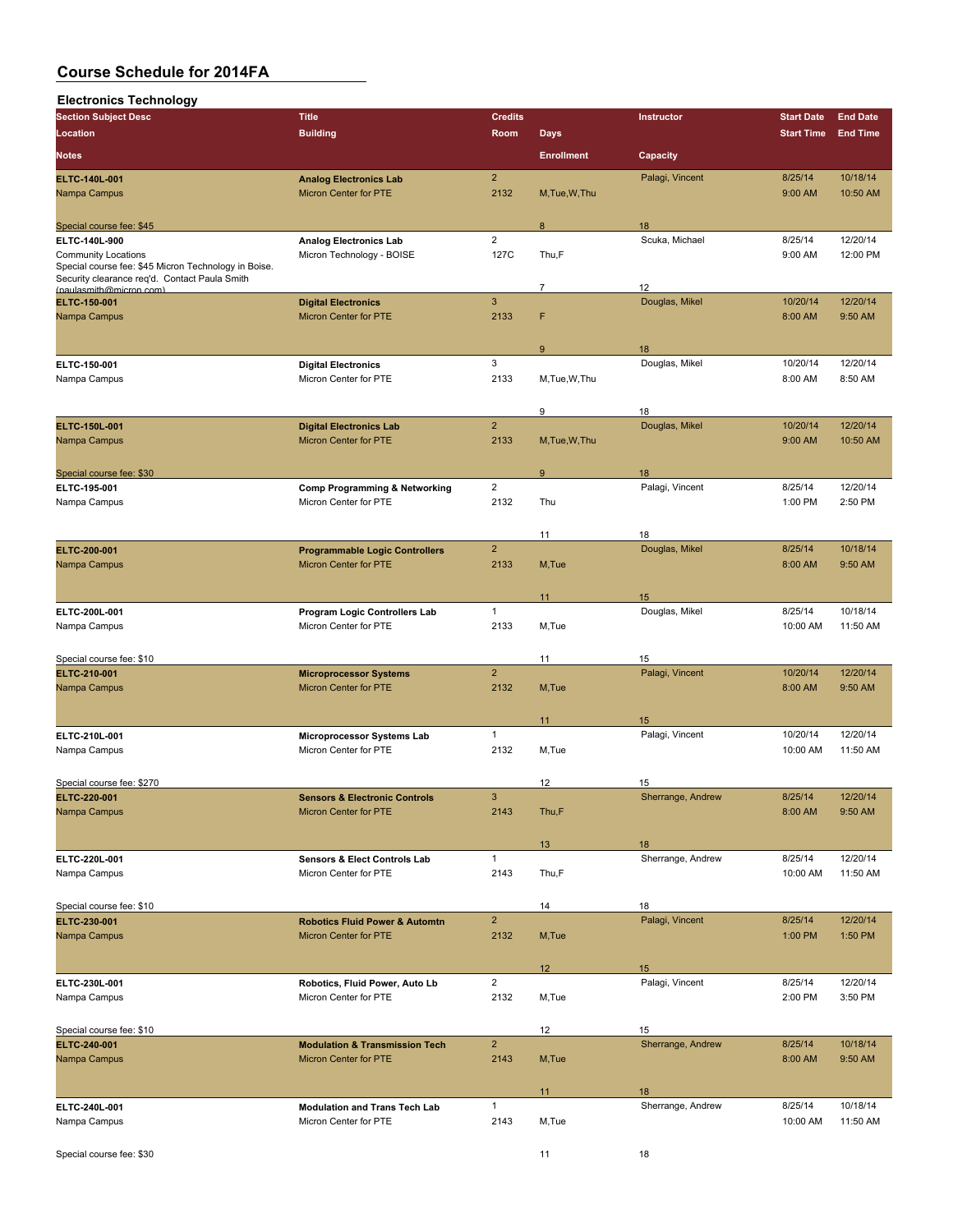# Course Schedule for 2014FA

## Electronics Technology

| Section Subject Desc / Location / Notes | Title / Building | Credits / Room | Days / Enrollment | Instructor / Capacity | Start Date / Start Time | End Date / End Time |
|---|---|---|---|---|---|---|
| ELTC-140L-001<br>Nampa Campus<br>Special course fee: $45 | Analog Electronics Lab<br>Micron Center for PTE | 2<br>2132 | M,Tue,W,Thu<br>8 | Palagi, Vincent<br>18 | 8/25/14<br>9:00 AM | 10/18/14<br>10:50 AM |
| ELTC-140L-900<br>Community Locations<br>Special course fee: $45 Micron Technology in Boise. Security clearance req'd. Contact Paula Smith (paulasmith@micron.com) | Analog Electronics Lab<br>Micron Technology - BOISE | 2<br>127C | Thu,F<br>7 | Scuka, Michael<br>12 | 8/25/14<br>9:00 AM | 12/20/14<br>12:00 PM |
| ELTC-150-001<br>Nampa Campus | Digital Electronics<br>Micron Center for PTE | 3<br>2133 | F<br>9 | Douglas, Mikel<br>18 | 10/20/14<br>8:00 AM | 12/20/14<br>9:50 AM |
| ELTC-150-001<br>Nampa Campus | Digital Electronics<br>Micron Center for PTE | 3<br>2133 | M,Tue,W,Thu<br>9 | Douglas, Mikel<br>18 | 10/20/14<br>8:00 AM | 12/20/14<br>8:50 AM |
| ELTC-150L-001<br>Nampa Campus<br>Special course fee: $30 | Digital Electronics Lab<br>Micron Center for PTE | 2<br>2133 | M,Tue,W,Thu<br>9 | Douglas, Mikel<br>18 | 10/20/14<br>9:00 AM | 12/20/14<br>10:50 AM |
| ELTC-195-001<br>Nampa Campus | Comp Programming & Networking<br>Micron Center for PTE | 2<br>2132 | Thu<br>11 | Palagi, Vincent<br>18 | 8/25/14<br>1:00 PM | 12/20/14<br>2:50 PM |
| ELTC-200-001<br>Nampa Campus | Programmable Logic Controllers<br>Micron Center for PTE | 2<br>2133 | M,Tue<br>11 | Douglas, Mikel<br>15 | 8/25/14<br>8:00 AM | 10/18/14<br>9:50 AM |
| ELTC-200L-001<br>Nampa Campus<br>Special course fee: $10 | Program Logic Controllers Lab<br>Micron Center for PTE | 1<br>2133 | M,Tue<br>11 | Douglas, Mikel<br>15 | 8/25/14<br>10:00 AM | 10/18/14<br>11:50 AM |
| ELTC-210-001<br>Nampa Campus | Microprocessor Systems<br>Micron Center for PTE | 2<br>2132 | M,Tue<br>11 | Palagi, Vincent<br>15 | 10/20/14<br>8:00 AM | 12/20/14<br>9:50 AM |
| ELTC-210L-001<br>Nampa Campus<br>Special course fee: $270 | Microprocessor Systems Lab<br>Micron Center for PTE | 1<br>2132 | M,Tue<br>12 | Palagi, Vincent<br>15 | 10/20/14<br>10:00 AM | 12/20/14<br>11:50 AM |
| ELTC-220-001<br>Nampa Campus | Sensors & Electronic Controls<br>Micron Center for PTE | 3<br>2143 | Thu,F<br>13 | Sherrange, Andrew<br>18 | 8/25/14<br>8:00 AM | 12/20/14<br>9:50 AM |
| ELTC-220L-001<br>Nampa Campus<br>Special course fee: $10 | Sensors & Elect Controls Lab<br>Micron Center for PTE | 1<br>2143 | Thu,F<br>14 | Sherrange, Andrew<br>18 | 8/25/14<br>10:00 AM | 12/20/14<br>11:50 AM |
| ELTC-230-001<br>Nampa Campus | Robotics Fluid Power & Automtn<br>Micron Center for PTE | 2<br>2132 | M,Tue<br>12 | Palagi, Vincent<br>15 | 8/25/14<br>1:00 PM | 12/20/14<br>1:50 PM |
| ELTC-230L-001<br>Nampa Campus<br>Special course fee: $10 | Robotics, Fluid Power, Auto Lb<br>Micron Center for PTE | 2<br>2132 | M,Tue<br>12 | Palagi, Vincent<br>15 | 8/25/14<br>2:00 PM | 12/20/14<br>3:50 PM |
| ELTC-240-001<br>Nampa Campus | Modulation & Transmission Tech<br>Micron Center for PTE | 2<br>2143 | M,Tue<br>11 | Sherrange, Andrew<br>18 | 8/25/14<br>8:00 AM | 10/18/14<br>9:50 AM |
| ELTC-240L-001<br>Nampa Campus<br>Special course fee: $30 | Modulation and Trans Tech Lab<br>Micron Center for PTE | 1<br>2143 | M,Tue<br>11 | Sherrange, Andrew<br>18 | 8/25/14<br>10:00 AM | 10/18/14<br>11:50 AM |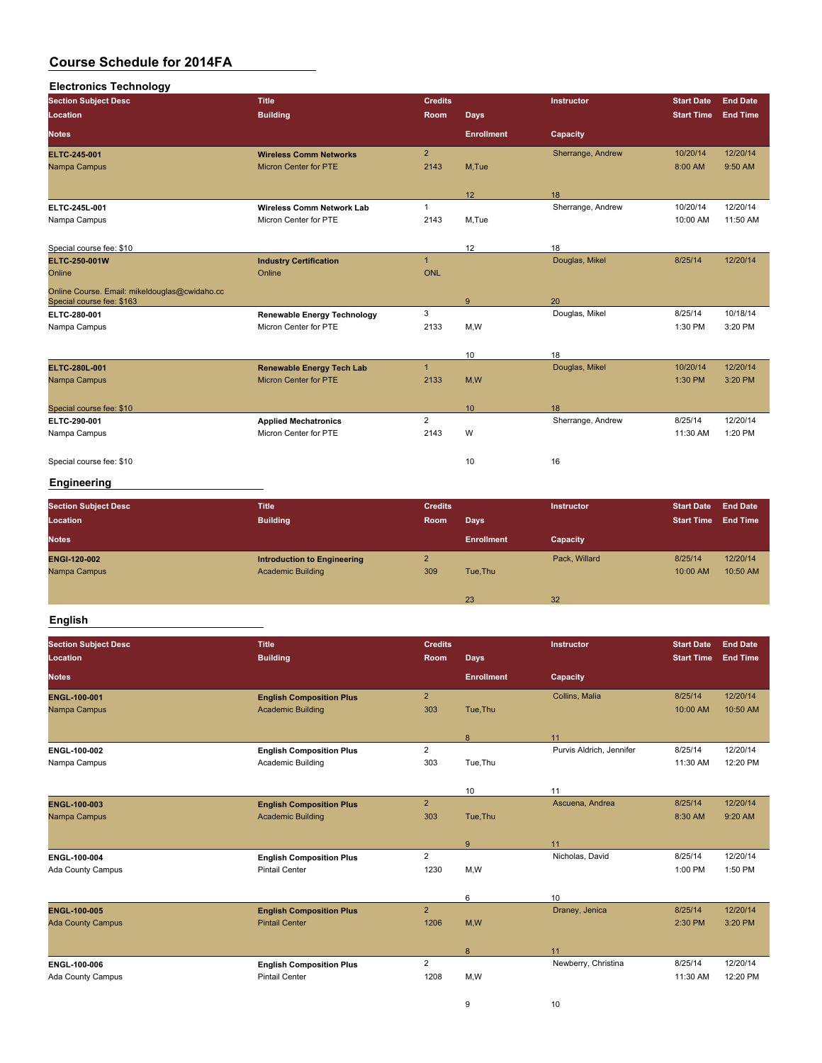# Course Schedule for 2014FA

## Electronics Technology

| Section Subject Desc | Title | Credits | Days | Instructor | Start Date | End Date |
|---|---|---|---|---|---|---|
| Location | Building | Room | | | Start Time | End Time |
| Notes | | | Enrollment | Capacity | | |
| **ELTC-245-001** | **Wireless Comm Networks** | 2 | | Sherrange, Andrew | 10/20/14 | 12/20/14 |
| Nampa Campus | Micron Center for PTE | 2143 | M,Tue | | 8:00 AM | 9:50 AM |
| | | | 12 | 18 | | |
| **ELTC-245L-001** | **Wireless Comm Network Lab** | 1 | | Sherrange, Andrew | 10/20/14 | 12/20/14 |
| Nampa Campus | Micron Center for PTE | 2143 | M,Tue | | 10:00 AM | 11:50 AM |
| Special course fee: $10 | | | 12 | 18 | | |
| **ELTC-250-001W** | **Industry Certification** | 1 | | Douglas, Mikel | 8/25/14 | 12/20/14 |
| Online | Online | ONL | | | | |
| Online Course. Email: mikeldouglas@cwidaho.cc Special course fee: $163 | | | 9 | 20 | | |
| **ELTC-280-001** | **Renewable Energy Technology** | 3 | | Douglas, Mikel | 8/25/14 | 10/18/14 |
| Nampa Campus | Micron Center for PTE | 2133 | M,W | | 1:30 PM | 3:20 PM |
| | | | 10 | 18 | | |
| **ELTC-280L-001** | **Renewable Energy Tech Lab** | 1 | | Douglas, Mikel | 10/20/14 | 12/20/14 |
| Nampa Campus | Micron Center for PTE | 2133 | M,W | | 1:30 PM | 3:20 PM |
| Special course fee: $10 | | | 10 | 18 | | |
| **ELTC-290-001** | **Applied Mechatronics** | 2 | | Sherrange, Andrew | 8/25/14 | 12/20/14 |
| Nampa Campus | Micron Center for PTE | 2143 | W | | 11:30 AM | 1:20 PM |
| Special course fee: $10 | | | 10 | 16 | | |

## Engineering

| Section Subject Desc | Title | Credits | Days | Instructor | Start Date | End Date |
|---|---|---|---|---|---|---|
| Location | Building | Room | | | Start Time | End Time |
| Notes | | | Enrollment | Capacity | | |
| **ENGI-120-002** | **Introduction to Engineering** | 2 | | Pack, Willard | 8/25/14 | 12/20/14 |
| Nampa Campus | Academic Building | 309 | Tue,Thu | | 10:00 AM | 10:50 AM |
| | | | 23 | 32 | | |

## English

| Section Subject Desc | Title | Credits | Days | Instructor | Start Date | End Date |
|---|---|---|---|---|---|---|
| Location | Building | Room | | | Start Time | End Time |
| Notes | | | Enrollment | Capacity | | |
| **ENGL-100-001** | **English Composition Plus** | 2 | | Collins, Malia | 8/25/14 | 12/20/14 |
| Nampa Campus | Academic Building | 303 | Tue,Thu | | 10:00 AM | 10:50 AM |
| | | | 8 | 11 | | |
| **ENGL-100-002** | **English Composition Plus** | 2 | | Purvis Aldrich, Jennifer | 8/25/14 | 12/20/14 |
| Nampa Campus | Academic Building | 303 | Tue,Thu | | 11:30 AM | 12:20 PM |
| | | | 10 | 11 | | |
| **ENGL-100-003** | **English Composition Plus** | 2 | | Ascuena, Andrea | 8/25/14 | 12/20/14 |
| Nampa Campus | Academic Building | 303 | Tue,Thu | | 8:30 AM | 9:20 AM |
| | | | 9 | 11 | | |
| **ENGL-100-004** | **English Composition Plus** | 2 | | Nicholas, David | 8/25/14 | 12/20/14 |
| Ada County Campus | Pintail Center | 1230 | M,W | | 1:00 PM | 1:50 PM |
| | | | 6 | 10 | | |
| **ENGL-100-005** | **English Composition Plus** | 2 | | Draney, Jenica | 8/25/14 | 12/20/14 |
| Ada County Campus | Pintail Center | 1206 | M,W | | 2:30 PM | 3:20 PM |
| | | | 8 | 11 | | |
| **ENGL-100-006** | **English Composition Plus** | 2 | | Newberry, Christina | 8/25/14 | 12/20/14 |
| Ada County Campus | Pintail Center | 1208 | M,W | | 11:30 AM | 12:20 PM |
| | | | 9 | 10 | | |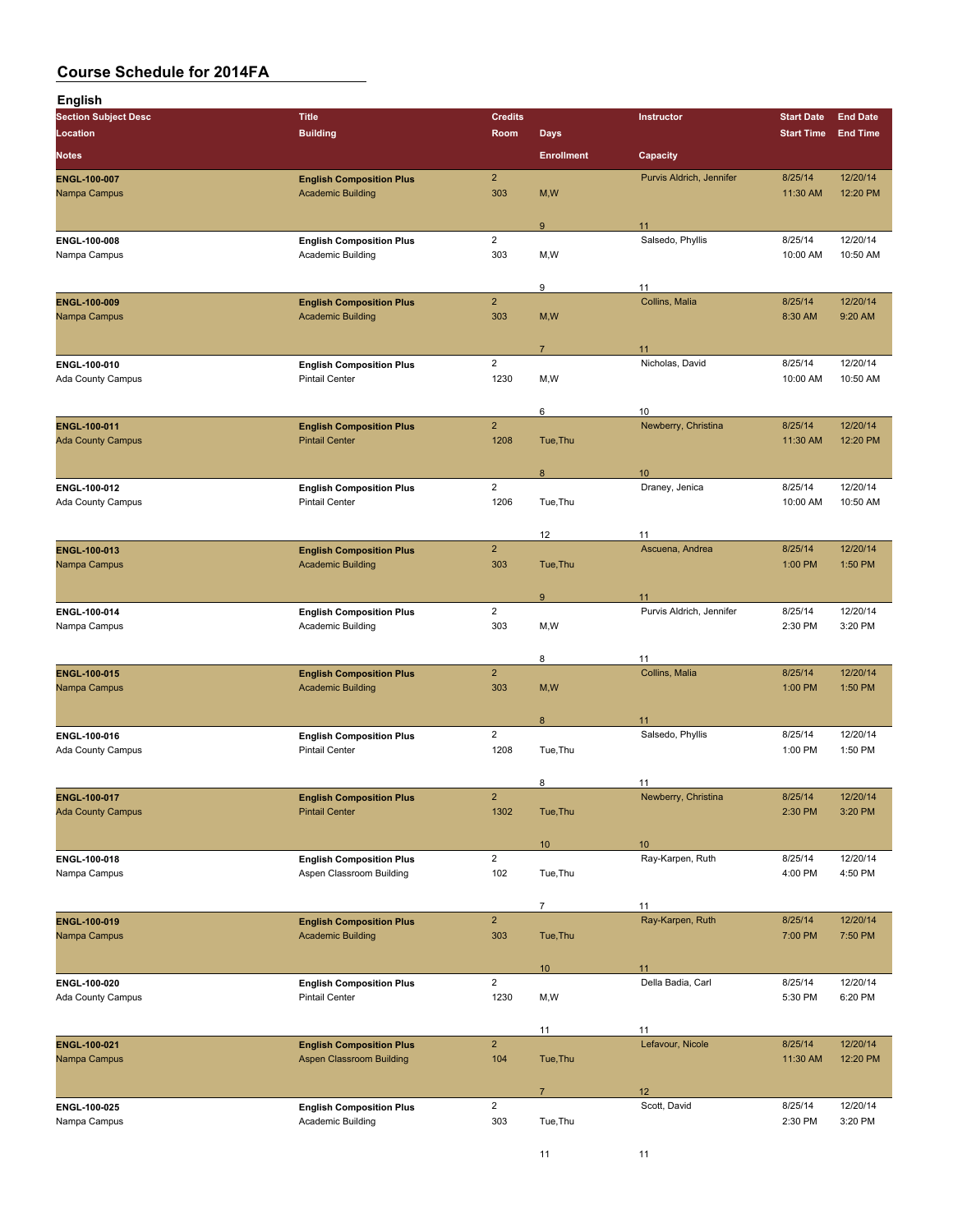# Course Schedule for 2014FA

## English

| Section Subject Desc / Location / Notes | Title / Building | Credits / Room | Days / Enrollment | Instructor / Capacity | Start Date / Start Time | End Date / End Time |
|---|---|---|---|---|---|---|
| ENGL-100-007 | English Composition Plus | 2 | | Purvis Aldrich, Jennifer | 8/25/14 | 12/20/14 |
| Nampa Campus | Academic Building | 303 | M,W | | 11:30 AM | 12:20 PM |
| | | | 9 | 11 | | |
| ENGL-100-008 | English Composition Plus | 2 | | Salsedo, Phyllis | 8/25/14 | 12/20/14 |
| Nampa Campus | Academic Building | 303 | M,W | | 10:00 AM | 10:50 AM |
| | | | 9 | 11 | | |
| ENGL-100-009 | English Composition Plus | 2 | | Collins, Malia | 8/25/14 | 12/20/14 |
| Nampa Campus | Academic Building | 303 | M,W | | 8:30 AM | 9:20 AM |
| | | | 7 | 11 | | |
| ENGL-100-010 | English Composition Plus | 2 | | Nicholas, David | 8/25/14 | 12/20/14 |
| Ada County Campus | Pintail Center | 1230 | M,W | | 10:00 AM | 10:50 AM |
| | | | 6 | 10 | | |
| ENGL-100-011 | English Composition Plus | 2 | | Newberry, Christina | 8/25/14 | 12/20/14 |
| Ada County Campus | Pintail Center | 1208 | Tue,Thu | | 11:30 AM | 12:20 PM |
| | | | 8 | 10 | | |
| ENGL-100-012 | English Composition Plus | 2 | | Draney, Jenica | 8/25/14 | 12/20/14 |
| Ada County Campus | Pintail Center | 1206 | Tue,Thu | | 10:00 AM | 10:50 AM |
| | | | 12 | 11 | | |
| ENGL-100-013 | English Composition Plus | 2 | | Ascuena, Andrea | 8/25/14 | 12/20/14 |
| Nampa Campus | Academic Building | 303 | Tue,Thu | | 1:00 PM | 1:50 PM |
| | | | 9 | 11 | | |
| ENGL-100-014 | English Composition Plus | 2 | | Purvis Aldrich, Jennifer | 8/25/14 | 12/20/14 |
| Nampa Campus | Academic Building | 303 | M,W | | 2:30 PM | 3:20 PM |
| | | | 8 | 11 | | |
| ENGL-100-015 | English Composition Plus | 2 | | Collins, Malia | 8/25/14 | 12/20/14 |
| Nampa Campus | Academic Building | 303 | M,W | | 1:00 PM | 1:50 PM |
| | | | 8 | 11 | | |
| ENGL-100-016 | English Composition Plus | 2 | | Salsedo, Phyllis | 8/25/14 | 12/20/14 |
| Ada County Campus | Pintail Center | 1208 | Tue,Thu | | 1:00 PM | 1:50 PM |
| | | | 8 | 11 | | |
| ENGL-100-017 | English Composition Plus | 2 | | Newberry, Christina | 8/25/14 | 12/20/14 |
| Ada County Campus | Pintail Center | 1302 | Tue,Thu | | 2:30 PM | 3:20 PM |
| | | | 10 | 10 | | |
| ENGL-100-018 | English Composition Plus | 2 | | Ray-Karpen, Ruth | 8/25/14 | 12/20/14 |
| Nampa Campus | Aspen Classroom Building | 102 | Tue,Thu | | 4:00 PM | 4:50 PM |
| | | | 7 | 11 | | |
| ENGL-100-019 | English Composition Plus | 2 | | Ray-Karpen, Ruth | 8/25/14 | 12/20/14 |
| Nampa Campus | Academic Building | 303 | Tue,Thu | | 7:00 PM | 7:50 PM |
| | | | 10 | 11 | | |
| ENGL-100-020 | English Composition Plus | 2 | | Della Badia, Carl | 8/25/14 | 12/20/14 |
| Ada County Campus | Pintail Center | 1230 | M,W | | 5:30 PM | 6:20 PM |
| | | | 11 | 11 | | |
| ENGL-100-021 | English Composition Plus | 2 | | Lefavour, Nicole | 8/25/14 | 12/20/14 |
| Nampa Campus | Aspen Classroom Building | 104 | Tue,Thu | | 11:30 AM | 12:20 PM |
| | | | 7 | 12 | | |
| ENGL-100-025 | English Composition Plus | 2 | | Scott, David | 8/25/14 | 12/20/14 |
| Nampa Campus | Academic Building | 303 | Tue,Thu | | 2:30 PM | 3:20 PM |
| | | | 11 | 11 | | |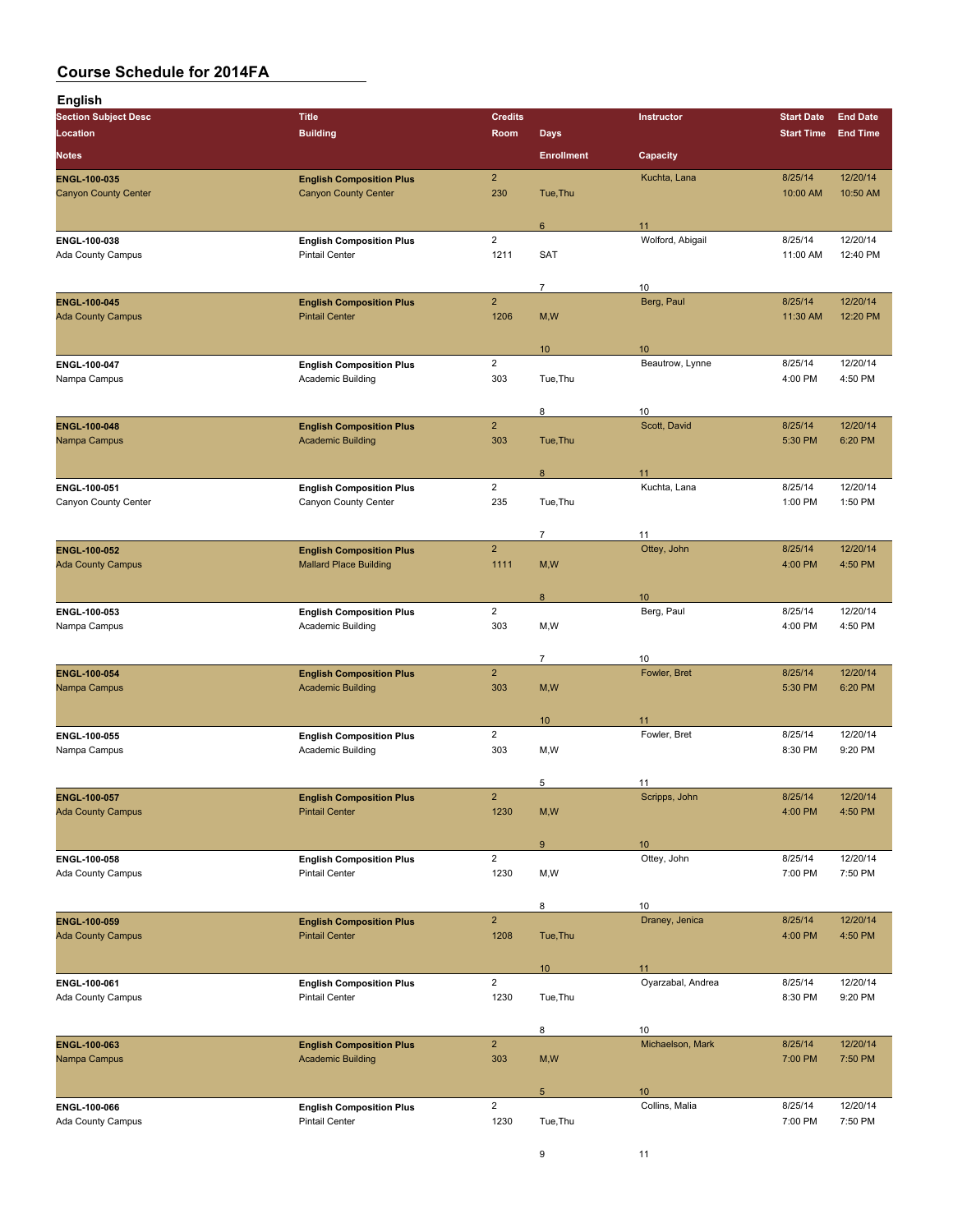# Course Schedule for 2014FA

## English

| Section Subject Desc / Location / Notes | Title / Building | Credits / Room | Days / Enrollment | Instructor / Capacity | Start Date / Start Time | End Date / End Time |
|---|---|---|---|---|---|---|
| **ENGL-100-035** | **English Composition Plus** | 2 | | Kuchta, Lana | 8/25/14 | 12/20/14 |
| Canyon County Center | Canyon County Center | 230 | Tue,Thu | | 10:00 AM | 10:50 AM |
| | | | 6 | 11 | | |
| **ENGL-100-038** | **English Composition Plus** | 2 | | Wolford, Abigail | 8/25/14 | 12/20/14 |
| Ada County Campus | Pintail Center | 1211 | SAT | | 11:00 AM | 12:40 PM |
| | | | 7 | 10 | | |
| **ENGL-100-045** | **English Composition Plus** | 2 | | Berg, Paul | 8/25/14 | 12/20/14 |
| Ada County Campus | Pintail Center | 1206 | M,W | | 11:30 AM | 12:20 PM |
| | | | 10 | 10 | | |
| **ENGL-100-047** | **English Composition Plus** | 2 | | Beautrow, Lynne | 8/25/14 | 12/20/14 |
| Nampa Campus | Academic Building | 303 | Tue,Thu | | 4:00 PM | 4:50 PM |
| | | | 8 | 10 | | |
| **ENGL-100-048** | **English Composition Plus** | 2 | | Scott, David | 8/25/14 | 12/20/14 |
| Nampa Campus | Academic Building | 303 | Tue,Thu | | 5:30 PM | 6:20 PM |
| | | | 8 | 11 | | |
| **ENGL-100-051** | **English Composition Plus** | 2 | | Kuchta, Lana | 8/25/14 | 12/20/14 |
| Canyon County Center | Canyon County Center | 235 | Tue,Thu | | 1:00 PM | 1:50 PM |
| | | | 7 | 11 | | |
| **ENGL-100-052** | **English Composition Plus** | 2 | | Ottey, John | 8/25/14 | 12/20/14 |
| Ada County Campus | Mallard Place Building | 1111 | M,W | | 4:00 PM | 4:50 PM |
| | | | 8 | 10 | | |
| **ENGL-100-053** | **English Composition Plus** | 2 | | Berg, Paul | 8/25/14 | 12/20/14 |
| Nampa Campus | Academic Building | 303 | M,W | | 4:00 PM | 4:50 PM |
| | | | 7 | 10 | | |
| **ENGL-100-054** | **English Composition Plus** | 2 | | Fowler, Bret | 8/25/14 | 12/20/14 |
| Nampa Campus | Academic Building | 303 | M,W | | 5:30 PM | 6:20 PM |
| | | | 10 | 11 | | |
| **ENGL-100-055** | **English Composition Plus** | 2 | | Fowler, Bret | 8/25/14 | 12/20/14 |
| Nampa Campus | Academic Building | 303 | M,W | | 8:30 PM | 9:20 PM |
| | | | 5 | 11 | | |
| **ENGL-100-057** | **English Composition Plus** | 2 | | Scripps, John | 8/25/14 | 12/20/14 |
| Ada County Campus | Pintail Center | 1230 | M,W | | 4:00 PM | 4:50 PM |
| | | | 9 | 10 | | |
| **ENGL-100-058** | **English Composition Plus** | 2 | | Ottey, John | 8/25/14 | 12/20/14 |
| Ada County Campus | Pintail Center | 1230 | M,W | | 7:00 PM | 7:50 PM |
| | | | 8 | 10 | | |
| **ENGL-100-059** | **English Composition Plus** | 2 | | Draney, Jenica | 8/25/14 | 12/20/14 |
| Ada County Campus | Pintail Center | 1208 | Tue,Thu | | 4:00 PM | 4:50 PM |
| | | | 10 | 11 | | |
| **ENGL-100-061** | **English Composition Plus** | 2 | | Oyarzabal, Andrea | 8/25/14 | 12/20/14 |
| Ada County Campus | Pintail Center | 1230 | Tue,Thu | | 8:30 PM | 9:20 PM |
| | | | 8 | 10 | | |
| **ENGL-100-063** | **English Composition Plus** | 2 | | Michaelson, Mark | 8/25/14 | 12/20/14 |
| Nampa Campus | Academic Building | 303 | M,W | | 7:00 PM | 7:50 PM |
| | | | 5 | 10 | | |
| **ENGL-100-066** | **English Composition Plus** | 2 | | Collins, Malia | 8/25/14 | 12/20/14 |
| Ada County Campus | Pintail Center | 1230 | Tue,Thu | | 7:00 PM | 7:50 PM |
| | | | 9 | 11 | | |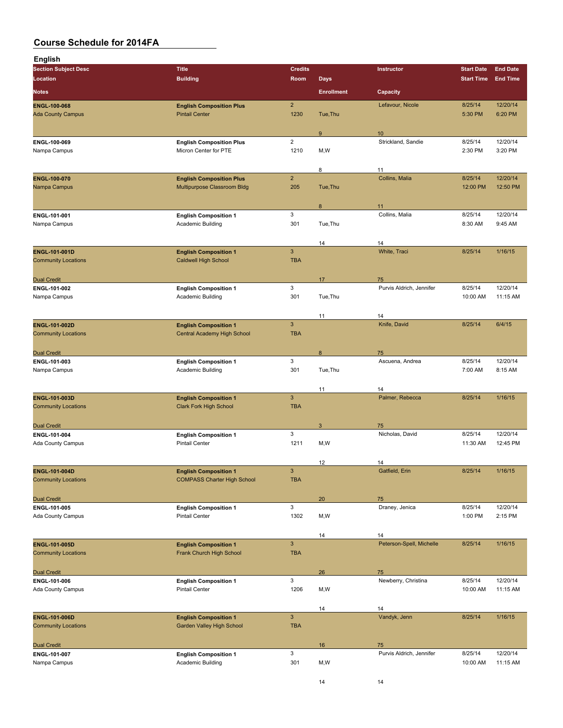# Course Schedule for 2014FA

## English

| Section Subject Desc / Location / Notes | Title / Building | Credits / Room | Days / Enrollment | Instructor / Capacity | Start Date / Start Time | End Date / End Time |
|---|---|---|---|---|---|---|
| **ENGL-100-068** | **English Composition Plus** | 2 | | Lefavour, Nicole | 8/25/14 | 12/20/14 |
| Ada County Campus | Pintail Center | 1230 | Tue,Thu | | 5:30 PM | 6:20 PM |
| | | | 9 | 10 | | |
| **ENGL-100-069** | **English Composition Plus** | 2 | | Strickland, Sandie | 8/25/14 | 12/20/14 |
| Nampa Campus | Micron Center for PTE | 1210 | M,W | | 2:30 PM | 3:20 PM |
| | | | 8 | 11 | | |
| **ENGL-100-070** | **English Composition Plus** | 2 | | Collins, Malia | 8/25/14 | 12/20/14 |
| Nampa Campus | Multipurpose Classroom Bldg | 205 | Tue,Thu | | 12:00 PM | 12:50 PM |
| | | | 8 | 11 | | |
| **ENGL-101-001** | **English Composition 1** | 3 | | Collins, Malia | 8/25/14 | 12/20/14 |
| Nampa Campus | Academic Building | 301 | Tue,Thu | | 8:30 AM | 9:45 AM |
| | | | 14 | 14 | | |
| **ENGL-101-001D** | **English Composition 1** | 3 | | White, Traci | 8/25/14 | 1/16/15 |
| Community Locations | Caldwell High School | TBA | | | | |
| Dual Credit | | | 17 | 75 | | |
| **ENGL-101-002** | **English Composition 1** | 3 | | Purvis Aldrich, Jennifer | 8/25/14 | 12/20/14 |
| Nampa Campus | Academic Building | 301 | Tue,Thu | | 10:00 AM | 11:15 AM |
| | | | 11 | 14 | | |
| **ENGL-101-002D** | **English Composition 1** | 3 | | Knife, David | 8/25/14 | 6/4/15 |
| Community Locations | Central Academy High School | TBA | | | | |
| Dual Credit | | | 8 | 75 | | |
| **ENGL-101-003** | **English Composition 1** | 3 | | Ascuena, Andrea | 8/25/14 | 12/20/14 |
| Nampa Campus | Academic Building | 301 | Tue,Thu | | 7:00 AM | 8:15 AM |
| | | | 11 | 14 | | |
| **ENGL-101-003D** | **English Composition 1** | 3 | | Palmer, Rebecca | 8/25/14 | 1/16/15 |
| Community Locations | Clark Fork High School | TBA | | | | |
| Dual Credit | | | 3 | 75 | | |
| **ENGL-101-004** | **English Composition 1** | 3 | | Nicholas, David | 8/25/14 | 12/20/14 |
| Ada County Campus | Pintail Center | 1211 | M,W | | 11:30 AM | 12:45 PM |
| | | | 12 | 14 | | |
| **ENGL-101-004D** | **English Composition 1** | 3 | | Gatfield, Erin | 8/25/14 | 1/16/15 |
| Community Locations | COMPASS Charter High School | TBA | | | | |
| Dual Credit | | | 20 | 75 | | |
| **ENGL-101-005** | **English Composition 1** | 3 | | Draney, Jenica | 8/25/14 | 12/20/14 |
| Ada County Campus | Pintail Center | 1302 | M,W | | 1:00 PM | 2:15 PM |
| | | | 14 | 14 | | |
| **ENGL-101-005D** | **English Composition 1** | 3 | | Peterson-Spell, Michelle | 8/25/14 | 1/16/15 |
| Community Locations | Frank Church High School | TBA | | | | |
| Dual Credit | | | 26 | 75 | | |
| **ENGL-101-006** | **English Composition 1** | 3 | | Newberry, Christina | 8/25/14 | 12/20/14 |
| Ada County Campus | Pintail Center | 1206 | M,W | | 10:00 AM | 11:15 AM |
| | | | 14 | 14 | | |
| **ENGL-101-006D** | **English Composition 1** | 3 | | Vandyk, Jenn | 8/25/14 | 1/16/15 |
| Community Locations | Garden Valley High School | TBA | | | | |
| Dual Credit | | | 16 | 75 | | |
| **ENGL-101-007** | **English Composition 1** | 3 | | Purvis Aldrich, Jennifer | 8/25/14 | 12/20/14 |
| Nampa Campus | Academic Building | 301 | M,W | | 10:00 AM | 11:15 AM |
| | | | 14 | 14 | | |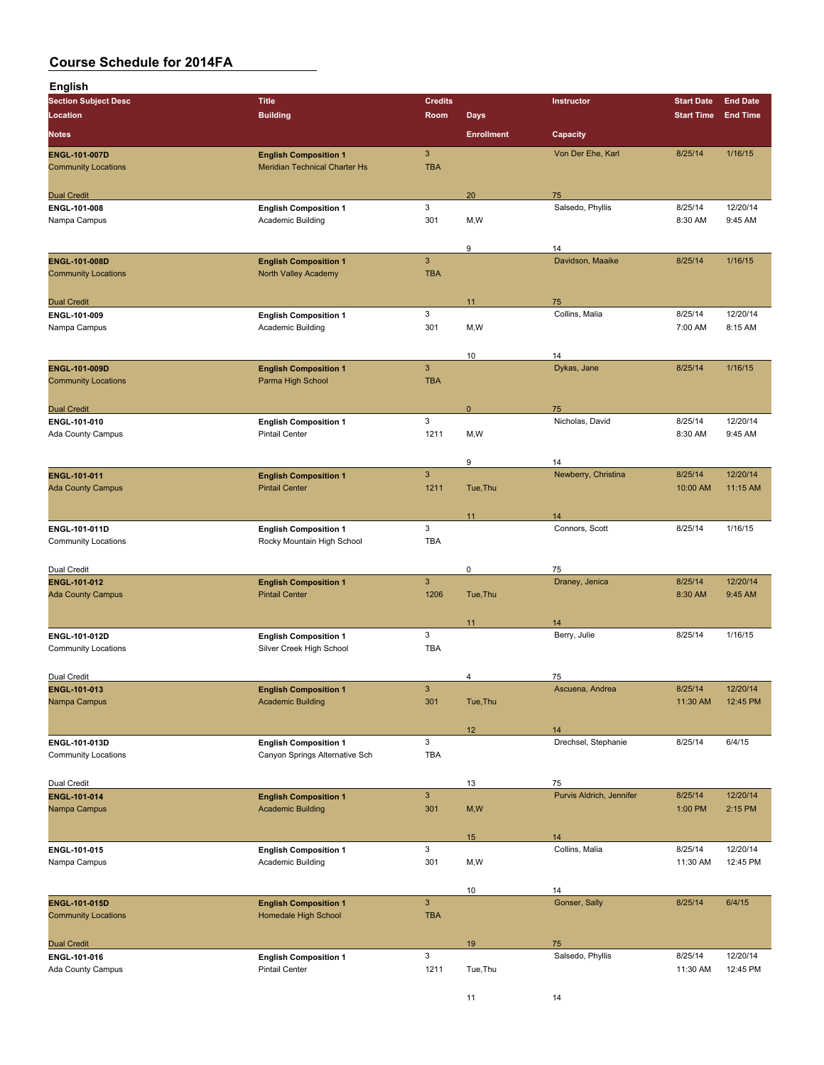# Course Schedule for 2014FA

## English

| Section Subject Desc / Location / Notes | Title / Building | Credits / Room | Days / Enrollment | Instructor / Capacity | Start Date / Start Time | End Date / End Time |
|---|---|---|---|---|---|---|
| **ENGL-101-007D** | **English Composition 1** | 3 | | Von Der Ehe, Karl | 8/25/14 | 1/16/15 |
| Community Locations | Meridian Technical Charter Hs | TBA | | | | |
| Dual Credit | | | 20 | 75 | | |
| **ENGL-101-008** | **English Composition 1** | 3 | | Salsedo, Phyllis | 8/25/14 | 12/20/14 |
| Nampa Campus | Academic Building | 301 | M,W | | 8:30 AM | 9:45 AM |
| | | | 9 | 14 | | |
| **ENGL-101-008D** | **English Composition 1** | 3 | | Davidson, Maaike | 8/25/14 | 1/16/15 |
| Community Locations | North Valley Academy | TBA | | | | |
| Dual Credit | | | 11 | 75 | | |
| **ENGL-101-009** | **English Composition 1** | 3 | | Collins, Malia | 8/25/14 | 12/20/14 |
| Nampa Campus | Academic Building | 301 | M,W | | 7:00 AM | 8:15 AM |
| | | | 10 | 14 | | |
| **ENGL-101-009D** | **English Composition 1** | 3 | | Dykas, Jane | 8/25/14 | 1/16/15 |
| Community Locations | Parma High School | TBA | | | | |
| Dual Credit | | | 0 | 75 | | |
| **ENGL-101-010** | **English Composition 1** | 3 | | Nicholas, David | 8/25/14 | 12/20/14 |
| Ada County Campus | Pintail Center | 1211 | M,W | | 8:30 AM | 9:45 AM |
| | | | 9 | 14 | | |
| **ENGL-101-011** | **English Composition 1** | 3 | | Newberry, Christina | 8/25/14 | 12/20/14 |
| Ada County Campus | Pintail Center | 1211 | Tue,Thu | | 10:00 AM | 11:15 AM |
| | | | 11 | 14 | | |
| **ENGL-101-011D** | **English Composition 1** | 3 | | Connors, Scott | 8/25/14 | 1/16/15 |
| Community Locations | Rocky Mountain High School | TBA | | | | |
| Dual Credit | | | 0 | 75 | | |
| **ENGL-101-012** | **English Composition 1** | 3 | | Draney, Jenica | 8/25/14 | 12/20/14 |
| Ada County Campus | Pintail Center | 1206 | Tue,Thu | | 8:30 AM | 9:45 AM |
| | | | 11 | 14 | | |
| **ENGL-101-012D** | **English Composition 1** | 3 | | Berry, Julie | 8/25/14 | 1/16/15 |
| Community Locations | Silver Creek High School | TBA | | | | |
| Dual Credit | | | 4 | 75 | | |
| **ENGL-101-013** | **English Composition 1** | 3 | | Ascuena, Andrea | 8/25/14 | 12/20/14 |
| Nampa Campus | Academic Building | 301 | Tue,Thu | | 11:30 AM | 12:45 PM |
| | | | 12 | 14 | | |
| **ENGL-101-013D** | **English Composition 1** | 3 | | Drechsel, Stephanie | 8/25/14 | 6/4/15 |
| Community Locations | Canyon Springs Alternative Sch | TBA | | | | |
| Dual Credit | | | 13 | 75 | | |
| **ENGL-101-014** | **English Composition 1** | 3 | | Purvis Aldrich, Jennifer | 8/25/14 | 12/20/14 |
| Nampa Campus | Academic Building | 301 | M,W | | 1:00 PM | 2:15 PM |
| | | | 15 | 14 | | |
| **ENGL-101-015** | **English Composition 1** | 3 | | Collins, Malia | 8/25/14 | 12/20/14 |
| Nampa Campus | Academic Building | 301 | M,W | | 11:30 AM | 12:45 PM |
| | | | 10 | 14 | | |
| **ENGL-101-015D** | **English Composition 1** | 3 | | Gonser, Sally | 8/25/14 | 6/4/15 |
| Community Locations | Homedale High School | TBA | | | | |
| Dual Credit | | | 19 | 75 | | |
| **ENGL-101-016** | **English Composition 1** | 3 | | Salsedo, Phyllis | 8/25/14 | 12/20/14 |
| Ada County Campus | Pintail Center | 1211 | Tue,Thu | | 11:30 AM | 12:45 PM |
| | | | 11 | 14 | | |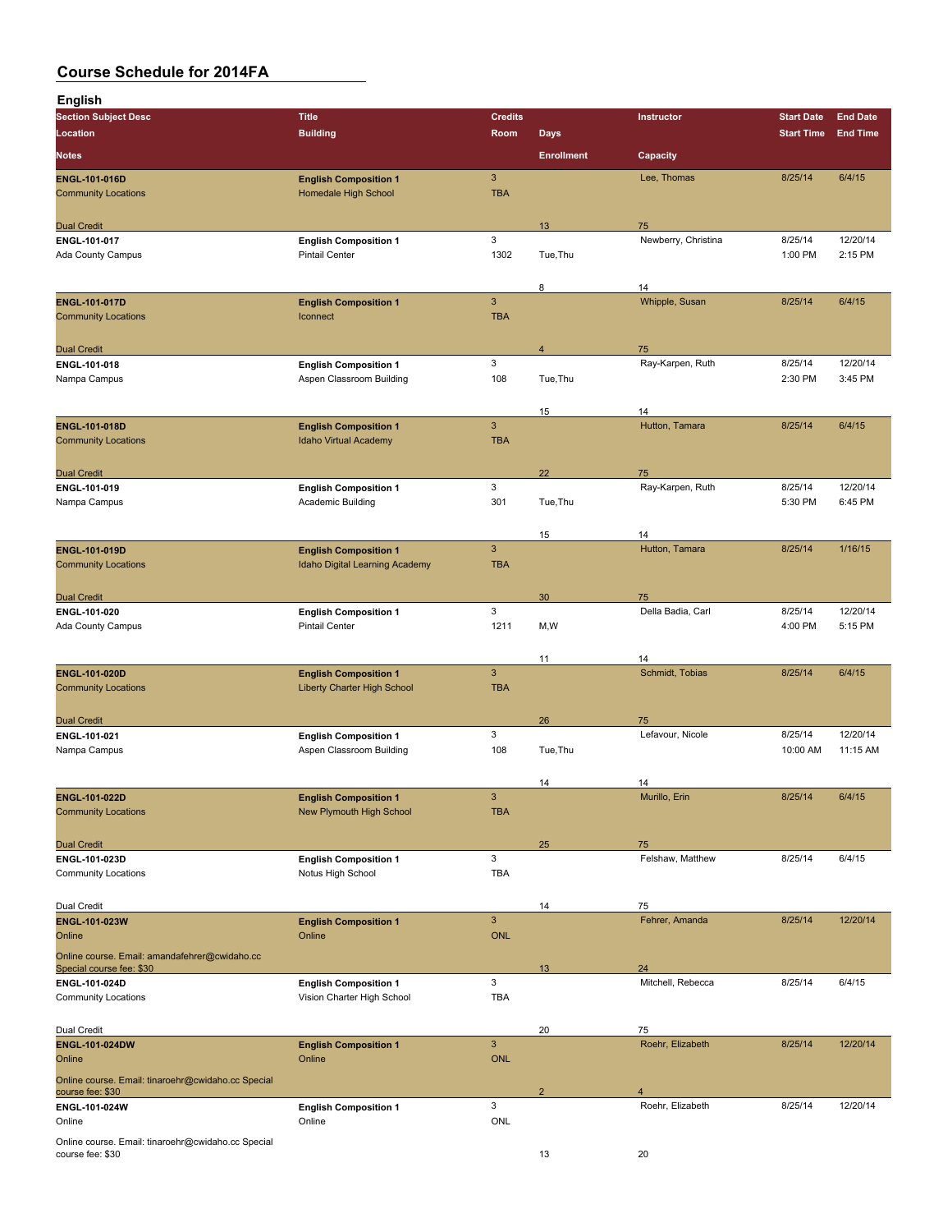# Course Schedule for 2014FA

## English

| Section Subject Desc | Title | Credits | | Instructor | Start Date | End Date |
|---|---|---|---|---|---|---|
| Location | Building | Room | Days | | Start Time | End Time |
| Notes | | | Enrollment | Capacity | | |
| **ENGL-101-016D** | **English Composition 1** | 3 | | Lee, Thomas | 8/25/14 | 6/4/15 |
| Community Locations | Homedale High School | TBA | | | | |
| Dual Credit | | | 13 | 75 | | |
| **ENGL-101-017** | **English Composition 1** | 3 | | Newberry, Christina | 8/25/14 | 12/20/14 |
| Ada County Campus | Pintail Center | 1302 | Tue,Thu | | 1:00 PM | 2:15 PM |
| | | | 8 | 14 | | |
| **ENGL-101-017D** | **English Composition 1** | 3 | | Whipple, Susan | 8/25/14 | 6/4/15 |
| Community Locations | Iconnect | TBA | | | | |
| Dual Credit | | | 4 | 75 | | |
| **ENGL-101-018** | **English Composition 1** | 3 | | Ray-Karpen, Ruth | 8/25/14 | 12/20/14 |
| Nampa Campus | Aspen Classroom Building | 108 | Tue,Thu | | 2:30 PM | 3:45 PM |
| | | | 15 | 14 | | |
| **ENGL-101-018D** | **English Composition 1** | 3 | | Hutton, Tamara | 8/25/14 | 6/4/15 |
| Community Locations | Idaho Virtual Academy | TBA | | | | |
| Dual Credit | | | 22 | 75 | | |
| **ENGL-101-019** | **English Composition 1** | 3 | | Ray-Karpen, Ruth | 8/25/14 | 12/20/14 |
| Nampa Campus | Academic Building | 301 | Tue,Thu | | 5:30 PM | 6:45 PM |
| | | | 15 | 14 | | |
| **ENGL-101-019D** | **English Composition 1** | 3 | | Hutton, Tamara | 8/25/14 | 1/16/15 |
| Community Locations | Idaho Digital Learning Academy | TBA | | | | |
| Dual Credit | | | 30 | 75 | | |
| **ENGL-101-020** | **English Composition 1** | 3 | | Della Badia, Carl | 8/25/14 | 12/20/14 |
| Ada County Campus | Pintail Center | 1211 | M,W | | 4:00 PM | 5:15 PM |
| | | | 11 | 14 | | |
| **ENGL-101-020D** | **English Composition 1** | 3 | | Schmidt, Tobias | 8/25/14 | 6/4/15 |
| Community Locations | Liberty Charter High School | TBA | | | | |
| Dual Credit | | | 26 | 75 | | |
| **ENGL-101-021** | **English Composition 1** | 3 | | Lefavour, Nicole | 8/25/14 | 12/20/14 |
| Nampa Campus | Aspen Classroom Building | 108 | Tue,Thu | | 10:00 AM | 11:15 AM |
| | | | 14 | 14 | | |
| **ENGL-101-022D** | **English Composition 1** | 3 | | Murillo, Erin | 8/25/14 | 6/4/15 |
| Community Locations | New Plymouth High School | TBA | | | | |
| Dual Credit | | | 25 | 75 | | |
| **ENGL-101-023D** | **English Composition 1** | 3 | | Felshaw, Matthew | 8/25/14 | 6/4/15 |
| Community Locations | Notus High School | TBA | | | | |
| Dual Credit | | | 14 | 75 | | |
| **ENGL-101-023W** | **English Composition 1** | 3 | | Fehrer, Amanda | 8/25/14 | 12/20/14 |
| Online | Online | ONL | | | | |
| Online course. Email: amandafehrer@cwidaho.cc Special course fee: $30 | | | 13 | 24 | | |
| **ENGL-101-024D** | **English Composition 1** | 3 | | Mitchell, Rebecca | 8/25/14 | 6/4/15 |
| Community Locations | Vision Charter High School | TBA | | | | |
| Dual Credit | | | 20 | 75 | | |
| **ENGL-101-024DW** | **English Composition 1** | 3 | | Roehr, Elizabeth | 8/25/14 | 12/20/14 |
| Online | Online | ONL | | | | |
| Online course. Email: tinaroehr@cwidaho.cc Special course fee: $30 | | | 2 | 4 | | |
| **ENGL-101-024W** | **English Composition 1** | 3 | | Roehr, Elizabeth | 8/25/14 | 12/20/14 |
| Online | Online | ONL | | | | |
| Online course. Email: tinaroehr@cwidaho.cc Special course fee: $30 | | | 13 | 20 | | |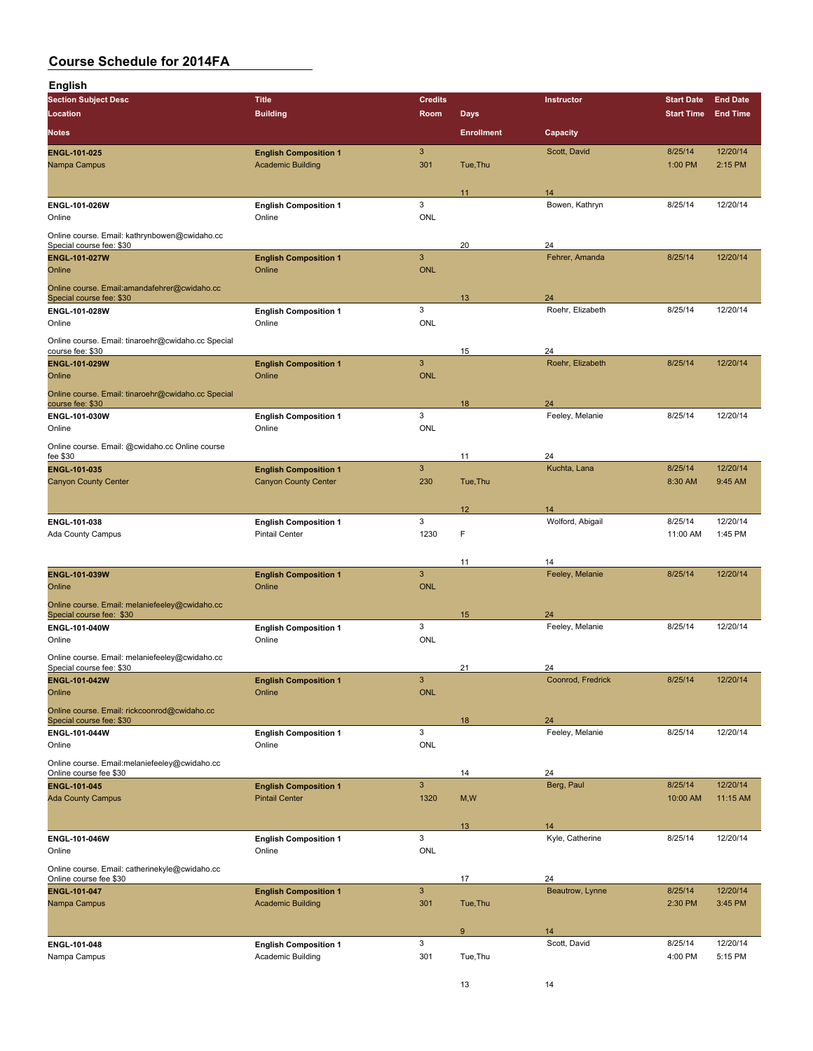# Course Schedule for 2014FA

## English

| Section Subject Desc / Location / Notes | Title / Building | Credits / Room | Days / Enrollment | Instructor / Capacity | Start Date / Start Time | End Date / End Time |
|---|---|---|---|---|---|---|
| ENGL-101-025 | English Composition 1 | 3 | | Scott, David | 8/25/14 | 12/20/14 |
| Nampa Campus | Academic Building | 301 | Tue,Thu | | 1:00 PM | 2:15 PM |
| | | | 11 | 14 | | |
| ENGL-101-026W | English Composition 1 | 3 | | Bowen, Kathryn | 8/25/14 | 12/20/14 |
| Online | Online | ONL | | | | |
| Online course. Email: kathrynbowen@cwidaho.cc Special course fee: $30 | | | 20 | 24 | | |
| ENGL-101-027W | English Composition 1 | 3 | | Fehrer, Amanda | 8/25/14 | 12/20/14 |
| Online | Online | ONL | | | | |
| Online course. Email:amandafehrer@cwidaho.cc Special course fee: $30 | | | 13 | 24 | | |
| ENGL-101-028W | English Composition 1 | 3 | | Roehr, Elizabeth | 8/25/14 | 12/20/14 |
| Online | Online | ONL | | | | |
| Online course. Email: tinaroehr@cwidaho.cc Special course fee: $30 | | | 15 | 24 | | |
| ENGL-101-029W | English Composition 1 | 3 | | Roehr, Elizabeth | 8/25/14 | 12/20/14 |
| Online | Online | ONL | | | | |
| Online course. Email: tinaroehr@cwidaho.cc Special course fee: $30 | | | 18 | 24 | | |
| ENGL-101-030W | English Composition 1 | 3 | | Feeley, Melanie | 8/25/14 | 12/20/14 |
| Online | Online | ONL | | | | |
| Online course. Email: @cwidaho.cc Online course fee $30 | | | 11 | 24 | | |
| ENGL-101-035 | English Composition 1 | 3 | | Kuchta, Lana | 8/25/14 | 12/20/14 |
| Canyon County Center | Canyon County Center | 230 | Tue,Thu | | 8:30 AM | 9:45 AM |
| | | | 12 | 14 | | |
| ENGL-101-038 | English Composition 1 | 3 | | Wolford, Abigail | 8/25/14 | 12/20/14 |
| Ada County Campus | Pintail Center | 1230 | F | | 11:00 AM | 1:45 PM |
| | | | 11 | 14 | | |
| ENGL-101-039W | English Composition 1 | 3 | | Feeley, Melanie | 8/25/14 | 12/20/14 |
| Online | Online | ONL | | | | |
| Online course. Email: melaniefeeley@cwidaho.cc Special course fee: $30 | | | 15 | 24 | | |
| ENGL-101-040W | English Composition 1 | 3 | | Feeley, Melanie | 8/25/14 | 12/20/14 |
| Online | Online | ONL | | | | |
| Online course. Email: melaniefeeley@cwidaho.cc Special course fee: $30 | | | 21 | 24 | | |
| ENGL-101-042W | English Composition 1 | 3 | | Coonrod, Fredrick | 8/25/14 | 12/20/14 |
| Online | Online | ONL | | | | |
| Online course. Email: rickcoonrod@cwidaho.cc Special course fee: $30 | | | 18 | 24 | | |
| ENGL-101-044W | English Composition 1 | 3 | | Feeley, Melanie | 8/25/14 | 12/20/14 |
| Online | Online | ONL | | | | |
| Online course. Email:melaniefeeley@cwidaho.cc Online course fee $30 | | | 14 | 24 | | |
| ENGL-101-045 | English Composition 1 | 3 | | Berg, Paul | 8/25/14 | 12/20/14 |
| Ada County Campus | Pintail Center | 1320 | M,W | | 10:00 AM | 11:15 AM |
| | | | 13 | 14 | | |
| ENGL-101-046W | English Composition 1 | 3 | | Kyle, Catherine | 8/25/14 | 12/20/14 |
| Online | Online | ONL | | | | |
| Online course. Email: catherinekyle@cwidaho.cc Online course fee $30 | | | 17 | 24 | | |
| ENGL-101-047 | English Composition 1 | 3 | | Beautrow, Lynne | 8/25/14 | 12/20/14 |
| Nampa Campus | Academic Building | 301 | Tue,Thu | | 2:30 PM | 3:45 PM |
| | | | 9 | 14 | | |
| ENGL-101-048 | English Composition 1 | 3 | | Scott, David | 8/25/14 | 12/20/14 |
| Nampa Campus | Academic Building | 301 | Tue,Thu | | 4:00 PM | 5:15 PM |
| | | | 13 | 14 | | |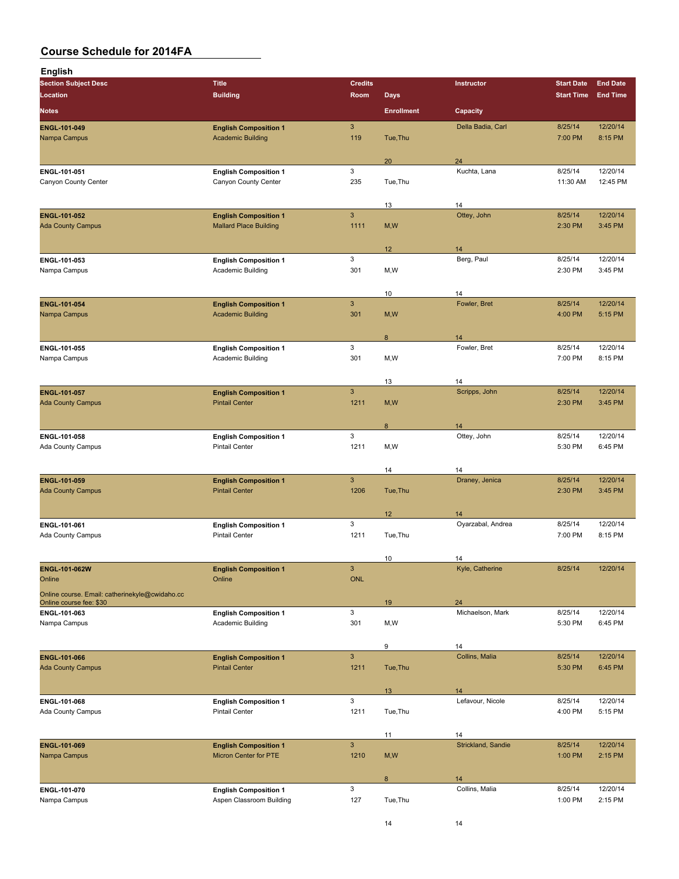# Course Schedule for 2014FA

## English

| Section Subject Desc | Title | Credits | | Instructor | Start Date | End Date |
|---|---|---|---|---|---|---|
| Location | Building | Room | Days | | Start Time | End Time |
| Notes | | | Enrollment | Capacity | | |
| **ENGL-101-049** | **English Composition 1** | 3 | | Della Badia, Carl | 8/25/14 | 12/20/14 |
| Nampa Campus | Academic Building | 119 | Tue,Thu | | 7:00 PM | 8:15 PM |
| | | | 20 | 24 | | |
| **ENGL-101-051** | **English Composition 1** | 3 | | Kuchta, Lana | 8/25/14 | 12/20/14 |
| Canyon County Center | Canyon County Center | 235 | Tue,Thu | | 11:30 AM | 12:45 PM |
| | | | 13 | 14 | | |
| **ENGL-101-052** | **English Composition 1** | 3 | | Ottey, John | 8/25/14 | 12/20/14 |
| Ada County Campus | Mallard Place Building | 1111 | M,W | | 2:30 PM | 3:45 PM |
| | | | 12 | 14 | | |
| **ENGL-101-053** | **English Composition 1** | 3 | | Berg, Paul | 8/25/14 | 12/20/14 |
| Nampa Campus | Academic Building | 301 | M,W | | 2:30 PM | 3:45 PM |
| | | | 10 | 14 | | |
| **ENGL-101-054** | **English Composition 1** | 3 | | Fowler, Bret | 8/25/14 | 12/20/14 |
| Nampa Campus | Academic Building | 301 | M,W | | 4:00 PM | 5:15 PM |
| | | | 8 | 14 | | |
| **ENGL-101-055** | **English Composition 1** | 3 | | Fowler, Bret | 8/25/14 | 12/20/14 |
| Nampa Campus | Academic Building | 301 | M,W | | 7:00 PM | 8:15 PM |
| | | | 13 | 14 | | |
| **ENGL-101-057** | **English Composition 1** | 3 | | Scripps, John | 8/25/14 | 12/20/14 |
| Ada County Campus | Pintail Center | 1211 | M,W | | 2:30 PM | 3:45 PM |
| | | | 8 | 14 | | |
| **ENGL-101-058** | **English Composition 1** | 3 | | Ottey, John | 8/25/14 | 12/20/14 |
| Ada County Campus | Pintail Center | 1211 | M,W | | 5:30 PM | 6:45 PM |
| | | | 14 | 14 | | |
| **ENGL-101-059** | **English Composition 1** | 3 | | Draney, Jenica | 8/25/14 | 12/20/14 |
| Ada County Campus | Pintail Center | 1206 | Tue,Thu | | 2:30 PM | 3:45 PM |
| | | | 12 | 14 | | |
| **ENGL-101-061** | **English Composition 1** | 3 | | Oyarzabal, Andrea | 8/25/14 | 12/20/14 |
| Ada County Campus | Pintail Center | 1211 | Tue,Thu | | 7:00 PM | 8:15 PM |
| | | | 10 | 14 | | |
| **ENGL-101-062W** | **English Composition 1** | 3 | | Kyle, Catherine | 8/25/14 | 12/20/14 |
| Online | Online | ONL | | | | |
| Online course. Email: catherinekyle@cwidaho.cc Online course fee: $30 | | | 19 | 24 | | |
| **ENGL-101-063** | **English Composition 1** | 3 | | Michaelson, Mark | 8/25/14 | 12/20/14 |
| Nampa Campus | Academic Building | 301 | M,W | | 5:30 PM | 6:45 PM |
| | | | 9 | 14 | | |
| **ENGL-101-066** | **English Composition 1** | 3 | | Collins, Malia | 8/25/14 | 12/20/14 |
| Ada County Campus | Pintail Center | 1211 | Tue,Thu | | 5:30 PM | 6:45 PM |
| | | | 13 | 14 | | |
| **ENGL-101-068** | **English Composition 1** | 3 | | Lefavour, Nicole | 8/25/14 | 12/20/14 |
| Ada County Campus | Pintail Center | 1211 | Tue,Thu | | 4:00 PM | 5:15 PM |
| | | | 11 | 14 | | |
| **ENGL-101-069** | **English Composition 1** | 3 | | Strickland, Sandie | 8/25/14 | 12/20/14 |
| Nampa Campus | Micron Center for PTE | 1210 | M,W | | 1:00 PM | 2:15 PM |
| | | | 8 | 14 | | |
| **ENGL-101-070** | **English Composition 1** | 3 | | Collins, Malia | 8/25/14 | 12/20/14 |
| Nampa Campus | Aspen Classroom Building | 127 | Tue,Thu | | 1:00 PM | 2:15 PM |
| | | | 14 | 14 | | |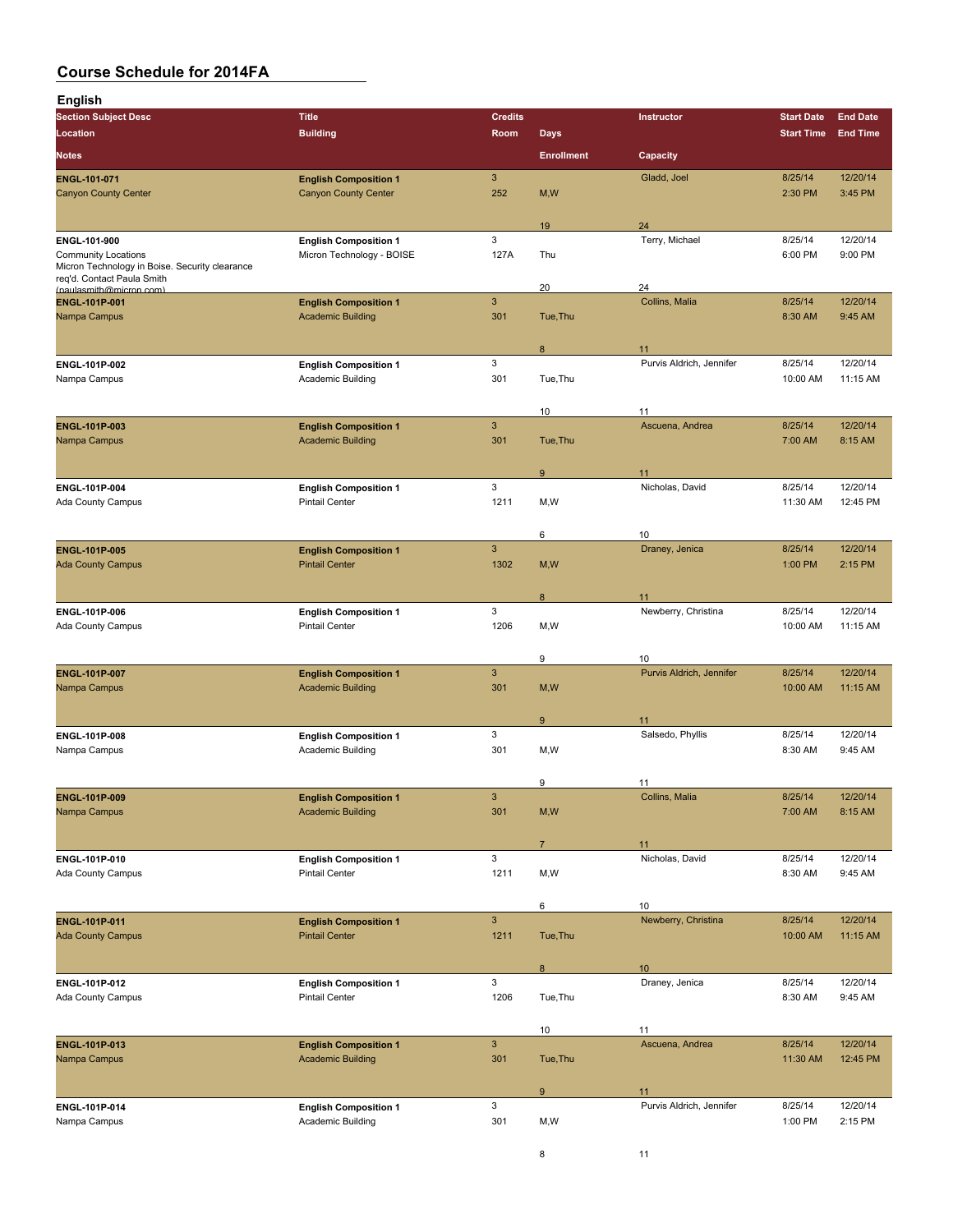# Course Schedule for 2014FA

## English

| Section Subject Desc / Location / Notes | Title / Building | Credits / Room | Days / Enrollment | Instructor / Capacity | Start Date / Start Time | End Date / End Time |
|---|---|---|---|---|---|---|
| ENGL-101-071<br>Canyon County Center | English Composition 1<br>Canyon County Center | 3<br>252 | M,W<br>19 | Gladd, Joel<br>24 | 8/25/14<br>2:30 PM | 12/20/14<br>3:45 PM |
| ENGL-101-900<br>Community Locations<br>Micron Technology in Boise. Security clearance req'd. Contact Paula Smith (paulasmith@micron.com) | English Composition 1<br>Micron Technology - BOISE | 3<br>127A | Thu<br>20 | Terry, Michael<br>24 | 8/25/14<br>6:00 PM | 12/20/14<br>9:00 PM |
| ENGL-101P-001<br>Nampa Campus | English Composition 1<br>Academic Building | 3<br>301 | Tue,Thu<br>8 | Collins, Malia<br>11 | 8/25/14<br>8:30 AM | 12/20/14<br>9:45 AM |
| ENGL-101P-002<br>Nampa Campus | English Composition 1<br>Academic Building | 3<br>301 | Tue,Thu<br>10 | Purvis Aldrich, Jennifer<br>11 | 8/25/14<br>10:00 AM | 12/20/14<br>11:15 AM |
| ENGL-101P-003<br>Nampa Campus | English Composition 1<br>Academic Building | 3<br>301 | Tue,Thu<br>9 | Ascuena, Andrea<br>11 | 8/25/14<br>7:00 AM | 12/20/14<br>8:15 AM |
| ENGL-101P-004<br>Ada County Campus | English Composition 1<br>Pintail Center | 3<br>1211 | M,W<br>6 | Nicholas, David<br>10 | 8/25/14<br>11:30 AM | 12/20/14<br>12:45 PM |
| ENGL-101P-005<br>Ada County Campus | English Composition 1<br>Pintail Center | 3<br>1302 | M,W<br>8 | Draney, Jenica<br>11 | 8/25/14<br>1:00 PM | 12/20/14<br>2:15 PM |
| ENGL-101P-006<br>Ada County Campus | English Composition 1<br>Pintail Center | 3<br>1206 | M,W<br>9 | Newberry, Christina<br>10 | 8/25/14<br>10:00 AM | 12/20/14<br>11:15 AM |
| ENGL-101P-007<br>Nampa Campus | English Composition 1<br>Academic Building | 3<br>301 | M,W<br>9 | Purvis Aldrich, Jennifer<br>11 | 8/25/14<br>10:00 AM | 12/20/14<br>11:15 AM |
| ENGL-101P-008<br>Nampa Campus | English Composition 1<br>Academic Building | 3<br>301 | M,W<br>9 | Salsedo, Phyllis<br>11 | 8/25/14<br>8:30 AM | 12/20/14<br>9:45 AM |
| ENGL-101P-009<br>Nampa Campus | English Composition 1<br>Academic Building | 3<br>301 | M,W<br>7 | Collins, Malia<br>11 | 8/25/14<br>7:00 AM | 12/20/14<br>8:15 AM |
| ENGL-101P-010<br>Ada County Campus | English Composition 1<br>Pintail Center | 3<br>1211 | M,W<br>6 | Nicholas, David<br>10 | 8/25/14<br>8:30 AM | 12/20/14<br>9:45 AM |
| ENGL-101P-011<br>Ada County Campus | English Composition 1<br>Pintail Center | 3<br>1211 | Tue,Thu<br>8 | Newberry, Christina<br>10 | 8/25/14<br>10:00 AM | 12/20/14<br>11:15 AM |
| ENGL-101P-012<br>Ada County Campus | English Composition 1<br>Pintail Center | 3<br>1206 | Tue,Thu<br>10 | Draney, Jenica<br>11 | 8/25/14<br>8:30 AM | 12/20/14<br>9:45 AM |
| ENGL-101P-013<br>Nampa Campus | English Composition 1<br>Academic Building | 3<br>301 | Tue,Thu<br>9 | Ascuena, Andrea<br>11 | 8/25/14<br>11:30 AM | 12/20/14<br>12:45 PM |
| ENGL-101P-014<br>Nampa Campus | English Composition 1<br>Academic Building | 3<br>301 | M,W<br>8 | Purvis Aldrich, Jennifer<br>11 | 8/25/14<br>1:00 PM | 12/20/14<br>2:15 PM |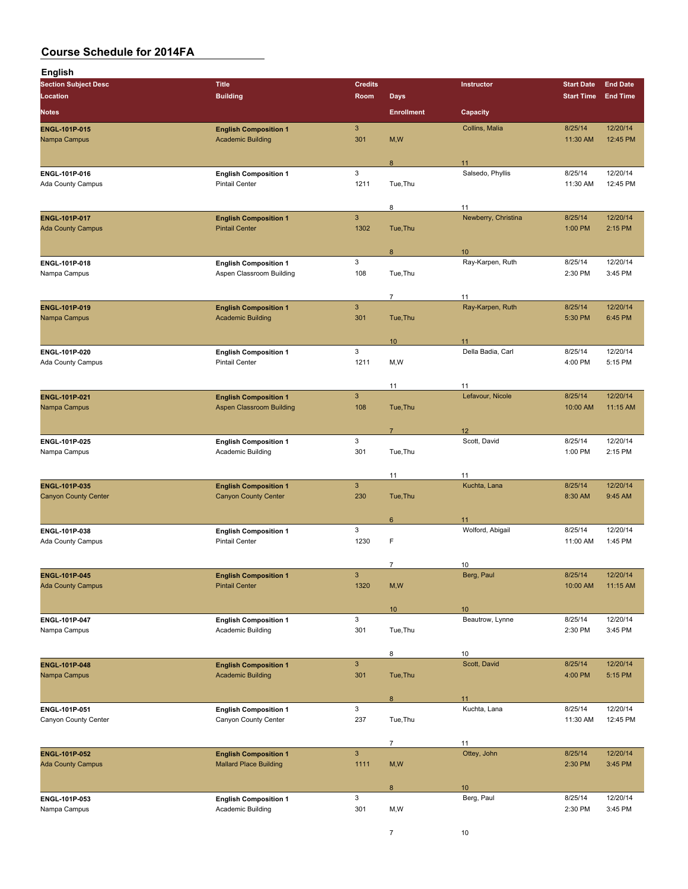# Course Schedule for 2014FA

## English

| Section Subject Desc / Location / Notes | Title / Building | Credits / Room | Days / Enrollment | Instructor / Capacity | Start Date / Start Time | End Date / End Time |
|---|---|---|---|---|---|---|
| **ENGL-101P-015** | **English Composition 1** | 3 | | Collins, Malia | 8/25/14 | 12/20/14 |
| Nampa Campus | Academic Building | 301 | M,W | | 11:30 AM | 12:45 PM |
| | | | 8 | 11 | | |
| **ENGL-101P-016** | **English Composition 1** | 3 | | Salsedo, Phyllis | 8/25/14 | 12/20/14 |
| Ada County Campus | Pintail Center | 1211 | Tue,Thu | | 11:30 AM | 12:45 PM |
| | | | 8 | 11 | | |
| **ENGL-101P-017** | **English Composition 1** | 3 | | Newberry, Christina | 8/25/14 | 12/20/14 |
| Ada County Campus | Pintail Center | 1302 | Tue,Thu | | 1:00 PM | 2:15 PM |
| | | | 8 | 10 | | |
| **ENGL-101P-018** | **English Composition 1** | 3 | | Ray-Karpen, Ruth | 8/25/14 | 12/20/14 |
| Nampa Campus | Aspen Classroom Building | 108 | Tue,Thu | | 2:30 PM | 3:45 PM |
| | | | 7 | 11 | | |
| **ENGL-101P-019** | **English Composition 1** | 3 | | Ray-Karpen, Ruth | 8/25/14 | 12/20/14 |
| Nampa Campus | Academic Building | 301 | Tue,Thu | | 5:30 PM | 6:45 PM |
| | | | 10 | 11 | | |
| **ENGL-101P-020** | **English Composition 1** | 3 | | Della Badia, Carl | 8/25/14 | 12/20/14 |
| Ada County Campus | Pintail Center | 1211 | M,W | | 4:00 PM | 5:15 PM |
| | | | 11 | 11 | | |
| **ENGL-101P-021** | **English Composition 1** | 3 | | Lefavour, Nicole | 8/25/14 | 12/20/14 |
| Nampa Campus | Aspen Classroom Building | 108 | Tue,Thu | | 10:00 AM | 11:15 AM |
| | | | 7 | 12 | | |
| **ENGL-101P-025** | **English Composition 1** | 3 | | Scott, David | 8/25/14 | 12/20/14 |
| Nampa Campus | Academic Building | 301 | Tue,Thu | | 1:00 PM | 2:15 PM |
| | | | 11 | 11 | | |
| **ENGL-101P-035** | **English Composition 1** | 3 | | Kuchta, Lana | 8/25/14 | 12/20/14 |
| Canyon County Center | Canyon County Center | 230 | Tue,Thu | | 8:30 AM | 9:45 AM |
| | | | 6 | 11 | | |
| **ENGL-101P-038** | **English Composition 1** | 3 | | Wolford, Abigail | 8/25/14 | 12/20/14 |
| Ada County Campus | Pintail Center | 1230 | F | | 11:00 AM | 1:45 PM |
| | | | 7 | 10 | | |
| **ENGL-101P-045** | **English Composition 1** | 3 | | Berg, Paul | 8/25/14 | 12/20/14 |
| Ada County Campus | Pintail Center | 1320 | M,W | | 10:00 AM | 11:15 AM |
| | | | 10 | 10 | | |
| **ENGL-101P-047** | **English Composition 1** | 3 | | Beautrow, Lynne | 8/25/14 | 12/20/14 |
| Nampa Campus | Academic Building | 301 | Tue,Thu | | 2:30 PM | 3:45 PM |
| | | | 8 | 10 | | |
| **ENGL-101P-048** | **English Composition 1** | 3 | | Scott, David | 8/25/14 | 12/20/14 |
| Nampa Campus | Academic Building | 301 | Tue,Thu | | 4:00 PM | 5:15 PM |
| | | | 8 | 11 | | |
| **ENGL-101P-051** | **English Composition 1** | 3 | | Kuchta, Lana | 8/25/14 | 12/20/14 |
| Canyon County Center | Canyon County Center | 237 | Tue,Thu | | 11:30 AM | 12:45 PM |
| | | | 7 | 11 | | |
| **ENGL-101P-052** | **English Composition 1** | 3 | | Ottey, John | 8/25/14 | 12/20/14 |
| Ada County Campus | Mallard Place Building | 1111 | M,W | | 2:30 PM | 3:45 PM |
| | | | 8 | 10 | | |
| **ENGL-101P-053** | **English Composition 1** | 3 | | Berg, Paul | 8/25/14 | 12/20/14 |
| Nampa Campus | Academic Building | 301 | M,W | | 2:30 PM | 3:45 PM |
| | | | 7 | 10 | | |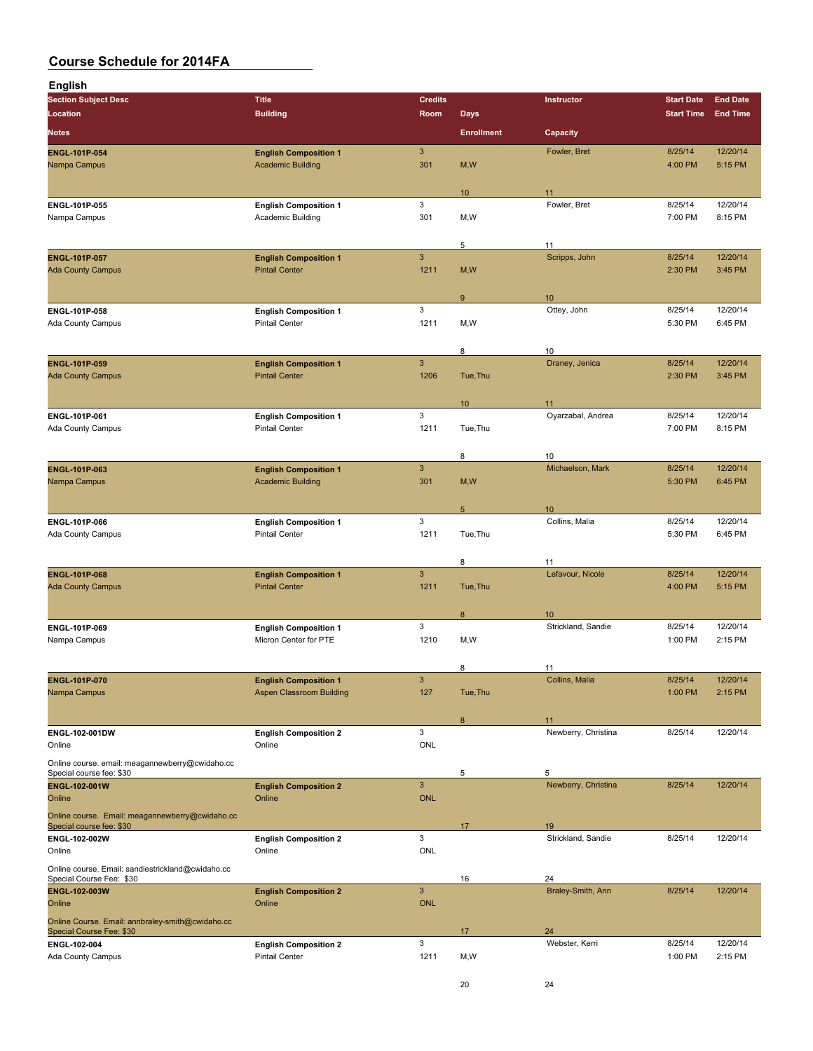# Course Schedule for 2014FA

## English

| Section Subject Desc | Title | Credits | | Instructor | Start Date | End Date |
|---|---|---|---|---|---|---|
| Location | Building | Room | Days | | Start Time | End Time |
| Notes | | | Enrollment | Capacity | | |
| **ENGL-101P-054** | **English Composition 1** | 3 | | Fowler, Bret | 8/25/14 | 12/20/14 |
| Nampa Campus | Academic Building | 301 | M,W | | 4:00 PM | 5:15 PM |
| | | | 10 | 11 | | |
| **ENGL-101P-055** | **English Composition 1** | 3 | | Fowler, Bret | 8/25/14 | 12/20/14 |
| Nampa Campus | Academic Building | 301 | M,W | | 7:00 PM | 8:15 PM |
| | | | 5 | 11 | | |
| **ENGL-101P-057** | **English Composition 1** | 3 | | Scripps, John | 8/25/14 | 12/20/14 |
| Ada County Campus | Pintail Center | 1211 | M,W | | 2:30 PM | 3:45 PM |
| | | | 9 | 10 | | |
| **ENGL-101P-058** | **English Composition 1** | 3 | | Ottey, John | 8/25/14 | 12/20/14 |
| Ada County Campus | Pintail Center | 1211 | M,W | | 5:30 PM | 6:45 PM |
| | | | 8 | 10 | | |
| **ENGL-101P-059** | **English Composition 1** | 3 | | Draney, Jenica | 8/25/14 | 12/20/14 |
| Ada County Campus | Pintail Center | 1206 | Tue,Thu | | 2:30 PM | 3:45 PM |
| | | | 10 | 11 | | |
| **ENGL-101P-061** | **English Composition 1** | 3 | | Oyarzabal, Andrea | 8/25/14 | 12/20/14 |
| Ada County Campus | Pintail Center | 1211 | Tue,Thu | | 7:00 PM | 8:15 PM |
| | | | 8 | 10 | | |
| **ENGL-101P-063** | **English Composition 1** | 3 | | Michaelson, Mark | 8/25/14 | 12/20/14 |
| Nampa Campus | Academic Building | 301 | M,W | | 5:30 PM | 6:45 PM |
| | | | 5 | 10 | | |
| **ENGL-101P-066** | **English Composition 1** | 3 | | Collins, Malia | 8/25/14 | 12/20/14 |
| Ada County Campus | Pintail Center | 1211 | Tue,Thu | | 5:30 PM | 6:45 PM |
| | | | 8 | 11 | | |
| **ENGL-101P-068** | **English Composition 1** | 3 | | Lefavour, Nicole | 8/25/14 | 12/20/14 |
| Ada County Campus | Pintail Center | 1211 | Tue,Thu | | 4:00 PM | 5:15 PM |
| | | | 8 | 10 | | |
| **ENGL-101P-069** | **English Composition 1** | 3 | | Strickland, Sandie | 8/25/14 | 12/20/14 |
| Nampa Campus | Micron Center for PTE | 1210 | M,W | | 1:00 PM | 2:15 PM |
| | | | 8 | 11 | | |
| **ENGL-101P-070** | **English Composition 1** | 3 | | Collins, Malia | 8/25/14 | 12/20/14 |
| Nampa Campus | Aspen Classroom Building | 127 | Tue,Thu | | 1:00 PM | 2:15 PM |
| | | | 8 | 11 | | |
| **ENGL-102-001DW** | **English Composition 2** | 3 | | Newberry, Christina | 8/25/14 | 12/20/14 |
| Online | Online | ONL | | | | |
| Online course. email: meagannewberry@cwidaho.cc Special course fee: $30 | | | 5 | 5 | | |
| **ENGL-102-001W** | **English Composition 2** | 3 | | Newberry, Christina | 8/25/14 | 12/20/14 |
| Online | Online | ONL | | | | |
| Online course. Email: meagannewberry@cwidaho.cc Special course fee: $30 | | | 17 | 19 | | |
| **ENGL-102-002W** | **English Composition 2** | 3 | | Strickland, Sandie | 8/25/14 | 12/20/14 |
| Online | Online | ONL | | | | |
| Online course. Email: sandiestrickland@cwidaho.cc Special Course Fee: $30 | | | 16 | 24 | | |
| **ENGL-102-003W** | **English Composition 2** | 3 | | Braley-Smith, Ann | 8/25/14 | 12/20/14 |
| Online | Online | ONL | | | | |
| Online Course. Email: annbraley-smith@cwidaho.cc Special Course Fee: $30 | | | 17 | 24 | | |
| **ENGL-102-004** | **English Composition 2** | 3 | | Webster, Kerri | 8/25/14 | 12/20/14 |
| Ada County Campus | Pintail Center | 1211 | M,W | | 1:00 PM | 2:15 PM |
| | | | 20 | 24 | | |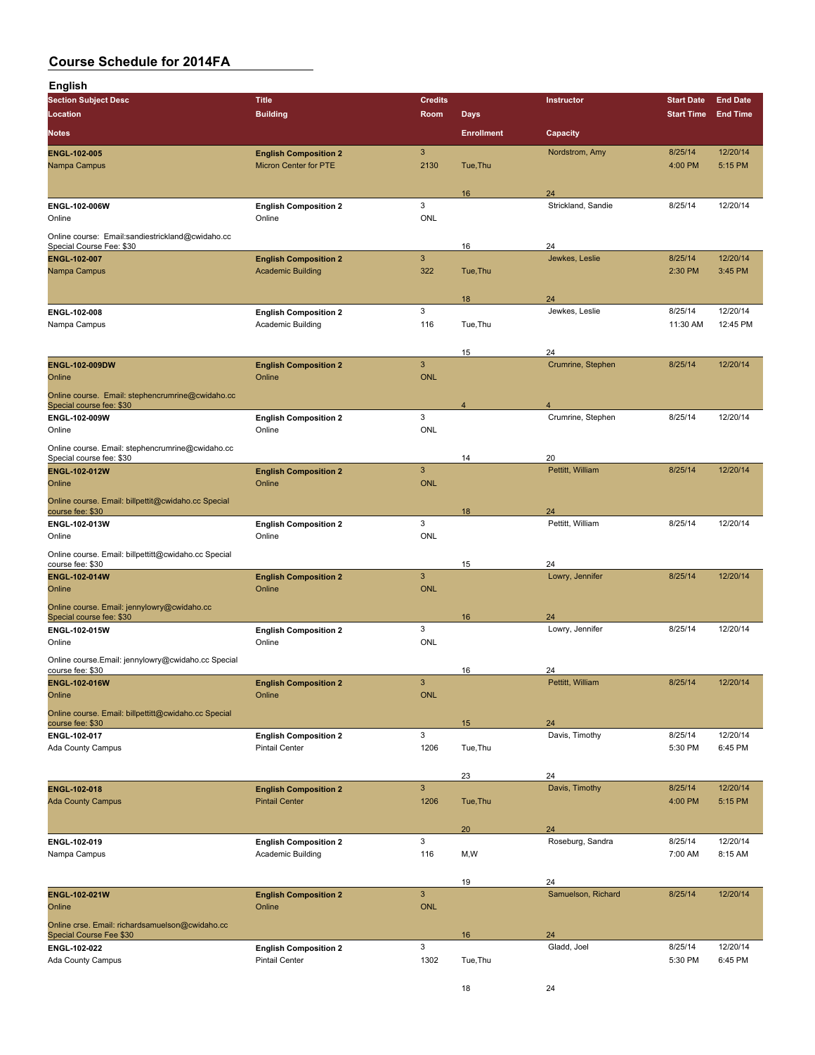# Course Schedule for 2014FA

## English

| Section Subject Desc / Location / Notes | Title / Building | Credits / Room | Days / Enrollment | Instructor / Capacity | Start Date / Start Time | End Date / End Time |
|---|---|---|---|---|---|---|
| **ENGL-102-005** | **English Composition 2** | 3 | | Nordstrom, Amy | 8/25/14 | 12/20/14 |
| Nampa Campus | Micron Center for PTE | 2130 | Tue,Thu | | 4:00 PM | 5:15 PM |
| | | | 16 | 24 | | |
| **ENGL-102-006W** | **English Composition 2** | 3 | | Strickland, Sandie | 8/25/14 | 12/20/14 |
| Online | Online | ONL | | | | |
| Online course: Email:sandiestrickland@cwidaho.cc Special Course Fee: $30 | | | 16 | 24 | | |
| **ENGL-102-007** | **English Composition 2** | 3 | | Jewkes, Leslie | 8/25/14 | 12/20/14 |
| Nampa Campus | Academic Building | 322 | Tue,Thu | | 2:30 PM | 3:45 PM |
| | | | 18 | 24 | | |
| **ENGL-102-008** | **English Composition 2** | 3 | | Jewkes, Leslie | 8/25/14 | 12/20/14 |
| Nampa Campus | Academic Building | 116 | Tue,Thu | | 11:30 AM | 12:45 PM |
| | | | 15 | 24 | | |
| **ENGL-102-009DW** | **English Composition 2** | 3 | | Crumrine, Stephen | 8/25/14 | 12/20/14 |
| Online | Online | ONL | | | | |
| Online course. Email: stephencrumrine@cwidaho.cc Special course fee: $30 | | | 4 | 4 | | |
| **ENGL-102-009W** | **English Composition 2** | 3 | | Crumrine, Stephen | 8/25/14 | 12/20/14 |
| Online | Online | ONL | | | | |
| Online course. Email: stephencrumrine@cwidaho.cc Special course fee: $30 | | | 14 | 20 | | |
| **ENGL-102-012W** | **English Composition 2** | 3 | | Pettitt, William | 8/25/14 | 12/20/14 |
| Online | Online | ONL | | | | |
| Online course. Email: billpettit@cwidaho.cc Special course fee: $30 | | | 18 | 24 | | |
| **ENGL-102-013W** | **English Composition 2** | 3 | | Pettitt, William | 8/25/14 | 12/20/14 |
| Online | Online | ONL | | | | |
| Online course. Email: billpettitt@cwidaho.cc Special course fee: $30 | | | 15 | 24 | | |
| **ENGL-102-014W** | **English Composition 2** | 3 | | Lowry, Jennifer | 8/25/14 | 12/20/14 |
| Online | Online | ONL | | | | |
| Online course. Email: jennylowry@cwidaho.cc Special course fee: $30 | | | 16 | 24 | | |
| **ENGL-102-015W** | **English Composition 2** | 3 | | Lowry, Jennifer | 8/25/14 | 12/20/14 |
| Online | Online | ONL | | | | |
| Online course.Email: jennylowry@cwidaho.cc Special course fee: $30 | | | 16 | 24 | | |
| **ENGL-102-016W** | **English Composition 2** | 3 | | Pettitt, William | 8/25/14 | 12/20/14 |
| Online | Online | ONL | | | | |
| Online course. Email: billpettitt@cwidaho.cc Special course fee: $30 | | | 15 | 24 | | |
| **ENGL-102-017** | **English Composition 2** | 3 | | Davis, Timothy | 8/25/14 | 12/20/14 |
| Ada County Campus | Pintail Center | 1206 | Tue,Thu | | 5:30 PM | 6:45 PM |
| | | | 23 | 24 | | |
| **ENGL-102-018** | **English Composition 2** | 3 | | Davis, Timothy | 8/25/14 | 12/20/14 |
| Ada County Campus | Pintail Center | 1206 | Tue,Thu | | 4:00 PM | 5:15 PM |
| | | | 20 | 24 | | |
| **ENGL-102-019** | **English Composition 2** | 3 | | Roseburg, Sandra | 8/25/14 | 12/20/14 |
| Nampa Campus | Academic Building | 116 | M,W | | 7:00 AM | 8:15 AM |
| | | | 19 | 24 | | |
| **ENGL-102-021W** | **English Composition 2** | 3 | | Samuelson, Richard | 8/25/14 | 12/20/14 |
| Online | Online | ONL | | | | |
| Online crse. Email: richardsamuelson@cwidaho.cc Special Course Fee $30 | | | 16 | 24 | | |
| **ENGL-102-022** | **English Composition 2** | 3 | | Gladd, Joel | 8/25/14 | 12/20/14 |
| Ada County Campus | Pintail Center | 1302 | Tue,Thu | | 5:30 PM | 6:45 PM |
| | | | 18 | 24 | | |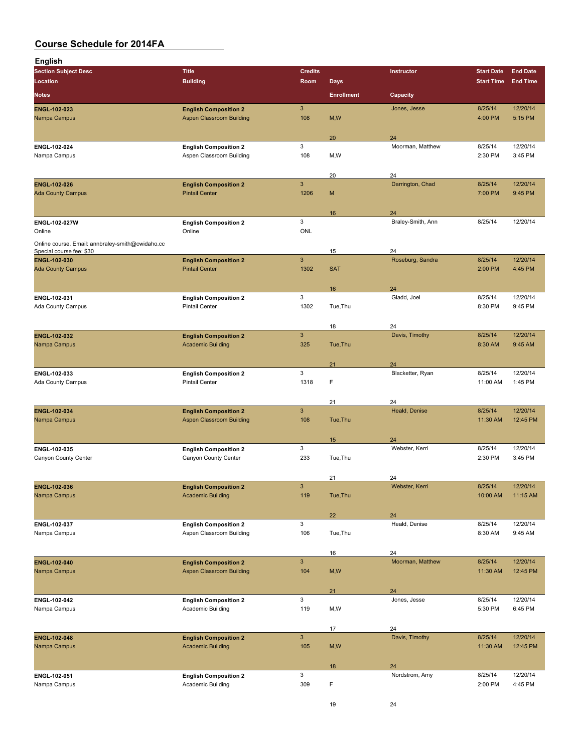# Course Schedule for 2014FA

## English

| Section Subject Desc / Location / Notes | Title / Building | Credits / Room | Days / Enrollment | Instructor / Capacity | Start Date / Start Time | End Date / End Time |
|---|---|---|---|---|---|---|
| ENGL-102-023 | English Composition 2 | 3 | | Jones, Jesse | 8/25/14 | 12/20/14 |
| Nampa Campus | Aspen Classroom Building | 108 | M,W | | 4:00 PM | 5:15 PM |
| | | | 20 | 24 | | |
| ENGL-102-024 | English Composition 2 | 3 | | Moorman, Matthew | 8/25/14 | 12/20/14 |
| Nampa Campus | Aspen Classroom Building | 108 | M,W | | 2:30 PM | 3:45 PM |
| | | | 20 | 24 | | |
| ENGL-102-026 | English Composition 2 | 3 | | Darrington, Chad | 8/25/14 | 12/20/14 |
| Ada County Campus | Pintail Center | 1206 | M | | 7:00 PM | 9:45 PM |
| | | | 16 | 24 | | |
| ENGL-102-027W | English Composition 2 | 3 | | Braley-Smith, Ann | 8/25/14 | 12/20/14 |
| Online | Online | ONL | | | | |
| Online course. Email: annbraley-smith@cwidaho.cc Special course fee: $30 | | | 15 | 24 | | |
| ENGL-102-030 | English Composition 2 | 3 | | Roseburg, Sandra | 8/25/14 | 12/20/14 |
| Ada County Campus | Pintail Center | 1302 | SAT | | 2:00 PM | 4:45 PM |
| | | | 16 | 24 | | |
| ENGL-102-031 | English Composition 2 | 3 | | Gladd, Joel | 8/25/14 | 12/20/14 |
| Ada County Campus | Pintail Center | 1302 | Tue,Thu | | 8:30 PM | 9:45 PM |
| | | | 18 | 24 | | |
| ENGL-102-032 | English Composition 2 | 3 | | Davis, Timothy | 8/25/14 | 12/20/14 |
| Nampa Campus | Academic Building | 325 | Tue,Thu | | 8:30 AM | 9:45 AM |
| | | | 21 | 24 | | |
| ENGL-102-033 | English Composition 2 | 3 | | Blacketter, Ryan | 8/25/14 | 12/20/14 |
| Ada County Campus | Pintail Center | 1318 | F | | 11:00 AM | 1:45 PM |
| | | | 21 | 24 | | |
| ENGL-102-034 | English Composition 2 | 3 | | Heald, Denise | 8/25/14 | 12/20/14 |
| Nampa Campus | Aspen Classroom Building | 108 | Tue,Thu | | 11:30 AM | 12:45 PM |
| | | | 15 | 24 | | |
| ENGL-102-035 | English Composition 2 | 3 | | Webster, Kerri | 8/25/14 | 12/20/14 |
| Canyon County Center | Canyon County Center | 233 | Tue,Thu | | 2:30 PM | 3:45 PM |
| | | | 21 | 24 | | |
| ENGL-102-036 | English Composition 2 | 3 | | Webster, Kerri | 8/25/14 | 12/20/14 |
| Nampa Campus | Academic Building | 119 | Tue,Thu | | 10:00 AM | 11:15 AM |
| | | | 22 | 24 | | |
| ENGL-102-037 | English Composition 2 | 3 | | Heald, Denise | 8/25/14 | 12/20/14 |
| Nampa Campus | Aspen Classroom Building | 106 | Tue,Thu | | 8:30 AM | 9:45 AM |
| | | | 16 | 24 | | |
| ENGL-102-040 | English Composition 2 | 3 | | Moorman, Matthew | 8/25/14 | 12/20/14 |
| Nampa Campus | Aspen Classroom Building | 104 | M,W | | 11:30 AM | 12:45 PM |
| | | | 21 | 24 | | |
| ENGL-102-042 | English Composition 2 | 3 | | Jones, Jesse | 8/25/14 | 12/20/14 |
| Nampa Campus | Academic Building | 119 | M,W | | 5:30 PM | 6:45 PM |
| | | | 17 | 24 | | |
| ENGL-102-048 | English Composition 2 | 3 | | Davis, Timothy | 8/25/14 | 12/20/14 |
| Nampa Campus | Academic Building | 105 | M,W | | 11:30 AM | 12:45 PM |
| | | | 18 | 24 | | |
| ENGL-102-051 | English Composition 2 | 3 | | Nordstrom, Amy | 8/25/14 | 12/20/14 |
| Nampa Campus | Academic Building | 309 | F | | 2:00 PM | 4:45 PM |
| | | | 19 | 24 | | |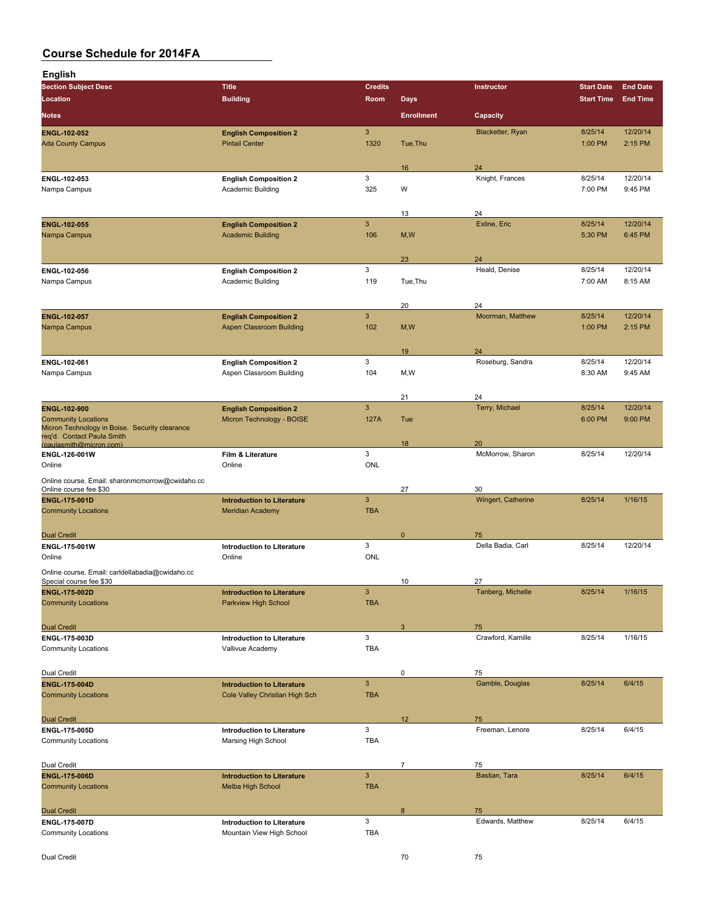# Course Schedule for 2014FA

## English

| Section Subject Desc / Location / Notes | Title / Building | Credits / Room | Days / Enrollment | Instructor / Capacity | Start Date / Start Time | End Date / End Time |
|---|---|---|---|---|---|---|
| ENGL-102-052 | English Composition 2 | 3 | | Blacketter, Ryan | 8/25/14 | 12/20/14 |
| Ada County Campus | Pintail Center | 1320 | Tue,Thu | | 1:00 PM | 2:15 PM |
| | | | 16 | 24 | | |
| ENGL-102-053 | English Composition 2 | 3 | | Knight, Frances | 8/25/14 | 12/20/14 |
| Nampa Campus | Academic Building | 325 | W | | 7:00 PM | 9:45 PM |
| | | | 13 | 24 | | |
| ENGL-102-055 | English Composition 2 | 3 | | Exline, Eric | 8/25/14 | 12/20/14 |
| Nampa Campus | Academic Building | 106 | M,W | | 5:30 PM | 6:45 PM |
| | | | 23 | 24 | | |
| ENGL-102-056 | English Composition 2 | 3 | | Heald, Denise | 8/25/14 | 12/20/14 |
| Nampa Campus | Academic Building | 119 | Tue,Thu | | 7:00 AM | 8:15 AM |
| | | | 20 | 24 | | |
| ENGL-102-057 | English Composition 2 | 3 | | Moorman, Matthew | 8/25/14 | 12/20/14 |
| Nampa Campus | Aspen Classroom Building | 102 | M,W | | 1:00 PM | 2:15 PM |
| | | | 19 | 24 | | |
| ENGL-102-061 | English Composition 2 | 3 | | Roseburg, Sandra | 8/25/14 | 12/20/14 |
| Nampa Campus | Aspen Classroom Building | 104 | M,W | | 8:30 AM | 9:45 AM |
| | | | 21 | 24 | | |
| ENGL-102-900 | English Composition 2 | 3 | | Terry, Michael | 8/25/14 | 12/20/14 |
| Community Locations | Micron Technology - BOISE | 127A | Tue | | 6:00 PM | 9:00 PM |
| Micron Technology in Boise. Security clearance req'd. Contact Paula Smith (paulasmith@micron.com) | | | 18 | 20 | | |
| ENGL-126-001W | Film & Literature | 3 | | McMorrow, Sharon | 8/25/14 | 12/20/14 |
| Online | Online | ONL | | | | |
| Online course. Email: sharonmcmorrow@cwidaho.cc Online course fee $30 | | | 27 | 30 | | |
| ENGL-175-001D | Introduction to Literature | 3 | | Wingert, Catherine | 8/25/14 | 1/16/15 |
| Community Locations | Meridian Academy | TBA | | | | |
| Dual Credit | | | 0 | 75 | | |
| ENGL-175-001W | Introduction to Literature | 3 | | Della Badia, Carl | 8/25/14 | 12/20/14 |
| Online | Online | ONL | | | | |
| Online course. Email: carldellabadia@cwidaho.cc Special course fee $30 | | | 10 | 27 | | |
| ENGL-175-002D | Introduction to Literature | 3 | | Tanberg, Michelle | 8/25/14 | 1/16/15 |
| Community Locations | Parkview High School | TBA | | | | |
| Dual Credit | | | 3 | 75 | | |
| ENGL-175-003D | Introduction to Literature | 3 | | Crawford, Kamille | 8/25/14 | 1/16/15 |
| Community Locations | Vallivue Academy | TBA | | | | |
| Dual Credit | | | 0 | 75 | | |
| ENGL-175-004D | Introduction to Literature | 3 | | Gamble, Douglas | 8/25/14 | 6/4/15 |
| Community Locations | Cole Valley Christian High Sch | TBA | | | | |
| Dual Credit | | | 12 | 75 | | |
| ENGL-175-005D | Introduction to Literature | 3 | | Freeman, Lenore | 8/25/14 | 6/4/15 |
| Community Locations | Marsing High School | TBA | | | | |
| Dual Credit | | | 7 | 75 | | |
| ENGL-175-006D | Introduction to Literature | 3 | | Bastian, Tara | 8/25/14 | 6/4/15 |
| Community Locations | Melba High School | TBA | | | | |
| Dual Credit | | | 8 | 75 | | |
| ENGL-175-007D | Introduction to Literature | 3 | | Edwards, Matthew | 8/25/14 | 6/4/15 |
| Community Locations | Mountain View High School | TBA | | | | |
| Dual Credit | | | 70 | 75 | | |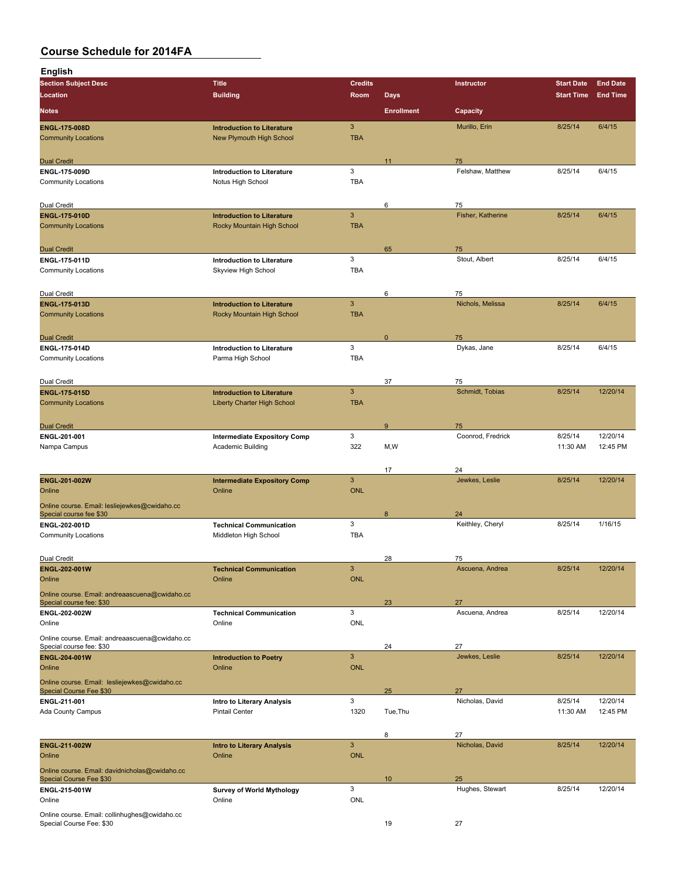# Course Schedule for 2014FA

## English

| Section Subject Desc | Title | Credits | | Instructor | Start Date | End Date |
|---|---|---|---|---|---|---|
| Location | Building | Room | Days | | Start Time | End Time |
| Notes | | | Enrollment | Capacity | | |
| **ENGL-175-008D** | **Introduction to Literature** | 3 | | Murillo, Erin | 8/25/14 | 6/4/15 |
| Community Locations | New Plymouth High School | TBA | | | | |
| Dual Credit | | | 11 | 75 | | |
| **ENGL-175-009D** | **Introduction to Literature** | 3 | | Felshaw, Matthew | 8/25/14 | 6/4/15 |
| Community Locations | Notus High School | TBA | | | | |
| Dual Credit | | | 6 | 75 | | |
| **ENGL-175-010D** | **Introduction to Literature** | 3 | | Fisher, Katherine | 8/25/14 | 6/4/15 |
| Community Locations | Rocky Mountain High School | TBA | | | | |
| Dual Credit | | | 65 | 75 | | |
| **ENGL-175-011D** | **Introduction to Literature** | 3 | | Stout, Albert | 8/25/14 | 6/4/15 |
| Community Locations | Skyview High School | TBA | | | | |
| Dual Credit | | | 6 | 75 | | |
| **ENGL-175-013D** | **Introduction to Literature** | 3 | | Nichols, Melissa | 8/25/14 | 6/4/15 |
| Community Locations | Rocky Mountain High School | TBA | | | | |
| Dual Credit | | | 0 | 75 | | |
| **ENGL-175-014D** | **Introduction to Literature** | 3 | | Dykas, Jane | 8/25/14 | 6/4/15 |
| Community Locations | Parma High School | TBA | | | | |
| Dual Credit | | | 37 | 75 | | |
| **ENGL-175-015D** | **Introduction to Literature** | 3 | | Schmidt, Tobias | 8/25/14 | 12/20/14 |
| Community Locations | Liberty Charter High School | TBA | | | | |
| Dual Credit | | | 9 | 75 | | |
| **ENGL-201-001** | **Intermediate Expository Comp** | 3 | | Coonrod, Fredrick | 8/25/14 | 12/20/14 |
| Nampa Campus | Academic Building | 322 | M,W | | 11:30 AM | 12:45 PM |
| | | | 17 | 24 | | |
| **ENGL-201-002W** | **Intermediate Expository Comp** | 3 | | Jewkes, Leslie | 8/25/14 | 12/20/14 |
| Online | Online | ONL | | | | |
| Online course. Email: lesliejewkes@cwidaho.cc Special course fee $30 | | | 8 | 24 | | |
| **ENGL-202-001D** | **Technical Communication** | 3 | | Keithley, Cheryl | 8/25/14 | 1/16/15 |
| Community Locations | Middleton High School | TBA | | | | |
| Dual Credit | | | 28 | 75 | | |
| **ENGL-202-001W** | **Technical Communication** | 3 | | Ascuena, Andrea | 8/25/14 | 12/20/14 |
| Online | Online | ONL | | | | |
| Online course. Email: andreaascuena@cwidaho.cc Special course fee: $30 | | | 23 | 27 | | |
| **ENGL-202-002W** | **Technical Communication** | 3 | | Ascuena, Andrea | 8/25/14 | 12/20/14 |
| Online | Online | ONL | | | | |
| Online course. Email: andreaascuena@cwidaho.cc Special course fee: $30 | | | 24 | 27 | | |
| **ENGL-204-001W** | **Introduction to Poetry** | 3 | | Jewkes, Leslie | 8/25/14 | 12/20/14 |
| Online | Online | ONL | | | | |
| Online course. Email: lesliejewkes@cwidaho.cc Special Course Fee $30 | | | 25 | 27 | | |
| **ENGL-211-001** | **Intro to Literary Analysis** | 3 | | Nicholas, David | 8/25/14 | 12/20/14 |
| Ada County Campus | Pintail Center | 1320 | Tue,Thu | | 11:30 AM | 12:45 PM |
| | | | 8 | 27 | | |
| **ENGL-211-002W** | **Intro to Literary Analysis** | 3 | | Nicholas, David | 8/25/14 | 12/20/14 |
| Online | Online | ONL | | | | |
| Online course. Email: davidnicholas@cwidaho.cc Special Course Fee $30 | | | 10 | 25 | | |
| **ENGL-215-001W** | **Survey of World Mythology** | 3 | | Hughes, Stewart | 8/25/14 | 12/20/14 |
| Online | Online | ONL | | | | |
| Online course. Email: collinhughes@cwidaho.cc Special Course Fee: $30 | | | 19 | 27 | | |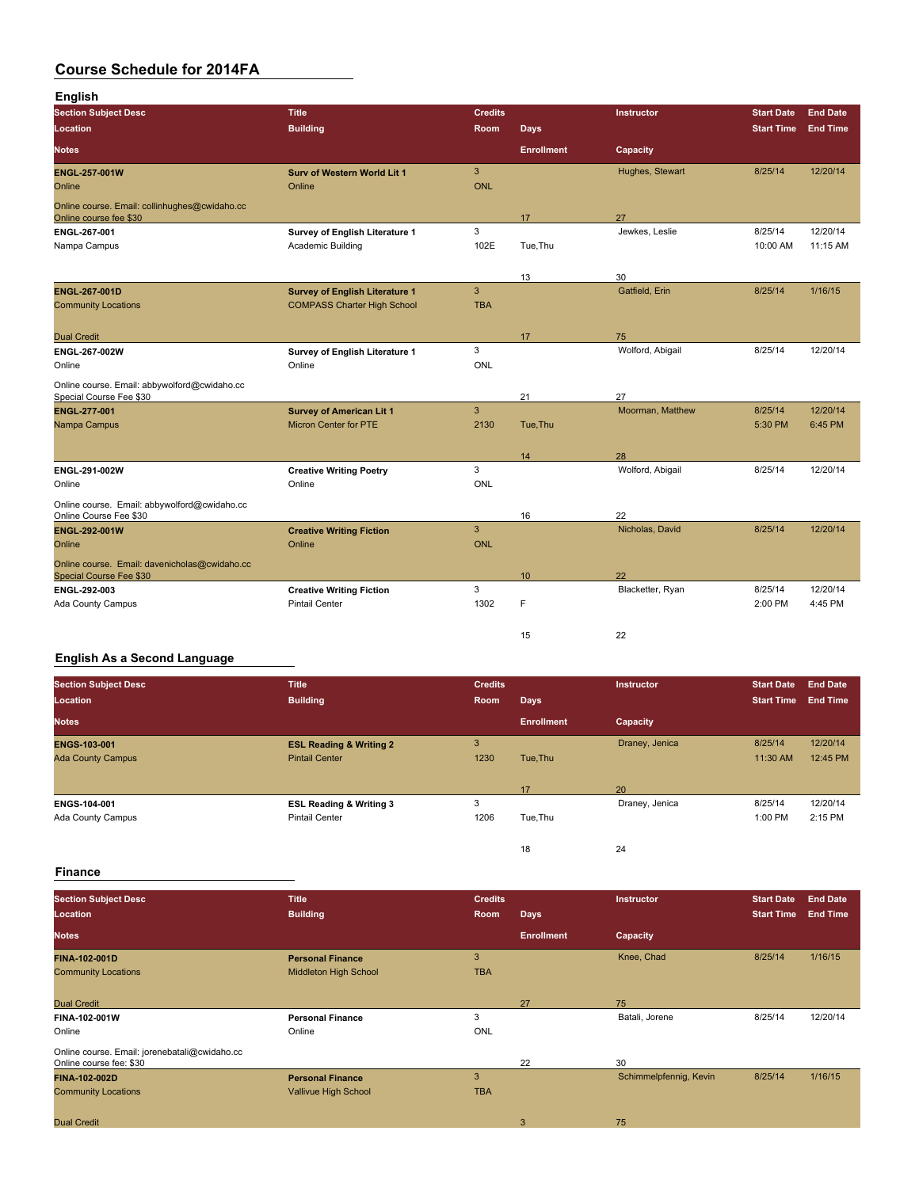# Course Schedule for 2014FA

## English

| Section Subject Desc | Title | Credits | | Instructor | Start Date | End Date |
|---|---|---|---|---|---|---|
| Location | Building | Room | Days | | Start Time | End Time |
| Notes | | | Enrollment | Capacity | | |
| **ENGL-257-001W** | **Surv of Western World Lit 1** | 3 | | Hughes, Stewart | 8/25/14 | 12/20/14 |
| Online | Online | ONL | | | | |
| Online course. Email: collinhughes@cwidaho.cc Online course fee $30 | | | 17 | 27 | | |
| **ENGL-267-001** | **Survey of English Literature 1** | 3 | | Jewkes, Leslie | 8/25/14 | 12/20/14 |
| Nampa Campus | Academic Building | 102E | Tue,Thu | | 10:00 AM | 11:15 AM |
| | | | 13 | 30 | | |
| **ENGL-267-001D** | **Survey of English Literature 1** | 3 | | Gatfield, Erin | 8/25/14 | 1/16/15 |
| Community Locations | COMPASS Charter High School | TBA | | | | |
| Dual Credit | | | 17 | 75 | | |
| **ENGL-267-002W** | **Survey of English Literature 1** | 3 | | Wolford, Abigail | 8/25/14 | 12/20/14 |
| Online | Online | ONL | | | | |
| Online course. Email: abbywolford@cwidaho.cc Special Course Fee $30 | | | 21 | 27 | | |
| **ENGL-277-001** | **Survey of American Lit 1** | 3 | | Moorman, Matthew | 8/25/14 | 12/20/14 |
| Nampa Campus | Micron Center for PTE | 2130 | Tue,Thu | | 5:30 PM | 6:45 PM |
| | | | 14 | 28 | | |
| **ENGL-291-002W** | **Creative Writing Poetry** | 3 | | Wolford, Abigail | 8/25/14 | 12/20/14 |
| Online | Online | ONL | | | | |
| Online course. Email: abbywolford@cwidaho.cc Online Course Fee $30 | | | 16 | 22 | | |
| **ENGL-292-001W** | **Creative Writing Fiction** | 3 | | Nicholas, David | 8/25/14 | 12/20/14 |
| Online | Online | ONL | | | | |
| Online course. Email: davenicholas@cwidaho.cc Special Course Fee $30 | | | 10 | 22 | | |
| **ENGL-292-003** | **Creative Writing Fiction** | 3 | | Blacketter, Ryan | 8/25/14 | 12/20/14 |
| Ada County Campus | Pintail Center | 1302 | F | | 2:00 PM | 4:45 PM |
| | | | 15 | 22 | | |

## English As a Second Language

| Section Subject Desc | Title | Credits | | Instructor | Start Date | End Date |
|---|---|---|---|---|---|---|
| Location | Building | Room | Days | | Start Time | End Time |
| Notes | | | Enrollment | Capacity | | |
| **ENGS-103-001** | **ESL Reading & Writing 2** | 3 | | Draney, Jenica | 8/25/14 | 12/20/14 |
| Ada County Campus | Pintail Center | 1230 | Tue,Thu | | 11:30 AM | 12:45 PM |
| | | | 17 | 20 | | |
| **ENGS-104-001** | **ESL Reading & Writing 3** | 3 | | Draney, Jenica | 8/25/14 | 12/20/14 |
| Ada County Campus | Pintail Center | 1206 | Tue,Thu | | 1:00 PM | 2:15 PM |
| | | | 18 | 24 | | |

## Finance

| Section Subject Desc | Title | Credits | | Instructor | Start Date | End Date |
|---|---|---|---|---|---|---|
| Location | Building | Room | Days | | Start Time | End Time |
| Notes | | | Enrollment | Capacity | | |
| **FINA-102-001D** | **Personal Finance** | 3 | | Knee, Chad | 8/25/14 | 1/16/15 |
| Community Locations | Middleton High School | TBA | | | | |
| Dual Credit | | | 27 | 75 | | |
| **FINA-102-001W** | **Personal Finance** | 3 | | Batali, Jorene | 8/25/14 | 12/20/14 |
| Online | Online | ONL | | | | |
| Online course. Email: jorenebatali@cwidaho.cc Online course fee: $30 | | | 22 | 30 | | |
| **FINA-102-002D** | **Personal Finance** | 3 | | Schimmelpfennig, Kevin | 8/25/14 | 1/16/15 |
| Community Locations | Vallivue High School | TBA | | | | |
| Dual Credit | | | 3 | 75 | | |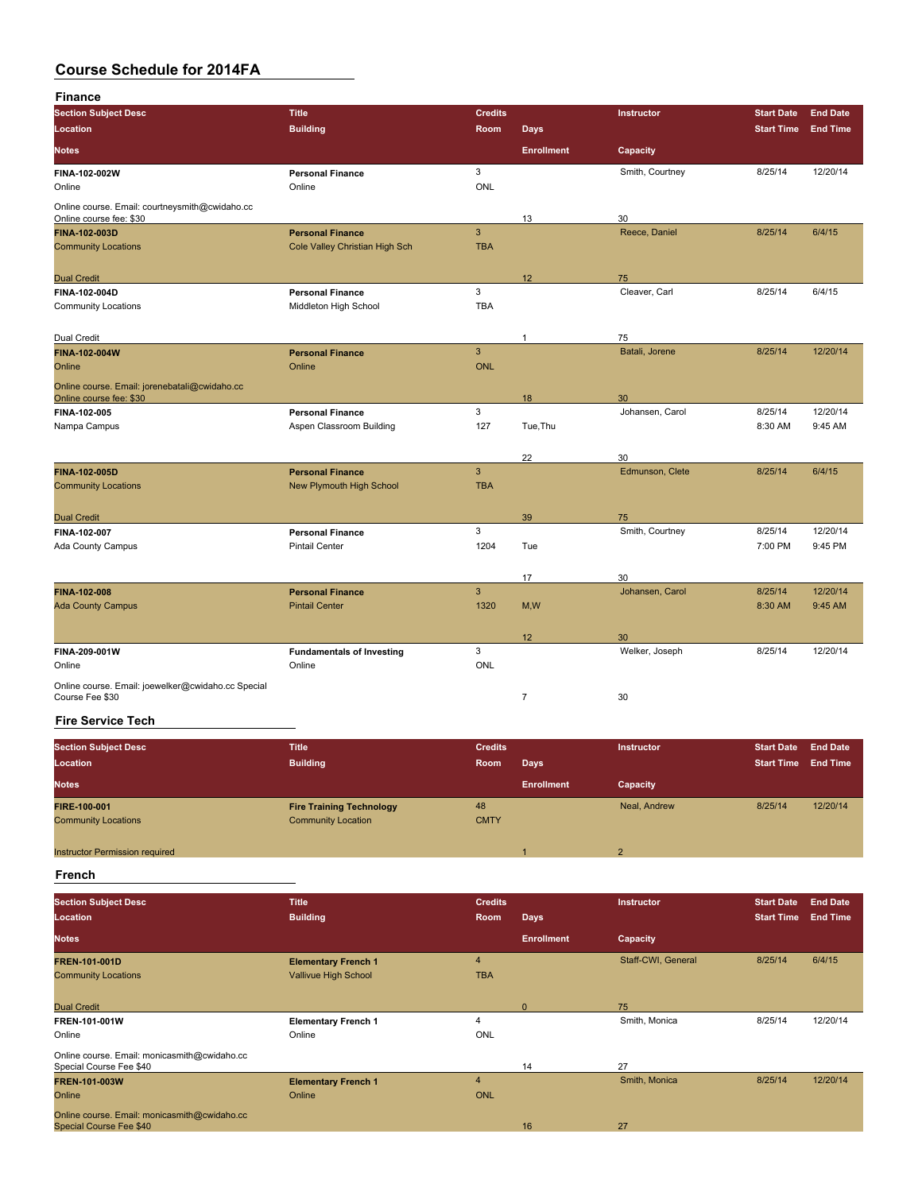# Course Schedule for 2014FA

## Finance

| Section Subject Desc | Title | Credits | | Instructor | Start Date | End Date |
|---|---|---|---|---|---|---|
| Location | Building | Room | Days | | Start Time | End Time |
| Notes | | | Enrollment | Capacity | | |
| **FINA-102-002W** | **Personal Finance** | 3 | | Smith, Courtney | 8/25/14 | 12/20/14 |
| Online | Online | ONL | | | | |
| Online course. Email: courtneysmith@cwidaho.cc Online course fee: $30 | | | 13 | 30 | | |
| **FINA-102-003D** | **Personal Finance** | 3 | | Reece, Daniel | 8/25/14 | 6/4/15 |
| Community Locations | Cole Valley Christian High Sch | TBA | | | | |
| Dual Credit | | | 12 | 75 | | |
| **FINA-102-004D** | **Personal Finance** | 3 | | Cleaver, Carl | 8/25/14 | 6/4/15 |
| Community Locations | Middleton High School | TBA | | | | |
| Dual Credit | | | 1 | 75 | | |
| **FINA-102-004W** | **Personal Finance** | 3 | | Batali, Jorene | 8/25/14 | 12/20/14 |
| Online | Online | ONL | | | | |
| Online course. Email: jorenebatali@cwidaho.cc Online course fee: $30 | | | 18 | 30 | | |
| **FINA-102-005** | **Personal Finance** | 3 | | Johansen, Carol | 8/25/14 | 12/20/14 |
| Nampa Campus | Aspen Classroom Building | 127 | Tue,Thu | | 8:30 AM | 9:45 AM |
| | | | 22 | 30 | | |
| **FINA-102-005D** | **Personal Finance** | 3 | | Edmunson, Clete | 8/25/14 | 6/4/15 |
| Community Locations | New Plymouth High School | TBA | | | | |
| Dual Credit | | | 39 | 75 | | |
| **FINA-102-007** | **Personal Finance** | 3 | | Smith, Courtney | 8/25/14 | 12/20/14 |
| Ada County Campus | Pintail Center | 1204 | Tue | | 7:00 PM | 9:45 PM |
| | | | 17 | 30 | | |
| **FINA-102-008** | **Personal Finance** | 3 | | Johansen, Carol | 8/25/14 | 12/20/14 |
| Ada County Campus | Pintail Center | 1320 | M,W | | 8:30 AM | 9:45 AM |
| | | | 12 | 30 | | |
| **FINA-209-001W** | **Fundamentals of Investing** | 3 | | Welker, Joseph | 8/25/14 | 12/20/14 |
| Online | Online | ONL | | | | |
| Online course. Email: joewelker@cwidaho.cc Special Course Fee $30 | | | 7 | 30 | | |

## Fire Service Tech

| Section Subject Desc | Title | Credits | | Instructor | Start Date | End Date |
|---|---|---|---|---|---|---|
| Location | Building | Room | Days | | Start Time | End Time |
| Notes | | | Enrollment | Capacity | | |
| **FIRE-100-001** | **Fire Training Technology** | 48 | | Neal, Andrew | 8/25/14 | 12/20/14 |
| Community Locations | Community Location | CMTY | | | | |
| Instructor Permission required | | | 1 | 2 | | |

## French

| Section Subject Desc | Title | Credits | | Instructor | Start Date | End Date |
|---|---|---|---|---|---|---|
| Location | Building | Room | Days | | Start Time | End Time |
| Notes | | | Enrollment | Capacity | | |
| **FREN-101-001D** | **Elementary French 1** | 4 | | Staff-CWI, General | 8/25/14 | 6/4/15 |
| Community Locations | Vallivue High School | TBA | | | | |
| Dual Credit | | | 0 | 75 | | |
| **FREN-101-001W** | **Elementary French 1** | 4 | | Smith, Monica | 8/25/14 | 12/20/14 |
| Online | Online | ONL | | | | |
| Online course. Email: monicasmith@cwidaho.cc Special Course Fee $40 | | | 14 | 27 | | |
| **FREN-101-003W** | **Elementary French 1** | 4 | | Smith, Monica | 8/25/14 | 12/20/14 |
| Online | Online | ONL | | | | |
| Online course. Email: monicasmith@cwidaho.cc Special Course Fee $40 | | | 16 | 27 | | |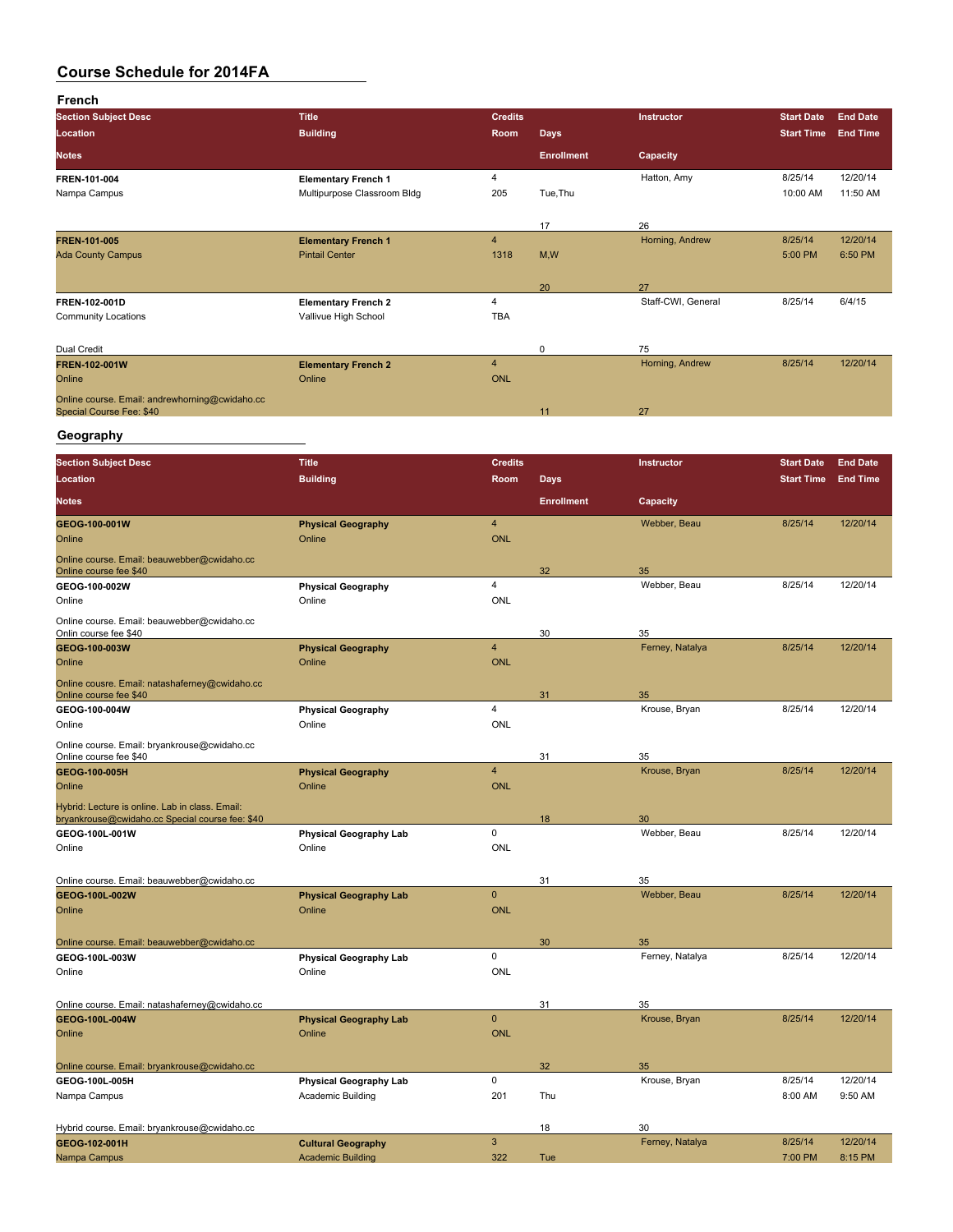# Course Schedule for 2014FA

## French

| Section Subject Desc | Title | Credits | | Instructor | Start Date | End Date |
|---|---|---|---|---|---|---|
| Location | Building | Room | Days | | Start Time | End Time |
| Notes | | | Enrollment | Capacity | | |
| **FREN-101-004** | **Elementary French 1** | 4 | | Hatton, Amy | 8/25/14 | 12/20/14 |
| Nampa Campus | Multipurpose Classroom Bldg | 205 | Tue,Thu | | 10:00 AM | 11:50 AM |
| | | | 17 | 26 | | |
| **FREN-101-005** | **Elementary French 1** | 4 | | Horning, Andrew | 8/25/14 | 12/20/14 |
| Ada County Campus | Pintail Center | 1318 | M,W | | 5:00 PM | 6:50 PM |
| | | | 20 | 27 | | |
| **FREN-102-001D** | **Elementary French 2** | 4 | | Staff-CWI, General | 8/25/14 | 6/4/15 |
| Community Locations | Vallivue High School | TBA | | | | |
| Dual Credit | | | 0 | 75 | | |
| **FREN-102-001W** | **Elementary French 2** | 4 | | Horning, Andrew | 8/25/14 | 12/20/14 |
| Online | Online | ONL | | | | |
| Online course. Email: andrewhorning@cwidaho.cc Special Course Fee: $40 | | | 11 | 27 | | |

## Geography

| Section Subject Desc | Title | Credits | | Instructor | Start Date | End Date |
|---|---|---|---|---|---|---|
| Location | Building | Room | Days | | Start Time | End Time |
| Notes | | | Enrollment | Capacity | | |
| **GEOG-100-001W** | **Physical Geography** | 4 | | Webber, Beau | 8/25/14 | 12/20/14 |
| Online | Online | ONL | | | | |
| Online course. Email: beauwebber@cwidaho.cc Online course fee $40 | | | 32 | 35 | | |
| **GEOG-100-002W** | **Physical Geography** | 4 | | Webber, Beau | 8/25/14 | 12/20/14 |
| Online | Online | ONL | | | | |
| Online course. Email: beauwebber@cwidaho.cc Onlin course fee $40 | | | 30 | 35 | | |
| **GEOG-100-003W** | **Physical Geography** | 4 | | Ferney, Natalya | 8/25/14 | 12/20/14 |
| Online | Online | ONL | | | | |
| Online coucsre. Email: natashaferney@cwidaho.cc Online course fee $40 | | | 31 | 35 | | |
| **GEOG-100-004W** | **Physical Geography** | 4 | | Krouse, Bryan | 8/25/14 | 12/20/14 |
| Online | Online | ONL | | | | |
| Online course. Email: bryankrouse@cwidaho.cc Online course fee $40 | | | 31 | 35 | | |
| **GEOG-100-005H** | **Physical Geography** | 4 | | Krouse, Bryan | 8/25/14 | 12/20/14 |
| Online | Online | ONL | | | | |
| Hybrid: Lecture is online. Lab in class. Email: bryankrouse@cwidaho.cc Special course fee: $40 | | | 18 | 30 | | |
| **GEOG-100L-001W** | **Physical Geography Lab** | 0 | | Webber, Beau | 8/25/14 | 12/20/14 |
| Online | Online | ONL | | | | |
| Online course. Email: beauwebber@cwidaho.cc | | | 31 | 35 | | |
| **GEOG-100L-002W** | **Physical Geography Lab** | 0 | | Webber, Beau | 8/25/14 | 12/20/14 |
| Online | Online | ONL | | | | |
| Online course. Email: beauwebber@cwidaho.cc | | | 30 | 35 | | |
| **GEOG-100L-003W** | **Physical Geography Lab** | 0 | | Ferney, Natalya | 8/25/14 | 12/20/14 |
| Online | Online | ONL | | | | |
| Online course. Email: natashaferney@cwidaho.cc | | | 31 | 35 | | |
| **GEOG-100L-004W** | **Physical Geography Lab** | 0 | | Krouse, Bryan | 8/25/14 | 12/20/14 |
| Online | Online | ONL | | | | |
| Online course. Email: bryankrouse@cwidaho.cc | | | 32 | 35 | | |
| **GEOG-100L-005H** | **Physical Geography Lab** | 0 | | Krouse, Bryan | 8/25/14 | 12/20/14 |
| Nampa Campus | Academic Building | 201 | Thu | | 8:00 AM | 9:50 AM |
| Hybrid course. Email: bryankrouse@cwidaho.cc | | | 18 | 30 | | |
| **GEOG-102-001H** | **Cultural Geography** | 3 | | Ferney, Natalya | 8/25/14 | 12/20/14 |
| Nampa Campus | Academic Building | 322 | Tue | | 7:00 PM | 8:15 PM |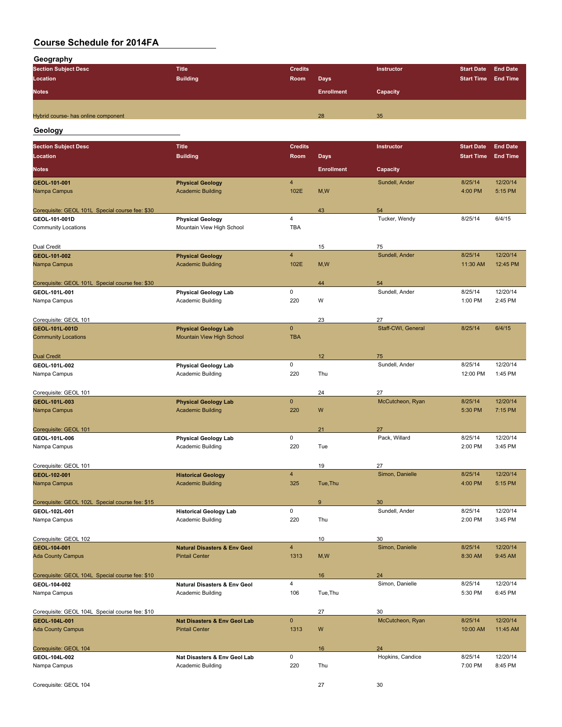# Course Schedule for 2014FA

## Geography

| Section Subject Desc | Title | Credits | Days | Instructor | Start Date | End Date |
|---|---|---|---|---|---|---|
| Location | Building | Room | Days | | Start Time | End Time |
| Notes | | | Enrollment | Capacity | | |
| | | | | | | |
| Hybrid course- has online component | | | 28 | 35 | | |

## Geology

| Section Subject Desc | Title | Credits | Days | Instructor | Start Date | End Date |
|---|---|---|---|---|---|---|
| Location | Building | Room | Days | | Start Time | End Time |
| Notes | | | Enrollment | Capacity | | |
| **GEOL-101-001** | **Physical Geology** | 4 | | Sundell, Ander | 8/25/14 | 12/20/14 |
| Nampa Campus | Academic Building | 102E | M,W | | 4:00 PM | 5:15 PM |
| Corequisite: GEOL 101L Special course fee: $30 | | | 43 | 54 | | |
| **GEOL-101-001D** | **Physical Geology** | 4 | | Tucker, Wendy | 8/25/14 | 6/4/15 |
| Community Locations | Mountain View High School | TBA | | | | |
| Dual Credit | | | 15 | 75 | | |
| **GEOL-101-002** | **Physical Geology** | 4 | | Sundell, Ander | 8/25/14 | 12/20/14 |
| Nampa Campus | Academic Building | 102E | M,W | | 11:30 AM | 12:45 PM |
| Corequisite: GEOL 101L Special course fee: $30 | | | 44 | 54 | | |
| **GEOL-101L-001** | **Physical Geology Lab** | 0 | | Sundell, Ander | 8/25/14 | 12/20/14 |
| Nampa Campus | Academic Building | 220 | W | | 1:00 PM | 2:45 PM |
| Corequisite: GEOL 101 | | | 23 | 27 | | |
| **GEOL-101L-001D** | **Physical Geology Lab** | 0 | | Staff-CWI, General | 8/25/14 | 6/4/15 |
| Community Locations | Mountain View High School | TBA | | | | |
| Dual Credit | | | 12 | 75 | | |
| **GEOL-101L-002** | **Physical Geology Lab** | 0 | | Sundell, Ander | 8/25/14 | 12/20/14 |
| Nampa Campus | Academic Building | 220 | Thu | | 12:00 PM | 1:45 PM |
| Corequisite: GEOL 101 | | | 24 | 27 | | |
| **GEOL-101L-003** | **Physical Geology Lab** | 0 | | McCutcheon, Ryan | 8/25/14 | 12/20/14 |
| Nampa Campus | Academic Building | 220 | W | | 5:30 PM | 7:15 PM |
| Corequisite: GEOL 101 | | | 21 | 27 | | |
| **GEOL-101L-006** | **Physical Geology Lab** | 0 | | Pack, Willard | 8/25/14 | 12/20/14 |
| Nampa Campus | Academic Building | 220 | Tue | | 2:00 PM | 3:45 PM |
| Corequisite: GEOL 101 | | | 19 | 27 | | |
| **GEOL-102-001** | **Historical Geology** | 4 | | Simon, Danielle | 8/25/14 | 12/20/14 |
| Nampa Campus | Academic Building | 325 | Tue,Thu | | 4:00 PM | 5:15 PM |
| Corequisite: GEOL 102L Special course fee: $15 | | | 9 | 30 | | |
| **GEOL-102L-001** | **Historical Geology Lab** | 0 | | Sundell, Ander | 8/25/14 | 12/20/14 |
| Nampa Campus | Academic Building | 220 | Thu | | 2:00 PM | 3:45 PM |
| Corequisite: GEOL 102 | | | 10 | 30 | | |
| **GEOL-104-001** | **Natural Disasters & Env Geol** | 4 | | Simon, Danielle | 8/25/14 | 12/20/14 |
| Ada County Campus | Pintail Center | 1313 | M,W | | 8:30 AM | 9:45 AM |
| Corequisite: GEOL 104L Special course fee: $10 | | | 16 | 24 | | |
| **GEOL-104-002** | **Natural Disasters & Env Geol** | 4 | | Simon, Danielle | 8/25/14 | 12/20/14 |
| Nampa Campus | Academic Building | 106 | Tue,Thu | | 5:30 PM | 6:45 PM |
| Corequisite: GEOL 104L Special course fee: $10 | | | 27 | 30 | | |
| **GEOL-104L-001** | **Nat Disasters & Env Geol Lab** | 0 | | McCutcheon, Ryan | 8/25/14 | 12/20/14 |
| Ada County Campus | Pintail Center | 1313 | W | | 10:00 AM | 11:45 AM |
| Corequisite: GEOL 104 | | | 16 | 24 | | |
| **GEOL-104L-002** | **Nat Disasters & Env Geol Lab** | 0 | | Hopkins, Candice | 8/25/14 | 12/20/14 |
| Nampa Campus | Academic Building | 220 | Thu | | 7:00 PM | 8:45 PM |
| Corequisite: GEOL 104 | | | 27 | 30 | | |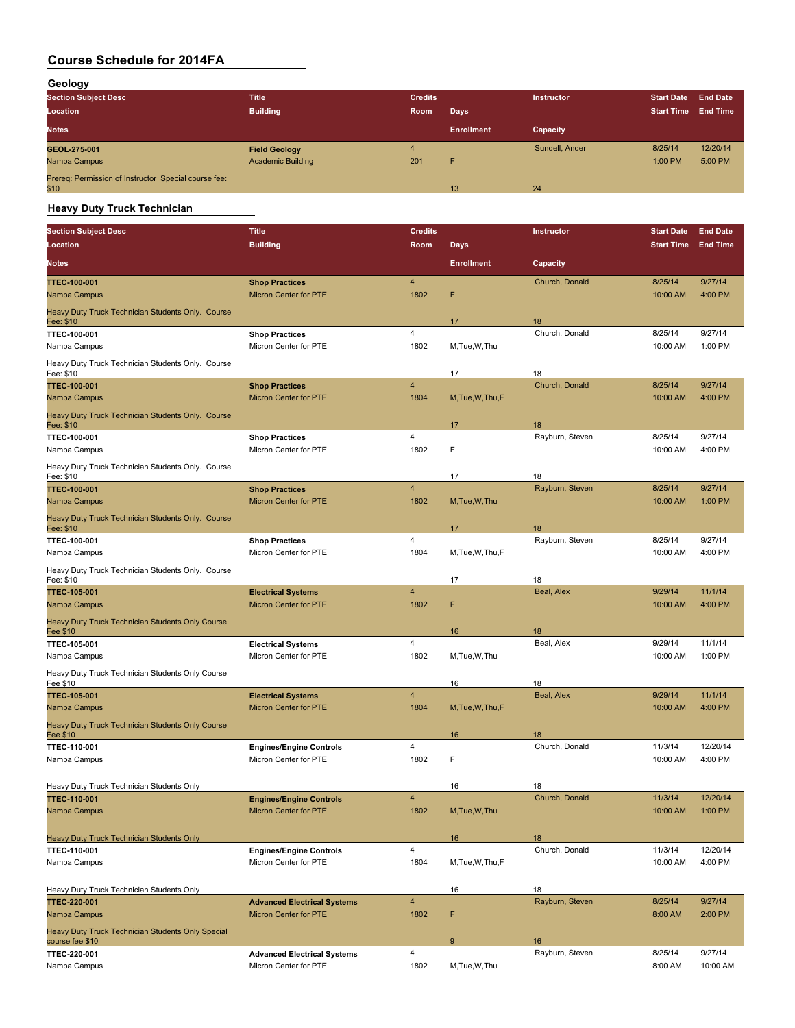# Course Schedule for 2014FA

## Geology

| Section Subject Desc | Title | Credits | | Instructor | Start Date | End Date |
|---|---|---|---|---|---|---|
| Location | Building | Room | Days | | Start Time | End Time |
| Notes | | | Enrollment | Capacity | | |
| GEOL-275-001 | Field Geology | 4 | | Sundell, Ander | 8/25/14 | 12/20/14 |
| Nampa Campus | Academic Building | 201 | F | | 1:00 PM | 5:00 PM |
| Prereq: Permission of Instructor Special course fee: $10 | | | 13 | 24 | | |

## Heavy Duty Truck Technician

| Section Subject Desc | Title | Credits | | Instructor | Start Date | End Date |
|---|---|---|---|---|---|---|
| Location | Building | Room | Days | | Start Time | End Time |
| Notes | | | Enrollment | Capacity | | |
| TTEC-100-001 | Shop Practices | 4 | | Church, Donald | 8/25/14 | 9/27/14 |
| Nampa Campus | Micron Center for PTE | 1802 | F | | 10:00 AM | 4:00 PM |
| Heavy Duty Truck Technician Students Only. Course Fee: $10 | | | 17 | 18 | | |
| TTEC-100-001 | Shop Practices | 4 | | Church, Donald | 8/25/14 | 9/27/14 |
| Nampa Campus | Micron Center for PTE | 1802 | M,Tue,W,Thu | | 10:00 AM | 1:00 PM |
| Heavy Duty Truck Technician Students Only. Course Fee: $10 | | | 17 | 18 | | |
| TTEC-100-001 | Shop Practices | 4 | | Church, Donald | 8/25/14 | 9/27/14 |
| Nampa Campus | Micron Center for PTE | 1804 | M,Tue,W,Thu,F | | 10:00 AM | 4:00 PM |
| Heavy Duty Truck Technician Students Only. Course Fee: $10 | | | 17 | 18 | | |
| TTEC-100-001 | Shop Practices | 4 | | Rayburn, Steven | 8/25/14 | 9/27/14 |
| Nampa Campus | Micron Center for PTE | 1802 | F | | 10:00 AM | 4:00 PM |
| Heavy Duty Truck Technician Students Only. Course Fee: $10 | | | 17 | 18 | | |
| TTEC-100-001 | Shop Practices | 4 | | Rayburn, Steven | 8/25/14 | 9/27/14 |
| Nampa Campus | Micron Center for PTE | 1802 | M,Tue,W,Thu | | 10:00 AM | 1:00 PM |
| Heavy Duty Truck Technician Students Only. Course Fee: $10 | | | 17 | 18 | | |
| TTEC-100-001 | Shop Practices | 4 | | Rayburn, Steven | 8/25/14 | 9/27/14 |
| Nampa Campus | Micron Center for PTE | 1804 | M,Tue,W,Thu,F | | 10:00 AM | 4:00 PM |
| Heavy Duty Truck Technician Students Only. Course Fee: $10 | | | 17 | 18 | | |
| TTEC-105-001 | Electrical Systems | 4 | | Beal, Alex | 9/29/14 | 11/1/14 |
| Nampa Campus | Micron Center for PTE | 1802 | F | | 10:00 AM | 4:00 PM |
| Heavy Duty Truck Technician Students Only Course Fee $10 | | | 16 | 18 | | |
| TTEC-105-001 | Electrical Systems | 4 | | Beal, Alex | 9/29/14 | 11/1/14 |
| Nampa Campus | Micron Center for PTE | 1802 | M,Tue,W,Thu | | 10:00 AM | 1:00 PM |
| Heavy Duty Truck Technician Students Only Course Fee $10 | | | 16 | 18 | | |
| TTEC-105-001 | Electrical Systems | 4 | | Beal, Alex | 9/29/14 | 11/1/14 |
| Nampa Campus | Micron Center for PTE | 1804 | M,Tue,W,Thu,F | | 10:00 AM | 4:00 PM |
| Heavy Duty Truck Technician Students Only Course Fee $10 | | | 16 | 18 | | |
| TTEC-110-001 | Engines/Engine Controls | 4 | | Church, Donald | 11/3/14 | 12/20/14 |
| Nampa Campus | Micron Center for PTE | 1802 | F | | 10:00 AM | 4:00 PM |
| Heavy Duty Truck Technician Students Only | | | 16 | 18 | | |
| TTEC-110-001 | Engines/Engine Controls | 4 | | Church, Donald | 11/3/14 | 12/20/14 |
| Nampa Campus | Micron Center for PTE | 1802 | M,Tue,W,Thu | | 10:00 AM | 1:00 PM |
| Heavy Duty Truck Technician Students Only | | | 16 | 18 | | |
| TTEC-110-001 | Engines/Engine Controls | 4 | | Church, Donald | 11/3/14 | 12/20/14 |
| Nampa Campus | Micron Center for PTE | 1804 | M,Tue,W,Thu,F | | 10:00 AM | 4:00 PM |
| Heavy Duty Truck Technician Students Only | | | 16 | 18 | | |
| TTEC-220-001 | Advanced Electrical Systems | 4 | | Rayburn, Steven | 8/25/14 | 9/27/14 |
| Nampa Campus | Micron Center for PTE | 1802 | F | | 8:00 AM | 2:00 PM |
| Heavy Duty Truck Technician Students Only Special course fee $10 | | | 9 | 16 | | |
| TTEC-220-001 | Advanced Electrical Systems | 4 | | Rayburn, Steven | 8/25/14 | 9/27/14 |
| Nampa Campus | Micron Center for PTE | 1802 | M,Tue,W,Thu | | 8:00 AM | 10:00 AM |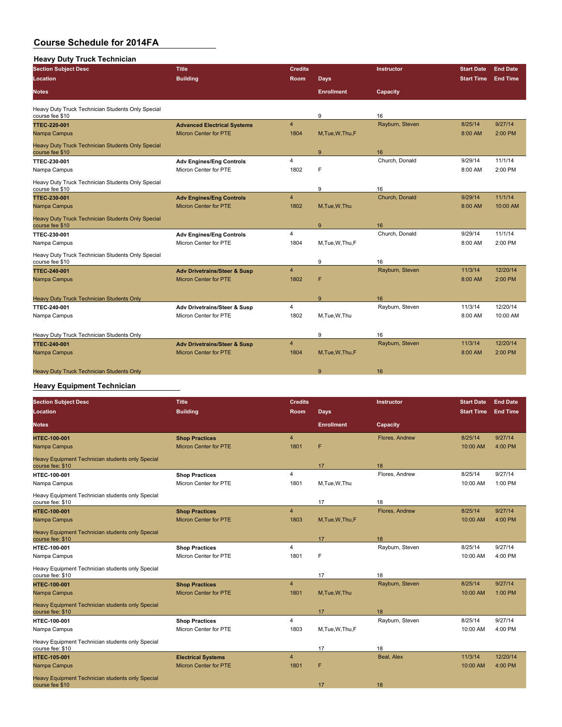# Course Schedule for 2014FA

## Heavy Duty Truck Technician

| Section Subject Desc | Title | Credits | | Instructor | Start Date | End Date |
|---|---|---|---|---|---|---|
| Location | Building | Room | Days | | Start Time | End Time |
| Notes | | | Enrollment | Capacity | | |
| Heavy Duty Truck Technician Students Only Special course fee $10 | | | 9 | 16 | | |
| **TTEC-220-001** | **Advanced Electrical Systems** | 4 | | Rayburn, Steven | 8/25/14 | 9/27/14 |
| Nampa Campus | Micron Center for PTE | 1804 | M,Tue,W,Thu,F | | 8:00 AM | 2:00 PM |
| Heavy Duty Truck Technician Students Only Special course fee $10 | | | 9 | 16 | | |
| **TTEC-230-001** | **Adv Engines/Eng Controls** | 4 | | Church, Donald | 9/29/14 | 11/1/14 |
| Nampa Campus | Micron Center for PTE | 1802 | F | | 8:00 AM | 2:00 PM |
| Heavy Duty Truck Technician Students Only Special course fee $10 | | | 9 | 16 | | |
| **TTEC-230-001** | **Adv Engines/Eng Controls** | 4 | | Church, Donald | 9/29/14 | 11/1/14 |
| Nampa Campus | Micron Center for PTE | 1802 | M,Tue,W,Thu | | 8:00 AM | 10:00 AM |
| Heavy Duty Truck Technician Students Only Special course fee $10 | | | 9 | 16 | | |
| **TTEC-230-001** | **Adv Engines/Eng Controls** | 4 | | Church, Donald | 9/29/14 | 11/1/14 |
| Nampa Campus | Micron Center for PTE | 1804 | M,Tue,W,Thu,F | | 8:00 AM | 2:00 PM |
| Heavy Duty Truck Technician Students Only Special course fee $10 | | | 9 | 16 | | |
| **TTEC-240-001** | **Adv Drivetrains/Steer & Susp** | 4 | | Rayburn, Steven | 11/3/14 | 12/20/14 |
| Nampa Campus | Micron Center for PTE | 1802 | F | | 8:00 AM | 2:00 PM |
| Heavy Duty Truck Technician Students Only | | | 9 | 16 | | |
| **TTEC-240-001** | **Adv Drivetrains/Steer & Susp** | 4 | | Rayburn, Steven | 11/3/14 | 12/20/14 |
| Nampa Campus | Micron Center for PTE | 1802 | M,Tue,W,Thu | | 8:00 AM | 10:00 AM |
| Heavy Duty Truck Technician Students Only | | | 9 | 16 | | |
| **TTEC-240-001** | **Adv Drivetrains/Steer & Susp** | 4 | | Rayburn, Steven | 11/3/14 | 12/20/14 |
| Nampa Campus | Micron Center for PTE | 1804 | M,Tue,W,Thu,F | | 8:00 AM | 2:00 PM |
| Heavy Duty Truck Technician Students Only | | | 9 | 16 | | |

## Heavy Equipment Technician

| Section Subject Desc | Title | Credits | | Instructor | Start Date | End Date |
|---|---|---|---|---|---|---|
| Location | Building | Room | Days | | Start Time | End Time |
| Notes | | | Enrollment | Capacity | | |
| **HTEC-100-001** | **Shop Practices** | 4 | | Flores, Andrew | 8/25/14 | 9/27/14 |
| Nampa Campus | Micron Center for PTE | 1801 | F | | 10:00 AM | 4:00 PM |
| Heavy Equipment Technician students only Special course fee: $10 | | | 17 | 18 | | |
| **HTEC-100-001** | **Shop Practices** | 4 | | Flores, Andrew | 8/25/14 | 9/27/14 |
| Nampa Campus | Micron Center for PTE | 1801 | M,Tue,W,Thu | | 10:00 AM | 1:00 PM |
| Heavy Equipment Technician students only Special course fee: $10 | | | 17 | 18 | | |
| **HTEC-100-001** | **Shop Practices** | 4 | | Flores, Andrew | 8/25/14 | 9/27/14 |
| Nampa Campus | Micron Center for PTE | 1803 | M,Tue,W,Thu,F | | 10:00 AM | 4:00 PM |
| Heavy Equipment Technician students only Special course fee: $10 | | | 17 | 18 | | |
| **HTEC-100-001** | **Shop Practices** | 4 | | Rayburn, Steven | 8/25/14 | 9/27/14 |
| Nampa Campus | Micron Center for PTE | 1801 | F | | 10:00 AM | 4:00 PM |
| Heavy Equipment Technician students only Special course fee: $10 | | | 17 | 18 | | |
| **HTEC-100-001** | **Shop Practices** | 4 | | Rayburn, Steven | 8/25/14 | 9/27/14 |
| Nampa Campus | Micron Center for PTE | 1801 | M,Tue,W,Thu | | 10:00 AM | 1:00 PM |
| Heavy Equipment Technician students only Special course fee: $10 | | | 17 | 18 | | |
| **HTEC-100-001** | **Shop Practices** | 4 | | Rayburn, Steven | 8/25/14 | 9/27/14 |
| Nampa Campus | Micron Center for PTE | 1803 | M,Tue,W,Thu,F | | 10:00 AM | 4:00 PM |
| Heavy Equipment Technician students only Special course fee: $10 | | | 17 | 18 | | |
| **HTEC-105-001** | **Electrical Systems** | 4 | | Beal, Alex | 11/3/14 | 12/20/14 |
| Nampa Campus | Micron Center for PTE | 1801 | F | | 10:00 AM | 4:00 PM |
| Heavy Equipment Technician students only Special course fee $10 | | | 17 | 18 | | |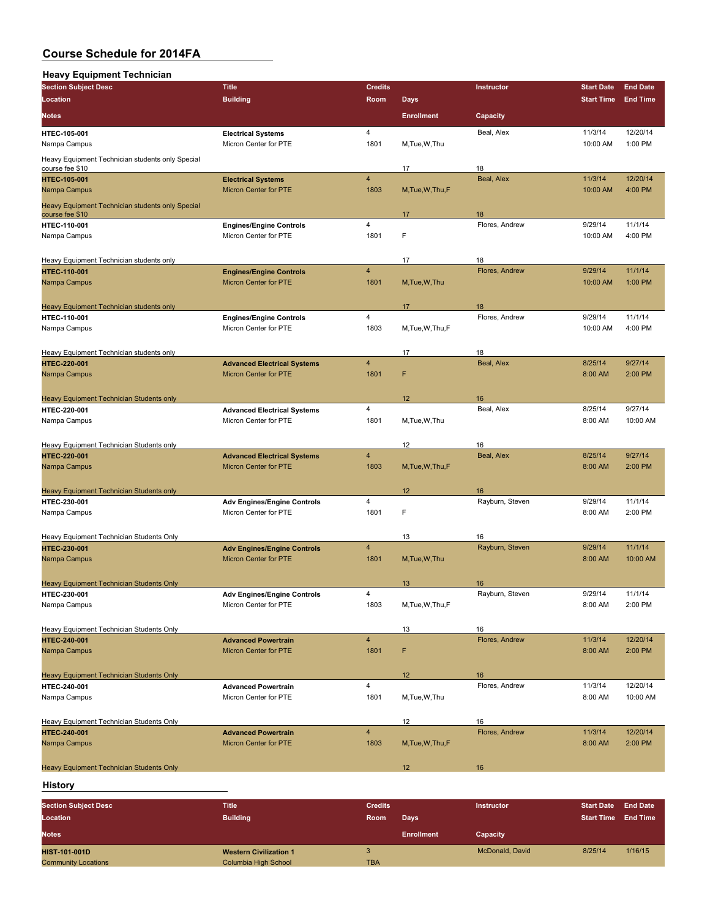# Course Schedule for 2014FA

## Heavy Equipment Technician

| Section Subject Desc / Location / Notes | Title / Building | Credits / Room | Days / Enrollment | Instructor / Capacity | Start Date / Start Time | End Date / End Time |
|---|---|---|---|---|---|---|
| HTEC-105-001 | Electrical Systems | 4 | | Beal, Alex | 11/3/14 | 12/20/14 |
| Nampa Campus | Micron Center for PTE | 1801 | M,Tue,W,Thu | | 10:00 AM | 1:00 PM |
| Heavy Equipment Technician students only Special course fee $10 | | | 17 | 18 | | |
| HTEC-105-001 | Electrical Systems | 4 | | Beal, Alex | 11/3/14 | 12/20/14 |
| Nampa Campus | Micron Center for PTE | 1803 | M,Tue,W,Thu,F | | 10:00 AM | 4:00 PM |
| Heavy Equipment Technician students only Special course fee $10 | | | 17 | 18 | | |
| HTEC-110-001 | Engines/Engine Controls | 4 | | Flores, Andrew | 9/29/14 | 11/1/14 |
| Nampa Campus | Micron Center for PTE | 1801 | F | | 10:00 AM | 4:00 PM |
| Heavy Equipment Technician students only | | | 17 | 18 | | |
| HTEC-110-001 | Engines/Engine Controls | 4 | | Flores, Andrew | 9/29/14 | 11/1/14 |
| Nampa Campus | Micron Center for PTE | 1801 | M,Tue,W,Thu | | 10:00 AM | 1:00 PM |
| Heavy Equipment Technician students only | | | 17 | 18 | | |
| HTEC-110-001 | Engines/Engine Controls | 4 | | Flores, Andrew | 9/29/14 | 11/1/14 |
| Nampa Campus | Micron Center for PTE | 1803 | M,Tue,W,Thu,F | | 10:00 AM | 4:00 PM |
| Heavy Equipment Technician students only | | | 17 | 18 | | |
| HTEC-220-001 | Advanced Electrical Systems | 4 | | Beal, Alex | 8/25/14 | 9/27/14 |
| Nampa Campus | Micron Center for PTE | 1801 | F | | 8:00 AM | 2:00 PM |
| Heavy Equipment Technician Students only | | | 12 | 16 | | |
| HTEC-220-001 | Advanced Electrical Systems | 4 | | Beal, Alex | 8/25/14 | 9/27/14 |
| Nampa Campus | Micron Center for PTE | 1801 | M,Tue,W,Thu | | 8:00 AM | 10:00 AM |
| Heavy Equipment Technician Students only | | | 12 | 16 | | |
| HTEC-220-001 | Advanced Electrical Systems | 4 | | Beal, Alex | 8/25/14 | 9/27/14 |
| Nampa Campus | Micron Center for PTE | 1803 | M,Tue,W,Thu,F | | 8:00 AM | 2:00 PM |
| Heavy Equipment Technician Students only | | | 12 | 16 | | |
| HTEC-230-001 | Adv Engines/Engine Controls | 4 | | Rayburn, Steven | 9/29/14 | 11/1/14 |
| Nampa Campus | Micron Center for PTE | 1801 | F | | 8:00 AM | 2:00 PM |
| Heavy Equipment Technician Students Only | | | 13 | 16 | | |
| HTEC-230-001 | Adv Engines/Engine Controls | 4 | | Rayburn, Steven | 9/29/14 | 11/1/14 |
| Nampa Campus | Micron Center for PTE | 1801 | M,Tue,W,Thu | | 8:00 AM | 10:00 AM |
| Heavy Equipment Technician Students Only | | | 13 | 16 | | |
| HTEC-230-001 | Adv Engines/Engine Controls | 4 | | Rayburn, Steven | 9/29/14 | 11/1/14 |
| Nampa Campus | Micron Center for PTE | 1803 | M,Tue,W,Thu,F | | 8:00 AM | 2:00 PM |
| Heavy Equipment Technician Students Only | | | 13 | 16 | | |
| HTEC-240-001 | Advanced Powertrain | 4 | | Flores, Andrew | 11/3/14 | 12/20/14 |
| Nampa Campus | Micron Center for PTE | 1801 | F | | 8:00 AM | 2:00 PM |
| Heavy Equipment Technician Students Only | | | 12 | 16 | | |
| HTEC-240-001 | Advanced Powertrain | 4 | | Flores, Andrew | 11/3/14 | 12/20/14 |
| Nampa Campus | Micron Center for PTE | 1801 | M,Tue,W,Thu | | 8:00 AM | 10:00 AM |
| Heavy Equipment Technician Students Only | | | 12 | 16 | | |
| HTEC-240-001 | Advanced Powertrain | 4 | | Flores, Andrew | 11/3/14 | 12/20/14 |
| Nampa Campus | Micron Center for PTE | 1803 | M,Tue,W,Thu,F | | 8:00 AM | 2:00 PM |
| Heavy Equipment Technician Students Only | | | 12 | 16 | | |

## History

| Section Subject Desc / Location / Notes | Title / Building | Credits / Room | Days / Enrollment | Instructor / Capacity | Start Date / Start Time | End Date / End Time |
|---|---|---|---|---|---|---|
| HIST-101-001D | Western Civilization 1 | 3 | | McDonald, David | 8/25/14 | 1/16/15 |
| Community Locations | Columbia High School | TBA | | | | |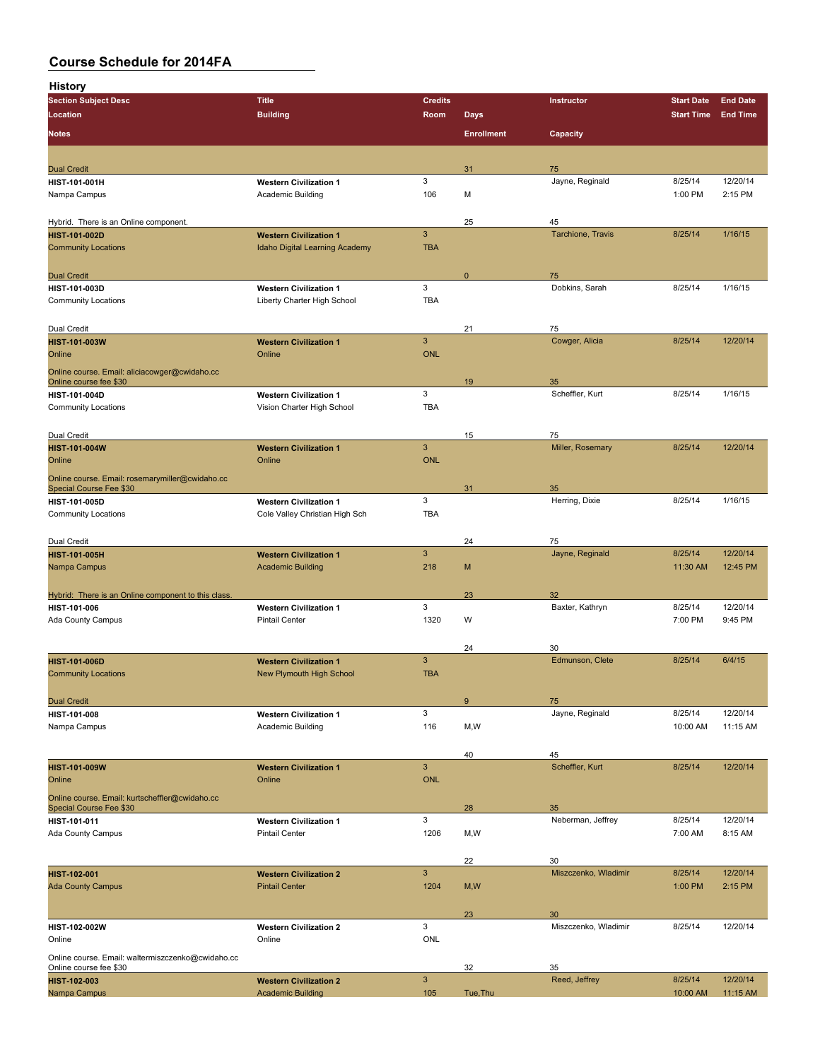# Course Schedule for 2014FA

## History

| Section Subject Desc | Title | Credits | | Instructor | Start Date | End Date |
|---|---|---|---|---|---|---|
| Location | Building | Room | Days | | Start Time | End Time |
| Notes | | | Enrollment | Capacity | | |
| Dual Credit | | | 31 | 75 | | |
| HIST-101-001H | Western Civilization 1 | 3 | | Jayne, Reginald | 8/25/14 | 12/20/14 |
| Nampa Campus | Academic Building | 106 | M | | 1:00 PM | 2:15 PM |
| Hybrid. There is an Online component. | | | 25 | 45 | | |
| HIST-101-002D | Western Civilization 1 | 3 | | Tarchione, Travis | 8/25/14 | 1/16/15 |
| Community Locations | Idaho Digital Learning Academy | TBA | | | | |
| Dual Credit | | | 0 | 75 | | |
| HIST-101-003D | Western Civilization 1 | 3 | | Dobkins, Sarah | 8/25/14 | 1/16/15 |
| Community Locations | Liberty Charter High School | TBA | | | | |
| Dual Credit | | | 21 | 75 | | |
| HIST-101-003W | Western Civilization 1 | 3 | | Cowger, Alicia | 8/25/14 | 12/20/14 |
| Online | Online | ONL | | | | |
| Online course. Email: aliciacowger@cwidaho.cc Online course fee $30 | | | 19 | 35 | | |
| HIST-101-004D | Western Civilization 1 | 3 | | Scheffler, Kurt | 8/25/14 | 1/16/15 |
| Community Locations | Vision Charter High School | TBA | | | | |
| Dual Credit | | | 15 | 75 | | |
| HIST-101-004W | Western Civilization 1 | 3 | | Miller, Rosemary | 8/25/14 | 12/20/14 |
| Online | Online | ONL | | | | |
| Online course. Email: rosemarymiller@cwidaho.cc Special Course Fee $30 | | | 31 | 35 | | |
| HIST-101-005D | Western Civilization 1 | 3 | | Herring, Dixie | 8/25/14 | 1/16/15 |
| Community Locations | Cole Valley Christian High Sch | TBA | | | | |
| Dual Credit | | | 24 | 75 | | |
| HIST-101-005H | Western Civilization 1 | 3 | | Jayne, Reginald | 8/25/14 | 12/20/14 |
| Nampa Campus | Academic Building | 218 | M | | 11:30 AM | 12:45 PM |
| Hybrid: There is an Online component to this class. | | | 23 | 32 | | |
| HIST-101-006 | Western Civilization 1 | 3 | | Baxter, Kathryn | 8/25/14 | 12/20/14 |
| Ada County Campus | Pintail Center | 1320 | W | | 7:00 PM | 9:45 PM |
| | | | 24 | 30 | | |
| HIST-101-006D | Western Civilization 1 | 3 | | Edmunson, Clete | 8/25/14 | 6/4/15 |
| Community Locations | New Plymouth High School | TBA | | | | |
| Dual Credit | | | 9 | 75 | | |
| HIST-101-008 | Western Civilization 1 | 3 | | Jayne, Reginald | 8/25/14 | 12/20/14 |
| Nampa Campus | Academic Building | 116 | M,W | | 10:00 AM | 11:15 AM |
| | | | 40 | 45 | | |
| HIST-101-009W | Western Civilization 1 | 3 | | Scheffler, Kurt | 8/25/14 | 12/20/14 |
| Online | Online | ONL | | | | |
| Online course. Email: kurtscheffler@cwidaho.cc Special Course Fee $30 | | | 28 | 35 | | |
| HIST-101-011 | Western Civilization 1 | 3 | | Neberman, Jeffrey | 8/25/14 | 12/20/14 |
| Ada County Campus | Pintail Center | 1206 | M,W | | 7:00 AM | 8:15 AM |
| | | | 22 | 30 | | |
| HIST-102-001 | Western Civilization 2 | 3 | | Miszczenko, Wladimir | 8/25/14 | 12/20/14 |
| Ada County Campus | Pintail Center | 1204 | M,W | | 1:00 PM | 2:15 PM |
| | | | 23 | 30 | | |
| HIST-102-002W | Western Civilization 2 | 3 | | Miszczenko, Wladimir | 8/25/14 | 12/20/14 |
| Online | Online | ONL | | | | |
| Online course. Email: waltermiszczenko@cwidaho.cc Online course fee $30 | | | 32 | 35 | | |
| HIST-102-003 | Western Civilization 2 | 3 | | Reed, Jeffrey | 8/25/14 | 12/20/14 |
| Nampa Campus | Academic Building | 105 | Tue,Thu | | 10:00 AM | 11:15 AM |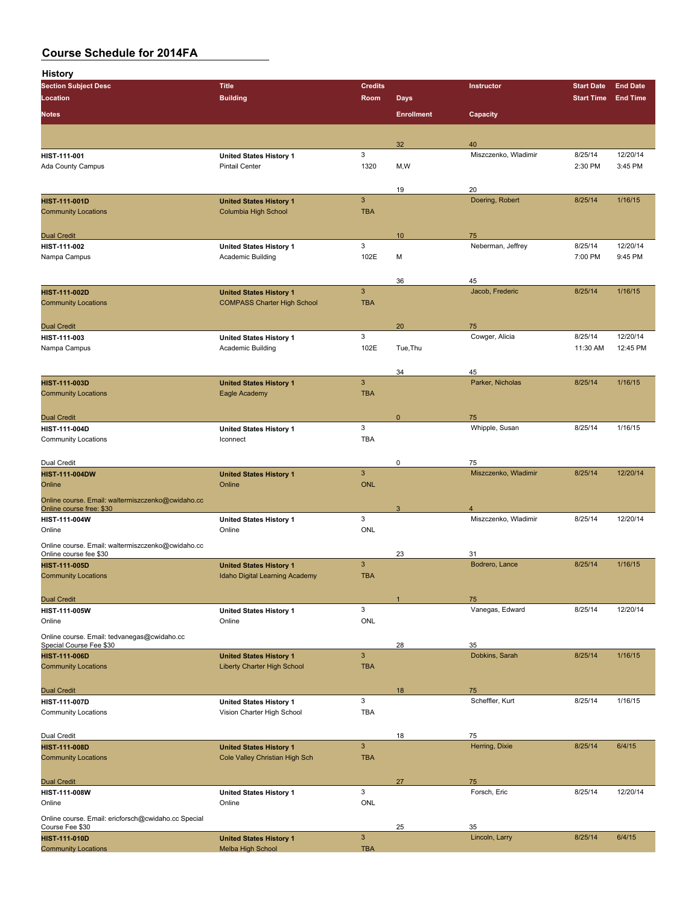## Course Schedule for 2014FA

### History

| Section Subject Desc / Location / Notes | Title / Building | Credits / Room | Days / Enrollment | Instructor / Capacity | Start Date / Start Time | End Date / End Time |
|---|---|---|---|---|---|---|
| | | | 32 | 40 | | |
| **HIST-111-001** | **United States History 1** | 3 | | Miszczenko, Wladimir | 8/25/14 | 12/20/14 |
| Ada County Campus | Pintail Center | 1320 | M,W | | 2:30 PM | 3:45 PM |
| | | | 19 | 20 | | |
| **HIST-111-001D** | **United States History 1** | 3 | | Doering, Robert | 8/25/14 | 1/16/15 |
| Community Locations | Columbia High School | TBA | | | | |
| Dual Credit | | | 10 | 75 | | |
| **HIST-111-002** | **United States History 1** | 3 | | Neberman, Jeffrey | 8/25/14 | 12/20/14 |
| Nampa Campus | Academic Building | 102E | M | | 7:00 PM | 9:45 PM |
| | | | 36 | 45 | | |
| **HIST-111-002D** | **United States History 1** | 3 | | Jacob, Frederic | 8/25/14 | 1/16/15 |
| Community Locations | COMPASS Charter High School | TBA | | | | |
| Dual Credit | | | 20 | 75 | | |
| **HIST-111-003** | **United States History 1** | 3 | | Cowger, Alicia | 8/25/14 | 12/20/14 |
| Nampa Campus | Academic Building | 102E | Tue,Thu | | 11:30 AM | 12:45 PM |
| | | | 34 | 45 | | |
| **HIST-111-003D** | **United States History 1** | 3 | | Parker, Nicholas | 8/25/14 | 1/16/15 |
| Community Locations | Eagle Academy | TBA | | | | |
| Dual Credit | | | 0 | 75 | | |
| **HIST-111-004D** | **United States History 1** | 3 | | Whipple, Susan | 8/25/14 | 1/16/15 |
| Community Locations | Iconnect | TBA | | | | |
| Dual Credit | | | 0 | 75 | | |
| **HIST-111-004DW** | **United States History 1** | 3 | | Miszczenko, Wladimir | 8/25/14 | 12/20/14 |
| Online | Online | ONL | | | | |
| Online course. Email: waltermiszczenko@cwidaho.cc Online course free: $30 | | | 3 | 4 | | |
| **HIST-111-004W** | **United States History 1** | 3 | | Miszczenko, Wladimir | 8/25/14 | 12/20/14 |
| Online | Online | ONL | | | | |
| Online course. Email: waltermiszczenko@cwidaho.cc Online course fee $30 | | | 23 | 31 | | |
| **HIST-111-005D** | **United States History 1** | 3 | | Bodrero, Lance | 8/25/14 | 1/16/15 |
| Community Locations | Idaho Digital Learning Academy | TBA | | | | |
| Dual Credit | | | 1 | 75 | | |
| **HIST-111-005W** | **United States History 1** | 3 | | Vanegas, Edward | 8/25/14 | 12/20/14 |
| Online | Online | ONL | | | | |
| Online course. Email: tedvanegas@cwidaho.cc Special Course Fee $30 | | | 28 | 35 | | |
| **HIST-111-006D** | **United States History 1** | 3 | | Dobkins, Sarah | 8/25/14 | 1/16/15 |
| Community Locations | Liberty Charter High School | TBA | | | | |
| Dual Credit | | | 18 | 75 | | |
| **HIST-111-007D** | **United States History 1** | 3 | | Scheffler, Kurt | 8/25/14 | 1/16/15 |
| Community Locations | Vision Charter High School | TBA | | | | |
| Dual Credit | | | 18 | 75 | | |
| **HIST-111-008D** | **United States History 1** | 3 | | Herring, Dixie | 8/25/14 | 6/4/15 |
| Community Locations | Cole Valley Christian High Sch | TBA | | | | |
| Dual Credit | | | 27 | 75 | | |
| **HIST-111-008W** | **United States History 1** | 3 | | Forsch, Eric | 8/25/14 | 12/20/14 |
| Online | Online | ONL | | | | |
| Online course. Email: ericforsch@cwidaho.cc Special Course Fee $30 | | | 25 | 35 | | |
| **HIST-111-010D** | **United States History 1** | 3 | | Lincoln, Larry | 8/25/14 | 6/4/15 |
| Community Locations | Melba High School | TBA | | | | |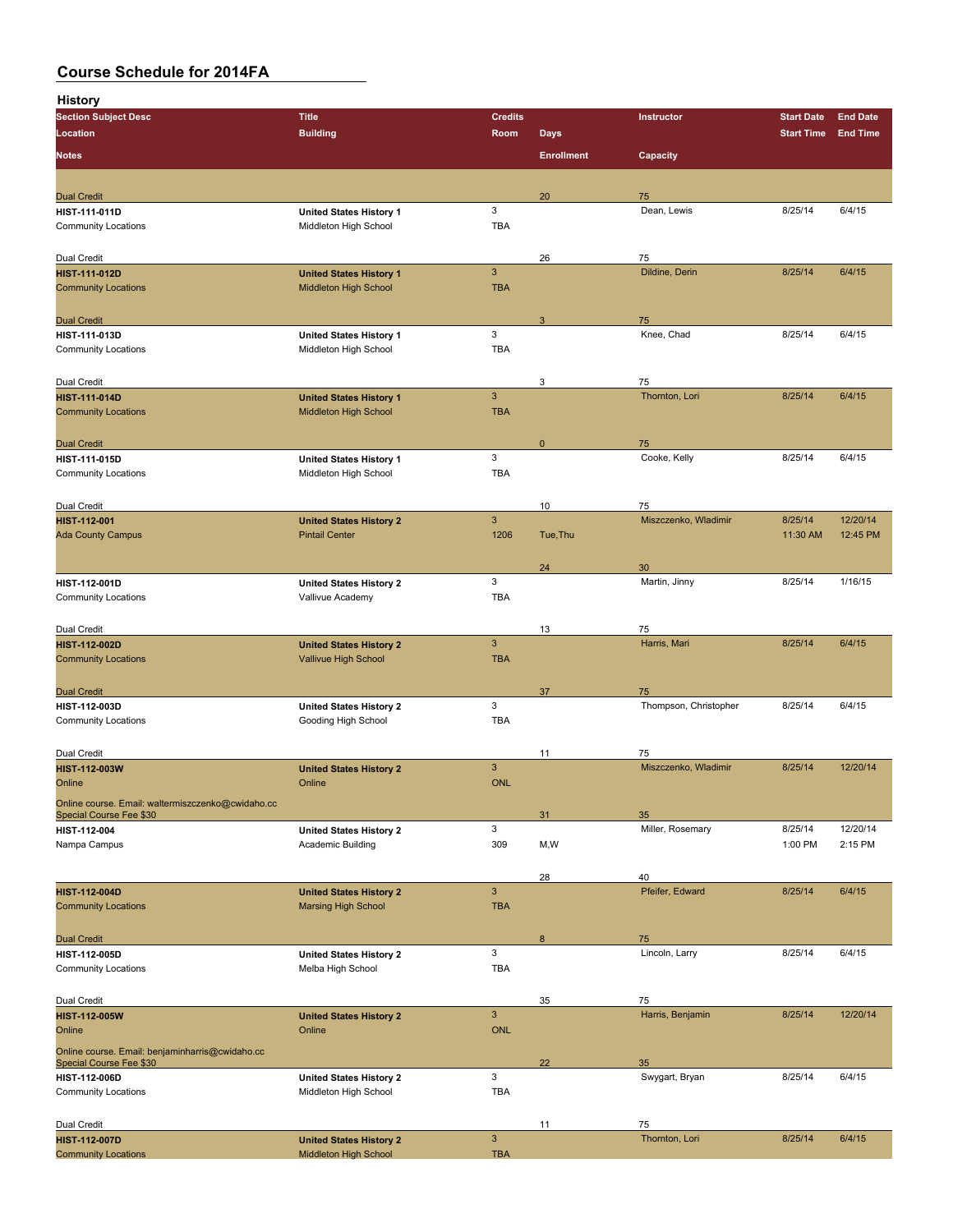# Course Schedule for 2014FA

## History

| Section Subject Desc | Title | Credits | | Instructor | Start Date | End Date |
|---|---|---|---|---|---|---|
| Location | Building | Room | Days | | Start Time | End Time |
| Notes | | | Enrollment | Capacity | | |
| Dual Credit | | | 20 | 75 | | |
| HIST-111-011D | United States History 1 | 3 | | Dean, Lewis | 8/25/14 | 6/4/15 |
| Community Locations | Middleton High School | TBA | | | | |
| Dual Credit | | | 26 | 75 | | |
| HIST-111-012D | United States History 1 | 3 | | Dildine, Derin | 8/25/14 | 6/4/15 |
| Community Locations | Middleton High School | TBA | | | | |
| Dual Credit | | | 3 | 75 | | |
| HIST-111-013D | United States History 1 | 3 | | Knee, Chad | 8/25/14 | 6/4/15 |
| Community Locations | Middleton High School | TBA | | | | |
| Dual Credit | | | 3 | 75 | | |
| HIST-111-014D | United States History 1 | 3 | | Thornton, Lori | 8/25/14 | 6/4/15 |
| Community Locations | Middleton High School | TBA | | | | |
| Dual Credit | | | 0 | 75 | | |
| HIST-111-015D | United States History 1 | 3 | | Cooke, Kelly | 8/25/14 | 6/4/15 |
| Community Locations | Middleton High School | TBA | | | | |
| Dual Credit | | | 10 | 75 | | |
| HIST-112-001 | United States History 2 | 3 | | Miszczenko, Wladimir | 8/25/14 | 12/20/14 |
| Ada County Campus | Pintail Center | 1206 | Tue,Thu | | 11:30 AM | 12:45 PM |
| | | | 24 | 30 | | |
| HIST-112-001D | United States History 2 | 3 | | Martin, Jinny | 8/25/14 | 1/16/15 |
| Community Locations | Vallivue Academy | TBA | | | | |
| Dual Credit | | | 13 | 75 | | |
| HIST-112-002D | United States History 2 | 3 | | Harris, Mari | 8/25/14 | 6/4/15 |
| Community Locations | Vallivue High School | TBA | | | | |
| Dual Credit | | | 37 | 75 | | |
| HIST-112-003D | United States History 2 | 3 | | Thompson, Christopher | 8/25/14 | 6/4/15 |
| Community Locations | Gooding High School | TBA | | | | |
| Dual Credit | | | 11 | 75 | | |
| HIST-112-003W | United States History 2 | 3 | | Miszczenko, Wladimir | 8/25/14 | 12/20/14 |
| Online | Online | ONL | | | | |
| Online course. Email: waltermiszczenko@cwidaho.cc Special Course Fee $30 | | | 31 | 35 | | |
| HIST-112-004 | United States History 2 | 3 | | Miller, Rosemary | 8/25/14 | 12/20/14 |
| Nampa Campus | Academic Building | 309 | M,W | | 1:00 PM | 2:15 PM |
| | | | 28 | 40 | | |
| HIST-112-004D | United States History 2 | 3 | | Pfeifer, Edward | 8/25/14 | 6/4/15 |
| Community Locations | Marsing High School | TBA | | | | |
| Dual Credit | | | 8 | 75 | | |
| HIST-112-005D | United States History 2 | 3 | | Lincoln, Larry | 8/25/14 | 6/4/15 |
| Community Locations | Melba High School | TBA | | | | |
| Dual Credit | | | 35 | 75 | | |
| HIST-112-005W | United States History 2 | 3 | | Harris, Benjamin | 8/25/14 | 12/20/14 |
| Online | Online | ONL | | | | |
| Online course. Email: benjaminharris@cwidaho.cc Special Course Fee $30 | | | 22 | 35 | | |
| HIST-112-006D | United States History 2 | 3 | | Swygart, Bryan | 8/25/14 | 6/4/15 |
| Community Locations | Middleton High School | TBA | | | | |
| Dual Credit | | | 11 | 75 | | |
| HIST-112-007D | United States History 2 | 3 | | Thornton, Lori | 8/25/14 | 6/4/15 |
| Community Locations | Middleton High School | TBA | | | | |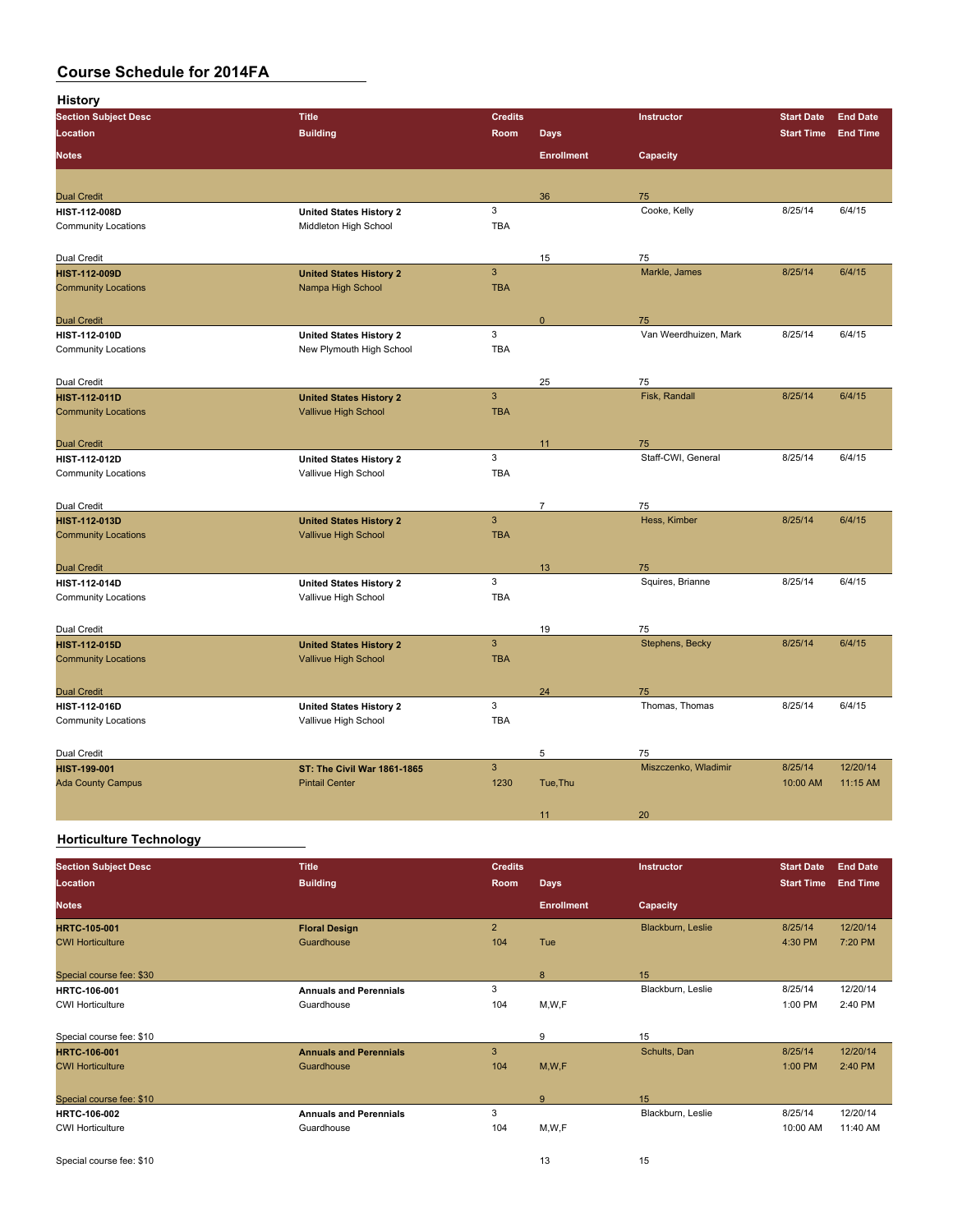# Course Schedule for 2014FA

## History

| Section Subject Desc | Title | Credits | | Instructor | Start Date | End Date |
|---|---|---|---|---|---|---|
| Location | Building | Room | Days | | Start Time | End Time |
| Notes | | | Enrollment | Capacity | | |
| Dual Credit | | | 36 | 75 | | |
| HIST-112-008D | United States History 2 | 3 | | Cooke, Kelly | 8/25/14 | 6/4/15 |
| Community Locations | Middleton High School | TBA | | | | |
| Dual Credit | | | 15 | 75 | | |
| HIST-112-009D | United States History 2 | 3 | | Markle, James | 8/25/14 | 6/4/15 |
| Community Locations | Nampa High School | TBA | | | | |
| Dual Credit | | | 0 | 75 | | |
| HIST-112-010D | United States History 2 | 3 | | Van Weerdhuizen, Mark | 8/25/14 | 6/4/15 |
| Community Locations | New Plymouth High School | TBA | | | | |
| Dual Credit | | | 25 | 75 | | |
| HIST-112-011D | United States History 2 | 3 | | Fisk, Randall | 8/25/14 | 6/4/15 |
| Community Locations | Vallivue High School | TBA | | | | |
| Dual Credit | | | 11 | 75 | | |
| HIST-112-012D | United States History 2 | 3 | | Staff-CWI, General | 8/25/14 | 6/4/15 |
| Community Locations | Vallivue High School | TBA | | | | |
| Dual Credit | | | 7 | 75 | | |
| HIST-112-013D | United States History 2 | 3 | | Hess, Kimber | 8/25/14 | 6/4/15 |
| Community Locations | Vallivue High School | TBA | | | | |
| Dual Credit | | | 13 | 75 | | |
| HIST-112-014D | United States History 2 | 3 | | Squires, Brianne | 8/25/14 | 6/4/15 |
| Community Locations | Vallivue High School | TBA | | | | |
| Dual Credit | | | 19 | 75 | | |
| HIST-112-015D | United States History 2 | 3 | | Stephens, Becky | 8/25/14 | 6/4/15 |
| Community Locations | Vallivue High School | TBA | | | | |
| Dual Credit | | | 24 | 75 | | |
| HIST-112-016D | United States History 2 | 3 | | Thomas, Thomas | 8/25/14 | 6/4/15 |
| Community Locations | Vallivue High School | TBA | | | | |
| Dual Credit | | | 5 | 75 | | |
| HIST-199-001 | ST: The Civil War 1861-1865 | 3 | | Miszczenko, Wladimir | 8/25/14 | 12/20/14 |
| Ada County Campus | Pintail Center | 1230 | Tue,Thu | | 10:00 AM | 11:15 AM |
| | | | 11 | 20 | | |

## Horticulture Technology

| Section Subject Desc | Title | Credits | | Instructor | Start Date | End Date |
|---|---|---|---|---|---|---|
| Location | Building | Room | Days | | Start Time | End Time |
| Notes | | | Enrollment | Capacity | | |
| HRTC-105-001 | Floral Design | 2 | | Blackburn, Leslie | 8/25/14 | 12/20/14 |
| CWI Horticulture | Guardhouse | 104 | Tue | | 4:30 PM | 7:20 PM |
| Special course fee: $30 | | | 8 | 15 | | |
| HRTC-106-001 | Annuals and Perennials | 3 | | Blackburn, Leslie | 8/25/14 | 12/20/14 |
| CWI Horticulture | Guardhouse | 104 | M,W,F | | 1:00 PM | 2:40 PM |
| Special course fee: $10 | | | 9 | 15 | | |
| HRTC-106-001 | Annuals and Perennials | 3 | | Schults, Dan | 8/25/14 | 12/20/14 |
| CWI Horticulture | Guardhouse | 104 | M,W,F | | 1:00 PM | 2:40 PM |
| Special course fee: $10 | | | 9 | 15 | | |
| HRTC-106-002 | Annuals and Perennials | 3 | | Blackburn, Leslie | 8/25/14 | 12/20/14 |
| CWI Horticulture | Guardhouse | 104 | M,W,F | | 10:00 AM | 11:40 AM |
| Special course fee: $10 | | | 13 | 15 | | |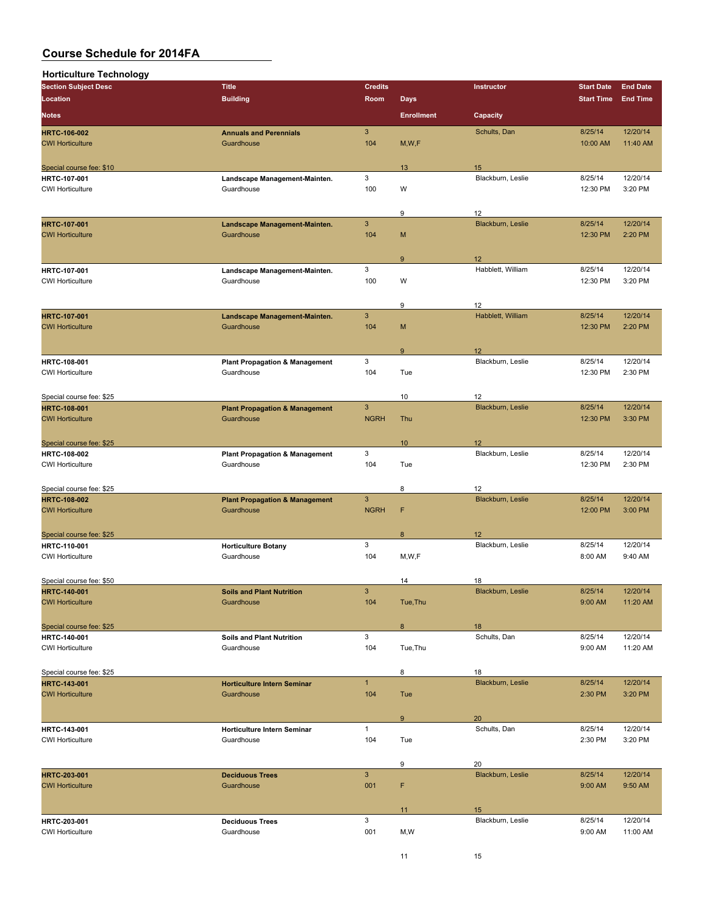# Course Schedule for 2014FA

## Horticulture Technology

| Section Subject Desc | Title | Credits | | Instructor | Start Date | End Date |
|---|---|---|---|---|---|---|
| Location | Building | Room | Days | | Start Time | End Time |
| Notes | | | Enrollment | Capacity | | |
| **HRTC-106-002** | **Annuals and Perennials** | 3 | | Schults, Dan | 8/25/14 | 12/20/14 |
| CWI Horticulture | Guardhouse | 104 | M,W,F | | 10:00 AM | 11:40 AM |
| Special course fee: $10 | | | 13 | 15 | | |
| **HRTC-107-001** | **Landscape Management-Mainten.** | 3 | | Blackburn, Leslie | 8/25/14 | 12/20/14 |
| CWI Horticulture | Guardhouse | 100 | W | | 12:30 PM | 3:20 PM |
| | | | 9 | 12 | | |
| **HRTC-107-001** | **Landscape Management-Mainten.** | 3 | | Blackburn, Leslie | 8/25/14 | 12/20/14 |
| CWI Horticulture | Guardhouse | 104 | M | | 12:30 PM | 2:20 PM |
| | | | 9 | 12 | | |
| **HRTC-107-001** | **Landscape Management-Mainten.** | 3 | | Habblett, William | 8/25/14 | 12/20/14 |
| CWI Horticulture | Guardhouse | 100 | W | | 12:30 PM | 3:20 PM |
| | | | 9 | 12 | | |
| **HRTC-107-001** | **Landscape Management-Mainten.** | 3 | | Habblett, William | 8/25/14 | 12/20/14 |
| CWI Horticulture | Guardhouse | 104 | M | | 12:30 PM | 2:20 PM |
| | | | 9 | 12 | | |
| **HRTC-108-001** | **Plant Propagation & Management** | 3 | | Blackburn, Leslie | 8/25/14 | 12/20/14 |
| CWI Horticulture | Guardhouse | 104 | Tue | | 12:30 PM | 2:30 PM |
| Special course fee: $25 | | | 10 | 12 | | |
| **HRTC-108-001** | **Plant Propagation & Management** | 3 | | Blackburn, Leslie | 8/25/14 | 12/20/14 |
| CWI Horticulture | Guardhouse | NGRH | Thu | | 12:30 PM | 3:30 PM |
| Special course fee: $25 | | | 10 | 12 | | |
| **HRTC-108-002** | **Plant Propagation & Management** | 3 | | Blackburn, Leslie | 8/25/14 | 12/20/14 |
| CWI Horticulture | Guardhouse | 104 | Tue | | 12:30 PM | 2:30 PM |
| Special course fee: $25 | | | 8 | 12 | | |
| **HRTC-108-002** | **Plant Propagation & Management** | 3 | | Blackburn, Leslie | 8/25/14 | 12/20/14 |
| CWI Horticulture | Guardhouse | NGRH | F | | 12:00 PM | 3:00 PM |
| Special course fee: $25 | | | 8 | 12 | | |
| **HRTC-110-001** | **Horticulture Botany** | 3 | | Blackburn, Leslie | 8/25/14 | 12/20/14 |
| CWI Horticulture | Guardhouse | 104 | M,W,F | | 8:00 AM | 9:40 AM |
| Special course fee: $50 | | | 14 | 18 | | |
| **HRTC-140-001** | **Soils and Plant Nutrition** | 3 | | Blackburn, Leslie | 8/25/14 | 12/20/14 |
| CWI Horticulture | Guardhouse | 104 | Tue,Thu | | 9:00 AM | 11:20 AM |
| Special course fee: $25 | | | 8 | 18 | | |
| **HRTC-140-001** | **Soils and Plant Nutrition** | 3 | | Schults, Dan | 8/25/14 | 12/20/14 |
| CWI Horticulture | Guardhouse | 104 | Tue,Thu | | 9:00 AM | 11:20 AM |
| Special course fee: $25 | | | 8 | 18 | | |
| **HRTC-143-001** | **Horticulture Intern Seminar** | 1 | | Blackburn, Leslie | 8/25/14 | 12/20/14 |
| CWI Horticulture | Guardhouse | 104 | Tue | | 2:30 PM | 3:20 PM |
| | | | 9 | 20 | | |
| **HRTC-143-001** | **Horticulture Intern Seminar** | 1 | | Schults, Dan | 8/25/14 | 12/20/14 |
| CWI Horticulture | Guardhouse | 104 | Tue | | 2:30 PM | 3:20 PM |
| | | | 9 | 20 | | |
| **HRTC-203-001** | **Deciduous Trees** | 3 | | Blackburn, Leslie | 8/25/14 | 12/20/14 |
| CWI Horticulture | Guardhouse | 001 | F | | 9:00 AM | 9:50 AM |
| | | | 11 | 15 | | |
| **HRTC-203-001** | **Deciduous Trees** | 3 | | Blackburn, Leslie | 8/25/14 | 12/20/14 |
| CWI Horticulture | Guardhouse | 001 | M,W | | 9:00 AM | 11:00 AM |
| | | | 11 | 15 | | |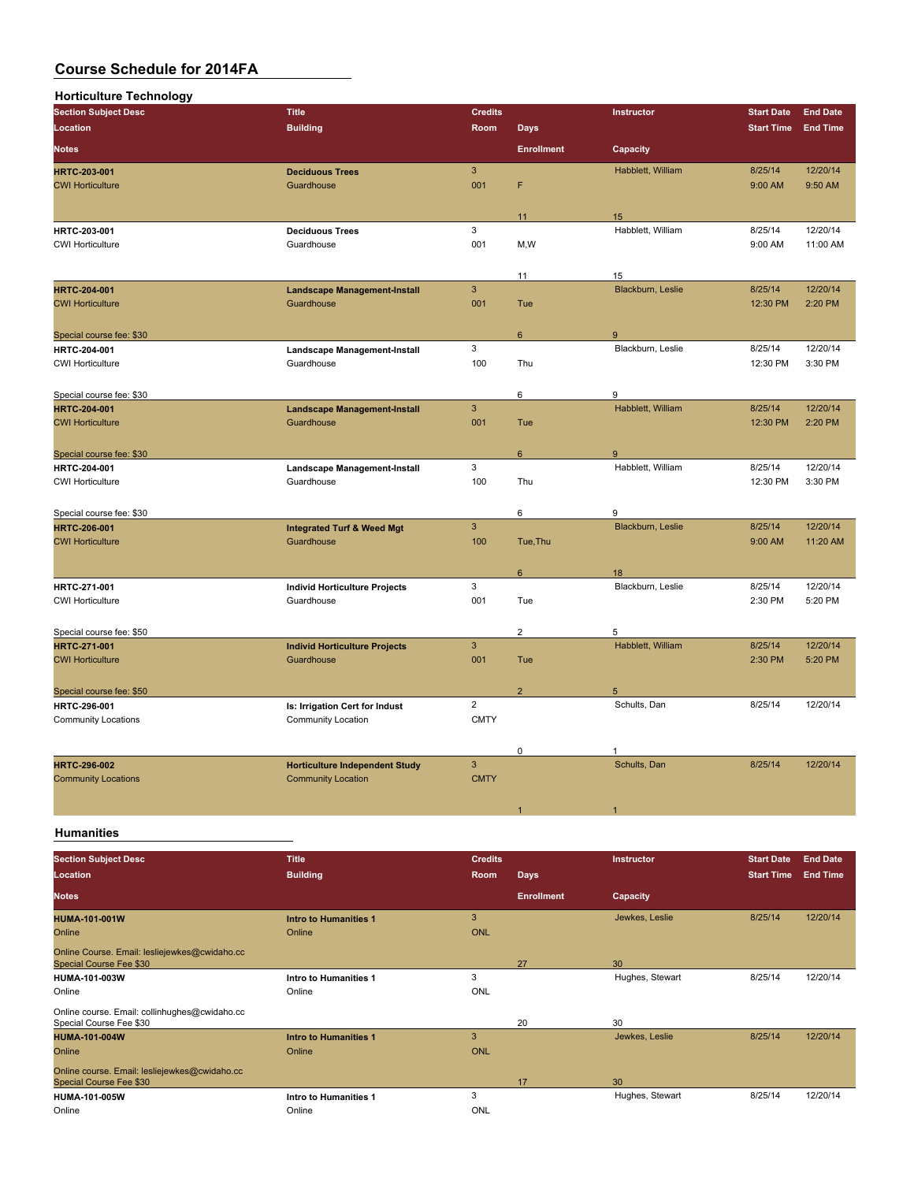# Course Schedule for 2014FA

## Horticulture Technology

| Section Subject Desc | Title | Credits | | Instructor | Start Date | End Date |
|---|---|---|---|---|---|---|
| Location | Building | Room | Days | | Start Time | End Time |
| Notes | | | Enrollment | Capacity | | |
| **HRTC-203-001** | **Deciduous Trees** | 3 | | Habblett, William | 8/25/14 | 12/20/14 |
| CWI Horticulture | Guardhouse | 001 | F | | 9:00 AM | 9:50 AM |
| | | | 11 | 15 | | |
| **HRTC-203-001** | **Deciduous Trees** | 3 | | Habblett, William | 8/25/14 | 12/20/14 |
| CWI Horticulture | Guardhouse | 001 | M,W | | 9:00 AM | 11:00 AM |
| | | | 11 | 15 | | |
| **HRTC-204-001** | **Landscape Management-Install** | 3 | | Blackburn, Leslie | 8/25/14 | 12/20/14 |
| CWI Horticulture | Guardhouse | 001 | Tue | | 12:30 PM | 2:20 PM |
| Special course fee: $30 | | | 6 | 9 | | |
| **HRTC-204-001** | **Landscape Management-Install** | 3 | | Blackburn, Leslie | 8/25/14 | 12/20/14 |
| CWI Horticulture | Guardhouse | 100 | Thu | | 12:30 PM | 3:30 PM |
| Special course fee: $30 | | | 6 | 9 | | |
| **HRTC-204-001** | **Landscape Management-Install** | 3 | | Habblett, William | 8/25/14 | 12/20/14 |
| CWI Horticulture | Guardhouse | 001 | Tue | | 12:30 PM | 2:20 PM |
| Special course fee: $30 | | | 6 | 9 | | |
| **HRTC-204-001** | **Landscape Management-Install** | 3 | | Habblett, William | 8/25/14 | 12/20/14 |
| CWI Horticulture | Guardhouse | 100 | Thu | | 12:30 PM | 3:30 PM |
| Special course fee: $30 | | | 6 | 9 | | |
| **HRTC-206-001** | **Integrated Turf & Weed Mgt** | 3 | | Blackburn, Leslie | 8/25/14 | 12/20/14 |
| CWI Horticulture | Guardhouse | 100 | Tue,Thu | | 9:00 AM | 11:20 AM |
| | | | 6 | 18 | | |
| **HRTC-271-001** | **Individ Horticulture Projects** | 3 | | Blackburn, Leslie | 8/25/14 | 12/20/14 |
| CWI Horticulture | Guardhouse | 001 | Tue | | 2:30 PM | 5:20 PM |
| Special course fee: $50 | | | 2 | 5 | | |
| **HRTC-271-001** | **Individ Horticulture Projects** | 3 | | Habblett, William | 8/25/14 | 12/20/14 |
| CWI Horticulture | Guardhouse | 001 | Tue | | 2:30 PM | 5:20 PM |
| Special course fee: $50 | | | 2 | 5 | | |
| **HRTC-296-001** | **Is: Irrigation Cert for Indust** | 2 | | Schults, Dan | 8/25/14 | 12/20/14 |
| Community Locations | Community Location | CMTY | | | | |
| | | | 0 | 1 | | |
| **HRTC-296-002** | **Horticulture Independent Study** | 3 | | Schults, Dan | 8/25/14 | 12/20/14 |
| Community Locations | Community Location | CMTY | | | | |
| | | | 1 | 1 | | |

## Humanities

| Section Subject Desc | Title | Credits | | Instructor | Start Date | End Date |
|---|---|---|---|---|---|---|
| Location | Building | Room | Days | | Start Time | End Time |
| Notes | | | Enrollment | Capacity | | |
| **HUMA-101-001W** | **Intro to Humanities 1** | 3 | | Jewkes, Leslie | 8/25/14 | 12/20/14 |
| Online | Online | ONL | | | | |
| Online Course. Email: lesliejewkes@cwidaho.cc Special Course Fee $30 | | | 27 | 30 | | |
| **HUMA-101-003W** | **Intro to Humanities 1** | 3 | | Hughes, Stewart | 8/25/14 | 12/20/14 |
| Online | Online | ONL | | | | |
| Online course. Email: collinhughes@cwidaho.cc Special Course Fee $30 | | | 20 | 30 | | |
| **HUMA-101-004W** | **Intro to Humanities 1** | 3 | | Jewkes, Leslie | 8/25/14 | 12/20/14 |
| Online | Online | ONL | | | | |
| Online course. Email: lesliejewkes@cwidaho.cc Special Course Fee $30 | | | 17 | 30 | | |
| **HUMA-101-005W** | **Intro to Humanities 1** | 3 | | Hughes, Stewart | 8/25/14 | 12/20/14 |
| Online | Online | ONL | | | | |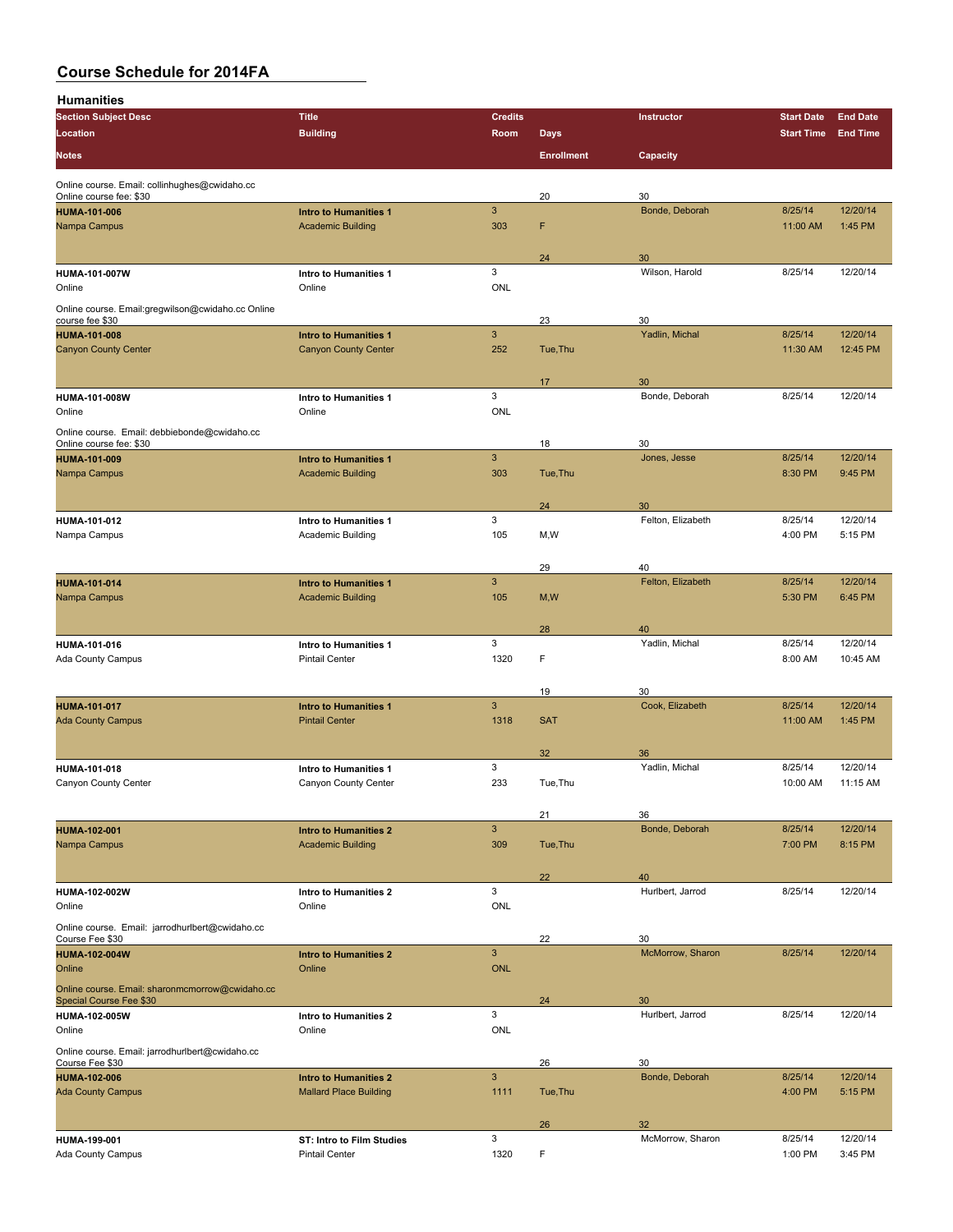# Course Schedule for 2014FA

## Humanities

| Section Subject Desc / Location / Notes | Title / Building | Credits / Room | Days / Enrollment | Instructor / Capacity | Start Date / Start Time | End Date / End Time |
|---|---|---|---|---|---|---|
| Online course. Email: collinhughes@cwidaho.cc Online course fee: $30 | | | 20 | 30 | | |
| **HUMA-101-006** | **Intro to Humanities 1** | 3 | | Bonde, Deborah | 8/25/14 | 12/20/14 |
| Nampa Campus | Academic Building | 303 | F | | 11:00 AM | 1:45 PM |
| | | | 24 | 30 | | |
| **HUMA-101-007W** | **Intro to Humanities 1** | 3 | | Wilson, Harold | 8/25/14 | 12/20/14 |
| Online | Online | ONL | | | | |
| Online course. Email:gregwilson@cwidaho.cc Online course fee $30 | | | 23 | 30 | | |
| **HUMA-101-008** | **Intro to Humanities 1** | 3 | | Yadlin, Michal | 8/25/14 | 12/20/14 |
| Canyon County Center | Canyon County Center | 252 | Tue,Thu | | 11:30 AM | 12:45 PM |
| | | | 17 | 30 | | |
| **HUMA-101-008W** | **Intro to Humanities 1** | 3 | | Bonde, Deborah | 8/25/14 | 12/20/14 |
| Online | Online | ONL | | | | |
| Online course. Email: debbiebonde@cwidaho.cc Online course fee: $30 | | | 18 | 30 | | |
| **HUMA-101-009** | **Intro to Humanities 1** | 3 | | Jones, Jesse | 8/25/14 | 12/20/14 |
| Nampa Campus | Academic Building | 303 | Tue,Thu | | 8:30 PM | 9:45 PM |
| | | | 24 | 30 | | |
| **HUMA-101-012** | **Intro to Humanities 1** | 3 | | Felton, Elizabeth | 8/25/14 | 12/20/14 |
| Nampa Campus | Academic Building | 105 | M,W | | 4:00 PM | 5:15 PM |
| | | | 29 | 40 | | |
| **HUMA-101-014** | **Intro to Humanities 1** | 3 | | Felton, Elizabeth | 8/25/14 | 12/20/14 |
| Nampa Campus | Academic Building | 105 | M,W | | 5:30 PM | 6:45 PM |
| | | | 28 | 40 | | |
| **HUMA-101-016** | **Intro to Humanities 1** | 3 | | Yadlin, Michal | 8/25/14 | 12/20/14 |
| Ada County Campus | Pintail Center | 1320 | F | | 8:00 AM | 10:45 AM |
| | | | 19 | 30 | | |
| **HUMA-101-017** | **Intro to Humanities 1** | 3 | | Cook, Elizabeth | 8/25/14 | 12/20/14 |
| Ada County Campus | Pintail Center | 1318 | SAT | | 11:00 AM | 1:45 PM |
| | | | 32 | 36 | | |
| **HUMA-101-018** | **Intro to Humanities 1** | 3 | | Yadlin, Michal | 8/25/14 | 12/20/14 |
| Canyon County Center | Canyon County Center | 233 | Tue,Thu | | 10:00 AM | 11:15 AM |
| | | | 21 | 36 | | |
| **HUMA-102-001** | **Intro to Humanities 2** | 3 | | Bonde, Deborah | 8/25/14 | 12/20/14 |
| Nampa Campus | Academic Building | 309 | Tue,Thu | | 7:00 PM | 8:15 PM |
| | | | 22 | 40 | | |
| **HUMA-102-002W** | **Intro to Humanities 2** | 3 | | Hurlbert, Jarrod | 8/25/14 | 12/20/14 |
| Online | Online | ONL | | | | |
| Online course. Email: jarrodhurlbert@cwidaho.cc Course Fee $30 | | | 22 | 30 | | |
| **HUMA-102-004W** | **Intro to Humanities 2** | 3 | | McMorrow, Sharon | 8/25/14 | 12/20/14 |
| Online | Online | ONL | | | | |
| Online course. Email: sharonmcmorrow@cwidaho.cc Special Course Fee $30 | | | 24 | 30 | | |
| **HUMA-102-005W** | **Intro to Humanities 2** | 3 | | Hurlbert, Jarrod | 8/25/14 | 12/20/14 |
| Online | Online | ONL | | | | |
| Online course. Email: jarrodhurlbert@cwidaho.cc Course Fee $30 | | | 26 | 30 | | |
| **HUMA-102-006** | **Intro to Humanities 2** | 3 | | Bonde, Deborah | 8/25/14 | 12/20/14 |
| Ada County Campus | Mallard Place Building | 1111 | Tue,Thu | | 4:00 PM | 5:15 PM |
| | | | 26 | 32 | | |
| **HUMA-199-001** | **ST: Intro to Film Studies** | 3 | | McMorrow, Sharon | 8/25/14 | 12/20/14 |
| Ada County Campus | Pintail Center | 1320 | F | | 1:00 PM | 3:45 PM |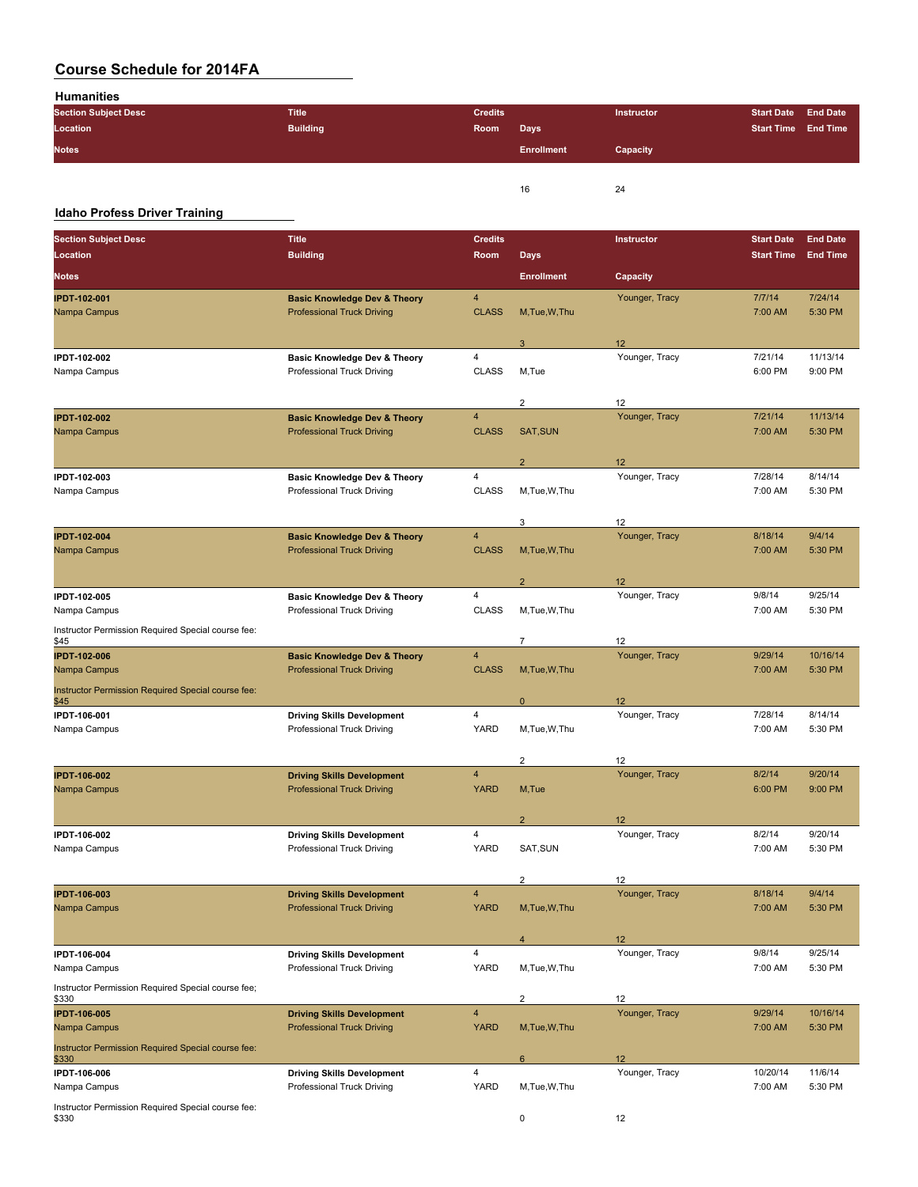# Course Schedule for 2014FA

## Humanities

| Section Subject Desc / Location / Notes | Title / Building | Credits / Room | Days / Enrollment | Instructor / Capacity | Start Date / Start Time | End Date / End Time |
|---|---|---|---|---|---|---|
| | | | 16 | 24 | | |

## Idaho Profess Driver Training

| Section Subject Desc / Location / Notes | Title / Building | Credits / Room | Days / Enrollment | Instructor / Capacity | Start Date / Start Time | End Date / End Time |
|---|---|---|---|---|---|---|
| **IPDT-102-001** | **Basic Knowledge Dev & Theory** | 4 | | Younger, Tracy | 7/7/14 | 7/24/14 |
| Nampa Campus | Professional Truck Driving | CLASS | M,Tue,W,Thu | | 7:00 AM | 5:30 PM |
| | | | 3 | 12 | | |
| **IPDT-102-002** | **Basic Knowledge Dev & Theory** | 4 | | Younger, Tracy | 7/21/14 | 11/13/14 |
| Nampa Campus | Professional Truck Driving | CLASS | M,Tue | | 6:00 PM | 9:00 PM |
| | | | 2 | 12 | | |
| **IPDT-102-002** | **Basic Knowledge Dev & Theory** | 4 | | Younger, Tracy | 7/21/14 | 11/13/14 |
| Nampa Campus | Professional Truck Driving | CLASS | SAT,SUN | | 7:00 AM | 5:30 PM |
| | | | 2 | 12 | | |
| **IPDT-102-003** | **Basic Knowledge Dev & Theory** | 4 | | Younger, Tracy | 7/28/14 | 8/14/14 |
| Nampa Campus | Professional Truck Driving | CLASS | M,Tue,W,Thu | | 7:00 AM | 5:30 PM |
| | | | 3 | 12 | | |
| **IPDT-102-004** | **Basic Knowledge Dev & Theory** | 4 | | Younger, Tracy | 8/18/14 | 9/4/14 |
| Nampa Campus | Professional Truck Driving | CLASS | M,Tue,W,Thu | | 7:00 AM | 5:30 PM |
| | | | 2 | 12 | | |
| **IPDT-102-005** | **Basic Knowledge Dev & Theory** | 4 | | Younger, Tracy | 9/8/14 | 9/25/14 |
| Nampa Campus | Professional Truck Driving | CLASS | M,Tue,W,Thu | | 7:00 AM | 5:30 PM |
| Instructor Permission Required Special course fee: $45 | | | 7 | 12 | | |
| **IPDT-102-006** | **Basic Knowledge Dev & Theory** | 4 | | Younger, Tracy | 9/29/14 | 10/16/14 |
| Nampa Campus | Professional Truck Driving | CLASS | M,Tue,W,Thu | | 7:00 AM | 5:30 PM |
| Instructor Permission Required Special course fee: $45 | | | 0 | 12 | | |
| **IPDT-106-001** | **Driving Skills Development** | 4 | | Younger, Tracy | 7/28/14 | 8/14/14 |
| Nampa Campus | Professional Truck Driving | YARD | M,Tue,W,Thu | | 7:00 AM | 5:30 PM |
| | | | 2 | 12 | | |
| **IPDT-106-002** | **Driving Skills Development** | 4 | | Younger, Tracy | 8/2/14 | 9/20/14 |
| Nampa Campus | Professional Truck Driving | YARD | M,Tue | | 6:00 PM | 9:00 PM |
| | | | 2 | 12 | | |
| **IPDT-106-002** | **Driving Skills Development** | 4 | | Younger, Tracy | 8/2/14 | 9/20/14 |
| Nampa Campus | Professional Truck Driving | YARD | SAT,SUN | | 7:00 AM | 5:30 PM |
| | | | 2 | 12 | | |
| **IPDT-106-003** | **Driving Skills Development** | 4 | | Younger, Tracy | 8/18/14 | 9/4/14 |
| Nampa Campus | Professional Truck Driving | YARD | M,Tue,W,Thu | | 7:00 AM | 5:30 PM |
| | | | 4 | 12 | | |
| **IPDT-106-004** | **Driving Skills Development** | 4 | | Younger, Tracy | 9/8/14 | 9/25/14 |
| Nampa Campus | Professional Truck Driving | YARD | M,Tue,W,Thu | | 7:00 AM | 5:30 PM |
| Instructor Permission Required Special course fee; $330 | | | 2 | 12 | | |
| **IPDT-106-005** | **Driving Skills Development** | 4 | | Younger, Tracy | 9/29/14 | 10/16/14 |
| Nampa Campus | Professional Truck Driving | YARD | M,Tue,W,Thu | | 7:00 AM | 5:30 PM |
| Instructor Permission Required Special course fee: $330 | | | 6 | 12 | | |
| **IPDT-106-006** | **Driving Skills Development** | 4 | | Younger, Tracy | 10/20/14 | 11/6/14 |
| Nampa Campus | Professional Truck Driving | YARD | M,Tue,W,Thu | | 7:00 AM | 5:30 PM |
| Instructor Permission Required Special course fee: $330 | | | 0 | 12 | | |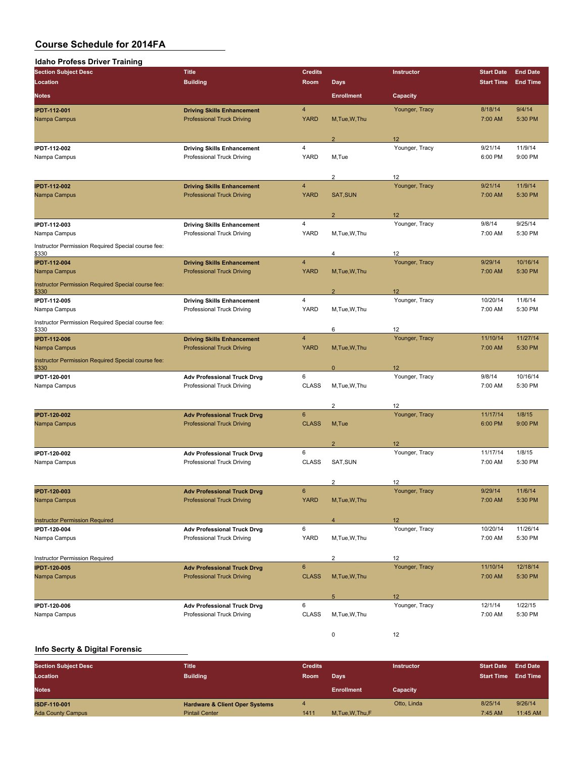# Course Schedule for 2014FA

## Idaho Profess Driver Training

| Section Subject Desc / Location / Notes | Title / Building | Credits / Room | Days / Enrollment | Instructor / Capacity | Start Date / Start Time | End Date / End Time |
|---|---|---|---|---|---|---|
| IPDT-112-001 | Driving Skills Enhancement | 4 | | Younger, Tracy | 8/18/14 | 9/4/14 |
| Nampa Campus | Professional Truck Driving | YARD | M,Tue,W,Thu | | 7:00 AM | 5:30 PM |
| | | | 2 | 12 | | |
| IPDT-112-002 | Driving Skills Enhancement | 4 | | Younger, Tracy | 9/21/14 | 11/9/14 |
| Nampa Campus | Professional Truck Driving | YARD | M,Tue | | 6:00 PM | 9:00 PM |
| | | | 2 | 12 | | |
| IPDT-112-002 | Driving Skills Enhancement | 4 | | Younger, Tracy | 9/21/14 | 11/9/14 |
| Nampa Campus | Professional Truck Driving | YARD | SAT,SUN | | 7:00 AM | 5:30 PM |
| | | | 2 | 12 | | |
| IPDT-112-003 | Driving Skills Enhancement | 4 | | Younger, Tracy | 9/8/14 | 9/25/14 |
| Nampa Campus | Professional Truck Driving | YARD | M,Tue,W,Thu | | 7:00 AM | 5:30 PM |
| Instructor Permission Required Special course fee: $330 | | | 4 | 12 | | |
| IPDT-112-004 | Driving Skills Enhancement | 4 | | Younger, Tracy | 9/29/14 | 10/16/14 |
| Nampa Campus | Professional Truck Driving | YARD | M,Tue,W,Thu | | 7:00 AM | 5:30 PM |
| Instructor Permission Required Special course fee: $330 | | | 2 | 12 | | |
| IPDT-112-005 | Driving Skills Enhancement | 4 | | Younger, Tracy | 10/20/14 | 11/6/14 |
| Nampa Campus | Professional Truck Driving | YARD | M,Tue,W,Thu | | 7:00 AM | 5:30 PM |
| Instructor Permission Required Special course fee: $330 | | | 6 | 12 | | |
| IPDT-112-006 | Driving Skills Enhancement | 4 | | Younger, Tracy | 11/10/14 | 11/27/14 |
| Nampa Campus | Professional Truck Driving | YARD | M,Tue,W,Thu | | 7:00 AM | 5:30 PM |
| Instructor Permission Required Special course fee: $330 | | | 0 | 12 | | |
| IPDT-120-001 | Adv Professional Truck Drvg | 6 | | Younger, Tracy | 9/8/14 | 10/16/14 |
| Nampa Campus | Professional Truck Driving | CLASS | M,Tue,W,Thu | | 7:00 AM | 5:30 PM |
| | | | 2 | 12 | | |
| IPDT-120-002 | Adv Professional Truck Drvg | 6 | | Younger, Tracy | 11/17/14 | 1/8/15 |
| Nampa Campus | Professional Truck Driving | CLASS | M,Tue | | 6:00 PM | 9:00 PM |
| | | | 2 | 12 | | |
| IPDT-120-002 | Adv Professional Truck Drvg | 6 | | Younger, Tracy | 11/17/14 | 1/8/15 |
| Nampa Campus | Professional Truck Driving | CLASS | SAT,SUN | | 7:00 AM | 5:30 PM |
| | | | 2 | 12 | | |
| IPDT-120-003 | Adv Professional Truck Drvg | 6 | | Younger, Tracy | 9/29/14 | 11/6/14 |
| Nampa Campus | Professional Truck Driving | YARD | M,Tue,W,Thu | | 7:00 AM | 5:30 PM |
| Instructor Permission Required | | | 4 | 12 | | |
| IPDT-120-004 | Adv Professional Truck Drvg | 6 | | Younger, Tracy | 10/20/14 | 11/26/14 |
| Nampa Campus | Professional Truck Driving | YARD | M,Tue,W,Thu | | 7:00 AM | 5:30 PM |
| Instructor Permission Required | | | 2 | 12 | | |
| IPDT-120-005 | Adv Professional Truck Drvg | 6 | | Younger, Tracy | 11/10/14 | 12/18/14 |
| Nampa Campus | Professional Truck Driving | CLASS | M,Tue,W,Thu | | 7:00 AM | 5:30 PM |
| | | | 5 | 12 | | |
| IPDT-120-006 | Adv Professional Truck Drvg | 6 | | Younger, Tracy | 12/1/14 | 1/22/15 |
| Nampa Campus | Professional Truck Driving | CLASS | M,Tue,W,Thu | | 7:00 AM | 5:30 PM |
| | | | 0 | 12 | | |

## Info Secrty & Digital Forensic

| Section Subject Desc / Location / Notes | Title / Building | Credits / Room | Days / Enrollment | Instructor / Capacity | Start Date / Start Time | End Date / End Time |
|---|---|---|---|---|---|---|
| ISDF-110-001 | Hardware & Client Oper Systems | 4 | | Otto, Linda | 8/25/14 | 9/26/14 |
| Ada County Campus | Pintail Center | 1411 | M,Tue,W,Thu,F | | 7:45 AM | 11:45 AM |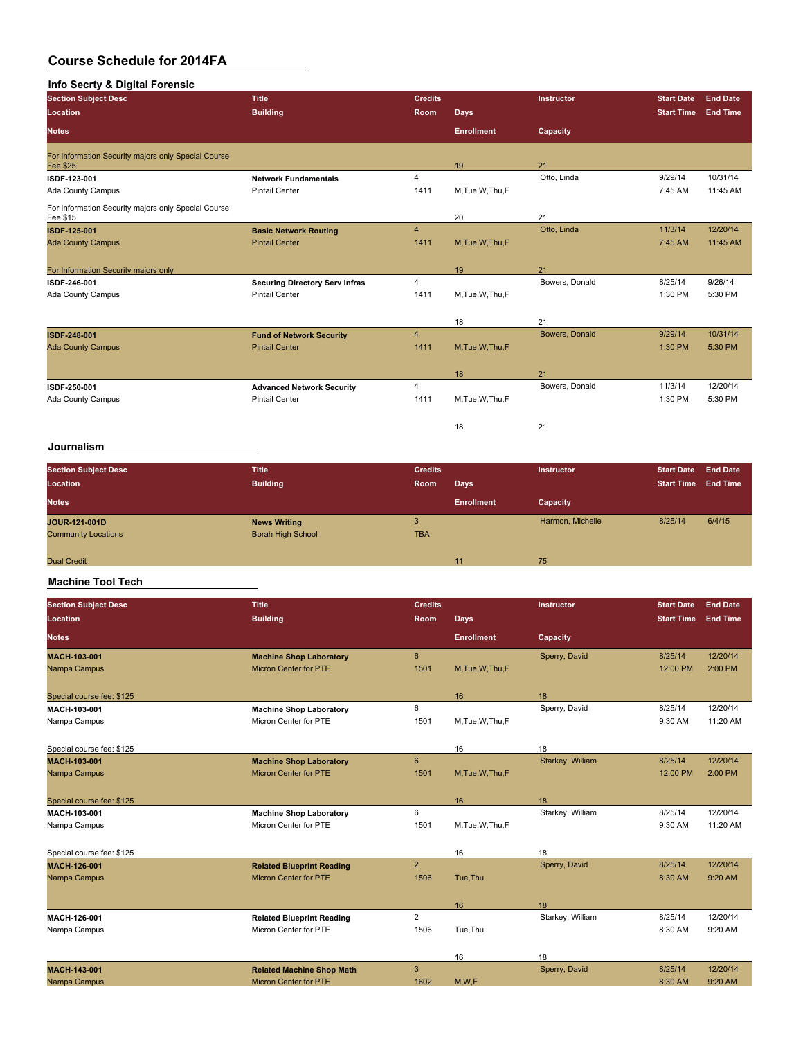# Course Schedule for 2014FA

## Info Secrty & Digital Forensic

| Section Subject Desc / Location / Notes | Title / Building | Credits / Room | Days / Enrollment | Instructor / Capacity | Start Date / Start Time | End Date / End Time |
|---|---|---|---|---|---|---|
| For Information Security majors only Special Course Fee $25 | | | 19 | 21 | | |
| ISDF-123-001 | Network Fundamentals | 4 | | Otto, Linda | 9/29/14 | 10/31/14 |
| Ada County Campus | Pintail Center | 1411 | M,Tue,W,Thu,F | | 7:45 AM | 11:45 AM |
| For Information Security majors only Special Course Fee $15 | | | 20 | 21 | | |
| ISDF-125-001 | Basic Network Routing | 4 | | Otto, Linda | 11/3/14 | 12/20/14 |
| Ada County Campus | Pintail Center | 1411 | M,Tue,W,Thu,F | | 7:45 AM | 11:45 AM |
| For Information Security majors only | | | 19 | 21 | | |
| ISDF-246-001 | Securing Directory Serv Infras | 4 | | Bowers, Donald | 8/25/14 | 9/26/14 |
| Ada County Campus | Pintail Center | 1411 | M,Tue,W,Thu,F | | 1:30 PM | 5:30 PM |
| | | | 18 | 21 | | |
| ISDF-248-001 | Fund of Network Security | 4 | | Bowers, Donald | 9/29/14 | 10/31/14 |
| Ada County Campus | Pintail Center | 1411 | M,Tue,W,Thu,F | | 1:30 PM | 5:30 PM |
| | | | 18 | 21 | | |
| ISDF-250-001 | Advanced Network Security | 4 | | Bowers, Donald | 11/3/14 | 12/20/14 |
| Ada County Campus | Pintail Center | 1411 | M,Tue,W,Thu,F | | 1:30 PM | 5:30 PM |
| | | | 18 | 21 | | |

## Journalism

| Section Subject Desc / Location / Notes | Title / Building | Credits / Room | Days / Enrollment | Instructor / Capacity | Start Date / Start Time | End Date / End Time |
|---|---|---|---|---|---|---|
| JOUR-121-001D | News Writing | 3 | | Harmon, Michelle | 8/25/14 | 6/4/15 |
| Community Locations | Borah High School | TBA | | | | |
| Dual Credit | | | 11 | 75 | | |

## Machine Tool Tech

| Section Subject Desc / Location / Notes | Title / Building | Credits / Room | Days / Enrollment | Instructor / Capacity | Start Date / Start Time | End Date / End Time |
|---|---|---|---|---|---|---|
| MACH-103-001 | Machine Shop Laboratory | 6 | | Sperry, David | 8/25/14 | 12/20/14 |
| Nampa Campus | Micron Center for PTE | 1501 | M,Tue,W,Thu,F | | 12:00 PM | 2:00 PM |
| Special course fee: $125 | | | 16 | 18 | | |
| MACH-103-001 | Machine Shop Laboratory | 6 | | Sperry, David | 8/25/14 | 12/20/14 |
| Nampa Campus | Micron Center for PTE | 1501 | M,Tue,W,Thu,F | | 9:30 AM | 11:20 AM |
| Special course fee: $125 | | | 16 | 18 | | |
| MACH-103-001 | Machine Shop Laboratory | 6 | | Starkey, William | 8/25/14 | 12/20/14 |
| Nampa Campus | Micron Center for PTE | 1501 | M,Tue,W,Thu,F | | 12:00 PM | 2:00 PM |
| Special course fee: $125 | | | 16 | 18 | | |
| MACH-103-001 | Machine Shop Laboratory | 6 | | Starkey, William | 8/25/14 | 12/20/14 |
| Nampa Campus | Micron Center for PTE | 1501 | M,Tue,W,Thu,F | | 9:30 AM | 11:20 AM |
| Special course fee: $125 | | | 16 | 18 | | |
| MACH-126-001 | Related Blueprint Reading | 2 | | Sperry, David | 8/25/14 | 12/20/14 |
| Nampa Campus | Micron Center for PTE | 1506 | Tue,Thu | | 8:30 AM | 9:20 AM |
| | | | 16 | 18 | | |
| MACH-126-001 | Related Blueprint Reading | 2 | | Starkey, William | 8/25/14 | 12/20/14 |
| Nampa Campus | Micron Center for PTE | 1506 | Tue,Thu | | 8:30 AM | 9:20 AM |
| | | | 16 | 18 | | |
| MACH-143-001 | Related Machine Shop Math | 3 | | Sperry, David | 8/25/14 | 12/20/14 |
| Nampa Campus | Micron Center for PTE | 1602 | M,W,F | | 8:30 AM | 9:20 AM |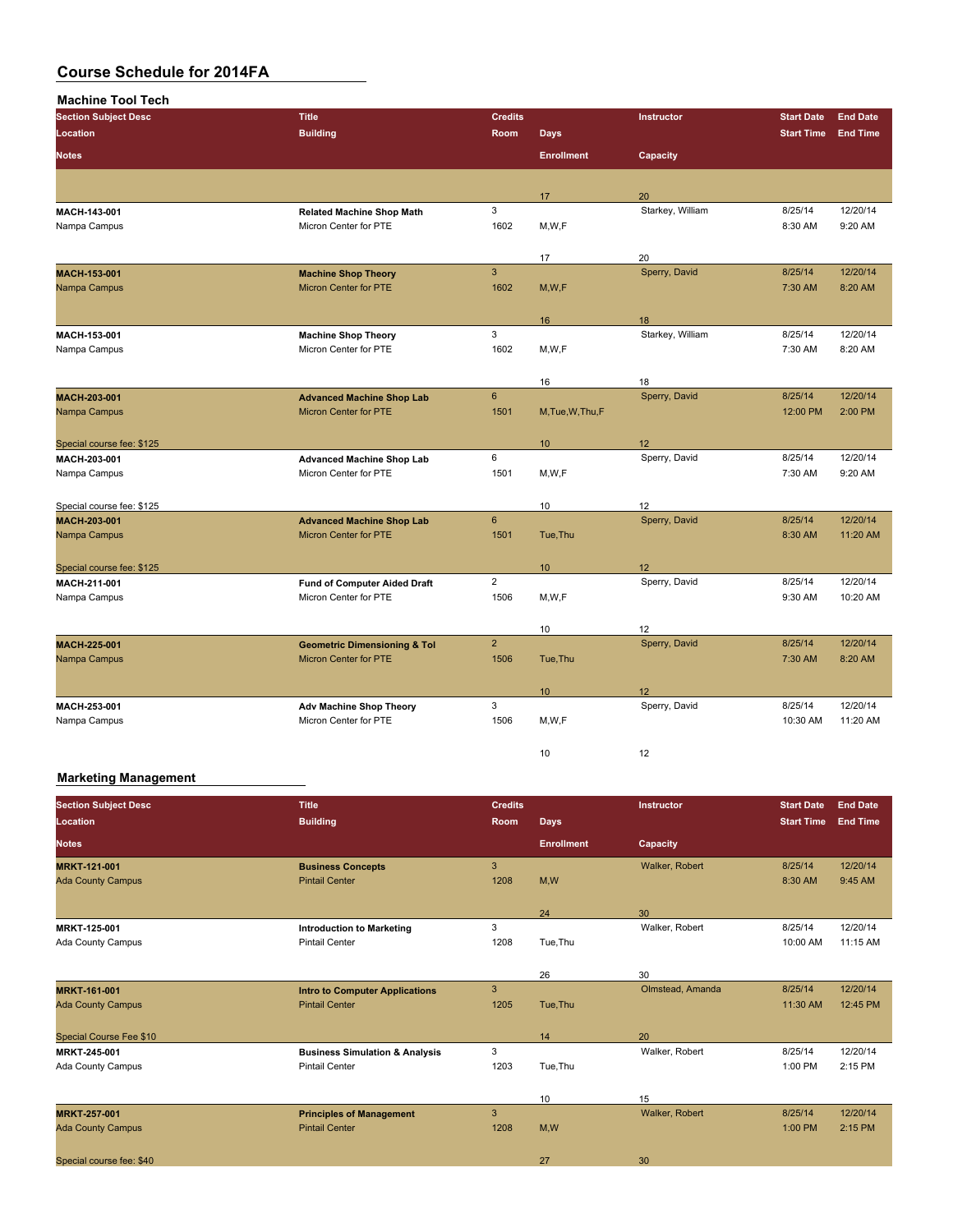# Course Schedule for 2014FA

## Machine Tool Tech

| Section Subject Desc | Title | Credits | Instructor | Start Date | End Date | Location | Building | Room | Days | Start Time | End Time | Notes | Enrollment | Capacity |
|---|---|---|---|---|---|---|---|---|---|---|---|---|---|---|
| | | | | | | | | | | | | | 17 | 20 |
| MACH-143-001 | Related Machine Shop Math | 3 | Starkey, William | 8/25/14 | 12/20/14 | Nampa Campus | Micron Center for PTE | 1602 | M,W,F | 8:30 AM | 9:20 AM | | 17 | 20 |
| MACH-153-001 | Machine Shop Theory | 3 | Sperry, David | 8/25/14 | 12/20/14 | Nampa Campus | Micron Center for PTE | 1602 | M,W,F | 7:30 AM | 8:20 AM | | 16 | 18 |
| MACH-153-001 | Machine Shop Theory | 3 | Starkey, William | 8/25/14 | 12/20/14 | Nampa Campus | Micron Center for PTE | 1602 | M,W,F | 7:30 AM | 8:20 AM | | 16 | 18 |
| MACH-203-001 | Advanced Machine Shop Lab | 6 | Sperry, David | 8/25/14 | 12/20/14 | Nampa Campus | Micron Center for PTE | 1501 | M,Tue,W,Thu,F | 12:00 PM | 2:00 PM | Special course fee: $125 | 10 | 12 |
| MACH-203-001 | Advanced Machine Shop Lab | 6 | Sperry, David | 8/25/14 | 12/20/14 | Nampa Campus | Micron Center for PTE | 1501 | M,W,F | 7:30 AM | 9:20 AM | Special course fee: $125 | 10 | 12 |
| MACH-203-001 | Advanced Machine Shop Lab | 6 | Sperry, David | 8/25/14 | 12/20/14 | Nampa Campus | Micron Center for PTE | 1501 | Tue,Thu | 8:30 AM | 11:20 AM | Special course fee: $125 | 10 | 12 |
| MACH-211-001 | Fund of Computer Aided Draft | 2 | Sperry, David | 8/25/14 | 12/20/14 | Nampa Campus | Micron Center for PTE | 1506 | M,W,F | 9:30 AM | 10:20 AM | | 10 | 12 |
| MACH-225-001 | Geometric Dimensioning & Tol | 2 | Sperry, David | 8/25/14 | 12/20/14 | Nampa Campus | Micron Center for PTE | 1506 | Tue,Thu | 7:30 AM | 8:20 AM | | 10 | 12 |
| MACH-253-001 | Adv Machine Shop Theory | 3 | Sperry, David | 8/25/14 | 12/20/14 | Nampa Campus | Micron Center for PTE | 1506 | M,W,F | 10:30 AM | 11:20 AM | | 10 | 12 |

## Marketing Management

| Section Subject Desc | Title | Credits | Instructor | Start Date | End Date | Location | Building | Room | Days | Start Time | End Time | Notes | Enrollment | Capacity |
|---|---|---|---|---|---|---|---|---|---|---|---|---|---|---|
| MRKT-121-001 | Business Concepts | 3 | Walker, Robert | 8/25/14 | 12/20/14 | Ada County Campus | Pintail Center | 1208 | M,W | 8:30 AM | 9:45 AM | | 24 | 30 |
| MRKT-125-001 | Introduction to Marketing | 3 | Walker, Robert | 8/25/14 | 12/20/14 | Ada County Campus | Pintail Center | 1208 | Tue,Thu | 10:00 AM | 11:15 AM | | 26 | 30 |
| MRKT-161-001 | Intro to Computer Applications | 3 | Olmstead, Amanda | 8/25/14 | 12/20/14 | Ada County Campus | Pintail Center | 1205 | Tue,Thu | 11:30 AM | 12:45 PM | Special Course Fee $10 | 14 | 20 |
| MRKT-245-001 | Business Simulation & Analysis | 3 | Walker, Robert | 8/25/14 | 12/20/14 | Ada County Campus | Pintail Center | 1203 | Tue,Thu | 1:00 PM | 2:15 PM | | 10 | 15 |
| MRKT-257-001 | Principles of Management | 3 | Walker, Robert | 8/25/14 | 12/20/14 | Ada County Campus | Pintail Center | 1208 | M,W | 1:00 PM | 2:15 PM | Special course fee: $40 | 27 | 30 |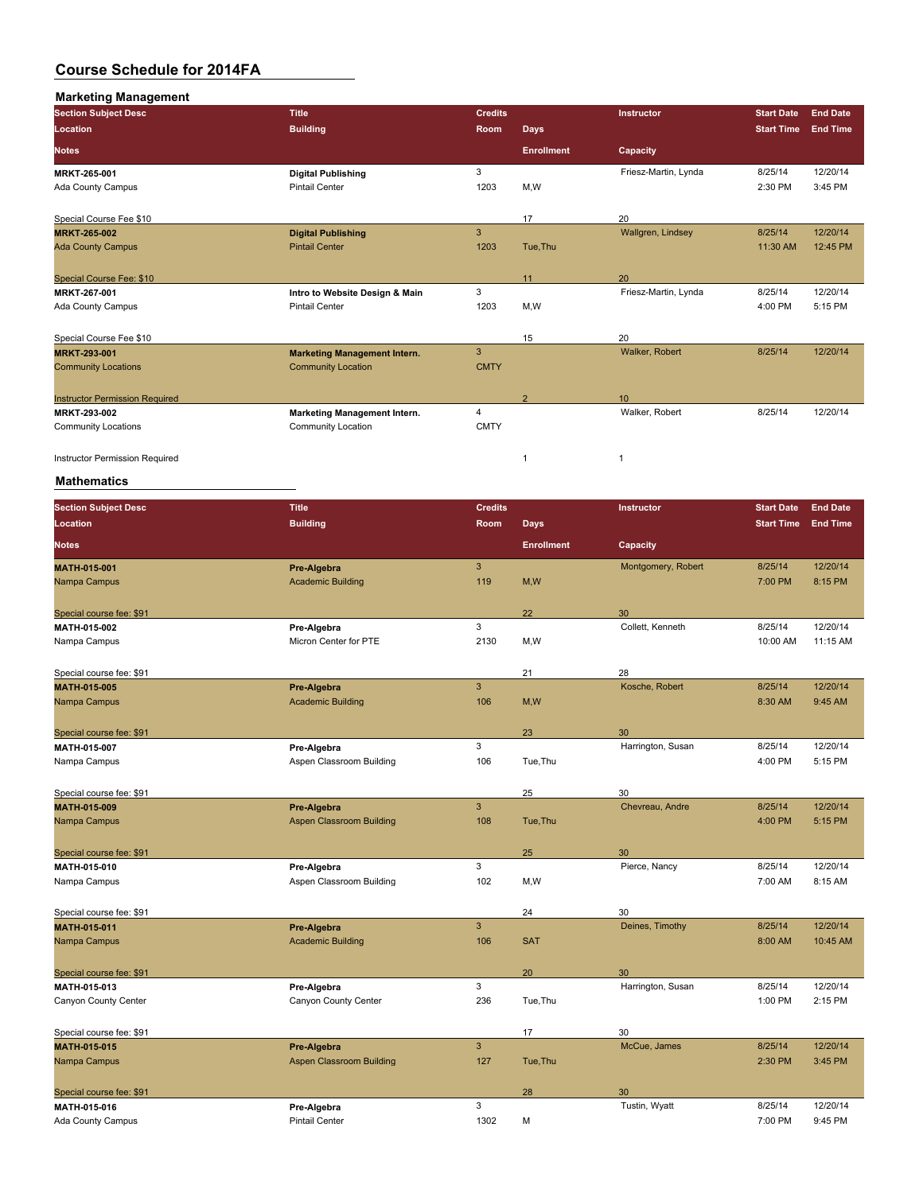# Course Schedule for 2014FA

## Marketing Management

| Section Subject Desc / Location / Notes | Title / Building | Credits / Room | Days / Enrollment | Instructor / Capacity | Start Date / Start Time | End Date / End Time |
|---|---|---|---|---|---|---|
| **MRKT-265-001** | **Digital Publishing** | 3 | | Friesz-Martin, Lynda | 8/25/14 | 12/20/14 |
| Ada County Campus | Pintail Center | 1203 | M,W | | 2:30 PM | 3:45 PM |
| Special Course Fee $10 | | | 17 | 20 | | |
| **MRKT-265-002** | **Digital Publishing** | 3 | | Wallgren, Lindsey | 8/25/14 | 12/20/14 |
| Ada County Campus | Pintail Center | 1203 | Tue,Thu | | 11:30 AM | 12:45 PM |
| Special Course Fee: $10 | | | 11 | 20 | | |
| **MRKT-267-001** | **Intro to Website Design & Main** | 3 | | Friesz-Martin, Lynda | 8/25/14 | 12/20/14 |
| Ada County Campus | Pintail Center | 1203 | M,W | | 4:00 PM | 5:15 PM |
| Special Course Fee $10 | | | 15 | 20 | | |
| **MRKT-293-001** | **Marketing Management Intern.** | 3 | | Walker, Robert | 8/25/14 | 12/20/14 |
| Community Locations | Community Location | CMTY | | | | |
| Instructor Permission Required | | | 2 | 10 | | |
| **MRKT-293-002** | **Marketing Management Intern.** | 4 | | Walker, Robert | 8/25/14 | 12/20/14 |
| Community Locations | Community Location | CMTY | | | | |
| Instructor Permission Required | | | 1 | 1 | | |

## Mathematics

| Section Subject Desc / Location / Notes | Title / Building | Credits / Room | Days / Enrollment | Instructor / Capacity | Start Date / Start Time | End Date / End Time |
|---|---|---|---|---|---|---|
| **MATH-015-001** | **Pre-Algebra** | 3 | | Montgomery, Robert | 8/25/14 | 12/20/14 |
| Nampa Campus | Academic Building | 119 | M,W | | 7:00 PM | 8:15 PM |
| Special course fee: $91 | | | 22 | 30 | | |
| **MATH-015-002** | **Pre-Algebra** | 3 | | Collett, Kenneth | 8/25/14 | 12/20/14 |
| Nampa Campus | Micron Center for PTE | 2130 | M,W | | 10:00 AM | 11:15 AM |
| Special course fee: $91 | | | 21 | 28 | | |
| **MATH-015-005** | **Pre-Algebra** | 3 | | Kosche, Robert | 8/25/14 | 12/20/14 |
| Nampa Campus | Academic Building | 106 | M,W | | 8:30 AM | 9:45 AM |
| Special course fee: $91 | | | 23 | 30 | | |
| **MATH-015-007** | **Pre-Algebra** | 3 | | Harrington, Susan | 8/25/14 | 12/20/14 |
| Nampa Campus | Aspen Classroom Building | 106 | Tue,Thu | | 4:00 PM | 5:15 PM |
| Special course fee: $91 | | | 25 | 30 | | |
| **MATH-015-009** | **Pre-Algebra** | 3 | | Chevreau, Andre | 8/25/14 | 12/20/14 |
| Nampa Campus | Aspen Classroom Building | 108 | Tue,Thu | | 4:00 PM | 5:15 PM |
| Special course fee: $91 | | | 25 | 30 | | |
| **MATH-015-010** | **Pre-Algebra** | 3 | | Pierce, Nancy | 8/25/14 | 12/20/14 |
| Nampa Campus | Aspen Classroom Building | 102 | M,W | | 7:00 AM | 8:15 AM |
| Special course fee: $91 | | | 24 | 30 | | |
| **MATH-015-011** | **Pre-Algebra** | 3 | | Deines, Timothy | 8/25/14 | 12/20/14 |
| Nampa Campus | Academic Building | 106 | SAT | | 8:00 AM | 10:45 AM |
| Special course fee: $91 | | | 20 | 30 | | |
| **MATH-015-013** | **Pre-Algebra** | 3 | | Harrington, Susan | 8/25/14 | 12/20/14 |
| Canyon County Center | Canyon County Center | 236 | Tue,Thu | | 1:00 PM | 2:15 PM |
| Special course fee: $91 | | | 17 | 30 | | |
| **MATH-015-015** | **Pre-Algebra** | 3 | | McCue, James | 8/25/14 | 12/20/14 |
| Nampa Campus | Aspen Classroom Building | 127 | Tue,Thu | | 2:30 PM | 3:45 PM |
| Special course fee: $91 | | | 28 | 30 | | |
| **MATH-015-016** | **Pre-Algebra** | 3 | | Tustin, Wyatt | 8/25/14 | 12/20/14 |
| Ada County Campus | Pintail Center | 1302 | M | | 7:00 PM | 9:45 PM |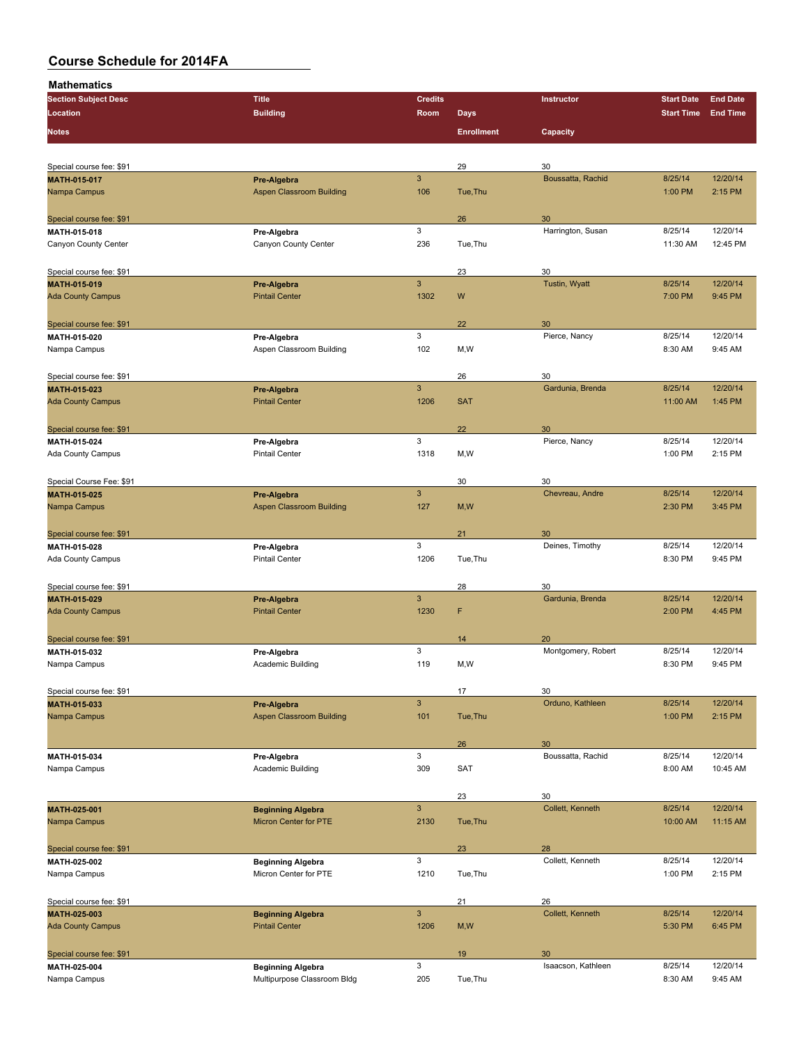# Course Schedule for 2014FA

## Mathematics

| Section Subject Desc / Location / Notes | Title / Building | Credits / Room | Days / Enrollment | Instructor / Capacity | Start Date / Start Time | End Date / End Time |
|---|---|---|---|---|---|---|
| Special course fee: $91 | | | 29 | 30 | | |
| **MATH-015-017** | **Pre-Algebra** | 3 | | Boussatta, Rachid | 8/25/14 | 12/20/14 |
| Nampa Campus | Aspen Classroom Building | 106 | Tue,Thu | | 1:00 PM | 2:15 PM |
| Special course fee: $91 | | | 26 | 30 | | |
| **MATH-015-018** | **Pre-Algebra** | 3 | | Harrington, Susan | 8/25/14 | 12/20/14 |
| Canyon County Center | Canyon County Center | 236 | Tue,Thu | | 11:30 AM | 12:45 PM |
| Special course fee: $91 | | | 23 | 30 | | |
| **MATH-015-019** | **Pre-Algebra** | 3 | | Tustin, Wyatt | 8/25/14 | 12/20/14 |
| Ada County Campus | Pintail Center | 1302 | W | | 7:00 PM | 9:45 PM |
| Special course fee: $91 | | | 22 | 30 | | |
| **MATH-015-020** | **Pre-Algebra** | 3 | | Pierce, Nancy | 8/25/14 | 12/20/14 |
| Nampa Campus | Aspen Classroom Building | 102 | M,W | | 8:30 AM | 9:45 AM |
| Special course fee: $91 | | | 26 | 30 | | |
| **MATH-015-023** | **Pre-Algebra** | 3 | | Gardunia, Brenda | 8/25/14 | 12/20/14 |
| Ada County Campus | Pintail Center | 1206 | SAT | | 11:00 AM | 1:45 PM |
| Special course fee: $91 | | | 22 | 30 | | |
| **MATH-015-024** | **Pre-Algebra** | 3 | | Pierce, Nancy | 8/25/14 | 12/20/14 |
| Ada County Campus | Pintail Center | 1318 | M,W | | 1:00 PM | 2:15 PM |
| Special Course Fee: $91 | | | 30 | 30 | | |
| **MATH-015-025** | **Pre-Algebra** | 3 | | Chevreau, Andre | 8/25/14 | 12/20/14 |
| Nampa Campus | Aspen Classroom Building | 127 | M,W | | 2:30 PM | 3:45 PM |
| Special course fee: $91 | | | 21 | 30 | | |
| **MATH-015-028** | **Pre-Algebra** | 3 | | Deines, Timothy | 8/25/14 | 12/20/14 |
| Ada County Campus | Pintail Center | 1206 | Tue,Thu | | 8:30 PM | 9:45 PM |
| Special course fee: $91 | | | 28 | 30 | | |
| **MATH-015-029** | **Pre-Algebra** | 3 | | Gardunia, Brenda | 8/25/14 | 12/20/14 |
| Ada County Campus | Pintail Center | 1230 | F | | 2:00 PM | 4:45 PM |
| Special course fee: $91 | | | 14 | 20 | | |
| **MATH-015-032** | **Pre-Algebra** | 3 | | Montgomery, Robert | 8/25/14 | 12/20/14 |
| Nampa Campus | Academic Building | 119 | M,W | | 8:30 PM | 9:45 PM |
| Special course fee: $91 | | | 17 | 30 | | |
| **MATH-015-033** | **Pre-Algebra** | 3 | | Orduno, Kathleen | 8/25/14 | 12/20/14 |
| Nampa Campus | Aspen Classroom Building | 101 | Tue,Thu | | 1:00 PM | 2:15 PM |
| | | | 26 | 30 | | |
| **MATH-015-034** | **Pre-Algebra** | 3 | | Boussatta, Rachid | 8/25/14 | 12/20/14 |
| Nampa Campus | Academic Building | 309 | SAT | | 8:00 AM | 10:45 AM |
| | | | 23 | 30 | | |
| **MATH-025-001** | **Beginning Algebra** | 3 | | Collett, Kenneth | 8/25/14 | 12/20/14 |
| Nampa Campus | Micron Center for PTE | 2130 | Tue,Thu | | 10:00 AM | 11:15 AM |
| Special course fee: $91 | | | 23 | 28 | | |
| **MATH-025-002** | **Beginning Algebra** | 3 | | Collett, Kenneth | 8/25/14 | 12/20/14 |
| Nampa Campus | Micron Center for PTE | 1210 | Tue,Thu | | 1:00 PM | 2:15 PM |
| Special course fee: $91 | | | 21 | 26 | | |
| **MATH-025-003** | **Beginning Algebra** | 3 | | Collett, Kenneth | 8/25/14 | 12/20/14 |
| Ada County Campus | Pintail Center | 1206 | M,W | | 5:30 PM | 6:45 PM |
| Special course fee: $91 | | | 19 | 30 | | |
| **MATH-025-004** | **Beginning Algebra** | 3 | | Isaacson, Kathleen | 8/25/14 | 12/20/14 |
| Nampa Campus | Multipurpose Classroom Bldg | 205 | Tue,Thu | | 8:30 AM | 9:45 AM |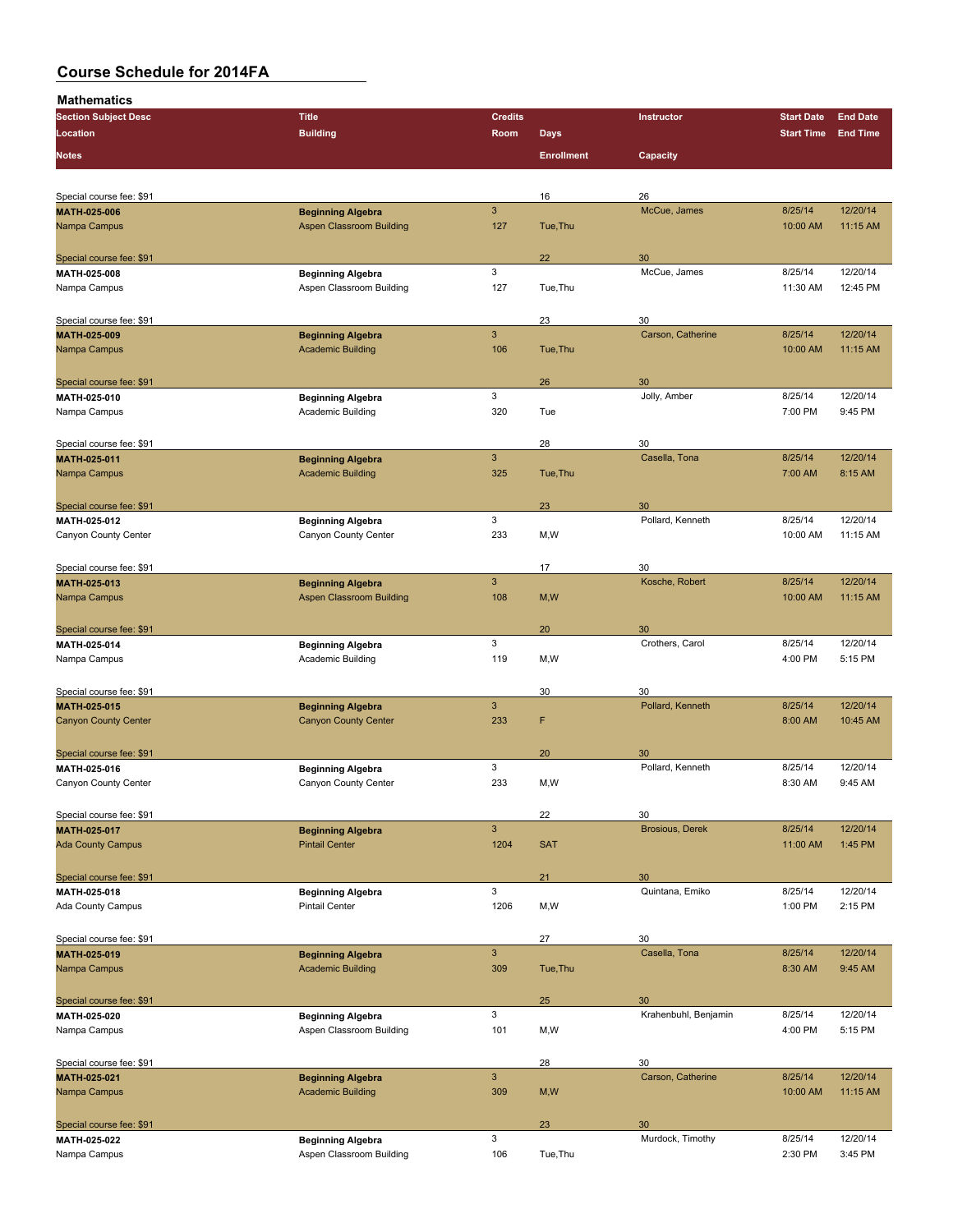# Course Schedule for 2014FA

## Mathematics

| Section Subject Desc / Location / Notes | Title / Building | Credits / Room | Days / Enrollment | Instructor / Capacity | Start Date / Start Time | End Date / End Time |
|---|---|---|---|---|---|---|
| Special course fee: $91 | | | 16 | 26 | | |
| **MATH-025-006** | **Beginning Algebra** | 3 | | McCue, James | 8/25/14 | 12/20/14 |
| Nampa Campus | Aspen Classroom Building | 127 | Tue,Thu | | 10:00 AM | 11:15 AM |
| Special course fee: $91 | | | 22 | 30 | | |
| **MATH-025-008** | **Beginning Algebra** | 3 | | McCue, James | 8/25/14 | 12/20/14 |
| Nampa Campus | Aspen Classroom Building | 127 | Tue,Thu | | 11:30 AM | 12:45 PM |
| Special course fee: $91 | | | 23 | 30 | | |
| **MATH-025-009** | **Beginning Algebra** | 3 | | Carson, Catherine | 8/25/14 | 12/20/14 |
| Nampa Campus | Academic Building | 106 | Tue,Thu | | 10:00 AM | 11:15 AM |
| Special course fee: $91 | | | 26 | 30 | | |
| **MATH-025-010** | **Beginning Algebra** | 3 | | Jolly, Amber | 8/25/14 | 12/20/14 |
| Nampa Campus | Academic Building | 320 | Tue | | 7:00 PM | 9:45 PM |
| Special course fee: $91 | | | 28 | 30 | | |
| **MATH-025-011** | **Beginning Algebra** | 3 | | Casella, Tona | 8/25/14 | 12/20/14 |
| Nampa Campus | Academic Building | 325 | Tue,Thu | | 7:00 AM | 8:15 AM |
| Special course fee: $91 | | | 23 | 30 | | |
| **MATH-025-012** | **Beginning Algebra** | 3 | | Pollard, Kenneth | 8/25/14 | 12/20/14 |
| Canyon County Center | Canyon County Center | 233 | M,W | | 10:00 AM | 11:15 AM |
| Special course fee: $91 | | | 17 | 30 | | |
| **MATH-025-013** | **Beginning Algebra** | 3 | | Kosche, Robert | 8/25/14 | 12/20/14 |
| Nampa Campus | Aspen Classroom Building | 108 | M,W | | 10:00 AM | 11:15 AM |
| Special course fee: $91 | | | 20 | 30 | | |
| **MATH-025-014** | **Beginning Algebra** | 3 | | Crothers, Carol | 8/25/14 | 12/20/14 |
| Nampa Campus | Academic Building | 119 | M,W | | 4:00 PM | 5:15 PM |
| Special course fee: $91 | | | 30 | 30 | | |
| **MATH-025-015** | **Beginning Algebra** | 3 | | Pollard, Kenneth | 8/25/14 | 12/20/14 |
| Canyon County Center | Canyon County Center | 233 | F | | 8:00 AM | 10:45 AM |
| Special course fee: $91 | | | 20 | 30 | | |
| **MATH-025-016** | **Beginning Algebra** | 3 | | Pollard, Kenneth | 8/25/14 | 12/20/14 |
| Canyon County Center | Canyon County Center | 233 | M,W | | 8:30 AM | 9:45 AM |
| Special course fee: $91 | | | 22 | 30 | | |
| **MATH-025-017** | **Beginning Algebra** | 3 | | Brosious, Derek | 8/25/14 | 12/20/14 |
| Ada County Campus | Pintail Center | 1204 | SAT | | 11:00 AM | 1:45 PM |
| Special course fee: $91 | | | 21 | 30 | | |
| **MATH-025-018** | **Beginning Algebra** | 3 | | Quintana, Emiko | 8/25/14 | 12/20/14 |
| Ada County Campus | Pintail Center | 1206 | M,W | | 1:00 PM | 2:15 PM |
| Special course fee: $91 | | | 27 | 30 | | |
| **MATH-025-019** | **Beginning Algebra** | 3 | | Casella, Tona | 8/25/14 | 12/20/14 |
| Nampa Campus | Academic Building | 309 | Tue,Thu | | 8:30 AM | 9:45 AM |
| Special course fee: $91 | | | 25 | 30 | | |
| **MATH-025-020** | **Beginning Algebra** | 3 | | Krahenbuhl, Benjamin | 8/25/14 | 12/20/14 |
| Nampa Campus | Aspen Classroom Building | 101 | M,W | | 4:00 PM | 5:15 PM |
| Special course fee: $91 | | | 28 | 30 | | |
| **MATH-025-021** | **Beginning Algebra** | 3 | | Carson, Catherine | 8/25/14 | 12/20/14 |
| Nampa Campus | Academic Building | 309 | M,W | | 10:00 AM | 11:15 AM |
| Special course fee: $91 | | | 23 | 30 | | |
| **MATH-025-022** | **Beginning Algebra** | 3 | | Murdock, Timothy | 8/25/14 | 12/20/14 |
| Nampa Campus | Aspen Classroom Building | 106 | Tue,Thu | | 2:30 PM | 3:45 PM |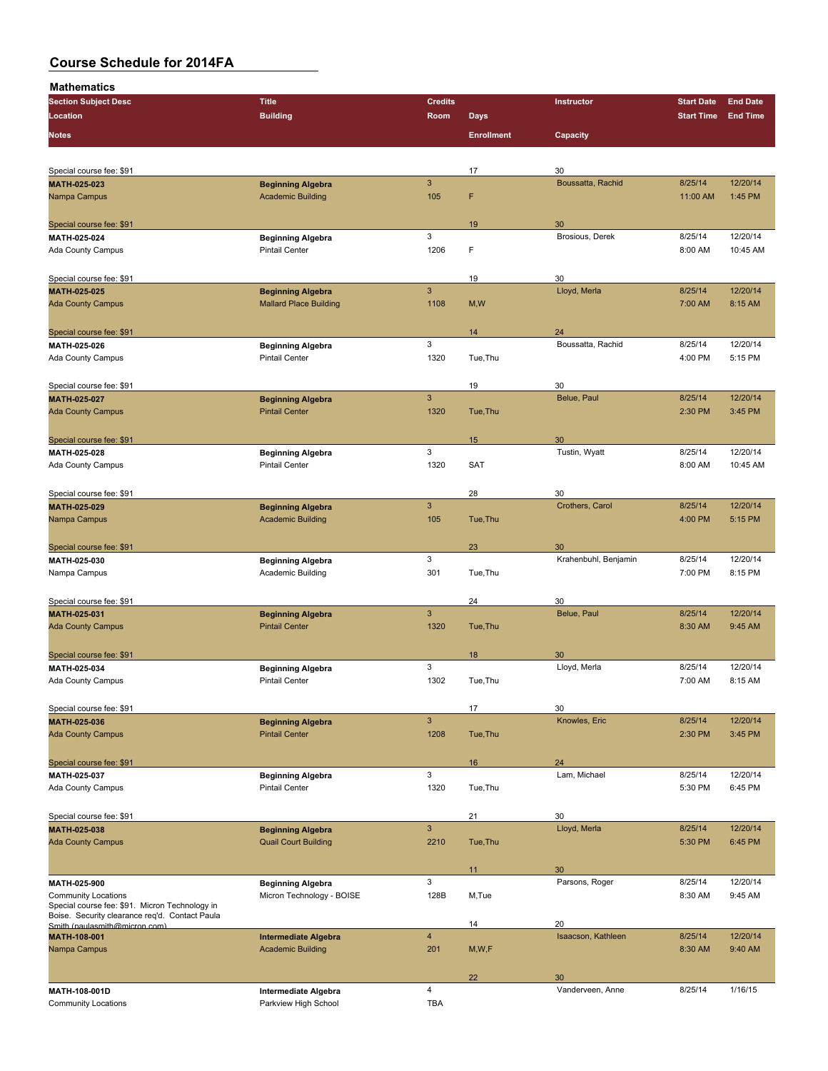# Course Schedule for 2014FA

## Mathematics

| Section Subject Desc / Location / Notes | Title / Building | Credits / Room | Days / Enrollment | Instructor / Capacity | Start Date / Start Time | End Date / End Time |
|---|---|---|---|---|---|---|
| Special course fee: $91 | | | 17 | 30 | | |
| **MATH-025-023** | **Beginning Algebra** | 3 | | Boussatta, Rachid | 8/25/14 | 12/20/14 |
| Nampa Campus | Academic Building | 105 | F | | 11:00 AM | 1:45 PM |
| Special course fee: $91 | | | 19 | 30 | | |
| **MATH-025-024** | **Beginning Algebra** | 3 | | Brosious, Derek | 8/25/14 | 12/20/14 |
| Ada County Campus | Pintail Center | 1206 | F | | 8:00 AM | 10:45 AM |
| Special course fee: $91 | | | 19 | 30 | | |
| **MATH-025-025** | **Beginning Algebra** | 3 | | Lloyd, Merla | 8/25/14 | 12/20/14 |
| Ada County Campus | Mallard Place Building | 1108 | M,W | | 7:00 AM | 8:15 AM |
| Special course fee: $91 | | | 14 | 24 | | |
| **MATH-025-026** | **Beginning Algebra** | 3 | | Boussatta, Rachid | 8/25/14 | 12/20/14 |
| Ada County Campus | Pintail Center | 1320 | Tue,Thu | | 4:00 PM | 5:15 PM |
| Special course fee: $91 | | | 19 | 30 | | |
| **MATH-025-027** | **Beginning Algebra** | 3 | | Belue, Paul | 8/25/14 | 12/20/14 |
| Ada County Campus | Pintail Center | 1320 | Tue,Thu | | 2:30 PM | 3:45 PM |
| Special course fee: $91 | | | 15 | 30 | | |
| **MATH-025-028** | **Beginning Algebra** | 3 | | Tustin, Wyatt | 8/25/14 | 12/20/14 |
| Ada County Campus | Pintail Center | 1320 | SAT | | 8:00 AM | 10:45 AM |
| Special course fee: $91 | | | 28 | 30 | | |
| **MATH-025-029** | **Beginning Algebra** | 3 | | Crothers, Carol | 8/25/14 | 12/20/14 |
| Nampa Campus | Academic Building | 105 | Tue,Thu | | 4:00 PM | 5:15 PM |
| Special course fee: $91 | | | 23 | 30 | | |
| **MATH-025-030** | **Beginning Algebra** | 3 | | Krahenbuhl, Benjamin | 8/25/14 | 12/20/14 |
| Nampa Campus | Academic Building | 301 | Tue,Thu | | 7:00 PM | 8:15 PM |
| Special course fee: $91 | | | 24 | 30 | | |
| **MATH-025-031** | **Beginning Algebra** | 3 | | Belue, Paul | 8/25/14 | 12/20/14 |
| Ada County Campus | Pintail Center | 1320 | Tue,Thu | | 8:30 AM | 9:45 AM |
| Special course fee: $91 | | | 18 | 30 | | |
| **MATH-025-034** | **Beginning Algebra** | 3 | | Lloyd, Merla | 8/25/14 | 12/20/14 |
| Ada County Campus | Pintail Center | 1302 | Tue,Thu | | 7:00 AM | 8:15 AM |
| Special course fee: $91 | | | 17 | 30 | | |
| **MATH-025-036** | **Beginning Algebra** | 3 | | Knowles, Eric | 8/25/14 | 12/20/14 |
| Ada County Campus | Pintail Center | 1208 | Tue,Thu | | 2:30 PM | 3:45 PM |
| Special course fee: $91 | | | 16 | 24 | | |
| **MATH-025-037** | **Beginning Algebra** | 3 | | Lam, Michael | 8/25/14 | 12/20/14 |
| Ada County Campus | Pintail Center | 1320 | Tue,Thu | | 5:30 PM | 6:45 PM |
| Special course fee: $91 | | | 21 | 30 | | |
| **MATH-025-038** | **Beginning Algebra** | 3 | | Lloyd, Merla | 8/25/14 | 12/20/14 |
| Ada County Campus | Quail Court Building | 2210 | Tue,Thu | | 5:30 PM | 6:45 PM |
| | | | 11 | 30 | | |
| **MATH-025-900** | **Beginning Algebra** | 3 | | Parsons, Roger | 8/25/14 | 12/20/14 |
| Community Locations | Micron Technology - BOISE | 128B | M,Tue | | 8:30 AM | 9:45 AM |
| Special course fee: $91. Micron Technology in Boise. Security clearance req'd. Contact Paula Smith (paulasmith@micron.com) | | | 14 | 20 | | |
| **MATH-108-001** | **Intermediate Algebra** | 4 | | Isaacson, Kathleen | 8/25/14 | 12/20/14 |
| Nampa Campus | Academic Building | 201 | M,W,F | | 8:30 AM | 9:40 AM |
| | | | 22 | 30 | | |
| **MATH-108-001D** | **Intermediate Algebra** | 4 | | Vanderveen, Anne | 8/25/14 | 1/16/15 |
| Community Locations | Parkview High School | TBA | | | | |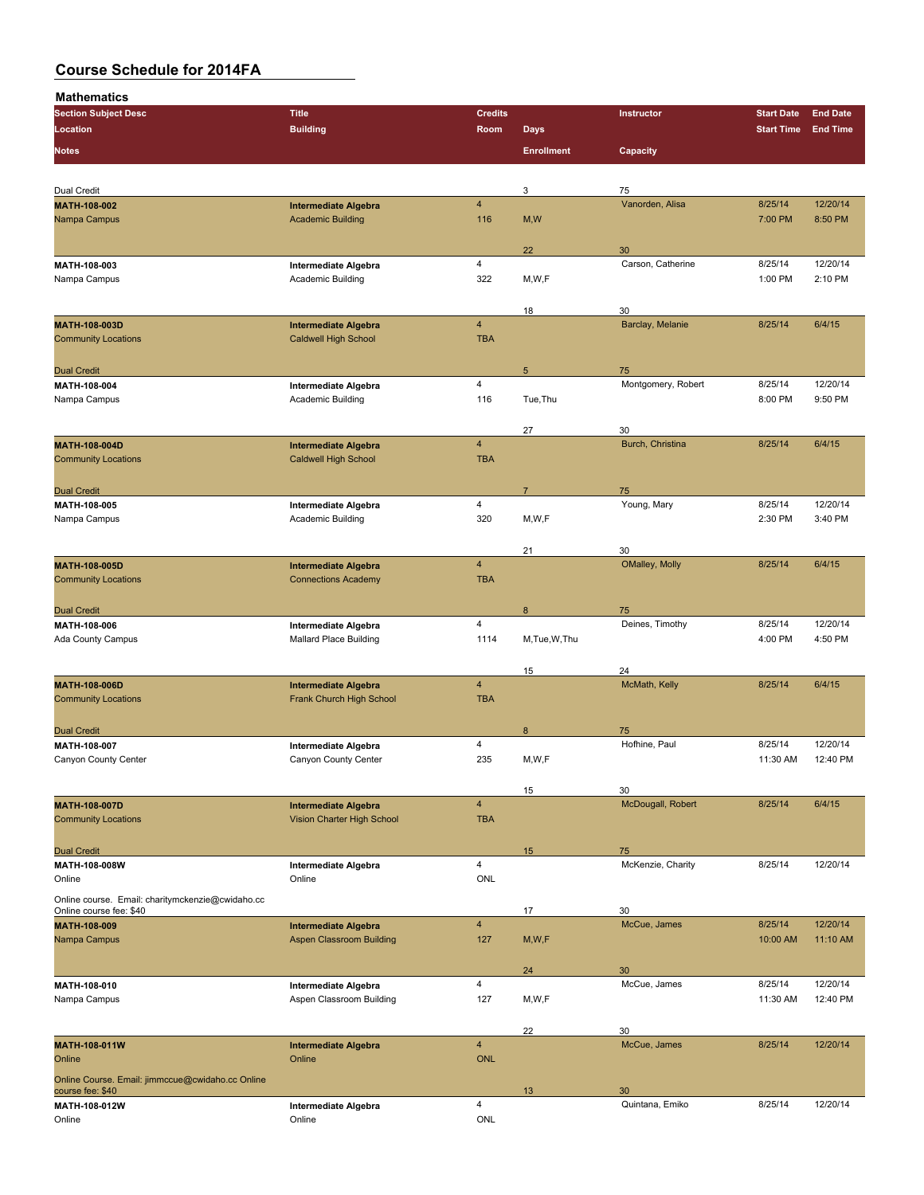# Course Schedule for 2014FA

## Mathematics

| Section Subject Desc / Location / Notes | Title / Building | Credits / Room | Days / Enrollment | Instructor / Capacity | Start Date / Start Time | End Date / End Time |
|---|---|---|---|---|---|---|
| Dual Credit | | | 3 | 75 | | |
| **MATH-108-002** | **Intermediate Algebra** | 4 | | Vanorden, Alisa | 8/25/14 | 12/20/14 |
| Nampa Campus | Academic Building | 116 | M,W | | 7:00 PM | 8:50 PM |
| | | | 22 | 30 | | |
| **MATH-108-003** | **Intermediate Algebra** | 4 | | Carson, Catherine | 8/25/14 | 12/20/14 |
| Nampa Campus | Academic Building | 322 | M,W,F | | 1:00 PM | 2:10 PM |
| | | | 18 | 30 | | |
| **MATH-108-003D** | **Intermediate Algebra** | 4 | | Barclay, Melanie | 8/25/14 | 6/4/15 |
| Community Locations | Caldwell High School | TBA | | | | |
| Dual Credit | | | 5 | 75 | | |
| **MATH-108-004** | **Intermediate Algebra** | 4 | | Montgomery, Robert | 8/25/14 | 12/20/14 |
| Nampa Campus | Academic Building | 116 | Tue,Thu | | 8:00 PM | 9:50 PM |
| | | | 27 | 30 | | |
| **MATH-108-004D** | **Intermediate Algebra** | 4 | | Burch, Christina | 8/25/14 | 6/4/15 |
| Community Locations | Caldwell High School | TBA | | | | |
| Dual Credit | | | 7 | 75 | | |
| **MATH-108-005** | **Intermediate Algebra** | 4 | | Young, Mary | 8/25/14 | 12/20/14 |
| Nampa Campus | Academic Building | 320 | M,W,F | | 2:30 PM | 3:40 PM |
| | | | 21 | 30 | | |
| **MATH-108-005D** | **Intermediate Algebra** | 4 | | OMalley, Molly | 8/25/14 | 6/4/15 |
| Community Locations | Connections Academy | TBA | | | | |
| Dual Credit | | | 8 | 75 | | |
| **MATH-108-006** | **Intermediate Algebra** | 4 | | Deines, Timothy | 8/25/14 | 12/20/14 |
| Ada County Campus | Mallard Place Building | 1114 | M,Tue,W,Thu | | 4:00 PM | 4:50 PM |
| | | | 15 | 24 | | |
| **MATH-108-006D** | **Intermediate Algebra** | 4 | | McMath, Kelly | 8/25/14 | 6/4/15 |
| Community Locations | Frank Church High School | TBA | | | | |
| Dual Credit | | | 8 | 75 | | |
| **MATH-108-007** | **Intermediate Algebra** | 4 | | Hofhine, Paul | 8/25/14 | 12/20/14 |
| Canyon County Center | Canyon County Center | 235 | M,W,F | | 11:30 AM | 12:40 PM |
| | | | 15 | 30 | | |
| **MATH-108-007D** | **Intermediate Algebra** | 4 | | McDougall, Robert | 8/25/14 | 6/4/15 |
| Community Locations | Vision Charter High School | TBA | | | | |
| Dual Credit | | | 15 | 75 | | |
| **MATH-108-008W** | **Intermediate Algebra** | 4 | | McKenzie, Charity | 8/25/14 | 12/20/14 |
| Online | Online | ONL | | | | |
| Online course. Email: charitymckenzie@cwidaho.cc Online course fee: $40 | | | 17 | 30 | | |
| **MATH-108-009** | **Intermediate Algebra** | 4 | | McCue, James | 8/25/14 | 12/20/14 |
| Nampa Campus | Aspen Classroom Building | 127 | M,W,F | | 10:00 AM | 11:10 AM |
| | | | 24 | 30 | | |
| **MATH-108-010** | **Intermediate Algebra** | 4 | | McCue, James | 8/25/14 | 12/20/14 |
| Nampa Campus | Aspen Classroom Building | 127 | M,W,F | | 11:30 AM | 12:40 PM |
| | | | 22 | 30 | | |
| **MATH-108-011W** | **Intermediate Algebra** | 4 | | McCue, James | 8/25/14 | 12/20/14 |
| Online | Online | ONL | | | | |
| Online Course. Email: jimmccue@cwidaho.cc Online course fee: $40 | | | 13 | 30 | | |
| **MATH-108-012W** | **Intermediate Algebra** | 4 | | Quintana, Emiko | 8/25/14 | 12/20/14 |
| Online | Online | ONL | | | | |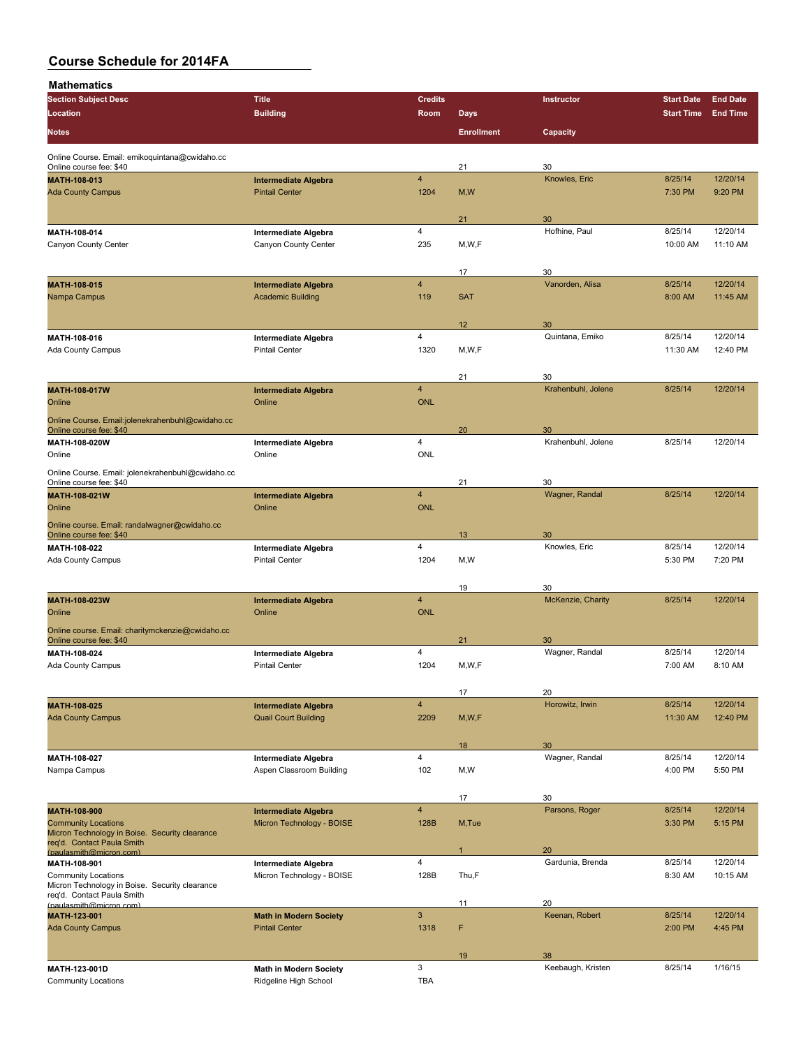# Course Schedule for 2014FA

## Mathematics

| Section Subject Desc / Location / Notes | Title / Building | Credits / Room | Days / Enrollment | Instructor / Capacity | Start Date / Start Time | End Date / End Time |
|---|---|---|---|---|---|---|
| Online Course. Email: emikoquintana@cwidaho.cc Online course fee: $40 | | | 21 | 30 | | |
| **MATH-108-013** Ada County Campus | **Intermediate Algebra** Pintail Center | 4 1204 | M,W 21 | Knowles, Eric 30 | 8/25/14 7:30 PM | 12/20/14 9:20 PM |
| **MATH-108-014** Canyon County Center | **Intermediate Algebra** Canyon County Center | 4 235 | M,W,F 17 | Hofhine, Paul 30 | 8/25/14 10:00 AM | 12/20/14 11:10 AM |
| **MATH-108-015** Nampa Campus | **Intermediate Algebra** Academic Building | 4 119 | SAT 12 | Vanorden, Alisa 30 | 8/25/14 8:00 AM | 12/20/14 11:45 AM |
| **MATH-108-016** Ada County Campus | **Intermediate Algebra** Pintail Center | 4 1320 | M,W,F 21 | Quintana, Emiko 30 | 8/25/14 11:30 AM | 12/20/14 12:40 PM |
| **MATH-108-017W** Online Online Course. Email:jolenekrahenbuhl@cwidaho.cc Online course fee: $40 | **Intermediate Algebra** Online | 4 ONL | 20 | Krahenbuhl, Jolene 30 | 8/25/14 | 12/20/14 |
| **MATH-108-020W** Online Online Course. Email: jolenekrahenbuhl@cwidaho.cc Online course fee: $40 | **Intermediate Algebra** Online | 4 ONL | 21 | Krahenbuhl, Jolene 30 | 8/25/14 | 12/20/14 |
| **MATH-108-021W** Online Online course. Email: randalwagner@cwidaho.cc Online course fee: $40 | **Intermediate Algebra** Online | 4 ONL | 13 | Wagner, Randal 30 | 8/25/14 | 12/20/14 |
| **MATH-108-022** Ada County Campus | **Intermediate Algebra** Pintail Center | 4 1204 | M,W 19 | Knowles, Eric 30 | 8/25/14 5:30 PM | 12/20/14 7:20 PM |
| **MATH-108-023W** Online Online course. Email: charitymckenzie@cwidaho.cc Online course fee: $40 | **Intermediate Algebra** Online | 4 ONL | 21 | McKenzie, Charity 30 | 8/25/14 | 12/20/14 |
| **MATH-108-024** Ada County Campus | **Intermediate Algebra** Pintail Center | 4 1204 | M,W,F 17 | Wagner, Randal 20 | 8/25/14 7:00 AM | 12/20/14 8:10 AM |
| **MATH-108-025** Ada County Campus | **Intermediate Algebra** Quail Court Building | 4 2209 | M,W,F 18 | Horowitz, Irwin 30 | 8/25/14 11:30 AM | 12/20/14 12:40 PM |
| **MATH-108-027** Nampa Campus | **Intermediate Algebra** Aspen Classroom Building | 4 102 | M,W 17 | Wagner, Randal 30 | 8/25/14 4:00 PM | 12/20/14 5:50 PM |
| **MATH-108-900** Community Locations Micron Technology in Boise. Security clearance req'd. Contact Paula Smith (paulasmith@micron.com) | **Intermediate Algebra** Micron Technology - BOISE | 4 128B | M,Tue 1 | Parsons, Roger 20 | 8/25/14 3:30 PM | 12/20/14 5:15 PM |
| **MATH-108-901** Community Locations Micron Technology in Boise. Security clearance req'd. Contact Paula Smith (paulasmith@micron.com) | **Intermediate Algebra** Micron Technology - BOISE | 4 128B | Thu,F 11 | Gardunia, Brenda 20 | 8/25/14 8:30 AM | 12/20/14 10:15 AM |
| **MATH-123-001** Ada County Campus | **Math in Modern Society** Pintail Center | 3 1318 | F 19 | Keenan, Robert 38 | 8/25/14 2:00 PM | 12/20/14 4:45 PM |
| **MATH-123-001D** Community Locations | **Math in Modern Society** Ridgeline High School | 3 TBA | | Keebaugh, Kristen | 8/25/14 | 1/16/15 |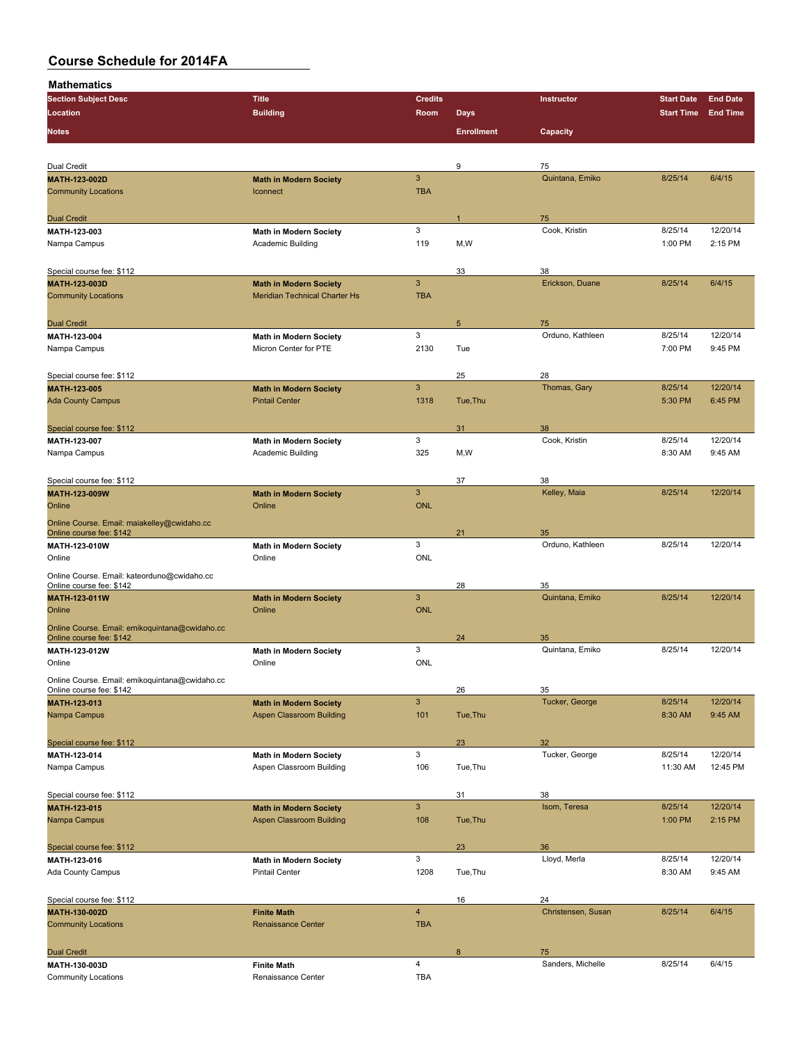# Course Schedule for 2014FA

## Mathematics

| Section Subject Desc / Location / Notes | Title / Building | Credits / Room | Days / Enrollment | Instructor / Capacity | Start Date / Start Time | End Date / End Time |
|---|---|---|---|---|---|---|
| Dual Credit | | | 9 | 75 | | |
| **MATH-123-002D** | **Math in Modern Society** | 3 | | Quintana, Emiko | 8/25/14 | 6/4/15 |
| Community Locations | Iconnect | TBA | | | | |
| Dual Credit | | | 1 | 75 | | |
| **MATH-123-003** | **Math in Modern Society** | 3 | | Cook, Kristin | 8/25/14 | 12/20/14 |
| Nampa Campus | Academic Building | 119 | M,W | | 1:00 PM | 2:15 PM |
| Special course fee: $112 | | | 33 | 38 | | |
| **MATH-123-003D** | **Math in Modern Society** | 3 | | Erickson, Duane | 8/25/14 | 6/4/15 |
| Community Locations | Meridian Technical Charter Hs | TBA | | | | |
| Dual Credit | | | 5 | 75 | | |
| **MATH-123-004** | **Math in Modern Society** | 3 | | Orduno, Kathleen | 8/25/14 | 12/20/14 |
| Nampa Campus | Micron Center for PTE | 2130 | Tue | | 7:00 PM | 9:45 PM |
| Special course fee: $112 | | | 25 | 28 | | |
| **MATH-123-005** | **Math in Modern Society** | 3 | | Thomas, Gary | 8/25/14 | 12/20/14 |
| Ada County Campus | Pintail Center | 1318 | Tue,Thu | | 5:30 PM | 6:45 PM |
| Special course fee: $112 | | | 31 | 38 | | |
| **MATH-123-007** | **Math in Modern Society** | 3 | | Cook, Kristin | 8/25/14 | 12/20/14 |
| Nampa Campus | Academic Building | 325 | M,W | | 8:30 AM | 9:45 AM |
| Special course fee: $112 | | | 37 | 38 | | |
| **MATH-123-009W** | **Math in Modern Society** | 3 | | Kelley, Maia | 8/25/14 | 12/20/14 |
| Online | Online | ONL | | | | |
| Online Course. Email: maiakelley@cwidaho.cc Online course fee: $142 | | | 21 | 35 | | |
| **MATH-123-010W** | **Math in Modern Society** | 3 | | Orduno, Kathleen | 8/25/14 | 12/20/14 |
| Online | Online | ONL | | | | |
| Online Course. Email: kateorduno@cwidaho.cc Online course fee: $142 | | | 28 | 35 | | |
| **MATH-123-011W** | **Math in Modern Society** | 3 | | Quintana, Emiko | 8/25/14 | 12/20/14 |
| Online | Online | ONL | | | | |
| Online Course. Email: emikoquintana@cwidaho.cc Online course fee: $142 | | | 24 | 35 | | |
| **MATH-123-012W** | **Math in Modern Society** | 3 | | Quintana, Emiko | 8/25/14 | 12/20/14 |
| Online | Online | ONL | | | | |
| Online Course. Email: emikoquintana@cwidaho.cc Online course fee: $142 | | | 26 | 35 | | |
| **MATH-123-013** | **Math in Modern Society** | 3 | | Tucker, George | 8/25/14 | 12/20/14 |
| Nampa Campus | Aspen Classroom Building | 101 | Tue,Thu | | 8:30 AM | 9:45 AM |
| Special course fee: $112 | | | 23 | 32 | | |
| **MATH-123-014** | **Math in Modern Society** | 3 | | Tucker, George | 8/25/14 | 12/20/14 |
| Nampa Campus | Aspen Classroom Building | 106 | Tue,Thu | | 11:30 AM | 12:45 PM |
| Special course fee: $112 | | | 31 | 38 | | |
| **MATH-123-015** | **Math in Modern Society** | 3 | | Isom, Teresa | 8/25/14 | 12/20/14 |
| Nampa Campus | Aspen Classroom Building | 108 | Tue,Thu | | 1:00 PM | 2:15 PM |
| Special course fee: $112 | | | 23 | 36 | | |
| **MATH-123-016** | **Math in Modern Society** | 3 | | Lloyd, Merla | 8/25/14 | 12/20/14 |
| Ada County Campus | Pintail Center | 1208 | Tue,Thu | | 8:30 AM | 9:45 AM |
| Special course fee: $112 | | | 16 | 24 | | |
| **MATH-130-002D** | **Finite Math** | 4 | | Christensen, Susan | 8/25/14 | 6/4/15 |
| Community Locations | Renaissance Center | TBA | | | | |
| Dual Credit | | | 8 | 75 | | |
| **MATH-130-003D** | **Finite Math** | 4 | | Sanders, Michelle | 8/25/14 | 6/4/15 |
| Community Locations | Renaissance Center | TBA | | | | |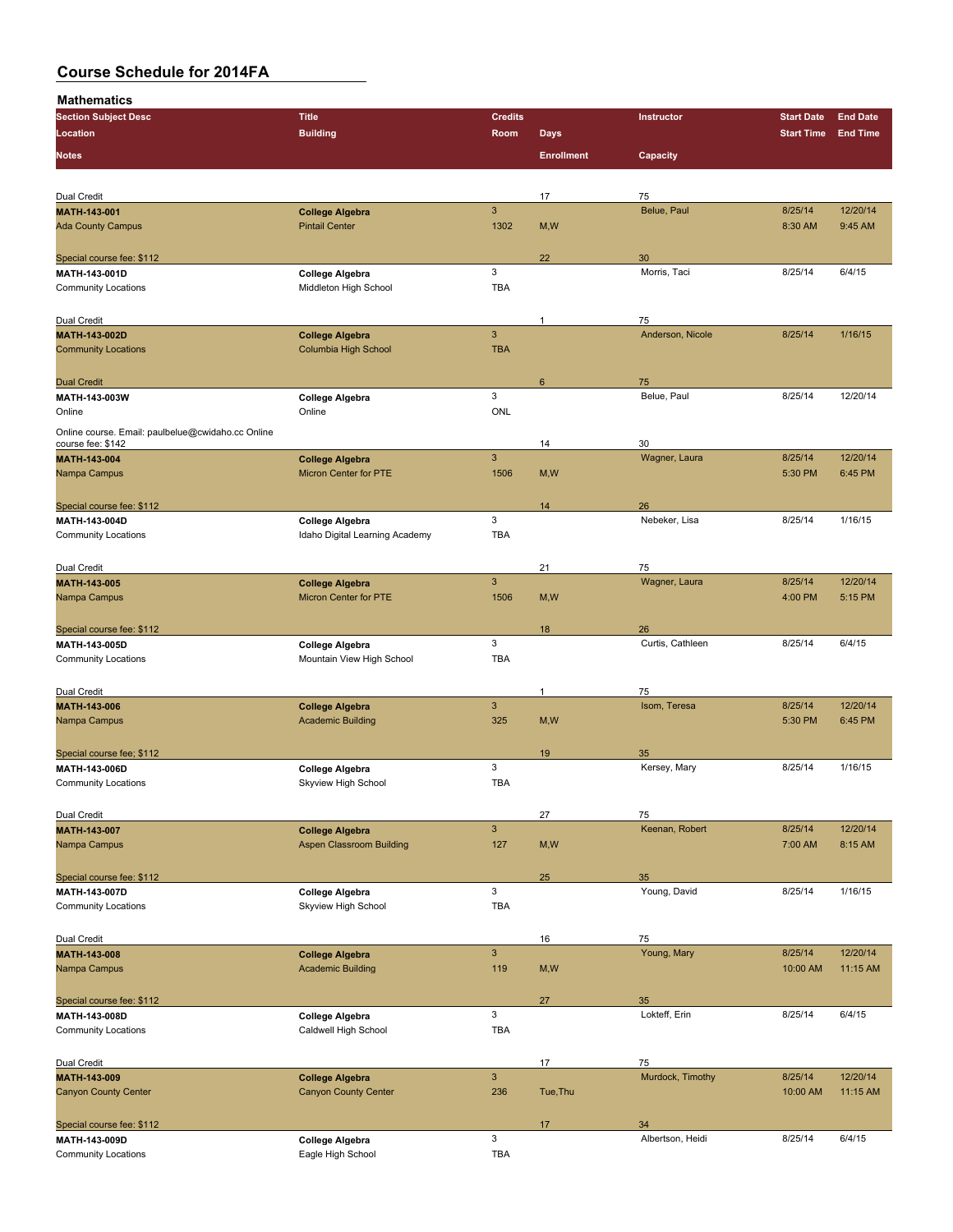# Course Schedule for 2014FA

## Mathematics

| Section Subject Desc / Location / Notes | Title / Building | Credits / Room | Days / Enrollment | Instructor / Capacity | Start Date / Start Time | End Date / End Time |
|---|---|---|---|---|---|---|
| Dual Credit | | | 17 | 75 | | |
| **MATH-143-001** | **College Algebra** | 3 | | Belue, Paul | 8/25/14 | 12/20/14 |
| Ada County Campus | Pintail Center | 1302 | M,W | | 8:30 AM | 9:45 AM |
| Special course fee: $112 | | | 22 | 30 | | |
| **MATH-143-001D** | **College Algebra** | 3 | | Morris, Taci | 8/25/14 | 6/4/15 |
| Community Locations | Middleton High School | TBA | | | | |
| Dual Credit | | | 1 | 75 | | |
| **MATH-143-002D** | **College Algebra** | 3 | | Anderson, Nicole | 8/25/14 | 1/16/15 |
| Community Locations | Columbia High School | TBA | | | | |
| Dual Credit | | | 6 | 75 | | |
| **MATH-143-003W** | **College Algebra** | 3 | | Belue, Paul | 8/25/14 | 12/20/14 |
| Online | Online | ONL | | | | |
| Online course. Email: paulbelue@cwidaho.cc Online course fee: $142 | | | 14 | 30 | | |
| **MATH-143-004** | **College Algebra** | 3 | | Wagner, Laura | 8/25/14 | 12/20/14 |
| Nampa Campus | Micron Center for PTE | 1506 | M,W | | 5:30 PM | 6:45 PM |
| Special course fee: $112 | | | 14 | 26 | | |
| **MATH-143-004D** | **College Algebra** | 3 | | Nebeker, Lisa | 8/25/14 | 1/16/15 |
| Community Locations | Idaho Digital Learning Academy | TBA | | | | |
| Dual Credit | | | 21 | 75 | | |
| **MATH-143-005** | **College Algebra** | 3 | | Wagner, Laura | 8/25/14 | 12/20/14 |
| Nampa Campus | Micron Center for PTE | 1506 | M,W | | 4:00 PM | 5:15 PM |
| Special course fee: $112 | | | 18 | 26 | | |
| **MATH-143-005D** | **College Algebra** | 3 | | Curtis, Cathleen | 8/25/14 | 6/4/15 |
| Community Locations | Mountain View High School | TBA | | | | |
| Dual Credit | | | 1 | 75 | | |
| **MATH-143-006** | **College Algebra** | 3 | | Isom, Teresa | 8/25/14 | 12/20/14 |
| Nampa Campus | Academic Building | 325 | M,W | | 5:30 PM | 6:45 PM |
| Special course fee; $112 | | | 19 | 35 | | |
| **MATH-143-006D** | **College Algebra** | 3 | | Kersey, Mary | 8/25/14 | 1/16/15 |
| Community Locations | Skyview High School | TBA | | | | |
| Dual Credit | | | 27 | 75 | | |
| **MATH-143-007** | **College Algebra** | 3 | | Keenan, Robert | 8/25/14 | 12/20/14 |
| Nampa Campus | Aspen Classroom Building | 127 | M,W | | 7:00 AM | 8:15 AM |
| Special course fee: $112 | | | 25 | 35 | | |
| **MATH-143-007D** | **College Algebra** | 3 | | Young, David | 8/25/14 | 1/16/15 |
| Community Locations | Skyview High School | TBA | | | | |
| Dual Credit | | | 16 | 75 | | |
| **MATH-143-008** | **College Algebra** | 3 | | Young, Mary | 8/25/14 | 12/20/14 |
| Nampa Campus | Academic Building | 119 | M,W | | 10:00 AM | 11:15 AM |
| Special course fee: $112 | | | 27 | 35 | | |
| **MATH-143-008D** | **College Algebra** | 3 | | Lokteff, Erin | 8/25/14 | 6/4/15 |
| Community Locations | Caldwell High School | TBA | | | | |
| Dual Credit | | | 17 | 75 | | |
| **MATH-143-009** | **College Algebra** | 3 | | Murdock, Timothy | 8/25/14 | 12/20/14 |
| Canyon County Center | Canyon County Center | 236 | Tue,Thu | | 10:00 AM | 11:15 AM |
| Special course fee: $112 | | | 17 | 34 | | |
| **MATH-143-009D** | **College Algebra** | 3 | | Albertson, Heidi | 8/25/14 | 6/4/15 |
| Community Locations | Eagle High School | TBA | | | | |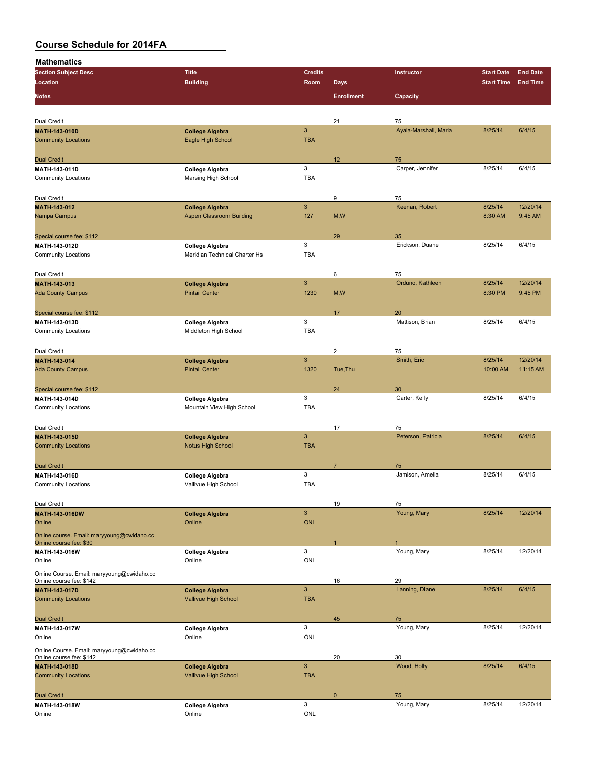## Course Schedule for 2014FA

### Mathematics

| Section Subject Desc / Location / Notes | Title / Building | Credits / Room | Days / Enrollment | Instructor / Capacity | Start Date / Start Time | End Date / End Time |
|---|---|---|---|---|---|---|
| Dual Credit | | | 21 | 75 | | |
| **MATH-143-010D** | **College Algebra** | 3 | | Ayala-Marshall, Maria | 8/25/14 | 6/4/15 |
| Community Locations | Eagle High School | TBA | | | | |
| Dual Credit | | | 12 | 75 | | |
| **MATH-143-011D** | **College Algebra** | 3 | | Carper, Jennifer | 8/25/14 | 6/4/15 |
| Community Locations | Marsing High School | TBA | | | | |
| Dual Credit | | | 9 | 75 | | |
| **MATH-143-012** | **College Algebra** | 3 | | Keenan, Robert | 8/25/14 | 12/20/14 |
| Nampa Campus | Aspen Classroom Building | 127 | M,W | | 8:30 AM | 9:45 AM |
| Special course fee: $112 | | | 29 | 35 | | |
| **MATH-143-012D** | **College Algebra** | 3 | | Erickson, Duane | 8/25/14 | 6/4/15 |
| Community Locations | Meridian Technical Charter Hs | TBA | | | | |
| Dual Credit | | | 6 | 75 | | |
| **MATH-143-013** | **College Algebra** | 3 | | Orduno, Kathleen | 8/25/14 | 12/20/14 |
| Ada County Campus | Pintail Center | 1230 | M,W | | 8:30 PM | 9:45 PM |
| Special course fee: $112 | | | 17 | 20 | | |
| **MATH-143-013D** | **College Algebra** | 3 | | Mattison, Brian | 8/25/14 | 6/4/15 |
| Community Locations | Middleton High School | TBA | | | | |
| Dual Credit | | | 2 | 75 | | |
| **MATH-143-014** | **College Algebra** | 3 | | Smith, Eric | 8/25/14 | 12/20/14 |
| Ada County Campus | Pintail Center | 1320 | Tue,Thu | | 10:00 AM | 11:15 AM |
| Special course fee: $112 | | | 24 | 30 | | |
| **MATH-143-014D** | **College Algebra** | 3 | | Carter, Kelly | 8/25/14 | 6/4/15 |
| Community Locations | Mountain View High School | TBA | | | | |
| Dual Credit | | | 17 | 75 | | |
| **MATH-143-015D** | **College Algebra** | 3 | | Peterson, Patricia | 8/25/14 | 6/4/15 |
| Community Locations | Notus High School | TBA | | | | |
| Dual Credit | | | 7 | 75 | | |
| **MATH-143-016D** | **College Algebra** | 3 | | Jamison, Amelia | 8/25/14 | 6/4/15 |
| Community Locations | Vallivue High School | TBA | | | | |
| Dual Credit | | | 19 | 75 | | |
| **MATH-143-016DW** | **College Algebra** | 3 | | Young, Mary | 8/25/14 | 12/20/14 |
| Online | Online | ONL | | | | |
| Online course. Email: maryyoung@cwidaho.cc Online course fee: $30 | | | 1 | 1 | | |
| **MATH-143-016W** | **College Algebra** | 3 | | Young, Mary | 8/25/14 | 12/20/14 |
| Online | Online | ONL | | | | |
| Online Course. Email: maryyoung@cwidaho.cc Online course fee: $142 | | | 16 | 29 | | |
| **MATH-143-017D** | **College Algebra** | 3 | | Lanning, Diane | 8/25/14 | 6/4/15 |
| Community Locations | Vallivue High School | TBA | | | | |
| Dual Credit | | | 45 | 75 | | |
| **MATH-143-017W** | **College Algebra** | 3 | | Young, Mary | 8/25/14 | 12/20/14 |
| Online | Online | ONL | | | | |
| Online Course. Email: maryyoung@cwidaho.cc Online course fee: $142 | | | 20 | 30 | | |
| **MATH-143-018D** | **College Algebra** | 3 | | Wood, Holly | 8/25/14 | 6/4/15 |
| Community Locations | Vallivue High School | TBA | | | | |
| Dual Credit | | | 0 | 75 | | |
| **MATH-143-018W** | **College Algebra** | 3 | | Young, Mary | 8/25/14 | 12/20/14 |
| Online | Online | ONL | | | | |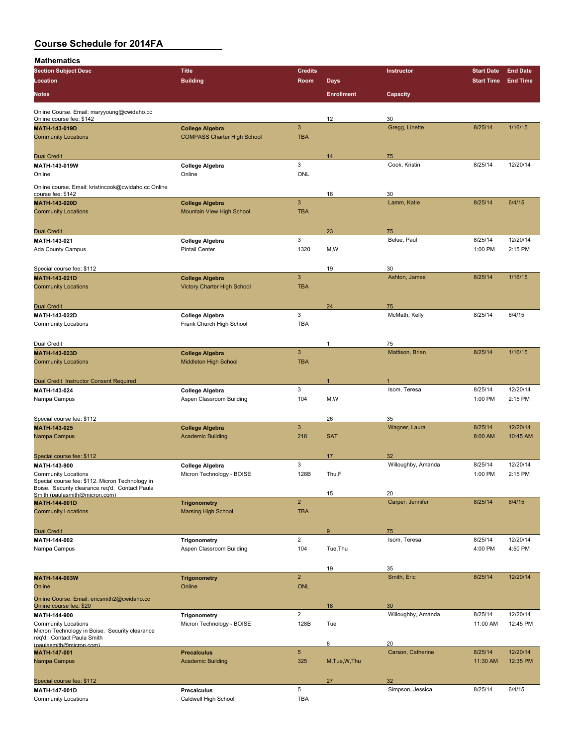# Course Schedule for 2014FA

## Mathematics

| Section Subject Desc | Title | Credits | | Instructor | Start Date | End Date |
|---|---|---|---|---|---|---|
| Location | Building | Room | Days | | Start Time | End Time |
| Notes | | | Enrollment | Capacity | | |
| Online Course. Email: maryyoung@cwidaho.cc Online course fee: $142 | | | 12 | 30 | | |
| **MATH-143-019D** | **College Algebra** | 3 | | Gregg, Linette | 8/25/14 | 1/16/15 |
| Community Locations | COMPASS Charter High School | TBA | | | | |
| Dual Credit | | | 14 | 75 | | |
| **MATH-143-019W** | **College Algebra** | 3 | | Cook, Kristin | 8/25/14 | 12/20/14 |
| Online | Online | ONL | | | | |
| Online course. Email: kristincook@cwidaho.cc Online course fee: $142 | | | 18 | 30 | | |
| **MATH-143-020D** | **College Algebra** | 3 | | Lamm, Katie | 8/25/14 | 6/4/15 |
| Community Locations | Mountain View High School | TBA | | | | |
| Dual Credit | | | 23 | 75 | | |
| **MATH-143-021** | **College Algebra** | 3 | | Belue, Paul | 8/25/14 | 12/20/14 |
| Ada County Campus | Pintail Center | 1320 | M,W | | 1:00 PM | 2:15 PM |
| Special course fee: $112 | | | 19 | 30 | | |
| **MATH-143-021D** | **College Algebra** | 3 | | Ashton, James | 8/25/14 | 1/16/15 |
| Community Locations | Victory Charter High School | TBA | | | | |
| Dual Credit | | | 24 | 75 | | |
| **MATH-143-022D** | **College Algebra** | 3 | | McMath, Kelly | 8/25/14 | 6/4/15 |
| Community Locations | Frank Church High School | TBA | | | | |
| Dual Credit | | | 1 | 75 | | |
| **MATH-143-023D** | **College Algebra** | 3 | | Mattison, Brian | 8/25/14 | 1/16/15 |
| Community Locations | Middleton High School | TBA | | | | |
| Dual Credit Instructor Consent Required | | | 1 | 1 | | |
| **MATH-143-024** | **College Algebra** | 3 | | Isom, Teresa | 8/25/14 | 12/20/14 |
| Nampa Campus | Aspen Classroom Building | 104 | M,W | | 1:00 PM | 2:15 PM |
| Special course fee: $112 | | | 26 | 35 | | |
| **MATH-143-025** | **College Algebra** | 3 | | Wagner, Laura | 8/25/14 | 12/20/14 |
| Nampa Campus | Academic Building | 218 | SAT | | 8:00 AM | 10:45 AM |
| Special course fee: $112 | | | 17 | 32 | | |
| **MATH-143-900** | **College Algebra** | 3 | | Willoughby, Amanda | 8/25/14 | 12/20/14 |
| Community Locations | Micron Technology - BOISE | 128B | Thu,F | | 1:00 PM | 2:15 PM |
| Special course fee: $112. Micron Technology in Boise. Security clearance req'd. Contact Paula Smith (paulasmith@micron.com) | | | 15 | 20 | | |
| **MATH-144-001D** | **Trigonometry** | 2 | | Carper, Jennifer | 8/25/14 | 6/4/15 |
| Community Locations | Marsing High School | TBA | | | | |
| Dual Credit | | | 9 | 75 | | |
| **MATH-144-002** | **Trigonometry** | 2 | | Isom, Teresa | 8/25/14 | 12/20/14 |
| Nampa Campus | Aspen Classroom Building | 104 | Tue,Thu | | 4:00 PM | 4:50 PM |
| | | | 19 | 35 | | |
| **MATH-144-003W** | **Trigonometry** | 2 | | Smith, Eric | 8/25/14 | 12/20/14 |
| Online | Online | ONL | | | | |
| Online Course. Email: ericsmith2@cwidaho.cc Online course fee: $20 | | | 18 | 30 | | |
| **MATH-144-900** | **Trigonometry** | 2 | | Willoughby, Amanda | 8/25/14 | 12/20/14 |
| Community Locations | Micron Technology - BOISE | 128B | Tue | | 11:00 AM | 12:45 PM |
| Micron Technology in Boise. Security clearance req'd. Contact Paula Smith (paulasmith@micron.com) | | | 8 | 20 | | |
| **MATH-147-001** | **Precalculus** | 5 | | Carson, Catherine | 8/25/14 | 12/20/14 |
| Nampa Campus | Academic Building | 325 | M,Tue,W,Thu | | 11:30 AM | 12:35 PM |
| Special course fee: $112 | | | 27 | 32 | | |
| **MATH-147-001D** | **Precalculus** | 5 | | Simpson, Jessica | 8/25/14 | 6/4/15 |
| Community Locations | Caldwell High School | TBA | | | | |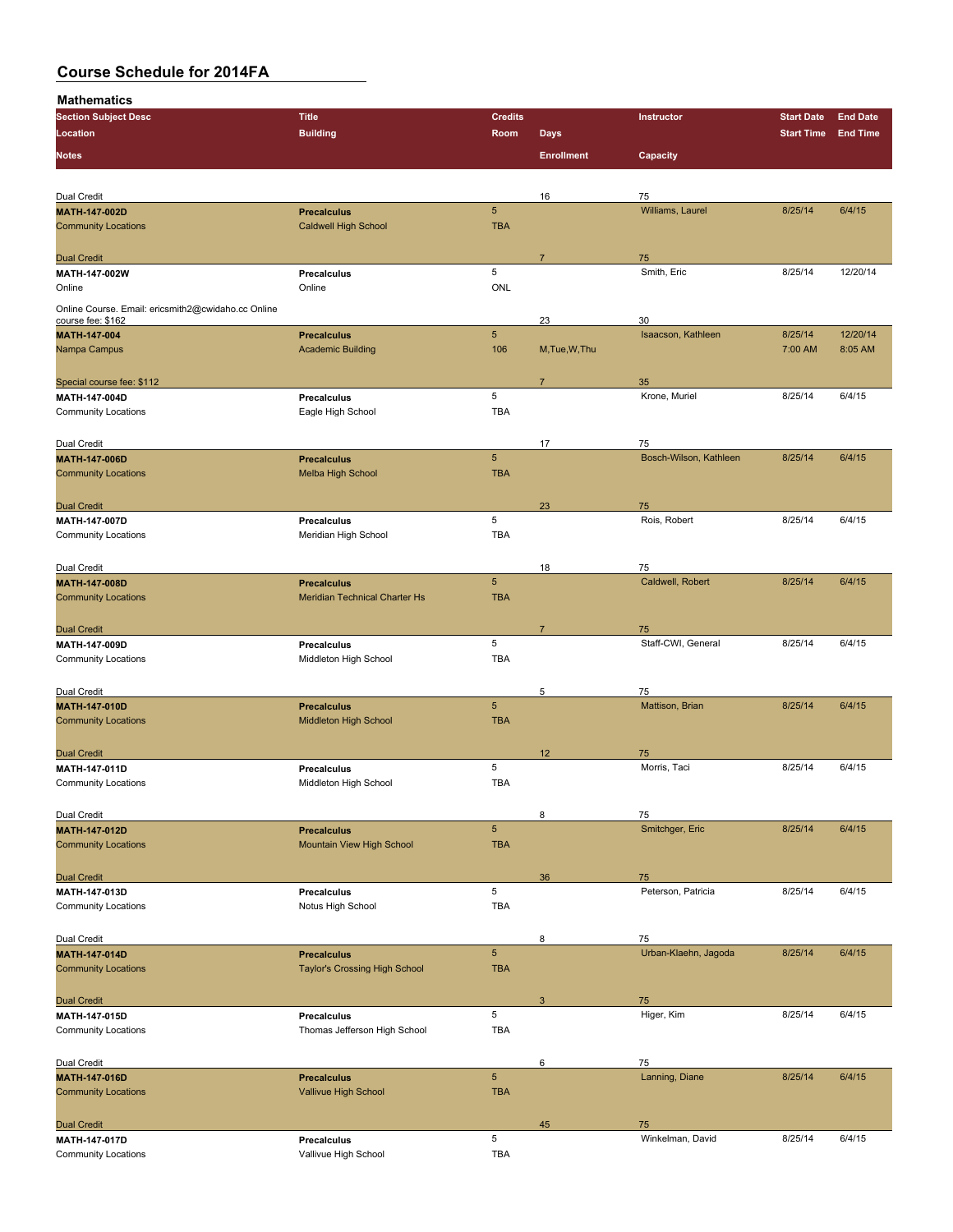# Course Schedule for 2014FA

## Mathematics

| Section Subject Desc / Location / Notes | Title / Building | Credits / Room | Days / Enrollment | Instructor / Capacity | Start Date / Start Time | End Date / End Time |
|---|---|---|---|---|---|---|
| Dual Credit | | | 16 | 75 | | |
| **MATH-147-002D** | **Precalculus** | 5 | | Williams, Laurel | 8/25/14 | 6/4/15 |
| Community Locations | Caldwell High School | TBA | | | | |
| Dual Credit | | | 7 | 75 | | |
| **MATH-147-002W** | **Precalculus** | 5 | | Smith, Eric | 8/25/14 | 12/20/14 |
| Online | Online | ONL | | | | |
| Online Course. Email: ericsmith2@cwidaho.cc Online course fee: $162 | | | 23 | 30 | | |
| **MATH-147-004** | **Precalculus** | 5 | | Isaacson, Kathleen | 8/25/14 | 12/20/14 |
| Nampa Campus | Academic Building | 106 | M,Tue,W,Thu | | 7:00 AM | 8:05 AM |
| Special course fee: $112 | | | 7 | 35 | | |
| **MATH-147-004D** | **Precalculus** | 5 | | Krone, Muriel | 8/25/14 | 6/4/15 |
| Community Locations | Eagle High School | TBA | | | | |
| Dual Credit | | | 17 | 75 | | |
| **MATH-147-006D** | **Precalculus** | 5 | | Bosch-Wilson, Kathleen | 8/25/14 | 6/4/15 |
| Community Locations | Melba High School | TBA | | | | |
| Dual Credit | | | 23 | 75 | | |
| **MATH-147-007D** | **Precalculus** | 5 | | Rois, Robert | 8/25/14 | 6/4/15 |
| Community Locations | Meridian High School | TBA | | | | |
| Dual Credit | | | 18 | 75 | | |
| **MATH-147-008D** | **Precalculus** | 5 | | Caldwell, Robert | 8/25/14 | 6/4/15 |
| Community Locations | Meridian Technical Charter Hs | TBA | | | | |
| Dual Credit | | | 7 | 75 | | |
| **MATH-147-009D** | **Precalculus** | 5 | | Staff-CWI, General | 8/25/14 | 6/4/15 |
| Community Locations | Middleton High School | TBA | | | | |
| Dual Credit | | | 5 | 75 | | |
| **MATH-147-010D** | **Precalculus** | 5 | | Mattison, Brian | 8/25/14 | 6/4/15 |
| Community Locations | Middleton High School | TBA | | | | |
| Dual Credit | | | 12 | 75 | | |
| **MATH-147-011D** | **Precalculus** | 5 | | Morris, Taci | 8/25/14 | 6/4/15 |
| Community Locations | Middleton High School | TBA | | | | |
| Dual Credit | | | 8 | 75 | | |
| **MATH-147-012D** | **Precalculus** | 5 | | Smitchger, Eric | 8/25/14 | 6/4/15 |
| Community Locations | Mountain View High School | TBA | | | | |
| Dual Credit | | | 36 | 75 | | |
| **MATH-147-013D** | **Precalculus** | 5 | | Peterson, Patricia | 8/25/14 | 6/4/15 |
| Community Locations | Notus High School | TBA | | | | |
| Dual Credit | | | 8 | 75 | | |
| **MATH-147-014D** | **Precalculus** | 5 | | Urban-Klaehn, Jagoda | 8/25/14 | 6/4/15 |
| Community Locations | Taylor's Crossing High School | TBA | | | | |
| Dual Credit | | | 3 | 75 | | |
| **MATH-147-015D** | **Precalculus** | 5 | | Higer, Kim | 8/25/14 | 6/4/15 |
| Community Locations | Thomas Jefferson High School | TBA | | | | |
| Dual Credit | | | 6 | 75 | | |
| **MATH-147-016D** | **Precalculus** | 5 | | Lanning, Diane | 8/25/14 | 6/4/15 |
| Community Locations | Vallivue High School | TBA | | | | |
| Dual Credit | | | 45 | 75 | | |
| **MATH-147-017D** | **Precalculus** | 5 | | Winkelman, David | 8/25/14 | 6/4/15 |
| Community Locations | Vallivue High School | TBA | | | | |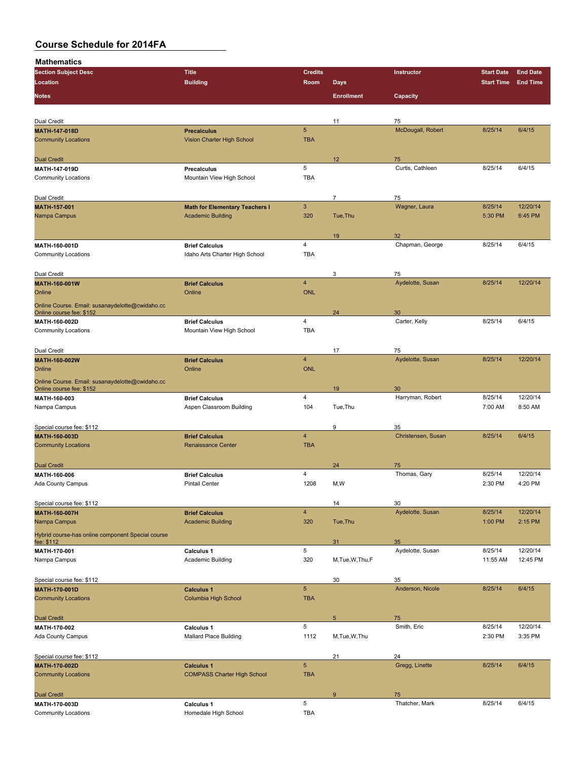# Course Schedule for 2014FA

## Mathematics

| Section Subject Desc | Title | Credits | | Instructor | Start Date | End Date |
|---|---|---|---|---|---|---|
| Location | Building | Room | Days | | Start Time | End Time |
| Notes | | | Enrollment | Capacity | | |
| Dual Credit | | | 11 | 75 | | |
| **MATH-147-018D** | **Precalculus** | 5 | | McDougall, Robert | 8/25/14 | 6/4/15 |
| Community Locations | Vision Charter High School | TBA | | | | |
| Dual Credit | | | 12 | 75 | | |
| **MATH-147-019D** | **Precalculus** | 5 | | Curtis, Cathleen | 8/25/14 | 6/4/15 |
| Community Locations | Mountain View High School | TBA | | | | |
| Dual Credit | | | 7 | 75 | | |
| **MATH-157-001** | **Math for Elementary Teachers I** | 3 | | Wagner, Laura | 8/25/14 | 12/20/14 |
| Nampa Campus | Academic Building | 320 | Tue,Thu | | 5:30 PM | 6:45 PM |
| | | | 19 | 32 | | |
| **MATH-160-001D** | **Brief Calculus** | 4 | | Chapman, George | 8/25/14 | 6/4/15 |
| Community Locations | Idaho Arts Charter High School | TBA | | | | |
| Dual Credit | | | 3 | 75 | | |
| **MATH-160-001W** | **Brief Calculus** | 4 | | Aydelotte, Susan | 8/25/14 | 12/20/14 |
| Online | Online | ONL | | | | |
| Online Course. Email: susanaydelotte@cwidaho.cc Online course fee: $152 | | | 24 | 30 | | |
| **MATH-160-002D** | **Brief Calculus** | 4 | | Carter, Kelly | 8/25/14 | 6/4/15 |
| Community Locations | Mountain View High School | TBA | | | | |
| Dual Credit | | | 17 | 75 | | |
| **MATH-160-002W** | **Brief Calculus** | 4 | | Aydelotte, Susan | 8/25/14 | 12/20/14 |
| Online | Online | ONL | | | | |
| Online Course. Email: susanaydelotte@cwidaho.cc Online course fee: $152 | | | 19 | 30 | | |
| **MATH-160-003** | **Brief Calculus** | 4 | | Harryman, Robert | 8/25/14 | 12/20/14 |
| Nampa Campus | Aspen Classroom Building | 104 | Tue,Thu | | 7:00 AM | 8:50 AM |
| Special course fee: $112 | | | 9 | 35 | | |
| **MATH-160-003D** | **Brief Calculus** | 4 | | Christensen, Susan | 8/25/14 | 6/4/15 |
| Community Locations | Renaissance Center | TBA | | | | |
| Dual Credit | | | 24 | 75 | | |
| **MATH-160-006** | **Brief Calculus** | 4 | | Thomas, Gary | 8/25/14 | 12/20/14 |
| Ada County Campus | Pintail Center | 1208 | M,W | | 2:30 PM | 4:20 PM |
| Special course fee: $112 | | | 14 | 30 | | |
| **MATH-160-007H** | **Brief Calculus** | 4 | | Aydelotte, Susan | 8/25/14 | 12/20/14 |
| Nampa Campus | Academic Building | 320 | Tue,Thu | | 1:00 PM | 2:15 PM |
| Hybrid course-has online component Special course fee: $112 | | | 31 | 35 | | |
| **MATH-170-001** | **Calculus 1** | 5 | | Aydelotte, Susan | 8/25/14 | 12/20/14 |
| Nampa Campus | Academic Building | 320 | M,Tue,W,Thu,F | | 11:55 AM | 12:45 PM |
| Special course fee: $112 | | | 30 | 35 | | |
| **MATH-170-001D** | **Calculus 1** | 5 | | Anderson, Nicole | 8/25/14 | 6/4/15 |
| Community Locations | Columbia High School | TBA | | | | |
| Dual Credit | | | 5 | 75 | | |
| **MATH-170-002** | **Calculus 1** | 5 | | Smith, Eric | 8/25/14 | 12/20/14 |
| Ada County Campus | Mallard Place Building | 1112 | M,Tue,W,Thu | | 2:30 PM | 3:35 PM |
| Special course fee: $112 | | | 21 | 24 | | |
| **MATH-170-002D** | **Calculus 1** | 5 | | Gregg, Linette | 8/25/14 | 6/4/15 |
| Community Locations | COMPASS Charter High School | TBA | | | | |
| Dual Credit | | | 9 | 75 | | |
| **MATH-170-003D** | **Calculus 1** | 5 | | Thatcher, Mark | 8/25/14 | 6/4/15 |
| Community Locations | Homedale High School | TBA | | | | |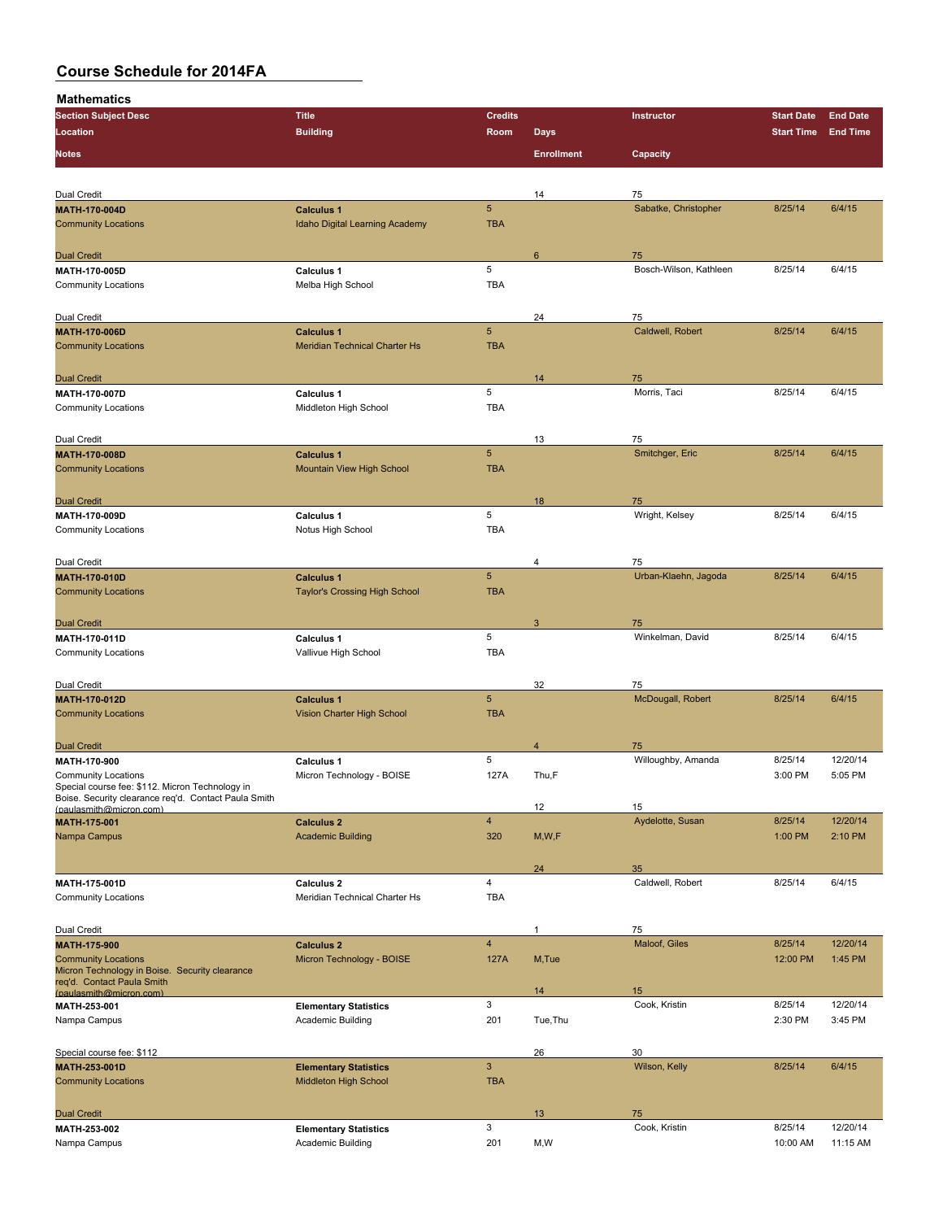# Course Schedule for 2014FA

## Mathematics

| Section Subject Desc | Title | Credits | | Instructor | Start Date | End Date |
|---|---|---|---|---|---|---|
| Location | Building | Room | Days | | Start Time | End Time |
| Notes | | | Enrollment | Capacity | | |
| Dual Credit | | | 14 | 75 | | |
| **MATH-170-004D** | **Calculus 1** | 5 | | Sabatke, Christopher | 8/25/14 | 6/4/15 |
| Community Locations | Idaho Digital Learning Academy | TBA | | | | |
| Dual Credit | | | 6 | 75 | | |
| **MATH-170-005D** | **Calculus 1** | 5 | | Bosch-Wilson, Kathleen | 8/25/14 | 6/4/15 |
| Community Locations | Melba High School | TBA | | | | |
| Dual Credit | | | 24 | 75 | | |
| **MATH-170-006D** | **Calculus 1** | 5 | | Caldwell, Robert | 8/25/14 | 6/4/15 |
| Community Locations | Meridian Technical Charter Hs | TBA | | | | |
| Dual Credit | | | 14 | 75 | | |
| **MATH-170-007D** | **Calculus 1** | 5 | | Morris, Taci | 8/25/14 | 6/4/15 |
| Community Locations | Middleton High School | TBA | | | | |
| Dual Credit | | | 13 | 75 | | |
| **MATH-170-008D** | **Calculus 1** | 5 | | Smitchger, Eric | 8/25/14 | 6/4/15 |
| Community Locations | Mountain View High School | TBA | | | | |
| Dual Credit | | | 18 | 75 | | |
| **MATH-170-009D** | **Calculus 1** | 5 | | Wright, Kelsey | 8/25/14 | 6/4/15 |
| Community Locations | Notus High School | TBA | | | | |
| Dual Credit | | | 4 | 75 | | |
| **MATH-170-010D** | **Calculus 1** | 5 | | Urban-Klaehn, Jagoda | 8/25/14 | 6/4/15 |
| Community Locations | Taylor's Crossing High School | TBA | | | | |
| Dual Credit | | | 3 | 75 | | |
| **MATH-170-011D** | **Calculus 1** | 5 | | Winkelman, David | 8/25/14 | 6/4/15 |
| Community Locations | Vallivue High School | TBA | | | | |
| Dual Credit | | | 32 | 75 | | |
| **MATH-170-012D** | **Calculus 1** | 5 | | McDougall, Robert | 8/25/14 | 6/4/15 |
| Community Locations | Vision Charter High School | TBA | | | | |
| Dual Credit | | | 4 | 75 | | |
| **MATH-170-900** | **Calculus 1** | 5 | | Willoughby, Amanda | 8/25/14 | 12/20/14 |
| Community Locations | Micron Technology - BOISE | 127A | Thu,F | | 3:00 PM | 5:05 PM |
| Special course fee: $112. Micron Technology in Boise. Security clearance req'd. Contact Paula Smith (paulasmith@micron.com) | | | 12 | 15 | | |
| **MATH-175-001** | **Calculus 2** | 4 | | Aydelotte, Susan | 8/25/14 | 12/20/14 |
| Nampa Campus | Academic Building | 320 | M,W,F | | 1:00 PM | 2:10 PM |
| | | | 24 | 35 | | |
| **MATH-175-001D** | **Calculus 2** | 4 | | Caldwell, Robert | 8/25/14 | 6/4/15 |
| Community Locations | Meridian Technical Charter Hs | TBA | | | | |
| Dual Credit | | | 1 | 75 | | |
| **MATH-175-900** | **Calculus 2** | 4 | | Maloof, Giles | 8/25/14 | 12/20/14 |
| Community Locations | Micron Technology - BOISE | 127A | M,Tue | | 12:00 PM | 1:45 PM |
| Micron Technology in Boise. Security clearance req'd. Contact Paula Smith (paulasmith@micron.com) | | | 14 | 15 | | |
| **MATH-253-001** | **Elementary Statistics** | 3 | | Cook, Kristin | 8/25/14 | 12/20/14 |
| Nampa Campus | Academic Building | 201 | Tue,Thu | | 2:30 PM | 3:45 PM |
| Special course fee: $112 | | | 26 | 30 | | |
| **MATH-253-001D** | **Elementary Statistics** | 3 | | Wilson, Kelly | 8/25/14 | 6/4/15 |
| Community Locations | Middleton High School | TBA | | | | |
| Dual Credit | | | 13 | 75 | | |
| **MATH-253-002** | **Elementary Statistics** | 3 | | Cook, Kristin | 8/25/14 | 12/20/14 |
| Nampa Campus | Academic Building | 201 | M,W | | 10:00 AM | 11:15 AM |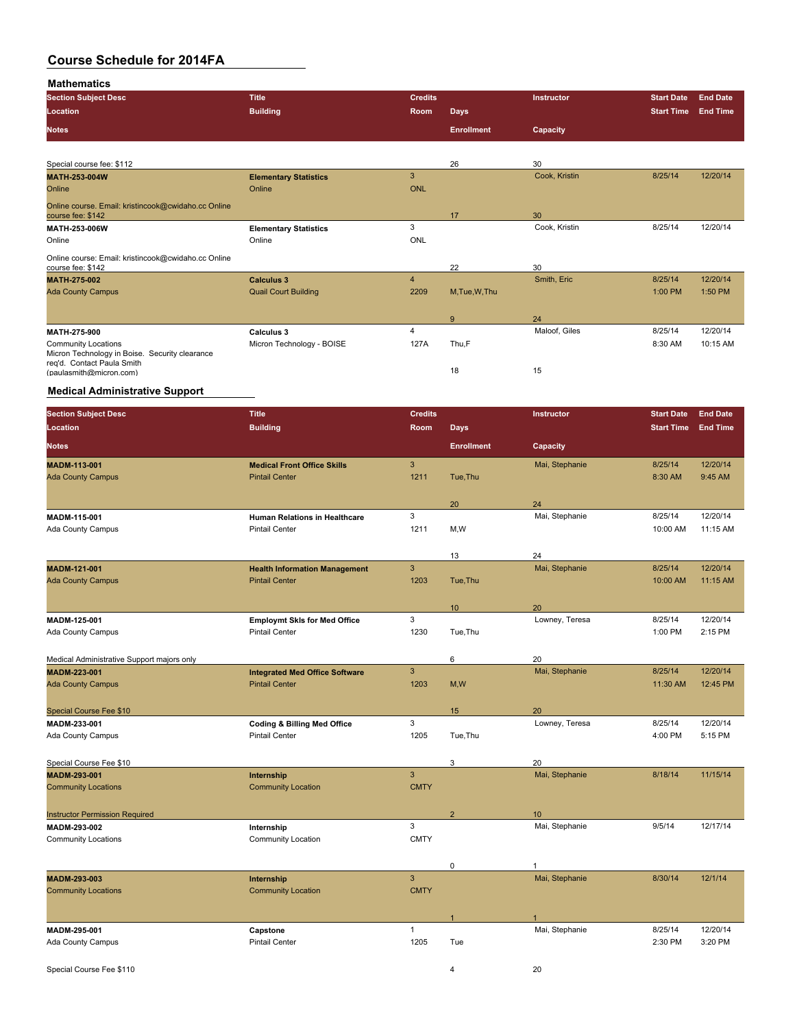# Course Schedule for 2014FA

## Mathematics

| Section Subject Desc / Location / Notes | Title / Building | Credits / Room | Days / Enrollment | Instructor / Capacity | Start Date / Start Time | End Date / End Time |
|---|---|---|---|---|---|---|
| Special course fee: $112 | | | 26 | 30 | | |
| **MATH-253-004W** | **Elementary Statistics** | 3 | | Cook, Kristin | 8/25/14 | 12/20/14 |
| Online | Online | ONL | | | | |
| Online course. Email: kristincook@cwidaho.cc Online course fee: $142 | | | 17 | 30 | | |
| **MATH-253-006W** | **Elementary Statistics** | 3 | | Cook, Kristin | 8/25/14 | 12/20/14 |
| Online | Online | ONL | | | | |
| Online course: Email: kristincook@cwidaho.cc Online course fee: $142 | | | 22 | 30 | | |
| **MATH-275-002** | **Calculus 3** | 4 | | Smith, Eric | 8/25/14 | 12/20/14 |
| Ada County Campus | Quail Court Building | 2209 | M,Tue,W,Thu | | 1:00 PM | 1:50 PM |
| | | | 9 | 24 | | |
| **MATH-275-900** | **Calculus 3** | 4 | | Maloof, Giles | 8/25/14 | 12/20/14 |
| Community Locations | Micron Technology - BOISE | 127A | Thu,F | | 8:30 AM | 10:15 AM |
| Micron Technology in Boise. Security clearance req'd. Contact Paula Smith (paulasmith@micron.com) | | | 18 | 15 | | |

## Medical Administrative Support

| Section Subject Desc / Location / Notes | Title / Building | Credits / Room | Days / Enrollment | Instructor / Capacity | Start Date / Start Time | End Date / End Time |
|---|---|---|---|---|---|---|
| **MADM-113-001** | **Medical Front Office Skills** | 3 | | Mai, Stephanie | 8/25/14 | 12/20/14 |
| Ada County Campus | Pintail Center | 1211 | Tue,Thu | | 8:30 AM | 9:45 AM |
| | | | 20 | 24 | | |
| **MADM-115-001** | **Human Relations in Healthcare** | 3 | | Mai, Stephanie | 8/25/14 | 12/20/14 |
| Ada County Campus | Pintail Center | 1211 | M,W | | 10:00 AM | 11:15 AM |
| | | | 13 | 24 | | |
| **MADM-121-001** | **Health Information Management** | 3 | | Mai, Stephanie | 8/25/14 | 12/20/14 |
| Ada County Campus | Pintail Center | 1203 | Tue,Thu | | 10:00 AM | 11:15 AM |
| | | | 10 | 20 | | |
| **MADM-125-001** | **Employmt Skls for Med Office** | 3 | | Lowney, Teresa | 8/25/14 | 12/20/14 |
| Ada County Campus | Pintail Center | 1230 | Tue,Thu | | 1:00 PM | 2:15 PM |
| Medical Administrative Support majors only | | | 6 | 20 | | |
| **MADM-223-001** | **Integrated Med Office Software** | 3 | | Mai, Stephanie | 8/25/14 | 12/20/14 |
| Ada County Campus | Pintail Center | 1203 | M,W | | 11:30 AM | 12:45 PM |
| Special Course Fee $10 | | | 15 | 20 | | |
| **MADM-233-001** | **Coding & Billing Med Office** | 3 | | Lowney, Teresa | 8/25/14 | 12/20/14 |
| Ada County Campus | Pintail Center | 1205 | Tue,Thu | | 4:00 PM | 5:15 PM |
| Special Course Fee $10 | | | 3 | 20 | | |
| **MADM-293-001** | **Internship** | 3 | | Mai, Stephanie | 8/18/14 | 11/15/14 |
| Community Locations | Community Location | CMTY | | | | |
| Instructor Permission Required | | | 2 | 10 | | |
| **MADM-293-002** | **Internship** | 3 | | Mai, Stephanie | 9/5/14 | 12/17/14 |
| Community Locations | Community Location | CMTY | | | | |
| | | | 0 | 1 | | |
| **MADM-293-003** | **Internship** | 3 | | Mai, Stephanie | 8/30/14 | 12/1/14 |
| Community Locations | Community Location | CMTY | | | | |
| | | | 1 | 1 | | |
| **MADM-295-001** | **Capstone** | 1 | | Mai, Stephanie | 8/25/14 | 12/20/14 |
| Ada County Campus | Pintail Center | 1205 | Tue | | 2:30 PM | 3:20 PM |
| Special Course Fee $110 | | | 4 | 20 | | |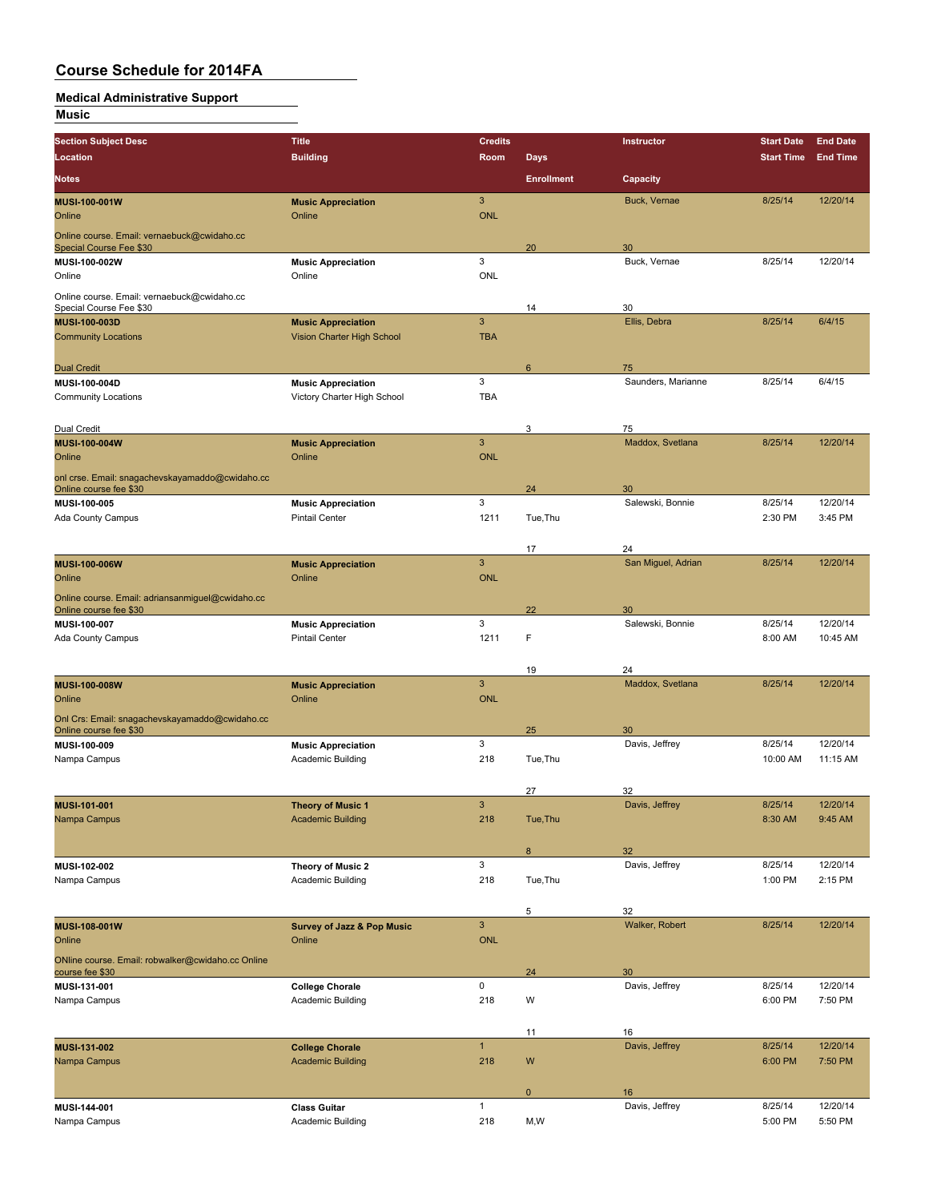# Course Schedule for 2014FA

## Medical Administrative Support

### Music

| Section Subject Desc / Location / Notes | Title / Building | Credits / Room | Days / Enrollment | Instructor / Capacity | Start Date / Start Time | End Date / End Time |
|---|---|---|---|---|---|---|
| **MUSI-100-001W** | **Music Appreciation** | 3 | | Buck, Vernae | 8/25/14 | 12/20/14 |
| Online | Online | ONL | | | | |
| Online course. Email: vernaebuck@cwidaho.cc Special Course Fee $30 | | | 20 | 30 | | |
| **MUSI-100-002W** | **Music Appreciation** | 3 | | Buck, Vernae | 8/25/14 | 12/20/14 |
| Online | Online | ONL | | | | |
| Online course. Email: vernaebuck@cwidaho.cc Special Course Fee $30 | | | 14 | 30 | | |
| **MUSI-100-003D** | **Music Appreciation** | 3 | | Ellis, Debra | 8/25/14 | 6/4/15 |
| Community Locations | Vision Charter High School | TBA | | | | |
| Dual Credit | | | 6 | 75 | | |
| **MUSI-100-004D** | **Music Appreciation** | 3 | | Saunders, Marianne | 8/25/14 | 6/4/15 |
| Community Locations | Victory Charter High School | TBA | | | | |
| Dual Credit | | | 3 | 75 | | |
| **MUSI-100-004W** | **Music Appreciation** | 3 | | Maddox, Svetlana | 8/25/14 | 12/20/14 |
| Online | Online | ONL | | | | |
| onl crse. Email: snagachevskayamaddo@cwidaho.cc Online course fee $30 | | | 24 | 30 | | |
| **MUSI-100-005** | **Music Appreciation** | 3 | | Salewski, Bonnie | 8/25/14 | 12/20/14 |
| Ada County Campus | Pintail Center | 1211 | Tue,Thu | | 2:30 PM | 3:45 PM |
| | | | 17 | 24 | | |
| **MUSI-100-006W** | **Music Appreciation** | 3 | | San Miguel, Adrian | 8/25/14 | 12/20/14 |
| Online | Online | ONL | | | | |
| Online course. Email: adriansanmiguel@cwidaho.cc Online course fee $30 | | | 22 | 30 | | |
| **MUSI-100-007** | **Music Appreciation** | 3 | | Salewski, Bonnie | 8/25/14 | 12/20/14 |
| Ada County Campus | Pintail Center | 1211 | F | | 8:00 AM | 10:45 AM |
| | | | 19 | 24 | | |
| **MUSI-100-008W** | **Music Appreciation** | 3 | | Maddox, Svetlana | 8/25/14 | 12/20/14 |
| Online | Online | ONL | | | | |
| Onl Crs: Email: snagachevskayamaddo@cwidaho.cc Online course fee $30 | | | 25 | 30 | | |
| **MUSI-100-009** | **Music Appreciation** | 3 | | Davis, Jeffrey | 8/25/14 | 12/20/14 |
| Nampa Campus | Academic Building | 218 | Tue,Thu | | 10:00 AM | 11:15 AM |
| | | | 27 | 32 | | |
| **MUSI-101-001** | **Theory of Music 1** | 3 | | Davis, Jeffrey | 8/25/14 | 12/20/14 |
| Nampa Campus | Academic Building | 218 | Tue,Thu | | 8:30 AM | 9:45 AM |
| | | | 8 | 32 | | |
| **MUSI-102-002** | **Theory of Music 2** | 3 | | Davis, Jeffrey | 8/25/14 | 12/20/14 |
| Nampa Campus | Academic Building | 218 | Tue,Thu | | 1:00 PM | 2:15 PM |
| | | | 5 | 32 | | |
| **MUSI-108-001W** | **Survey of Jazz & Pop Music** | 3 | | Walker, Robert | 8/25/14 | 12/20/14 |
| Online | Online | ONL | | | | |
| ONline course. Email: robwalker@cwidaho.cc Online course fee $30 | | | 24 | 30 | | |
| **MUSI-131-001** | **College Chorale** | 0 | | Davis, Jeffrey | 8/25/14 | 12/20/14 |
| Nampa Campus | Academic Building | 218 | W | | 6:00 PM | 7:50 PM |
| | | | 11 | 16 | | |
| **MUSI-131-002** | **College Chorale** | 1 | | Davis, Jeffrey | 8/25/14 | 12/20/14 |
| Nampa Campus | Academic Building | 218 | W | | 6:00 PM | 7:50 PM |
| | | | 0 | 16 | | |
| **MUSI-144-001** | **Class Guitar** | 1 | | Davis, Jeffrey | 8/25/14 | 12/20/14 |
| Nampa Campus | Academic Building | 218 | M,W | | 5:00 PM | 5:50 PM |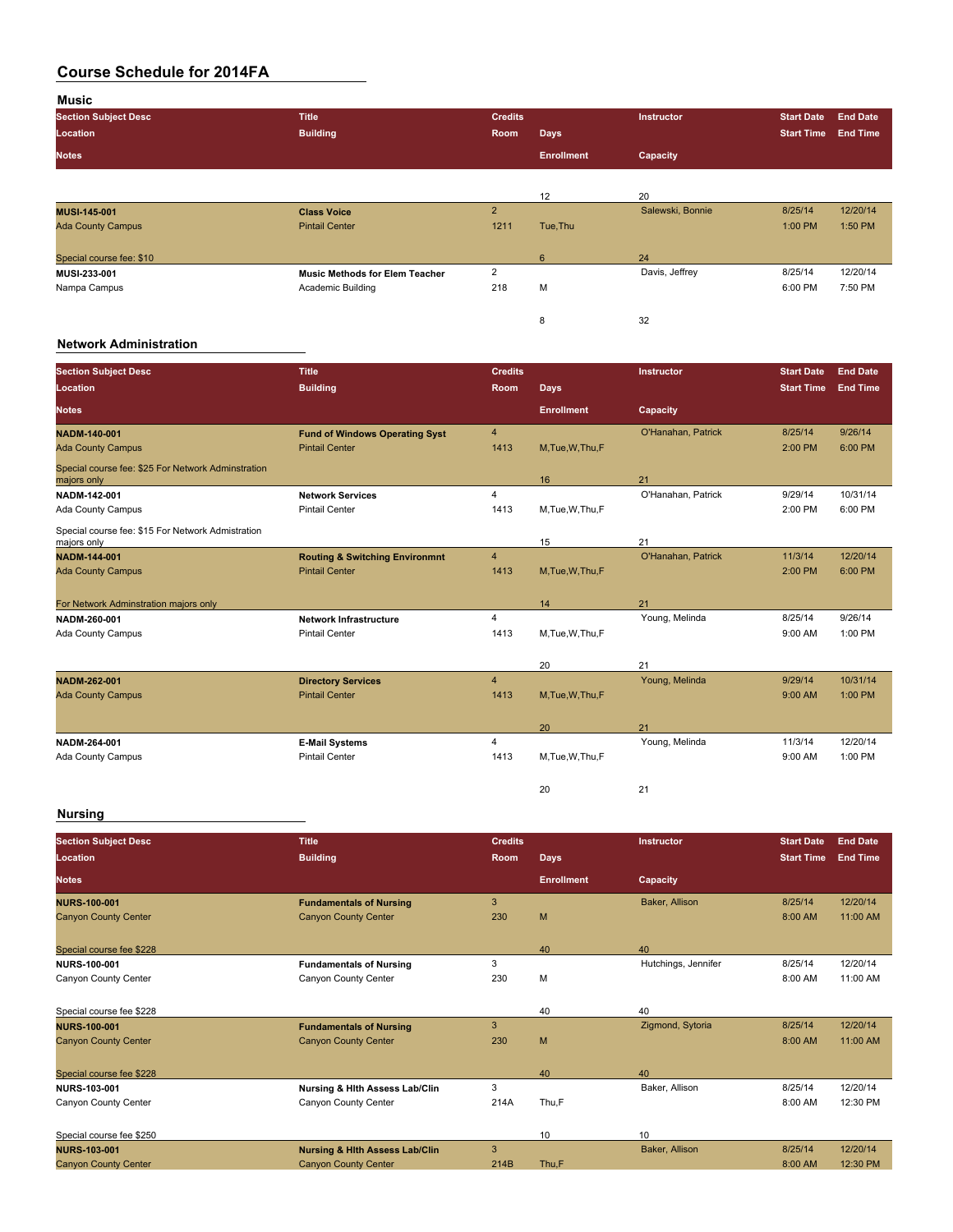# Course Schedule for 2014FA

## Music

| Section Subject Desc / Location / Notes | Title / Building | Credits / Room | Days / Enrollment | Instructor / Capacity | Start Date / Start Time | End Date / End Time |
|---|---|---|---|---|---|---|
| | | | 12 | 20 | | |
| **MUSI-145-001** | **Class Voice** | 2 | | Salewski, Bonnie | 8/25/14 | 12/20/14 |
| Ada County Campus | Pintail Center | 1211 | Tue,Thu | | 1:00 PM | 1:50 PM |
| Special course fee: $10 | | | 6 | 24 | | |
| **MUSI-233-001** | **Music Methods for Elem Teacher** | 2 | | Davis, Jeffrey | 8/25/14 | 12/20/14 |
| Nampa Campus | Academic Building | 218 | M | | 6:00 PM | 7:50 PM |
| | | | 8 | 32 | | |

## Network Administration

| Section Subject Desc / Location / Notes | Title / Building | Credits / Room | Days / Enrollment | Instructor / Capacity | Start Date / Start Time | End Date / End Time |
|---|---|---|---|---|---|---|
| **NADM-140-001** | **Fund of Windows Operating Syst** | 4 | | O'Hanahan, Patrick | 8/25/14 | 9/26/14 |
| Ada County Campus | Pintail Center | 1413 | M,Tue,W,Thu,F | | 2:00 PM | 6:00 PM |
| Special course fee: $25 For Network Adminstration majors only | | | 16 | 21 | | |
| **NADM-142-001** | **Network Services** | 4 | | O'Hanahan, Patrick | 9/29/14 | 10/31/14 |
| Ada County Campus | Pintail Center | 1413 | M,Tue,W,Thu,F | | 2:00 PM | 6:00 PM |
| Special course fee: $15 For Network Admistration majors only | | | 15 | 21 | | |
| **NADM-144-001** | **Routing & Switching Environmnt** | 4 | | O'Hanahan, Patrick | 11/3/14 | 12/20/14 |
| Ada County Campus | Pintail Center | 1413 | M,Tue,W,Thu,F | | 2:00 PM | 6:00 PM |
| For Network Adminstration majors only | | | 14 | 21 | | |
| **NADM-260-001** | **Network Infrastructure** | 4 | | Young, Melinda | 8/25/14 | 9/26/14 |
| Ada County Campus | Pintail Center | 1413 | M,Tue,W,Thu,F | | 9:00 AM | 1:00 PM |
| | | | 20 | 21 | | |
| **NADM-262-001** | **Directory Services** | 4 | | Young, Melinda | 9/29/14 | 10/31/14 |
| Ada County Campus | Pintail Center | 1413 | M,Tue,W,Thu,F | | 9:00 AM | 1:00 PM |
| | | | 20 | 21 | | |
| **NADM-264-001** | **E-Mail Systems** | 4 | | Young, Melinda | 11/3/14 | 12/20/14 |
| Ada County Campus | Pintail Center | 1413 | M,Tue,W,Thu,F | | 9:00 AM | 1:00 PM |
| | | | 20 | 21 | | |

## Nursing

| Section Subject Desc / Location / Notes | Title / Building | Credits / Room | Days / Enrollment | Instructor / Capacity | Start Date / Start Time | End Date / End Time |
|---|---|---|---|---|---|---|
| **NURS-100-001** | **Fundamentals of Nursing** | 3 | | Baker, Allison | 8/25/14 | 12/20/14 |
| Canyon County Center | Canyon County Center | 230 | M | | 8:00 AM | 11:00 AM |
| Special course fee $228 | | | 40 | 40 | | |
| **NURS-100-001** | **Fundamentals of Nursing** | 3 | | Hutchings, Jennifer | 8/25/14 | 12/20/14 |
| Canyon County Center | Canyon County Center | 230 | M | | 8:00 AM | 11:00 AM |
| Special course fee $228 | | | 40 | 40 | | |
| **NURS-100-001** | **Fundamentals of Nursing** | 3 | | Zigmond, Sytoria | 8/25/14 | 12/20/14 |
| Canyon County Center | Canyon County Center | 230 | M | | 8:00 AM | 11:00 AM |
| Special course fee $228 | | | 40 | 40 | | |
| **NURS-103-001** | **Nursing & Hlth Assess Lab/Clin** | 3 | | Baker, Allison | 8/25/14 | 12/20/14 |
| Canyon County Center | Canyon County Center | 214A | Thu,F | | 8:00 AM | 12:30 PM |
| Special course fee $250 | | | 10 | 10 | | |
| **NURS-103-001** | **Nursing & Hlth Assess Lab/Clin** | 3 | | Baker, Allison | 8/25/14 | 12/20/14 |
| Canyon County Center | Canyon County Center | 214B | Thu,F | | 8:00 AM | 12:30 PM |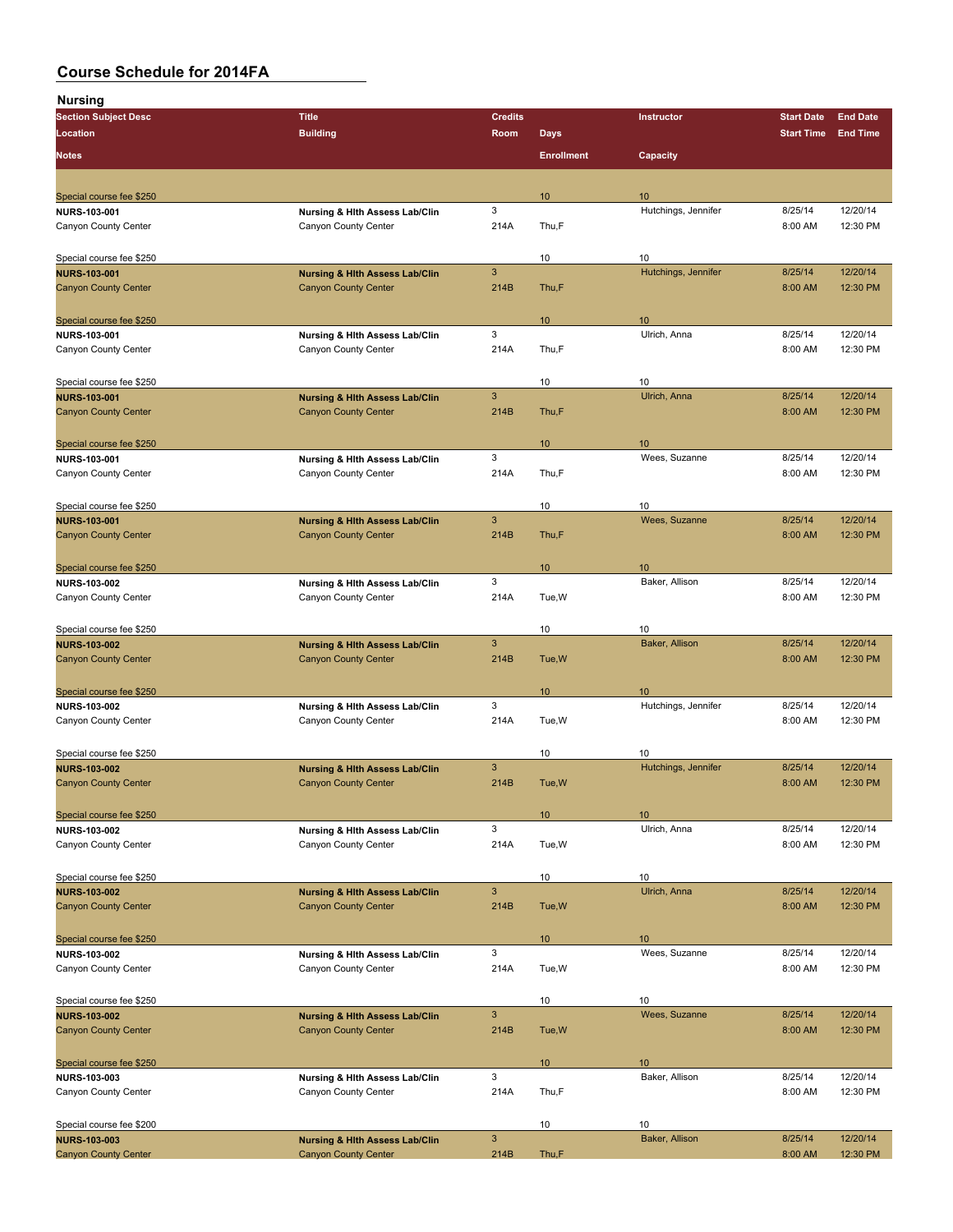# Course Schedule for 2014FA

## Nursing

| Section Subject Desc / Location / Notes | Title / Building | Credits / Room | Days / Enrollment | Instructor / Capacity | Start Date / Start Time | End Date / End Time |
|---|---|---|---|---|---|---|
| Special course fee $250 | | | 10 | 10 | | |
| NURS-103-001 | Nursing & Hlth Assess Lab/Clin | 3 | | Hutchings, Jennifer | 8/25/14 | 12/20/14 |
| Canyon County Center | Canyon County Center | 214A | Thu,F | | 8:00 AM | 12:30 PM |
| Special course fee $250 | | | 10 | 10 | | |
| NURS-103-001 | Nursing & Hlth Assess Lab/Clin | 3 | | Hutchings, Jennifer | 8/25/14 | 12/20/14 |
| Canyon County Center | Canyon County Center | 214B | Thu,F | | 8:00 AM | 12:30 PM |
| Special course fee $250 | | | 10 | 10 | | |
| NURS-103-001 | Nursing & Hlth Assess Lab/Clin | 3 | | Ulrich, Anna | 8/25/14 | 12/20/14 |
| Canyon County Center | Canyon County Center | 214A | Thu,F | | 8:00 AM | 12:30 PM |
| Special course fee $250 | | | 10 | 10 | | |
| NURS-103-001 | Nursing & Hlth Assess Lab/Clin | 3 | | Ulrich, Anna | 8/25/14 | 12/20/14 |
| Canyon County Center | Canyon County Center | 214B | Thu,F | | 8:00 AM | 12:30 PM |
| Special course fee $250 | | | 10 | 10 | | |
| NURS-103-001 | Nursing & Hlth Assess Lab/Clin | 3 | | Wees, Suzanne | 8/25/14 | 12/20/14 |
| Canyon County Center | Canyon County Center | 214A | Thu,F | | 8:00 AM | 12:30 PM |
| Special course fee $250 | | | 10 | 10 | | |
| NURS-103-001 | Nursing & Hlth Assess Lab/Clin | 3 | | Wees, Suzanne | 8/25/14 | 12/20/14 |
| Canyon County Center | Canyon County Center | 214B | Thu,F | | 8:00 AM | 12:30 PM |
| Special course fee $250 | | | 10 | 10 | | |
| NURS-103-002 | Nursing & Hlth Assess Lab/Clin | 3 | | Baker, Allison | 8/25/14 | 12/20/14 |
| Canyon County Center | Canyon County Center | 214A | Tue,W | | 8:00 AM | 12:30 PM |
| Special course fee $250 | | | 10 | 10 | | |
| NURS-103-002 | Nursing & Hlth Assess Lab/Clin | 3 | | Baker, Allison | 8/25/14 | 12/20/14 |
| Canyon County Center | Canyon County Center | 214B | Tue,W | | 8:00 AM | 12:30 PM |
| Special course fee $250 | | | 10 | 10 | | |
| NURS-103-002 | Nursing & Hlth Assess Lab/Clin | 3 | | Hutchings, Jennifer | 8/25/14 | 12/20/14 |
| Canyon County Center | Canyon County Center | 214A | Tue,W | | 8:00 AM | 12:30 PM |
| Special course fee $250 | | | 10 | 10 | | |
| NURS-103-002 | Nursing & Hlth Assess Lab/Clin | 3 | | Hutchings, Jennifer | 8/25/14 | 12/20/14 |
| Canyon County Center | Canyon County Center | 214B | Tue,W | | 8:00 AM | 12:30 PM |
| Special course fee $250 | | | 10 | 10 | | |
| NURS-103-002 | Nursing & Hlth Assess Lab/Clin | 3 | | Ulrich, Anna | 8/25/14 | 12/20/14 |
| Canyon County Center | Canyon County Center | 214A | Tue,W | | 8:00 AM | 12:30 PM |
| Special course fee $250 | | | 10 | 10 | | |
| NURS-103-002 | Nursing & Hlth Assess Lab/Clin | 3 | | Ulrich, Anna | 8/25/14 | 12/20/14 |
| Canyon County Center | Canyon County Center | 214B | Tue,W | | 8:00 AM | 12:30 PM |
| Special course fee $250 | | | 10 | 10 | | |
| NURS-103-002 | Nursing & Hlth Assess Lab/Clin | 3 | | Wees, Suzanne | 8/25/14 | 12/20/14 |
| Canyon County Center | Canyon County Center | 214A | Tue,W | | 8:00 AM | 12:30 PM |
| Special course fee $250 | | | 10 | 10 | | |
| NURS-103-002 | Nursing & Hlth Assess Lab/Clin | 3 | | Wees, Suzanne | 8/25/14 | 12/20/14 |
| Canyon County Center | Canyon County Center | 214B | Tue,W | | 8:00 AM | 12:30 PM |
| Special course fee $250 | | | 10 | 10 | | |
| NURS-103-003 | Nursing & Hlth Assess Lab/Clin | 3 | | Baker, Allison | 8/25/14 | 12/20/14 |
| Canyon County Center | Canyon County Center | 214A | Thu,F | | 8:00 AM | 12:30 PM |
| Special course fee $200 | | | 10 | 10 | | |
| NURS-103-003 | Nursing & Hlth Assess Lab/Clin | 3 | | Baker, Allison | 8/25/14 | 12/20/14 |
| Canyon County Center | Canyon County Center | 214B | Thu,F | | 8:00 AM | 12:30 PM |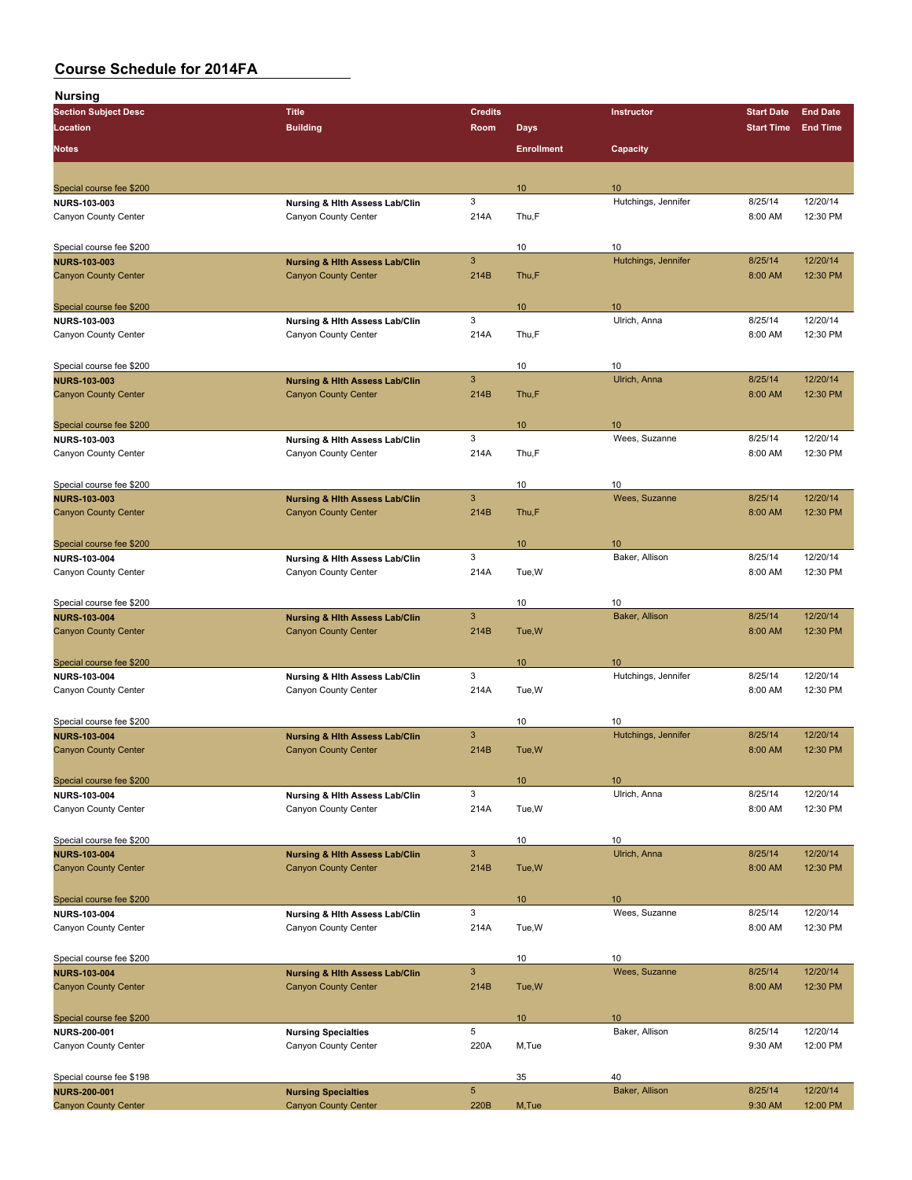# Course Schedule for 2014FA

## Nursing

| Section Subject Desc / Location / Notes | Title / Building | Credits / Room | Days / Enrollment | Instructor / Capacity | Start Date / Start Time | End Date / End Time |
|---|---|---|---|---|---|---|
| Special course fee $200 | | | 10 | 10 | | |
| NURS-103-003 | Nursing & Hlth Assess Lab/Clin | 3 | | Hutchings, Jennifer | 8/25/14 | 12/20/14 |
| Canyon County Center | Canyon County Center | 214A | Thu,F | | 8:00 AM | 12:30 PM |
| Special course fee $200 | | | 10 | 10 | | |
| NURS-103-003 | Nursing & Hlth Assess Lab/Clin | 3 | | Hutchings, Jennifer | 8/25/14 | 12/20/14 |
| Canyon County Center | Canyon County Center | 214B | Thu,F | | 8:00 AM | 12:30 PM |
| Special course fee $200 | | | 10 | 10 | | |
| NURS-103-003 | Nursing & Hlth Assess Lab/Clin | 3 | | Ulrich, Anna | 8/25/14 | 12/20/14 |
| Canyon County Center | Canyon County Center | 214A | Thu,F | | 8:00 AM | 12:30 PM |
| Special course fee $200 | | | 10 | 10 | | |
| NURS-103-003 | Nursing & Hlth Assess Lab/Clin | 3 | | Ulrich, Anna | 8/25/14 | 12/20/14 |
| Canyon County Center | Canyon County Center | 214B | Thu,F | | 8:00 AM | 12:30 PM |
| Special course fee $200 | | | 10 | 10 | | |
| NURS-103-003 | Nursing & Hlth Assess Lab/Clin | 3 | | Wees, Suzanne | 8/25/14 | 12/20/14 |
| Canyon County Center | Canyon County Center | 214A | Thu,F | | 8:00 AM | 12:30 PM |
| Special course fee $200 | | | 10 | 10 | | |
| NURS-103-003 | Nursing & Hlth Assess Lab/Clin | 3 | | Wees, Suzanne | 8/25/14 | 12/20/14 |
| Canyon County Center | Canyon County Center | 214B | Thu,F | | 8:00 AM | 12:30 PM |
| Special course fee $200 | | | 10 | 10 | | |
| NURS-103-004 | Nursing & Hlth Assess Lab/Clin | 3 | | Baker, Allison | 8/25/14 | 12/20/14 |
| Canyon County Center | Canyon County Center | 214A | Tue,W | | 8:00 AM | 12:30 PM |
| Special course fee $200 | | | 10 | 10 | | |
| NURS-103-004 | Nursing & Hlth Assess Lab/Clin | 3 | | Baker, Allison | 8/25/14 | 12/20/14 |
| Canyon County Center | Canyon County Center | 214B | Tue,W | | 8:00 AM | 12:30 PM |
| Special course fee $200 | | | 10 | 10 | | |
| NURS-103-004 | Nursing & Hlth Assess Lab/Clin | 3 | | Hutchings, Jennifer | 8/25/14 | 12/20/14 |
| Canyon County Center | Canyon County Center | 214A | Tue,W | | 8:00 AM | 12:30 PM |
| Special course fee $200 | | | 10 | 10 | | |
| NURS-103-004 | Nursing & Hlth Assess Lab/Clin | 3 | | Hutchings, Jennifer | 8/25/14 | 12/20/14 |
| Canyon County Center | Canyon County Center | 214B | Tue,W | | 8:00 AM | 12:30 PM |
| Special course fee $200 | | | 10 | 10 | | |
| NURS-103-004 | Nursing & Hlth Assess Lab/Clin | 3 | | Ulrich, Anna | 8/25/14 | 12/20/14 |
| Canyon County Center | Canyon County Center | 214A | Tue,W | | 8:00 AM | 12:30 PM |
| Special course fee $200 | | | 10 | 10 | | |
| NURS-103-004 | Nursing & Hlth Assess Lab/Clin | 3 | | Ulrich, Anna | 8/25/14 | 12/20/14 |
| Canyon County Center | Canyon County Center | 214B | Tue,W | | 8:00 AM | 12:30 PM |
| Special course fee $200 | | | 10 | 10 | | |
| NURS-103-004 | Nursing & Hlth Assess Lab/Clin | 3 | | Wees, Suzanne | 8/25/14 | 12/20/14 |
| Canyon County Center | Canyon County Center | 214A | Tue,W | | 8:00 AM | 12:30 PM |
| Special course fee $200 | | | 10 | 10 | | |
| NURS-103-004 | Nursing & Hlth Assess Lab/Clin | 3 | | Wees, Suzanne | 8/25/14 | 12/20/14 |
| Canyon County Center | Canyon County Center | 214B | Tue,W | | 8:00 AM | 12:30 PM |
| Special course fee $200 | | | 10 | 10 | | |
| NURS-200-001 | Nursing Specialties | 5 | | Baker, Allison | 8/25/14 | 12/20/14 |
| Canyon County Center | Canyon County Center | 220A | M,Tue | | 9:30 AM | 12:00 PM |
| Special course fee $198 | | | 35 | 40 | | |
| NURS-200-001 | Nursing Specialties | 5 | | Baker, Allison | 8/25/14 | 12/20/14 |
| Canyon County Center | Canyon County Center | 220B | M,Tue | | 9:30 AM | 12:00 PM |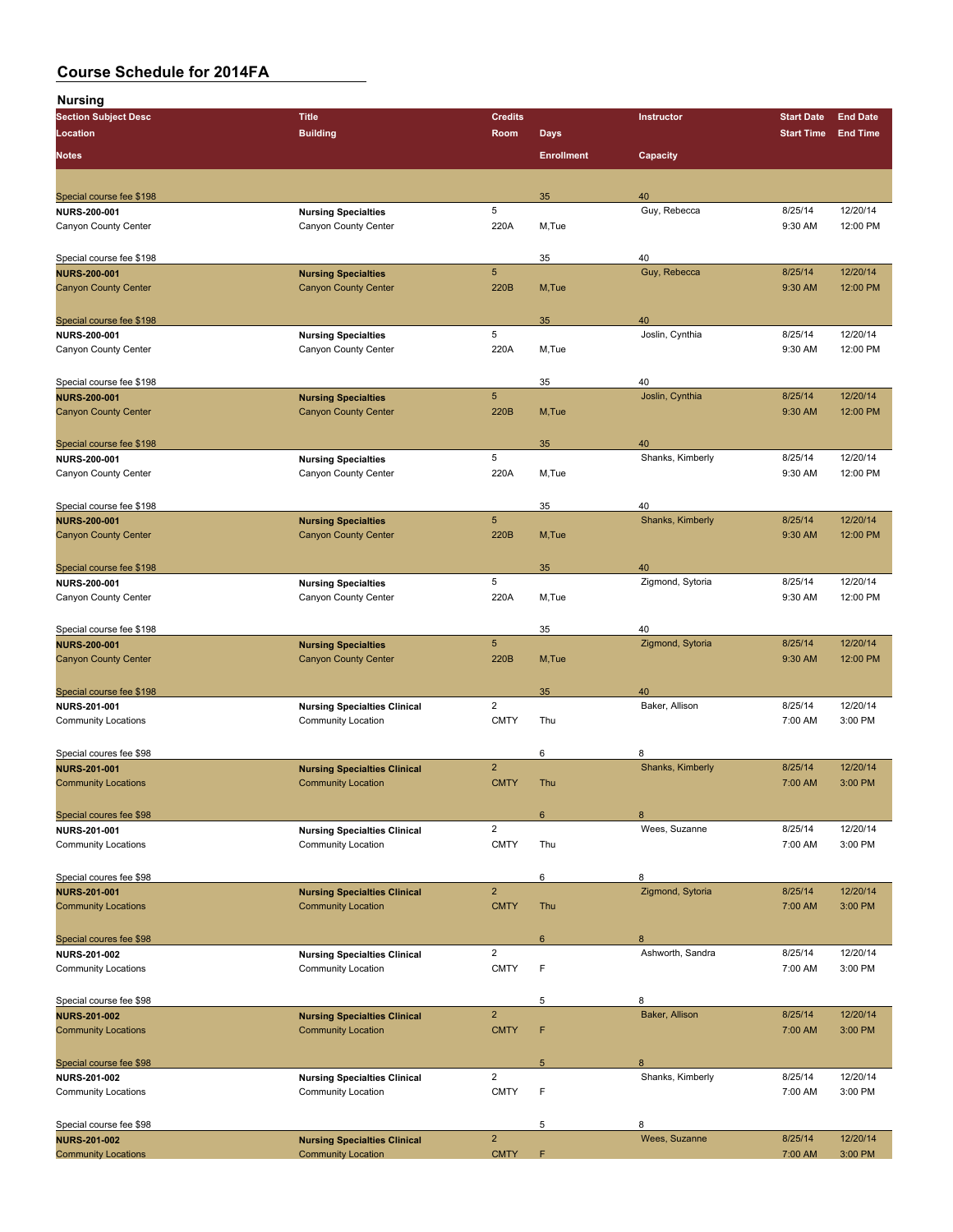# Course Schedule for 2014FA

## Nursing

| Section Subject Desc | Title | Credits | | Instructor | Start Date | End Date |
|---|---|---|---|---|---|---|
| Location | Building | Room | Days | | Start Time | End Time |
| Notes | | | Enrollment | Capacity | | |
| Special course fee $198 | | | 35 | 40 | | |
| **NURS-200-001** | **Nursing Specialties** | 5 | | Guy, Rebecca | 8/25/14 | 12/20/14 |
| Canyon County Center | Canyon County Center | 220A | M,Tue | | 9:30 AM | 12:00 PM |
| Special course fee $198 | | | 35 | 40 | | |
| **NURS-200-001** | **Nursing Specialties** | 5 | | Guy, Rebecca | 8/25/14 | 12/20/14 |
| Canyon County Center | Canyon County Center | 220B | M,Tue | | 9:30 AM | 12:00 PM |
| Special course fee $198 | | | 35 | 40 | | |
| **NURS-200-001** | **Nursing Specialties** | 5 | | Joslin, Cynthia | 8/25/14 | 12/20/14 |
| Canyon County Center | Canyon County Center | 220A | M,Tue | | 9:30 AM | 12:00 PM |
| Special course fee $198 | | | 35 | 40 | | |
| **NURS-200-001** | **Nursing Specialties** | 5 | | Joslin, Cynthia | 8/25/14 | 12/20/14 |
| Canyon County Center | Canyon County Center | 220B | M,Tue | | 9:30 AM | 12:00 PM |
| Special course fee $198 | | | 35 | 40 | | |
| **NURS-200-001** | **Nursing Specialties** | 5 | | Shanks, Kimberly | 8/25/14 | 12/20/14 |
| Canyon County Center | Canyon County Center | 220A | M,Tue | | 9:30 AM | 12:00 PM |
| Special course fee $198 | | | 35 | 40 | | |
| **NURS-200-001** | **Nursing Specialties** | 5 | | Shanks, Kimberly | 8/25/14 | 12/20/14 |
| Canyon County Center | Canyon County Center | 220B | M,Tue | | 9:30 AM | 12:00 PM |
| Special course fee $198 | | | 35 | 40 | | |
| **NURS-200-001** | **Nursing Specialties** | 5 | | Zigmond, Sytoria | 8/25/14 | 12/20/14 |
| Canyon County Center | Canyon County Center | 220A | M,Tue | | 9:30 AM | 12:00 PM |
| Special course fee $198 | | | 35 | 40 | | |
| **NURS-200-001** | **Nursing Specialties** | 5 | | Zigmond, Sytoria | 8/25/14 | 12/20/14 |
| Canyon County Center | Canyon County Center | 220B | M,Tue | | 9:30 AM | 12:00 PM |
| Special course fee $198 | | | 35 | 40 | | |
| **NURS-201-001** | **Nursing Specialties Clinical** | 2 | | Baker, Allison | 8/25/14 | 12/20/14 |
| Community Locations | Community Location | CMTY | Thu | | 7:00 AM | 3:00 PM |
| Special coures fee $98 | | | 6 | 8 | | |
| **NURS-201-001** | **Nursing Specialties Clinical** | 2 | | Shanks, Kimberly | 8/25/14 | 12/20/14 |
| Community Locations | Community Location | CMTY | Thu | | 7:00 AM | 3:00 PM |
| Special coures fee $98 | | | 6 | 8 | | |
| **NURS-201-001** | **Nursing Specialties Clinical** | 2 | | Wees, Suzanne | 8/25/14 | 12/20/14 |
| Community Locations | Community Location | CMTY | Thu | | 7:00 AM | 3:00 PM |
| Special coures fee $98 | | | 6 | 8 | | |
| **NURS-201-001** | **Nursing Specialties Clinical** | 2 | | Zigmond, Sytoria | 8/25/14 | 12/20/14 |
| Community Locations | Community Location | CMTY | Thu | | 7:00 AM | 3:00 PM |
| Special coures fee $98 | | | 6 | 8 | | |
| **NURS-201-002** | **Nursing Specialties Clinical** | 2 | | Ashworth, Sandra | 8/25/14 | 12/20/14 |
| Community Locations | Community Location | CMTY | F | | 7:00 AM | 3:00 PM |
| Special course fee $98 | | | 5 | 8 | | |
| **NURS-201-002** | **Nursing Specialties Clinical** | 2 | | Baker, Allison | 8/25/14 | 12/20/14 |
| Community Locations | Community Location | CMTY | F | | 7:00 AM | 3:00 PM |
| Special course fee $98 | | | 5 | 8 | | |
| **NURS-201-002** | **Nursing Specialties Clinical** | 2 | | Shanks, Kimberly | 8/25/14 | 12/20/14 |
| Community Locations | Community Location | CMTY | F | | 7:00 AM | 3:00 PM |
| Special course fee $98 | | | 5 | 8 | | |
| **NURS-201-002** | **Nursing Specialties Clinical** | 2 | | Wees, Suzanne | 8/25/14 | 12/20/14 |
| Community Locations | Community Location | CMTY | F | | 7:00 AM | 3:00 PM |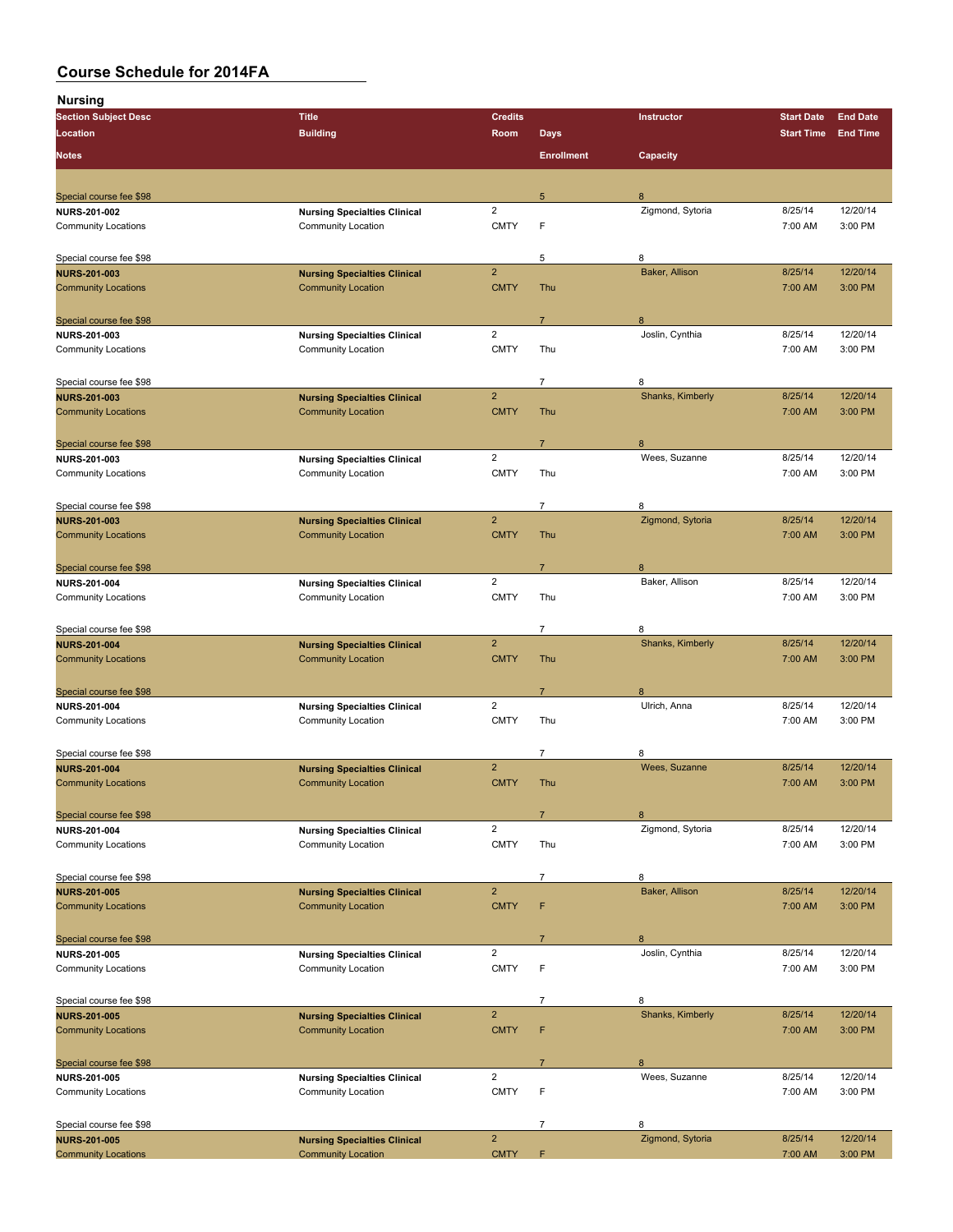# Course Schedule for 2014FA

## Nursing

| Section Subject Desc / Location / Notes | Title / Building | Credits / Room | Days / Enrollment | Instructor / Capacity | Start Date / Start Time | End Date / End Time |
|---|---|---|---|---|---|---|
| Special course fee $98 | | | 5 | 8 | | |
| **NURS-201-002** | **Nursing Specialties Clinical** | 2 | | Zigmond, Sytoria | 8/25/14 | 12/20/14 |
| Community Locations | Community Location | CMTY | F | | 7:00 AM | 3:00 PM |
| Special course fee $98 | | | 5 | 8 | | |
| **NURS-201-003** | **Nursing Specialties Clinical** | 2 | | Baker, Allison | 8/25/14 | 12/20/14 |
| Community Locations | Community Location | CMTY | Thu | | 7:00 AM | 3:00 PM |
| Special course fee $98 | | | 7 | 8 | | |
| **NURS-201-003** | **Nursing Specialties Clinical** | 2 | | Joslin, Cynthia | 8/25/14 | 12/20/14 |
| Community Locations | Community Location | CMTY | Thu | | 7:00 AM | 3:00 PM |
| Special course fee $98 | | | 7 | 8 | | |
| **NURS-201-003** | **Nursing Specialties Clinical** | 2 | | Shanks, Kimberly | 8/25/14 | 12/20/14 |
| Community Locations | Community Location | CMTY | Thu | | 7:00 AM | 3:00 PM |
| Special course fee $98 | | | 7 | 8 | | |
| **NURS-201-003** | **Nursing Specialties Clinical** | 2 | | Wees, Suzanne | 8/25/14 | 12/20/14 |
| Community Locations | Community Location | CMTY | Thu | | 7:00 AM | 3:00 PM |
| Special course fee $98 | | | 7 | 8 | | |
| **NURS-201-003** | **Nursing Specialties Clinical** | 2 | | Zigmond, Sytoria | 8/25/14 | 12/20/14 |
| Community Locations | Community Location | CMTY | Thu | | 7:00 AM | 3:00 PM |
| Special course fee $98 | | | 7 | 8 | | |
| **NURS-201-004** | **Nursing Specialties Clinical** | 2 | | Baker, Allison | 8/25/14 | 12/20/14 |
| Community Locations | Community Location | CMTY | Thu | | 7:00 AM | 3:00 PM |
| Special course fee $98 | | | 7 | 8 | | |
| **NURS-201-004** | **Nursing Specialties Clinical** | 2 | | Shanks, Kimberly | 8/25/14 | 12/20/14 |
| Community Locations | Community Location | CMTY | Thu | | 7:00 AM | 3:00 PM |
| Special course fee $98 | | | 7 | 8 | | |
| **NURS-201-004** | **Nursing Specialties Clinical** | 2 | | Ulrich, Anna | 8/25/14 | 12/20/14 |
| Community Locations | Community Location | CMTY | Thu | | 7:00 AM | 3:00 PM |
| Special course fee $98 | | | 7 | 8 | | |
| **NURS-201-004** | **Nursing Specialties Clinical** | 2 | | Wees, Suzanne | 8/25/14 | 12/20/14 |
| Community Locations | Community Location | CMTY | Thu | | 7:00 AM | 3:00 PM |
| Special course fee $98 | | | 7 | 8 | | |
| **NURS-201-004** | **Nursing Specialties Clinical** | 2 | | Zigmond, Sytoria | 8/25/14 | 12/20/14 |
| Community Locations | Community Location | CMTY | Thu | | 7:00 AM | 3:00 PM |
| Special course fee $98 | | | 7 | 8 | | |
| **NURS-201-005** | **Nursing Specialties Clinical** | 2 | | Baker, Allison | 8/25/14 | 12/20/14 |
| Community Locations | Community Location | CMTY | F | | 7:00 AM | 3:00 PM |
| Special course fee $98 | | | 7 | 8 | | |
| **NURS-201-005** | **Nursing Specialties Clinical** | 2 | | Joslin, Cynthia | 8/25/14 | 12/20/14 |
| Community Locations | Community Location | CMTY | F | | 7:00 AM | 3:00 PM |
| Special course fee $98 | | | 7 | 8 | | |
| **NURS-201-005** | **Nursing Specialties Clinical** | 2 | | Shanks, Kimberly | 8/25/14 | 12/20/14 |
| Community Locations | Community Location | CMTY | F | | 7:00 AM | 3:00 PM |
| Special course fee $98 | | | 7 | 8 | | |
| **NURS-201-005** | **Nursing Specialties Clinical** | 2 | | Wees, Suzanne | 8/25/14 | 12/20/14 |
| Community Locations | Community Location | CMTY | F | | 7:00 AM | 3:00 PM |
| Special course fee $98 | | | 7 | 8 | | |
| **NURS-201-005** | **Nursing Specialties Clinical** | 2 | | Zigmond, Sytoria | 8/25/14 | 12/20/14 |
| Community Locations | Community Location | CMTY | F | | 7:00 AM | 3:00 PM |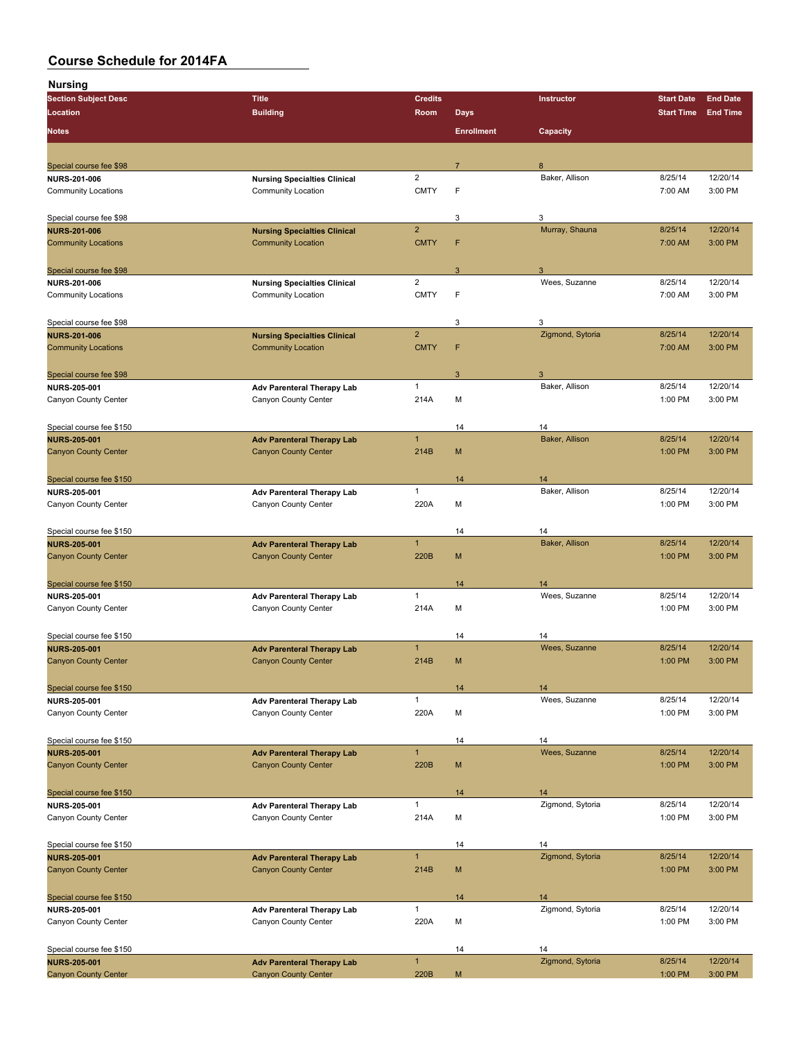# Course Schedule for 2014FA

## Nursing

| Section Subject Desc | Title | Credits | | Instructor | Start Date | End Date |
|---|---|---|---|---|---|---|
| Location | Building | Room | Days | | Start Time | End Time |
| Notes | | | Enrollment | Capacity | | |
| Special course fee $98 | | | 7 | 8 | | |
| **NURS-201-006** | **Nursing Specialties Clinical** | 2 | | Baker, Allison | 8/25/14 | 12/20/14 |
| Community Locations | Community Location | CMTY | F | | 7:00 AM | 3:00 PM |
| Special course fee $98 | | | 3 | 3 | | |
| **NURS-201-006** | **Nursing Specialties Clinical** | 2 | | Murray, Shauna | 8/25/14 | 12/20/14 |
| Community Locations | Community Location | CMTY | F | | 7:00 AM | 3:00 PM |
| Special course fee $98 | | | 3 | 3 | | |
| **NURS-201-006** | **Nursing Specialties Clinical** | 2 | | Wees, Suzanne | 8/25/14 | 12/20/14 |
| Community Locations | Community Location | CMTY | F | | 7:00 AM | 3:00 PM |
| Special course fee $98 | | | 3 | 3 | | |
| **NURS-201-006** | **Nursing Specialties Clinical** | 2 | | Zigmond, Sytoria | 8/25/14 | 12/20/14 |
| Community Locations | Community Location | CMTY | F | | 7:00 AM | 3:00 PM |
| Special course fee $98 | | | 3 | 3 | | |
| **NURS-205-001** | **Adv Parenteral Therapy Lab** | 1 | | Baker, Allison | 8/25/14 | 12/20/14 |
| Canyon County Center | Canyon County Center | 214A | M | | 1:00 PM | 3:00 PM |
| Special course fee $150 | | | 14 | 14 | | |
| **NURS-205-001** | **Adv Parenteral Therapy Lab** | 1 | | Baker, Allison | 8/25/14 | 12/20/14 |
| Canyon County Center | Canyon County Center | 214B | M | | 1:00 PM | 3:00 PM |
| Special course fee $150 | | | 14 | 14 | | |
| **NURS-205-001** | **Adv Parenteral Therapy Lab** | 1 | | Baker, Allison | 8/25/14 | 12/20/14 |
| Canyon County Center | Canyon County Center | 220A | M | | 1:00 PM | 3:00 PM |
| Special course fee $150 | | | 14 | 14 | | |
| **NURS-205-001** | **Adv Parenteral Therapy Lab** | 1 | | Baker, Allison | 8/25/14 | 12/20/14 |
| Canyon County Center | Canyon County Center | 220B | M | | 1:00 PM | 3:00 PM |
| Special course fee $150 | | | 14 | 14 | | |
| **NURS-205-001** | **Adv Parenteral Therapy Lab** | 1 | | Wees, Suzanne | 8/25/14 | 12/20/14 |
| Canyon County Center | Canyon County Center | 214A | M | | 1:00 PM | 3:00 PM |
| Special course fee $150 | | | 14 | 14 | | |
| **NURS-205-001** | **Adv Parenteral Therapy Lab** | 1 | | Wees, Suzanne | 8/25/14 | 12/20/14 |
| Canyon County Center | Canyon County Center | 214B | M | | 1:00 PM | 3:00 PM |
| Special course fee $150 | | | 14 | 14 | | |
| **NURS-205-001** | **Adv Parenteral Therapy Lab** | 1 | | Wees, Suzanne | 8/25/14 | 12/20/14 |
| Canyon County Center | Canyon County Center | 220A | M | | 1:00 PM | 3:00 PM |
| Special course fee $150 | | | 14 | 14 | | |
| **NURS-205-001** | **Adv Parenteral Therapy Lab** | 1 | | Wees, Suzanne | 8/25/14 | 12/20/14 |
| Canyon County Center | Canyon County Center | 220B | M | | 1:00 PM | 3:00 PM |
| Special course fee $150 | | | 14 | 14 | | |
| **NURS-205-001** | **Adv Parenteral Therapy Lab** | 1 | | Zigmond, Sytoria | 8/25/14 | 12/20/14 |
| Canyon County Center | Canyon County Center | 214A | M | | 1:00 PM | 3:00 PM |
| Special course fee $150 | | | 14 | 14 | | |
| **NURS-205-001** | **Adv Parenteral Therapy Lab** | 1 | | Zigmond, Sytoria | 8/25/14 | 12/20/14 |
| Canyon County Center | Canyon County Center | 214B | M | | 1:00 PM | 3:00 PM |
| Special course fee $150 | | | 14 | 14 | | |
| **NURS-205-001** | **Adv Parenteral Therapy Lab** | 1 | | Zigmond, Sytoria | 8/25/14 | 12/20/14 |
| Canyon County Center | Canyon County Center | 220A | M | | 1:00 PM | 3:00 PM |
| Special course fee $150 | | | 14 | 14 | | |
| **NURS-205-001** | **Adv Parenteral Therapy Lab** | 1 | | Zigmond, Sytoria | 8/25/14 | 12/20/14 |
| Canyon County Center | Canyon County Center | 220B | M | | 1:00 PM | 3:00 PM |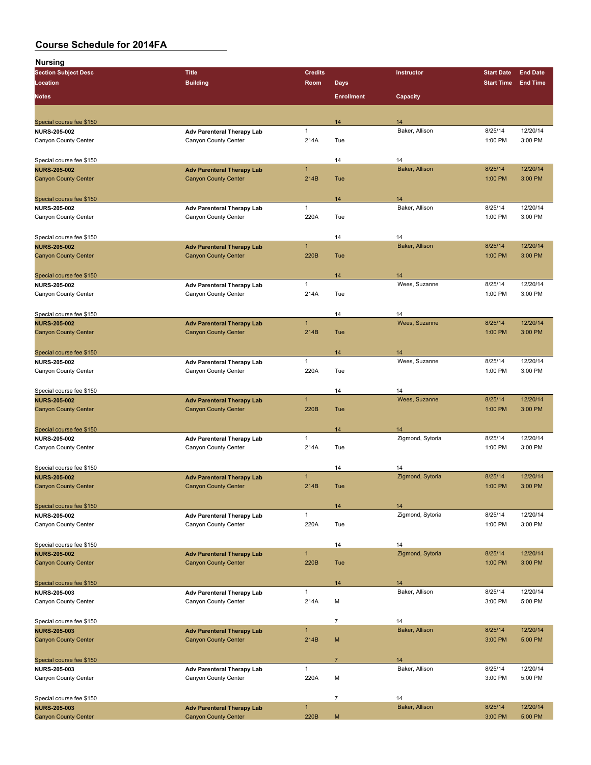# Course Schedule for 2014FA

## Nursing

| Section Subject Desc / Location | Title / Building | Credits / Room | Days / Enrollment | Instructor / Capacity | Start Date / Start Time | End Date / End Time |
|---|---|---|---|---|---|---|
| Notes | | | Enrollment | Capacity | | |
| Special course fee $150 | | | 14 | 14 | | |
| NURS-205-002 | Adv Parenteral Therapy Lab | 1 | | Baker, Allison | 8/25/14 | 12/20/14 |
| Canyon County Center | Canyon County Center | 214A | Tue | | 1:00 PM | 3:00 PM |
| Special course fee $150 | | | 14 | 14 | | |
| NURS-205-002 | Adv Parenteral Therapy Lab | 1 | | Baker, Allison | 8/25/14 | 12/20/14 |
| Canyon County Center | Canyon County Center | 214B | Tue | | 1:00 PM | 3:00 PM |
| Special course fee $150 | | | 14 | 14 | | |
| NURS-205-002 | Adv Parenteral Therapy Lab | 1 | | Baker, Allison | 8/25/14 | 12/20/14 |
| Canyon County Center | Canyon County Center | 220A | Tue | | 1:00 PM | 3:00 PM |
| Special course fee $150 | | | 14 | 14 | | |
| NURS-205-002 | Adv Parenteral Therapy Lab | 1 | | Baker, Allison | 8/25/14 | 12/20/14 |
| Canyon County Center | Canyon County Center | 220B | Tue | | 1:00 PM | 3:00 PM |
| Special course fee $150 | | | 14 | 14 | | |
| NURS-205-002 | Adv Parenteral Therapy Lab | 1 | | Wees, Suzanne | 8/25/14 | 12/20/14 |
| Canyon County Center | Canyon County Center | 214A | Tue | | 1:00 PM | 3:00 PM |
| Special course fee $150 | | | 14 | 14 | | |
| NURS-205-002 | Adv Parenteral Therapy Lab | 1 | | Wees, Suzanne | 8/25/14 | 12/20/14 |
| Canyon County Center | Canyon County Center | 214B | Tue | | 1:00 PM | 3:00 PM |
| Special course fee $150 | | | 14 | 14 | | |
| NURS-205-002 | Adv Parenteral Therapy Lab | 1 | | Wees, Suzanne | 8/25/14 | 12/20/14 |
| Canyon County Center | Canyon County Center | 220A | Tue | | 1:00 PM | 3:00 PM |
| Special course fee $150 | | | 14 | 14 | | |
| NURS-205-002 | Adv Parenteral Therapy Lab | 1 | | Wees, Suzanne | 8/25/14 | 12/20/14 |
| Canyon County Center | Canyon County Center | 220B | Tue | | 1:00 PM | 3:00 PM |
| Special course fee $150 | | | 14 | 14 | | |
| NURS-205-002 | Adv Parenteral Therapy Lab | 1 | | Zigmond, Sytoria | 8/25/14 | 12/20/14 |
| Canyon County Center | Canyon County Center | 214A | Tue | | 1:00 PM | 3:00 PM |
| Special course fee $150 | | | 14 | 14 | | |
| NURS-205-002 | Adv Parenteral Therapy Lab | 1 | | Zigmond, Sytoria | 8/25/14 | 12/20/14 |
| Canyon County Center | Canyon County Center | 214B | Tue | | 1:00 PM | 3:00 PM |
| Special course fee $150 | | | 14 | 14 | | |
| NURS-205-002 | Adv Parenteral Therapy Lab | 1 | | Zigmond, Sytoria | 8/25/14 | 12/20/14 |
| Canyon County Center | Canyon County Center | 220A | Tue | | 1:00 PM | 3:00 PM |
| Special course fee $150 | | | 14 | 14 | | |
| NURS-205-002 | Adv Parenteral Therapy Lab | 1 | | Zigmond, Sytoria | 8/25/14 | 12/20/14 |
| Canyon County Center | Canyon County Center | 220B | Tue | | 1:00 PM | 3:00 PM |
| Special course fee $150 | | | 14 | 14 | | |
| NURS-205-003 | Adv Parenteral Therapy Lab | 1 | | Baker, Allison | 8/25/14 | 12/20/14 |
| Canyon County Center | Canyon County Center | 214A | M | | 3:00 PM | 5:00 PM |
| Special course fee $150 | | | 7 | 14 | | |
| NURS-205-003 | Adv Parenteral Therapy Lab | 1 | | Baker, Allison | 8/25/14 | 12/20/14 |
| Canyon County Center | Canyon County Center | 214B | M | | 3:00 PM | 5:00 PM |
| Special course fee $150 | | | 7 | 14 | | |
| NURS-205-003 | Adv Parenteral Therapy Lab | 1 | | Baker, Allison | 8/25/14 | 12/20/14 |
| Canyon County Center | Canyon County Center | 220A | M | | 3:00 PM | 5:00 PM |
| Special course fee $150 | | | 7 | 14 | | |
| NURS-205-003 | Adv Parenteral Therapy Lab | 1 | | Baker, Allison | 8/25/14 | 12/20/14 |
| Canyon County Center | Canyon County Center | 220B | M | | 3:00 PM | 5:00 PM |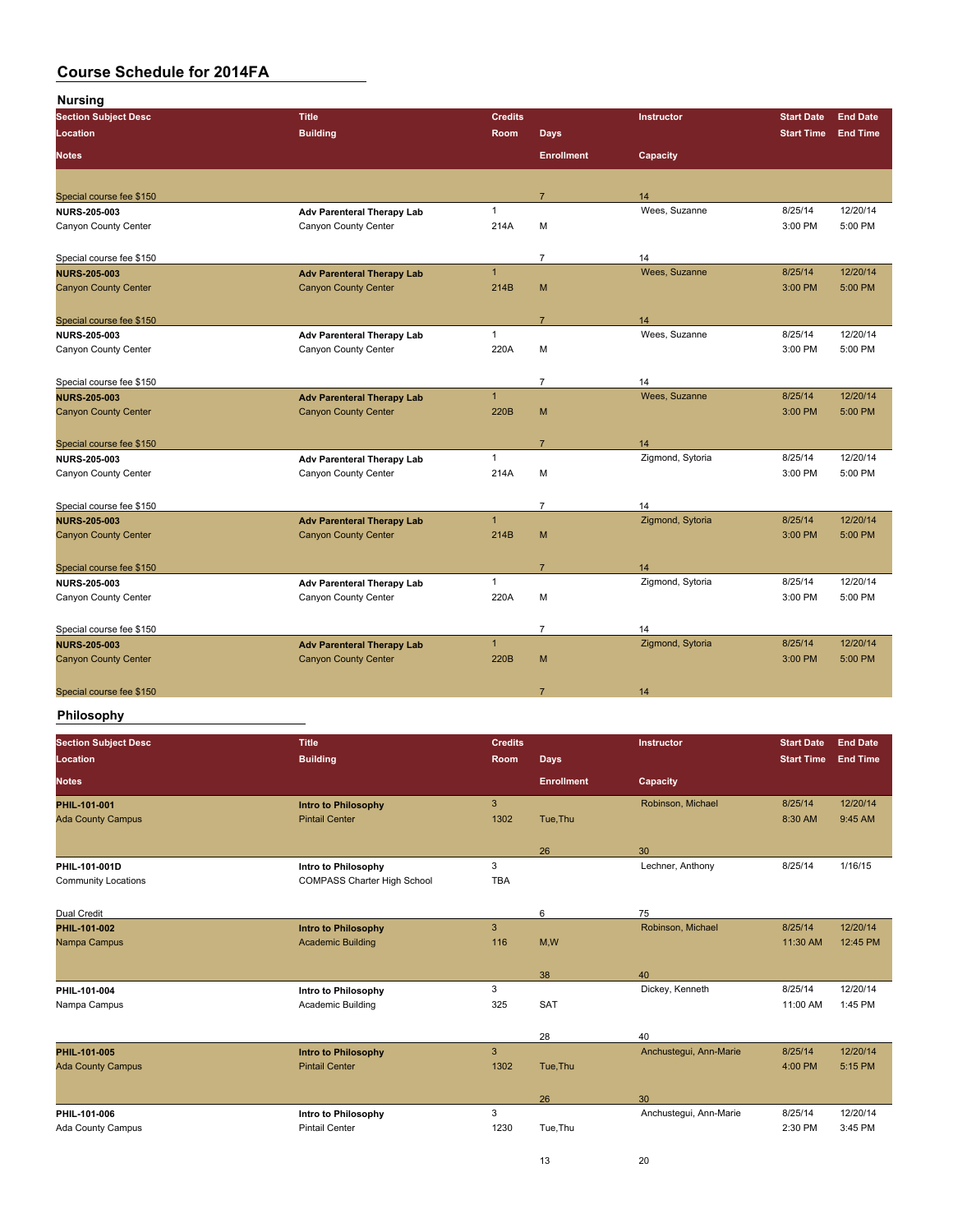# Course Schedule for 2014FA

## Nursing

| Section Subject Desc / Location / Notes | Title / Building | Credits / Room | Days / Enrollment | Instructor / Capacity | Start Date / Start Time | End Date / End Time |
|---|---|---|---|---|---|---|
| Special course fee $150 | | | 7 | 14 | | |
| NURS-205-003 | Adv Parenteral Therapy Lab | 1 | | Wees, Suzanne | 8/25/14 | 12/20/14 |
| Canyon County Center | Canyon County Center | 214A | M | | 3:00 PM | 5:00 PM |
| Special course fee $150 | | | 7 | 14 | | |
| NURS-205-003 | Adv Parenteral Therapy Lab | 1 | | Wees, Suzanne | 8/25/14 | 12/20/14 |
| Canyon County Center | Canyon County Center | 214B | M | | 3:00 PM | 5:00 PM |
| Special course fee $150 | | | 7 | 14 | | |
| NURS-205-003 | Adv Parenteral Therapy Lab | 1 | | Wees, Suzanne | 8/25/14 | 12/20/14 |
| Canyon County Center | Canyon County Center | 220A | M | | 3:00 PM | 5:00 PM |
| Special course fee $150 | | | 7 | 14 | | |
| NURS-205-003 | Adv Parenteral Therapy Lab | 1 | | Wees, Suzanne | 8/25/14 | 12/20/14 |
| Canyon County Center | Canyon County Center | 220B | M | | 3:00 PM | 5:00 PM |
| Special course fee $150 | | | 7 | 14 | | |
| NURS-205-003 | Adv Parenteral Therapy Lab | 1 | | Zigmond, Sytoria | 8/25/14 | 12/20/14 |
| Canyon County Center | Canyon County Center | 214A | M | | 3:00 PM | 5:00 PM |
| Special course fee $150 | | | 7 | 14 | | |
| NURS-205-003 | Adv Parenteral Therapy Lab | 1 | | Zigmond, Sytoria | 8/25/14 | 12/20/14 |
| Canyon County Center | Canyon County Center | 214B | M | | 3:00 PM | 5:00 PM |
| Special course fee $150 | | | 7 | 14 | | |
| NURS-205-003 | Adv Parenteral Therapy Lab | 1 | | Zigmond, Sytoria | 8/25/14 | 12/20/14 |
| Canyon County Center | Canyon County Center | 220A | M | | 3:00 PM | 5:00 PM |
| Special course fee $150 | | | 7 | 14 | | |
| NURS-205-003 | Adv Parenteral Therapy Lab | 1 | | Zigmond, Sytoria | 8/25/14 | 12/20/14 |
| Canyon County Center | Canyon County Center | 220B | M | | 3:00 PM | 5:00 PM |
| Special course fee $150 | | | 7 | 14 | | |

## Philosophy

| Section Subject Desc / Location / Notes | Title / Building | Credits / Room | Days / Enrollment | Instructor / Capacity | Start Date / Start Time | End Date / End Time |
|---|---|---|---|---|---|---|
| PHIL-101-001 | Intro to Philosophy | 3 | | Robinson, Michael | 8/25/14 | 12/20/14 |
| Ada County Campus | Pintail Center | 1302 | Tue,Thu | | 8:30 AM | 9:45 AM |
| | | | 26 | 30 | | |
| PHIL-101-001D | Intro to Philosophy | 3 | | Lechner, Anthony | 8/25/14 | 1/16/15 |
| Community Locations | COMPASS Charter High School | TBA | | | | |
| Dual Credit | | | 6 | 75 | | |
| PHIL-101-002 | Intro to Philosophy | 3 | | Robinson, Michael | 8/25/14 | 12/20/14 |
| Nampa Campus | Academic Building | 116 | M,W | | 11:30 AM | 12:45 PM |
| | | | 38 | 40 | | |
| PHIL-101-004 | Intro to Philosophy | 3 | | Dickey, Kenneth | 8/25/14 | 12/20/14 |
| Nampa Campus | Academic Building | 325 | SAT | | 11:00 AM | 1:45 PM |
| | | | 28 | 40 | | |
| PHIL-101-005 | Intro to Philosophy | 3 | | Anchustegui, Ann-Marie | 8/25/14 | 12/20/14 |
| Ada County Campus | Pintail Center | 1302 | Tue,Thu | | 4:00 PM | 5:15 PM |
| | | | 26 | 30 | | |
| PHIL-101-006 | Intro to Philosophy | 3 | | Anchustegui, Ann-Marie | 8/25/14 | 12/20/14 |
| Ada County Campus | Pintail Center | 1230 | Tue,Thu | | 2:30 PM | 3:45 PM |
| | | | 13 | 20 | | |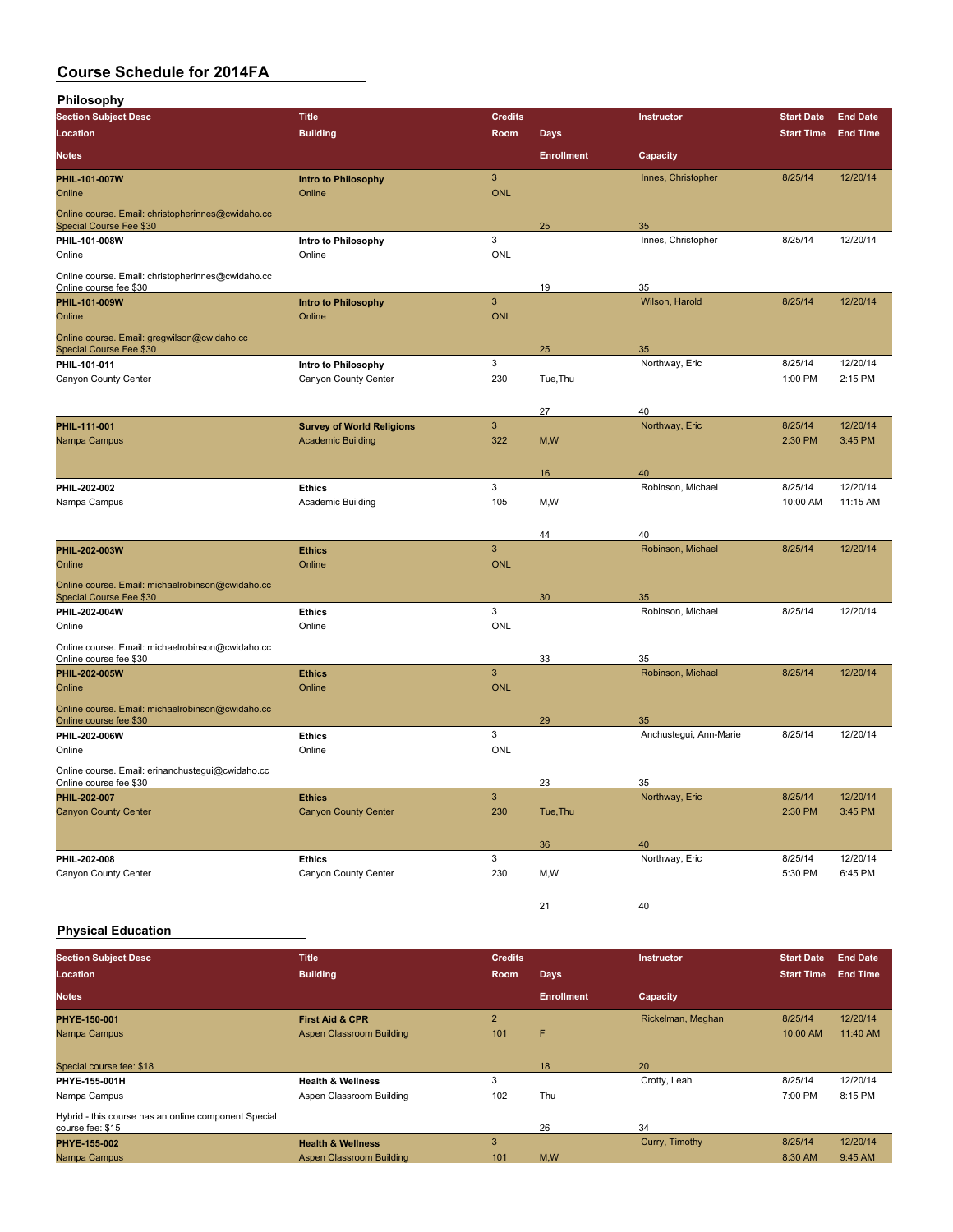# Course Schedule for 2014FA

## Philosophy

| Section Subject Desc / Location / Notes | Title / Building | Credits / Room | Days / Enrollment | Instructor / Capacity | Start Date / Start Time | End Date / End Time |
|---|---|---|---|---|---|---|
| PHIL-101-007W | Intro to Philosophy | 3 | | Innes, Christopher | 8/25/14 | 12/20/14 |
| Online | Online | ONL | | | | |
| Online course. Email: christopherinnes@cwidaho.cc Special Course Fee $30 | | | 25 | 35 | | |
| PHIL-101-008W | Intro to Philosophy | 3 | | Innes, Christopher | 8/25/14 | 12/20/14 |
| Online | Online | ONL | | | | |
| Online course. Email: christopherinnes@cwidaho.cc Online course fee $30 | | | 19 | 35 | | |
| PHIL-101-009W | Intro to Philosophy | 3 | | Wilson, Harold | 8/25/14 | 12/20/14 |
| Online | Online | ONL | | | | |
| Online course. Email: gregwilson@cwidaho.cc Special Course Fee $30 | | | 25 | 35 | | |
| PHIL-101-011 | Intro to Philosophy | 3 | | Northway, Eric | 8/25/14 | 12/20/14 |
| Canyon County Center | Canyon County Center | 230 | Tue,Thu | | 1:00 PM | 2:15 PM |
| | | | 27 | 40 | | |
| PHIL-111-001 | Survey of World Religions | 3 | | Northway, Eric | 8/25/14 | 12/20/14 |
| Nampa Campus | Academic Building | 322 | M,W | | 2:30 PM | 3:45 PM |
| | | | 16 | 40 | | |
| PHIL-202-002 | Ethics | 3 | | Robinson, Michael | 8/25/14 | 12/20/14 |
| Nampa Campus | Academic Building | 105 | M,W | | 10:00 AM | 11:15 AM |
| | | | 44 | 40 | | |
| PHIL-202-003W | Ethics | 3 | | Robinson, Michael | 8/25/14 | 12/20/14 |
| Online | Online | ONL | | | | |
| Online course. Email: michaelrobinson@cwidaho.cc Special Course Fee $30 | | | 30 | 35 | | |
| PHIL-202-004W | Ethics | 3 | | Robinson, Michael | 8/25/14 | 12/20/14 |
| Online | Online | ONL | | | | |
| Online course. Email: michaelrobinson@cwidaho.cc Online course fee $30 | | | 33 | 35 | | |
| PHIL-202-005W | Ethics | 3 | | Robinson, Michael | 8/25/14 | 12/20/14 |
| Online | Online | ONL | | | | |
| Online course. Email: michaelrobinson@cwidaho.cc Online course fee $30 | | | 29 | 35 | | |
| PHIL-202-006W | Ethics | 3 | | Anchustegui, Ann-Marie | 8/25/14 | 12/20/14 |
| Online | Online | ONL | | | | |
| Online course. Email: erinanchustegui@cwidaho.cc Online course fee $30 | | | 23 | 35 | | |
| PHIL-202-007 | Ethics | 3 | | Northway, Eric | 8/25/14 | 12/20/14 |
| Canyon County Center | Canyon County Center | 230 | Tue,Thu | | 2:30 PM | 3:45 PM |
| | | | 36 | 40 | | |
| PHIL-202-008 | Ethics | 3 | | Northway, Eric | 8/25/14 | 12/20/14 |
| Canyon County Center | Canyon County Center | 230 | M,W | | 5:30 PM | 6:45 PM |
| | | | 21 | 40 | | |

## Physical Education

| Section Subject Desc / Location / Notes | Title / Building | Credits / Room | Days / Enrollment | Instructor / Capacity | Start Date / Start Time | End Date / End Time |
|---|---|---|---|---|---|---|
| PHYE-150-001 | First Aid & CPR | 2 | | Rickelman, Meghan | 8/25/14 | 12/20/14 |
| Nampa Campus | Aspen Classroom Building | 101 | F | | 10:00 AM | 11:40 AM |
| Special course fee: $18 | | | 18 | 20 | | |
| PHYE-155-001H | Health & Wellness | 3 | | Crotty, Leah | 8/25/14 | 12/20/14 |
| Nampa Campus | Aspen Classroom Building | 102 | Thu | | 7:00 PM | 8:15 PM |
| Hybrid - this course has an online component Special course fee: $15 | | | 26 | 34 | | |
| PHYE-155-002 | Health & Wellness | 3 | | Curry, Timothy | 8/25/14 | 12/20/14 |
| Nampa Campus | Aspen Classroom Building | 101 | M,W | | 8:30 AM | 9:45 AM |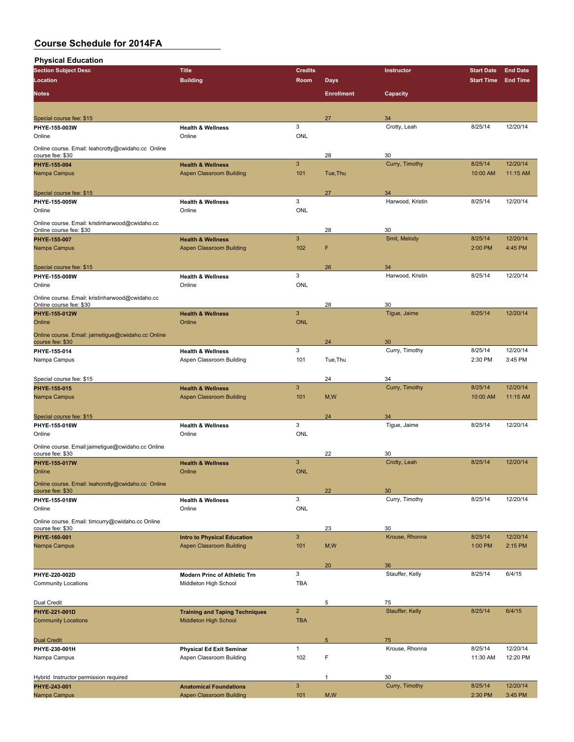## Course Schedule for 2014FA

### Physical Education

| Section Subject Desc / Location / Notes | Title / Building | Credits / Room | Days / Enrollment | Instructor / Capacity | Start Date / Start Time | End Date / End Time |
|---|---|---|---|---|---|---|
| Special course fee: $15 | | | 27 | 34 | | |
| PHYE-155-003W | Health & Wellness | 3 | | Crotty, Leah | 8/25/14 | 12/20/14 |
| Online | Online | ONL | | | | |
| Online course. Email: leahcrotty@cwidaho.cc Online course fee: $30 | | | 28 | 30 | | |
| PHYE-155-004 | Health & Wellness | 3 | | Curry, Timothy | 8/25/14 | 12/20/14 |
| Nampa Campus | Aspen Classroom Building | 101 | Tue,Thu | | 10:00 AM | 11:15 AM |
| Special course fee: $15 | | | 27 | 34 | | |
| PHYE-155-005W | Health & Wellness | 3 | | Harwood, Kristin | 8/25/14 | 12/20/14 |
| Online | Online | ONL | | | | |
| Online course. Email: kristinharwood@cwidaho.cc Online course fee: $30 | | | 28 | 30 | | |
| PHYE-155-007 | Health & Wellness | 3 | | Smit, Melody | 8/25/14 | 12/20/14 |
| Nampa Campus | Aspen Classroom Building | 102 | F | | 2:00 PM | 4:45 PM |
| Special course fee: $15 | | | 26 | 34 | | |
| PHYE-155-008W | Health & Wellness | 3 | | Harwood, Kristin | 8/25/14 | 12/20/14 |
| Online | Online | ONL | | | | |
| Online course. Email: kristinharwood@cwidaho.cc Online course fee: $30 | | | 28 | 30 | | |
| PHYE-155-012W | Health & Wellness | 3 | | Tigue, Jaime | 8/25/14 | 12/20/14 |
| Online | Online | ONL | | | | |
| Online course. Email: jaimetigue@cwidaho.cc Online course fee: $30 | | | 24 | 30 | | |
| PHYE-155-014 | Health & Wellness | 3 | | Curry, Timothy | 8/25/14 | 12/20/14 |
| Nampa Campus | Aspen Classroom Building | 101 | Tue,Thu | | 2:30 PM | 3:45 PM |
| Special course fee: $15 | | | 24 | 34 | | |
| PHYE-155-015 | Health & Wellness | 3 | | Curry, Timothy | 8/25/14 | 12/20/14 |
| Nampa Campus | Aspen Classroom Building | 101 | M,W | | 10:00 AM | 11:15 AM |
| Special course fee: $15 | | | 24 | 34 | | |
| PHYE-155-016W | Health & Wellness | 3 | | Tigue, Jaime | 8/25/14 | 12/20/14 |
| Online | Online | ONL | | | | |
| Online course. Email:jaimetigue@cwidaho.cc Online course fee: $30 | | | 22 | 30 | | |
| PHYE-155-017W | Health & Wellness | 3 | | Crotty, Leah | 8/25/14 | 12/20/14 |
| Online | Online | ONL | | | | |
| Online course. Email: leahcrotty@cwidaho.cc Online course fee: $30 | | | 22 | 30 | | |
| PHYE-155-018W | Health & Wellness | 3 | | Curry, Timothy | 8/25/14 | 12/20/14 |
| Online | Online | ONL | | | | |
| Online course. Email: timcurry@cwidaho.cc Online course fee: $30 | | | 23 | 30 | | |
| PHYE-160-001 | Intro to Physical Education | 3 | | Krouse, Rhonna | 8/25/14 | 12/20/14 |
| Nampa Campus | Aspen Classroom Building | 101 | M,W | | 1:00 PM | 2:15 PM |
| | | | 20 | 36 | | |
| PHYE-220-002D | Modern Princ of Athletic Trn | 3 | | Stauffer, Kelly | 8/25/14 | 6/4/15 |
| Community Locations | Middleton High School | TBA | | | | |
| Dual Credit | | | 5 | 75 | | |
| PHYE-221-001D | Training and Taping Techniques | 2 | | Stauffer, Kelly | 8/25/14 | 6/4/15 |
| Community Locations | Middleton High School | TBA | | | | |
| Dual Credit | | | 5 | 75 | | |
| PHYE-230-001H | Physical Ed Exit Seminar | 1 | | Krouse, Rhonna | 8/25/14 | 12/20/14 |
| Nampa Campus | Aspen Classroom Building | 102 | F | | 11:30 AM | 12:20 PM |
| Hybrid Instructor permission required | | | 1 | 30 | | |
| PHYE-243-001 | Anatomical Foundations | 3 | | Curry, Timothy | 8/25/14 | 12/20/14 |
| Nampa Campus | Aspen Classroom Building | 101 | M,W | | 2:30 PM | 3:45 PM |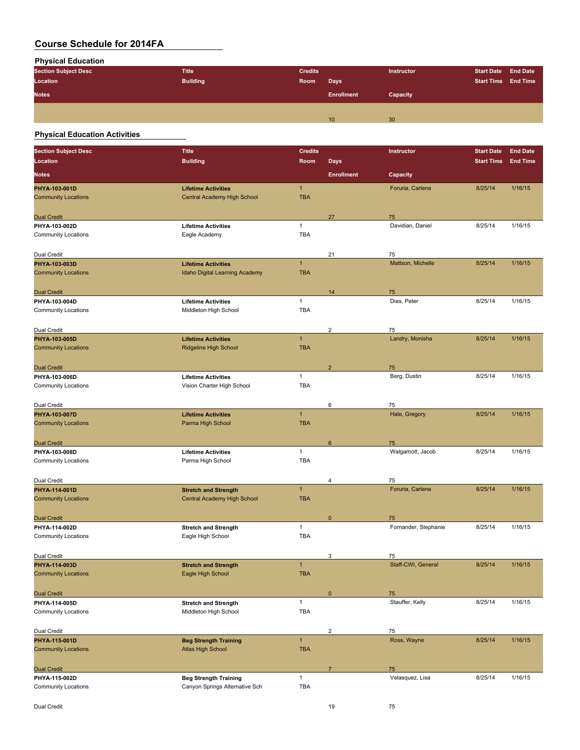# Course Schedule for 2014FA

## Physical Education

| Section Subject Desc | Title | Credits | | Instructor | Start Date | End Date |
|---|---|---|---|---|---|---|
| Location | Building | Room | Days | | Start Time | End Time |
| Notes | | | Enrollment | Capacity | | |
| | | | 10 | 30 | | |

## Physical Education Activities

| Section Subject Desc | Title | Credits | | Instructor | Start Date | End Date |
|---|---|---|---|---|---|---|
| Location | Building | Room | Days | | Start Time | End Time |
| Notes | | | Enrollment | Capacity | | |
| **PHYA-103-001D** | **Lifetime Activities** | 1 | | Foruria, Carlene | 8/25/14 | 1/16/15 |
| Community Locations | Central Academy High School | TBA | | | | |
| Dual Credit | | | 27 | 75 | | |
| **PHYA-103-002D** | **Lifetime Activities** | 1 | | Davidian, Daniel | 8/25/14 | 1/16/15 |
| Community Locations | Eagle Academy | TBA | | | | |
| Dual Credit | | | 21 | 75 | | |
| **PHYA-103-003D** | **Lifetime Activities** | 1 | | Mattson, Michelle | 8/25/14 | 1/16/15 |
| Community Locations | Idaho Digital Learning Academy | TBA | | | | |
| Dual Credit | | | 14 | 75 | | |
| **PHYA-103-004D** | **Lifetime Activities** | 1 | | Dias, Peter | 8/25/14 | 1/16/15 |
| Community Locations | Middleton High School | TBA | | | | |
| Dual Credit | | | 2 | 75 | | |
| **PHYA-103-005D** | **Lifetime Activities** | 1 | | Landry, Monisha | 8/25/14 | 1/16/15 |
| Community Locations | Ridgeline High School | TBA | | | | |
| Dual Credit | | | 2 | 75 | | |
| **PHYA-103-006D** | **Lifetime Activities** | 1 | | Berg, Dustin | 8/25/14 | 1/16/15 |
| Community Locations | Vision Charter High School | TBA | | | | |
| Dual Credit | | | 6 | 75 | | |
| **PHYA-103-007D** | **Lifetime Activities** | 1 | | Hale, Gregory | 8/25/14 | 1/16/15 |
| Community Locations | Parma High School | TBA | | | | |
| Dual Credit | | | 6 | 75 | | |
| **PHYA-103-008D** | **Lifetime Activities** | 1 | | Walgamott, Jacob | 8/25/14 | 1/16/15 |
| Community Locations | Parma High School | TBA | | | | |
| Dual Credit | | | 4 | 75 | | |
| **PHYA-114-001D** | **Stretch and Strength** | 1 | | Foruria, Carlene | 8/25/14 | 1/16/15 |
| Community Locations | Central Academy High School | TBA | | | | |
| Dual Credit | | | 0 | 75 | | |
| **PHYA-114-002D** | **Stretch and Strength** | 1 | | Fornander, Stephanie | 8/25/14 | 1/16/15 |
| Community Locations | Eagle High School | TBA | | | | |
| Dual Credit | | | 3 | 75 | | |
| **PHYA-114-003D** | **Stretch and Strength** | 1 | | Staff-CWI, General | 8/25/14 | 1/16/15 |
| Community Locations | Eagle High School | TBA | | | | |
| Dual Credit | | | 0 | 75 | | |
| **PHYA-114-005D** | **Stretch and Strength** | 1 | | Stauffer, Kelly | 8/25/14 | 1/16/15 |
| Community Locations | Middleton High School | TBA | | | | |
| Dual Credit | | | 2 | 75 | | |
| **PHYA-115-001D** | **Beg Strength Training** | 1 | | Ross, Wayne | 8/25/14 | 1/16/15 |
| Community Locations | Atlas High School | TBA | | | | |
| Dual Credit | | | 7 | 75 | | |
| **PHYA-115-002D** | **Beg Strength Training** | 1 | | Velasquez, Lisa | 8/25/14 | 1/16/15 |
| Community Locations | Canyon Springs Alternative Sch | TBA | | | | |
| Dual Credit | | | 19 | 75 | | |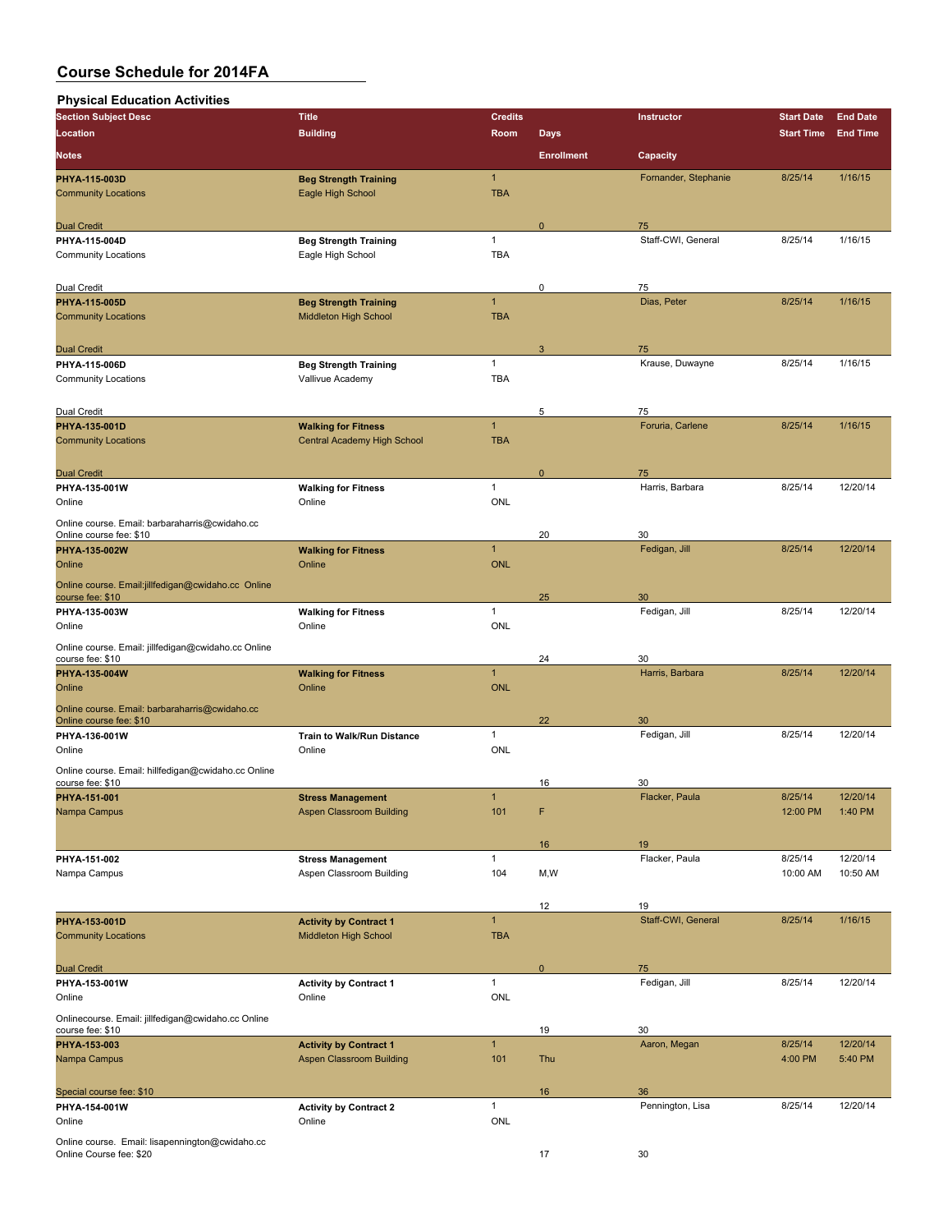# Course Schedule for 2014FA

## Physical Education Activities

| Section Subject Desc | Title | Credits | | Instructor | Start Date | End Date |
|---|---|---|---|---|---|---|
| Location | Building | Room | Days | | Start Time | End Time |
| Notes | | | Enrollment | Capacity | | |
| **PHYA-115-003D** | **Beg Strength Training** | 1 | | Fornander, Stephanie | 8/25/14 | 1/16/15 |
| Community Locations | Eagle High School | TBA | | | | |
| Dual Credit | | | 0 | 75 | | |
| **PHYA-115-004D** | **Beg Strength Training** | 1 | | Staff-CWI, General | 8/25/14 | 1/16/15 |
| Community Locations | Eagle High School | TBA | | | | |
| Dual Credit | | | 0 | 75 | | |
| **PHYA-115-005D** | **Beg Strength Training** | 1 | | Dias, Peter | 8/25/14 | 1/16/15 |
| Community Locations | Middleton High School | TBA | | | | |
| Dual Credit | | | 3 | 75 | | |
| **PHYA-115-006D** | **Beg Strength Training** | 1 | | Krause, Duwayne | 8/25/14 | 1/16/15 |
| Community Locations | Vallivue Academy | TBA | | | | |
| Dual Credit | | | 5 | 75 | | |
| **PHYA-135-001D** | **Walking for Fitness** | 1 | | Foruria, Carlene | 8/25/14 | 1/16/15 |
| Community Locations | Central Academy High School | TBA | | | | |
| Dual Credit | | | 0 | 75 | | |
| **PHYA-135-001W** | **Walking for Fitness** | 1 | | Harris, Barbara | 8/25/14 | 12/20/14 |
| Online | Online | ONL | | | | |
| Online course. Email: barbaraharris@cwidaho.cc Online course fee: $10 | | | 20 | 30 | | |
| **PHYA-135-002W** | **Walking for Fitness** | 1 | | Fedigan, Jill | 8/25/14 | 12/20/14 |
| Online | Online | ONL | | | | |
| Online course. Email:jillfedigan@cwidaho.cc Online course fee: $10 | | | 25 | 30 | | |
| **PHYA-135-003W** | **Walking for Fitness** | 1 | | Fedigan, Jill | 8/25/14 | 12/20/14 |
| Online | Online | ONL | | | | |
| Online course. Email: jillfedigan@cwidaho.cc Online course fee: $10 | | | 24 | 30 | | |
| **PHYA-135-004W** | **Walking for Fitness** | 1 | | Harris, Barbara | 8/25/14 | 12/20/14 |
| Online | Online | ONL | | | | |
| Online course. Email: barbaraharris@cwidaho.cc Online course fee: $10 | | | 22 | 30 | | |
| **PHYA-136-001W** | **Train to Walk/Run Distance** | 1 | | Fedigan, Jill | 8/25/14 | 12/20/14 |
| Online | Online | ONL | | | | |
| Online course. Email: hillfedigan@cwidaho.cc Online course fee: $10 | | | 16 | 30 | | |
| **PHYA-151-001** | **Stress Management** | 1 | | Flacker, Paula | 8/25/14 | 12/20/14 |
| Nampa Campus | Aspen Classroom Building | 101 | F | | 12:00 PM | 1:40 PM |
| | | | 16 | 19 | | |
| **PHYA-151-002** | **Stress Management** | 1 | | Flacker, Paula | 8/25/14 | 12/20/14 |
| Nampa Campus | Aspen Classroom Building | 104 | M,W | | 10:00 AM | 10:50 AM |
| | | | 12 | 19 | | |
| **PHYA-153-001D** | **Activity by Contract 1** | 1 | | Staff-CWI, General | 8/25/14 | 1/16/15 |
| Community Locations | Middleton High School | TBA | | | | |
| Dual Credit | | | 0 | 75 | | |
| **PHYA-153-001W** | **Activity by Contract 1** | 1 | | Fedigan, Jill | 8/25/14 | 12/20/14 |
| Online | Online | ONL | | | | |
| Onlinecourse. Email: jillfedigan@cwidaho.cc Online course fee: $10 | | | 19 | 30 | | |
| **PHYA-153-003** | **Activity by Contract 1** | 1 | | Aaron, Megan | 8/25/14 | 12/20/14 |
| Nampa Campus | Aspen Classroom Building | 101 | Thu | | 4:00 PM | 5:40 PM |
| Special course fee: $10 | | | 16 | 36 | | |
| **PHYA-154-001W** | **Activity by Contract 2** | 1 | | Pennington, Lisa | 8/25/14 | 12/20/14 |
| Online | Online | ONL | | | | |
| Online course. Email: lisapennington@cwidaho.cc Online Course fee: $20 | | | 17 | 30 | | |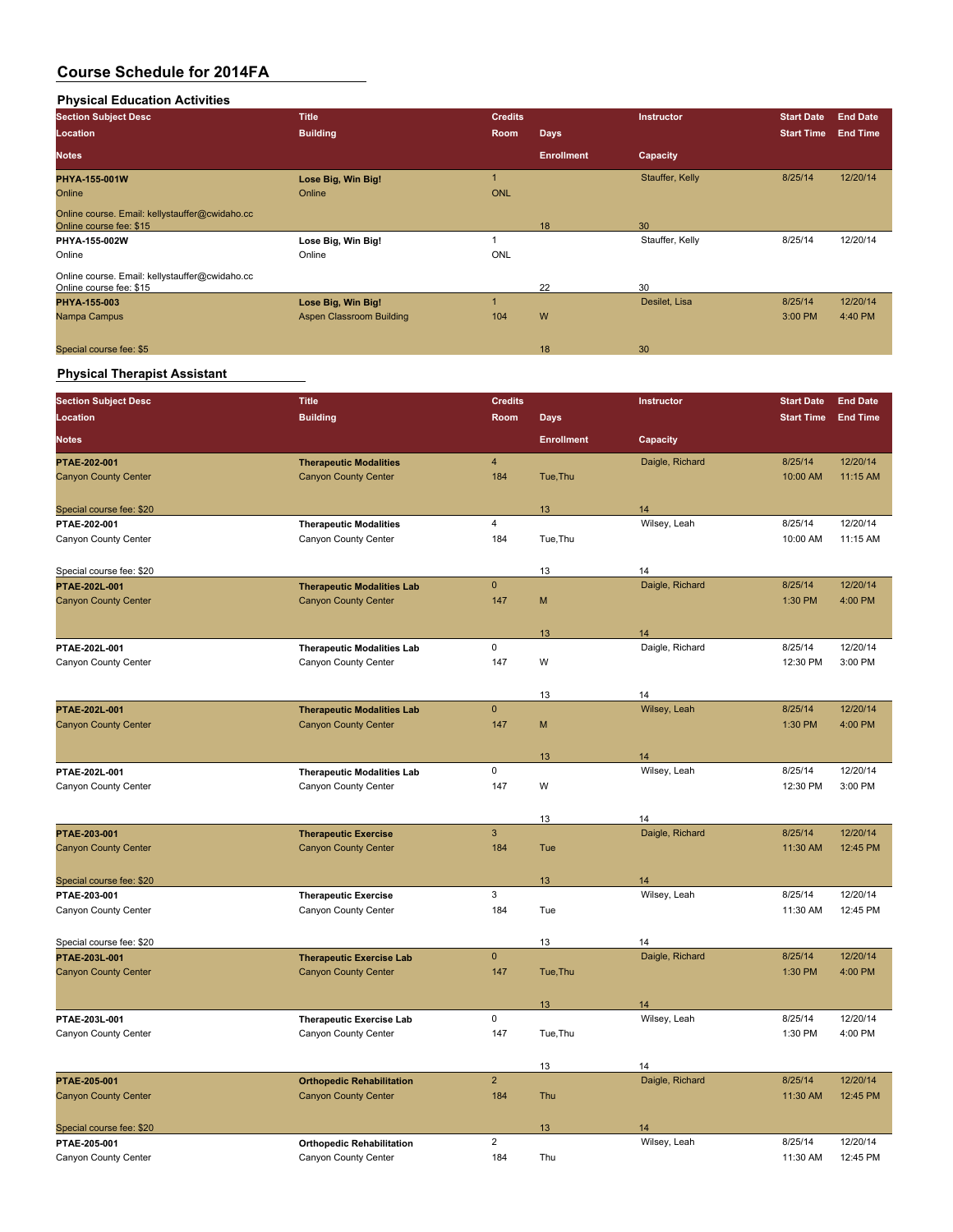# Course Schedule for 2014FA

## Physical Education Activities

| Section Subject Desc / Location / Notes | Title / Building | Credits / Room | Days / Enrollment | Instructor / Capacity | Start Date / Start Time | End Date / End Time |
|---|---|---|---|---|---|---|
| **PHYA-155-001W** | **Lose Big, Win Big!** | 1 | | Stauffer, Kelly | 8/25/14 | 12/20/14 |
| Online | Online | ONL | | | | |
| Online course. Email: kellystauffer@cwidaho.cc Online course fee: $15 | | | 18 | 30 | | |
| **PHYA-155-002W** | **Lose Big, Win Big!** | 1 | | Stauffer, Kelly | 8/25/14 | 12/20/14 |
| Online | Online | ONL | | | | |
| Online course. Email: kellystauffer@cwidaho.cc Online course fee: $15 | | | 22 | 30 | | |
| **PHYA-155-003** | **Lose Big, Win Big!** | 1 | | Desilet, Lisa | 8/25/14 | 12/20/14 |
| Nampa Campus | Aspen Classroom Building | 104 | W | | 3:00 PM | 4:40 PM |
| Special course fee: $5 | | | 18 | 30 | | |

## Physical Therapist Assistant

| Section Subject Desc / Location / Notes | Title / Building | Credits / Room | Days / Enrollment | Instructor / Capacity | Start Date / Start Time | End Date / End Time |
|---|---|---|---|---|---|---|
| **PTAE-202-001** | **Therapeutic Modalities** | 4 | | Daigle, Richard | 8/25/14 | 12/20/14 |
| Canyon County Center | Canyon County Center | 184 | Tue,Thu | | 10:00 AM | 11:15 AM |
| Special course fee: $20 | | | 13 | 14 | | |
| **PTAE-202-001** | **Therapeutic Modalities** | 4 | | Wilsey, Leah | 8/25/14 | 12/20/14 |
| Canyon County Center | Canyon County Center | 184 | Tue,Thu | | 10:00 AM | 11:15 AM |
| Special course fee: $20 | | | 13 | 14 | | |
| **PTAE-202L-001** | **Therapeutic Modalities Lab** | 0 | | Daigle, Richard | 8/25/14 | 12/20/14 |
| Canyon County Center | Canyon County Center | 147 | M | | 1:30 PM | 4:00 PM |
| | | | 13 | 14 | | |
| **PTAE-202L-001** | **Therapeutic Modalities Lab** | 0 | | Daigle, Richard | 8/25/14 | 12/20/14 |
| Canyon County Center | Canyon County Center | 147 | W | | 12:30 PM | 3:00 PM |
| | | | 13 | 14 | | |
| **PTAE-202L-001** | **Therapeutic Modalities Lab** | 0 | | Wilsey, Leah | 8/25/14 | 12/20/14 |
| Canyon County Center | Canyon County Center | 147 | M | | 1:30 PM | 4:00 PM |
| | | | 13 | 14 | | |
| **PTAE-202L-001** | **Therapeutic Modalities Lab** | 0 | | Wilsey, Leah | 8/25/14 | 12/20/14 |
| Canyon County Center | Canyon County Center | 147 | W | | 12:30 PM | 3:00 PM |
| | | | 13 | 14 | | |
| **PTAE-203-001** | **Therapeutic Exercise** | 3 | | Daigle, Richard | 8/25/14 | 12/20/14 |
| Canyon County Center | Canyon County Center | 184 | Tue | | 11:30 AM | 12:45 PM |
| Special course fee: $20 | | | 13 | 14 | | |
| **PTAE-203-001** | **Therapeutic Exercise** | 3 | | Wilsey, Leah | 8/25/14 | 12/20/14 |
| Canyon County Center | Canyon County Center | 184 | Tue | | 11:30 AM | 12:45 PM |
| Special course fee: $20 | | | 13 | 14 | | |
| **PTAE-203L-001** | **Therapeutic Exercise Lab** | 0 | | Daigle, Richard | 8/25/14 | 12/20/14 |
| Canyon County Center | Canyon County Center | 147 | Tue,Thu | | 1:30 PM | 4:00 PM |
| | | | 13 | 14 | | |
| **PTAE-203L-001** | **Therapeutic Exercise Lab** | 0 | | Wilsey, Leah | 8/25/14 | 12/20/14 |
| Canyon County Center | Canyon County Center | 147 | Tue,Thu | | 1:30 PM | 4:00 PM |
| | | | 13 | 14 | | |
| **PTAE-205-001** | **Orthopedic Rehabilitation** | 2 | | Daigle, Richard | 8/25/14 | 12/20/14 |
| Canyon County Center | Canyon County Center | 184 | Thu | | 11:30 AM | 12:45 PM |
| Special course fee: $20 | | | 13 | 14 | | |
| **PTAE-205-001** | **Orthopedic Rehabilitation** | 2 | | Wilsey, Leah | 8/25/14 | 12/20/14 |
| Canyon County Center | Canyon County Center | 184 | Thu | | 11:30 AM | 12:45 PM |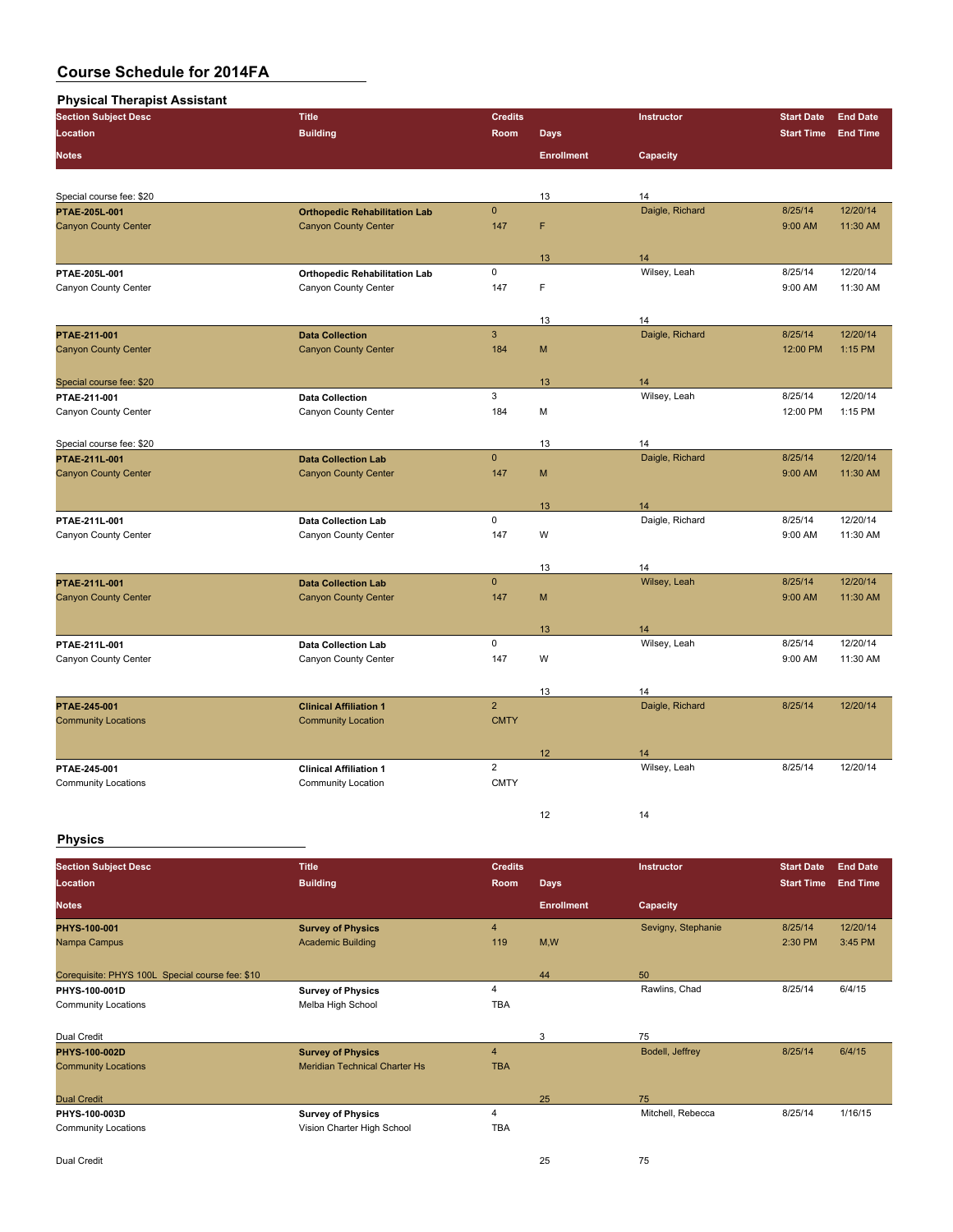# Course Schedule for 2014FA

## Physical Therapist Assistant

| Section Subject Desc / Location / Notes | Title / Building | Credits / Room | Days / Enrollment | Instructor / Capacity | Start Date / Start Time | End Date / End Time |
|---|---|---|---|---|---|---|
| Special course fee: $20 | | | 13 | 14 | | |
| PTAE-205L-001 | Orthopedic Rehabilitation Lab | 0 | | Daigle, Richard | 8/25/14 | 12/20/14 |
| Canyon County Center | Canyon County Center | 147 | F | | 9:00 AM | 11:30 AM |
| | | | 13 | 14 | | |
| PTAE-205L-001 | Orthopedic Rehabilitation Lab | 0 | | Wilsey, Leah | 8/25/14 | 12/20/14 |
| Canyon County Center | Canyon County Center | 147 | F | | 9:00 AM | 11:30 AM |
| | | | 13 | 14 | | |
| PTAE-211-001 | Data Collection | 3 | | Daigle, Richard | 8/25/14 | 12/20/14 |
| Canyon County Center | Canyon County Center | 184 | M | | 12:00 PM | 1:15 PM |
| Special course fee: $20 | | | 13 | 14 | | |
| PTAE-211-001 | Data Collection | 3 | | Wilsey, Leah | 8/25/14 | 12/20/14 |
| Canyon County Center | Canyon County Center | 184 | M | | 12:00 PM | 1:15 PM |
| Special course fee: $20 | | | 13 | 14 | | |
| PTAE-211L-001 | Data Collection Lab | 0 | | Daigle, Richard | 8/25/14 | 12/20/14 |
| Canyon County Center | Canyon County Center | 147 | M | | 9:00 AM | 11:30 AM |
| | | | 13 | 14 | | |
| PTAE-211L-001 | Data Collection Lab | 0 | | Daigle, Richard | 8/25/14 | 12/20/14 |
| Canyon County Center | Canyon County Center | 147 | W | | 9:00 AM | 11:30 AM |
| | | | 13 | 14 | | |
| PTAE-211L-001 | Data Collection Lab | 0 | | Wilsey, Leah | 8/25/14 | 12/20/14 |
| Canyon County Center | Canyon County Center | 147 | M | | 9:00 AM | 11:30 AM |
| | | | 13 | 14 | | |
| PTAE-211L-001 | Data Collection Lab | 0 | | Wilsey, Leah | 8/25/14 | 12/20/14 |
| Canyon County Center | Canyon County Center | 147 | W | | 9:00 AM | 11:30 AM |
| | | | 13 | 14 | | |
| PTAE-245-001 | Clinical Affiliation 1 | 2 | | Daigle, Richard | 8/25/14 | 12/20/14 |
| Community Locations | Community Location | CMTY | | | | |
| | | | 12 | 14 | | |
| PTAE-245-001 | Clinical Affiliation 1 | 2 | | Wilsey, Leah | 8/25/14 | 12/20/14 |
| Community Locations | Community Location | CMTY | | | | |
| | | | 12 | 14 | | |

## Physics

| Section Subject Desc / Location / Notes | Title / Building | Credits / Room | Days / Enrollment | Instructor / Capacity | Start Date / Start Time | End Date / End Time |
|---|---|---|---|---|---|---|
| PHYS-100-001 | Survey of Physics | 4 | | Sevigny, Stephanie | 8/25/14 | 12/20/14 |
| Nampa Campus | Academic Building | 119 | M,W | | 2:30 PM | 3:45 PM |
| Corequisite: PHYS 100L Special course fee: $10 | | | 44 | 50 | | |
| PHYS-100-001D | Survey of Physics | 4 | | Rawlins, Chad | 8/25/14 | 6/4/15 |
| Community Locations | Melba High School | TBA | | | | |
| Dual Credit | | | 3 | 75 | | |
| PHYS-100-002D | Survey of Physics | 4 | | Bodell, Jeffrey | 8/25/14 | 6/4/15 |
| Community Locations | Meridian Technical Charter Hs | TBA | | | | |
| Dual Credit | | | 25 | 75 | | |
| PHYS-100-003D | Survey of Physics | 4 | | Mitchell, Rebecca | 8/25/14 | 1/16/15 |
| Community Locations | Vision Charter High School | TBA | | | | |
| Dual Credit | | | 25 | 75 | | |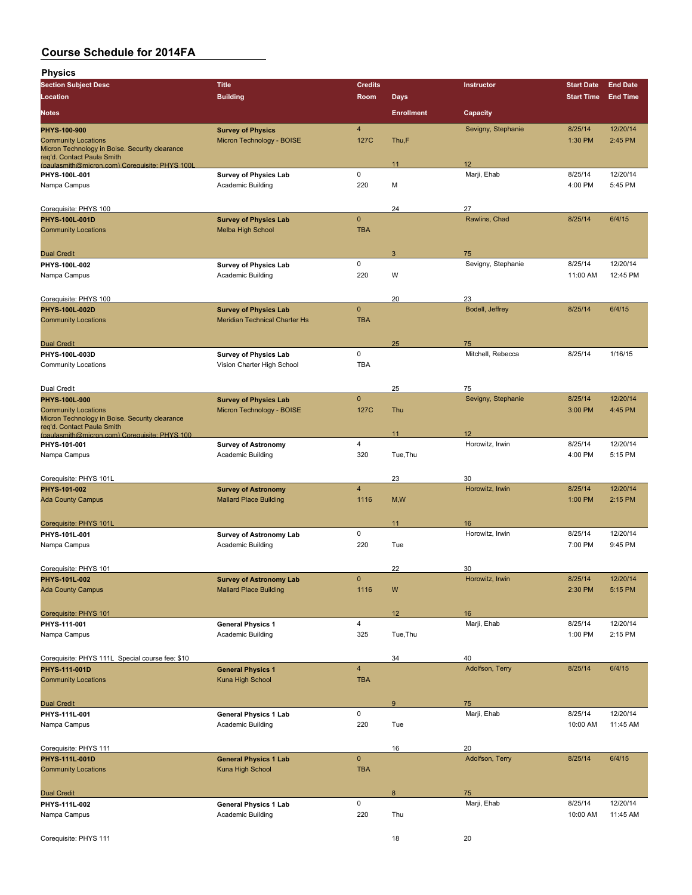# Course Schedule for 2014FA

## Physics

| Section Subject Desc | Title | Credits | | Instructor | Start Date | End Date |
|---|---|---|---|---|---|---|
| Location | Building | Room | Days | | Start Time | End Time |
| Notes | | | Enrollment | Capacity | | |
| **PHYS-100-900** | **Survey of Physics** | 4 | | Sevigny, Stephanie | 8/25/14 | 12/20/14 |
| Community Locations | Micron Technology - BOISE | 127C | Thu,F | | 1:30 PM | 2:45 PM |
| Micron Technology in Boise. Security clearance req'd. Contact Paula Smith (paulasmith@micron.com) Corequisite: PHYS 100L | | | 11 | 12 | | |
| **PHYS-100L-001** | **Survey of Physics Lab** | 0 | | Marji, Ehab | 8/25/14 | 12/20/14 |
| Nampa Campus | Academic Building | 220 | M | | 4:00 PM | 5:45 PM |
| Corequisite: PHYS 100 | | | 24 | 27 | | |
| **PHYS-100L-001D** | **Survey of Physics Lab** | 0 | | Rawlins, Chad | 8/25/14 | 6/4/15 |
| Community Locations | Melba High School | TBA | | | | |
| Dual Credit | | | 3 | 75 | | |
| **PHYS-100L-002** | **Survey of Physics Lab** | 0 | | Sevigny, Stephanie | 8/25/14 | 12/20/14 |
| Nampa Campus | Academic Building | 220 | W | | 11:00 AM | 12:45 PM |
| Corequisite: PHYS 100 | | | 20 | 23 | | |
| **PHYS-100L-002D** | **Survey of Physics Lab** | 0 | | Bodell, Jeffrey | 8/25/14 | 6/4/15 |
| Community Locations | Meridian Technical Charter Hs | TBA | | | | |
| Dual Credit | | | 25 | 75 | | |
| **PHYS-100L-003D** | **Survey of Physics Lab** | 0 | | Mitchell, Rebecca | 8/25/14 | 1/16/15 |
| Community Locations | Vision Charter High School | TBA | | | | |
| Dual Credit | | | 25 | 75 | | |
| **PHYS-100L-900** | **Survey of Physics Lab** | 0 | | Sevigny, Stephanie | 8/25/14 | 12/20/14 |
| Community Locations | Micron Technology - BOISE | 127C | Thu | | 3:00 PM | 4:45 PM |
| Micron Technology in Boise. Security clearance req'd. Contact Paula Smith (paulasmith@micron.com) Corequisite: PHYS 100 | | | 11 | 12 | | |
| **PHYS-101-001** | **Survey of Astronomy** | 4 | | Horowitz, Irwin | 8/25/14 | 12/20/14 |
| Nampa Campus | Academic Building | 320 | Tue,Thu | | 4:00 PM | 5:15 PM |
| Corequisite: PHYS 101L | | | 23 | 30 | | |
| **PHYS-101-002** | **Survey of Astronomy** | 4 | | Horowitz, Irwin | 8/25/14 | 12/20/14 |
| Ada County Campus | Mallard Place Building | 1116 | M,W | | 1:00 PM | 2:15 PM |
| Corequisite: PHYS 101L | | | 11 | 16 | | |
| **PHYS-101L-001** | **Survey of Astronomy Lab** | 0 | | Horowitz, Irwin | 8/25/14 | 12/20/14 |
| Nampa Campus | Academic Building | 220 | Tue | | 7:00 PM | 9:45 PM |
| Corequisite: PHYS 101 | | | 22 | 30 | | |
| **PHYS-101L-002** | **Survey of Astronomy Lab** | 0 | | Horowitz, Irwin | 8/25/14 | 12/20/14 |
| Ada County Campus | Mallard Place Building | 1116 | W | | 2:30 PM | 5:15 PM |
| Corequisite: PHYS 101 | | | 12 | 16 | | |
| **PHYS-111-001** | **General Physics 1** | 4 | | Marji, Ehab | 8/25/14 | 12/20/14 |
| Nampa Campus | Academic Building | 325 | Tue,Thu | | 1:00 PM | 2:15 PM |
| Corequisite: PHYS 111L Special course fee: $10 | | | 34 | 40 | | |
| **PHYS-111-001D** | **General Physics 1** | 4 | | Adolfson, Terry | 8/25/14 | 6/4/15 |
| Community Locations | Kuna High School | TBA | | | | |
| Dual Credit | | | 9 | 75 | | |
| **PHYS-111L-001** | **General Physics 1 Lab** | 0 | | Marji, Ehab | 8/25/14 | 12/20/14 |
| Nampa Campus | Academic Building | 220 | Tue | | 10:00 AM | 11:45 AM |
| Corequisite: PHYS 111 | | | 16 | 20 | | |
| **PHYS-111L-001D** | **General Physics 1 Lab** | 0 | | Adolfson, Terry | 8/25/14 | 6/4/15 |
| Community Locations | Kuna High School | TBA | | | | |
| Dual Credit | | | 8 | 75 | | |
| **PHYS-111L-002** | **General Physics 1 Lab** | 0 | | Marji, Ehab | 8/25/14 | 12/20/14 |
| Nampa Campus | Academic Building | 220 | Thu | | 10:00 AM | 11:45 AM |
| Corequisite: PHYS 111 | | | 18 | 20 | | |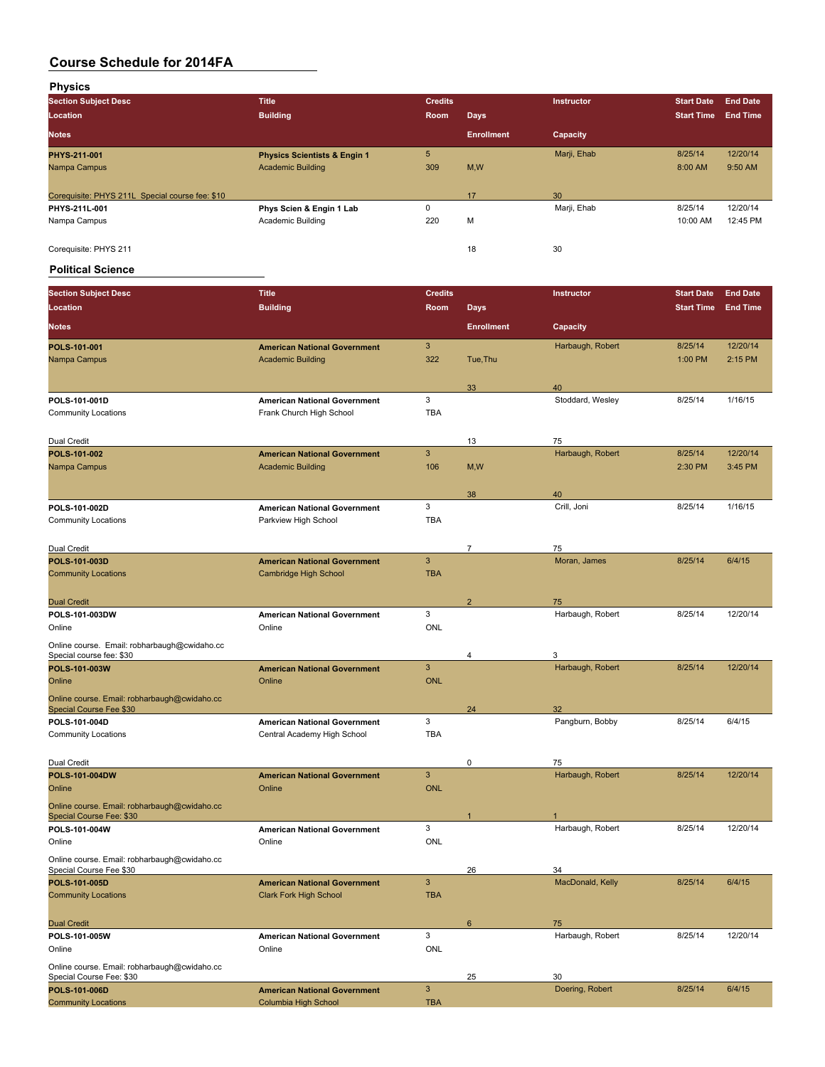# Course Schedule for 2014FA

## Physics

| Section Subject Desc / Location / Notes | Title / Building | Credits / Room | Days / Enrollment | Instructor / Capacity | Start Date / Start Time | End Date / End Time |
|---|---|---|---|---|---|---|
| **PHYS-211-001** | **Physics Scientists & Engin 1** | 5 | | Marji, Ehab | 8/25/14 | 12/20/14 |
| Nampa Campus | Academic Building | 309 | M,W | | 8:00 AM | 9:50 AM |
| Corequisite: PHYS 211L Special course fee: $10 | | | 17 | 30 | | |
| **PHYS-211L-001** | **Phys Scien & Engin 1 Lab** | 0 | | Marji, Ehab | 8/25/14 | 12/20/14 |
| Nampa Campus | Academic Building | 220 | M | | 10:00 AM | 12:45 PM |
| Corequisite: PHYS 211 | | | 18 | 30 | | |

## Political Science

| Section Subject Desc / Location / Notes | Title / Building | Credits / Room | Days / Enrollment | Instructor / Capacity | Start Date / Start Time | End Date / End Time |
|---|---|---|---|---|---|---|
| **POLS-101-001** | **American National Government** | 3 | | Harbaugh, Robert | 8/25/14 | 12/20/14 |
| Nampa Campus | Academic Building | 322 | Tue,Thu | | 1:00 PM | 2:15 PM |
| | | | 33 | 40 | | |
| **POLS-101-001D** | **American National Government** | 3 | | Stoddard, Wesley | 8/25/14 | 1/16/15 |
| Community Locations | Frank Church High School | TBA | | | | |
| Dual Credit | | | 13 | 75 | | |
| **POLS-101-002** | **American National Government** | 3 | | Harbaugh, Robert | 8/25/14 | 12/20/14 |
| Nampa Campus | Academic Building | 106 | M,W | | 2:30 PM | 3:45 PM |
| | | | 38 | 40 | | |
| **POLS-101-002D** | **American National Government** | 3 | | Crill, Joni | 8/25/14 | 1/16/15 |
| Community Locations | Parkview High School | TBA | | | | |
| Dual Credit | | | 7 | 75 | | |
| **POLS-101-003D** | **American National Government** | 3 | | Moran, James | 8/25/14 | 6/4/15 |
| Community Locations | Cambridge High School | TBA | | | | |
| Dual Credit | | | 2 | 75 | | |
| **POLS-101-003DW** | **American National Government** | 3 | | Harbaugh, Robert | 8/25/14 | 12/20/14 |
| Online | Online | ONL | | | | |
| Online course. Email: robharbaugh@cwidaho.cc Special course fee: $30 | | | 4 | 3 | | |
| **POLS-101-003W** | **American National Government** | 3 | | Harbaugh, Robert | 8/25/14 | 12/20/14 |
| Online | Online | ONL | | | | |
| Online course. Email: robharbaugh@cwidaho.cc Special Course Fee $30 | | | 24 | 32 | | |
| **POLS-101-004D** | **American National Government** | 3 | | Pangburn, Bobby | 8/25/14 | 6/4/15 |
| Community Locations | Central Academy High School | TBA | | | | |
| Dual Credit | | | 0 | 75 | | |
| **POLS-101-004DW** | **American National Government** | 3 | | Harbaugh, Robert | 8/25/14 | 12/20/14 |
| Online | Online | ONL | | | | |
| Online course. Email: robharbaugh@cwidaho.cc Special Course Fee: $30 | | | 1 | 1 | | |
| **POLS-101-004W** | **American National Government** | 3 | | Harbaugh, Robert | 8/25/14 | 12/20/14 |
| Online | Online | ONL | | | | |
| Online course. Email: robharbaugh@cwidaho.cc Special Course Fee $30 | | | 26 | 34 | | |
| **POLS-101-005D** | **American National Government** | 3 | | MacDonald, Kelly | 8/25/14 | 6/4/15 |
| Community Locations | Clark Fork High School | TBA | | | | |
| Dual Credit | | | 6 | 75 | | |
| **POLS-101-005W** | **American National Government** | 3 | | Harbaugh, Robert | 8/25/14 | 12/20/14 |
| Online | Online | ONL | | | | |
| Online course. Email: robharbaugh@cwidaho.cc Special Course Fee: $30 | | | 25 | 30 | | |
| **POLS-101-006D** | **American National Government** | 3 | | Doering, Robert | 8/25/14 | 6/4/15 |
| Community Locations | Columbia High School | TBA | | | | |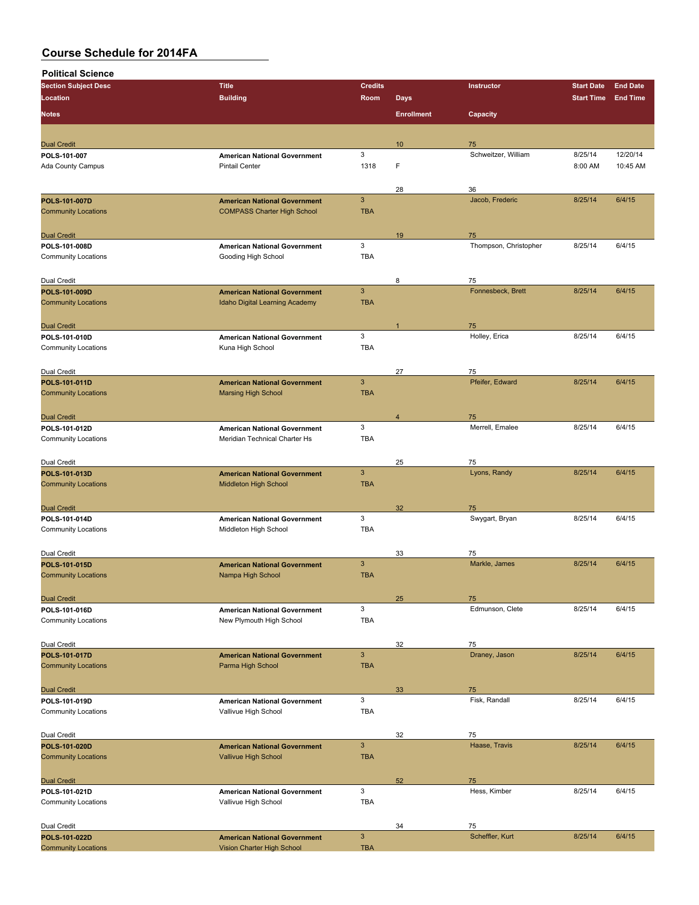# Course Schedule for 2014FA

## Political Science

| Section Subject Desc / Location / Notes | Title / Building | Credits / Room | Days / Enrollment | Instructor / Capacity | Start Date / Start Time | End Date / End Time |
|---|---|---|---|---|---|---|
| Dual Credit | | | 10 | 75 | | |
| POLS-101-007 | **American National Government** | 3 | | Schweitzer, William | 8/25/14 | 12/20/14 |
| Ada County Campus | Pintail Center | 1318 | F | | 8:00 AM | 10:45 AM |
| | | | 28 | 36 | | |
| **POLS-101-007D** | **American National Government** | 3 | | Jacob, Frederic | 8/25/14 | 6/4/15 |
| Community Locations | COMPASS Charter High School | TBA | | | | |
| Dual Credit | | | 19 | 75 | | |
| **POLS-101-008D** | **American National Government** | 3 | | Thompson, Christopher | 8/25/14 | 6/4/15 |
| Community Locations | Gooding High School | TBA | | | | |
| Dual Credit | | | 8 | 75 | | |
| **POLS-101-009D** | **American National Government** | 3 | | Fonnesbeck, Brett | 8/25/14 | 6/4/15 |
| Community Locations | Idaho Digital Learning Academy | TBA | | | | |
| Dual Credit | | | 1 | 75 | | |
| **POLS-101-010D** | **American National Government** | 3 | | Holley, Erica | 8/25/14 | 6/4/15 |
| Community Locations | Kuna High School | TBA | | | | |
| Dual Credit | | | 27 | 75 | | |
| **POLS-101-011D** | **American National Government** | 3 | | Pfeifer, Edward | 8/25/14 | 6/4/15 |
| Community Locations | Marsing High School | TBA | | | | |
| Dual Credit | | | 4 | 75 | | |
| **POLS-101-012D** | **American National Government** | 3 | | Merrell, Emalee | 8/25/14 | 6/4/15 |
| Community Locations | Meridian Technical Charter Hs | TBA | | | | |
| Dual Credit | | | 25 | 75 | | |
| **POLS-101-013D** | **American National Government** | 3 | | Lyons, Randy | 8/25/14 | 6/4/15 |
| Community Locations | Middleton High School | TBA | | | | |
| Dual Credit | | | 32 | 75 | | |
| **POLS-101-014D** | **American National Government** | 3 | | Swygart, Bryan | 8/25/14 | 6/4/15 |
| Community Locations | Middleton High School | TBA | | | | |
| Dual Credit | | | 33 | 75 | | |
| **POLS-101-015D** | **American National Government** | 3 | | Markle, James | 8/25/14 | 6/4/15 |
| Community Locations | Nampa High School | TBA | | | | |
| Dual Credit | | | 25 | 75 | | |
| **POLS-101-016D** | **American National Government** | 3 | | Edmunson, Clete | 8/25/14 | 6/4/15 |
| Community Locations | New Plymouth High School | TBA | | | | |
| Dual Credit | | | 32 | 75 | | |
| **POLS-101-017D** | **American National Government** | 3 | | Draney, Jason | 8/25/14 | 6/4/15 |
| Community Locations | Parma High School | TBA | | | | |
| Dual Credit | | | 33 | 75 | | |
| **POLS-101-019D** | **American National Government** | 3 | | Fisk, Randall | 8/25/14 | 6/4/15 |
| Community Locations | Vallivue High School | TBA | | | | |
| Dual Credit | | | 32 | 75 | | |
| **POLS-101-020D** | **American National Government** | 3 | | Haase, Travis | 8/25/14 | 6/4/15 |
| Community Locations | Vallivue High School | TBA | | | | |
| Dual Credit | | | 52 | 75 | | |
| **POLS-101-021D** | **American National Government** | 3 | | Hess, Kimber | 8/25/14 | 6/4/15 |
| Community Locations | Vallivue High School | TBA | | | | |
| Dual Credit | | | 34 | 75 | | |
| **POLS-101-022D** | **American National Government** | 3 | | Scheffler, Kurt | 8/25/14 | 6/4/15 |
| Community Locations | Vision Charter High School | TBA | | | | |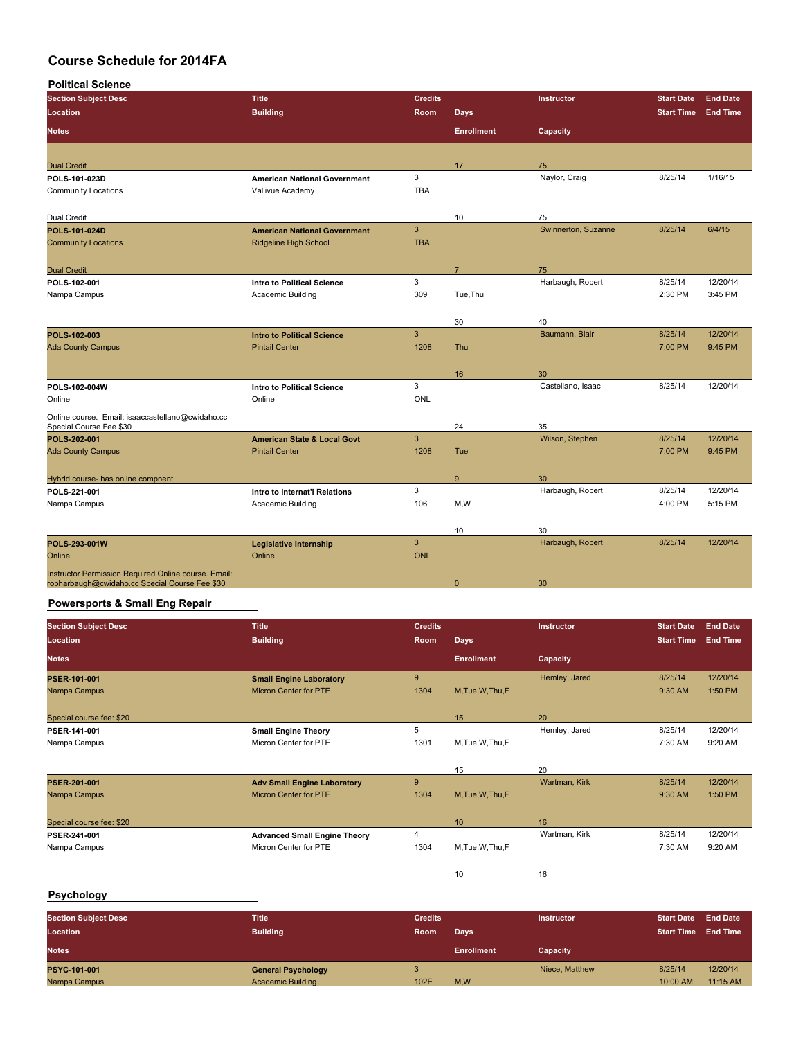# Course Schedule for 2014FA

## Political Science

| Section Subject Desc<br>Location<br>Notes | Title<br>Building | Credits<br>Room | Days<br>Enrollment | Instructor<br>Capacity | Start Date<br>Start Time | End Date<br>End Time |
|---|---|---|---|---|---|---|
| Dual Credit | | | 17 | 75 | | |
| POLS-101-023D<br>Community Locations<br>Dual Credit | American National Government<br>Vallivue Academy | 3<br>TBA | <br>10 | Naylor, Craig<br>75 | 8/25/14 | 1/16/15 |
| POLS-101-024D<br>Community Locations<br>Dual Credit | American National Government<br>Ridgeline High School | 3<br>TBA | <br>7 | Swinnerton, Suzanne<br>75 | 8/25/14 | 6/4/15 |
| POLS-102-001<br>Nampa Campus | Intro to Political Science<br>Academic Building | 3<br>309 | Tue,Thu<br>30 | Harbaugh, Robert<br>40 | 8/25/14<br>2:30 PM | 12/20/14<br>3:45 PM |
| POLS-102-003<br>Ada County Campus | Intro to Political Science<br>Pintail Center | 3<br>1208 | Thu<br>16 | Baumann, Blair<br>30 | 8/25/14<br>7:00 PM | 12/20/14<br>9:45 PM |
| POLS-102-004W<br>Online<br>Online course. Email: isaaccastellano@cwidaho.cc Special Course Fee $30 | Intro to Political Science<br>Online | 3<br>ONL | <br>24 | Castellano, Isaac<br>35 | 8/25/14 | 12/20/14 |
| POLS-202-001<br>Ada County Campus<br>Hybrid course- has online compnent | American State & Local Govt<br>Pintail Center | 3<br>1208 | Tue<br>9 | Wilson, Stephen<br>30 | 8/25/14<br>7:00 PM | 12/20/14<br>9:45 PM |
| POLS-221-001<br>Nampa Campus | Intro to Internat'l Relations<br>Academic Building | 3<br>106 | M,W<br>10 | Harbaugh, Robert<br>30 | 8/25/14<br>4:00 PM | 12/20/14<br>5:15 PM |
| POLS-293-001W<br>Online<br>Instructor Permission Required Online course. Email: robharbaugh@cwidaho.cc Special Course Fee $30 | Legislative Internship<br>Online | 3<br>ONL | <br>0 | Harbaugh, Robert<br>30 | 8/25/14 | 12/20/14 |

## Powersports & Small Eng Repair

| Section Subject Desc<br>Location<br>Notes | Title<br>Building | Credits<br>Room | Days<br>Enrollment | Instructor<br>Capacity | Start Date<br>Start Time | End Date<br>End Time |
|---|---|---|---|---|---|---|
| PSER-101-001<br>Nampa Campus<br>Special course fee: $20 | Small Engine Laboratory<br>Micron Center for PTE | 9<br>1304 | M,Tue,W,Thu,F<br>15 | Hemley, Jared<br>20 | 8/25/14<br>9:30 AM | 12/20/14<br>1:50 PM |
| PSER-141-001<br>Nampa Campus | Small Engine Theory<br>Micron Center for PTE | 5<br>1301 | M,Tue,W,Thu,F<br>15 | Hemley, Jared<br>20 | 8/25/14<br>7:30 AM | 12/20/14<br>9:20 AM |
| PSER-201-001<br>Nampa Campus<br>Special course fee: $20 | Adv Small Engine Laboratory<br>Micron Center for PTE | 9<br>1304 | M,Tue,W,Thu,F<br>10 | Wartman, Kirk<br>16 | 8/25/14<br>9:30 AM | 12/20/14<br>1:50 PM |
| PSER-241-001<br>Nampa Campus | Advanced Small Engine Theory<br>Micron Center for PTE | 4<br>1304 | M,Tue,W,Thu,F<br>10 | Wartman, Kirk<br>16 | 8/25/14<br>7:30 AM | 12/20/14<br>9:20 AM |

## Psychology

| Section Subject Desc<br>Location<br>Notes | Title<br>Building | Credits<br>Room | Days<br>Enrollment | Instructor<br>Capacity | Start Date<br>Start Time | End Date<br>End Time |
|---|---|---|---|---|---|---|
| PSYC-101-001<br>Nampa Campus | General Psychology<br>Academic Building | 3<br>102E | M,W | Niece, Matthew | 8/25/14<br>10:00 AM | 12/20/14<br>11:15 AM |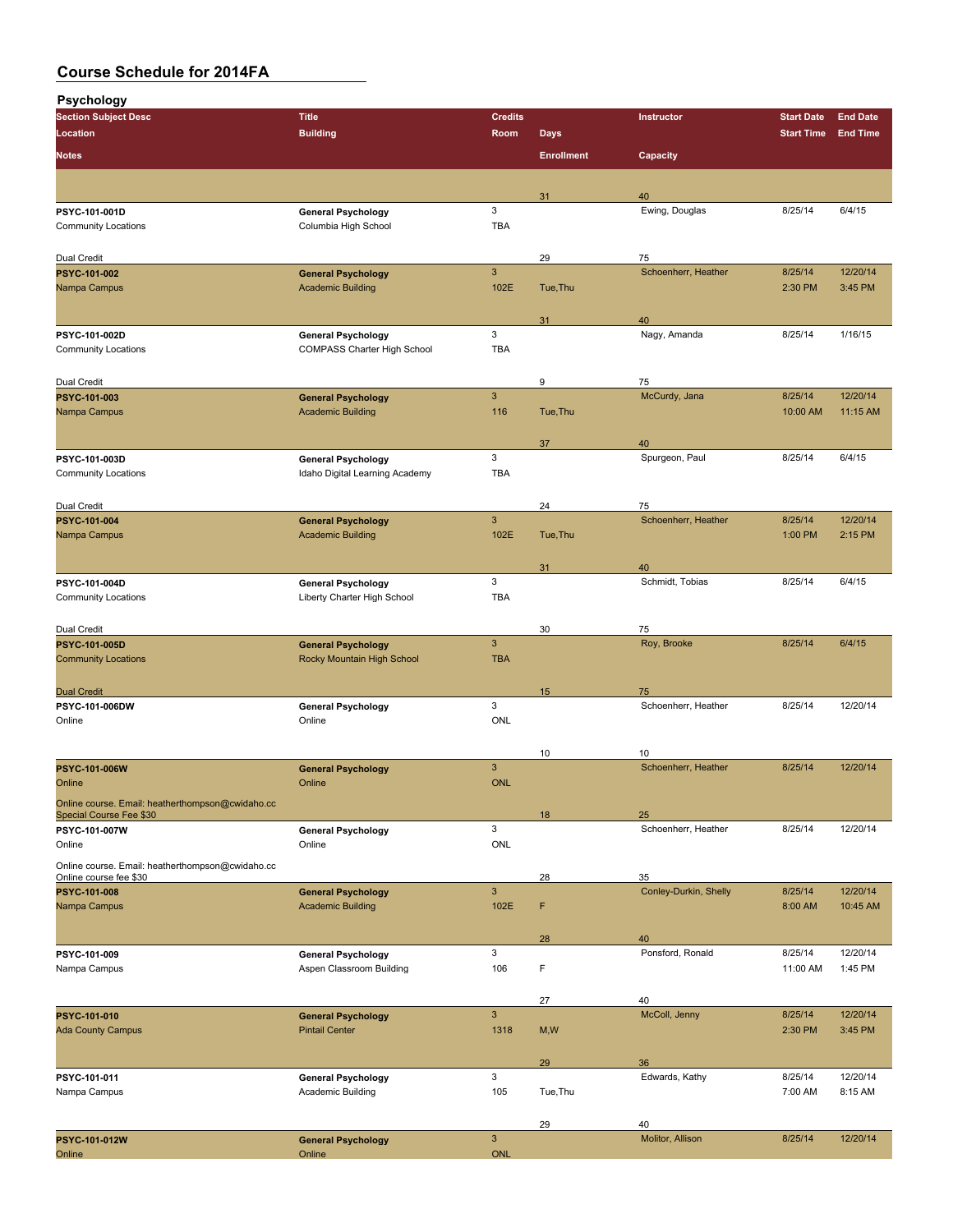# Course Schedule for 2014FA

## Psychology

| Section Subject Desc / Location / Notes | Title / Building | Credits / Room | Days / Enrollment | Instructor / Capacity | Start Date / Start Time | End Date / End Time |
|---|---|---|---|---|---|---|
| | | | 31 | 40 | | |
| PSYC-101-001D | General Psychology | 3 | | Ewing, Douglas | 8/25/14 | 6/4/15 |
| Community Locations | Columbia High School | TBA | | | | |
| Dual Credit | | | 29 | 75 | | |
| PSYC-101-002 | General Psychology | 3 | | Schoenherr, Heather | 8/25/14 | 12/20/14 |
| Nampa Campus | Academic Building | 102E | Tue,Thu | | 2:30 PM | 3:45 PM |
| | | | 31 | 40 | | |
| PSYC-101-002D | General Psychology | 3 | | Nagy, Amanda | 8/25/14 | 1/16/15 |
| Community Locations | COMPASS Charter High School | TBA | | | | |
| Dual Credit | | | 9 | 75 | | |
| PSYC-101-003 | General Psychology | 3 | | McCurdy, Jana | 8/25/14 | 12/20/14 |
| Nampa Campus | Academic Building | 116 | Tue,Thu | | 10:00 AM | 11:15 AM |
| | | | 37 | 40 | | |
| PSYC-101-003D | General Psychology | 3 | | Spurgeon, Paul | 8/25/14 | 6/4/15 |
| Community Locations | Idaho Digital Learning Academy | TBA | | | | |
| Dual Credit | | | 24 | 75 | | |
| PSYC-101-004 | General Psychology | 3 | | Schoenherr, Heather | 8/25/14 | 12/20/14 |
| Nampa Campus | Academic Building | 102E | Tue,Thu | | 1:00 PM | 2:15 PM |
| | | | 31 | 40 | | |
| PSYC-101-004D | General Psychology | 3 | | Schmidt, Tobias | 8/25/14 | 6/4/15 |
| Community Locations | Liberty Charter High School | TBA | | | | |
| Dual Credit | | | 30 | 75 | | |
| PSYC-101-005D | General Psychology | 3 | | Roy, Brooke | 8/25/14 | 6/4/15 |
| Community Locations | Rocky Mountain High School | TBA | | | | |
| Dual Credit | | | 15 | 75 | | |
| PSYC-101-006DW | General Psychology | 3 | | Schoenherr, Heather | 8/25/14 | 12/20/14 |
| Online | Online | ONL | | | | |
| | | | 10 | 10 | | |
| PSYC-101-006W | General Psychology | 3 | | Schoenherr, Heather | 8/25/14 | 12/20/14 |
| Online | Online | ONL | | | | |
| Online course. Email: heatherthompson@cwidaho.cc Special Course Fee $30 | | | 18 | 25 | | |
| PSYC-101-007W | General Psychology | 3 | | Schoenherr, Heather | 8/25/14 | 12/20/14 |
| Online | Online | ONL | | | | |
| Online course. Email: heatherthompson@cwidaho.cc Online course fee $30 | | | 28 | 35 | | |
| PSYC-101-008 | General Psychology | 3 | | Conley-Durkin, Shelly | 8/25/14 | 12/20/14 |
| Nampa Campus | Academic Building | 102E | F | | 8:00 AM | 10:45 AM |
| | | | 28 | 40 | | |
| PSYC-101-009 | General Psychology | 3 | | Ponsford, Ronald | 8/25/14 | 12/20/14 |
| Nampa Campus | Aspen Classroom Building | 106 | F | | 11:00 AM | 1:45 PM |
| | | | 27 | 40 | | |
| PSYC-101-010 | General Psychology | 3 | | McColl, Jenny | 8/25/14 | 12/20/14 |
| Ada County Campus | Pintail Center | 1318 | M,W | | 2:30 PM | 3:45 PM |
| | | | 29 | 36 | | |
| PSYC-101-011 | General Psychology | 3 | | Edwards, Kathy | 8/25/14 | 12/20/14 |
| Nampa Campus | Academic Building | 105 | Tue,Thu | | 7:00 AM | 8:15 AM |
| | | | 29 | 40 | | |
| PSYC-101-012W | General Psychology | 3 | | Molitor, Allison | 8/25/14 | 12/20/14 |
| Online | Online | ONL | | | | |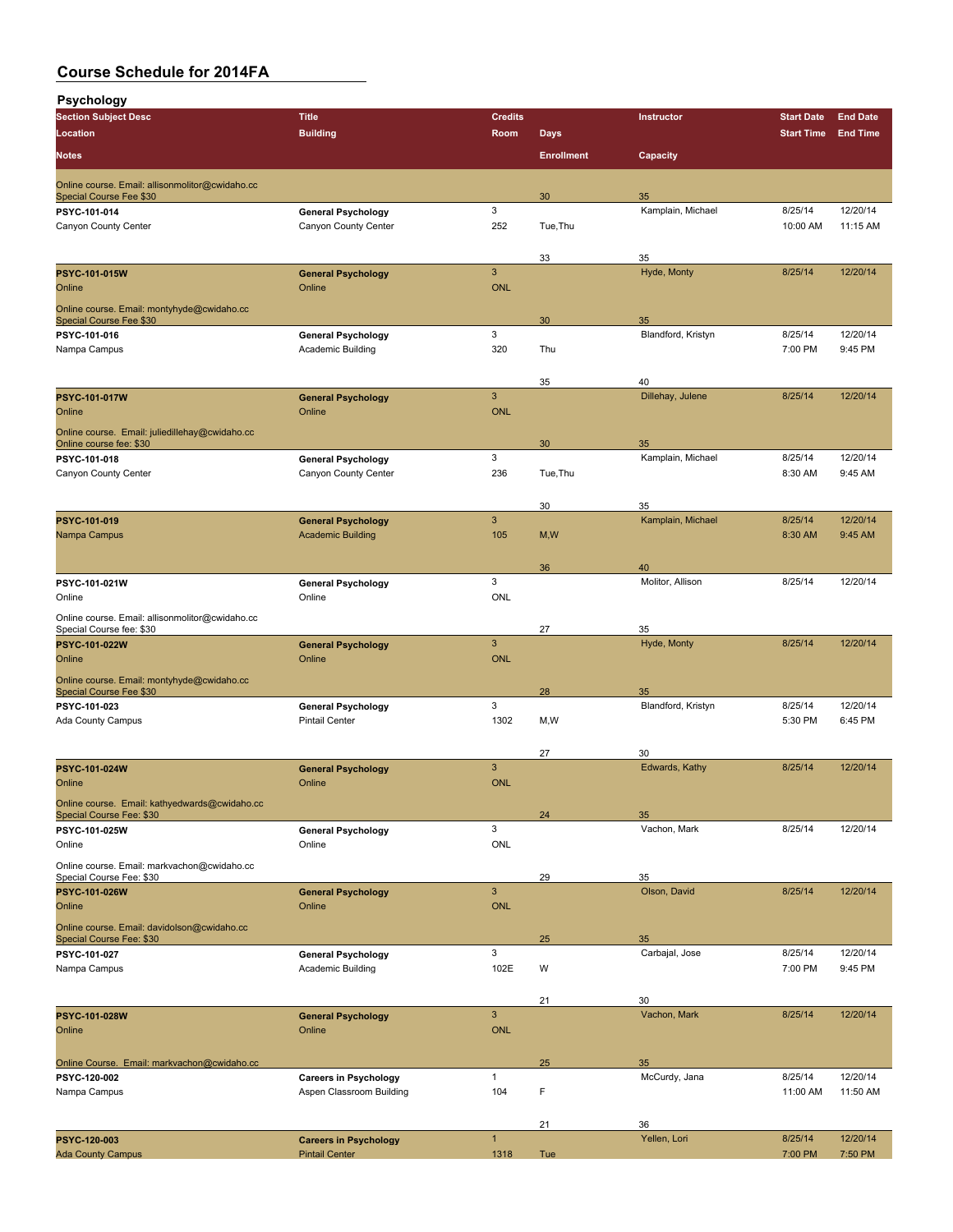# Course Schedule for 2014FA

## Psychology

| Section Subject Desc | Title | Credits | | Instructor | Start Date | End Date |
|---|---|---|---|---|---|---|
| Location | Building | Room | Days | | Start Time | End Time |
| Notes | | | Enrollment | Capacity | | |
| Online course. Email: allisonmolitor@cwidaho.cc Special Course Fee $30 | | | 30 | 35 | | |
| PSYC-101-014 | General Psychology | 3 | | Kamplain, Michael | 8/25/14 | 12/20/14 |
| Canyon County Center | Canyon County Center | 252 | Tue,Thu | | 10:00 AM | 11:15 AM |
| | | | 33 | 35 | | |
| PSYC-101-015W | General Psychology | 3 | | Hyde, Monty | 8/25/14 | 12/20/14 |
| Online | Online | ONL | | | | |
| Online course. Email: montyhyde@cwidaho.cc Special Course Fee $30 | | | 30 | 35 | | |
| PSYC-101-016 | General Psychology | 3 | | Blandford, Kristyn | 8/25/14 | 12/20/14 |
| Nampa Campus | Academic Building | 320 | Thu | | 7:00 PM | 9:45 PM |
| | | | 35 | 40 | | |
| PSYC-101-017W | General Psychology | 3 | | Dillehay, Julene | 8/25/14 | 12/20/14 |
| Online | Online | ONL | | | | |
| Online course. Email: juliedillehay@cwidaho.cc Online course fee: $30 | | | 30 | 35 | | |
| PSYC-101-018 | General Psychology | 3 | | Kamplain, Michael | 8/25/14 | 12/20/14 |
| Canyon County Center | Canyon County Center | 236 | Tue,Thu | | 8:30 AM | 9:45 AM |
| | | | 30 | 35 | | |
| PSYC-101-019 | General Psychology | 3 | | Kamplain, Michael | 8/25/14 | 12/20/14 |
| Nampa Campus | Academic Building | 105 | M,W | | 8:30 AM | 9:45 AM |
| | | | 36 | 40 | | |
| PSYC-101-021W | General Psychology | 3 | | Molitor, Allison | 8/25/14 | 12/20/14 |
| Online | Online | ONL | | | | |
| Online course. Email: allisonmolitor@cwidaho.cc Special Course fee: $30 | | | 27 | 35 | | |
| PSYC-101-022W | General Psychology | 3 | | Hyde, Monty | 8/25/14 | 12/20/14 |
| Online | Online | ONL | | | | |
| Online course. Email: montyhyde@cwidaho.cc Special Course Fee $30 | | | 28 | 35 | | |
| PSYC-101-023 | General Psychology | 3 | | Blandford, Kristyn | 8/25/14 | 12/20/14 |
| Ada County Campus | Pintail Center | 1302 | M,W | | 5:30 PM | 6:45 PM |
| | | | 27 | 30 | | |
| PSYC-101-024W | General Psychology | 3 | | Edwards, Kathy | 8/25/14 | 12/20/14 |
| Online | Online | ONL | | | | |
| Online course. Email: kathyedwards@cwidaho.cc Special Course Fee: $30 | | | 24 | 35 | | |
| PSYC-101-025W | General Psychology | 3 | | Vachon, Mark | 8/25/14 | 12/20/14 |
| Online | Online | ONL | | | | |
| Online course. Email: markvachon@cwidaho.cc Special Course Fee: $30 | | | 29 | 35 | | |
| PSYC-101-026W | General Psychology | 3 | | Olson, David | 8/25/14 | 12/20/14 |
| Online | Online | ONL | | | | |
| Online course. Email: davidolson@cwidaho.cc Special Course Fee: $30 | | | 25 | 35 | | |
| PSYC-101-027 | General Psychology | 3 | | Carbajal, Jose | 8/25/14 | 12/20/14 |
| Nampa Campus | Academic Building | 102E | W | | 7:00 PM | 9:45 PM |
| | | | 21 | 30 | | |
| PSYC-101-028W | General Psychology | 3 | | Vachon, Mark | 8/25/14 | 12/20/14 |
| Online | Online | ONL | | | | |
| Online Course. Email: markvachon@cwidaho.cc | | | 25 | 35 | | |
| PSYC-120-002 | Careers in Psychology | 1 | | McCurdy, Jana | 8/25/14 | 12/20/14 |
| Nampa Campus | Aspen Classroom Building | 104 | F | | 11:00 AM | 11:50 AM |
| | | | 21 | 36 | | |
| PSYC-120-003 | Careers in Psychology | 1 | | Yellen, Lori | 8/25/14 | 12/20/14 |
| Ada County Campus | Pintail Center | 1318 | Tue | | 7:00 PM | 7:50 PM |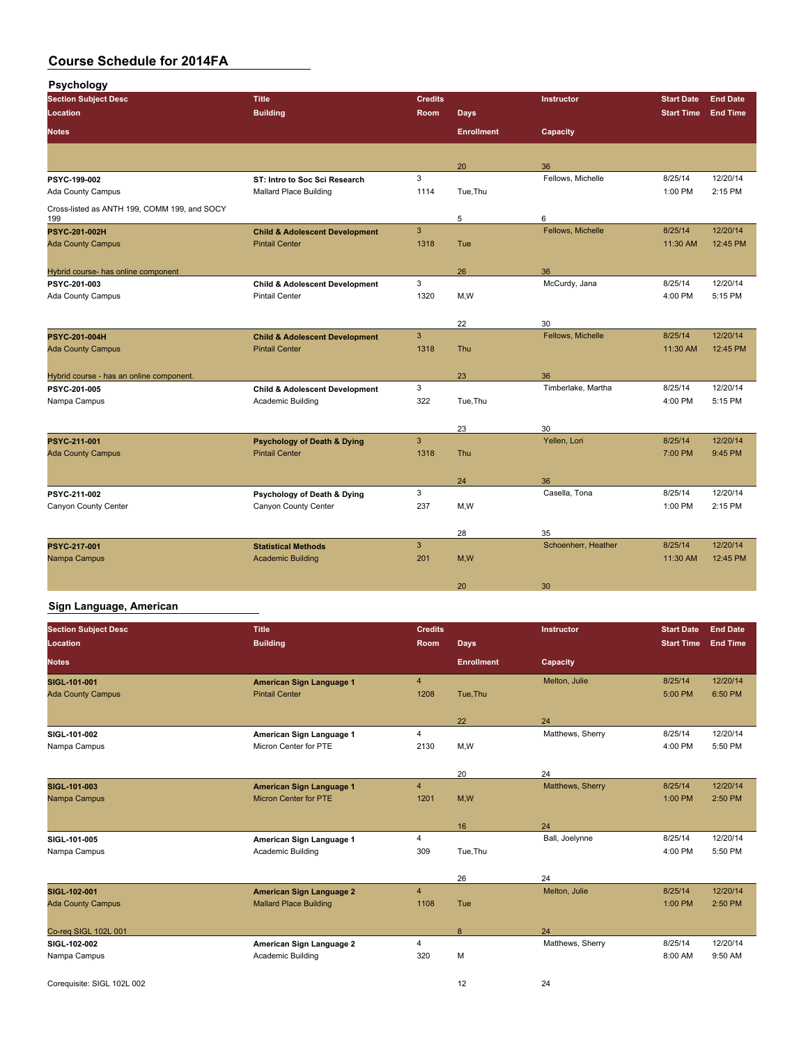# Course Schedule for 2014FA

## Psychology

| Section Subject Desc / Location / Notes | Title / Building | Credits / Room | Days / Enrollment | Instructor / Capacity | Start Date / Start Time | End Date / End Time |
|---|---|---|---|---|---|---|
| | | | 20 | 36 | | |
| PSYC-199-002 | ST: Intro to Soc Sci Research | 3 | | Fellows, Michelle | 8/25/14 | 12/20/14 |
| Ada County Campus | Mallard Place Building | 1114 | Tue,Thu | | 1:00 PM | 2:15 PM |
| Cross-listed as ANTH 199, COMM 199, and SOCY 199 | | | 5 | 6 | | |
| PSYC-201-002H | Child & Adolescent Development | 3 | | Fellows, Michelle | 8/25/14 | 12/20/14 |
| Ada County Campus | Pintail Center | 1318 | Tue | | 11:30 AM | 12:45 PM |
| Hybrid course- has online component | | | 26 | 36 | | |
| PSYC-201-003 | Child & Adolescent Development | 3 | | McCurdy, Jana | 8/25/14 | 12/20/14 |
| Ada County Campus | Pintail Center | 1320 | M,W | | 4:00 PM | 5:15 PM |
| | | | 22 | 30 | | |
| PSYC-201-004H | Child & Adolescent Development | 3 | | Fellows, Michelle | 8/25/14 | 12/20/14 |
| Ada County Campus | Pintail Center | 1318 | Thu | | 11:30 AM | 12:45 PM |
| Hybrid course - has an online component. | | | 23 | 36 | | |
| PSYC-201-005 | Child & Adolescent Development | 3 | | Timberlake, Martha | 8/25/14 | 12/20/14 |
| Nampa Campus | Academic Building | 322 | Tue,Thu | | 4:00 PM | 5:15 PM |
| | | | 23 | 30 | | |
| PSYC-211-001 | Psychology of Death & Dying | 3 | | Yellen, Lori | 8/25/14 | 12/20/14 |
| Ada County Campus | Pintail Center | 1318 | Thu | | 7:00 PM | 9:45 PM |
| | | | 24 | 36 | | |
| PSYC-211-002 | Psychology of Death & Dying | 3 | | Casella, Tona | 8/25/14 | 12/20/14 |
| Canyon County Center | Canyon County Center | 237 | M,W | | 1:00 PM | 2:15 PM |
| | | | 28 | 35 | | |
| PSYC-217-001 | Statistical Methods | 3 | | Schoenherr, Heather | 8/25/14 | 12/20/14 |
| Nampa Campus | Academic Building | 201 | M,W | | 11:30 AM | 12:45 PM |
| | | | 20 | 30 | | |

## Sign Language, American

| Section Subject Desc / Location / Notes | Title / Building | Credits / Room | Days / Enrollment | Instructor / Capacity | Start Date / Start Time | End Date / End Time |
|---|---|---|---|---|---|---|
| SIGL-101-001 | American Sign Language 1 | 4 | | Melton, Julie | 8/25/14 | 12/20/14 |
| Ada County Campus | Pintail Center | 1208 | Tue,Thu | | 5:00 PM | 6:50 PM |
| | | | 22 | 24 | | |
| SIGL-101-002 | American Sign Language 1 | 4 | | Matthews, Sherry | 8/25/14 | 12/20/14 |
| Nampa Campus | Micron Center for PTE | 2130 | M,W | | 4:00 PM | 5:50 PM |
| | | | 20 | 24 | | |
| SIGL-101-003 | American Sign Language 1 | 4 | | Matthews, Sherry | 8/25/14 | 12/20/14 |
| Nampa Campus | Micron Center for PTE | 1201 | M,W | | 1:00 PM | 2:50 PM |
| | | | 16 | 24 | | |
| SIGL-101-005 | American Sign Language 1 | 4 | | Ball, Joelynne | 8/25/14 | 12/20/14 |
| Nampa Campus | Academic Building | 309 | Tue,Thu | | 4:00 PM | 5:50 PM |
| | | | 26 | 24 | | |
| SIGL-102-001 | American Sign Language 2 | 4 | | Melton, Julie | 8/25/14 | 12/20/14 |
| Ada County Campus | Mallard Place Building | 1108 | Tue | | 1:00 PM | 2:50 PM |
| Co-req SIGL 102L 001 | | | 8 | 24 | | |
| SIGL-102-002 | American Sign Language 2 | 4 | | Matthews, Sherry | 8/25/14 | 12/20/14 |
| Nampa Campus | Academic Building | 320 | M | | 8:00 AM | 9:50 AM |
| Corequisite: SIGL 102L 002 | | | 12 | 24 | | |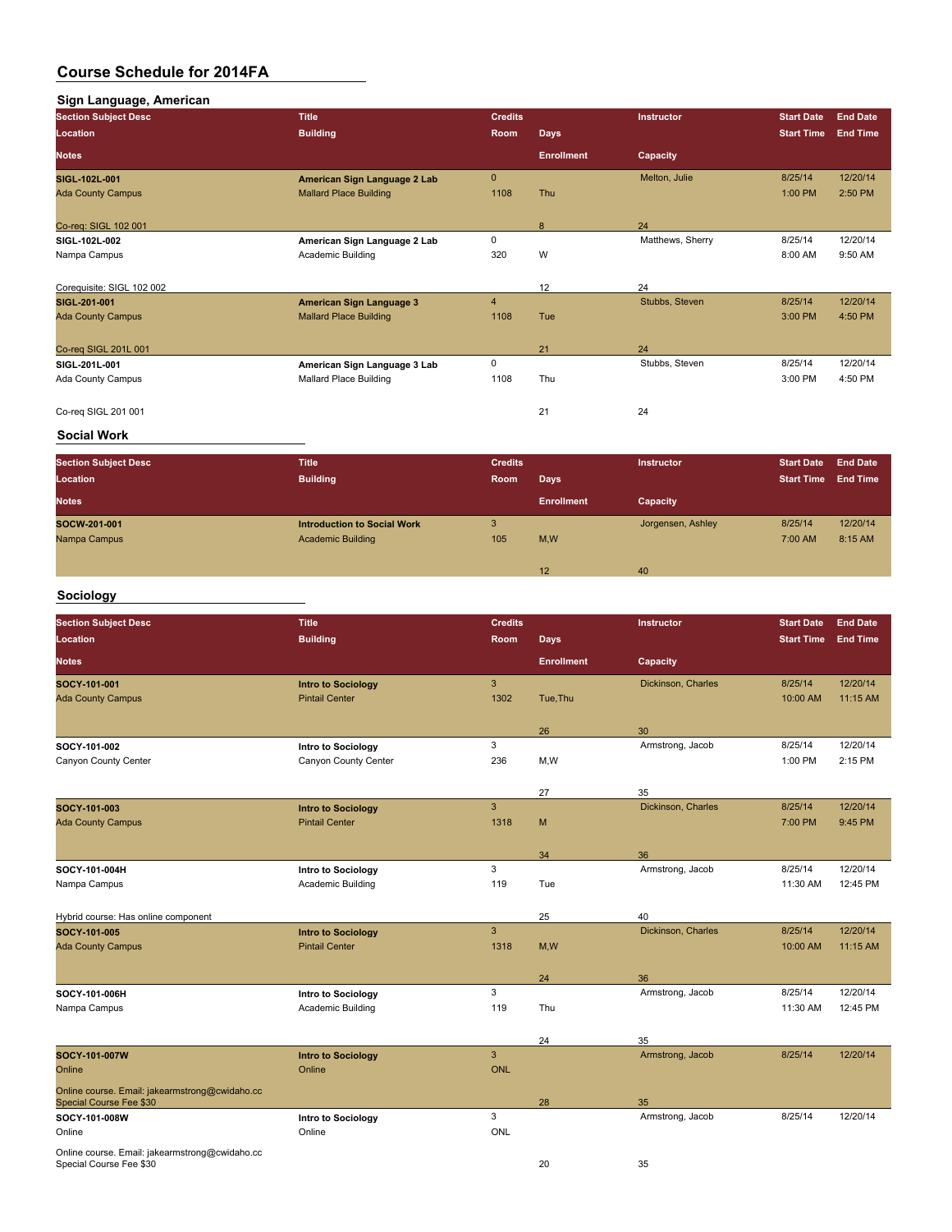# Course Schedule for 2014FA

## Sign Language, American

| Section Subject Desc | Title | Credits | | Instructor | Start Date | End Date |
|---|---|---|---|---|---|---|
| Location | Building | Room | Days | | Start Time | End Time |
| Notes | | | Enrollment | Capacity | | |
| SIGL-102L-001 | American Sign Language 2 Lab | 0 | | Melton, Julie | 8/25/14 | 12/20/14 |
| Ada County Campus | Mallard Place Building | 1108 | Thu | | 1:00 PM | 2:50 PM |
| Co-req: SIGL 102 001 | | | 8 | 24 | | |
| SIGL-102L-002 | American Sign Language 2 Lab | 0 | | Matthews, Sherry | 8/25/14 | 12/20/14 |
| Nampa Campus | Academic Building | 320 | W | | 8:00 AM | 9:50 AM |
| Corequisite: SIGL 102 002 | | | 12 | 24 | | |
| SIGL-201-001 | American Sign Language 3 | 4 | | Stubbs, Steven | 8/25/14 | 12/20/14 |
| Ada County Campus | Mallard Place Building | 1108 | Tue | | 3:00 PM | 4:50 PM |
| Co-req SIGL 201L 001 | | | 21 | 24 | | |
| SIGL-201L-001 | American Sign Language 3 Lab | 0 | | Stubbs, Steven | 8/25/14 | 12/20/14 |
| Ada County Campus | Mallard Place Building | 1108 | Thu | | 3:00 PM | 4:50 PM |
| Co-req SIGL 201 001 | | | 21 | 24 | | |

## Social Work

| Section Subject Desc | Title | Credits | | Instructor | Start Date | End Date |
|---|---|---|---|---|---|---|
| Location | Building | Room | Days | | Start Time | End Time |
| Notes | | | Enrollment | Capacity | | |
| SOCW-201-001 | Introduction to Social Work | 3 | | Jorgensen, Ashley | 8/25/14 | 12/20/14 |
| Nampa Campus | Academic Building | 105 | M,W | | 7:00 AM | 8:15 AM |
| | | | 12 | 40 | | |

## Sociology

| Section Subject Desc | Title | Credits | | Instructor | Start Date | End Date |
|---|---|---|---|---|---|---|
| Location | Building | Room | Days | | Start Time | End Time |
| Notes | | | Enrollment | Capacity | | |
| SOCY-101-001 | Intro to Sociology | 3 | | Dickinson, Charles | 8/25/14 | 12/20/14 |
| Ada County Campus | Pintail Center | 1302 | Tue,Thu | | 10:00 AM | 11:15 AM |
| | | | 26 | 30 | | |
| SOCY-101-002 | Intro to Sociology | 3 | | Armstrong, Jacob | 8/25/14 | 12/20/14 |
| Canyon County Center | Canyon County Center | 236 | M,W | | 1:00 PM | 2:15 PM |
| | | | 27 | 35 | | |
| SOCY-101-003 | Intro to Sociology | 3 | | Dickinson, Charles | 8/25/14 | 12/20/14 |
| Ada County Campus | Pintail Center | 1318 | M | | 7:00 PM | 9:45 PM |
| | | | 34 | 36 | | |
| SOCY-101-004H | Intro to Sociology | 3 | | Armstrong, Jacob | 8/25/14 | 12/20/14 |
| Nampa Campus | Academic Building | 119 | Tue | | 11:30 AM | 12:45 PM |
| Hybrid course: Has online component | | | 25 | 40 | | |
| SOCY-101-005 | Intro to Sociology | 3 | | Dickinson, Charles | 8/25/14 | 12/20/14 |
| Ada County Campus | Pintail Center | 1318 | M,W | | 10:00 AM | 11:15 AM |
| | | | 24 | 36 | | |
| SOCY-101-006H | Intro to Sociology | 3 | | Armstrong, Jacob | 8/25/14 | 12/20/14 |
| Nampa Campus | Academic Building | 119 | Thu | | 11:30 AM | 12:45 PM |
| | | | 24 | 35 | | |
| SOCY-101-007W | Intro to Sociology | 3 | | Armstrong, Jacob | 8/25/14 | 12/20/14 |
| Online | Online | ONL | | | | |
| Online course. Email: jakearmstrong@cwidaho.cc Special Course Fee $30 | | | 28 | 35 | | |
| SOCY-101-008W | Intro to Sociology | 3 | | Armstrong, Jacob | 8/25/14 | 12/20/14 |
| Online | Online | ONL | | | | |
| Online course. Email: jakearmstrong@cwidaho.cc Special Course Fee $30 | | | 20 | 35 | | |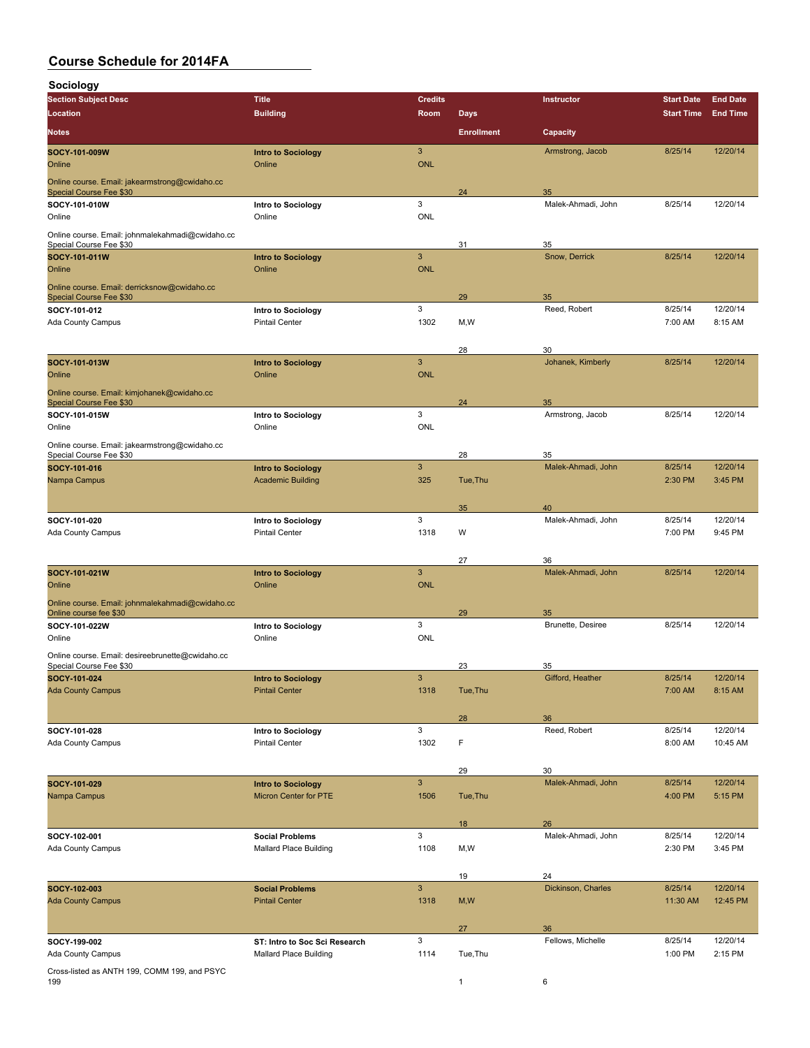# Course Schedule for 2014FA

## Sociology

| Section Subject Desc / Location / Notes | Title / Building | Credits / Room | Days / Enrollment | Instructor / Capacity | Start Date / Start Time | End Date / End Time |
|---|---|---|---|---|---|---|
| **SOCY-101-009W** | **Intro to Sociology** | 3 | | Armstrong, Jacob | 8/25/14 | 12/20/14 |
| Online | Online | ONL | | | | |
| Online course. Email: jakearmstrong@cwidaho.cc Special Course Fee $30 | | | 24 | 35 | | |
| **SOCY-101-010W** | **Intro to Sociology** | 3 | | Malek-Ahmadi, John | 8/25/14 | 12/20/14 |
| Online | Online | ONL | | | | |
| Online course. Email: johnmalekahmadi@cwidaho.cc Special Course Fee $30 | | | 31 | 35 | | |
| **SOCY-101-011W** | **Intro to Sociology** | 3 | | Snow, Derrick | 8/25/14 | 12/20/14 |
| Online | Online | ONL | | | | |
| Online course. Email: derricksnow@cwidaho.cc Special Course Fee $30 | | | 29 | 35 | | |
| **SOCY-101-012** | **Intro to Sociology** | 3 | | Reed, Robert | 8/25/14 | 12/20/14 |
| Ada County Campus | Pintail Center | 1302 | M,W | | 7:00 AM | 8:15 AM |
| | | | 28 | 30 | | |
| **SOCY-101-013W** | **Intro to Sociology** | 3 | | Johanek, Kimberly | 8/25/14 | 12/20/14 |
| Online | Online | ONL | | | | |
| Online course. Email: kimjohanek@cwidaho.cc Special Course Fee $30 | | | 24 | 35 | | |
| **SOCY-101-015W** | **Intro to Sociology** | 3 | | Armstrong, Jacob | 8/25/14 | 12/20/14 |
| Online | Online | ONL | | | | |
| Online course. Email: jakearmstrong@cwidaho.cc Special Course Fee $30 | | | 28 | 35 | | |
| **SOCY-101-016** | **Intro to Sociology** | 3 | | Malek-Ahmadi, John | 8/25/14 | 12/20/14 |
| Nampa Campus | Academic Building | 325 | Tue,Thu | | 2:30 PM | 3:45 PM |
| | | | 35 | 40 | | |
| **SOCY-101-020** | **Intro to Sociology** | 3 | | Malek-Ahmadi, John | 8/25/14 | 12/20/14 |
| Ada County Campus | Pintail Center | 1318 | W | | 7:00 PM | 9:45 PM |
| | | | 27 | 36 | | |
| **SOCY-101-021W** | **Intro to Sociology** | 3 | | Malek-Ahmadi, John | 8/25/14 | 12/20/14 |
| Online | Online | ONL | | | | |
| Online course. Email: johnmalekahmadi@cwidaho.cc Online course fee $30 | | | 29 | 35 | | |
| **SOCY-101-022W** | **Intro to Sociology** | 3 | | Brunette, Desiree | 8/25/14 | 12/20/14 |
| Online | Online | ONL | | | | |
| Online course. Email: desireebrunette@cwidaho.cc Special Course Fee $30 | | | 23 | 35 | | |
| **SOCY-101-024** | **Intro to Sociology** | 3 | | Gifford, Heather | 8/25/14 | 12/20/14 |
| Ada County Campus | Pintail Center | 1318 | Tue,Thu | | 7:00 AM | 8:15 AM |
| | | | 28 | 36 | | |
| **SOCY-101-028** | **Intro to Sociology** | 3 | | Reed, Robert | 8/25/14 | 12/20/14 |
| Ada County Campus | Pintail Center | 1302 | F | | 8:00 AM | 10:45 AM |
| | | | 29 | 30 | | |
| **SOCY-101-029** | **Intro to Sociology** | 3 | | Malek-Ahmadi, John | 8/25/14 | 12/20/14 |
| Nampa Campus | Micron Center for PTE | 1506 | Tue,Thu | | 4:00 PM | 5:15 PM |
| | | | 18 | 26 | | |
| **SOCY-102-001** | **Social Problems** | 3 | | Malek-Ahmadi, John | 8/25/14 | 12/20/14 |
| Ada County Campus | Mallard Place Building | 1108 | M,W | | 2:30 PM | 3:45 PM |
| | | | 19 | 24 | | |
| **SOCY-102-003** | **Social Problems** | 3 | | Dickinson, Charles | 8/25/14 | 12/20/14 |
| Ada County Campus | Pintail Center | 1318 | M,W | | 11:30 AM | 12:45 PM |
| | | | 27 | 36 | | |
| **SOCY-199-002** | **ST: Intro to Soc Sci Research** | 3 | | Fellows, Michelle | 8/25/14 | 12/20/14 |
| Ada County Campus | Mallard Place Building | 1114 | Tue,Thu | | 1:00 PM | 2:15 PM |
| Cross-listed as ANTH 199, COMM 199, and PSYC 199 | | | 1 | 6 | | |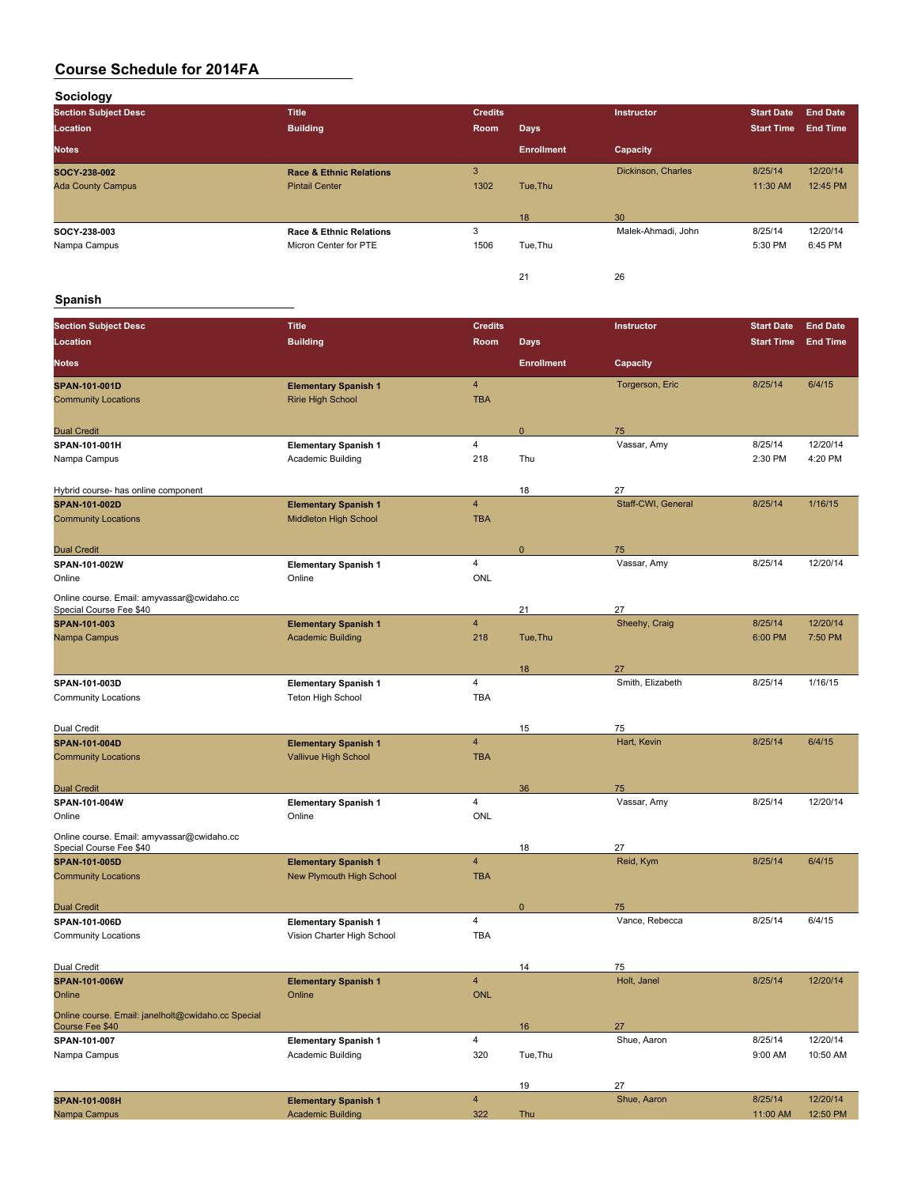## Course Schedule for 2014FA

### Sociology

| Section Subject Desc / Location / Notes | Title / Building | Credits / Room | Days / Enrollment | Instructor / Capacity | Start Date / Start Time | End Date / End Time |
|---|---|---|---|---|---|---|
| **SOCY-238-002** | **Race & Ethnic Relations** | 3 | | Dickinson, Charles | 8/25/14 | 12/20/14 |
| Ada County Campus | Pintail Center | 1302 | Tue,Thu | | 11:30 AM | 12:45 PM |
| | | | 18 | 30 | | |
| **SOCY-238-003** | **Race & Ethnic Relations** | 3 | | Malek-Ahmadi, John | 8/25/14 | 12/20/14 |
| Nampa Campus | Micron Center for PTE | 1506 | Tue,Thu | | 5:30 PM | 6:45 PM |
| | | | 21 | 26 | | |

### Spanish

| Section Subject Desc / Location / Notes | Title / Building | Credits / Room | Days / Enrollment | Instructor / Capacity | Start Date / Start Time | End Date / End Time |
|---|---|---|---|---|---|---|
| **SPAN-101-001D** | **Elementary Spanish 1** | 4 | | Torgerson, Eric | 8/25/14 | 6/4/15 |
| Community Locations | Ririe High School | TBA | | | | |
| Dual Credit | | | 0 | 75 | | |
| **SPAN-101-001H** | **Elementary Spanish 1** | 4 | | Vassar, Amy | 8/25/14 | 12/20/14 |
| Nampa Campus | Academic Building | 218 | Thu | | 2:30 PM | 4:20 PM |
| Hybrid course- has online component | | | 18 | 27 | | |
| **SPAN-101-002D** | **Elementary Spanish 1** | 4 | | Staff-CWI, General | 8/25/14 | 1/16/15 |
| Community Locations | Middleton High School | TBA | | | | |
| Dual Credit | | | 0 | 75 | | |
| **SPAN-101-002W** | **Elementary Spanish 1** | 4 | | Vassar, Amy | 8/25/14 | 12/20/14 |
| Online | Online | ONL | | | | |
| Online course. Email: amyvassar@cwidaho.cc Special Course Fee $40 | | | 21 | 27 | | |
| **SPAN-101-003** | **Elementary Spanish 1** | 4 | | Sheehy, Craig | 8/25/14 | 12/20/14 |
| Nampa Campus | Academic Building | 218 | Tue,Thu | | 6:00 PM | 7:50 PM |
| | | | 18 | 27 | | |
| **SPAN-101-003D** | **Elementary Spanish 1** | 4 | | Smith, Elizabeth | 8/25/14 | 1/16/15 |
| Community Locations | Teton High School | TBA | | | | |
| Dual Credit | | | 15 | 75 | | |
| **SPAN-101-004D** | **Elementary Spanish 1** | 4 | | Hart, Kevin | 8/25/14 | 6/4/15 |
| Community Locations | Vallivue High School | TBA | | | | |
| Dual Credit | | | 36 | 75 | | |
| **SPAN-101-004W** | **Elementary Spanish 1** | 4 | | Vassar, Amy | 8/25/14 | 12/20/14 |
| Online | Online | ONL | | | | |
| Online course. Email: amyvassar@cwidaho.cc Special Course Fee $40 | | | 18 | 27 | | |
| **SPAN-101-005D** | **Elementary Spanish 1** | 4 | | Reid, Kym | 8/25/14 | 6/4/15 |
| Community Locations | New Plymouth High School | TBA | | | | |
| Dual Credit | | | 0 | 75 | | |
| **SPAN-101-006D** | **Elementary Spanish 1** | 4 | | Vance, Rebecca | 8/25/14 | 6/4/15 |
| Community Locations | Vision Charter High School | TBA | | | | |
| Dual Credit | | | 14 | 75 | | |
| **SPAN-101-006W** | **Elementary Spanish 1** | 4 | | Holt, Janel | 8/25/14 | 12/20/14 |
| Online | Online | ONL | | | | |
| Online course. Email: janelholt@cwidaho.cc Special Course Fee $40 | | | 16 | 27 | | |
| **SPAN-101-007** | **Elementary Spanish 1** | 4 | | Shue, Aaron | 8/25/14 | 12/20/14 |
| Nampa Campus | Academic Building | 320 | Tue,Thu | | 9:00 AM | 10:50 AM |
| | | | 19 | 27 | | |
| **SPAN-101-008H** | **Elementary Spanish 1** | 4 | | Shue, Aaron | 8/25/14 | 12/20/14 |
| Nampa Campus | Academic Building | 322 | Thu | | 11:00 AM | 12:50 PM |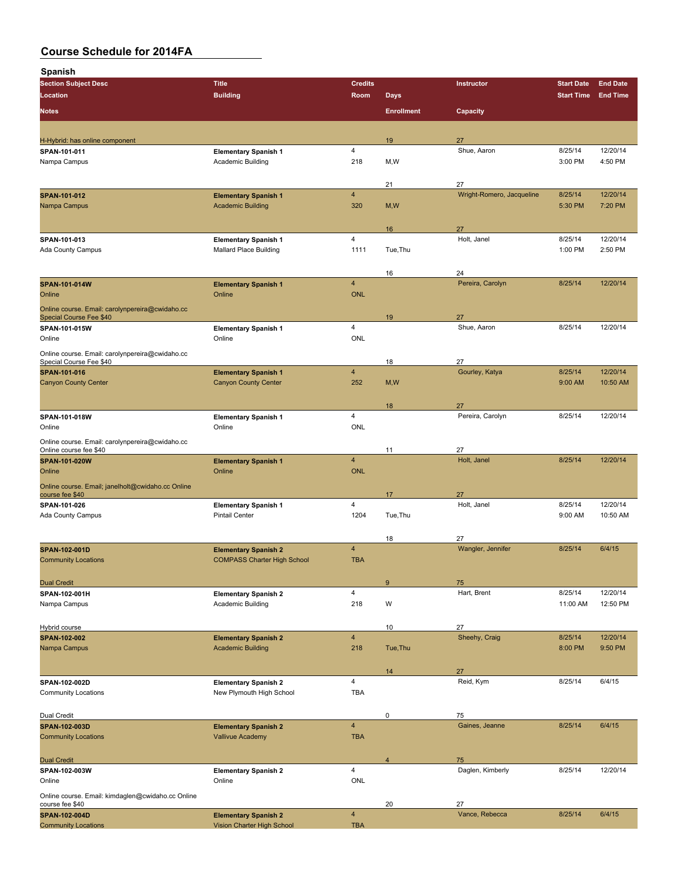# Course Schedule for 2014FA

## Spanish

| Section Subject Desc | Title | Credits | | Instructor | Start Date | End Date |
|---|---|---|---|---|---|---|
| Location | Building | Room | Days | | Start Time | End Time |
| Notes | | | Enrollment | Capacity | | |
| H-Hybrid: has online component | | | 19 | 27 | | |
| SPAN-101-011 | Elementary Spanish 1 | 4 | | Shue, Aaron | 8/25/14 | 12/20/14 |
| Nampa Campus | Academic Building | 218 | M,W | | 3:00 PM | 4:50 PM |
| | | | 21 | 27 | | |
| SPAN-101-012 | Elementary Spanish 1 | 4 | | Wright-Romero, Jacqueline | 8/25/14 | 12/20/14 |
| Nampa Campus | Academic Building | 320 | M,W | | 5:30 PM | 7:20 PM |
| | | | 16 | 27 | | |
| SPAN-101-013 | Elementary Spanish 1 | 4 | | Holt, Janel | 8/25/14 | 12/20/14 |
| Ada County Campus | Mallard Place Building | 1111 | Tue,Thu | | 1:00 PM | 2:50 PM |
| | | | 16 | 24 | | |
| SPAN-101-014W | Elementary Spanish 1 | 4 | | Pereira, Carolyn | 8/25/14 | 12/20/14 |
| Online | Online | ONL | | | | |
| Online course. Email: carolynpereira@cwidaho.cc Special Course Fee $40 | | | 19 | 27 | | |
| SPAN-101-015W | Elementary Spanish 1 | 4 | | Shue, Aaron | 8/25/14 | 12/20/14 |
| Online | Online | ONL | | | | |
| Online course. Email: carolynpereira@cwidaho.cc Special Course Fee $40 | | | 18 | 27 | | |
| SPAN-101-016 | Elementary Spanish 1 | 4 | | Gourley, Katya | 8/25/14 | 12/20/14 |
| Canyon County Center | Canyon County Center | 252 | M,W | | 9:00 AM | 10:50 AM |
| | | | 18 | 27 | | |
| SPAN-101-018W | Elementary Spanish 1 | 4 | | Pereira, Carolyn | 8/25/14 | 12/20/14 |
| Online | Online | ONL | | | | |
| Online course. Email: carolynpereira@cwidaho.cc Online course fee $40 | | | 11 | 27 | | |
| SPAN-101-020W | Elementary Spanish 1 | 4 | | Holt, Janel | 8/25/14 | 12/20/14 |
| Online | Online | ONL | | | | |
| Online course. Email; janelholt@cwidaho.cc Online course fee $40 | | | 17 | 27 | | |
| SPAN-101-026 | Elementary Spanish 1 | 4 | | Holt, Janel | 8/25/14 | 12/20/14 |
| Ada County Campus | Pintail Center | 1204 | Tue,Thu | | 9:00 AM | 10:50 AM |
| | | | 18 | 27 | | |
| SPAN-102-001D | Elementary Spanish 2 | 4 | | Wangler, Jennifer | 8/25/14 | 6/4/15 |
| Community Locations | COMPASS Charter High School | TBA | | | | |
| Dual Credit | | | 9 | 75 | | |
| SPAN-102-001H | Elementary Spanish 2 | 4 | | Hart, Brent | 8/25/14 | 12/20/14 |
| Nampa Campus | Academic Building | 218 | W | | 11:00 AM | 12:50 PM |
| Hybrid course | | | 10 | 27 | | |
| SPAN-102-002 | Elementary Spanish 2 | 4 | | Sheehy, Craig | 8/25/14 | 12/20/14 |
| Nampa Campus | Academic Building | 218 | Tue,Thu | | 8:00 PM | 9:50 PM |
| | | | 14 | 27 | | |
| SPAN-102-002D | Elementary Spanish 2 | 4 | | Reid, Kym | 8/25/14 | 6/4/15 |
| Community Locations | New Plymouth High School | TBA | | | | |
| Dual Credit | | | 0 | 75 | | |
| SPAN-102-003D | Elementary Spanish 2 | 4 | | Gaines, Jeanne | 8/25/14 | 6/4/15 |
| Community Locations | Vallivue Academy | TBA | | | | |
| Dual Credit | | | 4 | 75 | | |
| SPAN-102-003W | Elementary Spanish 2 | 4 | | Daglen, Kimberly | 8/25/14 | 12/20/14 |
| Online | Online | ONL | | | | |
| Online course. Email: kimdaglen@cwidaho.cc Online course fee $40 | | | 20 | 27 | | |
| SPAN-102-004D | Elementary Spanish 2 | 4 | | Vance, Rebecca | 8/25/14 | 6/4/15 |
| Community Locations | Vision Charter High School | TBA | | | | |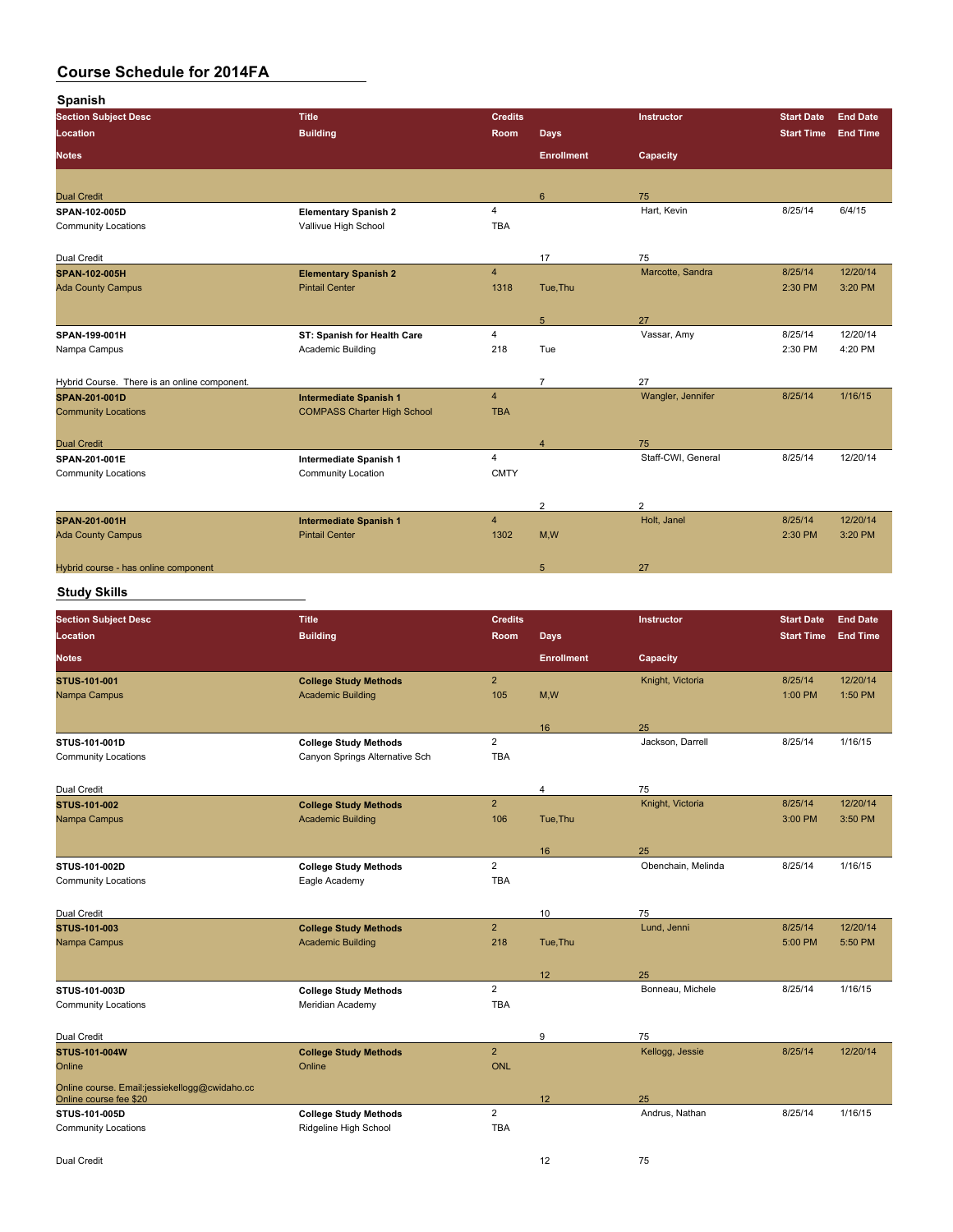# Course Schedule for 2014FA

## Spanish

| Section Subject Desc / Location / Notes | Title / Building | Credits / Room | Days / Enrollment | Instructor / Capacity | Start Date / Start Time | End Date / End Time |
|---|---|---|---|---|---|---|
| Dual Credit | | | 6 | 75 | | |
| **SPAN-102-005D** | **Elementary Spanish 2** | 4 | | Hart, Kevin | 8/25/14 | 6/4/15 |
| Community Locations | Vallivue High School | TBA | | | | |
| Dual Credit | | | 17 | 75 | | |
| **SPAN-102-005H** | **Elementary Spanish 2** | 4 | | Marcotte, Sandra | 8/25/14 | 12/20/14 |
| Ada County Campus | Pintail Center | 1318 | Tue,Thu | | 2:30 PM | 3:20 PM |
| | | | 5 | 27 | | |
| **SPAN-199-001H** | **ST: Spanish for Health Care** | 4 | | Vassar, Amy | 8/25/14 | 12/20/14 |
| Nampa Campus | Academic Building | 218 | Tue | | 2:30 PM | 4:20 PM |
| Hybrid Course. There is an online component. | | | 7 | 27 | | |
| **SPAN-201-001D** | **Intermediate Spanish 1** | 4 | | Wangler, Jennifer | 8/25/14 | 1/16/15 |
| Community Locations | COMPASS Charter High School | TBA | | | | |
| Dual Credit | | | 4 | 75 | | |
| **SPAN-201-001E** | **Intermediate Spanish 1** | 4 | | Staff-CWI, General | 8/25/14 | 12/20/14 |
| Community Locations | Community Location | CMTY | | | | |
| | | | 2 | 2 | | |
| **SPAN-201-001H** | **Intermediate Spanish 1** | 4 | | Holt, Janel | 8/25/14 | 12/20/14 |
| Ada County Campus | Pintail Center | 1302 | M,W | | 2:30 PM | 3:20 PM |
| Hybrid course - has online component | | | 5 | 27 | | |

## Study Skills

| Section Subject Desc / Location / Notes | Title / Building | Credits / Room | Days / Enrollment | Instructor / Capacity | Start Date / Start Time | End Date / End Time |
|---|---|---|---|---|---|---|
| **STUS-101-001** | **College Study Methods** | 2 | | Knight, Victoria | 8/25/14 | 12/20/14 |
| Nampa Campus | Academic Building | 105 | M,W | | 1:00 PM | 1:50 PM |
| | | | 16 | 25 | | |
| **STUS-101-001D** | **College Study Methods** | 2 | | Jackson, Darrell | 8/25/14 | 1/16/15 |
| Community Locations | Canyon Springs Alternative Sch | TBA | | | | |
| Dual Credit | | | 4 | 75 | | |
| **STUS-101-002** | **College Study Methods** | 2 | | Knight, Victoria | 8/25/14 | 12/20/14 |
| Nampa Campus | Academic Building | 106 | Tue,Thu | | 3:00 PM | 3:50 PM |
| | | | 16 | 25 | | |
| **STUS-101-002D** | **College Study Methods** | 2 | | Obenchain, Melinda | 8/25/14 | 1/16/15 |
| Community Locations | Eagle Academy | TBA | | | | |
| Dual Credit | | | 10 | 75 | | |
| **STUS-101-003** | **College Study Methods** | 2 | | Lund, Jenni | 8/25/14 | 12/20/14 |
| Nampa Campus | Academic Building | 218 | Tue,Thu | | 5:00 PM | 5:50 PM |
| | | | 12 | 25 | | |
| **STUS-101-003D** | **College Study Methods** | 2 | | Bonneau, Michele | 8/25/14 | 1/16/15 |
| Community Locations | Meridian Academy | TBA | | | | |
| Dual Credit | | | 9 | 75 | | |
| **STUS-101-004W** | **College Study Methods** | 2 | | Kellogg, Jessie | 8/25/14 | 12/20/14 |
| Online | Online | ONL | | | | |
| Online course. Email:jessiekellogg@cwidaho.cc Online course fee $20 | | | 12 | 25 | | |
| **STUS-101-005D** | **College Study Methods** | 2 | | Andrus, Nathan | 8/25/14 | 1/16/15 |
| Community Locations | Ridgeline High School | TBA | | | | |
| Dual Credit | | | 12 | 75 | | |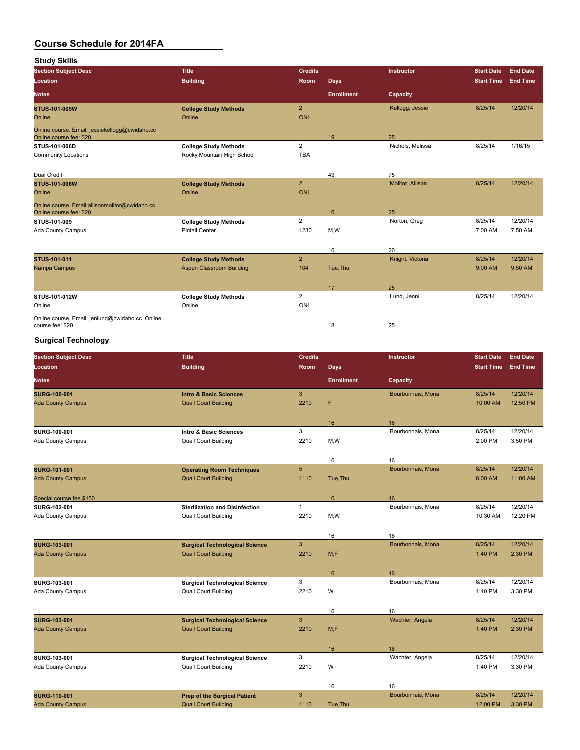# Course Schedule for 2014FA

## Study Skills

| Section Subject Desc / Location / Notes | Title / Building | Credits / Room | Days / Enrollment | Instructor / Capacity | Start Date / Start Time | End Date / End Time |
|---|---|---|---|---|---|---|
| **STUS-101-005W** | **College Study Methods** | 2 | | Kellogg, Jessie | 8/25/14 | 12/20/14 |
| Online | Online | ONL | | | | |
| Online course. Email: jessiekellogg@cwidaho.cc Online course fee: $20 | | | 19 | 25 | | |
| **STUS-101-006D** | **College Study Methods** | 2 | | Nichols, Melissa | 8/25/14 | 1/16/15 |
| Community Locations | Rocky Mountain High School | TBA | | | | |
| Dual Credit | | | 43 | 75 | | |
| **STUS-101-006W** | **College Study Methods** | 2 | | Molitor, Allison | 8/25/14 | 12/20/14 |
| Online | Online | ONL | | | | |
| Online course. Email:allisonmolitor@cwidaho.cc Online course fee: $20 | | | 16 | 25 | | |
| **STUS-101-009** | **College Study Methods** | 2 | | Norton, Greg | 8/25/14 | 12/20/14 |
| Ada County Campus | Pintail Center | 1230 | M,W | | 7:00 AM | 7:50 AM |
| | | | 10 | 20 | | |
| **STUS-101-011** | **College Study Methods** | 2 | | Knight, Victoria | 8/25/14 | 12/20/14 |
| Nampa Campus | Aspen Classroom Building | 104 | Tue,Thu | | 9:00 AM | 9:50 AM |
| | | | 17 | 25 | | |
| **STUS-101-012W** | **College Study Methods** | 2 | | Lund, Jenni | 8/25/14 | 12/20/14 |
| Online | Online | ONL | | | | |
| Online course. Email: jenlund@cwidaho.cc Online course fee: $20 | | | 18 | 25 | | |

## Surgical Technology

| Section Subject Desc / Location / Notes | Title / Building | Credits / Room | Days / Enrollment | Instructor / Capacity | Start Date / Start Time | End Date / End Time |
|---|---|---|---|---|---|---|
| **SURG-100-001** | **Intro & Basic Sciences** | 3 | | Bourbonnais, Mona | 8/25/14 | 12/20/14 |
| Ada County Campus | Quail Court Building | 2210 | F | | 10:00 AM | 12:50 PM |
| | | | 16 | 16 | | |
| **SURG-100-001** | **Intro & Basic Sciences** | 3 | | Bourbonnais, Mona | 8/25/14 | 12/20/14 |
| Ada County Campus | Quail Court Building | 2210 | M,W | | 2:00 PM | 3:50 PM |
| | | | 16 | 16 | | |
| **SURG-101-001** | **Operating Room Techniques** | 5 | | Bourbonnais, Mona | 8/25/14 | 12/20/14 |
| Ada County Campus | Quail Court Building | 1110 | Tue,Thu | | 8:00 AM | 11:00 AM |
| Special course fee $150 | | | 16 | 16 | | |
| **SURG-102-001** | **Sterilization and Disinfection** | 1 | | Bourbonnais, Mona | 8/25/14 | 12/20/14 |
| Ada County Campus | Quail Court Building | 2210 | M,W | | 10:30 AM | 12:20 PM |
| | | | 16 | 16 | | |
| **SURG-103-001** | **Surgical Technological Science** | 3 | | Bourbonnais, Mona | 8/25/14 | 12/20/14 |
| Ada County Campus | Quail Court Building | 2210 | M,F | | 1:40 PM | 2:30 PM |
| | | | 16 | 16 | | |
| **SURG-103-001** | **Surgical Technological Science** | 3 | | Bourbonnais, Mona | 8/25/14 | 12/20/14 |
| Ada County Campus | Quail Court Building | 2210 | W | | 1:40 PM | 3:30 PM |
| | | | 16 | 16 | | |
| **SURG-103-001** | **Surgical Technological Science** | 3 | | Wachter, Angela | 8/25/14 | 12/20/14 |
| Ada County Campus | Quail Court Building | 2210 | M,F | | 1:40 PM | 2:30 PM |
| | | | 16 | 16 | | |
| **SURG-103-001** | **Surgical Technological Science** | 3 | | Wachter, Angela | 8/25/14 | 12/20/14 |
| Ada County Campus | Quail Court Building | 2210 | W | | 1:40 PM | 3:30 PM |
| | | | 16 | 16 | | |
| **SURG-110-001** | **Prep of the Surgical Patient** | 3 | | Bourbonnais, Mona | 8/25/14 | 12/20/14 |
| Ada County Campus | Quail Court Building | 1110 | Tue,Thu | | 12:00 PM | 3:30 PM |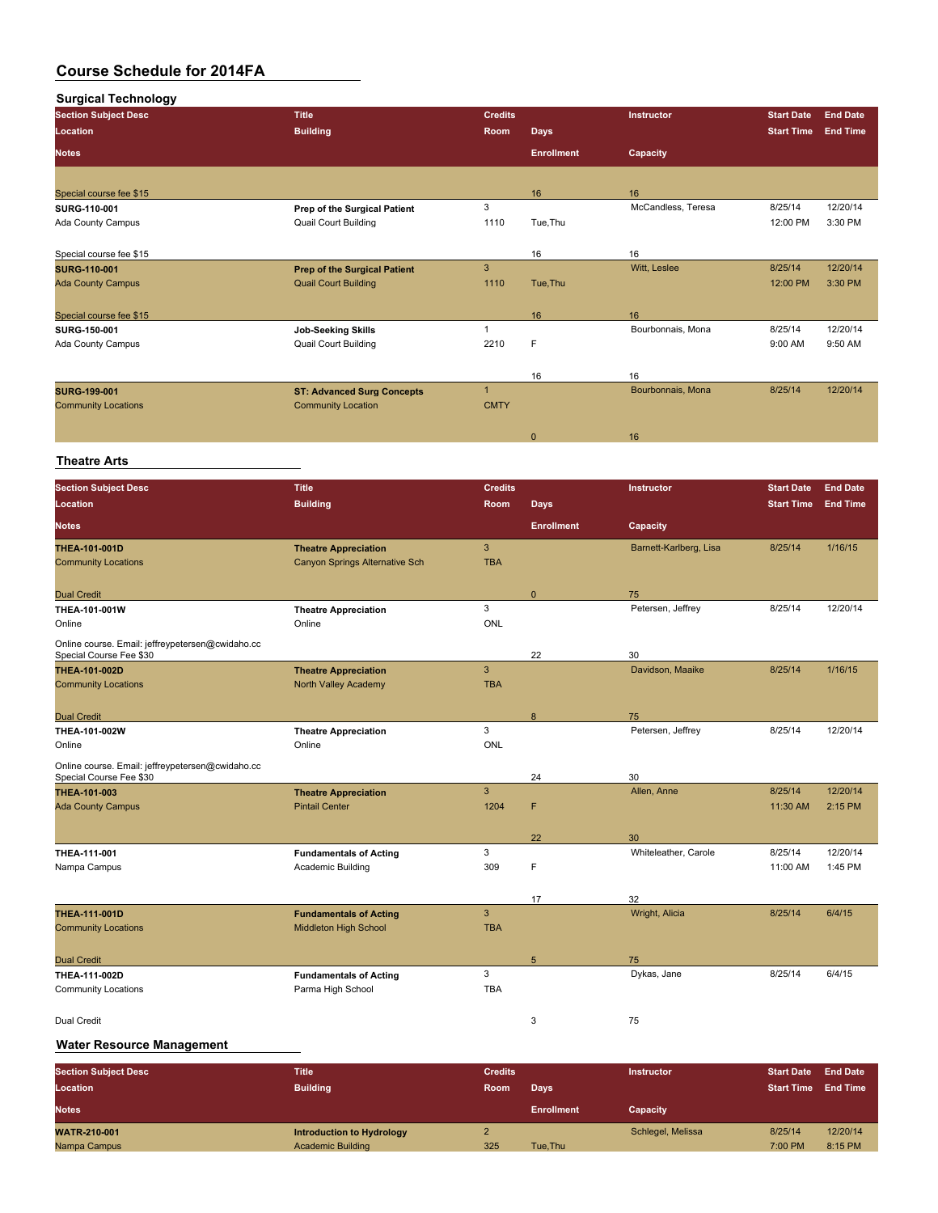# Course Schedule for 2014FA

## Surgical Technology

| Section Subject Desc / Location / Notes | Title / Building | Credits / Room | Days / Enrollment | Instructor / Capacity | Start Date / Start Time | End Date / End Time |
|---|---|---|---|---|---|---|
| Special course fee $15 | | | 16 | 16 | | |
| **SURG-110-001** | **Prep of the Surgical Patient** | 3 | | McCandless, Teresa | 8/25/14 | 12/20/14 |
| Ada County Campus | Quail Court Building | 1110 | Tue,Thu | | 12:00 PM | 3:30 PM |
| Special course fee $15 | | | 16 | 16 | | |
| **SURG-110-001** | **Prep of the Surgical Patient** | 3 | | Witt, Leslee | 8/25/14 | 12/20/14 |
| Ada County Campus | Quail Court Building | 1110 | Tue,Thu | | 12:00 PM | 3:30 PM |
| Special course fee $15 | | | 16 | 16 | | |
| **SURG-150-001** | **Job-Seeking Skills** | 1 | | Bourbonnais, Mona | 8/25/14 | 12/20/14 |
| Ada County Campus | Quail Court Building | 2210 | F | | 9:00 AM | 9:50 AM |
| | | | 16 | 16 | | |
| **SURG-199-001** | **ST: Advanced Surg Concepts** | 1 | | Bourbonnais, Mona | 8/25/14 | 12/20/14 |
| Community Locations | Community Location | CMTY | | | | |
| | | | 0 | 16 | | |

## Theatre Arts

| Section Subject Desc / Location / Notes | Title / Building | Credits / Room | Days / Enrollment | Instructor / Capacity | Start Date / Start Time | End Date / End Time |
|---|---|---|---|---|---|---|
| **THEA-101-001D** | **Theatre Appreciation** | 3 | | Barnett-Karlberg, Lisa | 8/25/14 | 1/16/15 |
| Community Locations | Canyon Springs Alternative Sch | TBA | | | | |
| Dual Credit | | | 0 | 75 | | |
| **THEA-101-001W** | **Theatre Appreciation** | 3 | | Petersen, Jeffrey | 8/25/14 | 12/20/14 |
| Online | Online | ONL | | | | |
| Online course. Email: jeffreypetersen@cwidaho.cc Special Course Fee $30 | | | 22 | 30 | | |
| **THEA-101-002D** | **Theatre Appreciation** | 3 | | Davidson, Maaike | 8/25/14 | 1/16/15 |
| Community Locations | North Valley Academy | TBA | | | | |
| Dual Credit | | | 8 | 75 | | |
| **THEA-101-002W** | **Theatre Appreciation** | 3 | | Petersen, Jeffrey | 8/25/14 | 12/20/14 |
| Online | Online | ONL | | | | |
| Online course. Email: jeffreypetersen@cwidaho.cc Special Course Fee $30 | | | 24 | 30 | | |
| **THEA-101-003** | **Theatre Appreciation** | 3 | | Allen, Anne | 8/25/14 | 12/20/14 |
| Ada County Campus | Pintail Center | 1204 | F | | 11:30 AM | 2:15 PM |
| | | | 22 | 30 | | |
| **THEA-111-001** | **Fundamentals of Acting** | 3 | | Whiteleather, Carole | 8/25/14 | 12/20/14 |
| Nampa Campus | Academic Building | 309 | F | | 11:00 AM | 1:45 PM |
| | | | 17 | 32 | | |
| **THEA-111-001D** | **Fundamentals of Acting** | 3 | | Wright, Alicia | 8/25/14 | 6/4/15 |
| Community Locations | Middleton High School | TBA | | | | |
| Dual Credit | | | 5 | 75 | | |
| **THEA-111-002D** | **Fundamentals of Acting** | 3 | | Dykas, Jane | 8/25/14 | 6/4/15 |
| Community Locations | Parma High School | TBA | | | | |
| Dual Credit | | | 3 | 75 | | |

## Water Resource Management

| Section Subject Desc / Location / Notes | Title / Building | Credits / Room | Days / Enrollment | Instructor / Capacity | Start Date / Start Time | End Date / End Time |
|---|---|---|---|---|---|---|
| **WATR-210-001** | **Introduction to Hydrology** | 2 | | Schlegel, Melissa | 8/25/14 | 12/20/14 |
| Nampa Campus | Academic Building | 325 | Tue,Thu | | 7:00 PM | 8:15 PM |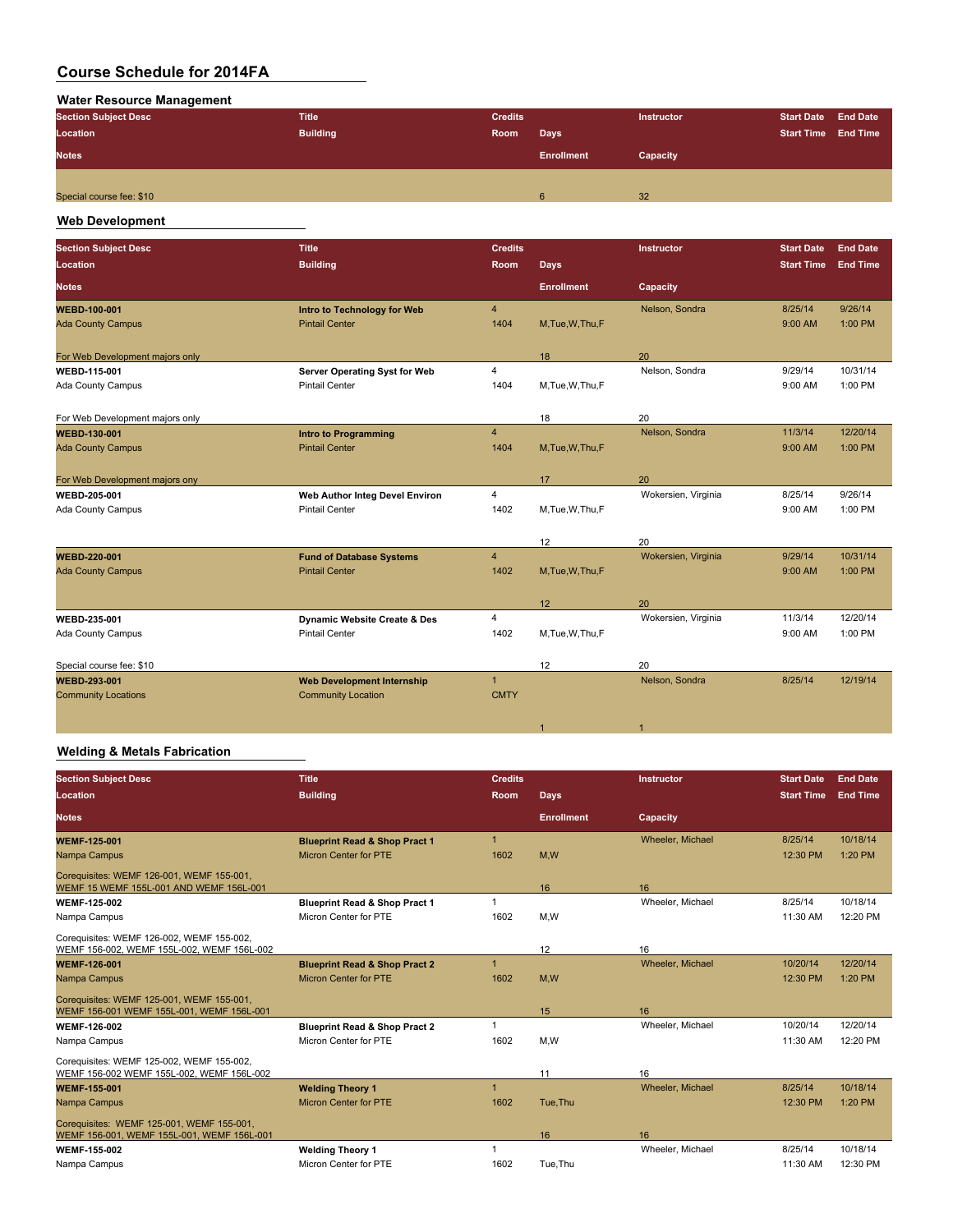# Course Schedule for 2014FA

## Water Resource Management

| Section Subject Desc / Location / Notes | Title / Building | Credits / Room | Days / Enrollment | Instructor / Capacity | Start Date / Start Time | End Date / End Time |
|---|---|---|---|---|---|---|
| Special course fee: $10 | | | 6 | 32 | | |

## Web Development

| Section Subject Desc / Location / Notes | Title / Building | Credits / Room | Days / Enrollment | Instructor / Capacity | Start Date / Start Time | End Date / End Time |
|---|---|---|---|---|---|---|
| **WEBD-100-001** | **Intro to Technology for Web** | 4 | | Nelson, Sondra | 8/25/14 | 9/26/14 |
| Ada County Campus | Pintail Center | 1404 | M,Tue,W,Thu,F | | 9:00 AM | 1:00 PM |
| For Web Development majors only | | | 18 | 20 | | |
| **WEBD-115-001** | **Server Operating Syst for Web** | 4 | | Nelson, Sondra | 9/29/14 | 10/31/14 |
| Ada County Campus | Pintail Center | 1404 | M,Tue,W,Thu,F | | 9:00 AM | 1:00 PM |
| For Web Development majors only | | | 18 | 20 | | |
| **WEBD-130-001** | **Intro to Programming** | 4 | | Nelson, Sondra | 11/3/14 | 12/20/14 |
| Ada County Campus | Pintail Center | 1404 | M,Tue,W,Thu,F | | 9:00 AM | 1:00 PM |
| For Web Development majors ony | | | 17 | 20 | | |
| **WEBD-205-001** | **Web Author Integ Devel Environ** | 4 | | Wokersien, Virginia | 8/25/14 | 9/26/14 |
| Ada County Campus | Pintail Center | 1402 | M,Tue,W,Thu,F | | 9:00 AM | 1:00 PM |
| | | | 12 | 20 | | |
| **WEBD-220-001** | **Fund of Database Systems** | 4 | | Wokersien, Virginia | 9/29/14 | 10/31/14 |
| Ada County Campus | Pintail Center | 1402 | M,Tue,W,Thu,F | | 9:00 AM | 1:00 PM |
| | | | 12 | 20 | | |
| **WEBD-235-001** | **Dynamic Website Create & Des** | 4 | | Wokersien, Virginia | 11/3/14 | 12/20/14 |
| Ada County Campus | Pintail Center | 1402 | M,Tue,W,Thu,F | | 9:00 AM | 1:00 PM |
| Special course fee: $10 | | | 12 | 20 | | |
| **WEBD-293-001** | **Web Development Internship** | 1 | | Nelson, Sondra | 8/25/14 | 12/19/14 |
| Community Locations | Community Location | CMTY | | | | |
| | | | 1 | 1 | | |

## Welding & Metals Fabrication

| Section Subject Desc / Location / Notes | Title / Building | Credits / Room | Days / Enrollment | Instructor / Capacity | Start Date / Start Time | End Date / End Time |
|---|---|---|---|---|---|---|
| **WEMF-125-001** | **Blueprint Read & Shop Pract 1** | 1 | | Wheeler, Michael | 8/25/14 | 10/18/14 |
| Nampa Campus | Micron Center for PTE | 1602 | M,W | | 12:30 PM | 1:20 PM |
| Corequisites: WEMF 126-001, WEMF 155-001, WEMF 15 WEMF 155L-001 AND WEMF 156L-001 | | | 16 | 16 | | |
| **WEMF-125-002** | **Blueprint Read & Shop Pract 1** | 1 | | Wheeler, Michael | 8/25/14 | 10/18/14 |
| Nampa Campus | Micron Center for PTE | 1602 | M,W | | 11:30 AM | 12:20 PM |
| Corequisites: WEMF 126-002, WEMF 155-002, WEMF 156-002, WEMF 155L-002, WEMF 156L-002 | | | 12 | 16 | | |
| **WEMF-126-001** | **Blueprint Read & Shop Pract 2** | 1 | | Wheeler, Michael | 10/20/14 | 12/20/14 |
| Nampa Campus | Micron Center for PTE | 1602 | M,W | | 12:30 PM | 1:20 PM |
| Corequisites: WEMF 125-001, WEMF 155-001, WEMF 156-001 WEMF 155L-001, WEMF 156L-001 | | | 15 | 16 | | |
| **WEMF-126-002** | **Blueprint Read & Shop Pract 2** | 1 | | Wheeler, Michael | 10/20/14 | 12/20/14 |
| Nampa Campus | Micron Center for PTE | 1602 | M,W | | 11:30 AM | 12:20 PM |
| Corequisites: WEMF 125-002, WEMF 155-002, WEMF 156-002 WEMF 155L-002, WEMF 156L-002 | | | 11 | 16 | | |
| **WEMF-155-001** | **Welding Theory 1** | 1 | | Wheeler, Michael | 8/25/14 | 10/18/14 |
| Nampa Campus | Micron Center for PTE | 1602 | Tue,Thu | | 12:30 PM | 1:20 PM |
| Corequisites: WEMF 125-001, WEMF 155-001, WEMF 156-001, WEMF 155L-001, WEMF 156L-001 | | | 16 | 16 | | |
| **WEMF-155-002** | **Welding Theory 1** | 1 | | Wheeler, Michael | 8/25/14 | 10/18/14 |
| Nampa Campus | Micron Center for PTE | 1602 | Tue,Thu | | 11:30 AM | 12:30 PM |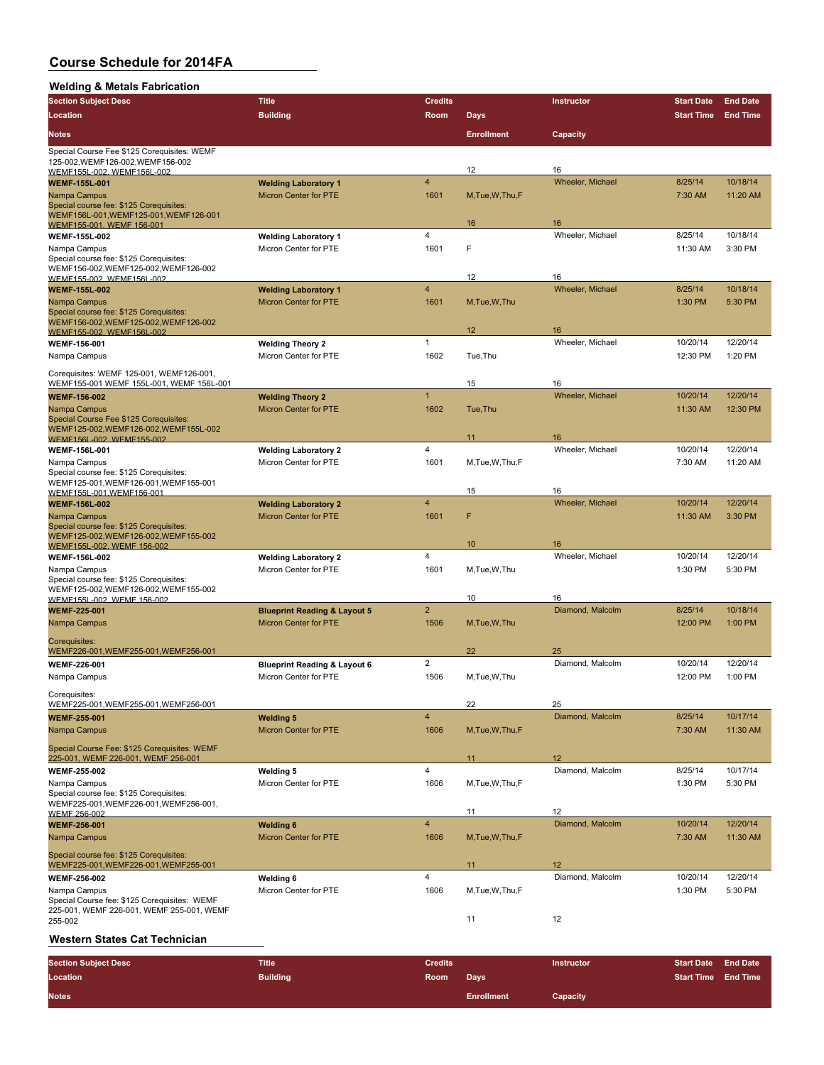## Course Schedule for 2014FA

### Welding & Metals Fabrication

| Section Subject Desc | Title | Credits | Days | Instructor | Start Date | End Date |
|---|---|---|---|---|---|---|
| Location | Building | Room | | | Start Time | End Time |
| Notes | | | Enrollment | Capacity | | |
| Special Course Fee $125 Corequisites: WEMF 125-002,WEMF126-002,WEMF156-002 WEMF155L-002, WEMF156L-002 | | | 12 | 16 | | |
| **WEMF-155L-001** | **Welding Laboratory 1** | 4 | | Wheeler, Michael | 8/25/14 | 10/18/14 |
| Nampa Campus | Micron Center for PTE | 1601 | M,Tue,W,Thu,F | | 7:30 AM | 11:20 AM |
| Special course fee: $125 Corequisites: WEMF156L-001,WEMF125-001,WEMF126-001 WEMF155-001, WEMF 156-001 | | | 16 | 16 | | |
| **WEMF-155L-002** | **Welding Laboratory 1** | 4 | | Wheeler, Michael | 8/25/14 | 10/18/14 |
| Nampa Campus | Micron Center for PTE | 1601 | F | | 11:30 AM | 3:30 PM |
| Special course fee: $125 Corequisites: WEMF156-002,WEMF125-002,WEMF126-002 WEMF155-002, WEMF156L-002 | | | 12 | 16 | | |
| **WEMF-155L-002** | **Welding Laboratory 1** | 4 | | Wheeler, Michael | 8/25/14 | 10/18/14 |
| Nampa Campus | Micron Center for PTE | 1601 | M,Tue,W,Thu | | 1:30 PM | 5:30 PM |
| Special course fee: $125 Corequisites: WEMF156-002,WEMF125-002,WEMF126-002 WEMF155-002, WEMF156L-002 | | | 12 | 16 | | |
| **WEMF-156-001** | **Welding Theory 2** | 1 | | Wheeler, Michael | 10/20/14 | 12/20/14 |
| Nampa Campus | Micron Center for PTE | 1602 | Tue,Thu | | 12:30 PM | 1:20 PM |
| Corequisites: WEMF 125-001, WEMF126-001, WEMF155-001 WEMF 155L-001, WEMF 156L-001 | | | 15 | 16 | | |
| **WEMF-156-002** | **Welding Theory 2** | 1 | | Wheeler, Michael | 10/20/14 | 12/20/14 |
| Nampa Campus | Micron Center for PTE | 1602 | Tue,Thu | | 11:30 AM | 12:30 PM |
| Special Course Fee $125 Corequisites: WEMF125-002,WEMF126-002,WEMF155L-002 WEMF156L-002, WEMF155-002 | | | 11 | 16 | | |
| **WEMF-156L-001** | **Welding Laboratory 2** | 4 | | Wheeler, Michael | 10/20/14 | 12/20/14 |
| Nampa Campus | Micron Center for PTE | 1601 | M,Tue,W,Thu,F | | 7:30 AM | 11:20 AM |
| Special course fee: $125 Corequisites: WEMF125-001,WEMF126-001,WEMF155-001 WEMF155L-001,WEMF156-001 | | | 15 | 16 | | |
| **WEMF-156L-002** | **Welding Laboratory 2** | 4 | | Wheeler, Michael | 10/20/14 | 12/20/14 |
| Nampa Campus | Micron Center for PTE | 1601 | F | | 11:30 AM | 3:30 PM |
| Special course fee: $125 Corequisites: WEMF125-002,WEMF126-002,WEMF155-002 WEMF155L-002, WEMF 156-002 | | | 10 | 16 | | |
| **WEMF-156L-002** | **Welding Laboratory 2** | 4 | | Wheeler, Michael | 10/20/14 | 12/20/14 |
| Nampa Campus | Micron Center for PTE | 1601 | M,Tue,W,Thu | | 1:30 PM | 5:30 PM |
| Special course fee: $125 Corequisites: WEMF125-002,WEMF126-002,WEMF155-002 WEMF155L-002, WEMF 156-002 | | | 10 | 16 | | |
| **WEMF-225-001** | **Blueprint Reading & Layout 5** | 2 | | Diamond, Malcolm | 8/25/14 | 10/18/14 |
| Nampa Campus | Micron Center for PTE | 1506 | M,Tue,W,Thu | | 12:00 PM | 1:00 PM |
| Corequisites: WEMF226-001,WEMF255-001,WEMF256-001 | | | 22 | 25 | | |
| **WEMF-226-001** | **Blueprint Reading & Layout 6** | 2 | | Diamond, Malcolm | 10/20/14 | 12/20/14 |
| Nampa Campus | Micron Center for PTE | 1506 | M,Tue,W,Thu | | 12:00 PM | 1:00 PM |
| Corequisites: WEMF225-001,WEMF255-001,WEMF256-001 | | | 22 | 25 | | |
| **WEMF-255-001** | **Welding 5** | 4 | | Diamond, Malcolm | 8/25/14 | 10/17/14 |
| Nampa Campus | Micron Center for PTE | 1606 | M,Tue,W,Thu,F | | 7:30 AM | 11:30 AM |
| Special Course Fee: $125 Corequisites: WEMF 225-001, WEMF 226-001, WEMF 256-001 | | | 11 | 12 | | |
| **WEMF-255-002** | **Welding 5** | 4 | | Diamond, Malcolm | 8/25/14 | 10/17/14 |
| Nampa Campus | Micron Center for PTE | 1606 | M,Tue,W,Thu,F | | 1:30 PM | 5:30 PM |
| Special course fee: $125 Corequisites: WEMF225-001,WEMF226-001,WEMF256-001, WEMF 256-002 | | | 11 | 12 | | |
| **WEMF-256-001** | **Welding 6** | 4 | | Diamond, Malcolm | 10/20/14 | 12/20/14 |
| Nampa Campus | Micron Center for PTE | 1606 | M,Tue,W,Thu,F | | 7:30 AM | 11:30 AM |
| Special course fee: $125 Corequisites: WEMF225-001,WEMF226-001,WEMF255-001 | | | 11 | 12 | | |
| **WEMF-256-002** | **Welding 6** | 4 | | Diamond, Malcolm | 10/20/14 | 12/20/14 |
| Nampa Campus | Micron Center for PTE | 1606 | M,Tue,W,Thu,F | | 1:30 PM | 5:30 PM |
| Special Course fee: $125 Corequisites: WEMF 225-001, WEMF 226-001, WEMF 255-001, WEMF 255-002 | | | 11 | 12 | | |

### Western States Cat Technician

| Section Subject Desc | Title | Credits | Days | Instructor | Start Date | End Date |
|---|---|---|---|---|---|---|
| Location | Building | Room | | | Start Time | End Time |
| Notes | | | Enrollment | Capacity | | |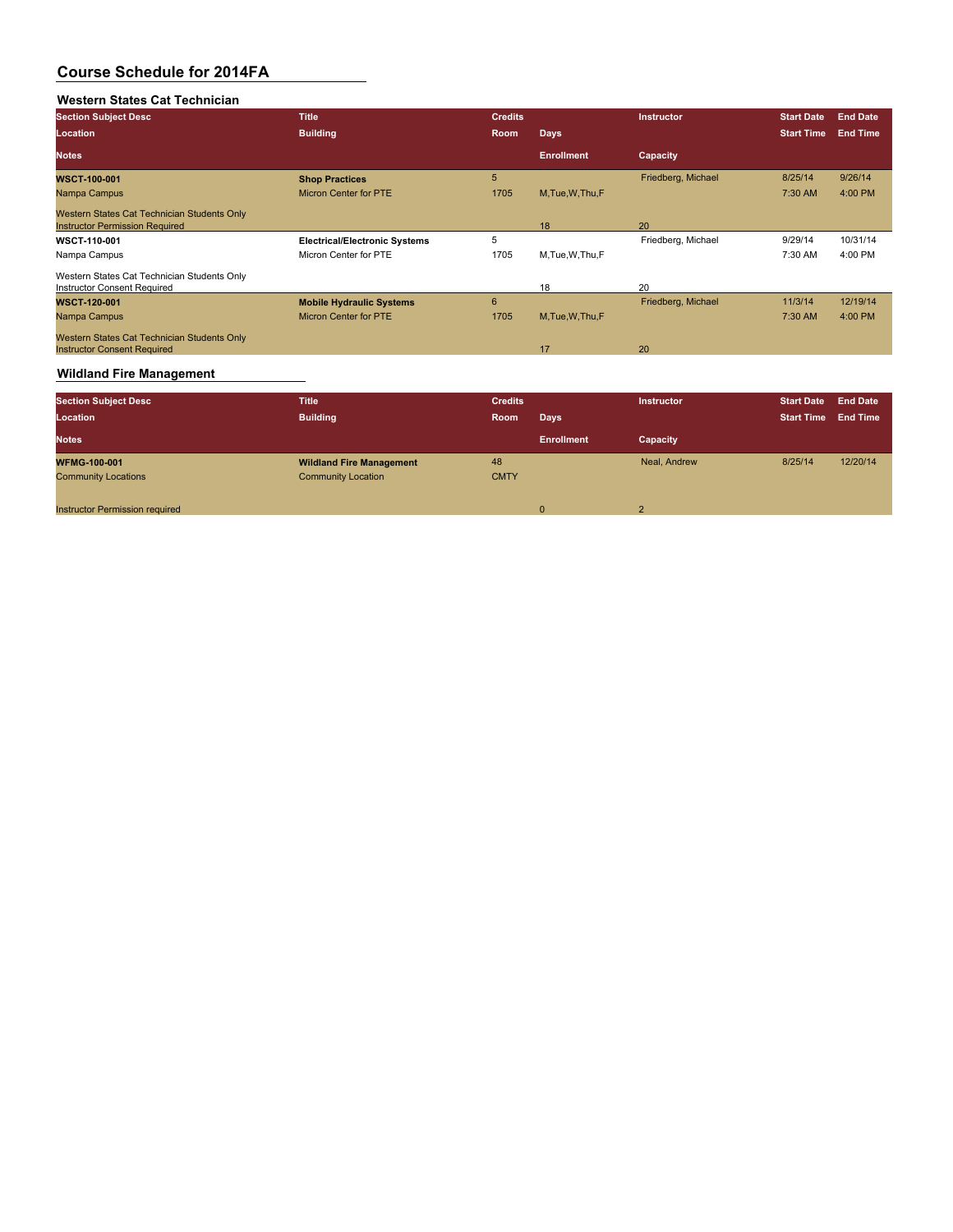# Course Schedule for 2014FA

## Western States Cat Technician

| Section Subject Desc / Location / Notes | Title / Building | Credits / Room | Days / Enrollment | Instructor / Capacity | Start Date / Start Time | End Date / End Time |
|---|---|---|---|---|---|---|
| **WSCT-100-001** | **Shop Practices** | 5 | | Friedberg, Michael | 8/25/14 | 9/26/14 |
| Nampa Campus | Micron Center for PTE | 1705 | M,Tue,W,Thu,F | | 7:30 AM | 4:00 PM |
| Western States Cat Technician Students Only<br>Instructor Permission Required | | | 18 | 20 | | |
| **WSCT-110-001** | **Electrical/Electronic Systems** | 5 | | Friedberg, Michael | 9/29/14 | 10/31/14 |
| Nampa Campus | Micron Center for PTE | 1705 | M,Tue,W,Thu,F | | 7:30 AM | 4:00 PM |
| Western States Cat Technician Students Only<br>Instructor Consent Required | | | 18 | 20 | | |
| **WSCT-120-001** | **Mobile Hydraulic Systems** | 6 | | Friedberg, Michael | 11/3/14 | 12/19/14 |
| Nampa Campus | Micron Center for PTE | 1705 | M,Tue,W,Thu,F | | 7:30 AM | 4:00 PM |
| Western States Cat Technician Students Only<br>Instructor Consent Required | | | 17 | 20 | | |

## Wildland Fire Management

| Section Subject Desc / Location / Notes | Title / Building | Credits / Room | Days / Enrollment | Instructor / Capacity | Start Date / Start Time | End Date / End Time |
|---|---|---|---|---|---|---|
| **WFMG-100-001** | **Wildland Fire Management** | 48 | | Neal, Andrew | 8/25/14 | 12/20/14 |
| Community Locations | Community Location | CMTY | | | | |
| Instructor Permission required | | | 0 | 2 | | |